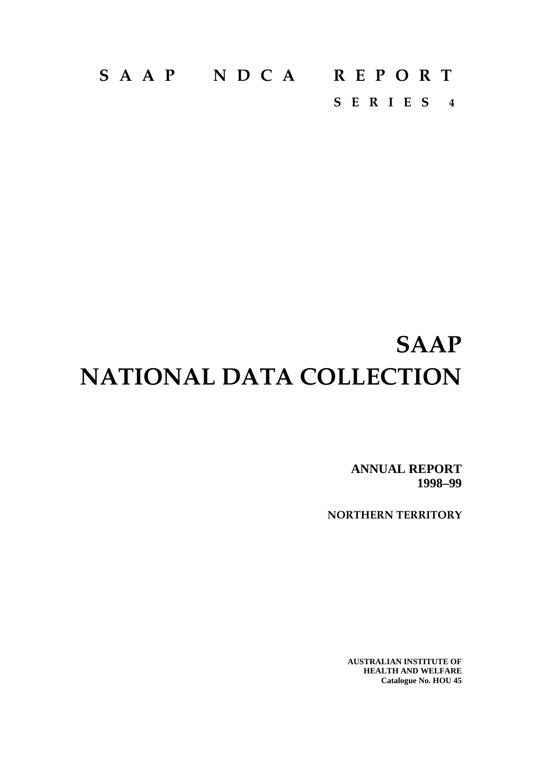**SAAP NDCA REPORT**

**SERIES 4**

# SAAP NATIONAL DATA COLLECTION

**ANNUAL REPORT 1998–99**

**NORTHERN TERRITORY**

**AUSTRALIAN INSTITUTE OF HEALTH AND WELFARE**
**Catalogue No. HOU 45**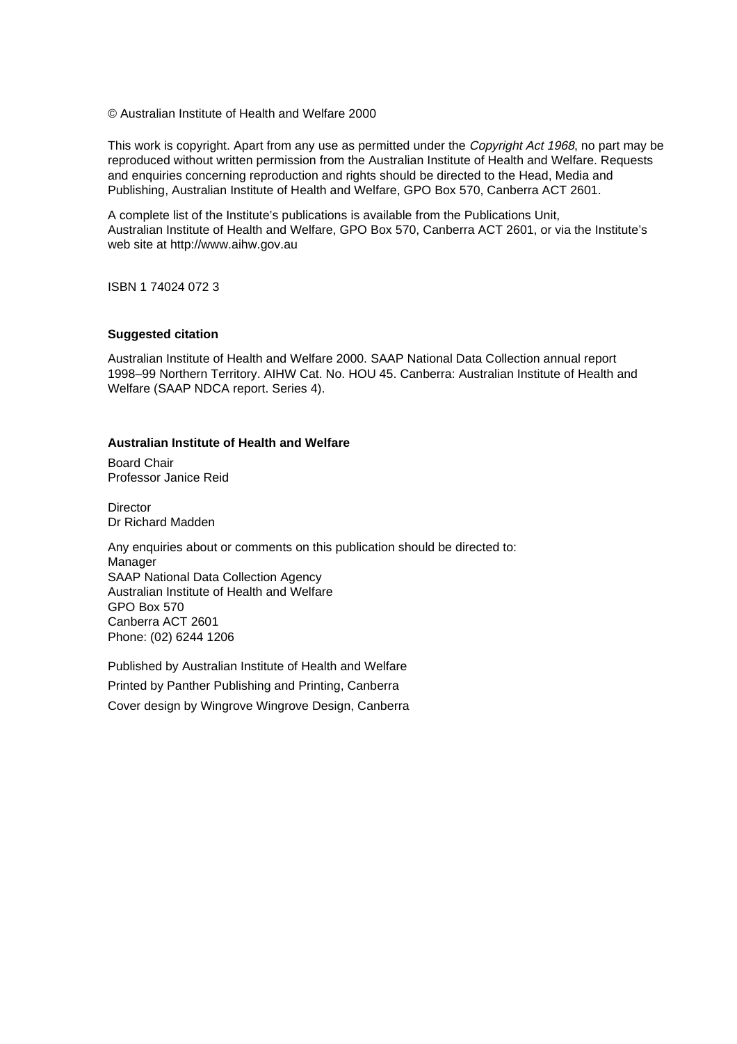© Australian Institute of Health and Welfare 2000

This work is copyright. Apart from any use as permitted under the *Copyright Act 1968*, no part may be reproduced without written permission from the Australian Institute of Health and Welfare. Requests and enquiries concerning reproduction and rights should be directed to the Head, Media and Publishing, Australian Institute of Health and Welfare, GPO Box 570, Canberra ACT 2601.

A complete list of the Institute's publications is available from the Publications Unit, Australian Institute of Health and Welfare, GPO Box 570, Canberra ACT 2601, or via the Institute's web site at http://www.aihw.gov.au

ISBN 1 74024 072 3

**Suggested citation**

Australian Institute of Health and Welfare 2000. SAAP National Data Collection annual report 1998–99 Northern Territory. AIHW Cat. No. HOU 45. Canberra: Australian Institute of Health and Welfare (SAAP NDCA report. Series 4).

**Australian Institute of Health and Welfare**

Board Chair
Professor Janice Reid

Director
Dr Richard Madden

Any enquiries about or comments on this publication should be directed to:
Manager
SAAP National Data Collection Agency
Australian Institute of Health and Welfare
GPO Box 570
Canberra ACT 2601
Phone: (02) 6244 1206

Published by Australian Institute of Health and Welfare

Printed by Panther Publishing and Printing, Canberra

Cover design by Wingrove Wingrove Design, Canberra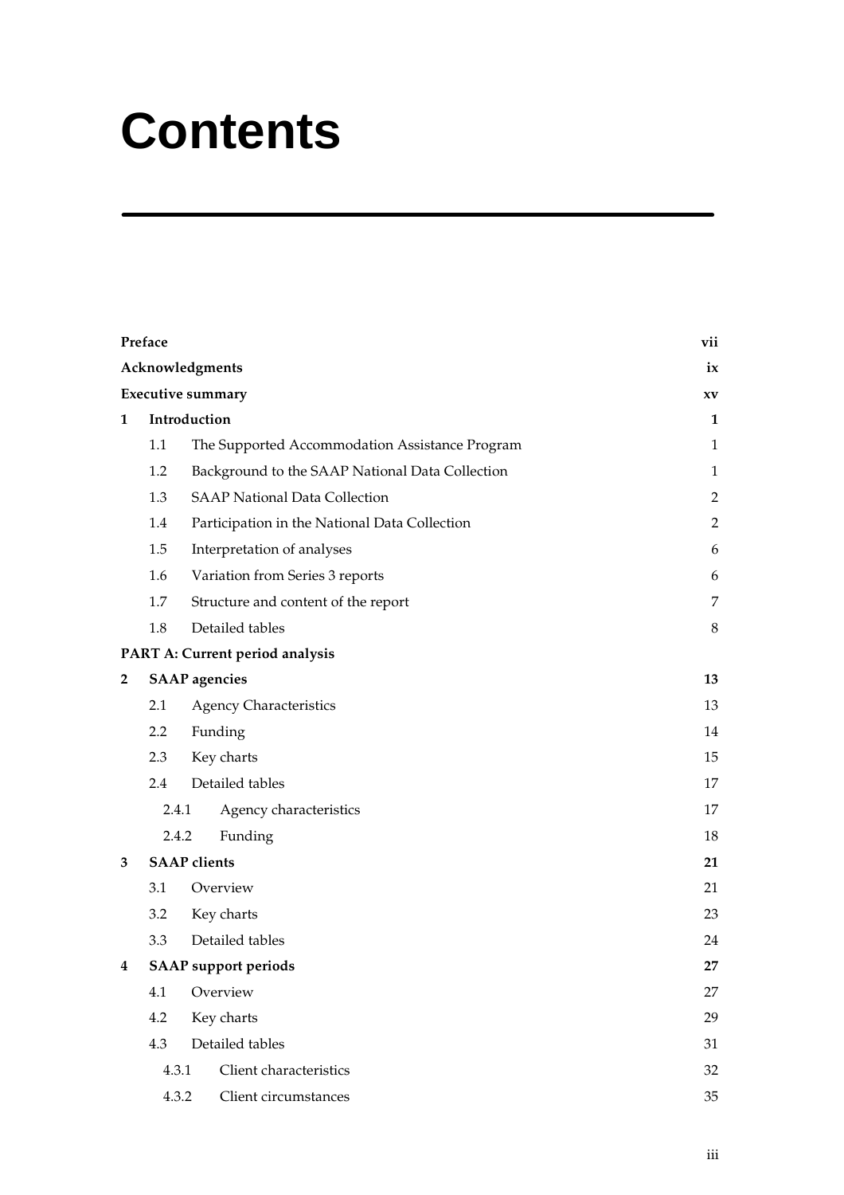# Contents

| | | |
|---|---|---|
| **Preface** | | **vii** |
| **Acknowledgments** | | **ix** |
| **Executive summary** | | **xv** |
| **1** | **Introduction** | **1** |
| 1.1 | The Supported Accommodation Assistance Program | 1 |
| 1.2 | Background to the SAAP National Data Collection | 1 |
| 1.3 | SAAP National Data Collection | 2 |
| 1.4 | Participation in the National Data Collection | 2 |
| 1.5 | Interpretation of analyses | 6 |
| 1.6 | Variation from Series 3 reports | 6 |
| 1.7 | Structure and content of the report | 7 |
| 1.8 | Detailed tables | 8 |
| **PART A: Current period analysis** | | |
| **2** | **SAAP agencies** | **13** |
| 2.1 | Agency Characteristics | 13 |
| 2.2 | Funding | 14 |
| 2.3 | Key charts | 15 |
| 2.4 | Detailed tables | 17 |
| 2.4.1 | Agency characteristics | 17 |
| 2.4.2 | Funding | 18 |
| **3** | **SAAP clients** | **21** |
| 3.1 | Overview | 21 |
| 3.2 | Key charts | 23 |
| 3.3 | Detailed tables | 24 |
| **4** | **SAAP support periods** | **27** |
| 4.1 | Overview | 27 |
| 4.2 | Key charts | 29 |
| 4.3 | Detailed tables | 31 |
| 4.3.1 | Client characteristics | 32 |
| 4.3.2 | Client circumstances | 35 |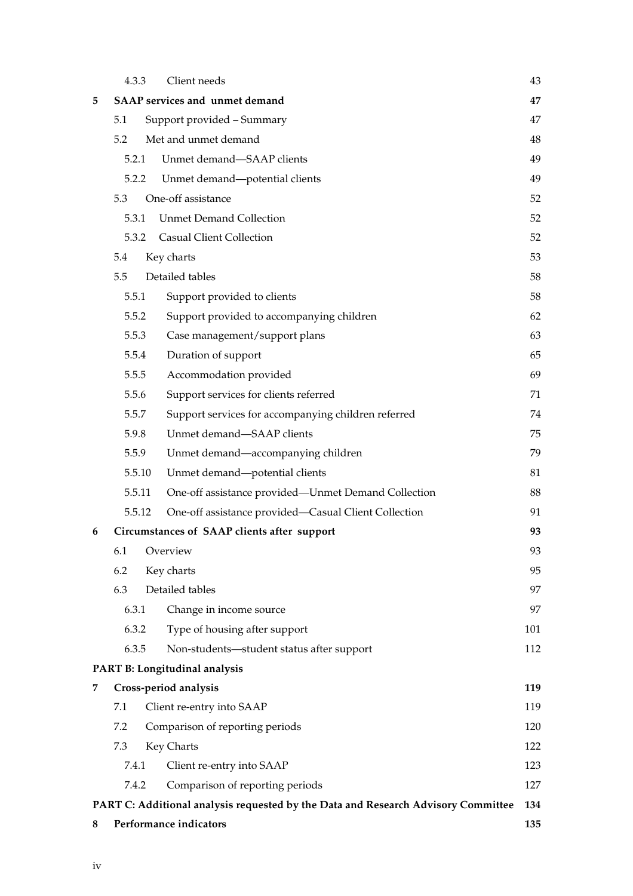| | | | |
|---|---|---|---|
| | 4.3.3 | Client needs | 43 |
| **5** | **SAAP services and unmet demand** | | **47** |
| | 5.1 | Support provided – Summary | 47 |
| | 5.2 | Met and unmet demand | 48 |
| | 5.2.1 | Unmet demand—SAAP clients | 49 |
| | 5.2.2 | Unmet demand—potential clients | 49 |
| | 5.3 | One-off assistance | 52 |
| | 5.3.1 | Unmet Demand Collection | 52 |
| | 5.3.2 | Casual Client Collection | 52 |
| | 5.4 | Key charts | 53 |
| | 5.5 | Detailed tables | 58 |
| | 5.5.1 | Support provided to clients | 58 |
| | 5.5.2 | Support provided to accompanying children | 62 |
| | 5.5.3 | Case management/support plans | 63 |
| | 5.5.4 | Duration of support | 65 |
| | 5.5.5 | Accommodation provided | 69 |
| | 5.5.6 | Support services for clients referred | 71 |
| | 5.5.7 | Support services for accompanying children referred | 74 |
| | 5.9.8 | Unmet demand—SAAP clients | 75 |
| | 5.5.9 | Unmet demand—accompanying children | 79 |
| | 5.5.10 | Unmet demand—potential clients | 81 |
| | 5.5.11 | One-off assistance provided—Unmet Demand Collection | 88 |
| | 5.5.12 | One-off assistance provided—Casual Client Collection | 91 |
| **6** | **Circumstances of SAAP clients after support** | | **93** |
| | 6.1 | Overview | 93 |
| | 6.2 | Key charts | 95 |
| | 6.3 | Detailed tables | 97 |
| | 6.3.1 | Change in income source | 97 |
| | 6.3.2 | Type of housing after support | 101 |
| | 6.3.5 | Non-students—student status after support | 112 |
| **PART B: Longitudinal analysis** | | | |
| **7** | **Cross-period analysis** | | **119** |
| | 7.1 | Client re-entry into SAAP | 119 |
| | 7.2 | Comparison of reporting periods | 120 |
| | 7.3 | Key Charts | 122 |
| | 7.4.1 | Client re-entry into SAAP | 123 |
| | 7.4.2 | Comparison of reporting periods | 127 |
| **PART C: Additional analysis requested by the Data and Research Advisory Committee** | | | **134** |
| **8** | **Performance indicators** | | **135** |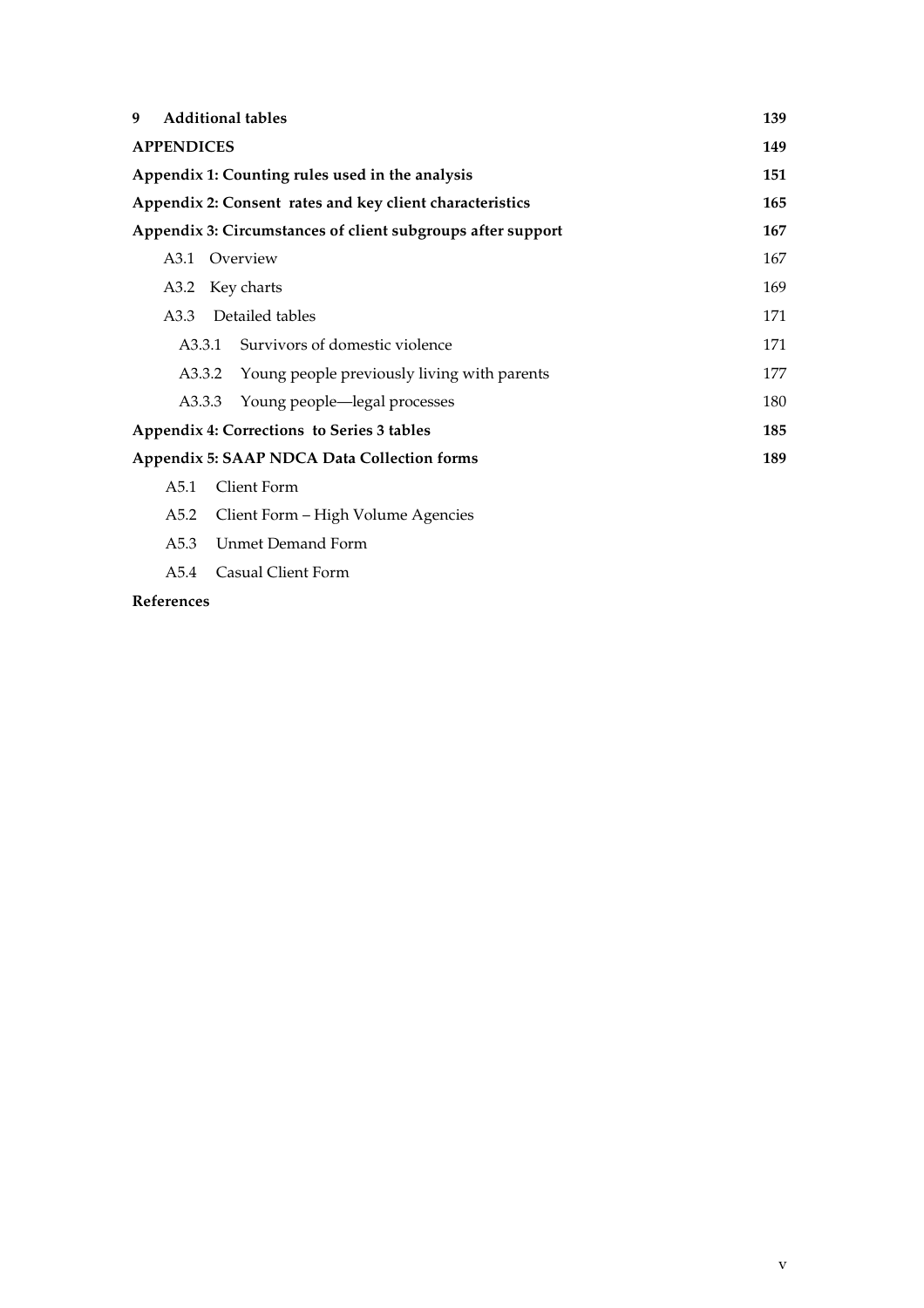| | |
|---|---|
| **9 Additional tables** | **139** |
| **APPENDICES** | **149** |
| **Appendix 1: Counting rules used in the analysis** | **151** |
| **Appendix 2: Consent rates and key client characteristics** | **165** |
| **Appendix 3: Circumstances of client subgroups after support** | **167** |
| A3.1 Overview | 167 |
| A3.2 Key charts | 169 |
| A3.3 Detailed tables | 171 |
| A3.3.1 Survivors of domestic violence | 171 |
| A3.3.2 Young people previously living with parents | 177 |
| A3.3.3 Young people—legal processes | 180 |
| **Appendix 4: Corrections to Series 3 tables** | **185** |
| **Appendix 5: SAAP NDCA Data Collection forms** | **189** |
| A5.1 Client Form | |
| A5.2 Client Form – High Volume Agencies | |
| A5.3 Unmet Demand Form | |
| A5.4 Casual Client Form | |
| **References** | |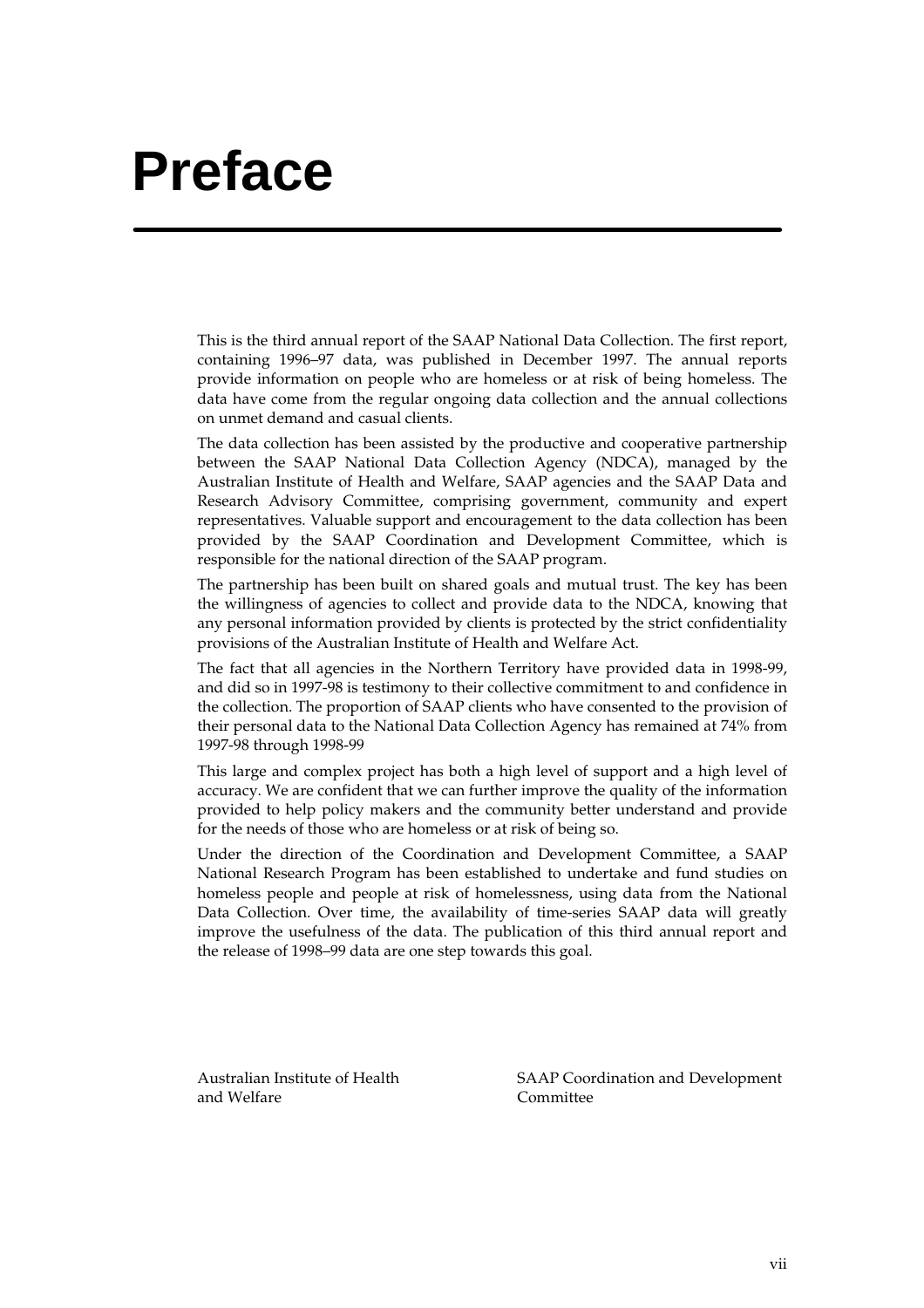# Preface

This is the third annual report of the SAAP National Data Collection. The first report, containing 1996–97 data, was published in December 1997. The annual reports provide information on people who are homeless or at risk of being homeless. The data have come from the regular ongoing data collection and the annual collections on unmet demand and casual clients.

The data collection has been assisted by the productive and cooperative partnership between the SAAP National Data Collection Agency (NDCA), managed by the Australian Institute of Health and Welfare, SAAP agencies and the SAAP Data and Research Advisory Committee, comprising government, community and expert representatives. Valuable support and encouragement to the data collection has been provided by the SAAP Coordination and Development Committee, which is responsible for the national direction of the SAAP program.

The partnership has been built on shared goals and mutual trust. The key has been the willingness of agencies to collect and provide data to the NDCA, knowing that any personal information provided by clients is protected by the strict confidentiality provisions of the Australian Institute of Health and Welfare Act.

The fact that all agencies in the Northern Territory have provided data in 1998-99, and did so in 1997-98 is testimony to their collective commitment to and confidence in the collection. The proportion of SAAP clients who have consented to the provision of their personal data to the National Data Collection Agency has remained at 74% from 1997-98 through 1998-99

This large and complex project has both a high level of support and a high level of accuracy. We are confident that we can further improve the quality of the information provided to help policy makers and the community better understand and provide for the needs of those who are homeless or at risk of being so.

Under the direction of the Coordination and Development Committee, a SAAP National Research Program has been established to undertake and fund studies on homeless people and people at risk of homelessness, using data from the National Data Collection. Over time, the availability of time-series SAAP data will greatly improve the usefulness of the data. The publication of this third annual report and the release of 1998–99 data are one step towards this goal.

Australian Institute of Health and Welfare

SAAP Coordination and Development Committee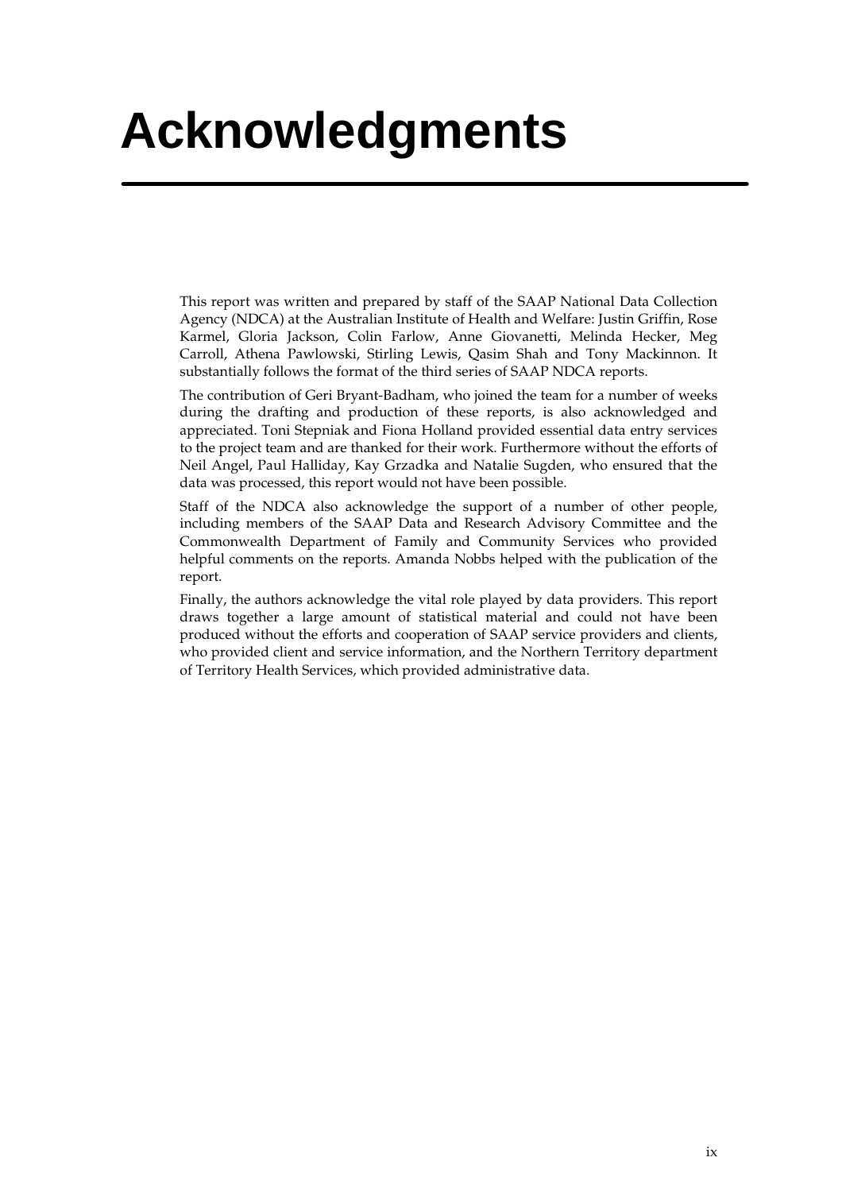# Acknowledgments

This report was written and prepared by staff of the SAAP National Data Collection Agency (NDCA) at the Australian Institute of Health and Welfare: Justin Griffin, Rose Karmel, Gloria Jackson, Colin Farlow, Anne Giovanetti, Melinda Hecker, Meg Carroll, Athena Pawlowski, Stirling Lewis, Qasim Shah and Tony Mackinnon. It substantially follows the format of the third series of SAAP NDCA reports.

The contribution of Geri Bryant-Badham, who joined the team for a number of weeks during the drafting and production of these reports, is also acknowledged and appreciated. Toni Stepniak and Fiona Holland provided essential data entry services to the project team and are thanked for their work. Furthermore without the efforts of Neil Angel, Paul Halliday, Kay Grzadka and Natalie Sugden, who ensured that the data was processed, this report would not have been possible.

Staff of the NDCA also acknowledge the support of a number of other people, including members of the SAAP Data and Research Advisory Committee and the Commonwealth Department of Family and Community Services who provided helpful comments on the reports. Amanda Nobbs helped with the publication of the report.

Finally, the authors acknowledge the vital role played by data providers. This report draws together a large amount of statistical material and could not have been produced without the efforts and cooperation of SAAP service providers and clients, who provided client and service information, and the Northern Territory department of Territory Health Services, which provided administrative data.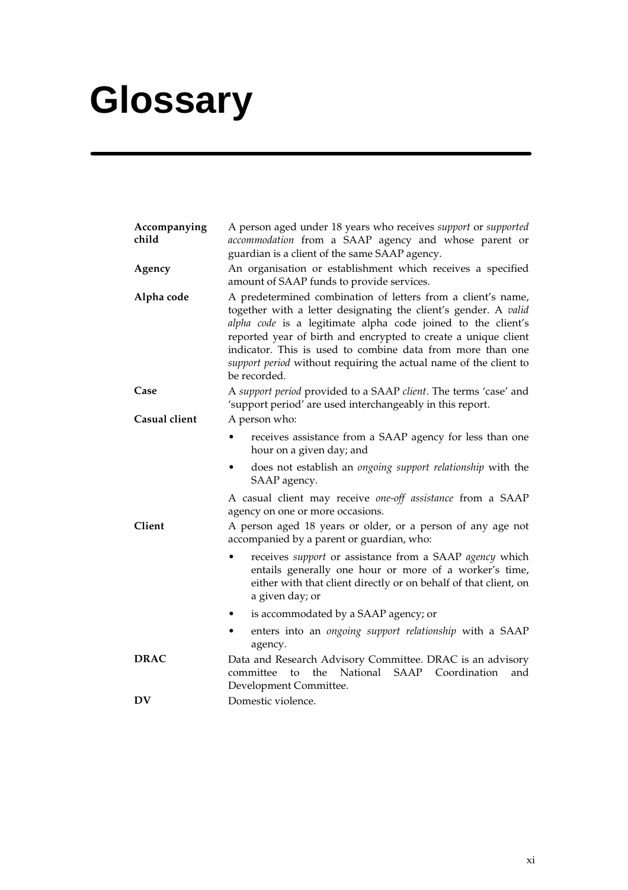# Glossary

**Accompanying child** — A person aged under 18 years who receives *support* or *supported accommodation* from a SAAP agency and whose parent or guardian is a client of the same SAAP agency.

**Agency** — An organisation or establishment which receives a specified amount of SAAP funds to provide services.

**Alpha code** — A predetermined combination of letters from a client's name, together with a letter designating the client's gender. A *valid alpha code* is a legitimate alpha code joined to the client's reported year of birth and encrypted to create a unique client indicator. This is used to combine data from more than one *support period* without requiring the actual name of the client to be recorded.

**Case** — A *support period* provided to a SAAP *client*. The terms 'case' and 'support period' are used interchangeably in this report.

**Casual client** — A person who:

- receives assistance from a SAAP agency for less than one hour on a given day; and
- does not establish an *ongoing support relationship* with the SAAP agency.

A casual client may receive *one-off assistance* from a SAAP agency on one or more occasions.

**Client** — A person aged 18 years or older, or a person of any age not accompanied by a parent or guardian, who:

- receives *support* or assistance from a SAAP *agency* which entails generally one hour or more of a worker's time, either with that client directly or on behalf of that client, on a given day; or
- is accommodated by a SAAP agency; or
- enters into an *ongoing support relationship* with a SAAP agency.

**DRAC** — Data and Research Advisory Committee. DRAC is an advisory committee to the National SAAP Coordination and Development Committee.

**DV** — Domestic violence.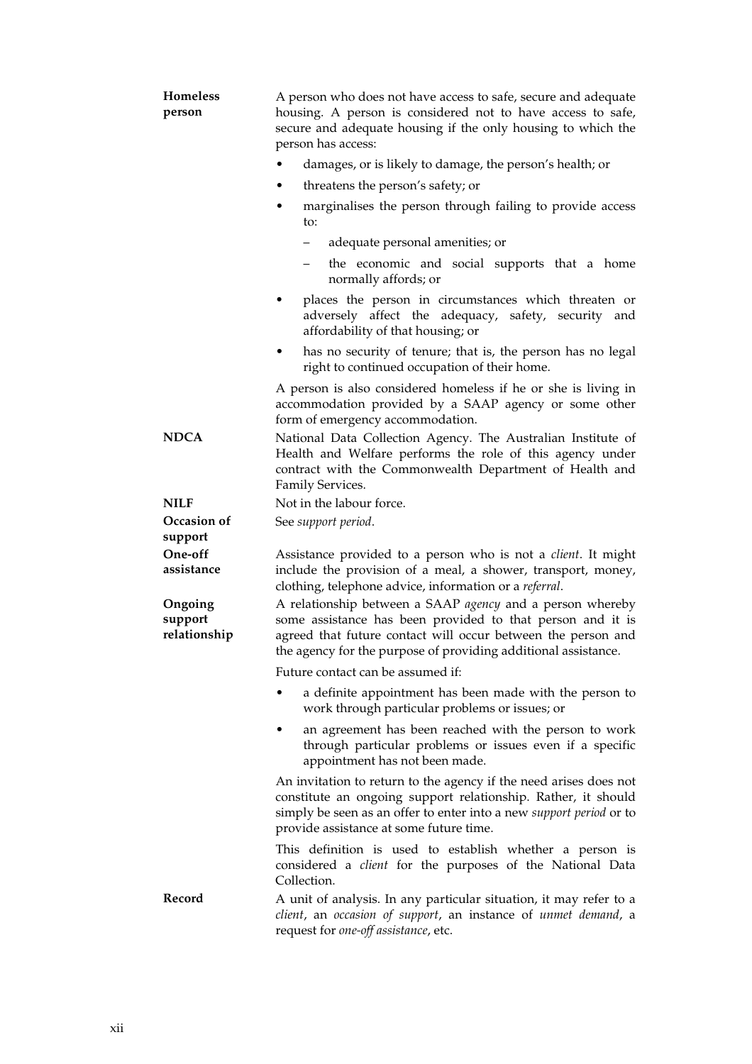**Homeless person**

A person who does not have access to safe, secure and adequate housing. A person is considered not to have access to safe, secure and adequate housing if the only housing to which the person has access:

- damages, or is likely to damage, the person's health; or
- threatens the person's safety; or
- marginalises the person through failing to provide access to:
  - adequate personal amenities; or
  - the economic and social supports that a home normally affords; or
- places the person in circumstances which threaten or adversely affect the adequacy, safety, security and affordability of that housing; or
- has no security of tenure; that is, the person has no legal right to continued occupation of their home.

A person is also considered homeless if he or she is living in accommodation provided by a SAAP agency or some other form of emergency accommodation.

**NDCA**

National Data Collection Agency. The Australian Institute of Health and Welfare performs the role of this agency under contract with the Commonwealth Department of Health and Family Services.

**NILF**

Not in the labour force.

**Occasion of support**

See *support period*.

**One-off assistance**

Assistance provided to a person who is not a *client*. It might include the provision of a meal, a shower, transport, money, clothing, telephone advice, information or a *referral*.

**Ongoing support relationship**

A relationship between a SAAP *agency* and a person whereby some assistance has been provided to that person and it is agreed that future contact will occur between the person and the agency for the purpose of providing additional assistance.

Future contact can be assumed if:

- a definite appointment has been made with the person to work through particular problems or issues; or
- an agreement has been reached with the person to work through particular problems or issues even if a specific appointment has not been made.

An invitation to return to the agency if the need arises does not constitute an ongoing support relationship. Rather, it should simply be seen as an offer to enter into a new *support period* or to provide assistance at some future time.

This definition is used to establish whether a person is considered a *client* for the purposes of the National Data Collection.

**Record**

A unit of analysis. In any particular situation, it may refer to a *client*, an *occasion of support*, an instance of *unmet demand*, a request for *one-off assistance*, etc.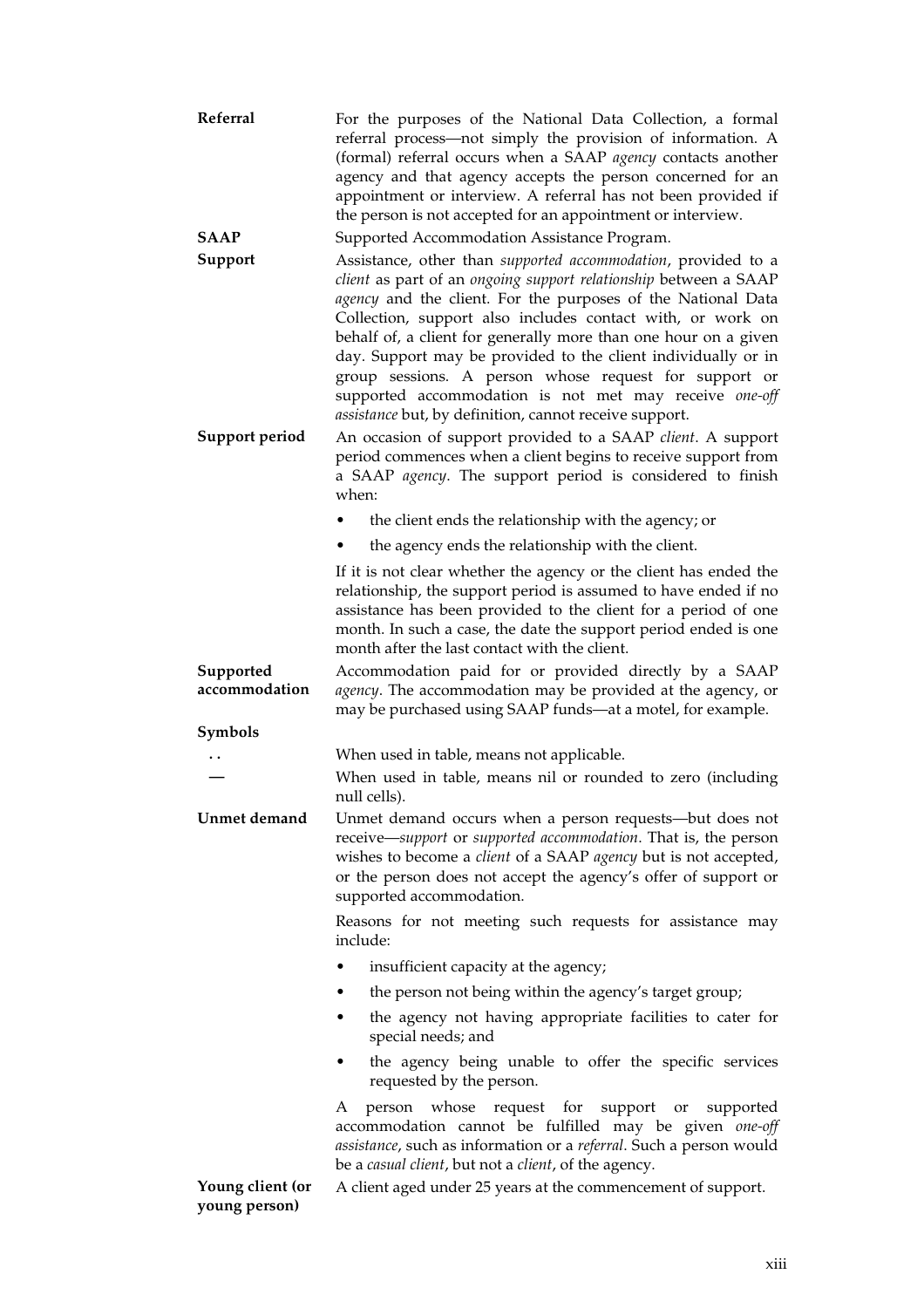**Referral** For the purposes of the National Data Collection, a formal referral process—not simply the provision of information. A (formal) referral occurs when a SAAP *agency* contacts another agency and that agency accepts the person concerned for an appointment or interview. A referral has not been provided if the person is not accepted for an appointment or interview.

**SAAP** Supported Accommodation Assistance Program.

**Support** Assistance, other than *supported accommodation*, provided to a *client* as part of an *ongoing support relationship* between a SAAP *agency* and the client. For the purposes of the National Data Collection, support also includes contact with, or work on behalf of, a client for generally more than one hour on a given day. Support may be provided to the client individually or in group sessions. A person whose request for support or supported accommodation is not met may receive *one-off assistance* but, by definition, cannot receive support.

**Support period** An occasion of support provided to a SAAP *client*. A support period commences when a client begins to receive support from a SAAP *agency*. The support period is considered to finish when:

- the client ends the relationship with the agency; or
- the agency ends the relationship with the client.

If it is not clear whether the agency or the client has ended the relationship, the support period is assumed to have ended if no assistance has been provided to the client for a period of one month. In such a case, the date the support period ended is one month after the last contact with the client.

**Supported accommodation** Accommodation paid for or provided directly by a SAAP *agency*. The accommodation may be provided at the agency, or may be purchased using SAAP funds—at a motel, for example.

**Symbols**

. . When used in table, means not applicable.

— When used in table, means nil or rounded to zero (including null cells).

**Unmet demand** Unmet demand occurs when a person requests—but does not receive—*support* or *supported accommodation*. That is, the person wishes to become a *client* of a SAAP *agency* but is not accepted, or the person does not accept the agency's offer of support or supported accommodation.

Reasons for not meeting such requests for assistance may include:

- insufficient capacity at the agency;
- the person not being within the agency's target group;
- the agency not having appropriate facilities to cater for special needs; and
- the agency being unable to offer the specific services requested by the person.

A person whose request for support or supported accommodation cannot be fulfilled may be given *one-off assistance*, such as information or a *referral*. Such a person would be a *casual client*, but not a *client*, of the agency.

**Young client (or young person)** A client aged under 25 years at the commencement of support.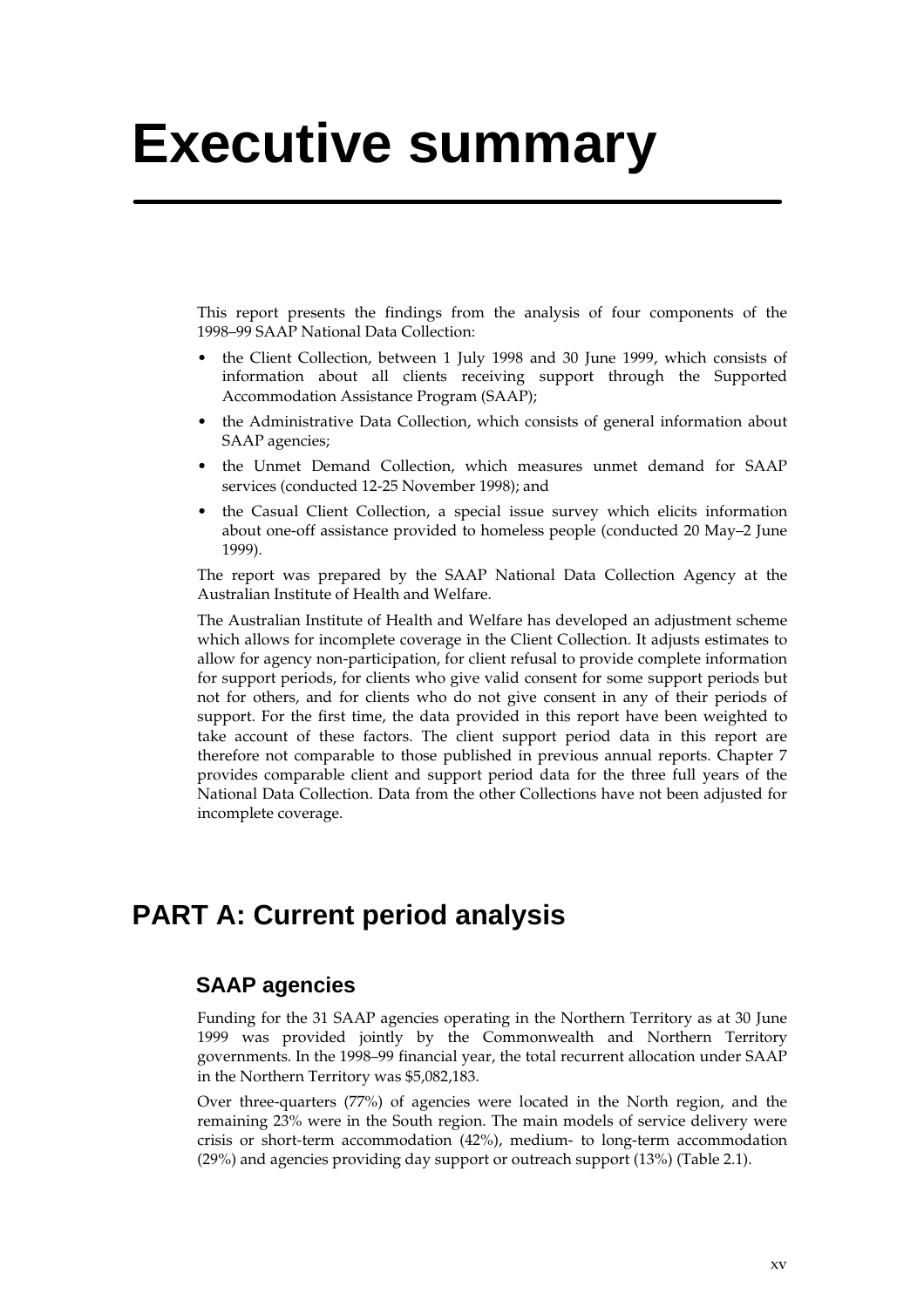# Executive summary

This report presents the findings from the analysis of four components of the 1998–99 SAAP National Data Collection:

- the Client Collection, between 1 July 1998 and 30 June 1999, which consists of information about all clients receiving support through the Supported Accommodation Assistance Program (SAAP);
- the Administrative Data Collection, which consists of general information about SAAP agencies;
- the Unmet Demand Collection, which measures unmet demand for SAAP services (conducted 12-25 November 1998); and
- the Casual Client Collection, a special issue survey which elicits information about one-off assistance provided to homeless people (conducted 20 May–2 June 1999).

The report was prepared by the SAAP National Data Collection Agency at the Australian Institute of Health and Welfare.

The Australian Institute of Health and Welfare has developed an adjustment scheme which allows for incomplete coverage in the Client Collection. It adjusts estimates to allow for agency non-participation, for client refusal to provide complete information for support periods, for clients who give valid consent for some support periods but not for others, and for clients who do not give consent in any of their periods of support. For the first time, the data provided in this report have been weighted to take account of these factors. The client support period data in this report are therefore not comparable to those published in previous annual reports. Chapter 7 provides comparable client and support period data for the three full years of the National Data Collection. Data from the other Collections have not been adjusted for incomplete coverage.

## PART A: Current period analysis

### SAAP agencies

Funding for the 31 SAAP agencies operating in the Northern Territory as at 30 June 1999 was provided jointly by the Commonwealth and Northern Territory governments. In the 1998–99 financial year, the total recurrent allocation under SAAP in the Northern Territory was $5,082,183.

Over three-quarters (77%) of agencies were located in the North region, and the remaining 23% were in the South region. The main models of service delivery were crisis or short-term accommodation (42%), medium- to long-term accommodation (29%) and agencies providing day support or outreach support (13%) (Table 2.1).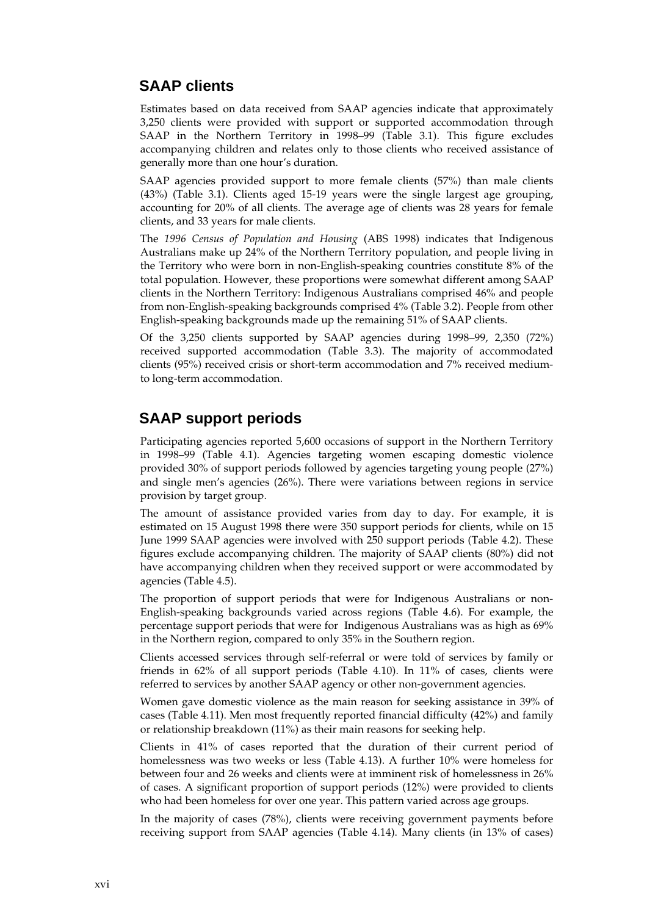## SAAP clients

Estimates based on data received from SAAP agencies indicate that approximately 3,250 clients were provided with support or supported accommodation through SAAP in the Northern Territory in 1998–99 (Table 3.1). This figure excludes accompanying children and relates only to those clients who received assistance of generally more than one hour's duration.

SAAP agencies provided support to more female clients (57%) than male clients (43%) (Table 3.1). Clients aged 15-19 years were the single largest age grouping, accounting for 20% of all clients. The average age of clients was 28 years for female clients, and 33 years for male clients.

The *1996 Census of Population and Housing* (ABS 1998) indicates that Indigenous Australians make up 24% of the Northern Territory population, and people living in the Territory who were born in non-English-speaking countries constitute 8% of the total population. However, these proportions were somewhat different among SAAP clients in the Northern Territory: Indigenous Australians comprised 46% and people from non-English-speaking backgrounds comprised 4% (Table 3.2). People from other English-speaking backgrounds made up the remaining 51% of SAAP clients.

Of the 3,250 clients supported by SAAP agencies during 1998–99, 2,350 (72%) received supported accommodation (Table 3.3). The majority of accommodated clients (95%) received crisis or short-term accommodation and 7% received medium- to long-term accommodation.

## SAAP support periods

Participating agencies reported 5,600 occasions of support in the Northern Territory in 1998–99 (Table 4.1). Agencies targeting women escaping domestic violence provided 30% of support periods followed by agencies targeting young people (27%) and single men's agencies (26%). There were variations between regions in service provision by target group.

The amount of assistance provided varies from day to day. For example, it is estimated on 15 August 1998 there were 350 support periods for clients, while on 15 June 1999 SAAP agencies were involved with 250 support periods (Table 4.2). These figures exclude accompanying children. The majority of SAAP clients (80%) did not have accompanying children when they received support or were accommodated by agencies (Table 4.5).

The proportion of support periods that were for Indigenous Australians or non-English-speaking backgrounds varied across regions (Table 4.6). For example, the percentage support periods that were for Indigenous Australians was as high as 69% in the Northern region, compared to only 35% in the Southern region.

Clients accessed services through self-referral or were told of services by family or friends in 62% of all support periods (Table 4.10). In 11% of cases, clients were referred to services by another SAAP agency or other non-government agencies.

Women gave domestic violence as the main reason for seeking assistance in 39% of cases (Table 4.11). Men most frequently reported financial difficulty (42%) and family or relationship breakdown (11%) as their main reasons for seeking help.

Clients in 41% of cases reported that the duration of their current period of homelessness was two weeks or less (Table 4.13). A further 10% were homeless for between four and 26 weeks and clients were at imminent risk of homelessness in 26% of cases. A significant proportion of support periods (12%) were provided to clients who had been homeless for over one year. This pattern varied across age groups.

In the majority of cases (78%), clients were receiving government payments before receiving support from SAAP agencies (Table 4.14). Many clients (in 13% of cases)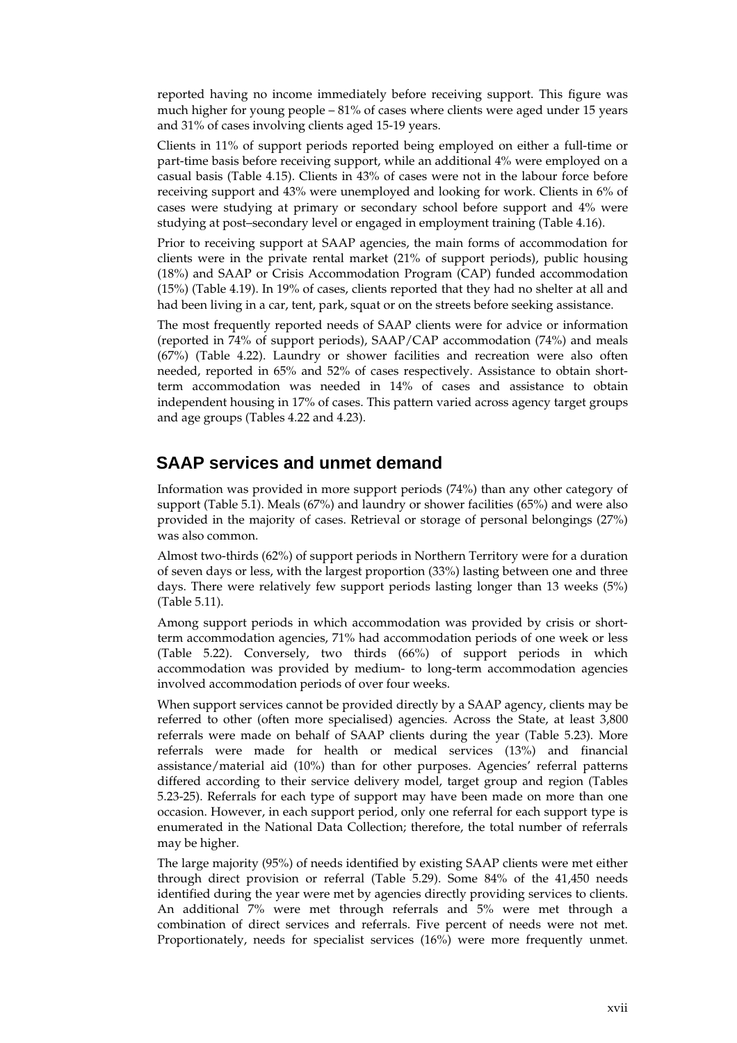reported having no income immediately before receiving support. This figure was much higher for young people – 81% of cases where clients were aged under 15 years and 31% of cases involving clients aged 15-19 years.

Clients in 11% of support periods reported being employed on either a full-time or part-time basis before receiving support, while an additional 4% were employed on a casual basis (Table 4.15). Clients in 43% of cases were not in the labour force before receiving support and 43% were unemployed and looking for work. Clients in 6% of cases were studying at primary or secondary school before support and 4% were studying at post–secondary level or engaged in employment training (Table 4.16).

Prior to receiving support at SAAP agencies, the main forms of accommodation for clients were in the private rental market (21% of support periods), public housing (18%) and SAAP or Crisis Accommodation Program (CAP) funded accommodation (15%) (Table 4.19). In 19% of cases, clients reported that they had no shelter at all and had been living in a car, tent, park, squat or on the streets before seeking assistance.

The most frequently reported needs of SAAP clients were for advice or information (reported in 74% of support periods), SAAP/CAP accommodation (74%) and meals (67%) (Table 4.22). Laundry or shower facilities and recreation were also often needed, reported in 65% and 52% of cases respectively. Assistance to obtain short-term accommodation was needed in 14% of cases and assistance to obtain independent housing in 17% of cases. This pattern varied across agency target groups and age groups (Tables 4.22 and 4.23).

## SAAP services and unmet demand

Information was provided in more support periods (74%) than any other category of support (Table 5.1). Meals (67%) and laundry or shower facilities (65%) and were also provided in the majority of cases. Retrieval or storage of personal belongings (27%) was also common.

Almost two-thirds (62%) of support periods in Northern Territory were for a duration of seven days or less, with the largest proportion (33%) lasting between one and three days. There were relatively few support periods lasting longer than 13 weeks (5%) (Table 5.11).

Among support periods in which accommodation was provided by crisis or short-term accommodation agencies, 71% had accommodation periods of one week or less (Table 5.22). Conversely, two thirds (66%) of support periods in which accommodation was provided by medium- to long-term accommodation agencies involved accommodation periods of over four weeks.

When support services cannot be provided directly by a SAAP agency, clients may be referred to other (often more specialised) agencies. Across the State, at least 3,800 referrals were made on behalf of SAAP clients during the year (Table 5.23). More referrals were made for health or medical services (13%) and financial assistance/material aid (10%) than for other purposes. Agencies' referral patterns differed according to their service delivery model, target group and region (Tables 5.23-25). Referrals for each type of support may have been made on more than one occasion. However, in each support period, only one referral for each support type is enumerated in the National Data Collection; therefore, the total number of referrals may be higher.

The large majority (95%) of needs identified by existing SAAP clients were met either through direct provision or referral (Table 5.29). Some 84% of the 41,450 needs identified during the year were met by agencies directly providing services to clients. An additional 7% were met through referrals and 5% were met through a combination of direct services and referrals. Five percent of needs were not met. Proportionately, needs for specialist services (16%) were more frequently unmet.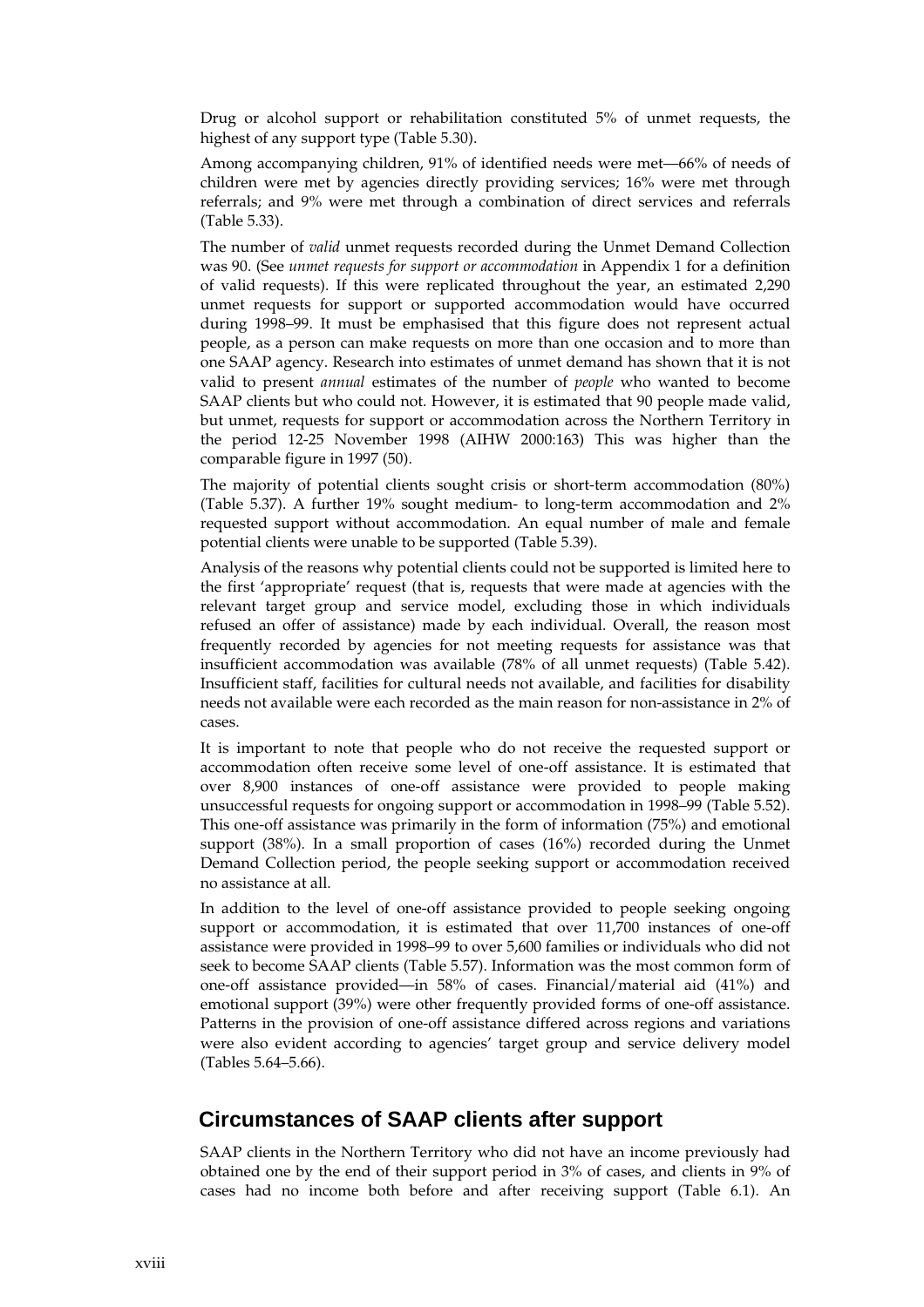Drug or alcohol support or rehabilitation constituted 5% of unmet requests, the highest of any support type (Table 5.30).

Among accompanying children, 91% of identified needs were met—66% of needs of children were met by agencies directly providing services; 16% were met through referrals; and 9% were met through a combination of direct services and referrals (Table 5.33).

The number of *valid* unmet requests recorded during the Unmet Demand Collection was 90. (See *unmet requests for support or accommodation* in Appendix 1 for a definition of valid requests). If this were replicated throughout the year, an estimated 2,290 unmet requests for support or supported accommodation would have occurred during 1998–99. It must be emphasised that this figure does not represent actual people, as a person can make requests on more than one occasion and to more than one SAAP agency. Research into estimates of unmet demand has shown that it is not valid to present *annual* estimates of the number of *people* who wanted to become SAAP clients but who could not. However, it is estimated that 90 people made valid, but unmet, requests for support or accommodation across the Northern Territory in the period 12-25 November 1998 (AIHW 2000:163) This was higher than the comparable figure in 1997 (50).

The majority of potential clients sought crisis or short-term accommodation (80%) (Table 5.37). A further 19% sought medium- to long-term accommodation and 2% requested support without accommodation. An equal number of male and female potential clients were unable to be supported (Table 5.39).

Analysis of the reasons why potential clients could not be supported is limited here to the first 'appropriate' request (that is, requests that were made at agencies with the relevant target group and service model, excluding those in which individuals refused an offer of assistance) made by each individual. Overall, the reason most frequently recorded by agencies for not meeting requests for assistance was that insufficient accommodation was available (78% of all unmet requests) (Table 5.42). Insufficient staff, facilities for cultural needs not available, and facilities for disability needs not available were each recorded as the main reason for non-assistance in 2% of cases.

It is important to note that people who do not receive the requested support or accommodation often receive some level of one-off assistance. It is estimated that over 8,900 instances of one-off assistance were provided to people making unsuccessful requests for ongoing support or accommodation in 1998–99 (Table 5.52). This one-off assistance was primarily in the form of information (75%) and emotional support (38%). In a small proportion of cases (16%) recorded during the Unmet Demand Collection period, the people seeking support or accommodation received no assistance at all.

In addition to the level of one-off assistance provided to people seeking ongoing support or accommodation, it is estimated that over 11,700 instances of one-off assistance were provided in 1998–99 to over 5,600 families or individuals who did not seek to become SAAP clients (Table 5.57). Information was the most common form of one-off assistance provided—in 58% of cases. Financial/material aid (41%) and emotional support (39%) were other frequently provided forms of one-off assistance. Patterns in the provision of one-off assistance differed across regions and variations were also evident according to agencies' target group and service delivery model (Tables 5.64–5.66).

## Circumstances of SAAP clients after support

SAAP clients in the Northern Territory who did not have an income previously had obtained one by the end of their support period in 3% of cases, and clients in 9% of cases had no income both before and after receiving support (Table 6.1). An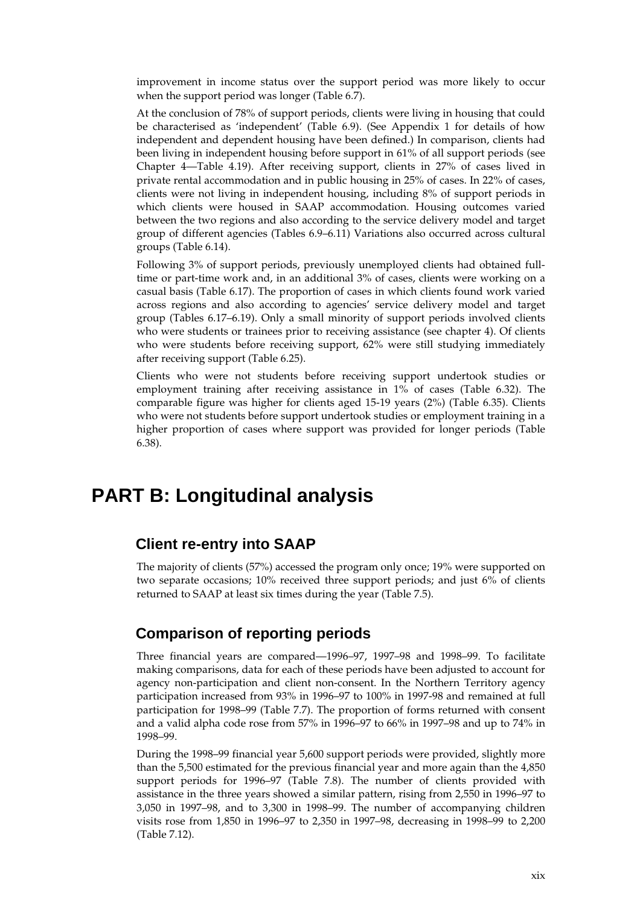improvement in income status over the support period was more likely to occur when the support period was longer (Table 6.7).

At the conclusion of 78% of support periods, clients were living in housing that could be characterised as 'independent' (Table 6.9). (See Appendix 1 for details of how independent and dependent housing have been defined.) In comparison, clients had been living in independent housing before support in 61% of all support periods (see Chapter 4—Table 4.19). After receiving support, clients in 27% of cases lived in private rental accommodation and in public housing in 25% of cases. In 22% of cases, clients were not living in independent housing, including 8% of support periods in which clients were housed in SAAP accommodation. Housing outcomes varied between the two regions and also according to the service delivery model and target group of different agencies (Tables 6.9–6.11) Variations also occurred across cultural groups (Table 6.14).

Following 3% of support periods, previously unemployed clients had obtained full-time or part-time work and, in an additional 3% of cases, clients were working on a casual basis (Table 6.17). The proportion of cases in which clients found work varied across regions and also according to agencies' service delivery model and target group (Tables 6.17–6.19). Only a small minority of support periods involved clients who were students or trainees prior to receiving assistance (see chapter 4). Of clients who were students before receiving support, 62% were still studying immediately after receiving support (Table 6.25).

Clients who were not students before receiving support undertook studies or employment training after receiving assistance in 1% of cases (Table 6.32). The comparable figure was higher for clients aged 15-19 years (2%) (Table 6.35). Clients who were not students before support undertook studies or employment training in a higher proportion of cases where support was provided for longer periods (Table 6.38).

# PART B: Longitudinal analysis

## Client re-entry into SAAP

The majority of clients (57%) accessed the program only once; 19% were supported on two separate occasions; 10% received three support periods; and just 6% of clients returned to SAAP at least six times during the year (Table 7.5).

## Comparison of reporting periods

Three financial years are compared—1996–97, 1997–98 and 1998–99. To facilitate making comparisons, data for each of these periods have been adjusted to account for agency non-participation and client non-consent. In the Northern Territory agency participation increased from 93% in 1996–97 to 100% in 1997-98 and remained at full participation for 1998–99 (Table 7.7). The proportion of forms returned with consent and a valid alpha code rose from 57% in 1996–97 to 66% in 1997–98 and up to 74% in 1998–99.

During the 1998–99 financial year 5,600 support periods were provided, slightly more than the 5,500 estimated for the previous financial year and more again than the 4,850 support periods for 1996–97 (Table 7.8). The number of clients provided with assistance in the three years showed a similar pattern, rising from 2,550 in 1996–97 to 3,050 in 1997–98, and to 3,300 in 1998–99. The number of accompanying children visits rose from 1,850 in 1996–97 to 2,350 in 1997–98, decreasing in 1998–99 to 2,200 (Table 7.12).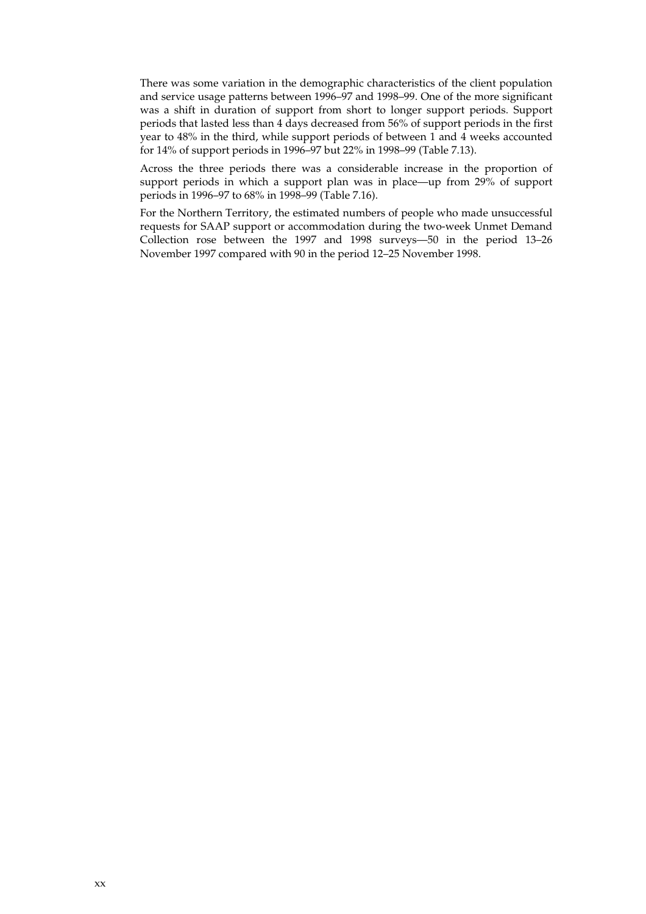There was some variation in the demographic characteristics of the client population and service usage patterns between 1996–97 and 1998–99. One of the more significant was a shift in duration of support from short to longer support periods. Support periods that lasted less than 4 days decreased from 56% of support periods in the first year to 48% in the third, while support periods of between 1 and 4 weeks accounted for 14% of support periods in 1996–97 but 22% in 1998–99 (Table 7.13).

Across the three periods there was a considerable increase in the proportion of support periods in which a support plan was in place—up from 29% of support periods in 1996–97 to 68% in 1998–99 (Table 7.16).

For the Northern Territory, the estimated numbers of people who made unsuccessful requests for SAAP support or accommodation during the two-week Unmet Demand Collection rose between the 1997 and 1998 surveys—50 in the period 13–26 November 1997 compared with 90 in the period 12–25 November 1998.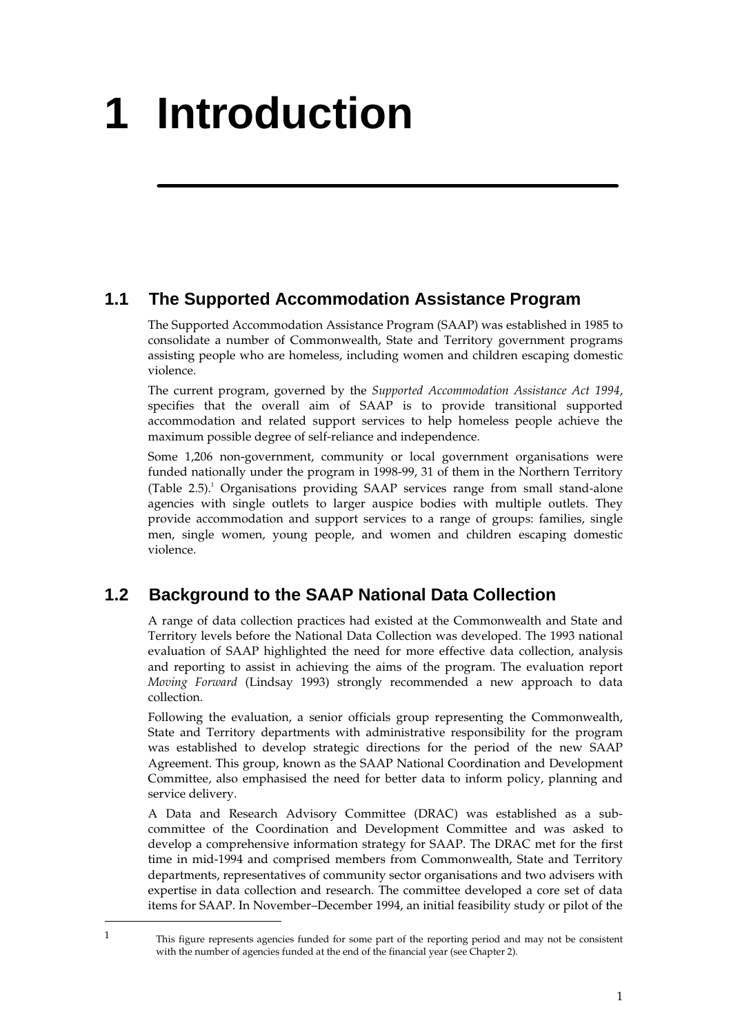# 1 Introduction

## 1.1 The Supported Accommodation Assistance Program

The Supported Accommodation Assistance Program (SAAP) was established in 1985 to consolidate a number of Commonwealth, State and Territory government programs assisting people who are homeless, including women and children escaping domestic violence.

The current program, governed by the *Supported Accommodation Assistance Act 1994*, specifies that the overall aim of SAAP is to provide transitional supported accommodation and related support services to help homeless people achieve the maximum possible degree of self-reliance and independence.

Some 1,206 non-government, community or local government organisations were funded nationally under the program in 1998-99, 31 of them in the Northern Territory (Table 2.5).[1] Organisations providing SAAP services range from small stand-alone agencies with single outlets to larger auspice bodies with multiple outlets. They provide accommodation and support services to a range of groups: families, single men, single women, young people, and women and children escaping domestic violence.

## 1.2 Background to the SAAP National Data Collection

A range of data collection practices had existed at the Commonwealth and State and Territory levels before the National Data Collection was developed. The 1993 national evaluation of SAAP highlighted the need for more effective data collection, analysis and reporting to assist in achieving the aims of the program. The evaluation report *Moving Forward* (Lindsay 1993) strongly recommended a new approach to data collection.

Following the evaluation, a senior officials group representing the Commonwealth, State and Territory departments with administrative responsibility for the program was established to develop strategic directions for the period of the new SAAP Agreement. This group, known as the SAAP National Coordination and Development Committee, also emphasised the need for better data to inform policy, planning and service delivery.

A Data and Research Advisory Committee (DRAC) was established as a sub-committee of the Coordination and Development Committee and was asked to develop a comprehensive information strategy for SAAP. The DRAC met for the first time in mid-1994 and comprised members from Commonwealth, State and Territory departments, representatives of community sector organisations and two advisers with expertise in data collection and research. The committee developed a core set of data items for SAAP. In November–December 1994, an initial feasibility study or pilot of the

---

[1] This figure represents agencies funded for some part of the reporting period and may not be consistent with the number of agencies funded at the end of the financial year (see Chapter 2).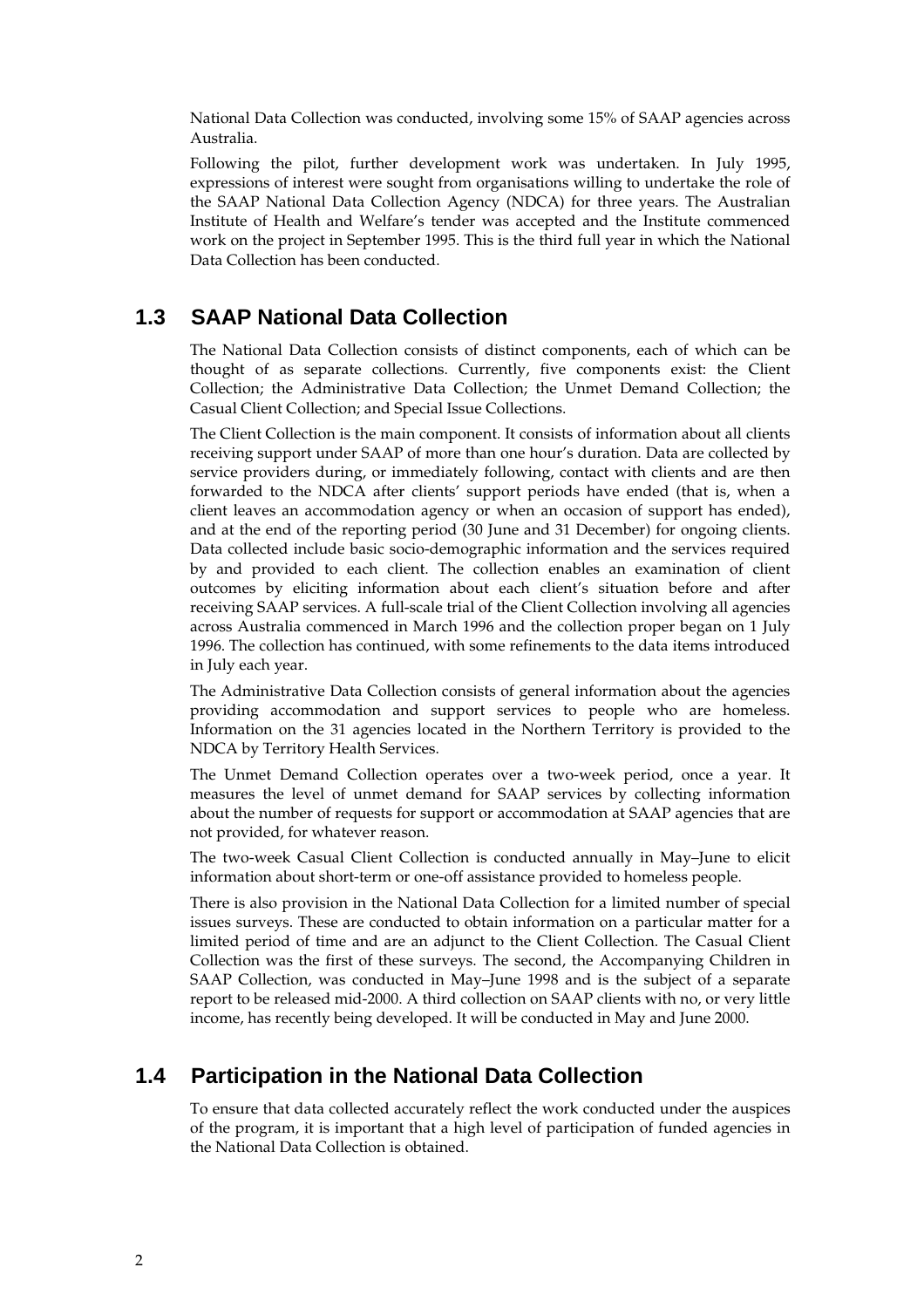National Data Collection was conducted, involving some 15% of SAAP agencies across Australia.

Following the pilot, further development work was undertaken. In July 1995, expressions of interest were sought from organisations willing to undertake the role of the SAAP National Data Collection Agency (NDCA) for three years. The Australian Institute of Health and Welfare's tender was accepted and the Institute commenced work on the project in September 1995. This is the third full year in which the National Data Collection has been conducted.

## 1.3 SAAP National Data Collection

The National Data Collection consists of distinct components, each of which can be thought of as separate collections. Currently, five components exist: the Client Collection; the Administrative Data Collection; the Unmet Demand Collection; the Casual Client Collection; and Special Issue Collections.

The Client Collection is the main component. It consists of information about all clients receiving support under SAAP of more than one hour's duration. Data are collected by service providers during, or immediately following, contact with clients and are then forwarded to the NDCA after clients' support periods have ended (that is, when a client leaves an accommodation agency or when an occasion of support has ended), and at the end of the reporting period (30 June and 31 December) for ongoing clients. Data collected include basic socio-demographic information and the services required by and provided to each client. The collection enables an examination of client outcomes by eliciting information about each client's situation before and after receiving SAAP services. A full-scale trial of the Client Collection involving all agencies across Australia commenced in March 1996 and the collection proper began on 1 July 1996. The collection has continued, with some refinements to the data items introduced in July each year.

The Administrative Data Collection consists of general information about the agencies providing accommodation and support services to people who are homeless. Information on the 31 agencies located in the Northern Territory is provided to the NDCA by Territory Health Services.

The Unmet Demand Collection operates over a two-week period, once a year. It measures the level of unmet demand for SAAP services by collecting information about the number of requests for support or accommodation at SAAP agencies that are not provided, for whatever reason.

The two-week Casual Client Collection is conducted annually in May–June to elicit information about short-term or one-off assistance provided to homeless people.

There is also provision in the National Data Collection for a limited number of special issues surveys. These are conducted to obtain information on a particular matter for a limited period of time and are an adjunct to the Client Collection. The Casual Client Collection was the first of these surveys. The second, the Accompanying Children in SAAP Collection, was conducted in May–June 1998 and is the subject of a separate report to be released mid-2000. A third collection on SAAP clients with no, or very little income, has recently being developed. It will be conducted in May and June 2000.

## 1.4 Participation in the National Data Collection

To ensure that data collected accurately reflect the work conducted under the auspices of the program, it is important that a high level of participation of funded agencies in the National Data Collection is obtained.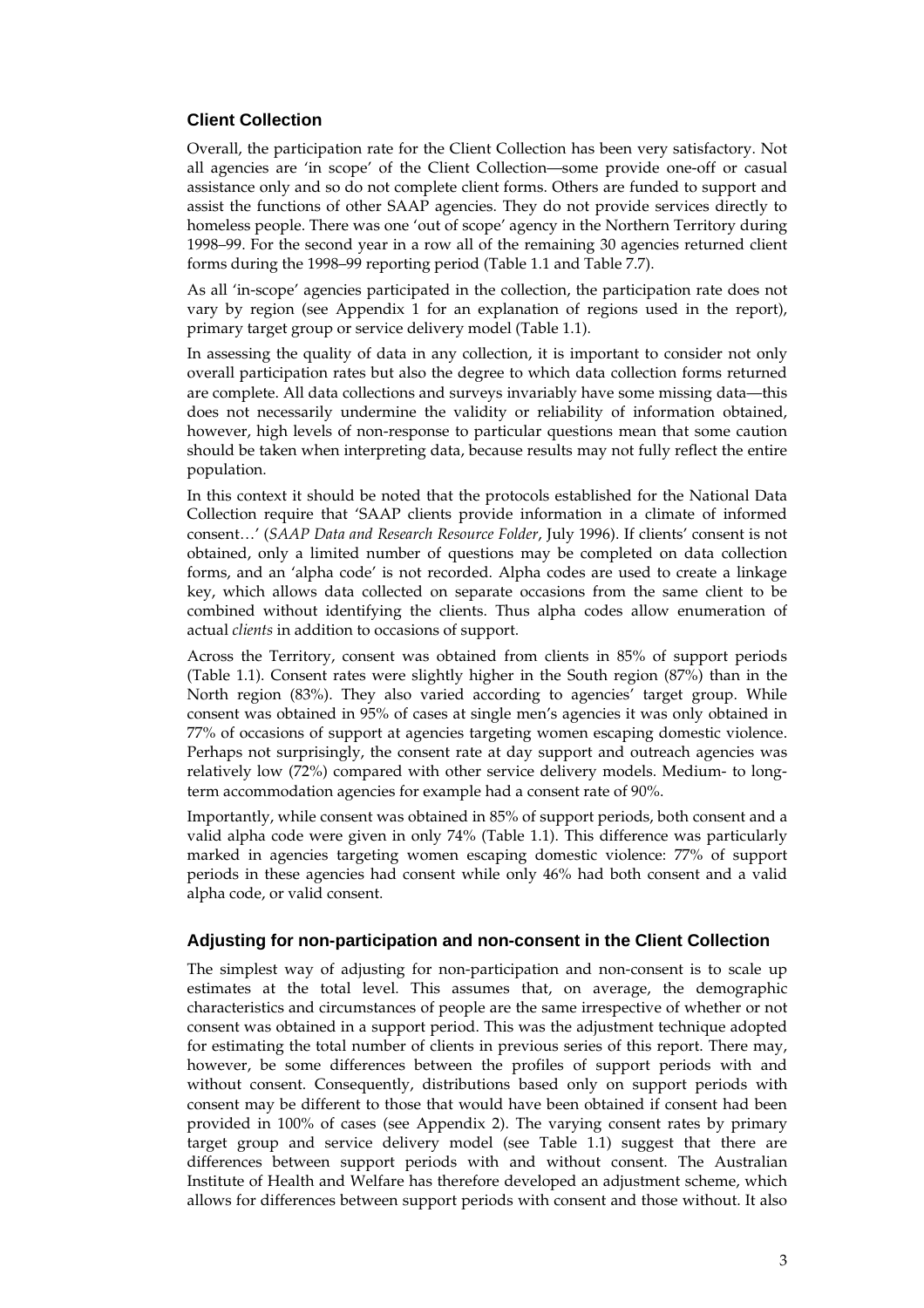### Client Collection

Overall, the participation rate for the Client Collection has been very satisfactory. Not all agencies are 'in scope' of the Client Collection—some provide one-off or casual assistance only and so do not complete client forms. Others are funded to support and assist the functions of other SAAP agencies. They do not provide services directly to homeless people. There was one 'out of scope' agency in the Northern Territory during 1998–99. For the second year in a row all of the remaining 30 agencies returned client forms during the 1998–99 reporting period (Table 1.1 and Table 7.7).

As all 'in-scope' agencies participated in the collection, the participation rate does not vary by region (see Appendix 1 for an explanation of regions used in the report), primary target group or service delivery model (Table 1.1).

In assessing the quality of data in any collection, it is important to consider not only overall participation rates but also the degree to which data collection forms returned are complete. All data collections and surveys invariably have some missing data—this does not necessarily undermine the validity or reliability of information obtained, however, high levels of non-response to particular questions mean that some caution should be taken when interpreting data, because results may not fully reflect the entire population.

In this context it should be noted that the protocols established for the National Data Collection require that 'SAAP clients provide information in a climate of informed consent…' (*SAAP Data and Research Resource Folder*, July 1996). If clients' consent is not obtained, only a limited number of questions may be completed on data collection forms, and an 'alpha code' is not recorded. Alpha codes are used to create a linkage key, which allows data collected on separate occasions from the same client to be combined without identifying the clients. Thus alpha codes allow enumeration of actual *clients* in addition to occasions of support.

Across the Territory, consent was obtained from clients in 85% of support periods (Table 1.1). Consent rates were slightly higher in the South region (87%) than in the North region (83%). They also varied according to agencies' target group. While consent was obtained in 95% of cases at single men's agencies it was only obtained in 77% of occasions of support at agencies targeting women escaping domestic violence. Perhaps not surprisingly, the consent rate at day support and outreach agencies was relatively low (72%) compared with other service delivery models. Medium- to long-term accommodation agencies for example had a consent rate of 90%.

Importantly, while consent was obtained in 85% of support periods, both consent and a valid alpha code were given in only 74% (Table 1.1). This difference was particularly marked in agencies targeting women escaping domestic violence: 77% of support periods in these agencies had consent while only 46% had both consent and a valid alpha code, or valid consent.

### Adjusting for non-participation and non-consent in the Client Collection

The simplest way of adjusting for non-participation and non-consent is to scale up estimates at the total level. This assumes that, on average, the demographic characteristics and circumstances of people are the same irrespective of whether or not consent was obtained in a support period. This was the adjustment technique adopted for estimating the total number of clients in previous series of this report. There may, however, be some differences between the profiles of support periods with and without consent. Consequently, distributions based only on support periods with consent may be different to those that would have been obtained if consent had been provided in 100% of cases (see Appendix 2). The varying consent rates by primary target group and service delivery model (see Table 1.1) suggest that there are differences between support periods with and without consent. The Australian Institute of Health and Welfare has therefore developed an adjustment scheme, which allows for differences between support periods with consent and those without. It also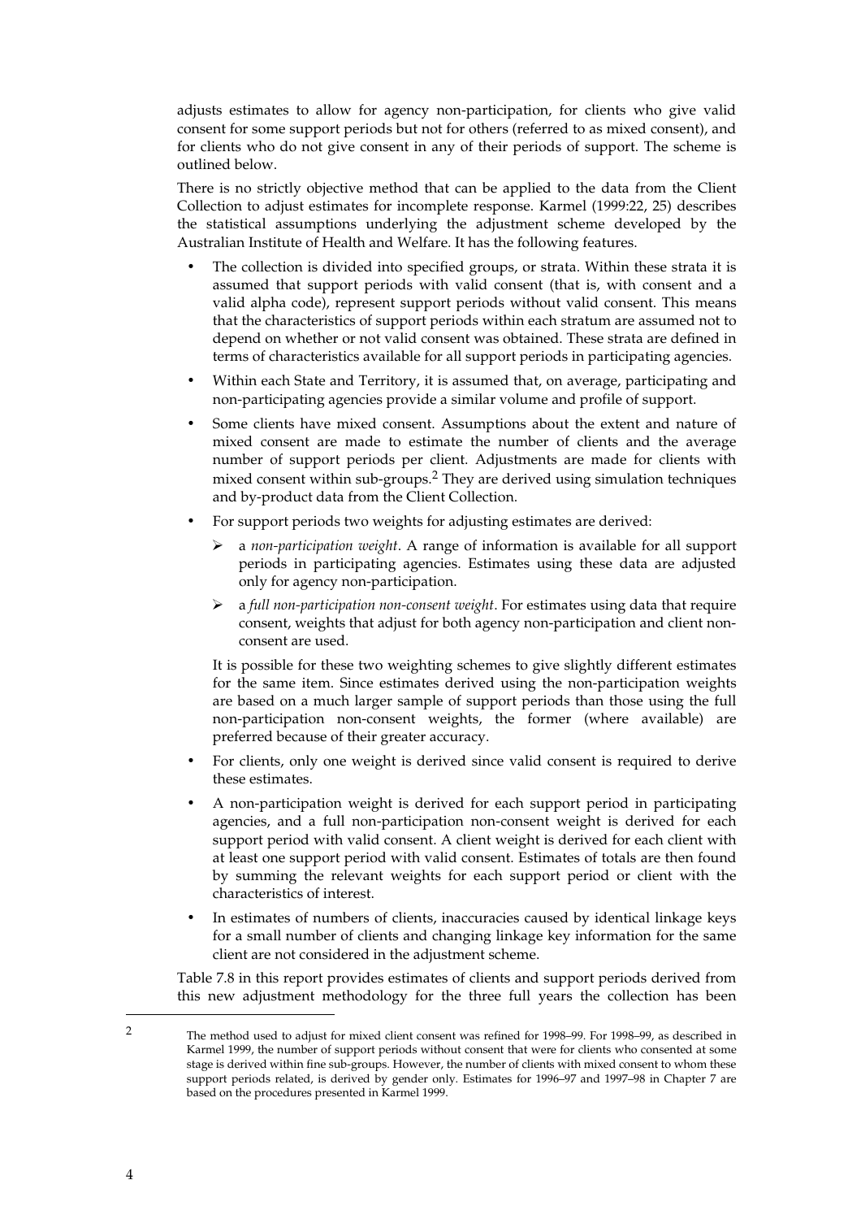adjusts estimates to allow for agency non-participation, for clients who give valid consent for some support periods but not for others (referred to as mixed consent), and for clients who do not give consent in any of their periods of support. The scheme is outlined below.

There is no strictly objective method that can be applied to the data from the Client Collection to adjust estimates for incomplete response. Karmel (1999:22, 25) describes the statistical assumptions underlying the adjustment scheme developed by the Australian Institute of Health and Welfare. It has the following features.

- The collection is divided into specified groups, or strata. Within these strata it is assumed that support periods with valid consent (that is, with consent and a valid alpha code), represent support periods without valid consent. This means that the characteristics of support periods within each stratum are assumed not to depend on whether or not valid consent was obtained. These strata are defined in terms of characteristics available for all support periods in participating agencies.
- Within each State and Territory, it is assumed that, on average, participating and non-participating agencies provide a similar volume and profile of support.
- Some clients have mixed consent. Assumptions about the extent and nature of mixed consent are made to estimate the number of clients and the average number of support periods per client. Adjustments are made for clients with mixed consent within sub-groups.[2] They are derived using simulation techniques and by-product data from the Client Collection.
- For support periods two weights for adjusting estimates are derived:
  - a *non-participation weight*. A range of information is available for all support periods in participating agencies. Estimates using these data are adjusted only for agency non-participation.
  - a *full non-participation non-consent weight*. For estimates using data that require consent, weights that adjust for both agency non-participation and client non-consent are used.

  It is possible for these two weighting schemes to give slightly different estimates for the same item. Since estimates derived using the non-participation weights are based on a much larger sample of support periods than those using the full non-participation non-consent weights, the former (where available) are preferred because of their greater accuracy.
- For clients, only one weight is derived since valid consent is required to derive these estimates.
- A non-participation weight is derived for each support period in participating agencies, and a full non-participation non-consent weight is derived for each support period with valid consent. A client weight is derived for each client with at least one support period with valid consent. Estimates of totals are then found by summing the relevant weights for each support period or client with the characteristics of interest.
- In estimates of numbers of clients, inaccuracies caused by identical linkage keys for a small number of clients and changing linkage key information for the same client are not considered in the adjustment scheme.

Table 7.8 in this report provides estimates of clients and support periods derived from this new adjustment methodology for the three full years the collection has been

---

[2] The method used to adjust for mixed client consent was refined for 1998–99. For 1998–99, as described in Karmel 1999, the number of support periods without consent that were for clients who consented at some stage is derived within fine sub-groups. However, the number of clients with mixed consent to whom these support periods related, is derived by gender only. Estimates for 1996–97 and 1997–98 in Chapter 7 are based on the procedures presented in Karmel 1999.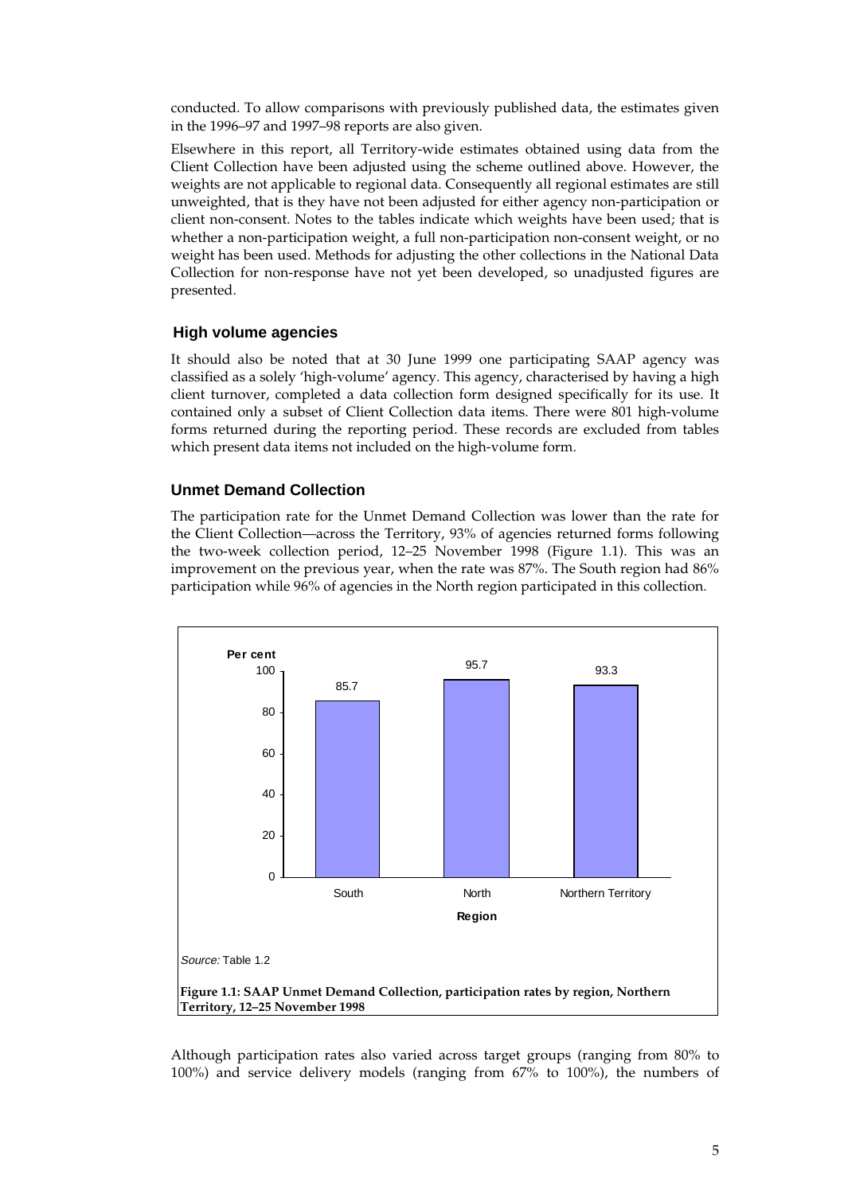conducted. To allow comparisons with previously published data, the estimates given in the 1996–97 and 1997–98 reports are also given.

Elsewhere in this report, all Territory-wide estimates obtained using data from the Client Collection have been adjusted using the scheme outlined above. However, the weights are not applicable to regional data. Consequently all regional estimates are still unweighted, that is they have not been adjusted for either agency non-participation or client non-consent. Notes to the tables indicate which weights have been used; that is whether a non-participation weight, a full non-participation non-consent weight, or no weight has been used. Methods for adjusting the other collections in the National Data Collection for non-response have not yet been developed, so unadjusted figures are presented.

### High volume agencies

It should also be noted that at 30 June 1999 one participating SAAP agency was classified as a solely 'high-volume' agency. This agency, characterised by having a high client turnover, completed a data collection form designed specifically for its use. It contained only a subset of Client Collection data items. There were 801 high-volume forms returned during the reporting period. These records are excluded from tables which present data items not included on the high-volume form.

### Unmet Demand Collection

The participation rate for the Unmet Demand Collection was lower than the rate for the Client Collection—across the Territory, 93% of agencies returned forms following the two-week collection period, 12–25 November 1998 (Figure 1.1). This was an improvement on the previous year, when the rate was 87%. The South region had 86% participation while 96% of agencies in the North region participated in this collection.

Per cent
100
80
60
40
20
0

85.7
95.7
93.3

South
North
Northern Territory

Region

*Source:* Table 1.2

**Figure 1.1: SAAP Unmet Demand Collection, participation rates by region, Northern Territory, 12–25 November 1998**

Although participation rates also varied across target groups (ranging from 80% to 100%) and service delivery models (ranging from 67% to 100%), the numbers of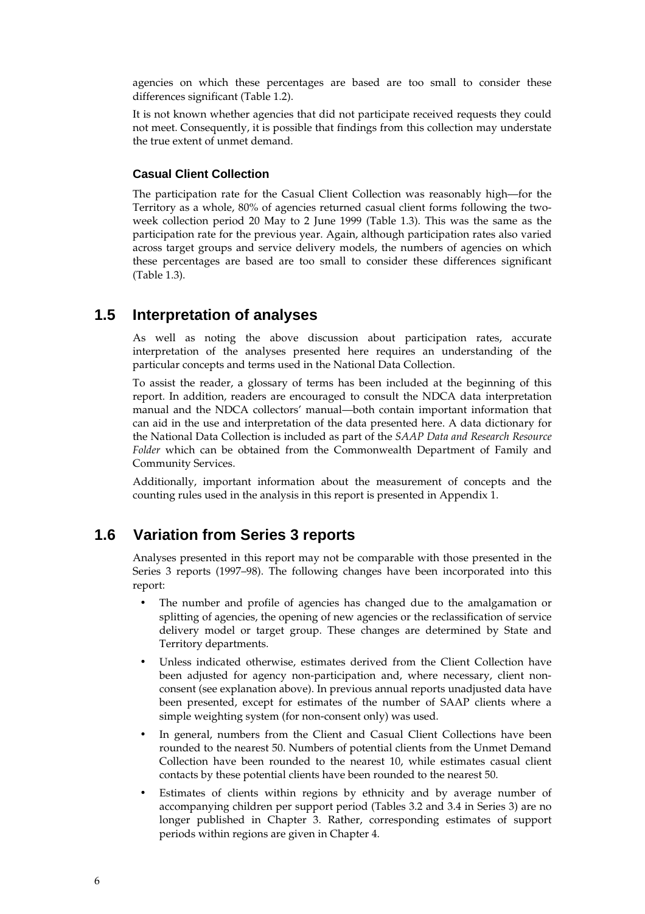agencies on which these percentages are based are too small to consider these differences significant (Table 1.2).

It is not known whether agencies that did not participate received requests they could not meet. Consequently, it is possible that findings from this collection may understate the true extent of unmet demand.

### Casual Client Collection

The participation rate for the Casual Client Collection was reasonably high—for the Territory as a whole, 80% of agencies returned casual client forms following the two-week collection period 20 May to 2 June 1999 (Table 1.3). This was the same as the participation rate for the previous year. Again, although participation rates also varied across target groups and service delivery models, the numbers of agencies on which these percentages are based are too small to consider these differences significant (Table 1.3).

## 1.5 Interpretation of analyses

As well as noting the above discussion about participation rates, accurate interpretation of the analyses presented here requires an understanding of the particular concepts and terms used in the National Data Collection.

To assist the reader, a glossary of terms has been included at the beginning of this report. In addition, readers are encouraged to consult the NDCA data interpretation manual and the NDCA collectors' manual—both contain important information that can aid in the use and interpretation of the data presented here. A data dictionary for the National Data Collection is included as part of the *SAAP Data and Research Resource Folder* which can be obtained from the Commonwealth Department of Family and Community Services.

Additionally, important information about the measurement of concepts and the counting rules used in the analysis in this report is presented in Appendix 1.

## 1.6 Variation from Series 3 reports

Analyses presented in this report may not be comparable with those presented in the Series 3 reports (1997–98). The following changes have been incorporated into this report:

- The number and profile of agencies has changed due to the amalgamation or splitting of agencies, the opening of new agencies or the reclassification of service delivery model or target group. These changes are determined by State and Territory departments.
- Unless indicated otherwise, estimates derived from the Client Collection have been adjusted for agency non-participation and, where necessary, client non-consent (see explanation above). In previous annual reports unadjusted data have been presented, except for estimates of the number of SAAP clients where a simple weighting system (for non-consent only) was used.
- In general, numbers from the Client and Casual Client Collections have been rounded to the nearest 50. Numbers of potential clients from the Unmet Demand Collection have been rounded to the nearest 10, while estimates casual client contacts by these potential clients have been rounded to the nearest 50.
- Estimates of clients within regions by ethnicity and by average number of accompanying children per support period (Tables 3.2 and 3.4 in Series 3) are no longer published in Chapter 3. Rather, corresponding estimates of support periods within regions are given in Chapter 4.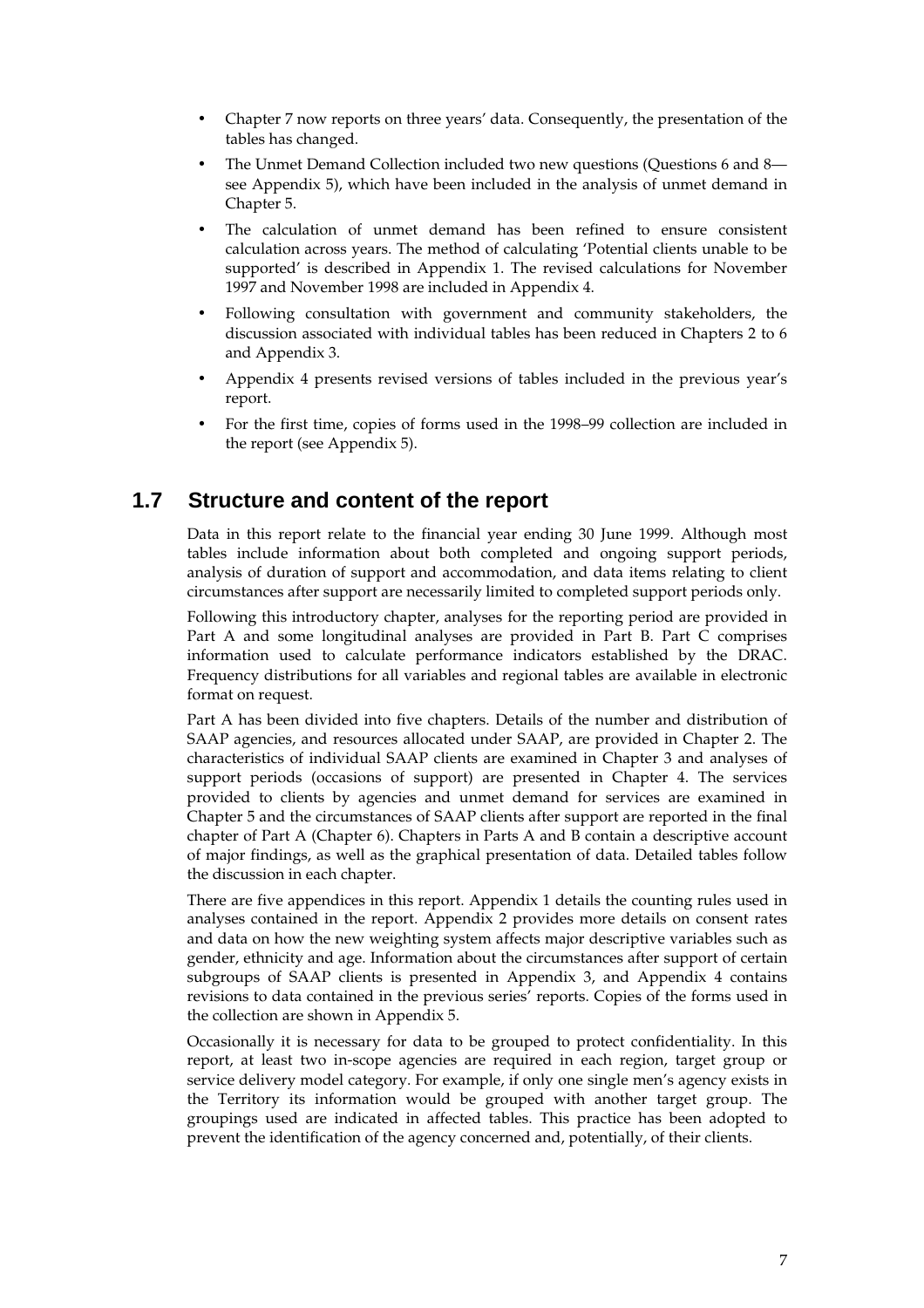- Chapter 7 now reports on three years' data. Consequently, the presentation of the tables has changed.
- The Unmet Demand Collection included two new questions (Questions 6 and 8—see Appendix 5), which have been included in the analysis of unmet demand in Chapter 5.
- The calculation of unmet demand has been refined to ensure consistent calculation across years. The method of calculating 'Potential clients unable to be supported' is described in Appendix 1. The revised calculations for November 1997 and November 1998 are included in Appendix 4.
- Following consultation with government and community stakeholders, the discussion associated with individual tables has been reduced in Chapters 2 to 6 and Appendix 3.
- Appendix 4 presents revised versions of tables included in the previous year's report.
- For the first time, copies of forms used in the 1998–99 collection are included in the report (see Appendix 5).

## 1.7 Structure and content of the report

Data in this report relate to the financial year ending 30 June 1999. Although most tables include information about both completed and ongoing support periods, analysis of duration of support and accommodation, and data items relating to client circumstances after support are necessarily limited to completed support periods only.

Following this introductory chapter, analyses for the reporting period are provided in Part A and some longitudinal analyses are provided in Part B. Part C comprises information used to calculate performance indicators established by the DRAC. Frequency distributions for all variables and regional tables are available in electronic format on request.

Part A has been divided into five chapters. Details of the number and distribution of SAAP agencies, and resources allocated under SAAP, are provided in Chapter 2. The characteristics of individual SAAP clients are examined in Chapter 3 and analyses of support periods (occasions of support) are presented in Chapter 4. The services provided to clients by agencies and unmet demand for services are examined in Chapter 5 and the circumstances of SAAP clients after support are reported in the final chapter of Part A (Chapter 6). Chapters in Parts A and B contain a descriptive account of major findings, as well as the graphical presentation of data. Detailed tables follow the discussion in each chapter.

There are five appendices in this report. Appendix 1 details the counting rules used in analyses contained in the report. Appendix 2 provides more details on consent rates and data on how the new weighting system affects major descriptive variables such as gender, ethnicity and age. Information about the circumstances after support of certain subgroups of SAAP clients is presented in Appendix 3, and Appendix 4 contains revisions to data contained in the previous series' reports. Copies of the forms used in the collection are shown in Appendix 5.

Occasionally it is necessary for data to be grouped to protect confidentiality. In this report, at least two in-scope agencies are required in each region, target group or service delivery model category. For example, if only one single men's agency exists in the Territory its information would be grouped with another target group. The groupings used are indicated in affected tables. This practice has been adopted to prevent the identification of the agency concerned and, potentially, of their clients.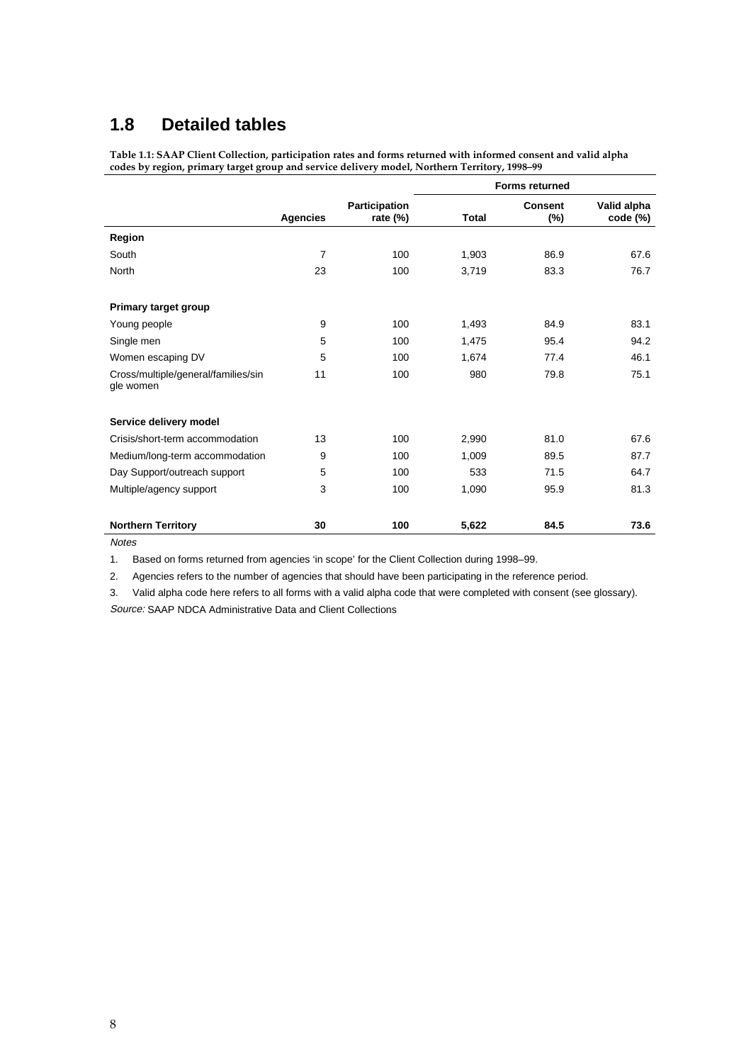## 1.8 Detailed tables

**Table 1.1: SAAP Client Collection, participation rates and forms returned with informed consent and valid alpha codes by region, primary target group and service delivery model, Northern Territory, 1998–99**

| | | | Forms returned | | |
|---|---|---|---|---|---|
| | **Agencies** | **Participation rate (%)** | **Total** | **Consent (%)** | **Valid alpha code (%)** |
| **Region** | | | | | |
| South | 7 | 100 | 1,903 | 86.9 | 67.6 |
| North | 23 | 100 | 3,719 | 83.3 | 76.7 |
| **Primary target group** | | | | | |
| Young people | 9 | 100 | 1,493 | 84.9 | 83.1 |
| Single men | 5 | 100 | 1,475 | 95.4 | 94.2 |
| Women escaping DV | 5 | 100 | 1,674 | 77.4 | 46.1 |
| Cross/multiple/general/families/single women | 11 | 100 | 980 | 79.8 | 75.1 |
| **Service delivery model** | | | | | |
| Crisis/short-term accommodation | 13 | 100 | 2,990 | 81.0 | 67.6 |
| Medium/long-term accommodation | 9 | 100 | 1,009 | 89.5 | 87.7 |
| Day Support/outreach support | 5 | 100 | 533 | 71.5 | 64.7 |
| Multiple/agency support | 3 | 100 | 1,090 | 95.9 | 81.3 |
| **Northern Territory** | **30** | **100** | **5,622** | **84.5** | **73.6** |

*Notes*

1. Based on forms returned from agencies 'in scope' for the Client Collection during 1998–99.
2. Agencies refers to the number of agencies that should have been participating in the reference period.
3. Valid alpha code here refers to all forms with a valid alpha code that were completed with consent (see glossary).

*Source:* SAAP NDCA Administrative Data and Client Collections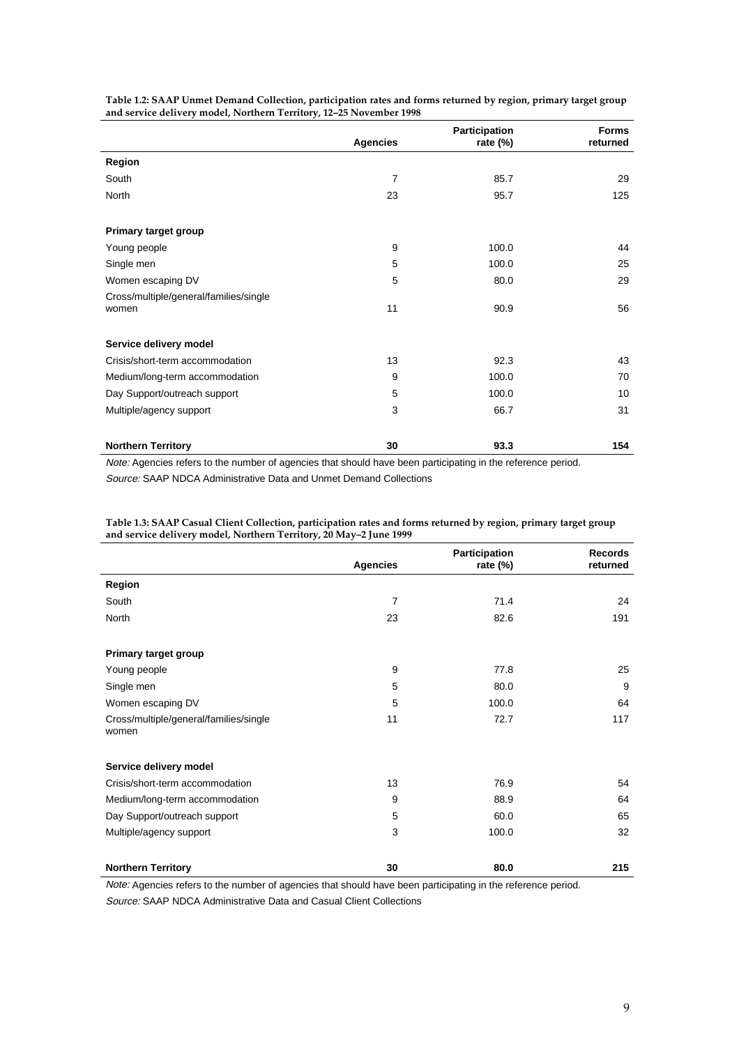**Table 1.2: SAAP Unmet Demand Collection, participation rates and forms returned by region, primary target group and service delivery model, Northern Territory, 12–25 November 1998**

| | Agencies | Participation rate (%) | Forms returned |
|---|---|---|---|
| **Region** | | | |
| South | 7 | 85.7 | 29 |
| North | 23 | 95.7 | 125 |
| **Primary target group** | | | |
| Young people | 9 | 100.0 | 44 |
| Single men | 5 | 100.0 | 25 |
| Women escaping DV | 5 | 80.0 | 29 |
| Cross/multiple/general/families/single women | 11 | 90.9 | 56 |
| **Service delivery model** | | | |
| Crisis/short-term accommodation | 13 | 92.3 | 43 |
| Medium/long-term accommodation | 9 | 100.0 | 70 |
| Day Support/outreach support | 5 | 100.0 | 10 |
| Multiple/agency support | 3 | 66.7 | 31 |
| **Northern Territory** | **30** | **93.3** | **154** |

*Note:* Agencies refers to the number of agencies that should have been participating in the reference period.

*Source:* SAAP NDCA Administrative Data and Unmet Demand Collections

**Table 1.3: SAAP Casual Client Collection, participation rates and forms returned by region, primary target group and service delivery model, Northern Territory, 20 May–2 June 1999**

| | Agencies | Participation rate (%) | Records returned |
|---|---|---|---|
| **Region** | | | |
| South | 7 | 71.4 | 24 |
| North | 23 | 82.6 | 191 |
| **Primary target group** | | | |
| Young people | 9 | 77.8 | 25 |
| Single men | 5 | 80.0 | 9 |
| Women escaping DV | 5 | 100.0 | 64 |
| Cross/multiple/general/families/single women | 11 | 72.7 | 117 |
| **Service delivery model** | | | |
| Crisis/short-term accommodation | 13 | 76.9 | 54 |
| Medium/long-term accommodation | 9 | 88.9 | 64 |
| Day Support/outreach support | 5 | 60.0 | 65 |
| Multiple/agency support | 3 | 100.0 | 32 |
| **Northern Territory** | **30** | **80.0** | **215** |

*Note:* Agencies refers to the number of agencies that should have been participating in the reference period.

*Source:* SAAP NDCA Administrative Data and Casual Client Collections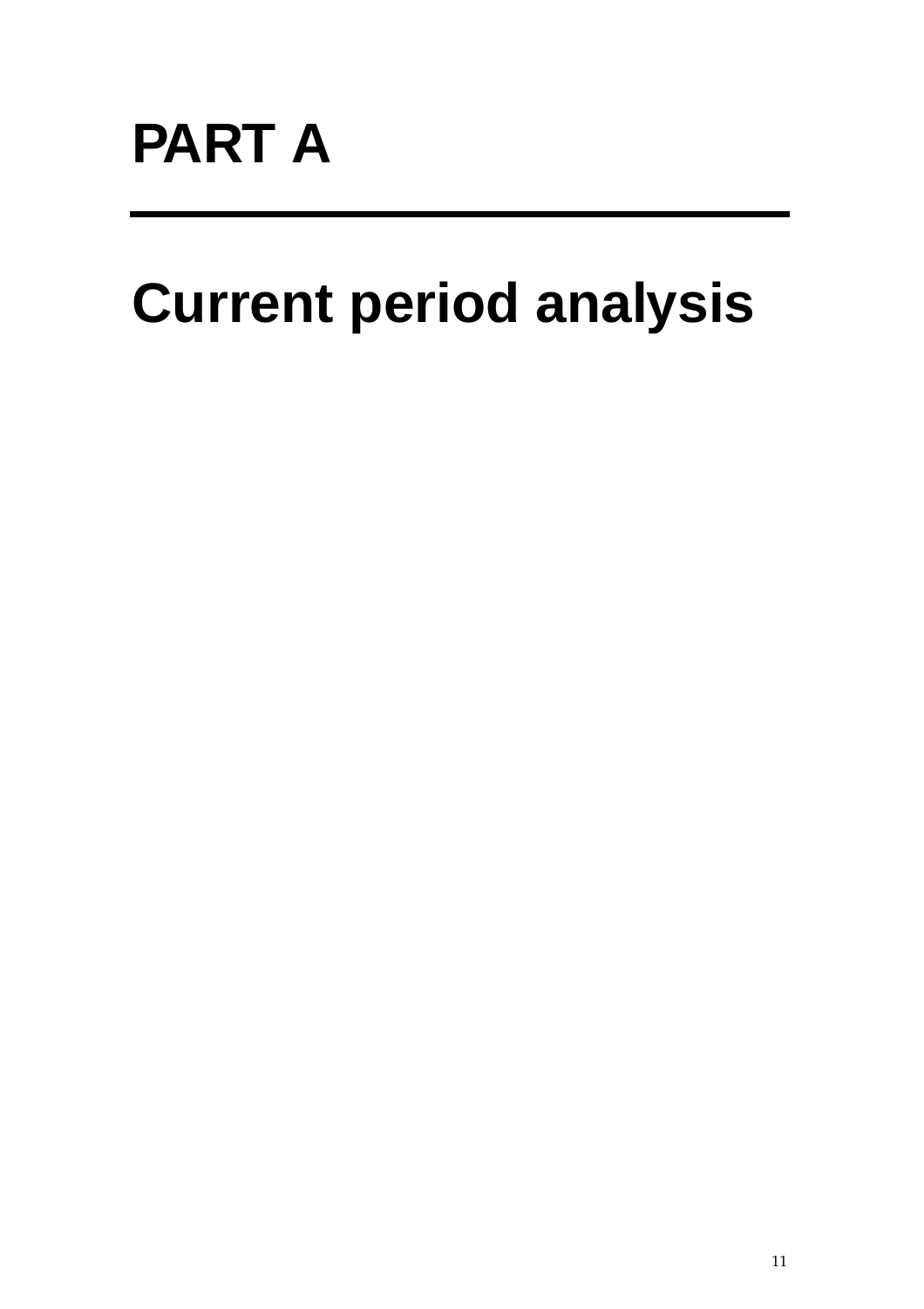# PART A

# Current period analysis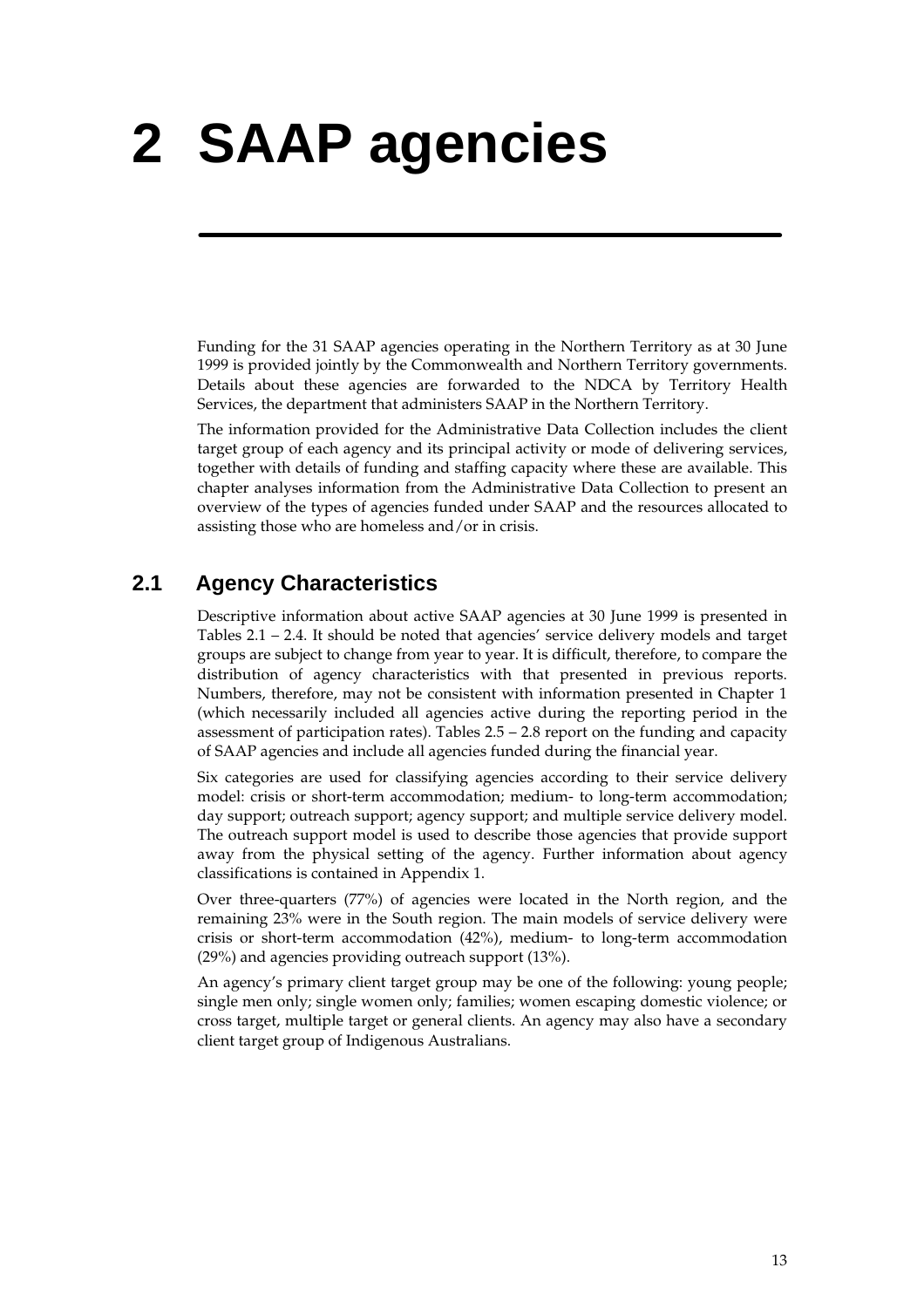# 2 SAAP agencies

Funding for the 31 SAAP agencies operating in the Northern Territory as at 30 June 1999 is provided jointly by the Commonwealth and Northern Territory governments. Details about these agencies are forwarded to the NDCA by Territory Health Services, the department that administers SAAP in the Northern Territory.

The information provided for the Administrative Data Collection includes the client target group of each agency and its principal activity or mode of delivering services, together with details of funding and staffing capacity where these are available. This chapter analyses information from the Administrative Data Collection to present an overview of the types of agencies funded under SAAP and the resources allocated to assisting those who are homeless and/or in crisis.

## 2.1 Agency Characteristics

Descriptive information about active SAAP agencies at 30 June 1999 is presented in Tables 2.1 – 2.4. It should be noted that agencies' service delivery models and target groups are subject to change from year to year. It is difficult, therefore, to compare the distribution of agency characteristics with that presented in previous reports. Numbers, therefore, may not be consistent with information presented in Chapter 1 (which necessarily included all agencies active during the reporting period in the assessment of participation rates). Tables 2.5 – 2.8 report on the funding and capacity of SAAP agencies and include all agencies funded during the financial year.

Six categories are used for classifying agencies according to their service delivery model: crisis or short-term accommodation; medium- to long-term accommodation; day support; outreach support; agency support; and multiple service delivery model. The outreach support model is used to describe those agencies that provide support away from the physical setting of the agency. Further information about agency classifications is contained in Appendix 1.

Over three-quarters (77%) of agencies were located in the North region, and the remaining 23% were in the South region. The main models of service delivery were crisis or short-term accommodation (42%), medium- to long-term accommodation (29%) and agencies providing outreach support (13%).

An agency's primary client target group may be one of the following: young people; single men only; single women only; families; women escaping domestic violence; or cross target, multiple target or general clients. An agency may also have a secondary client target group of Indigenous Australians.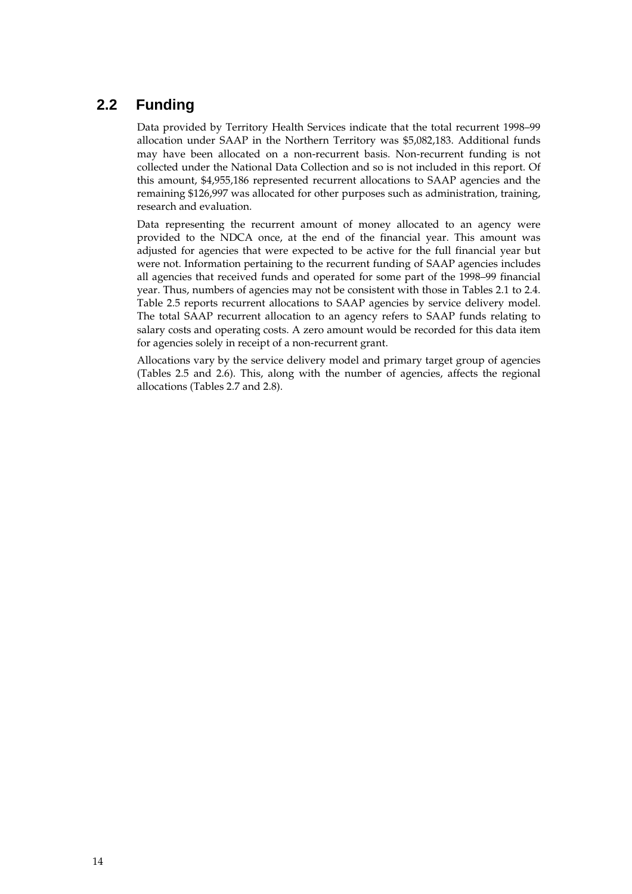## 2.2 Funding

Data provided by Territory Health Services indicate that the total recurrent 1998–99 allocation under SAAP in the Northern Territory was $5,082,183. Additional funds may have been allocated on a non-recurrent basis. Non-recurrent funding is not collected under the National Data Collection and so is not included in this report. Of this amount, $4,955,186 represented recurrent allocations to SAAP agencies and the remaining $126,997 was allocated for other purposes such as administration, training, research and evaluation.

Data representing the recurrent amount of money allocated to an agency were provided to the NDCA once, at the end of the financial year. This amount was adjusted for agencies that were expected to be active for the full financial year but were not. Information pertaining to the recurrent funding of SAAP agencies includes all agencies that received funds and operated for some part of the 1998–99 financial year. Thus, numbers of agencies may not be consistent with those in Tables 2.1 to 2.4. Table 2.5 reports recurrent allocations to SAAP agencies by service delivery model. The total SAAP recurrent allocation to an agency refers to SAAP funds relating to salary costs and operating costs. A zero amount would be recorded for this data item for agencies solely in receipt of a non-recurrent grant.

Allocations vary by the service delivery model and primary target group of agencies (Tables 2.5 and 2.6). This, along with the number of agencies, affects the regional allocations (Tables 2.7 and 2.8).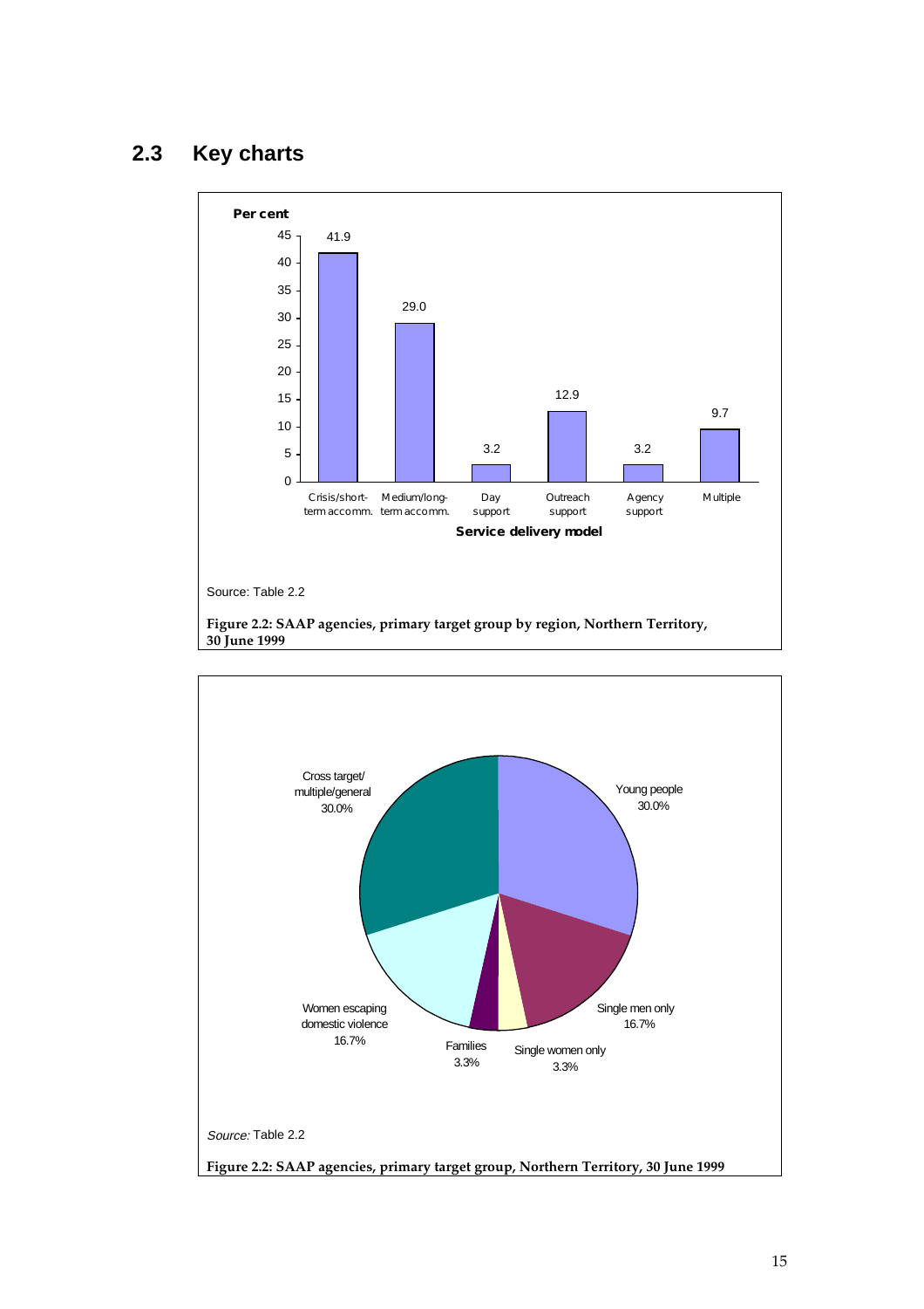## 2.3 Key charts

Per cent

45
40
35
30
25
20
15
10
5
0

41.9
29.0
3.2
12.9
3.2
9.7

Crisis/short-term accomm.
Medium/long-term accomm.
Day support
Outreach support
Agency support
Multiple

Service delivery model

Source: Table 2.2

**Figure 2.2: SAAP agencies, primary target group by region, Northern Territory, 30 June 1999**

Cross target/ multiple/general 30.0%

Young people 30.0%

Single men only 16.7%

Single women only 3.3%

Families 3.3%

Women escaping domestic violence 16.7%

*Source:* Table 2.2

**Figure 2.2: SAAP agencies, primary target group, Northern Territory, 30 June 1999**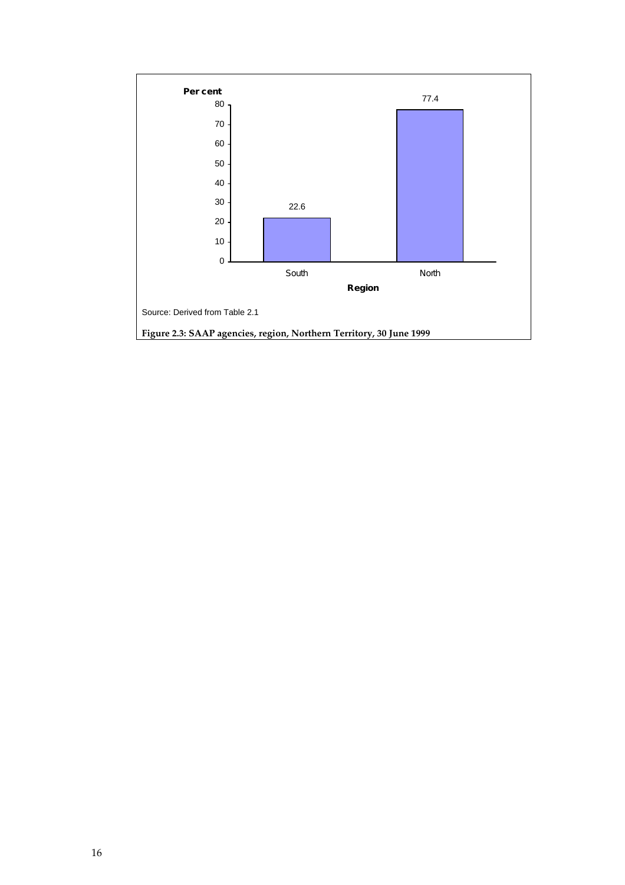Per cent

80
70
60
50
40
30
20
10
0

22.6

77.4

South

North

Region

Source: Derived from Table 2.1

**Figure 2.3: SAAP agencies, region, Northern Territory, 30 June 1999**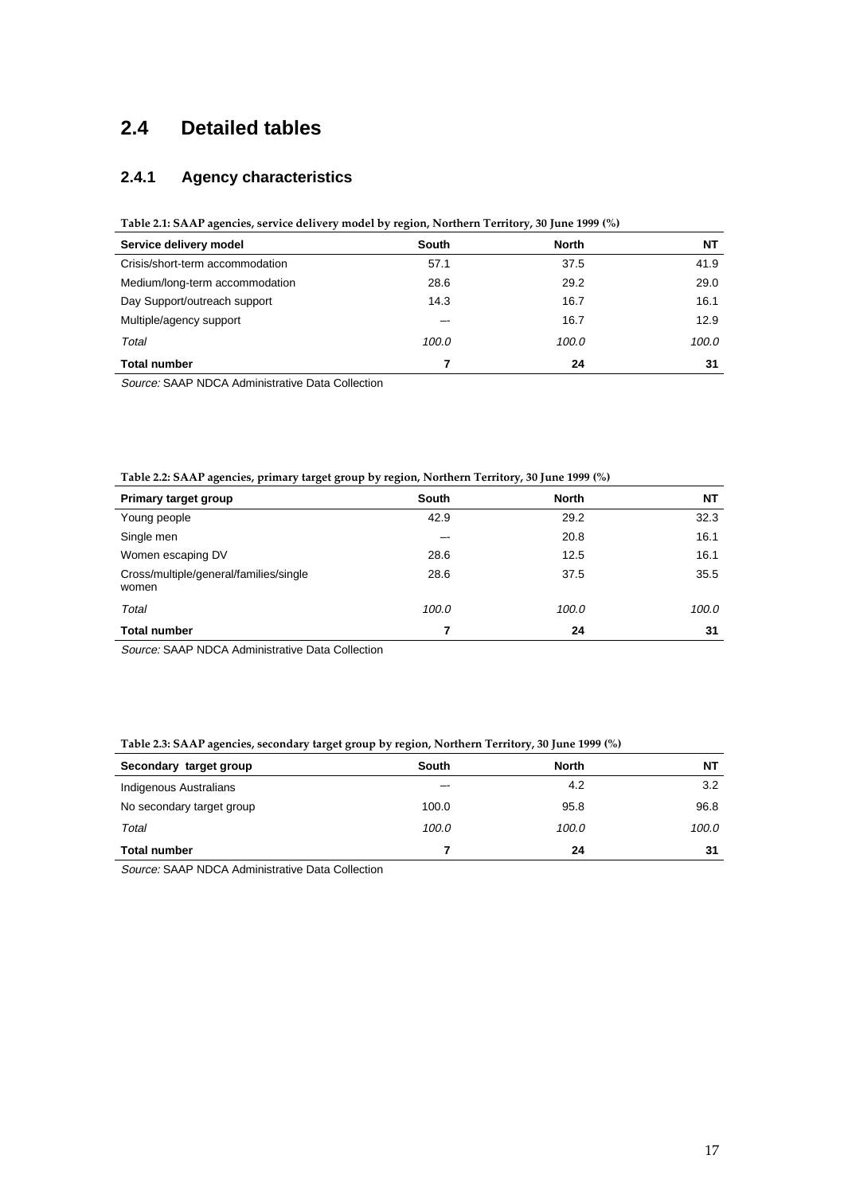## 2.4 Detailed tables

### 2.4.1 Agency characteristics

**Table 2.1: SAAP agencies, service delivery model by region, Northern Territory, 30 June 1999 (%)**

| Service delivery model | South | North | NT |
|---|---|---|---|
| Crisis/short-term accommodation | 57.1 | 37.5 | 41.9 |
| Medium/long-term accommodation | 28.6 | 29.2 | 29.0 |
| Day Support/outreach support | 14.3 | 16.7 | 16.1 |
| Multiple/agency support | — | 16.7 | 12.9 |
| *Total* | *100.0* | *100.0* | *100.0* |
| **Total number** | **7** | **24** | **31** |

*Source:* SAAP NDCA Administrative Data Collection

**Table 2.2: SAAP agencies, primary target group by region, Northern Territory, 30 June 1999 (%)**

| Primary target group | South | North | NT |
|---|---|---|---|
| Young people | 42.9 | 29.2 | 32.3 |
| Single men | — | 20.8 | 16.1 |
| Women escaping DV | 28.6 | 12.5 | 16.1 |
| Cross/multiple/general/families/single women | 28.6 | 37.5 | 35.5 |
| *Total* | *100.0* | *100.0* | *100.0* |
| **Total number** | **7** | **24** | **31** |

*Source:* SAAP NDCA Administrative Data Collection

**Table 2.3: SAAP agencies, secondary target group by region, Northern Territory, 30 June 1999 (%)**

| Secondary target group | South | North | NT |
|---|---|---|---|
| Indigenous Australians | — | 4.2 | 3.2 |
| No secondary target group | 100.0 | 95.8 | 96.8 |
| *Total* | *100.0* | *100.0* | *100.0* |
| **Total number** | **7** | **24** | **31** |

*Source:* SAAP NDCA Administrative Data Collection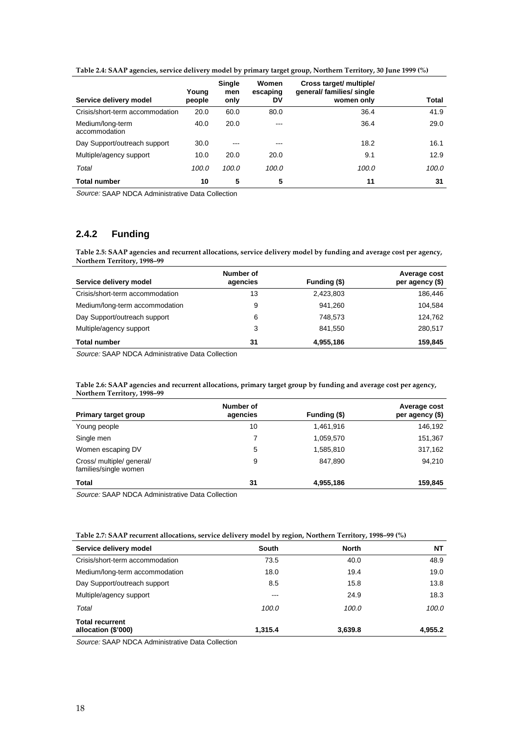**Table 2.4: SAAP agencies, service delivery model by primary target group, Northern Territory, 30 June 1999 (%)**

| Service delivery model | Young people | Single men only | Women escaping DV | Cross target/ multiple/ general/ families/ single women only | Total |
|---|---|---|---|---|---|
| Crisis/short-term accommodation | 20.0 | 60.0 | 80.0 | 36.4 | 41.9 |
| Medium/long-term accommodation | 40.0 | 20.0 | --- | 36.4 | 29.0 |
| Day Support/outreach support | 30.0 | --- | --- | 18.2 | 16.1 |
| Multiple/agency support | 10.0 | 20.0 | 20.0 | 9.1 | 12.9 |
| *Total* | *100.0* | *100.0* | *100.0* | *100.0* | *100.0* |
| **Total number** | **10** | **5** | **5** | **11** | **31** |

*Source:* SAAP NDCA Administrative Data Collection

### 2.4.2 Funding

**Table 2.5: SAAP agencies and recurrent allocations, service delivery model by funding and average cost per agency, Northern Territory, 1998–99**

| Service delivery model | Number of agencies | Funding ($) | Average cost per agency ($) |
|---|---|---|---|
| Crisis/short-term accommodation | 13 | 2,423,803 | 186,446 |
| Medium/long-term accommodation | 9 | 941,260 | 104,584 |
| Day Support/outreach support | 6 | 748,573 | 124,762 |
| Multiple/agency support | 3 | 841,550 | 280,517 |
| **Total number** | **31** | **4,955,186** | **159,845** |

*Source:* SAAP NDCA Administrative Data Collection

**Table 2.6: SAAP agencies and recurrent allocations, primary target group by funding and average cost per agency, Northern Territory, 1998–99**

| Primary target group | Number of agencies | Funding ($) | Average cost per agency ($) |
|---|---|---|---|
| Young people | 10 | 1,461,916 | 146,192 |
| Single men | 7 | 1,059,570 | 151,367 |
| Women escaping DV | 5 | 1,585,810 | 317,162 |
| Cross/ multiple/ general/ families/single women | 9 | 847,890 | 94,210 |
| **Total** | **31** | **4,955,186** | **159,845** |

*Source:* SAAP NDCA Administrative Data Collection

**Table 2.7: SAAP recurrent allocations, service delivery model by region, Northern Territory, 1998–99 (%)**

| Service delivery model | South | North | NT |
|---|---|---|---|
| Crisis/short-term accommodation | 73.5 | 40.0 | 48.9 |
| Medium/long-term accommodation | 18.0 | 19.4 | 19.0 |
| Day Support/outreach support | 8.5 | 15.8 | 13.8 |
| Multiple/agency support | --- | 24.9 | 18.3 |
| *Total* | *100.0* | *100.0* | *100.0* |
| **Total recurrent allocation ($'000)** | **1,315.4** | **3,639.8** | **4,955.2** |

*Source:* SAAP NDCA Administrative Data Collection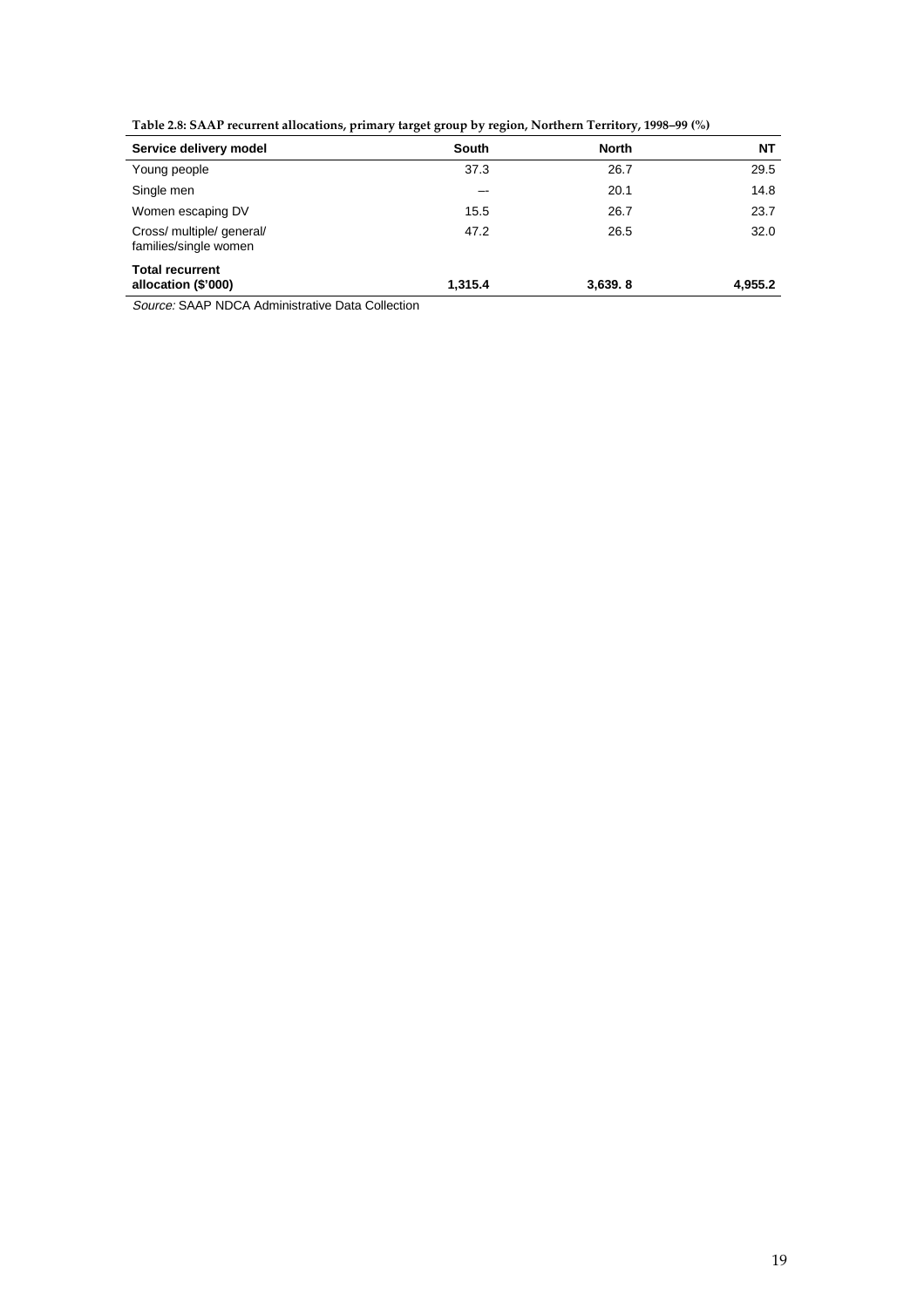**Table 2.8: SAAP recurrent allocations, primary target group by region, Northern Territory, 1998–99 (%)**

| Service delivery model | South | North | NT |
|---|---|---|---|
| Young people | 37.3 | 26.7 | 29.5 |
| Single men | — | 20.1 | 14.8 |
| Women escaping DV | 15.5 | 26.7 | 23.7 |
| Cross/ multiple/ general/ families/single women | 47.2 | 26.5 | 32.0 |
| **Total recurrent allocation ($'000)** | **1,315.4** | **3,639. 8** | **4,955.2** |

*Source:* SAAP NDCA Administrative Data Collection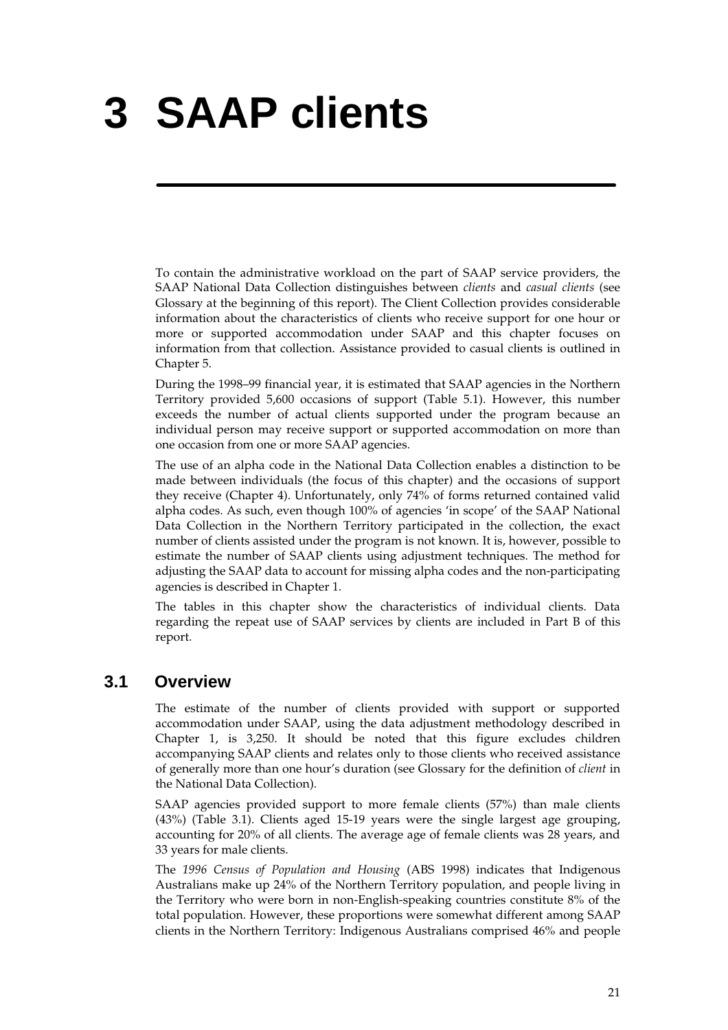# 3 SAAP clients

To contain the administrative workload on the part of SAAP service providers, the SAAP National Data Collection distinguishes between *clients* and *casual clients* (see Glossary at the beginning of this report). The Client Collection provides considerable information about the characteristics of clients who receive support for one hour or more or supported accommodation under SAAP and this chapter focuses on information from that collection. Assistance provided to casual clients is outlined in Chapter 5.

During the 1998–99 financial year, it is estimated that SAAP agencies in the Northern Territory provided 5,600 occasions of support (Table 5.1). However, this number exceeds the number of actual clients supported under the program because an individual person may receive support or supported accommodation on more than one occasion from one or more SAAP agencies.

The use of an alpha code in the National Data Collection enables a distinction to be made between individuals (the focus of this chapter) and the occasions of support they receive (Chapter 4). Unfortunately, only 74% of forms returned contained valid alpha codes. As such, even though 100% of agencies 'in scope' of the SAAP National Data Collection in the Northern Territory participated in the collection, the exact number of clients assisted under the program is not known. It is, however, possible to estimate the number of SAAP clients using adjustment techniques. The method for adjusting the SAAP data to account for missing alpha codes and the non-participating agencies is described in Chapter 1.

The tables in this chapter show the characteristics of individual clients. Data regarding the repeat use of SAAP services by clients are included in Part B of this report.

## 3.1 Overview

The estimate of the number of clients provided with support or supported accommodation under SAAP, using the data adjustment methodology described in Chapter 1, is 3,250. It should be noted that this figure excludes children accompanying SAAP clients and relates only to those clients who received assistance of generally more than one hour's duration (see Glossary for the definition of *client* in the National Data Collection).

SAAP agencies provided support to more female clients (57%) than male clients (43%) (Table 3.1). Clients aged 15-19 years were the single largest age grouping, accounting for 20% of all clients. The average age of female clients was 28 years, and 33 years for male clients.

The *1996 Census of Population and Housing* (ABS 1998) indicates that Indigenous Australians make up 24% of the Northern Territory population, and people living in the Territory who were born in non-English-speaking countries constitute 8% of the total population. However, these proportions were somewhat different among SAAP clients in the Northern Territory: Indigenous Australians comprised 46% and people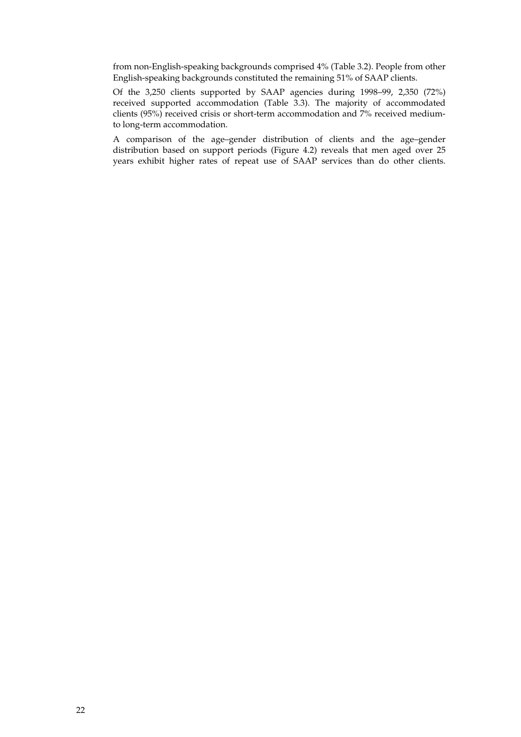from non-English-speaking backgrounds comprised 4% (Table 3.2). People from other English-speaking backgrounds constituted the remaining 51% of SAAP clients.

Of the 3,250 clients supported by SAAP agencies during 1998–99, 2,350 (72%) received supported accommodation (Table 3.3). The majority of accommodated clients (95%) received crisis or short-term accommodation and 7% received medium- to long-term accommodation.

A comparison of the age–gender distribution of clients and the age–gender distribution based on support periods (Figure 4.2) reveals that men aged over 25 years exhibit higher rates of repeat use of SAAP services than do other clients.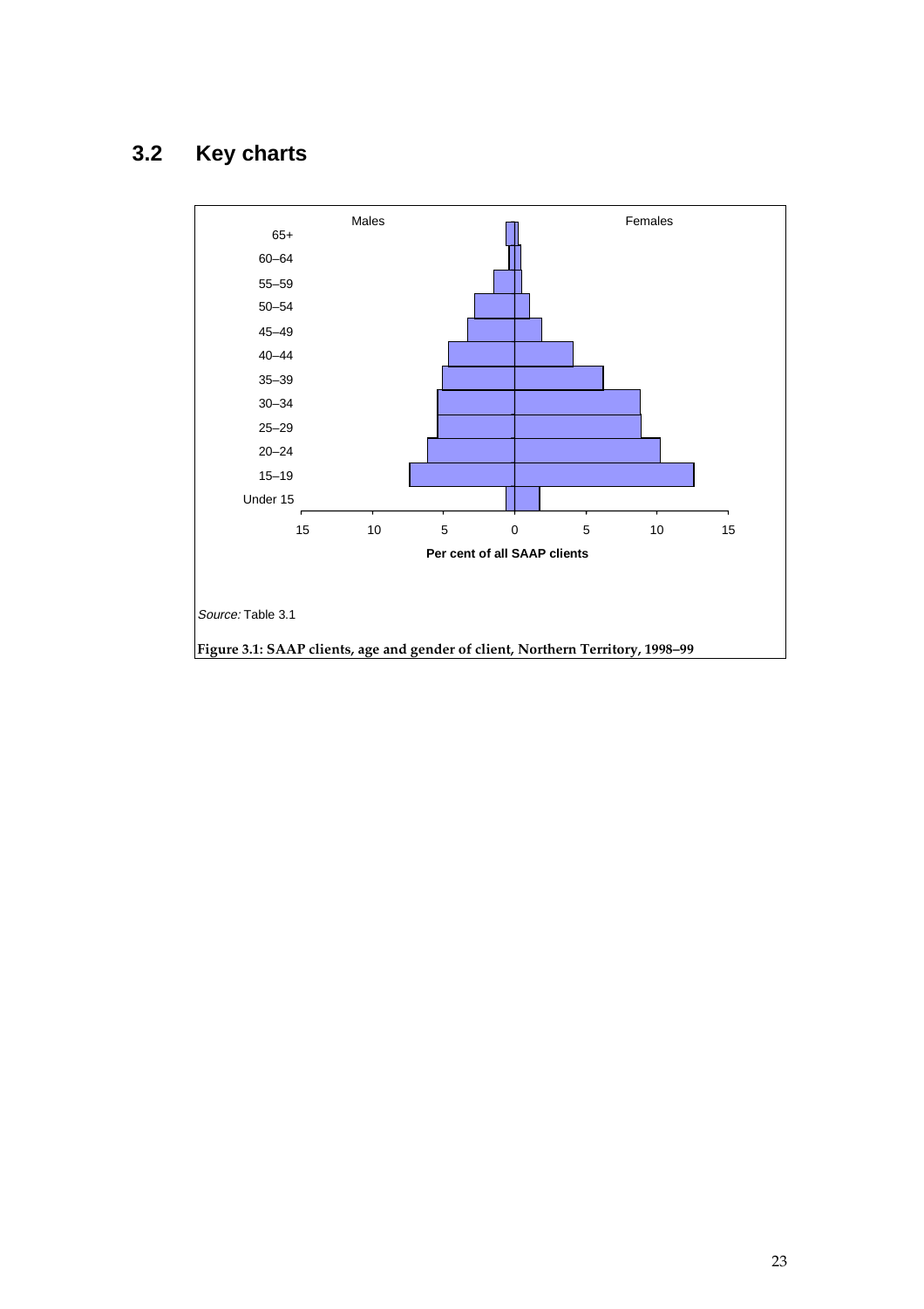## 3.2 Key charts

Males

Females

65+

60–64

55–59

50–54

45–49

40–44

35–39

30–34

25–29

20–24

15–19

Under 15

15 10 5 0 5 10 15

**Per cent of all SAAP clients**

*Source:* Table 3.1

**Figure 3.1: SAAP clients, age and gender of client, Northern Territory, 1998–99**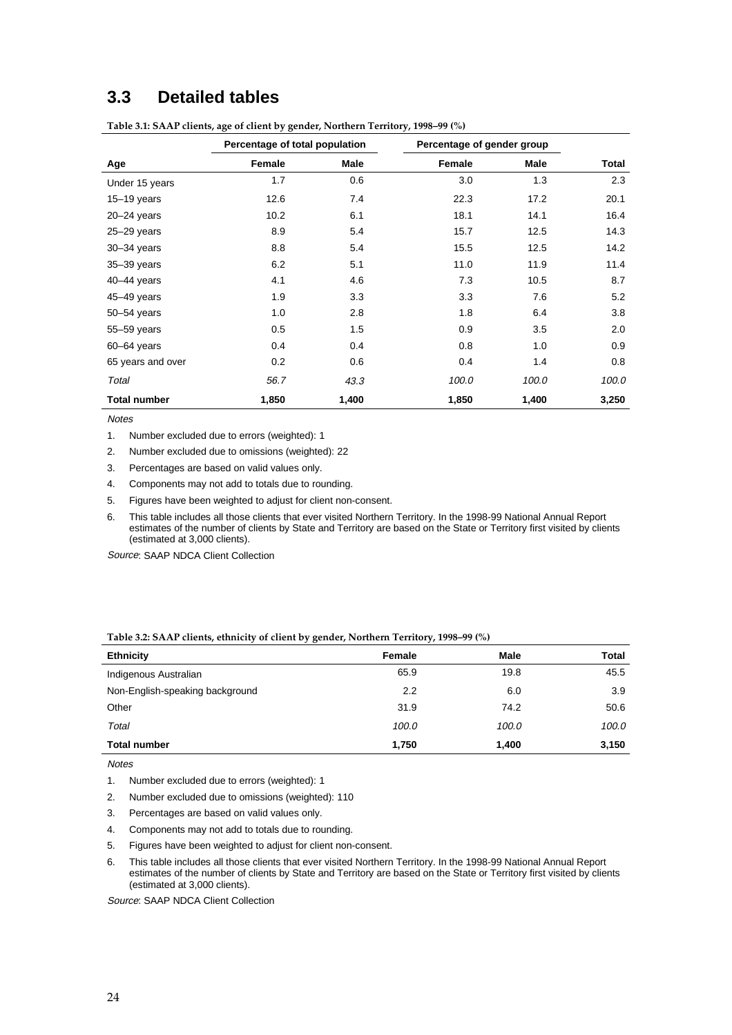## 3.3 Detailed tables

**Table 3.1: SAAP clients, age of client by gender, Northern Territory, 1998–99 (%)**

| | Percentage of total population | | Percentage of gender group | | |
|---|---|---|---|---|---|
| **Age** | **Female** | **Male** | **Female** | **Male** | **Total** |
| Under 15 years | 1.7 | 0.6 | 3.0 | 1.3 | 2.3 |
| 15–19 years | 12.6 | 7.4 | 22.3 | 17.2 | 20.1 |
| 20–24 years | 10.2 | 6.1 | 18.1 | 14.1 | 16.4 |
| 25–29 years | 8.9 | 5.4 | 15.7 | 12.5 | 14.3 |
| 30–34 years | 8.8 | 5.4 | 15.5 | 12.5 | 14.2 |
| 35–39 years | 6.2 | 5.1 | 11.0 | 11.9 | 11.4 |
| 40–44 years | 4.1 | 4.6 | 7.3 | 10.5 | 8.7 |
| 45–49 years | 1.9 | 3.3 | 3.3 | 7.6 | 5.2 |
| 50–54 years | 1.0 | 2.8 | 1.8 | 6.4 | 3.8 |
| 55–59 years | 0.5 | 1.5 | 0.9 | 3.5 | 2.0 |
| 60–64 years | 0.4 | 0.4 | 0.8 | 1.0 | 0.9 |
| 65 years and over | 0.2 | 0.6 | 0.4 | 1.4 | 0.8 |
| *Total* | *56.7* | *43.3* | *100.0* | *100.0* | *100.0* |
| **Total number** | **1,850** | **1,400** | **1,850** | **1,400** | **3,250** |

*Notes*

1. Number excluded due to errors (weighted): 1
2. Number excluded due to omissions (weighted): 22
3. Percentages are based on valid values only.
4. Components may not add to totals due to rounding.
5. Figures have been weighted to adjust for client non-consent.
6. This table includes all those clients that ever visited Northern Territory. In the 1998-99 National Annual Report estimates of the number of clients by State and Territory are based on the State or Territory first visited by clients (estimated at 3,000 clients).

*Source*: SAAP NDCA Client Collection

**Table 3.2: SAAP clients, ethnicity of client by gender, Northern Territory, 1998–99 (%)**

| Ethnicity | Female | Male | Total |
|---|---|---|---|
| Indigenous Australian | 65.9 | 19.8 | 45.5 |
| Non-English-speaking background | 2.2 | 6.0 | 3.9 |
| Other | 31.9 | 74.2 | 50.6 |
| *Total* | *100.0* | *100.0* | *100.0* |
| **Total number** | **1,750** | **1,400** | **3,150** |

*Notes*

1. Number excluded due to errors (weighted): 1
2. Number excluded due to omissions (weighted): 110
3. Percentages are based on valid values only.
4. Components may not add to totals due to rounding.
5. Figures have been weighted to adjust for client non-consent.
6. This table includes all those clients that ever visited Northern Territory. In the 1998-99 National Annual Report estimates of the number of clients by State and Territory are based on the State or Territory first visited by clients (estimated at 3,000 clients).

*Source*: SAAP NDCA Client Collection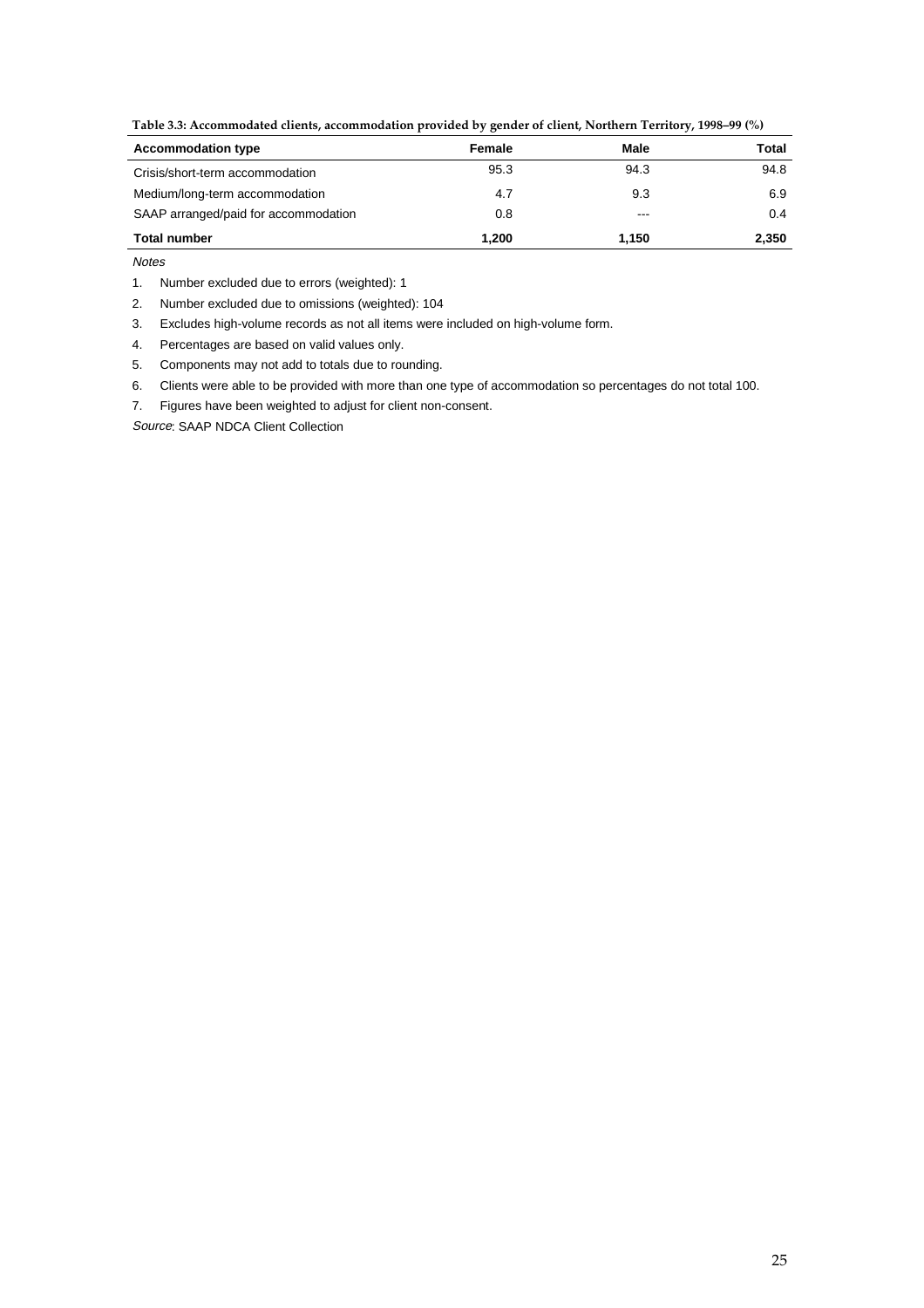**Table 3.3: Accommodated clients, accommodation provided by gender of client, Northern Territory, 1998–99 (%)**

| Accommodation type | Female | Male | Total |
|---|---|---|---|
| Crisis/short-term accommodation | 95.3 | 94.3 | 94.8 |
| Medium/long-term accommodation | 4.7 | 9.3 | 6.9 |
| SAAP arranged/paid for accommodation | 0.8 | --- | 0.4 |
| **Total number** | **1,200** | **1,150** | **2,350** |

*Notes*

1. Number excluded due to errors (weighted): 1
2. Number excluded due to omissions (weighted): 104
3. Excludes high-volume records as not all items were included on high-volume form.
4. Percentages are based on valid values only.
5. Components may not add to totals due to rounding.
6. Clients were able to be provided with more than one type of accommodation so percentages do not total 100.
7. Figures have been weighted to adjust for client non-consent.

*Source*: SAAP NDCA Client Collection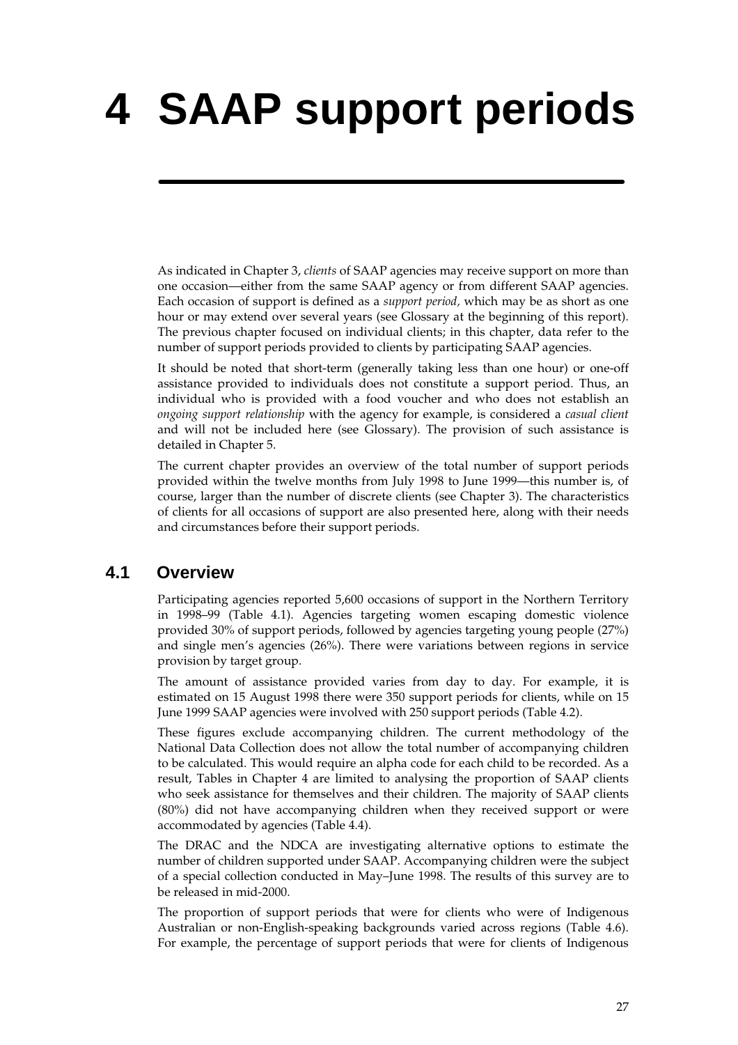# 4 SAAP support periods

As indicated in Chapter 3, *clients* of SAAP agencies may receive support on more than one occasion—either from the same SAAP agency or from different SAAP agencies. Each occasion of support is defined as a *support period*, which may be as short as one hour or may extend over several years (see Glossary at the beginning of this report). The previous chapter focused on individual clients; in this chapter, data refer to the number of support periods provided to clients by participating SAAP agencies.

It should be noted that short-term (generally taking less than one hour) or one-off assistance provided to individuals does not constitute a support period. Thus, an individual who is provided with a food voucher and who does not establish an *ongoing support relationship* with the agency for example, is considered a *casual client* and will not be included here (see Glossary). The provision of such assistance is detailed in Chapter 5.

The current chapter provides an overview of the total number of support periods provided within the twelve months from July 1998 to June 1999—this number is, of course, larger than the number of discrete clients (see Chapter 3). The characteristics of clients for all occasions of support are also presented here, along with their needs and circumstances before their support periods.

## 4.1 Overview

Participating agencies reported 5,600 occasions of support in the Northern Territory in 1998–99 (Table 4.1). Agencies targeting women escaping domestic violence provided 30% of support periods, followed by agencies targeting young people (27%) and single men's agencies (26%). There were variations between regions in service provision by target group.

The amount of assistance provided varies from day to day. For example, it is estimated on 15 August 1998 there were 350 support periods for clients, while on 15 June 1999 SAAP agencies were involved with 250 support periods (Table 4.2).

These figures exclude accompanying children. The current methodology of the National Data Collection does not allow the total number of accompanying children to be calculated. This would require an alpha code for each child to be recorded. As a result, Tables in Chapter 4 are limited to analysing the proportion of SAAP clients who seek assistance for themselves and their children. The majority of SAAP clients (80%) did not have accompanying children when they received support or were accommodated by agencies (Table 4.4).

The DRAC and the NDCA are investigating alternative options to estimate the number of children supported under SAAP. Accompanying children were the subject of a special collection conducted in May–June 1998. The results of this survey are to be released in mid-2000.

The proportion of support periods that were for clients who were of Indigenous Australian or non-English-speaking backgrounds varied across regions (Table 4.6). For example, the percentage of support periods that were for clients of Indigenous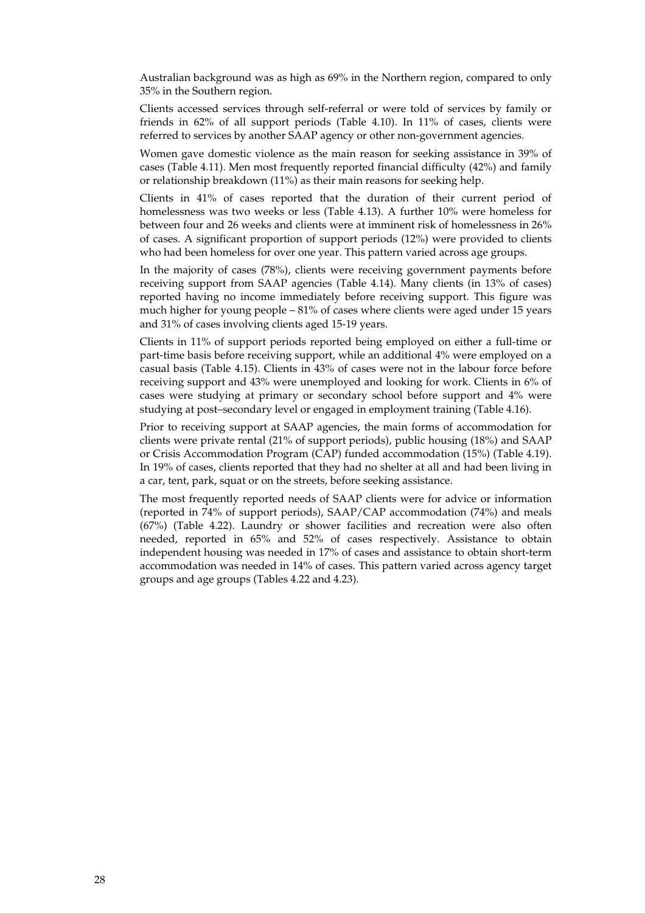Australian background was as high as 69% in the Northern region, compared to only 35% in the Southern region.

Clients accessed services through self-referral or were told of services by family or friends in 62% of all support periods (Table 4.10). In 11% of cases, clients were referred to services by another SAAP agency or other non-government agencies.

Women gave domestic violence as the main reason for seeking assistance in 39% of cases (Table 4.11). Men most frequently reported financial difficulty (42%) and family or relationship breakdown (11%) as their main reasons for seeking help.

Clients in 41% of cases reported that the duration of their current period of homelessness was two weeks or less (Table 4.13). A further 10% were homeless for between four and 26 weeks and clients were at imminent risk of homelessness in 26% of cases. A significant proportion of support periods (12%) were provided to clients who had been homeless for over one year. This pattern varied across age groups.

In the majority of cases (78%), clients were receiving government payments before receiving support from SAAP agencies (Table 4.14). Many clients (in 13% of cases) reported having no income immediately before receiving support. This figure was much higher for young people – 81% of cases where clients were aged under 15 years and 31% of cases involving clients aged 15-19 years.

Clients in 11% of support periods reported being employed on either a full-time or part-time basis before receiving support, while an additional 4% were employed on a casual basis (Table 4.15). Clients in 43% of cases were not in the labour force before receiving support and 43% were unemployed and looking for work. Clients in 6% of cases were studying at primary or secondary school before support and 4% were studying at post–secondary level or engaged in employment training (Table 4.16).

Prior to receiving support at SAAP agencies, the main forms of accommodation for clients were private rental (21% of support periods), public housing (18%) and SAAP or Crisis Accommodation Program (CAP) funded accommodation (15%) (Table 4.19). In 19% of cases, clients reported that they had no shelter at all and had been living in a car, tent, park, squat or on the streets, before seeking assistance.

The most frequently reported needs of SAAP clients were for advice or information (reported in 74% of support periods), SAAP/CAP accommodation (74%) and meals (67%) (Table 4.22). Laundry or shower facilities and recreation were also often needed, reported in 65% and 52% of cases respectively. Assistance to obtain independent housing was needed in 17% of cases and assistance to obtain short-term accommodation was needed in 14% of cases. This pattern varied across agency target groups and age groups (Tables 4.22 and 4.23).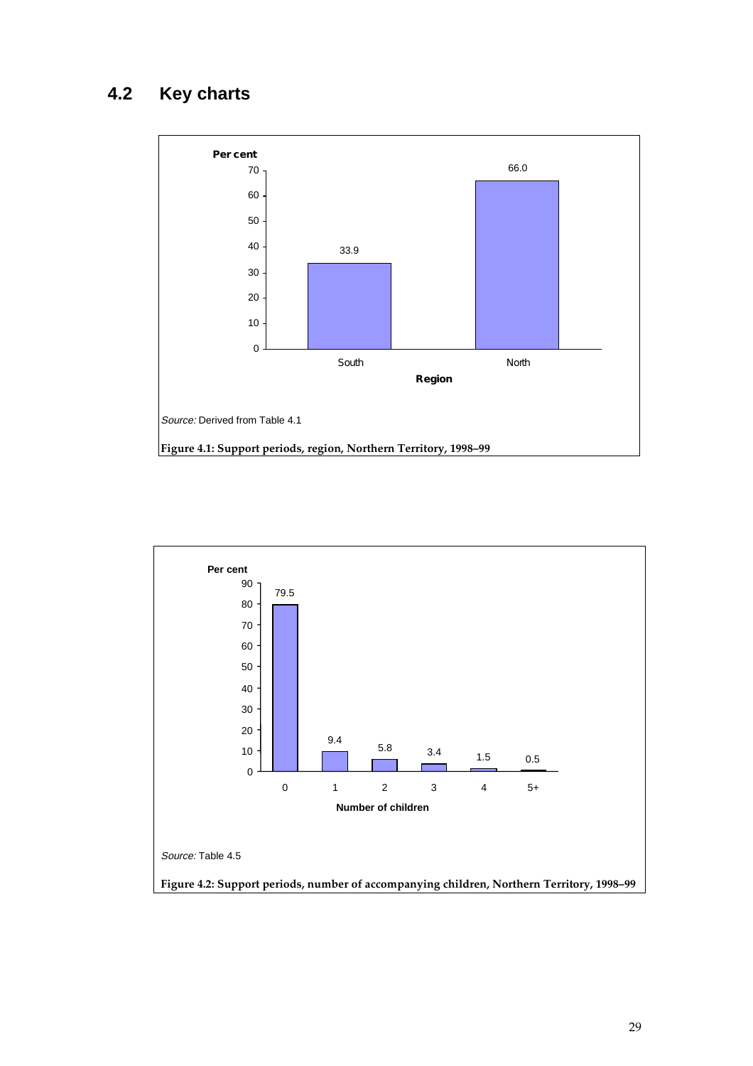## 4.2 Key charts

Per cent

70
60
50
40
30
20
10
0

33.9
66.0

South
North

Region

*Source:* Derived from Table 4.1

**Figure 4.1: Support periods, region, Northern Territory, 1998–99**

Per cent

90
80
70
60
50
40
30
20
10
0

79.5
9.4
5.8
3.4
1.5
0.5

0
1
2
3
4
5+

Number of children

*Source:* Table 4.5

**Figure 4.2: Support periods, number of accompanying children, Northern Territory, 1998–99**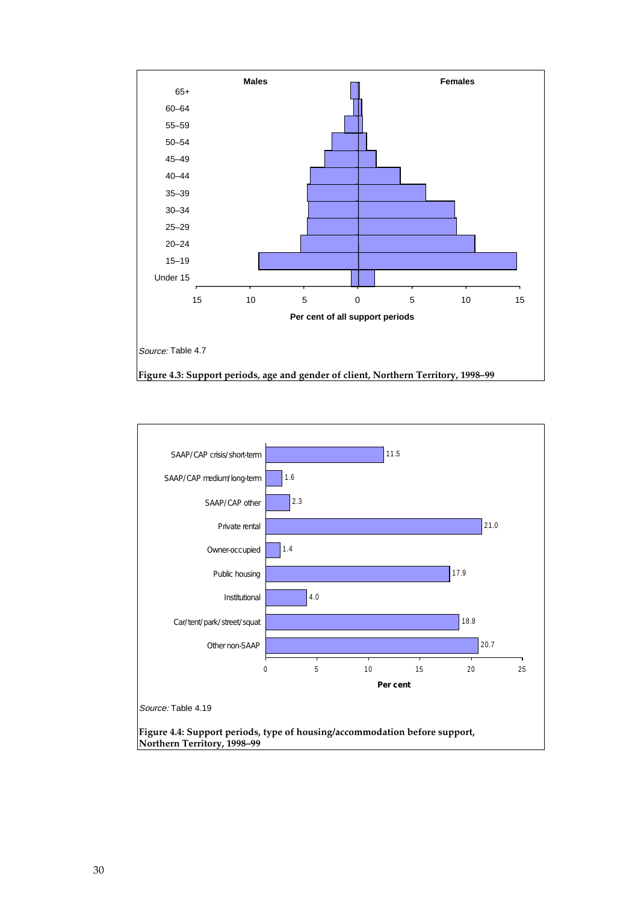Males

Females

65+

60–64

55–59

50–54

45–49

40–44

35–39

30–34

25–29

20–24

15–19

Under 15

15 10 5 0 5 10 15

Per cent of all support periods

*Source:* Table 4.7

**Figure 4.3: Support periods, age and gender of client, Northern Territory, 1998–99**

SAAP/CAP crisis/short-term 11.5

SAAP/CAP medium/long-term 1.6

SAAP/CAP other 2.3

Private rental 21.0

Owner-occupied 1.4

Public housing 17.9

Institutional 4.0

Car/tent/park/street/squat 18.8

Other non-SAAP 20.7

0 5 10 15 20 25

Per cent

*Source:* Table 4.19

**Figure 4.4: Support periods, type of housing/accommodation before support, Northern Territory, 1998–99**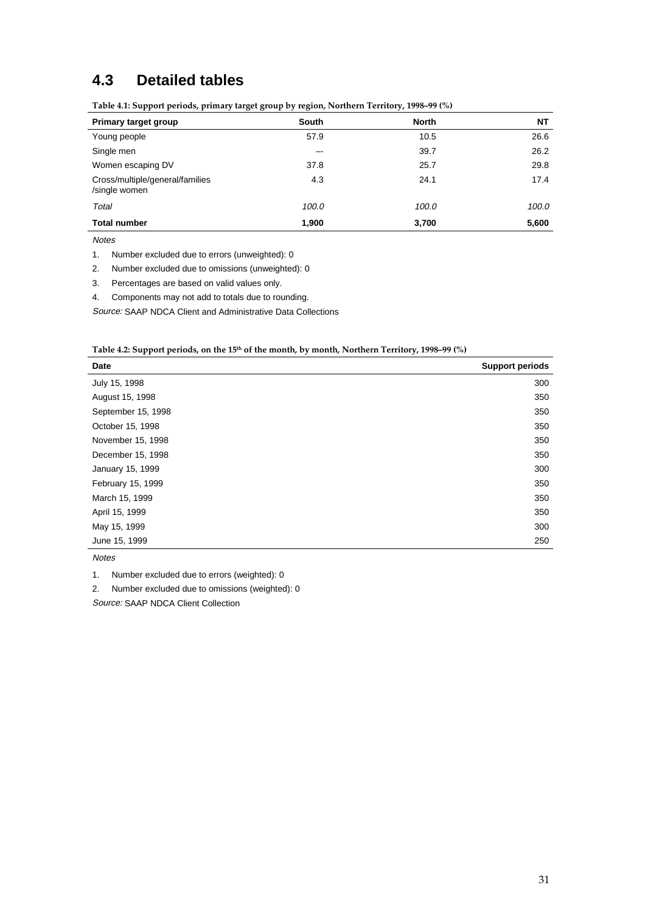## 4.3 Detailed tables

**Table 4.1: Support periods, primary target group by region, Northern Territory, 1998–99 (%)**

| Primary target group | South | North | NT |
|---|---|---|---|
| Young people | 57.9 | 10.5 | 26.6 |
| Single men | — | 39.7 | 26.2 |
| Women escaping DV | 37.8 | 25.7 | 29.8 |
| Cross/multiple/general/families /single women | 4.3 | 24.1 | 17.4 |
| *Total* | *100.0* | *100.0* | *100.0* |
| **Total number** | **1,900** | **3,700** | **5,600** |

*Notes*

1. Number excluded due to errors (unweighted): 0
2. Number excluded due to omissions (unweighted): 0
3. Percentages are based on valid values only.
4. Components may not add to totals due to rounding.

*Source:* SAAP NDCA Client and Administrative Data Collections

**Table 4.2: Support periods, on the 15th of the month, by month, Northern Territory, 1998–99 (%)**

| Date | Support periods |
|---|---|
| July 15, 1998 | 300 |
| August 15, 1998 | 350 |
| September 15, 1998 | 350 |
| October 15, 1998 | 350 |
| November 15, 1998 | 350 |
| December 15, 1998 | 350 |
| January 15, 1999 | 300 |
| February 15, 1999 | 350 |
| March 15, 1999 | 350 |
| April 15, 1999 | 350 |
| May 15, 1999 | 300 |
| June 15, 1999 | 250 |

*Notes*

1. Number excluded due to errors (weighted): 0
2. Number excluded due to omissions (weighted): 0

*Source:* SAAP NDCA Client Collection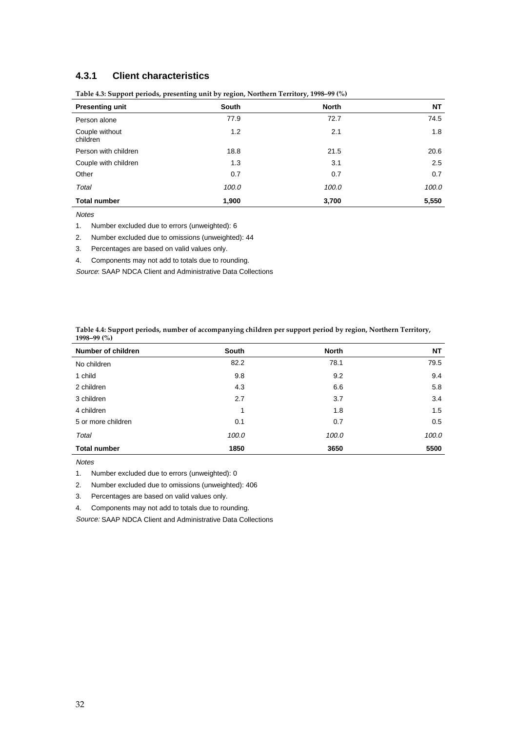### 4.3.1 Client characteristics

**Table 4.3: Support periods, presenting unit by region, Northern Territory, 1998–99 (%)**

| Presenting unit | South | North | NT |
|---|---|---|---|
| Person alone | 77.9 | 72.7 | 74.5 |
| Couple without children | 1.2 | 2.1 | 1.8 |
| Person with children | 18.8 | 21.5 | 20.6 |
| Couple with children | 1.3 | 3.1 | 2.5 |
| Other | 0.7 | 0.7 | 0.7 |
| *Total* | *100.0* | *100.0* | *100.0* |
| **Total number** | **1,900** | **3,700** | **5,550** |

*Notes*

1. Number excluded due to errors (unweighted): 6
2. Number excluded due to omissions (unweighted): 44
3. Percentages are based on valid values only.
4. Components may not add to totals due to rounding.

*Source*: SAAP NDCA Client and Administrative Data Collections

**Table 4.4: Support periods, number of accompanying children per support period by region, Northern Territory, 1998–99 (%)**

| Number of children | South | North | NT |
|---|---|---|---|
| No children | 82.2 | 78.1 | 79.5 |
| 1 child | 9.8 | 9.2 | 9.4 |
| 2 children | 4.3 | 6.6 | 5.8 |
| 3 children | 2.7 | 3.7 | 3.4 |
| 4 children | 1 | 1.8 | 1.5 |
| 5 or more children | 0.1 | 0.7 | 0.5 |
| *Total* | *100.0* | *100.0* | *100.0* |
| **Total number** | **1850** | **3650** | **5500** |

*Notes*

1. Number excluded due to errors (unweighted): 0
2. Number excluded due to omissions (unweighted): 406
3. Percentages are based on valid values only.
4. Components may not add to totals due to rounding.

*Source:* SAAP NDCA Client and Administrative Data Collections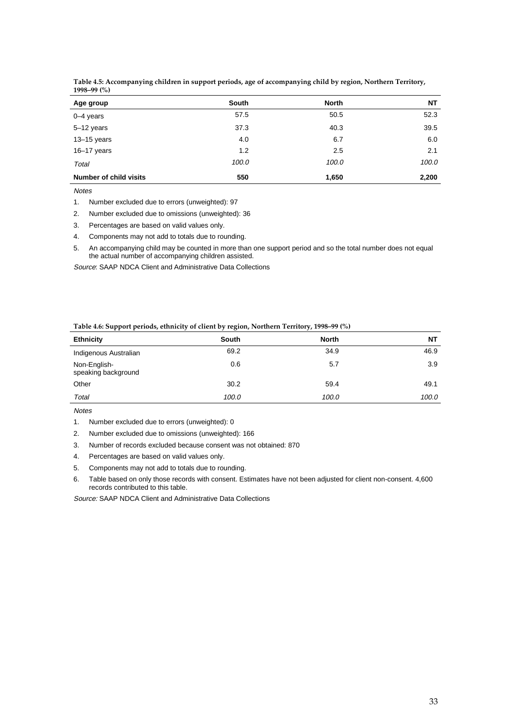**Table 4.5: Accompanying children in support periods, age of accompanying child by region, Northern Territory, 1998–99 (%)**

| Age group | South | North | NT |
|---|---|---|---|
| 0–4 years | 57.5 | 50.5 | 52.3 |
| 5–12 years | 37.3 | 40.3 | 39.5 |
| 13–15 years | 4.0 | 6.7 | 6.0 |
| 16–17 years | 1.2 | 2.5 | 2.1 |
| *Total* | *100.0* | *100.0* | *100.0* |
| **Number of child visits** | **550** | **1,650** | **2,200** |

*Notes*

1. Number excluded due to errors (unweighted): 97
2. Number excluded due to omissions (unweighted): 36
3. Percentages are based on valid values only.
4. Components may not add to totals due to rounding.
5. An accompanying child may be counted in more than one support period and so the total number does not equal the actual number of accompanying children assisted.

*Source*: SAAP NDCA Client and Administrative Data Collections

**Table 4.6: Support periods, ethnicity of client by region, Northern Territory, 1998–99 (%)**

| Ethnicity | South | North | NT |
|---|---|---|---|
| Indigenous Australian | 69.2 | 34.9 | 46.9 |
| Non-English-speaking background | 0.6 | 5.7 | 3.9 |
| Other | 30.2 | 59.4 | 49.1 |
| *Total* | *100.0* | *100.0* | *100.0* |

*Notes*

1. Number excluded due to errors (unweighted): 0
2. Number excluded due to omissions (unweighted): 166
3. Number of records excluded because consent was not obtained: 870
4. Percentages are based on valid values only.
5. Components may not add to totals due to rounding.
6. Table based on only those records with consent. Estimates have not been adjusted for client non-consent. 4,600 records contributed to this table.

*Source:* SAAP NDCA Client and Administrative Data Collections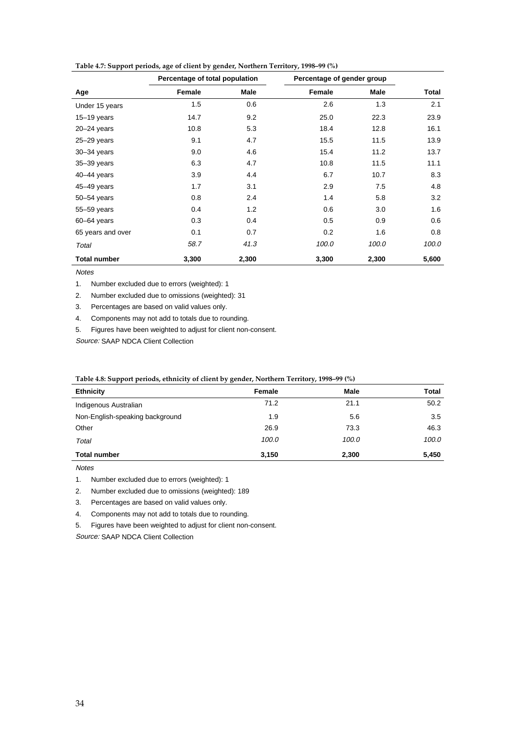**Table 4.7: Support periods, age of client by gender, Northern Territory, 1998–99 (%)**

| | Percentage of total population | | Percentage of gender group | | |
|---|---|---|---|---|---|
| **Age** | **Female** | **Male** | **Female** | **Male** | **Total** |
| Under 15 years | 1.5 | 0.6 | 2.6 | 1.3 | 2.1 |
| 15–19 years | 14.7 | 9.2 | 25.0 | 22.3 | 23.9 |
| 20–24 years | 10.8 | 5.3 | 18.4 | 12.8 | 16.1 |
| 25–29 years | 9.1 | 4.7 | 15.5 | 11.5 | 13.9 |
| 30–34 years | 9.0 | 4.6 | 15.4 | 11.2 | 13.7 |
| 35–39 years | 6.3 | 4.7 | 10.8 | 11.5 | 11.1 |
| 40–44 years | 3.9 | 4.4 | 6.7 | 10.7 | 8.3 |
| 45–49 years | 1.7 | 3.1 | 2.9 | 7.5 | 4.8 |
| 50–54 years | 0.8 | 2.4 | 1.4 | 5.8 | 3.2 |
| 55–59 years | 0.4 | 1.2 | 0.6 | 3.0 | 1.6 |
| 60–64 years | 0.3 | 0.4 | 0.5 | 0.9 | 0.6 |
| 65 years and over | 0.1 | 0.7 | 0.2 | 1.6 | 0.8 |
| *Total* | *58.7* | *41.3* | *100.0* | *100.0* | *100.0* |
| **Total number** | **3,300** | **2,300** | **3,300** | **2,300** | **5,600** |

*Notes*

1. Number excluded due to errors (weighted): 1
2. Number excluded due to omissions (weighted): 31
3. Percentages are based on valid values only.
4. Components may not add to totals due to rounding.
5. Figures have been weighted to adjust for client non-consent.

*Source:* SAAP NDCA Client Collection

**Table 4.8: Support periods, ethnicity of client by gender, Northern Territory, 1998–99 (%)**

| **Ethnicity** | **Female** | **Male** | **Total** |
|---|---|---|---|
| Indigenous Australian | 71.2 | 21.1 | 50.2 |
| Non-English-speaking background | 1.9 | 5.6 | 3.5 |
| Other | 26.9 | 73.3 | 46.3 |
| *Total* | *100.0* | *100.0* | *100.0* |
| **Total number** | **3,150** | **2,300** | **5,450** |

*Notes*

1. Number excluded due to errors (weighted): 1
2. Number excluded due to omissions (weighted): 189
3. Percentages are based on valid values only.
4. Components may not add to totals due to rounding.
5. Figures have been weighted to adjust for client non-consent.

*Source:* SAAP NDCA Client Collection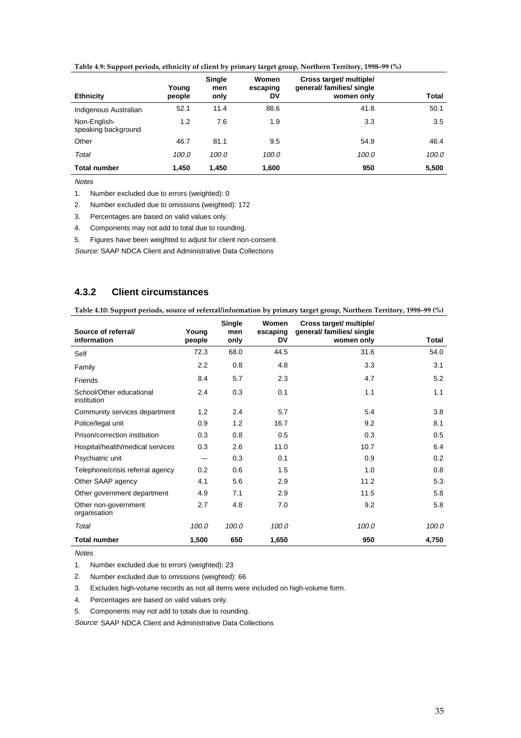**Table 4.9: Support periods, ethnicity of client by primary target group, Northern Territory, 1998–99 (%)**

| Ethnicity | Young people | Single men only | Women escaping DV | Cross target/ multiple/ general/ families/ single women only | Total |
|---|---|---|---|---|---|
| Indigenous Australian | 52.1 | 11.4 | 88.6 | 41.8 | 50.1 |
| Non-English-speaking background | 1.2 | 7.6 | 1.9 | 3.3 | 3.5 |
| Other | 46.7 | 81.1 | 9.5 | 54.9 | 46.4 |
| *Total* | *100.0* | *100.0* | *100.0* | *100.0* | *100.0* |
| **Total number** | **1,450** | **1,450** | **1,600** | **950** | **5,500** |

*Notes*

1. Number excluded due to errors (weighted): 0
2. Number excluded due to omissions (weighted): 172
3. Percentages are based on valid values only.
4. Components may not add to total due to rounding.
5. Figures have been weighted to adjust for client non-consent.

*Source:* SAAP NDCA Client and Administrative Data Collections

### 4.3.2 Client circumstances

**Table 4.10: Support periods, source of referral/information by primary target group, Northern Territory, 1998–99 (%)**

| Source of referral/ information | Young people | Single men only | Women escaping DV | Cross target/ multiple/ general/ families/ single women only | Total |
|---|---|---|---|---|---|
| Self | 72.3 | 68.0 | 44.5 | 31.6 | 54.0 |
| Family | 2.2 | 0.8 | 4.8 | 3.3 | 3.1 |
| Friends | 8.4 | 5.7 | 2.3 | 4.7 | 5.2 |
| School/Other educational institution | 2.4 | 0.3 | 0.1 | 1.1 | 1.1 |
| Community services department | 1.2 | 2.4 | 5.7 | 5.4 | 3.8 |
| Police/legal unit | 0.9 | 1.2 | 16.7 | 9.2 | 8.1 |
| Prison/correction institution | 0.3 | 0.8 | 0.5 | 0.3 | 0.5 |
| Hospital/health/medical services | 0.3 | 2.6 | 11.0 | 10.7 | 6.4 |
| Psychiatric unit | — | 0.3 | 0.1 | 0.9 | 0.2 |
| Telephone/crisis referral agency | 0.2 | 0.6 | 1.5 | 1.0 | 0.8 |
| Other SAAP agency | 4.1 | 5.6 | 2.9 | 11.2 | 5.3 |
| Other government department | 4.9 | 7.1 | 2.9 | 11.5 | 5.8 |
| Other non-government organisation | 2.7 | 4.8 | 7.0 | 9.2 | 5.8 |
| *Total* | *100.0* | *100.0* | *100.0* | *100.0* | *100.0* |
| **Total number** | **1,500** | **650** | **1,650** | **950** | **4,750** |

*Notes*

1. Number excluded due to errors (weighted): 23
2. Number excluded due to omissions (weighted): 66
3. Excludes high-volume records as not all items were included on high-volume form.
4. Percentages are based on valid values only.
5. Components may not add to totals due to rounding.

*Source:* SAAP NDCA Client and Administrative Data Collections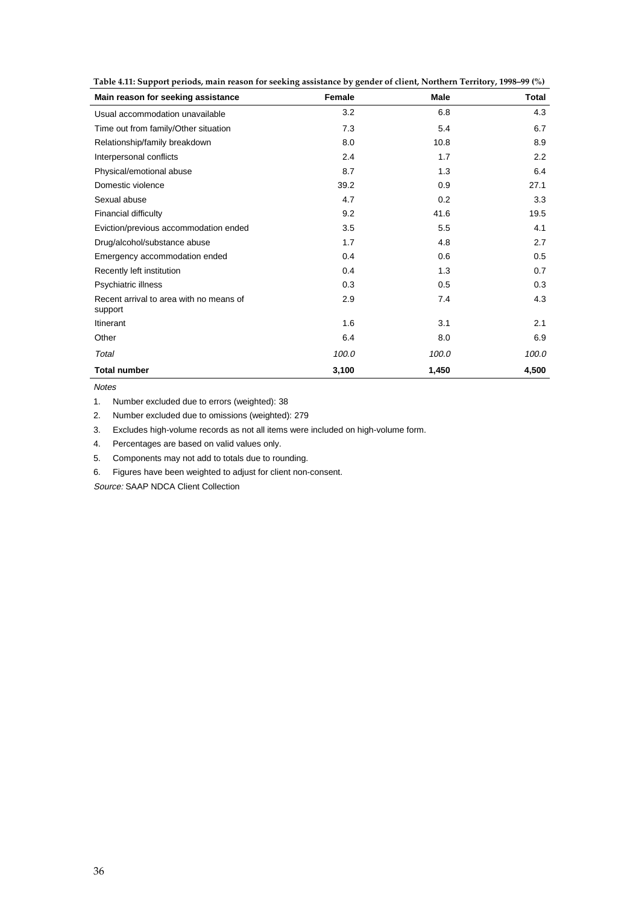**Table 4.11: Support periods, main reason for seeking assistance by gender of client, Northern Territory, 1998–99 (%)**

| Main reason for seeking assistance | Female | Male | Total |
|---|---|---|---|
| Usual accommodation unavailable | 3.2 | 6.8 | 4.3 |
| Time out from family/Other situation | 7.3 | 5.4 | 6.7 |
| Relationship/family breakdown | 8.0 | 10.8 | 8.9 |
| Interpersonal conflicts | 2.4 | 1.7 | 2.2 |
| Physical/emotional abuse | 8.7 | 1.3 | 6.4 |
| Domestic violence | 39.2 | 0.9 | 27.1 |
| Sexual abuse | 4.7 | 0.2 | 3.3 |
| Financial difficulty | 9.2 | 41.6 | 19.5 |
| Eviction/previous accommodation ended | 3.5 | 5.5 | 4.1 |
| Drug/alcohol/substance abuse | 1.7 | 4.8 | 2.7 |
| Emergency accommodation ended | 0.4 | 0.6 | 0.5 |
| Recently left institution | 0.4 | 1.3 | 0.7 |
| Psychiatric illness | 0.3 | 0.5 | 0.3 |
| Recent arrival to area with no means of support | 2.9 | 7.4 | 4.3 |
| Itinerant | 1.6 | 3.1 | 2.1 |
| Other | 6.4 | 8.0 | 6.9 |
| *Total* | *100.0* | *100.0* | *100.0* |
| **Total number** | **3,100** | **1,450** | **4,500** |

*Notes*

1. Number excluded due to errors (weighted): 38
2. Number excluded due to omissions (weighted): 279
3. Excludes high-volume records as not all items were included on high-volume form.
4. Percentages are based on valid values only.
5. Components may not add to totals due to rounding.
6. Figures have been weighted to adjust for client non-consent.

*Source:* SAAP NDCA Client Collection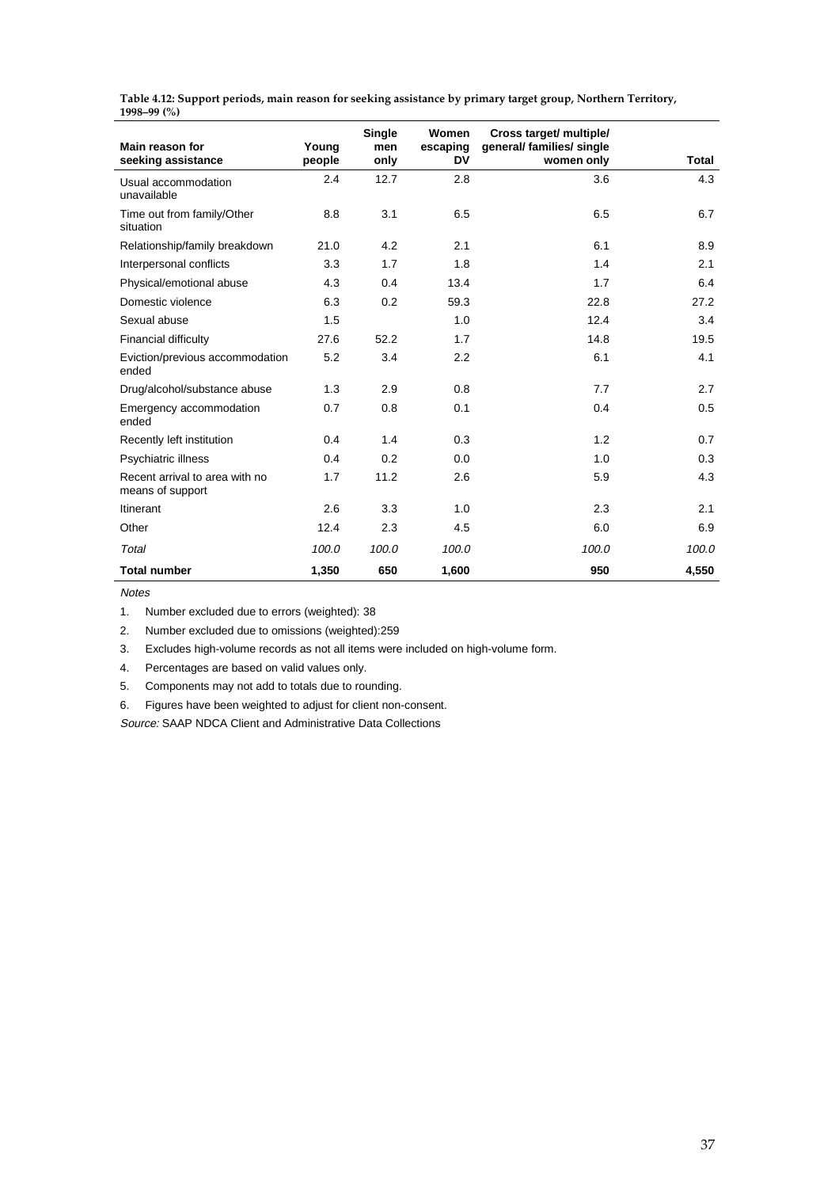**Table 4.12: Support periods, main reason for seeking assistance by primary target group, Northern Territory, 1998–99 (%)**

| Main reason for seeking assistance | Young people | Single men only | Women escaping DV | Cross target/ multiple/ general/ families/ single women only | Total |
|---|---|---|---|---|---|
| Usual accommodation unavailable | 2.4 | 12.7 | 2.8 | 3.6 | 4.3 |
| Time out from family/Other situation | 8.8 | 3.1 | 6.5 | 6.5 | 6.7 |
| Relationship/family breakdown | 21.0 | 4.2 | 2.1 | 6.1 | 8.9 |
| Interpersonal conflicts | 3.3 | 1.7 | 1.8 | 1.4 | 2.1 |
| Physical/emotional abuse | 4.3 | 0.4 | 13.4 | 1.7 | 6.4 |
| Domestic violence | 6.3 | 0.2 | 59.3 | 22.8 | 27.2 |
| Sexual abuse | 1.5 | | 1.0 | 12.4 | 3.4 |
| Financial difficulty | 27.6 | 52.2 | 1.7 | 14.8 | 19.5 |
| Eviction/previous accommodation ended | 5.2 | 3.4 | 2.2 | 6.1 | 4.1 |
| Drug/alcohol/substance abuse | 1.3 | 2.9 | 0.8 | 7.7 | 2.7 |
| Emergency accommodation ended | 0.7 | 0.8 | 0.1 | 0.4 | 0.5 |
| Recently left institution | 0.4 | 1.4 | 0.3 | 1.2 | 0.7 |
| Psychiatric illness | 0.4 | 0.2 | 0.0 | 1.0 | 0.3 |
| Recent arrival to area with no means of support | 1.7 | 11.2 | 2.6 | 5.9 | 4.3 |
| Itinerant | 2.6 | 3.3 | 1.0 | 2.3 | 2.1 |
| Other | 12.4 | 2.3 | 4.5 | 6.0 | 6.9 |
| *Total* | *100.0* | *100.0* | *100.0* | *100.0* | *100.0* |
| **Total number** | **1,350** | **650** | **1,600** | **950** | **4,550** |

*Notes*

1. Number excluded due to errors (weighted): 38
2. Number excluded due to omissions (weighted):259
3. Excludes high-volume records as not all items were included on high-volume form.
4. Percentages are based on valid values only.
5. Components may not add to totals due to rounding.
6. Figures have been weighted to adjust for client non-consent.

*Source:* SAAP NDCA Client and Administrative Data Collections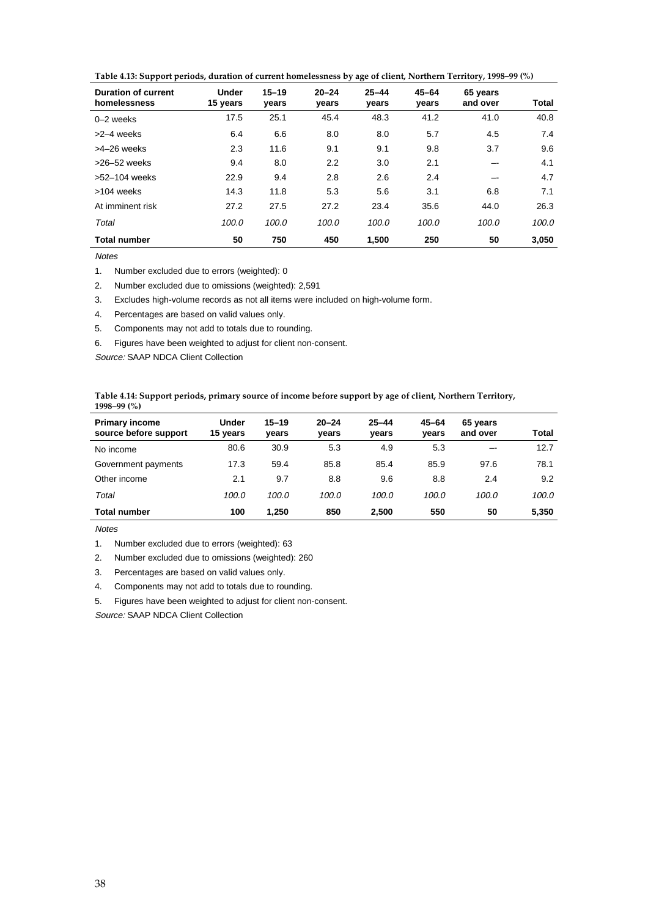**Table 4.13: Support periods, duration of current homelessness by age of client, Northern Territory, 1998–99 (%)**

| Duration of current homelessness | Under 15 years | 15–19 years | 20–24 years | 25–44 years | 45–64 years | 65 years and over | Total |
|---|---|---|---|---|---|---|---|
| 0–2 weeks | 17.5 | 25.1 | 45.4 | 48.3 | 41.2 | 41.0 | 40.8 |
| >2–4 weeks | 6.4 | 6.6 | 8.0 | 8.0 | 5.7 | 4.5 | 7.4 |
| >4–26 weeks | 2.3 | 11.6 | 9.1 | 9.1 | 9.8 | 3.7 | 9.6 |
| >26–52 weeks | 9.4 | 8.0 | 2.2 | 3.0 | 2.1 | — | 4.1 |
| >52–104 weeks | 22.9 | 9.4 | 2.8 | 2.6 | 2.4 | — | 4.7 |
| >104 weeks | 14.3 | 11.8 | 5.3 | 5.6 | 3.1 | 6.8 | 7.1 |
| At imminent risk | 27.2 | 27.5 | 27.2 | 23.4 | 35.6 | 44.0 | 26.3 |
| *Total* | *100.0* | *100.0* | *100.0* | *100.0* | *100.0* | *100.0* | *100.0* |
| **Total number** | **50** | **750** | **450** | **1,500** | **250** | **50** | **3,050** |

*Notes*

1. Number excluded due to errors (weighted): 0
2. Number excluded due to omissions (weighted): 2,591
3. Excludes high-volume records as not all items were included on high-volume form.
4. Percentages are based on valid values only.
5. Components may not add to totals due to rounding.
6. Figures have been weighted to adjust for client non-consent.

*Source:* SAAP NDCA Client Collection

**Table 4.14: Support periods, primary source of income before support by age of client, Northern Territory, 1998–99 (%)**

| Primary income source before support | Under 15 years | 15–19 years | 20–24 years | 25–44 years | 45–64 years | 65 years and over | Total |
|---|---|---|---|---|---|---|---|
| No income | 80.6 | 30.9 | 5.3 | 4.9 | 5.3 | — | 12.7 |
| Government payments | 17.3 | 59.4 | 85.8 | 85.4 | 85.9 | 97.6 | 78.1 |
| Other income | 2.1 | 9.7 | 8.8 | 9.6 | 8.8 | 2.4 | 9.2 |
| *Total* | *100.0* | *100.0* | *100.0* | *100.0* | *100.0* | *100.0* | *100.0* |
| **Total number** | **100** | **1,250** | **850** | **2,500** | **550** | **50** | **5,350** |

*Notes*

1. Number excluded due to errors (weighted): 63
2. Number excluded due to omissions (weighted): 260
3. Percentages are based on valid values only.
4. Components may not add to totals due to rounding.
5. Figures have been weighted to adjust for client non-consent.

*Source:* SAAP NDCA Client Collection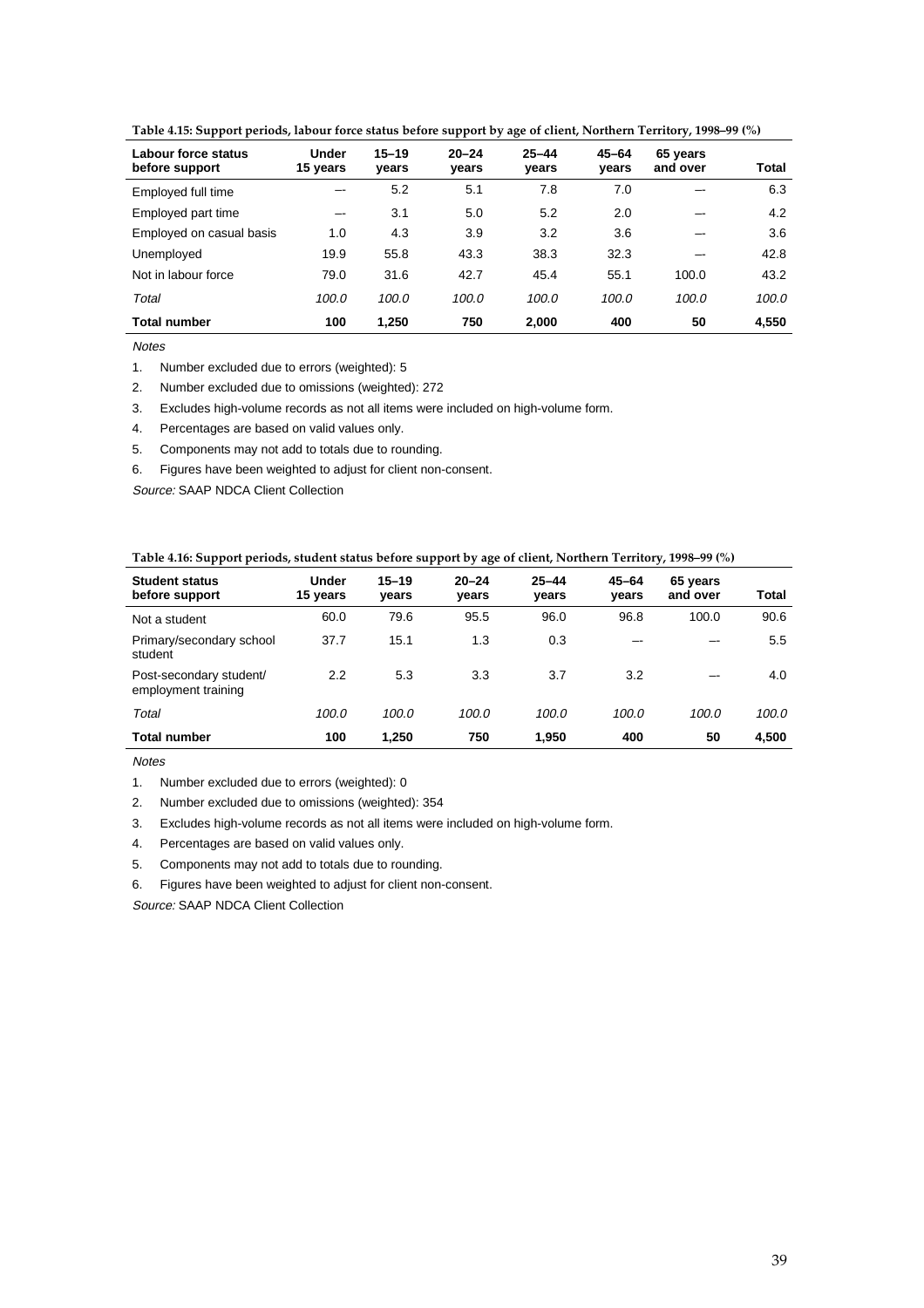**Table 4.15: Support periods, labour force status before support by age of client, Northern Territory, 1998–99 (%)**

| Labour force status before support | Under 15 years | 15–19 years | 20–24 years | 25–44 years | 45–64 years | 65 years and over | Total |
|---|---|---|---|---|---|---|---|
| Employed full time | — | 5.2 | 5.1 | 7.8 | 7.0 | — | 6.3 |
| Employed part time | — | 3.1 | 5.0 | 5.2 | 2.0 | — | 4.2 |
| Employed on casual basis | 1.0 | 4.3 | 3.9 | 3.2 | 3.6 | — | 3.6 |
| Unemployed | 19.9 | 55.8 | 43.3 | 38.3 | 32.3 | — | 42.8 |
| Not in labour force | 79.0 | 31.6 | 42.7 | 45.4 | 55.1 | 100.0 | 43.2 |
| *Total* | *100.0* | *100.0* | *100.0* | *100.0* | *100.0* | *100.0* | *100.0* |
| **Total number** | **100** | **1,250** | **750** | **2,000** | **400** | **50** | **4,550** |

*Notes*

1. Number excluded due to errors (weighted): 5
2. Number excluded due to omissions (weighted): 272
3. Excludes high-volume records as not all items were included on high-volume form.
4. Percentages are based on valid values only.
5. Components may not add to totals due to rounding.
6. Figures have been weighted to adjust for client non-consent.

*Source:* SAAP NDCA Client Collection

**Table 4.16: Support periods, student status before support by age of client, Northern Territory, 1998–99 (%)**

| Student status before support | Under 15 years | 15–19 years | 20–24 years | 25–44 years | 45–64 years | 65 years and over | Total |
|---|---|---|---|---|---|---|---|
| Not a student | 60.0 | 79.6 | 95.5 | 96.0 | 96.8 | 100.0 | 90.6 |
| Primary/secondary school student | 37.7 | 15.1 | 1.3 | 0.3 | — | — | 5.5 |
| Post-secondary student/ employment training | 2.2 | 5.3 | 3.3 | 3.7 | 3.2 | — | 4.0 |
| *Total* | *100.0* | *100.0* | *100.0* | *100.0* | *100.0* | *100.0* | *100.0* |
| **Total number** | **100** | **1,250** | **750** | **1,950** | **400** | **50** | **4,500** |

*Notes*

1. Number excluded due to errors (weighted): 0
2. Number excluded due to omissions (weighted): 354
3. Excludes high-volume records as not all items were included on high-volume form.
4. Percentages are based on valid values only.
5. Components may not add to totals due to rounding.
6. Figures have been weighted to adjust for client non-consent.

*Source:* SAAP NDCA Client Collection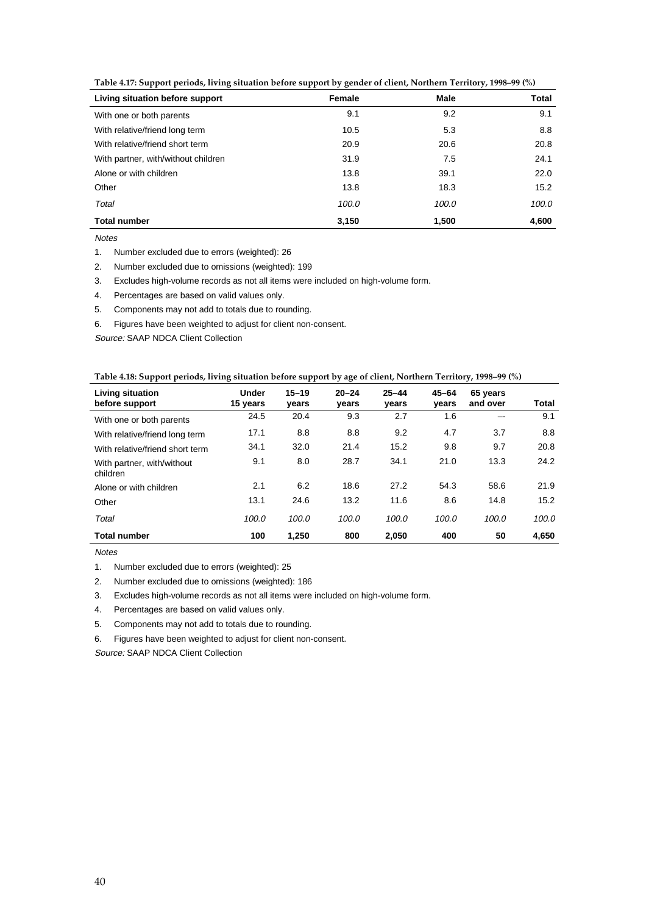**Table 4.17: Support periods, living situation before support by gender of client, Northern Territory, 1998–99 (%)**

| Living situation before support | Female | Male | Total |
|---|---|---|---|
| With one or both parents | 9.1 | 9.2 | 9.1 |
| With relative/friend long term | 10.5 | 5.3 | 8.8 |
| With relative/friend short term | 20.9 | 20.6 | 20.8 |
| With partner, with/without children | 31.9 | 7.5 | 24.1 |
| Alone or with children | 13.8 | 39.1 | 22.0 |
| Other | 13.8 | 18.3 | 15.2 |
| *Total* | *100.0* | *100.0* | *100.0* |
| **Total number** | **3,150** | **1,500** | **4,600** |

*Notes*

1. Number excluded due to errors (weighted): 26
2. Number excluded due to omissions (weighted): 199
3. Excludes high-volume records as not all items were included on high-volume form.
4. Percentages are based on valid values only.
5. Components may not add to totals due to rounding.
6. Figures have been weighted to adjust for client non-consent.

*Source:* SAAP NDCA Client Collection

**Table 4.18: Support periods, living situation before support by age of client, Northern Territory, 1998–99 (%)**

| Living situation before support | Under 15 years | 15–19 years | 20–24 years | 25–44 years | 45–64 years | 65 years and over | Total |
|---|---|---|---|---|---|---|---|
| With one or both parents | 24.5 | 20.4 | 9.3 | 2.7 | 1.6 | — | 9.1 |
| With relative/friend long term | 17.1 | 8.8 | 8.8 | 9.2 | 4.7 | 3.7 | 8.8 |
| With relative/friend short term | 34.1 | 32.0 | 21.4 | 15.2 | 9.8 | 9.7 | 20.8 |
| With partner, with/without children | 9.1 | 8.0 | 28.7 | 34.1 | 21.0 | 13.3 | 24.2 |
| Alone or with children | 2.1 | 6.2 | 18.6 | 27.2 | 54.3 | 58.6 | 21.9 |
| Other | 13.1 | 24.6 | 13.2 | 11.6 | 8.6 | 14.8 | 15.2 |
| *Total* | *100.0* | *100.0* | *100.0* | *100.0* | *100.0* | *100.0* | *100.0* |
| **Total number** | **100** | **1,250** | **800** | **2,050** | **400** | **50** | **4,650** |

*Notes*

1. Number excluded due to errors (weighted): 25
2. Number excluded due to omissions (weighted): 186
3. Excludes high-volume records as not all items were included on high-volume form.
4. Percentages are based on valid values only.
5. Components may not add to totals due to rounding.
6. Figures have been weighted to adjust for client non-consent.

*Source:* SAAP NDCA Client Collection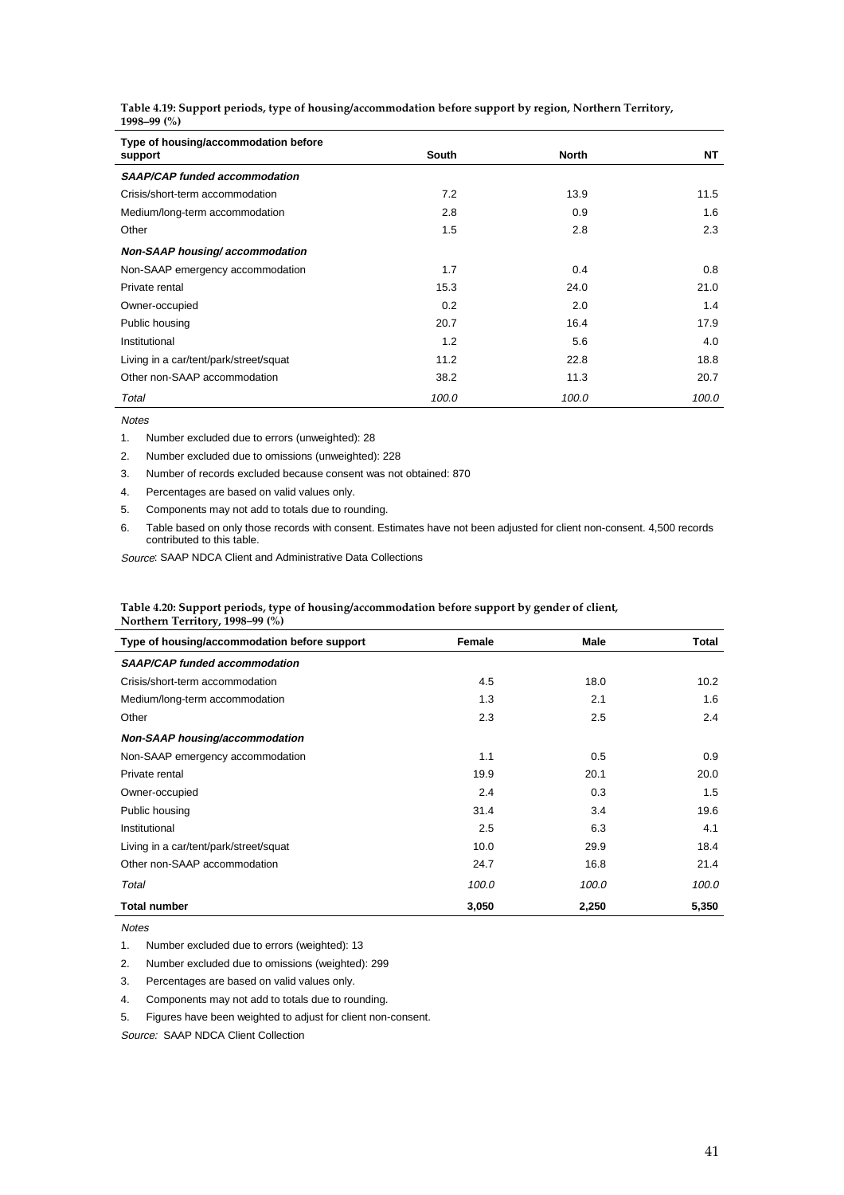**Table 4.19: Support periods, type of housing/accommodation before support by region, Northern Territory, 1998–99 (%)**

| Type of housing/accommodation before support | South | North | NT |
|---|---|---|---|
| ***SAAP/CAP funded accommodation*** | | | |
| Crisis/short-term accommodation | 7.2 | 13.9 | 11.5 |
| Medium/long-term accommodation | 2.8 | 0.9 | 1.6 |
| Other | 1.5 | 2.8 | 2.3 |
| ***Non-SAAP housing/ accommodation*** | | | |
| Non-SAAP emergency accommodation | 1.7 | 0.4 | 0.8 |
| Private rental | 15.3 | 24.0 | 21.0 |
| Owner-occupied | 0.2 | 2.0 | 1.4 |
| Public housing | 20.7 | 16.4 | 17.9 |
| Institutional | 1.2 | 5.6 | 4.0 |
| Living in a car/tent/park/street/squat | 11.2 | 22.8 | 18.8 |
| Other non-SAAP accommodation | 38.2 | 11.3 | 20.7 |
| *Total* | *100.0* | *100.0* | *100.0* |

*Notes*

1. Number excluded due to errors (unweighted): 28
2. Number excluded due to omissions (unweighted): 228
3. Number of records excluded because consent was not obtained: 870
4. Percentages are based on valid values only.
5. Components may not add to totals due to rounding.
6. Table based on only those records with consent. Estimates have not been adjusted for client non-consent. 4,500 records contributed to this table.

*Source*: SAAP NDCA Client and Administrative Data Collections

**Table 4.20: Support periods, type of housing/accommodation before support by gender of client, Northern Territory, 1998–99 (%)**

| Type of housing/accommodation before support | Female | Male | Total |
|---|---|---|---|
| ***SAAP/CAP funded accommodation*** | | | |
| Crisis/short-term accommodation | 4.5 | 18.0 | 10.2 |
| Medium/long-term accommodation | 1.3 | 2.1 | 1.6 |
| Other | 2.3 | 2.5 | 2.4 |
| ***Non-SAAP housing/accommodation*** | | | |
| Non-SAAP emergency accommodation | 1.1 | 0.5 | 0.9 |
| Private rental | 19.9 | 20.1 | 20.0 |
| Owner-occupied | 2.4 | 0.3 | 1.5 |
| Public housing | 31.4 | 3.4 | 19.6 |
| Institutional | 2.5 | 6.3 | 4.1 |
| Living in a car/tent/park/street/squat | 10.0 | 29.9 | 18.4 |
| Other non-SAAP accommodation | 24.7 | 16.8 | 21.4 |
| *Total* | *100.0* | *100.0* | *100.0* |
| **Total number** | **3,050** | **2,250** | **5,350** |

*Notes*

1. Number excluded due to errors (weighted): 13
2. Number excluded due to omissions (weighted): 299
3. Percentages are based on valid values only.
4. Components may not add to totals due to rounding.
5. Figures have been weighted to adjust for client non-consent.

*Source:* SAAP NDCA Client Collection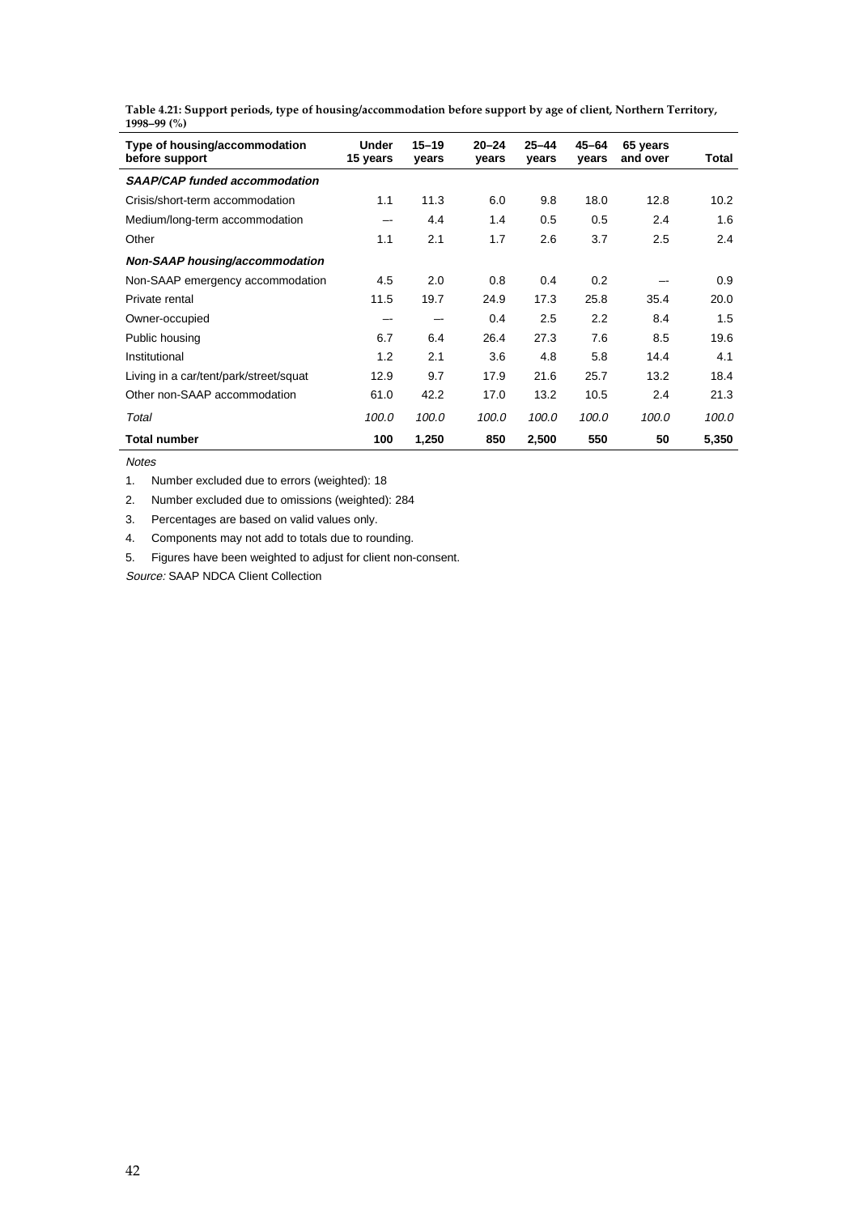**Table 4.21: Support periods, type of housing/accommodation before support by age of client, Northern Territory, 1998–99 (%)**

| Type of housing/accommodation before support | Under 15 years | 15–19 years | 20–24 years | 25–44 years | 45–64 years | 65 years and over | Total |
|---|---|---|---|---|---|---|---|
| ***SAAP/CAP funded accommodation*** | | | | | | | |
| Crisis/short-term accommodation | 1.1 | 11.3 | 6.0 | 9.8 | 18.0 | 12.8 | 10.2 |
| Medium/long-term accommodation | — | 4.4 | 1.4 | 0.5 | 0.5 | 2.4 | 1.6 |
| Other | 1.1 | 2.1 | 1.7 | 2.6 | 3.7 | 2.5 | 2.4 |
| ***Non-SAAP housing/accommodation*** | | | | | | | |
| Non-SAAP emergency accommodation | 4.5 | 2.0 | 0.8 | 0.4 | 0.2 | — | 0.9 |
| Private rental | 11.5 | 19.7 | 24.9 | 17.3 | 25.8 | 35.4 | 20.0 |
| Owner-occupied | — | — | 0.4 | 2.5 | 2.2 | 8.4 | 1.5 |
| Public housing | 6.7 | 6.4 | 26.4 | 27.3 | 7.6 | 8.5 | 19.6 |
| Institutional | 1.2 | 2.1 | 3.6 | 4.8 | 5.8 | 14.4 | 4.1 |
| Living in a car/tent/park/street/squat | 12.9 | 9.7 | 17.9 | 21.6 | 25.7 | 13.2 | 18.4 |
| Other non-SAAP accommodation | 61.0 | 42.2 | 17.0 | 13.2 | 10.5 | 2.4 | 21.3 |
| *Total* | *100.0* | *100.0* | *100.0* | *100.0* | *100.0* | *100.0* | *100.0* |
| **Total number** | **100** | **1,250** | **850** | **2,500** | **550** | **50** | **5,350** |

*Notes*

1. Number excluded due to errors (weighted): 18
2. Number excluded due to omissions (weighted): 284
3. Percentages are based on valid values only.
4. Components may not add to totals due to rounding.
5. Figures have been weighted to adjust for client non-consent.

*Source:* SAAP NDCA Client Collection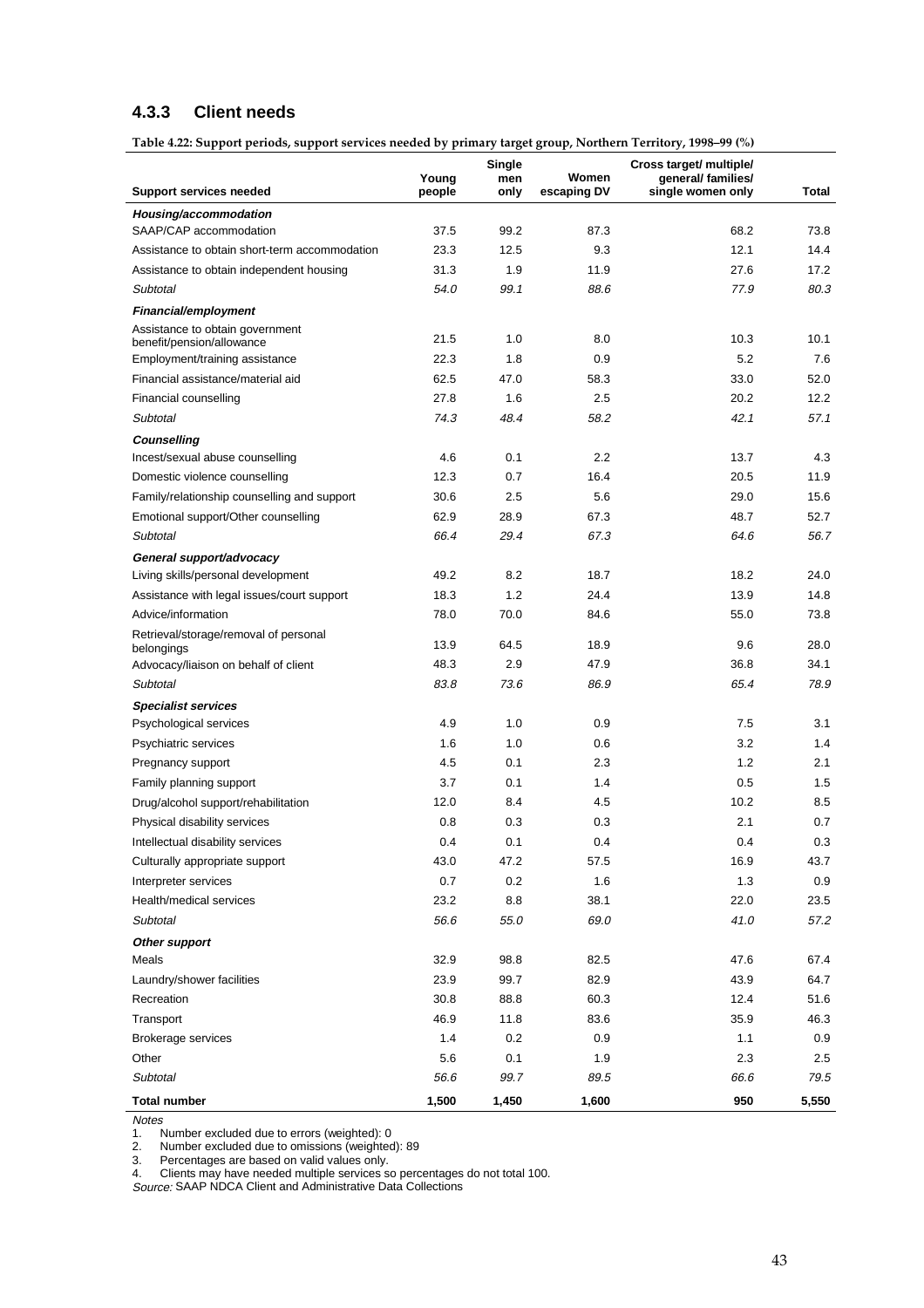### 4.3.3 Client needs

**Table 4.22: Support periods, support services needed by primary target group, Northern Territory, 1998–99 (%)**

| Support services needed | Young people | Single men only | Women escaping DV | Cross target/ multiple/ general/ families/ single women only | Total |
|---|---|---|---|---|---|
| ***Housing/accommodation*** | | | | | |
| SAAP/CAP accommodation | 37.5 | 99.2 | 87.3 | 68.2 | 73.8 |
| Assistance to obtain short-term accommodation | 23.3 | 12.5 | 9.3 | 12.1 | 14.4 |
| Assistance to obtain independent housing | 31.3 | 1.9 | 11.9 | 27.6 | 17.2 |
| *Subtotal* | *54.0* | *99.1* | *88.6* | *77.9* | *80.3* |
| ***Financial/employment*** | | | | | |
| Assistance to obtain government benefit/pension/allowance | 21.5 | 1.0 | 8.0 | 10.3 | 10.1 |
| Employment/training assistance | 22.3 | 1.8 | 0.9 | 5.2 | 7.6 |
| Financial assistance/material aid | 62.5 | 47.0 | 58.3 | 33.0 | 52.0 |
| Financial counselling | 27.8 | 1.6 | 2.5 | 20.2 | 12.2 |
| *Subtotal* | *74.3* | *48.4* | *58.2* | *42.1* | *57.1* |
| ***Counselling*** | | | | | |
| Incest/sexual abuse counselling | 4.6 | 0.1 | 2.2 | 13.7 | 4.3 |
| Domestic violence counselling | 12.3 | 0.7 | 16.4 | 20.5 | 11.9 |
| Family/relationship counselling and support | 30.6 | 2.5 | 5.6 | 29.0 | 15.6 |
| Emotional support/Other counselling | 62.9 | 28.9 | 67.3 | 48.7 | 52.7 |
| *Subtotal* | *66.4* | *29.4* | *67.3* | *64.6* | *56.7* |
| ***General support/advocacy*** | | | | | |
| Living skills/personal development | 49.2 | 8.2 | 18.7 | 18.2 | 24.0 |
| Assistance with legal issues/court support | 18.3 | 1.2 | 24.4 | 13.9 | 14.8 |
| Advice/information | 78.0 | 70.0 | 84.6 | 55.0 | 73.8 |
| Retrieval/storage/removal of personal belongings | 13.9 | 64.5 | 18.9 | 9.6 | 28.0 |
| Advocacy/liaison on behalf of client | 48.3 | 2.9 | 47.9 | 36.8 | 34.1 |
| *Subtotal* | *83.8* | *73.6* | *86.9* | *65.4* | *78.9* |
| ***Specialist services*** | | | | | |
| Psychological services | 4.9 | 1.0 | 0.9 | 7.5 | 3.1 |
| Psychiatric services | 1.6 | 1.0 | 0.6 | 3.2 | 1.4 |
| Pregnancy support | 4.5 | 0.1 | 2.3 | 1.2 | 2.1 |
| Family planning support | 3.7 | 0.1 | 1.4 | 0.5 | 1.5 |
| Drug/alcohol support/rehabilitation | 12.0 | 8.4 | 4.5 | 10.2 | 8.5 |
| Physical disability services | 0.8 | 0.3 | 0.3 | 2.1 | 0.7 |
| Intellectual disability services | 0.4 | 0.1 | 0.4 | 0.4 | 0.3 |
| Culturally appropriate support | 43.0 | 47.2 | 57.5 | 16.9 | 43.7 |
| Interpreter services | 0.7 | 0.2 | 1.6 | 1.3 | 0.9 |
| Health/medical services | 23.2 | 8.8 | 38.1 | 22.0 | 23.5 |
| *Subtotal* | *56.6* | *55.0* | *69.0* | *41.0* | *57.2* |
| ***Other support*** | | | | | |
| Meals | 32.9 | 98.8 | 82.5 | 47.6 | 67.4 |
| Laundry/shower facilities | 23.9 | 99.7 | 82.9 | 43.9 | 64.7 |
| Recreation | 30.8 | 88.8 | 60.3 | 12.4 | 51.6 |
| Transport | 46.9 | 11.8 | 83.6 | 35.9 | 46.3 |
| Brokerage services | 1.4 | 0.2 | 0.9 | 1.1 | 0.9 |
| Other | 5.6 | 0.1 | 1.9 | 2.3 | 2.5 |
| *Subtotal* | *56.6* | *99.7* | *89.5* | *66.6* | *79.5* |
| **Total number** | **1,500** | **1,450** | **1,600** | **950** | **5,550** |

*Notes*

1. Number excluded due to errors (weighted): 0
2. Number excluded due to omissions (weighted): 89
3. Percentages are based on valid values only.
4. Clients may have needed multiple services so percentages do not total 100.

*Source:* SAAP NDCA Client and Administrative Data Collections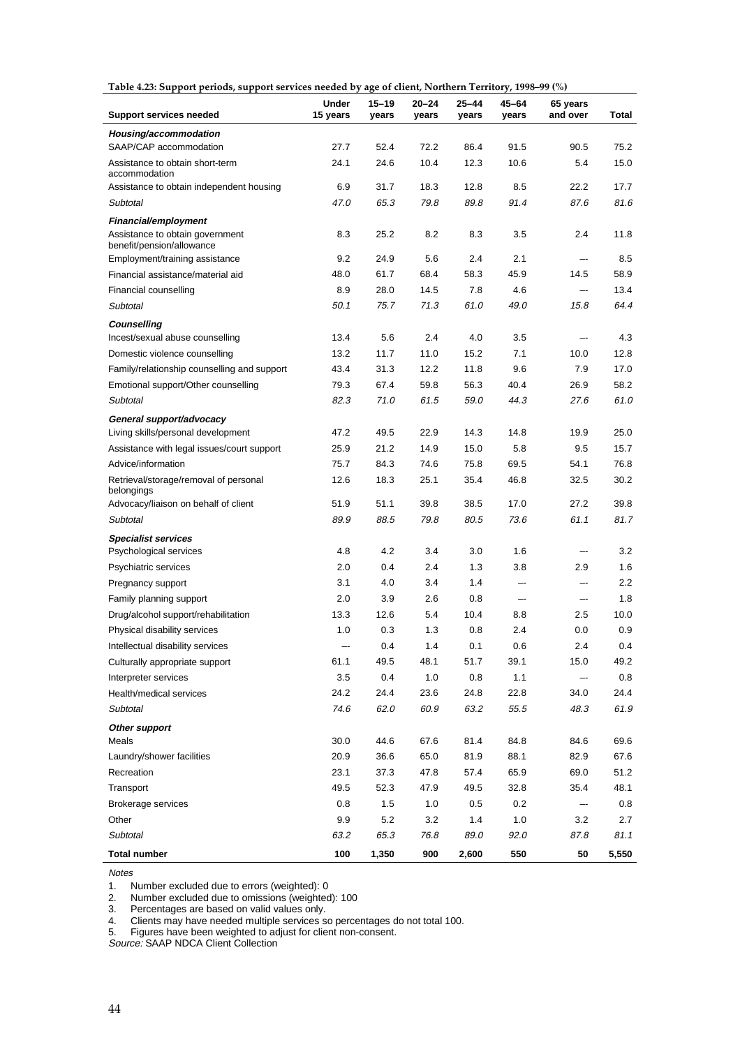**Table 4.23: Support periods, support services needed by age of client, Northern Territory, 1998–99 (%)**

| Support services needed | Under 15 years | 15–19 years | 20–24 years | 25–44 years | 45–64 years | 65 years and over | Total |
|---|---|---|---|---|---|---|---|
| ***Housing/accommodation*** | | | | | | | |
| SAAP/CAP accommodation | 27.7 | 52.4 | 72.2 | 86.4 | 91.5 | 90.5 | 75.2 |
| Assistance to obtain short-term accommodation | 24.1 | 24.6 | 10.4 | 12.3 | 10.6 | 5.4 | 15.0 |
| Assistance to obtain independent housing | 6.9 | 31.7 | 18.3 | 12.8 | 8.5 | 22.2 | 17.7 |
| *Subtotal* | *47.0* | *65.3* | *79.8* | *89.8* | *91.4* | *87.6* | *81.6* |
| ***Financial/employment*** | | | | | | | |
| Assistance to obtain government benefit/pension/allowance | 8.3 | 25.2 | 8.2 | 8.3 | 3.5 | 2.4 | 11.8 |
| Employment/training assistance | 9.2 | 24.9 | 5.6 | 2.4 | 2.1 | — | 8.5 |
| Financial assistance/material aid | 48.0 | 61.7 | 68.4 | 58.3 | 45.9 | 14.5 | 58.9 |
| Financial counselling | 8.9 | 28.0 | 14.5 | 7.8 | 4.6 | — | 13.4 |
| *Subtotal* | *50.1* | *75.7* | *71.3* | *61.0* | *49.0* | *15.8* | *64.4* |
| ***Counselling*** | | | | | | | |
| Incest/sexual abuse counselling | 13.4 | 5.6 | 2.4 | 4.0 | 3.5 | — | 4.3 |
| Domestic violence counselling | 13.2 | 11.7 | 11.0 | 15.2 | 7.1 | 10.0 | 12.8 |
| Family/relationship counselling and support | 43.4 | 31.3 | 12.2 | 11.8 | 9.6 | 7.9 | 17.0 |
| Emotional support/Other counselling | 79.3 | 67.4 | 59.8 | 56.3 | 40.4 | 26.9 | 58.2 |
| *Subtotal* | *82.3* | *71.0* | *61.5* | *59.0* | *44.3* | *27.6* | *61.0* |
| ***General support/advocacy*** | | | | | | | |
| Living skills/personal development | 47.2 | 49.5 | 22.9 | 14.3 | 14.8 | 19.9 | 25.0 |
| Assistance with legal issues/court support | 25.9 | 21.2 | 14.9 | 15.0 | 5.8 | 9.5 | 15.7 |
| Advice/information | 75.7 | 84.3 | 74.6 | 75.8 | 69.5 | 54.1 | 76.8 |
| Retrieval/storage/removal of personal belongings | 12.6 | 18.3 | 25.1 | 35.4 | 46.8 | 32.5 | 30.2 |
| Advocacy/liaison on behalf of client | 51.9 | 51.1 | 39.8 | 38.5 | 17.0 | 27.2 | 39.8 |
| *Subtotal* | *89.9* | *88.5* | *79.8* | *80.5* | *73.6* | *61.1* | *81.7* |
| ***Specialist services*** | | | | | | | |
| Psychological services | 4.8 | 4.2 | 3.4 | 3.0 | 1.6 | — | 3.2 |
| Psychiatric services | 2.0 | 0.4 | 2.4 | 1.3 | 3.8 | 2.9 | 1.6 |
| Pregnancy support | 3.1 | 4.0 | 3.4 | 1.4 | — | — | 2.2 |
| Family planning support | 2.0 | 3.9 | 2.6 | 0.8 | — | — | 1.8 |
| Drug/alcohol support/rehabilitation | 13.3 | 12.6 | 5.4 | 10.4 | 8.8 | 2.5 | 10.0 |
| Physical disability services | 1.0 | 0.3 | 1.3 | 0.8 | 2.4 | 0.0 | 0.9 |
| Intellectual disability services | — | 0.4 | 1.4 | 0.1 | 0.6 | 2.4 | 0.4 |
| Culturally appropriate support | 61.1 | 49.5 | 48.1 | 51.7 | 39.1 | 15.0 | 49.2 |
| Interpreter services | 3.5 | 0.4 | 1.0 | 0.8 | 1.1 | — | 0.8 |
| Health/medical services | 24.2 | 24.4 | 23.6 | 24.8 | 22.8 | 34.0 | 24.4 |
| *Subtotal* | *74.6* | *62.0* | *60.9* | *63.2* | *55.5* | *48.3* | *61.9* |
| ***Other support*** | | | | | | | |
| Meals | 30.0 | 44.6 | 67.6 | 81.4 | 84.8 | 84.6 | 69.6 |
| Laundry/shower facilities | 20.9 | 36.6 | 65.0 | 81.9 | 88.1 | 82.9 | 67.6 |
| Recreation | 23.1 | 37.3 | 47.8 | 57.4 | 65.9 | 69.0 | 51.2 |
| Transport | 49.5 | 52.3 | 47.9 | 49.5 | 32.8 | 35.4 | 48.1 |
| Brokerage services | 0.8 | 1.5 | 1.0 | 0.5 | 0.2 | — | 0.8 |
| Other | 9.9 | 5.2 | 3.2 | 1.4 | 1.0 | 3.2 | 2.7 |
| *Subtotal* | *63.2* | *65.3* | *76.8* | *89.0* | *92.0* | *87.8* | *81.1* |
| **Total number** | **100** | **1,350** | **900** | **2,600** | **550** | **50** | **5,550** |

*Notes*

1. Number excluded due to errors (weighted): 0
2. Number excluded due to omissions (weighted): 100
3. Percentages are based on valid values only.
4. Clients may have needed multiple services so percentages do not total 100.
5. Figures have been weighted to adjust for client non-consent.

*Source:* SAAP NDCA Client Collection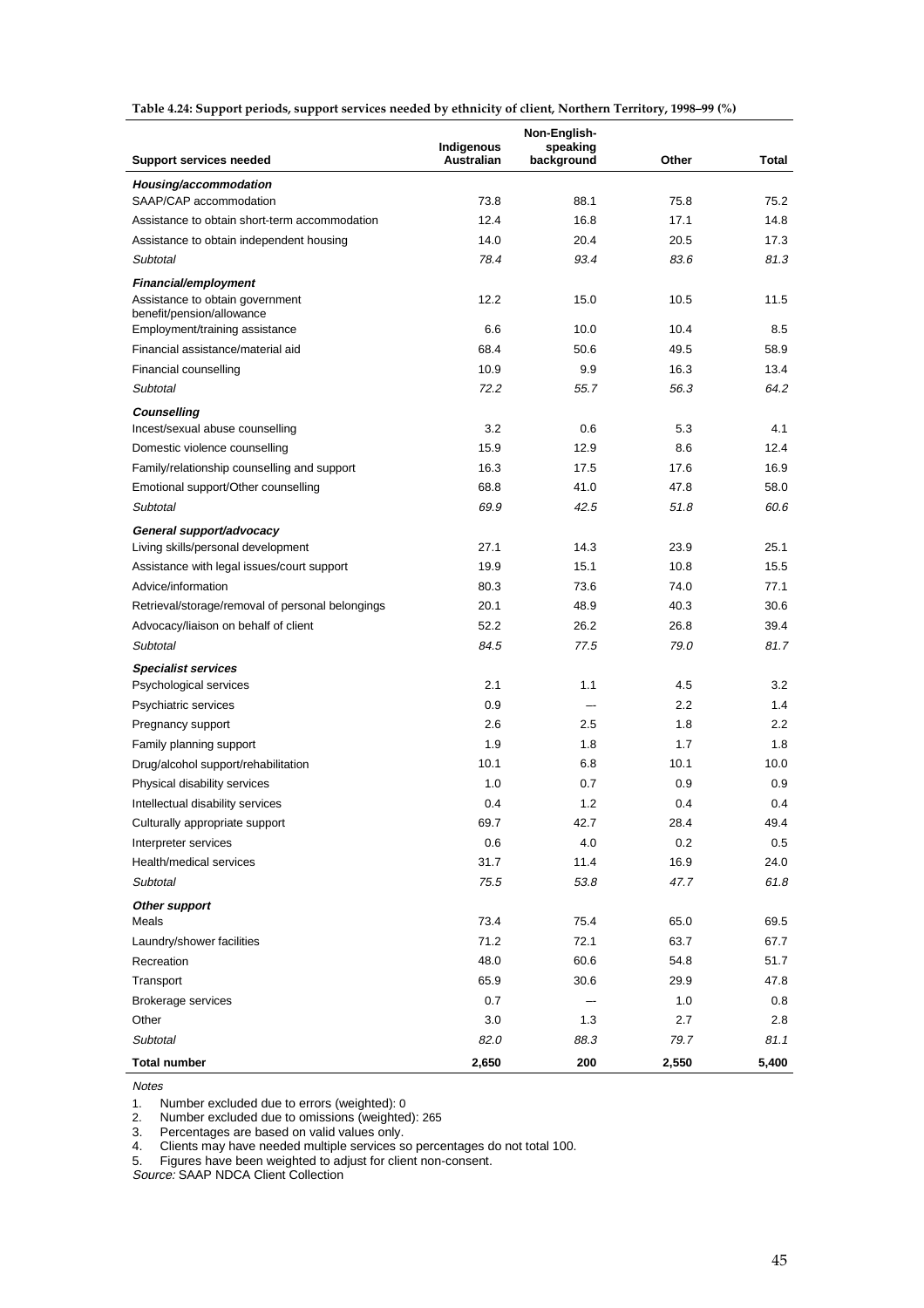**Table 4.24: Support periods, support services needed by ethnicity of client, Northern Territory, 1998–99 (%)**

| Support services needed | Indigenous Australian | Non-English-speaking background | Other | Total |
|---|---|---|---|---|
| ***Housing/accommodation*** | | | | |
| SAAP/CAP accommodation | 73.8 | 88.1 | 75.8 | 75.2 |
| Assistance to obtain short-term accommodation | 12.4 | 16.8 | 17.1 | 14.8 |
| Assistance to obtain independent housing | 14.0 | 20.4 | 20.5 | 17.3 |
| *Subtotal* | *78.4* | *93.4* | *83.6* | *81.3* |
| ***Financial/employment*** | | | | |
| Assistance to obtain government benefit/pension/allowance | 12.2 | 15.0 | 10.5 | 11.5 |
| Employment/training assistance | 6.6 | 10.0 | 10.4 | 8.5 |
| Financial assistance/material aid | 68.4 | 50.6 | 49.5 | 58.9 |
| Financial counselling | 10.9 | 9.9 | 16.3 | 13.4 |
| *Subtotal* | *72.2* | *55.7* | *56.3* | *64.2* |
| ***Counselling*** | | | | |
| Incest/sexual abuse counselling | 3.2 | 0.6 | 5.3 | 4.1 |
| Domestic violence counselling | 15.9 | 12.9 | 8.6 | 12.4 |
| Family/relationship counselling and support | 16.3 | 17.5 | 17.6 | 16.9 |
| Emotional support/Other counselling | 68.8 | 41.0 | 47.8 | 58.0 |
| *Subtotal* | *69.9* | *42.5* | *51.8* | *60.6* |
| ***General support/advocacy*** | | | | |
| Living skills/personal development | 27.1 | 14.3 | 23.9 | 25.1 |
| Assistance with legal issues/court support | 19.9 | 15.1 | 10.8 | 15.5 |
| Advice/information | 80.3 | 73.6 | 74.0 | 77.1 |
| Retrieval/storage/removal of personal belongings | 20.1 | 48.9 | 40.3 | 30.6 |
| Advocacy/liaison on behalf of client | 52.2 | 26.2 | 26.8 | 39.4 |
| *Subtotal* | *84.5* | *77.5* | *79.0* | *81.7* |
| ***Specialist services*** | | | | |
| Psychological services | 2.1 | 1.1 | 4.5 | 3.2 |
| Psychiatric services | 0.9 | — | 2.2 | 1.4 |
| Pregnancy support | 2.6 | 2.5 | 1.8 | 2.2 |
| Family planning support | 1.9 | 1.8 | 1.7 | 1.8 |
| Drug/alcohol support/rehabilitation | 10.1 | 6.8 | 10.1 | 10.0 |
| Physical disability services | 1.0 | 0.7 | 0.9 | 0.9 |
| Intellectual disability services | 0.4 | 1.2 | 0.4 | 0.4 |
| Culturally appropriate support | 69.7 | 42.7 | 28.4 | 49.4 |
| Interpreter services | 0.6 | 4.0 | 0.2 | 0.5 |
| Health/medical services | 31.7 | 11.4 | 16.9 | 24.0 |
| *Subtotal* | *75.5* | *53.8* | *47.7* | *61.8* |
| ***Other support*** | | | | |
| Meals | 73.4 | 75.4 | 65.0 | 69.5 |
| Laundry/shower facilities | 71.2 | 72.1 | 63.7 | 67.7 |
| Recreation | 48.0 | 60.6 | 54.8 | 51.7 |
| Transport | 65.9 | 30.6 | 29.9 | 47.8 |
| Brokerage services | 0.7 | — | 1.0 | 0.8 |
| Other | 3.0 | 1.3 | 2.7 | 2.8 |
| *Subtotal* | *82.0* | *88.3* | *79.7* | *81.1* |
| **Total number** | **2,650** | **200** | **2,550** | **5,400** |

*Notes*

1. Number excluded due to errors (weighted): 0
2. Number excluded due to omissions (weighted): 265
3. Percentages are based on valid values only.
4. Clients may have needed multiple services so percentages do not total 100.
5. Figures have been weighted to adjust for client non-consent.

*Source:* SAAP NDCA Client Collection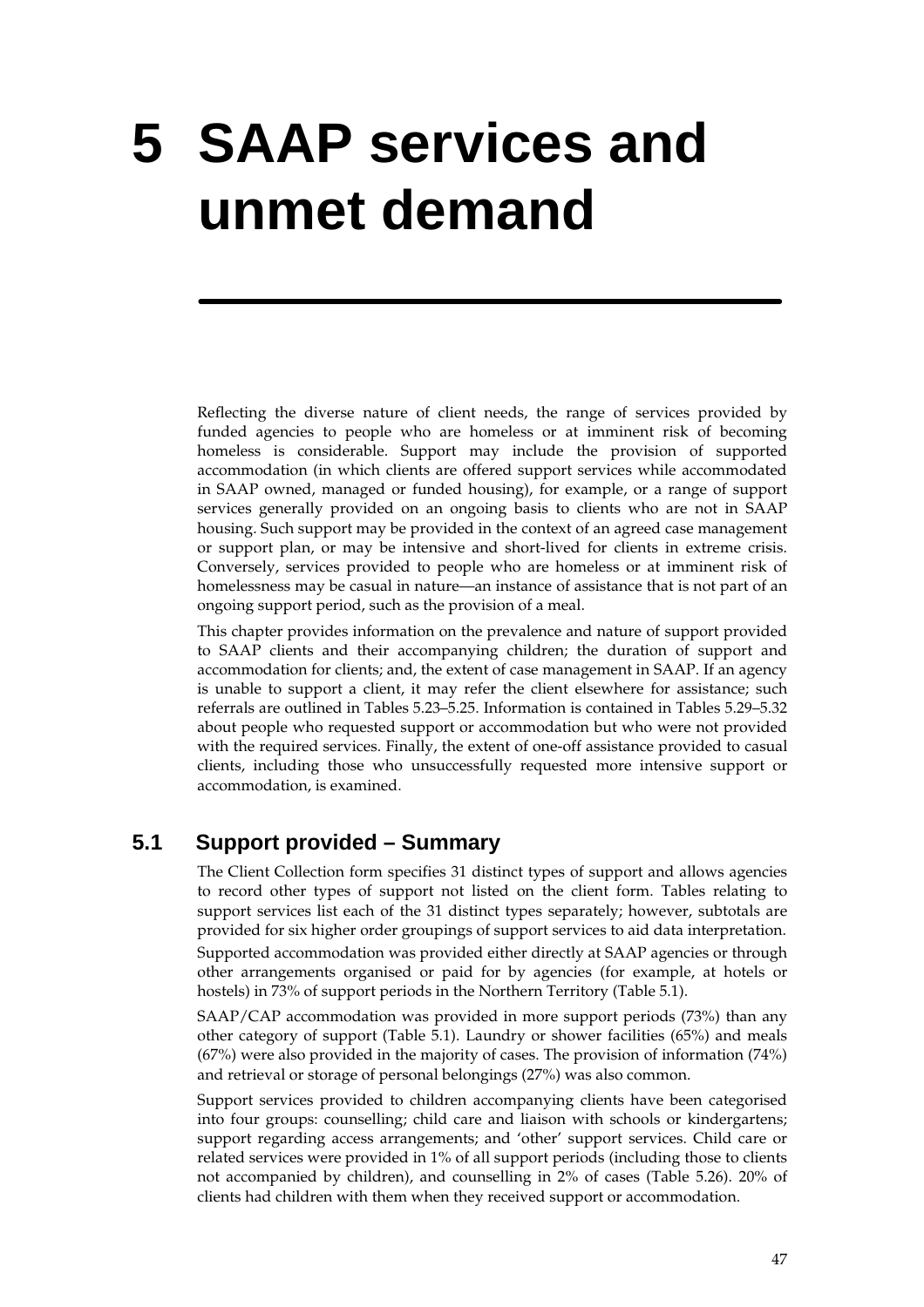# 5 SAAP services and unmet demand

Reflecting the diverse nature of client needs, the range of services provided by funded agencies to people who are homeless or at imminent risk of becoming homeless is considerable. Support may include the provision of supported accommodation (in which clients are offered support services while accommodated in SAAP owned, managed or funded housing), for example, or a range of support services generally provided on an ongoing basis to clients who are not in SAAP housing. Such support may be provided in the context of an agreed case management or support plan, or may be intensive and short-lived for clients in extreme crisis. Conversely, services provided to people who are homeless or at imminent risk of homelessness may be casual in nature—an instance of assistance that is not part of an ongoing support period, such as the provision of a meal.

This chapter provides information on the prevalence and nature of support provided to SAAP clients and their accompanying children; the duration of support and accommodation for clients; and, the extent of case management in SAAP. If an agency is unable to support a client, it may refer the client elsewhere for assistance; such referrals are outlined in Tables 5.23–5.25. Information is contained in Tables 5.29–5.32 about people who requested support or accommodation but who were not provided with the required services. Finally, the extent of one-off assistance provided to casual clients, including those who unsuccessfully requested more intensive support or accommodation, is examined.

## 5.1 Support provided – Summary

The Client Collection form specifies 31 distinct types of support and allows agencies to record other types of support not listed on the client form. Tables relating to support services list each of the 31 distinct types separately; however, subtotals are provided for six higher order groupings of support services to aid data interpretation.

Supported accommodation was provided either directly at SAAP agencies or through other arrangements organised or paid for by agencies (for example, at hotels or hostels) in 73% of support periods in the Northern Territory (Table 5.1).

SAAP/CAP accommodation was provided in more support periods (73%) than any other category of support (Table 5.1). Laundry or shower facilities (65%) and meals (67%) were also provided in the majority of cases. The provision of information (74%) and retrieval or storage of personal belongings (27%) was also common.

Support services provided to children accompanying clients have been categorised into four groups: counselling; child care and liaison with schools or kindergartens; support regarding access arrangements; and 'other' support services. Child care or related services were provided in 1% of all support periods (including those to clients not accompanied by children), and counselling in 2% of cases (Table 5.26). 20% of clients had children with them when they received support or accommodation.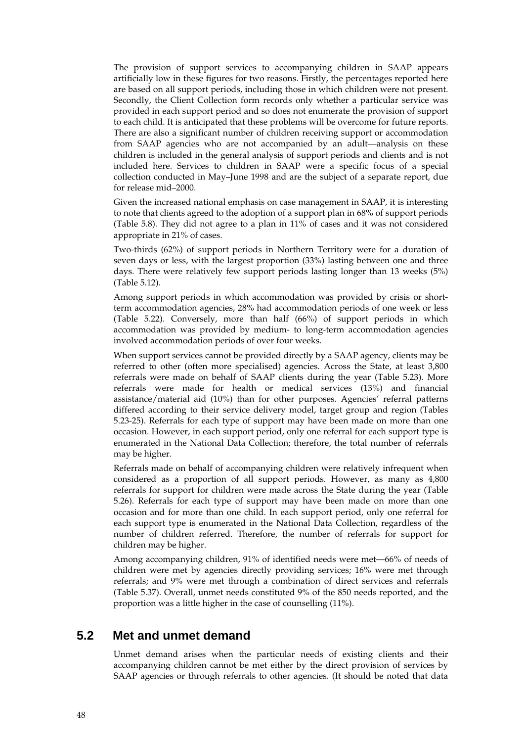The provision of support services to accompanying children in SAAP appears artificially low in these figures for two reasons. Firstly, the percentages reported here are based on all support periods, including those in which children were not present. Secondly, the Client Collection form records only whether a particular service was provided in each support period and so does not enumerate the provision of support to each child. It is anticipated that these problems will be overcome for future reports. There are also a significant number of children receiving support or accommodation from SAAP agencies who are not accompanied by an adult—analysis on these children is included in the general analysis of support periods and clients and is not included here. Services to children in SAAP were a specific focus of a special collection conducted in May–June 1998 and are the subject of a separate report, due for release mid–2000.

Given the increased national emphasis on case management in SAAP, it is interesting to note that clients agreed to the adoption of a support plan in 68% of support periods (Table 5.8). They did not agree to a plan in 11% of cases and it was not considered appropriate in 21% of cases.

Two-thirds (62%) of support periods in Northern Territory were for a duration of seven days or less, with the largest proportion (33%) lasting between one and three days. There were relatively few support periods lasting longer than 13 weeks (5%) (Table 5.12).

Among support periods in which accommodation was provided by crisis or short-term accommodation agencies, 28% had accommodation periods of one week or less (Table 5.22). Conversely, more than half (66%) of support periods in which accommodation was provided by medium- to long-term accommodation agencies involved accommodation periods of over four weeks.

When support services cannot be provided directly by a SAAP agency, clients may be referred to other (often more specialised) agencies. Across the State, at least 3,800 referrals were made on behalf of SAAP clients during the year (Table 5.23). More referrals were made for health or medical services (13%) and financial assistance/material aid (10%) than for other purposes. Agencies' referral patterns differed according to their service delivery model, target group and region (Tables 5.23-25). Referrals for each type of support may have been made on more than one occasion. However, in each support period, only one referral for each support type is enumerated in the National Data Collection; therefore, the total number of referrals may be higher.

Referrals made on behalf of accompanying children were relatively infrequent when considered as a proportion of all support periods. However, as many as 4,800 referrals for support for children were made across the State during the year (Table 5.26). Referrals for each type of support may have been made on more than one occasion and for more than one child. In each support period, only one referral for each support type is enumerated in the National Data Collection, regardless of the number of children referred. Therefore, the number of referrals for support for children may be higher.

Among accompanying children, 91% of identified needs were met—66% of needs of children were met by agencies directly providing services; 16% were met through referrals; and 9% were met through a combination of direct services and referrals (Table 5.37). Overall, unmet needs constituted 9% of the 850 needs reported, and the proportion was a little higher in the case of counselling (11%).

## 5.2 Met and unmet demand

Unmet demand arises when the particular needs of existing clients and their accompanying children cannot be met either by the direct provision of services by SAAP agencies or through referrals to other agencies. (It should be noted that data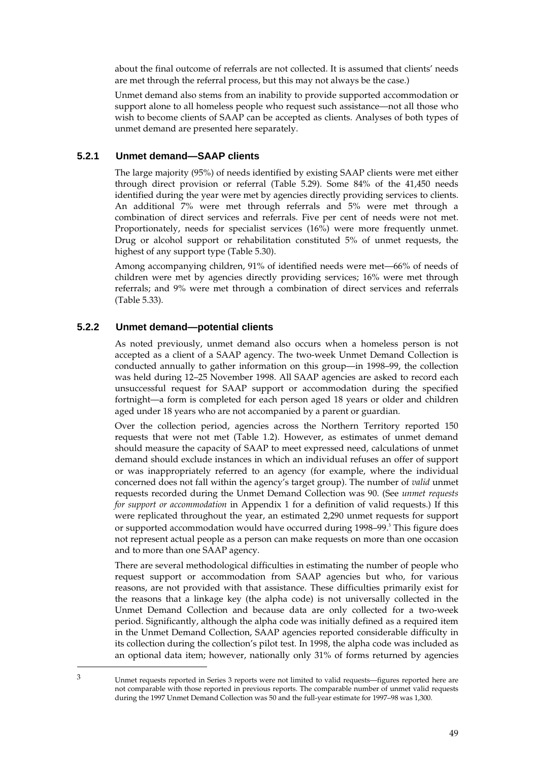about the final outcome of referrals are not collected. It is assumed that clients' needs are met through the referral process, but this may not always be the case.)

Unmet demand also stems from an inability to provide supported accommodation or support alone to all homeless people who request such assistance—not all those who wish to become clients of SAAP can be accepted as clients. Analyses of both types of unmet demand are presented here separately.

### 5.2.1 Unmet demand—SAAP clients

The large majority (95%) of needs identified by existing SAAP clients were met either through direct provision or referral (Table 5.29). Some 84% of the 41,450 needs identified during the year were met by agencies directly providing services to clients. An additional 7% were met through referrals and 5% were met through a combination of direct services and referrals. Five per cent of needs were not met. Proportionately, needs for specialist services (16%) were more frequently unmet. Drug or alcohol support or rehabilitation constituted 5% of unmet requests, the highest of any support type (Table 5.30).

Among accompanying children, 91% of identified needs were met—66% of needs of children were met by agencies directly providing services; 16% were met through referrals; and 9% were met through a combination of direct services and referrals (Table 5.33).

### 5.2.2 Unmet demand—potential clients

As noted previously, unmet demand also occurs when a homeless person is not accepted as a client of a SAAP agency. The two-week Unmet Demand Collection is conducted annually to gather information on this group—in 1998–99, the collection was held during 12–25 November 1998. All SAAP agencies are asked to record each unsuccessful request for SAAP support or accommodation during the specified fortnight—a form is completed for each person aged 18 years or older and children aged under 18 years who are not accompanied by a parent or guardian.

Over the collection period, agencies across the Northern Territory reported 150 requests that were not met (Table 1.2). However, as estimates of unmet demand should measure the capacity of SAAP to meet expressed need, calculations of unmet demand should exclude instances in which an individual refuses an offer of support or was inappropriately referred to an agency (for example, where the individual concerned does not fall within the agency's target group). The number of *valid* unmet requests recorded during the Unmet Demand Collection was 90. (See *unmet requests for support or accommodation* in Appendix 1 for a definition of valid requests.) If this were replicated throughout the year, an estimated 2,290 unmet requests for support or supported accommodation would have occurred during 1998–99.[3] This figure does not represent actual people as a person can make requests on more than one occasion and to more than one SAAP agency.

There are several methodological difficulties in estimating the number of people who request support or accommodation from SAAP agencies but who, for various reasons, are not provided with that assistance. These difficulties primarily exist for the reasons that a linkage key (the alpha code) is not universally collected in the Unmet Demand Collection and because data are only collected for a two-week period. Significantly, although the alpha code was initially defined as a required item in the Unmet Demand Collection, SAAP agencies reported considerable difficulty in its collection during the collection's pilot test. In 1998, the alpha code was included as an optional data item; however, nationally only 31% of forms returned by agencies

---

[3] Unmet requests reported in Series 3 reports were not limited to valid requests—figures reported here are not comparable with those reported in previous reports. The comparable number of unmet valid requests during the 1997 Unmet Demand Collection was 50 and the full-year estimate for 1997–98 was 1,300.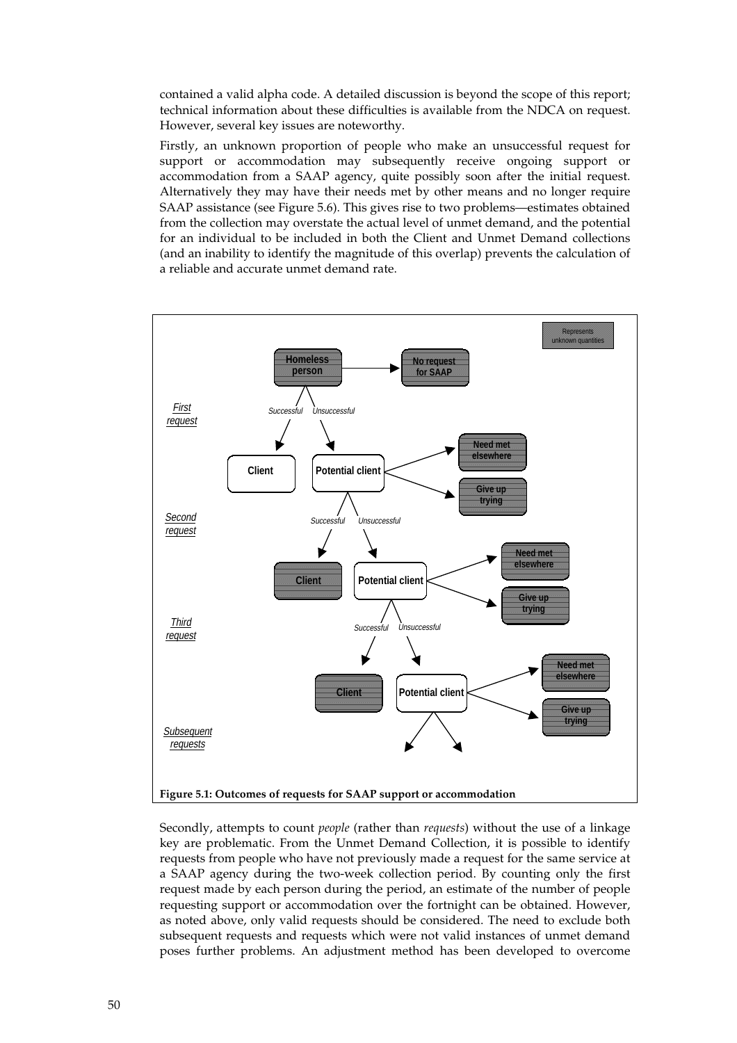contained a valid alpha code. A detailed discussion is beyond the scope of this report; technical information about these difficulties is available from the NDCA on request. However, several key issues are noteworthy.

Firstly, an unknown proportion of people who make an unsuccessful request for support or accommodation may subsequently receive ongoing support or accommodation from a SAAP agency, quite possibly soon after the initial request. Alternatively they may have their needs met by other means and no longer require SAAP assistance (see Figure 5.6). This gives rise to two problems—estimates obtained from the collection may overstate the actual level of unmet demand, and the potential for an individual to be included in both the Client and Unmet Demand collections (and an inability to identify the magnitude of this overlap) prevents the calculation of a reliable and accurate unmet demand rate.

Represents unknown quantities

Homeless person

No request for SAAP

First request

Successful

Unsuccessful

Client

Potential client

Need met elsewhere

Give up trying

Second request

Successful

Unsuccessful

Client

Potential client

Need met elsewhere

Give up trying

Third request

Successful

Unsuccessful

Client

Potential client

Need met elsewhere

Give up trying

Subsequent requests

**Figure 5.1: Outcomes of requests for SAAP support or accommodation**

Secondly, attempts to count *people* (rather than *requests*) without the use of a linkage key are problematic. From the Unmet Demand Collection, it is possible to identify requests from people who have not previously made a request for the same service at a SAAP agency during the two-week collection period. By counting only the first request made by each person during the period, an estimate of the number of people requesting support or accommodation over the fortnight can be obtained. However, as noted above, only valid requests should be considered. The need to exclude both subsequent requests and requests which were not valid instances of unmet demand poses further problems. An adjustment method has been developed to overcome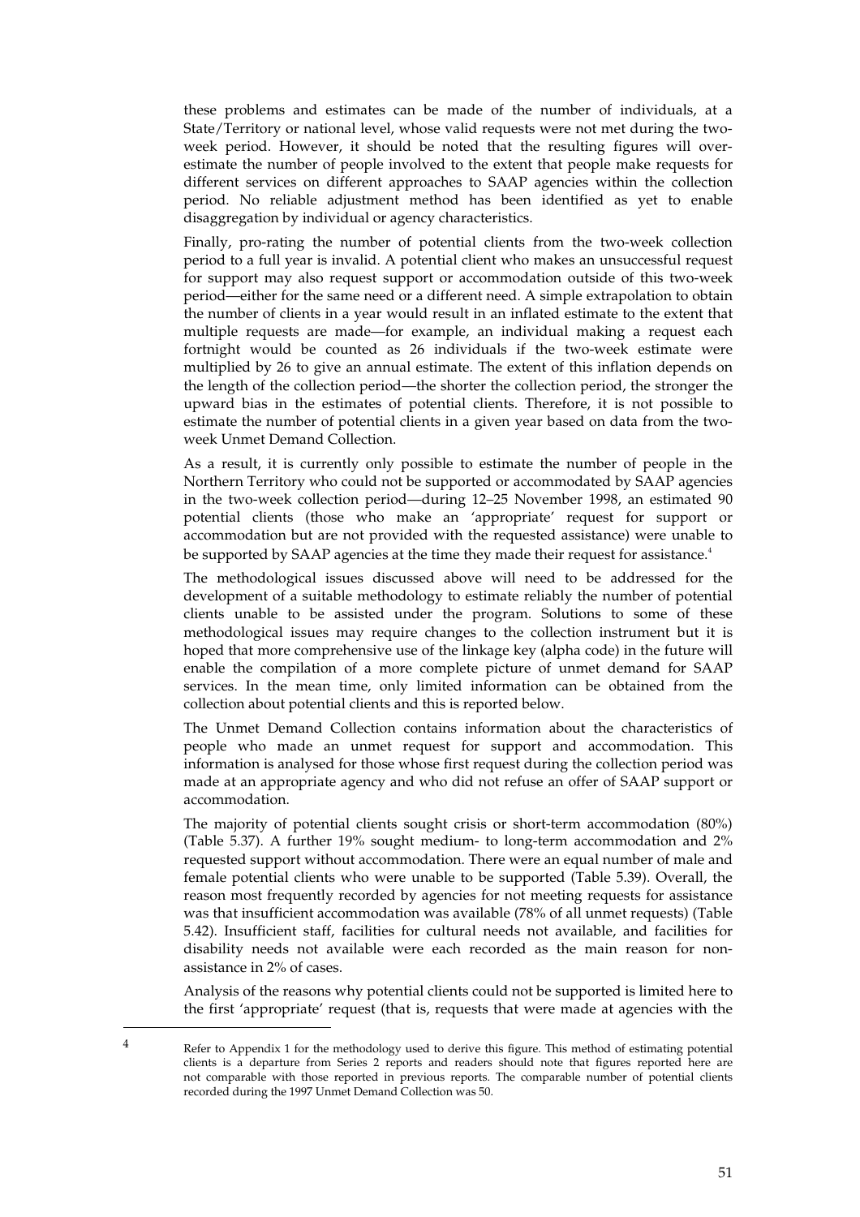these problems and estimates can be made of the number of individuals, at a State/Territory or national level, whose valid requests were not met during the two-week period. However, it should be noted that the resulting figures will over-estimate the number of people involved to the extent that people make requests for different services on different approaches to SAAP agencies within the collection period. No reliable adjustment method has been identified as yet to enable disaggregation by individual or agency characteristics.

Finally, pro-rating the number of potential clients from the two-week collection period to a full year is invalid. A potential client who makes an unsuccessful request for support may also request support or accommodation outside of this two-week period—either for the same need or a different need. A simple extrapolation to obtain the number of clients in a year would result in an inflated estimate to the extent that multiple requests are made—for example, an individual making a request each fortnight would be counted as 26 individuals if the two-week estimate were multiplied by 26 to give an annual estimate. The extent of this inflation depends on the length of the collection period—the shorter the collection period, the stronger the upward bias in the estimates of potential clients. Therefore, it is not possible to estimate the number of potential clients in a given year based on data from the two-week Unmet Demand Collection.

As a result, it is currently only possible to estimate the number of people in the Northern Territory who could not be supported or accommodated by SAAP agencies in the two-week collection period—during 12–25 November 1998, an estimated 90 potential clients (those who make an 'appropriate' request for support or accommodation but are not provided with the requested assistance) were unable to be supported by SAAP agencies at the time they made their request for assistance.[4]

The methodological issues discussed above will need to be addressed for the development of a suitable methodology to estimate reliably the number of potential clients unable to be assisted under the program. Solutions to some of these methodological issues may require changes to the collection instrument but it is hoped that more comprehensive use of the linkage key (alpha code) in the future will enable the compilation of a more complete picture of unmet demand for SAAP services. In the mean time, only limited information can be obtained from the collection about potential clients and this is reported below.

The Unmet Demand Collection contains information about the characteristics of people who made an unmet request for support and accommodation. This information is analysed for those whose first request during the collection period was made at an appropriate agency and who did not refuse an offer of SAAP support or accommodation.

The majority of potential clients sought crisis or short-term accommodation (80%) (Table 5.37). A further 19% sought medium- to long-term accommodation and 2% requested support without accommodation. There were an equal number of male and female potential clients who were unable to be supported (Table 5.39). Overall, the reason most frequently recorded by agencies for not meeting requests for assistance was that insufficient accommodation was available (78% of all unmet requests) (Table 5.42). Insufficient staff, facilities for cultural needs not available, and facilities for disability needs not available were each recorded as the main reason for non-assistance in 2% of cases.

Analysis of the reasons why potential clients could not be supported is limited here to the first 'appropriate' request (that is, requests that were made at agencies with the

---

4 Refer to Appendix 1 for the methodology used to derive this figure. This method of estimating potential clients is a departure from Series 2 reports and readers should note that figures reported here are not comparable with those reported in previous reports. The comparable number of potential clients recorded during the 1997 Unmet Demand Collection was 50.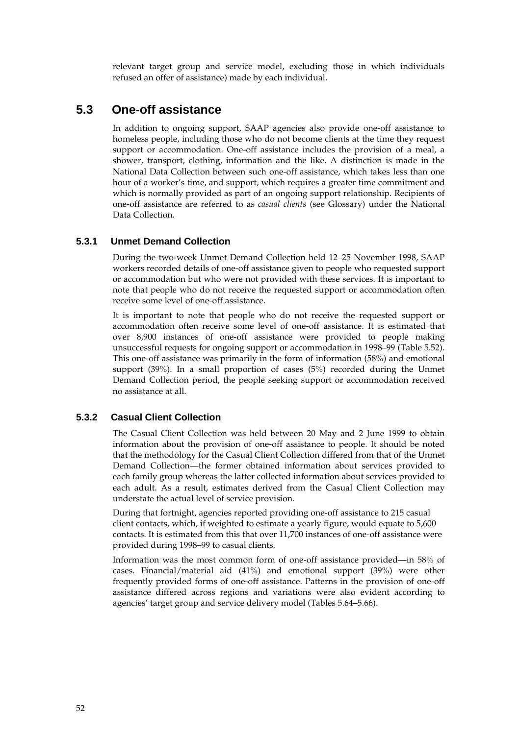relevant target group and service model, excluding those in which individuals refused an offer of assistance) made by each individual.

## 5.3 One-off assistance

In addition to ongoing support, SAAP agencies also provide one-off assistance to homeless people, including those who do not become clients at the time they request support or accommodation. One-off assistance includes the provision of a meal, a shower, transport, clothing, information and the like. A distinction is made in the National Data Collection between such one-off assistance, which takes less than one hour of a worker's time, and support, which requires a greater time commitment and which is normally provided as part of an ongoing support relationship. Recipients of one-off assistance are referred to as *casual clients* (see Glossary) under the National Data Collection.

### 5.3.1 Unmet Demand Collection

During the two-week Unmet Demand Collection held 12–25 November 1998, SAAP workers recorded details of one-off assistance given to people who requested support or accommodation but who were not provided with these services. It is important to note that people who do not receive the requested support or accommodation often receive some level of one-off assistance.

It is important to note that people who do not receive the requested support or accommodation often receive some level of one-off assistance. It is estimated that over 8,900 instances of one-off assistance were provided to people making unsuccessful requests for ongoing support or accommodation in 1998–99 (Table 5.52). This one-off assistance was primarily in the form of information (58%) and emotional support (39%). In a small proportion of cases (5%) recorded during the Unmet Demand Collection period, the people seeking support or accommodation received no assistance at all.

### 5.3.2 Casual Client Collection

The Casual Client Collection was held between 20 May and 2 June 1999 to obtain information about the provision of one-off assistance to people. It should be noted that the methodology for the Casual Client Collection differed from that of the Unmet Demand Collection—the former obtained information about services provided to each family group whereas the latter collected information about services provided to each adult. As a result, estimates derived from the Casual Client Collection may understate the actual level of service provision.

During that fortnight, agencies reported providing one-off assistance to 215 casual client contacts, which, if weighted to estimate a yearly figure, would equate to 5,600 contacts. It is estimated from this that over 11,700 instances of one-off assistance were provided during 1998–99 to casual clients.

Information was the most common form of one-off assistance provided—in 58% of cases. Financial/material aid (41%) and emotional support (39%) were other frequently provided forms of one-off assistance. Patterns in the provision of one-off assistance differed across regions and variations were also evident according to agencies' target group and service delivery model (Tables 5.64–5.66).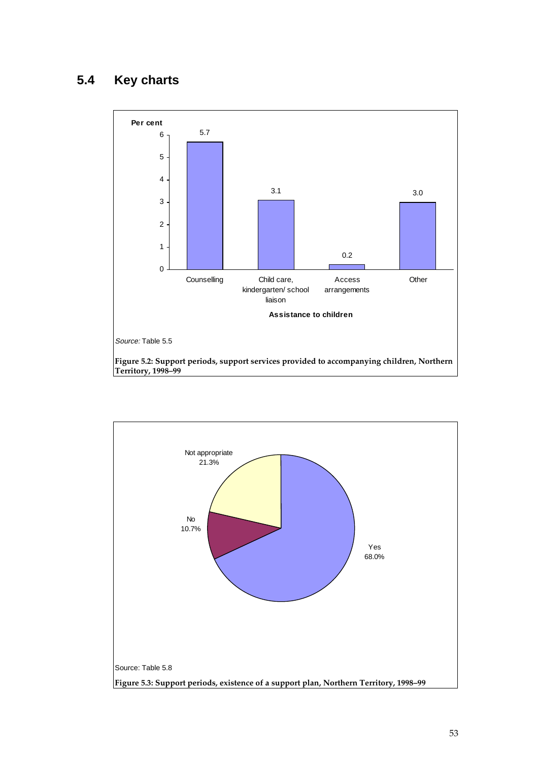## 5.4 Key charts

Per cent

| Assistance to children | Per cent |
| --- | --- |
| Counselling | 5.7 |
| Child care, kindergarten/ school liaison | 3.1 |
| Access arrangements | 0.2 |
| Other | 3.0 |

*Source:* Table 5.5

**Figure 5.2: Support periods, support services provided to accompanying children, Northern Territory, 1998–99**

| Support plan | Per cent |
| --- | --- |
| Yes | 68.0% |
| No | 10.7% |
| Not appropriate | 21.3% |

Source: Table 5.8

**Figure 5.3: Support periods, existence of a support plan, Northern Territory, 1998–99**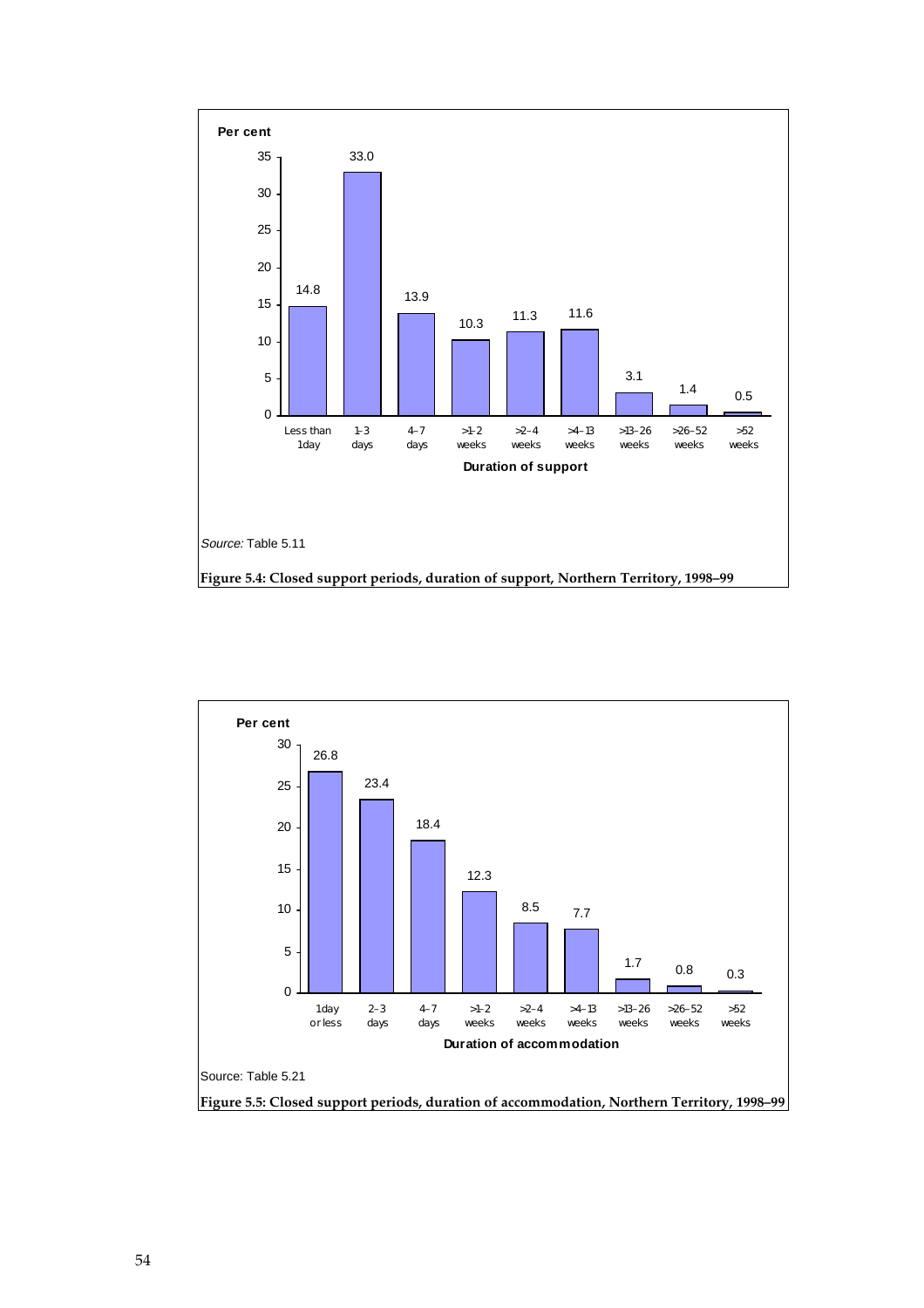Per cent

35
30
25
20
15
10
5
0

33.0
14.8
13.9
10.3
11.3
11.6
3.1
1.4
0.5

Less than 1day
1–3 days
4–7 days
>1–2 weeks
>2–4 weeks
>4–13 weeks
>13–26 weeks
>26–52 weeks
>52 weeks

Duration of support

*Source:* Table 5.11

**Figure 5.4: Closed support periods, duration of support, Northern Territory, 1998–99**

Per cent

30
25
20
15
10
5
0

26.8
23.4
18.4
12.3
8.5
7.7
1.7
0.8
0.3

1day or less
2–3 days
4–7 days
>1–2 weeks
>2–4 weeks
>4–13 weeks
>13–26 weeks
>26–52 weeks
>52 weeks

Duration of accommodation

Source: Table 5.21

**Figure 5.5: Closed support periods, duration of accommodation, Northern Territory, 1998–99**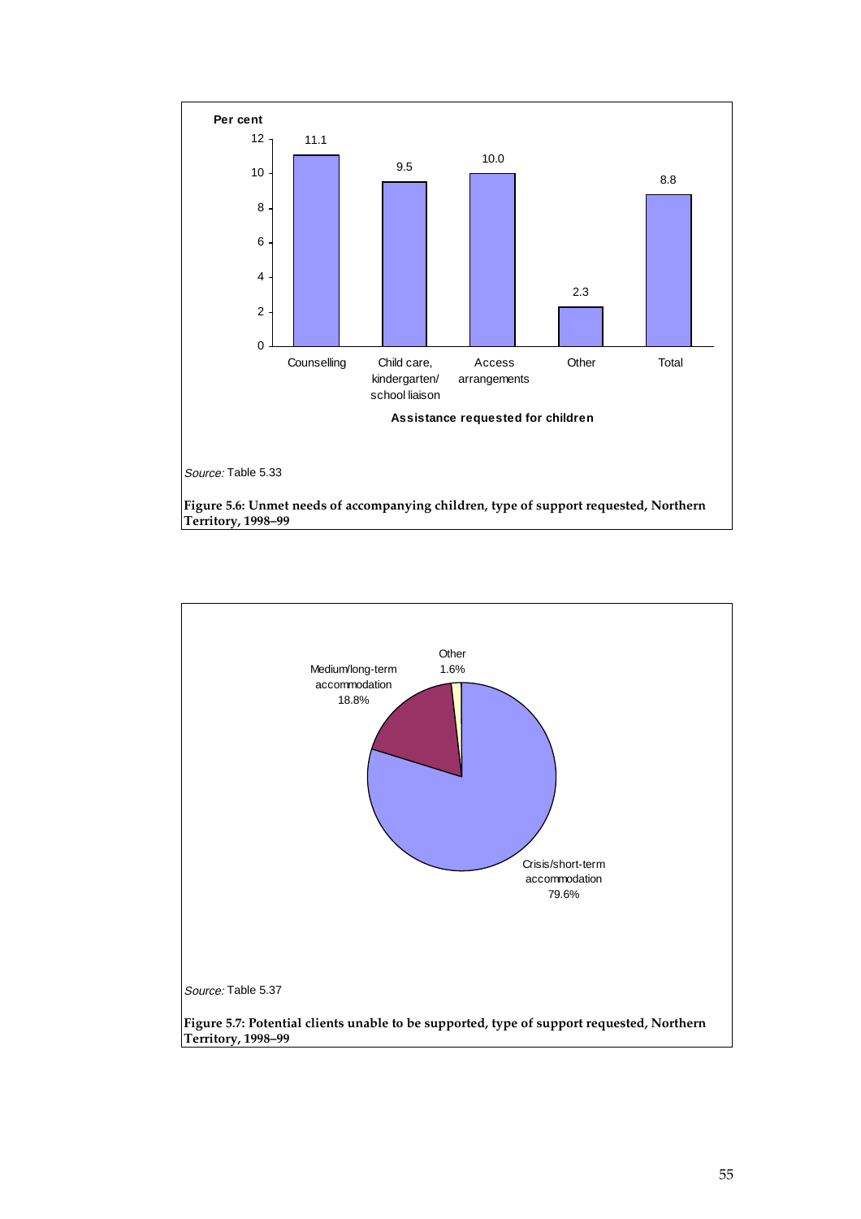Per cent

12
10
8
6
4
2
0

11.1
9.5
10.0
2.3
8.8

Counselling
Child care, kindergarten/ school liaison
Access arrangements
Other
Total

**Assistance requested for children**

*Source:* Table 5.33

**Figure 5.6: Unmet needs of accompanying children, type of support requested, Northern Territory, 1998–99**

Other
1.6%

Medium/long-term accommodation
18.8%

Crisis/short-term accommodation
79.6%

*Source:* Table 5.37

**Figure 5.7: Potential clients unable to be supported, type of support requested, Northern Territory, 1998–99**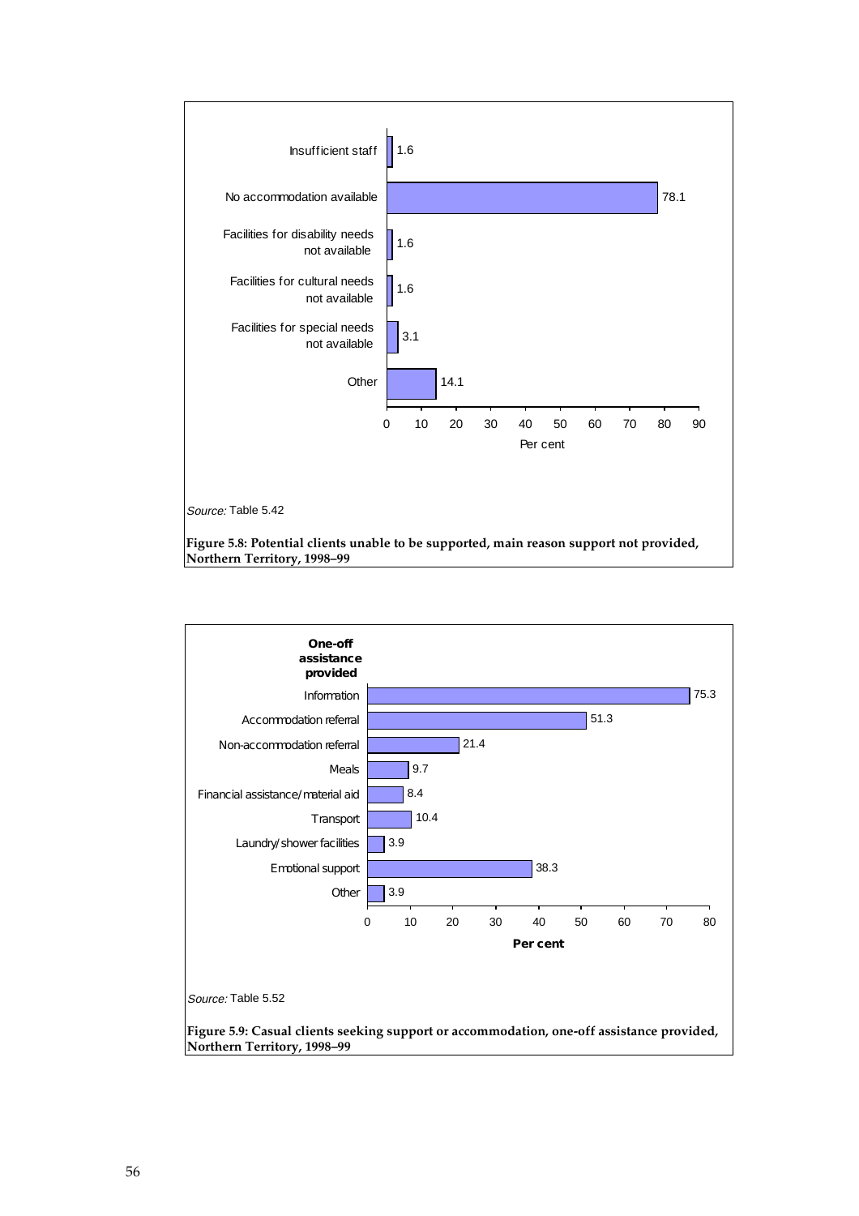Insufficient staff
1.6
No accommodation available
78.1
Facilities for disability needs not available
1.6
Facilities for cultural needs not available
1.6
Facilities for special needs not available
3.1
Other
14.1

0 10 20 30 40 50 60 70 80 90

Per cent

*Source:* Table 5.42

**Figure 5.8: Potential clients unable to be supported, main reason support not provided, Northern Territory, 1998–99**

**One-off assistance provided**

Information
75.3
Accommodation referral
51.3
Non-accommodation referral
21.4
Meals
9.7
Financial assistance/material aid
8.4
Transport
10.4
Laundry/shower facilities
3.9
Emotional support
38.3
Other
3.9

0 10 20 30 40 50 60 70 80

**Per cent**

*Source:* Table 5.52

**Figure 5.9: Casual clients seeking support or accommodation, one-off assistance provided, Northern Territory, 1998–99**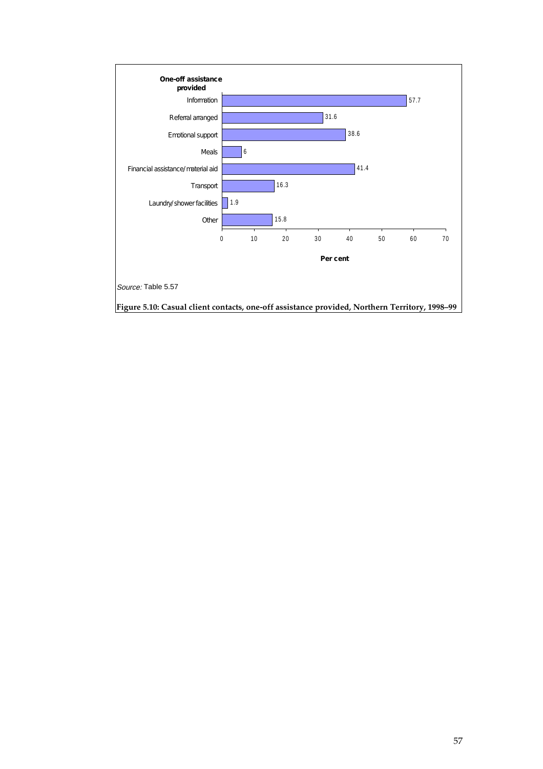One-off assistance provided

Information 57.7

Referral arranged 31.6

Emotional support 38.6

Meals 6

Financial assistance/material aid 41.4

Transport 16.3

Laundry/shower facilities 1.9

Other 15.8

0 10 20 30 40 50 60 70

Per cent

*Source:* Table 5.57

**Figure 5.10: Casual client contacts, one-off assistance provided, Northern Territory, 1998–99**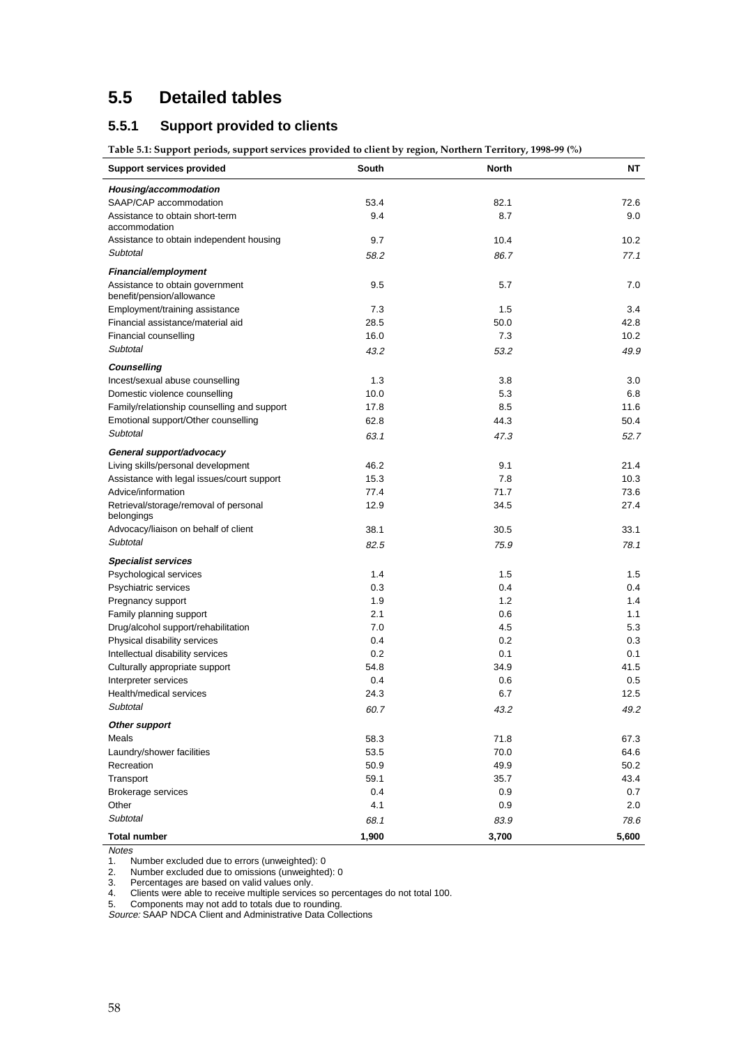# 5.5 Detailed tables

## 5.5.1 Support provided to clients

**Table 5.1: Support periods, support services provided to client by region, Northern Territory, 1998-99 (%)**

| Support services provided | South | North | NT |
|---|---|---|---|
| ***Housing/accommodation*** | | | |
| SAAP/CAP accommodation | 53.4 | 82.1 | 72.6 |
| Assistance to obtain short-term accommodation | 9.4 | 8.7 | 9.0 |
| Assistance to obtain independent housing | 9.7 | 10.4 | 10.2 |
| *Subtotal* | *58.2* | *86.7* | *77.1* |
| ***Financial/employment*** | | | |
| Assistance to obtain government benefit/pension/allowance | 9.5 | 5.7 | 7.0 |
| Employment/training assistance | 7.3 | 1.5 | 3.4 |
| Financial assistance/material aid | 28.5 | 50.0 | 42.8 |
| Financial counselling | 16.0 | 7.3 | 10.2 |
| *Subtotal* | *43.2* | *53.2* | *49.9* |
| ***Counselling*** | | | |
| Incest/sexual abuse counselling | 1.3 | 3.8 | 3.0 |
| Domestic violence counselling | 10.0 | 5.3 | 6.8 |
| Family/relationship counselling and support | 17.8 | 8.5 | 11.6 |
| Emotional support/Other counselling | 62.8 | 44.3 | 50.4 |
| *Subtotal* | *63.1* | *47.3* | *52.7* |
| ***General support/advocacy*** | | | |
| Living skills/personal development | 46.2 | 9.1 | 21.4 |
| Assistance with legal issues/court support | 15.3 | 7.8 | 10.3 |
| Advice/information | 77.4 | 71.7 | 73.6 |
| Retrieval/storage/removal of personal belongings | 12.9 | 34.5 | 27.4 |
| Advocacy/liaison on behalf of client | 38.1 | 30.5 | 33.1 |
| *Subtotal* | *82.5* | *75.9* | *78.1* |
| ***Specialist services*** | | | |
| Psychological services | 1.4 | 1.5 | 1.5 |
| Psychiatric services | 0.3 | 0.4 | 0.4 |
| Pregnancy support | 1.9 | 1.2 | 1.4 |
| Family planning support | 2.1 | 0.6 | 1.1 |
| Drug/alcohol support/rehabilitation | 7.0 | 4.5 | 5.3 |
| Physical disability services | 0.4 | 0.2 | 0.3 |
| Intellectual disability services | 0.2 | 0.1 | 0.1 |
| Culturally appropriate support | 54.8 | 34.9 | 41.5 |
| Interpreter services | 0.4 | 0.6 | 0.5 |
| Health/medical services | 24.3 | 6.7 | 12.5 |
| *Subtotal* | *60.7* | *43.2* | *49.2* |
| ***Other support*** | | | |
| Meals | 58.3 | 71.8 | 67.3 |
| Laundry/shower facilities | 53.5 | 70.0 | 64.6 |
| Recreation | 50.9 | 49.9 | 50.2 |
| Transport | 59.1 | 35.7 | 43.4 |
| Brokerage services | 0.4 | 0.9 | 0.7 |
| Other | 4.1 | 0.9 | 2.0 |
| *Subtotal* | *68.1* | *83.9* | *78.6* |
| **Total number** | **1,900** | **3,700** | **5,600** |

*Notes*

1. Number excluded due to errors (unweighted): 0
2. Number excluded due to omissions (unweighted): 0
3. Percentages are based on valid values only.
4. Clients were able to receive multiple services so percentages do not total 100.
5. Components may not add to totals due to rounding.

*Source:* SAAP NDCA Client and Administrative Data Collections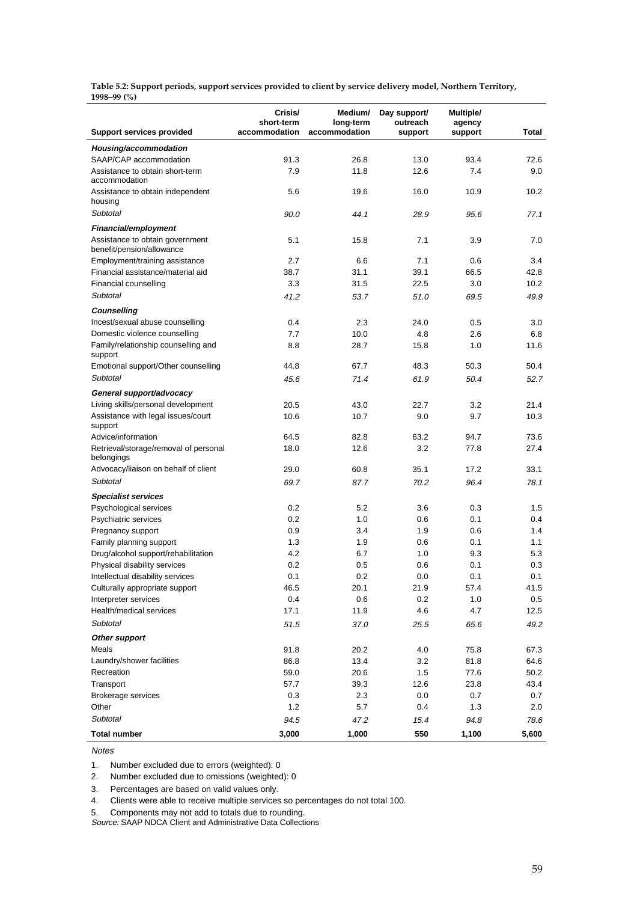**Table 5.2: Support periods, support services provided to client by service delivery model, Northern Territory, 1998–99 (%)**

| Support services provided | Crisis/ short-term accommodation | Medium/ long-term accommodation | Day support/ outreach support | Multiple/ agency support | Total |
|---|---|---|---|---|---|
| ***Housing/accommodation*** | | | | | |
| SAAP/CAP accommodation | 91.3 | 26.8 | 13.0 | 93.4 | 72.6 |
| Assistance to obtain short-term accommodation | 7.9 | 11.8 | 12.6 | 7.4 | 9.0 |
| Assistance to obtain independent housing | 5.6 | 19.6 | 16.0 | 10.9 | 10.2 |
| *Subtotal* | *90.0* | *44.1* | *28.9* | *95.6* | *77.1* |
| ***Financial/employment*** | | | | | |
| Assistance to obtain government benefit/pension/allowance | 5.1 | 15.8 | 7.1 | 3.9 | 7.0 |
| Employment/training assistance | 2.7 | 6.6 | 7.1 | 0.6 | 3.4 |
| Financial assistance/material aid | 38.7 | 31.1 | 39.1 | 66.5 | 42.8 |
| Financial counselling | 3.3 | 31.5 | 22.5 | 3.0 | 10.2 |
| *Subtotal* | *41.2* | *53.7* | *51.0* | *69.5* | *49.9* |
| ***Counselling*** | | | | | |
| Incest/sexual abuse counselling | 0.4 | 2.3 | 24.0 | 0.5 | 3.0 |
| Domestic violence counselling | 7.7 | 10.0 | 4.8 | 2.6 | 6.8 |
| Family/relationship counselling and support | 8.8 | 28.7 | 15.8 | 1.0 | 11.6 |
| Emotional support/Other counselling | 44.8 | 67.7 | 48.3 | 50.3 | 50.4 |
| *Subtotal* | *45.6* | *71.4* | *61.9* | *50.4* | *52.7* |
| ***General support/advocacy*** | | | | | |
| Living skills/personal development | 20.5 | 43.0 | 22.7 | 3.2 | 21.4 |
| Assistance with legal issues/court support | 10.6 | 10.7 | 9.0 | 9.7 | 10.3 |
| Advice/information | 64.5 | 82.8 | 63.2 | 94.7 | 73.6 |
| Retrieval/storage/removal of personal belongings | 18.0 | 12.6 | 3.2 | 77.8 | 27.4 |
| Advocacy/liaison on behalf of client | 29.0 | 60.8 | 35.1 | 17.2 | 33.1 |
| *Subtotal* | *69.7* | *87.7* | *70.2* | *96.4* | *78.1* |
| ***Specialist services*** | | | | | |
| Psychological services | 0.2 | 5.2 | 3.6 | 0.3 | 1.5 |
| Psychiatric services | 0.2 | 1.0 | 0.6 | 0.1 | 0.4 |
| Pregnancy support | 0.9 | 3.4 | 1.9 | 0.6 | 1.4 |
| Family planning support | 1.3 | 1.9 | 0.6 | 0.1 | 1.1 |
| Drug/alcohol support/rehabilitation | 4.2 | 6.7 | 1.0 | 9.3 | 5.3 |
| Physical disability services | 0.2 | 0.5 | 0.6 | 0.1 | 0.3 |
| Intellectual disability services | 0.1 | 0.2 | 0.0 | 0.1 | 0.1 |
| Culturally appropriate support | 46.5 | 20.1 | 21.9 | 57.4 | 41.5 |
| Interpreter services | 0.4 | 0.6 | 0.2 | 1.0 | 0.5 |
| Health/medical services | 17.1 | 11.9 | 4.6 | 4.7 | 12.5 |
| *Subtotal* | *51.5* | *37.0* | *25.5* | *65.6* | *49.2* |
| ***Other support*** | | | | | |
| Meals | 91.8 | 20.2 | 4.0 | 75.8 | 67.3 |
| Laundry/shower facilities | 86.8 | 13.4 | 3.2 | 81.8 | 64.6 |
| Recreation | 59.0 | 20.6 | 1.5 | 77.6 | 50.2 |
| Transport | 57.7 | 39.3 | 12.6 | 23.8 | 43.4 |
| Brokerage services | 0.3 | 2.3 | 0.0 | 0.7 | 0.7 |
| Other | 1.2 | 5.7 | 0.4 | 1.3 | 2.0 |
| *Subtotal* | *94.5* | *47.2* | *15.4* | *94.8* | *78.6* |
| **Total number** | **3,000** | **1,000** | **550** | **1,100** | **5,600** |

*Notes*

1. Number excluded due to errors (weighted): 0
2. Number excluded due to omissions (weighted): 0
3. Percentages are based on valid values only.
4. Clients were able to receive multiple services so percentages do not total 100.
5. Components may not add to totals due to rounding.

*Source:* SAAP NDCA Client and Administrative Data Collections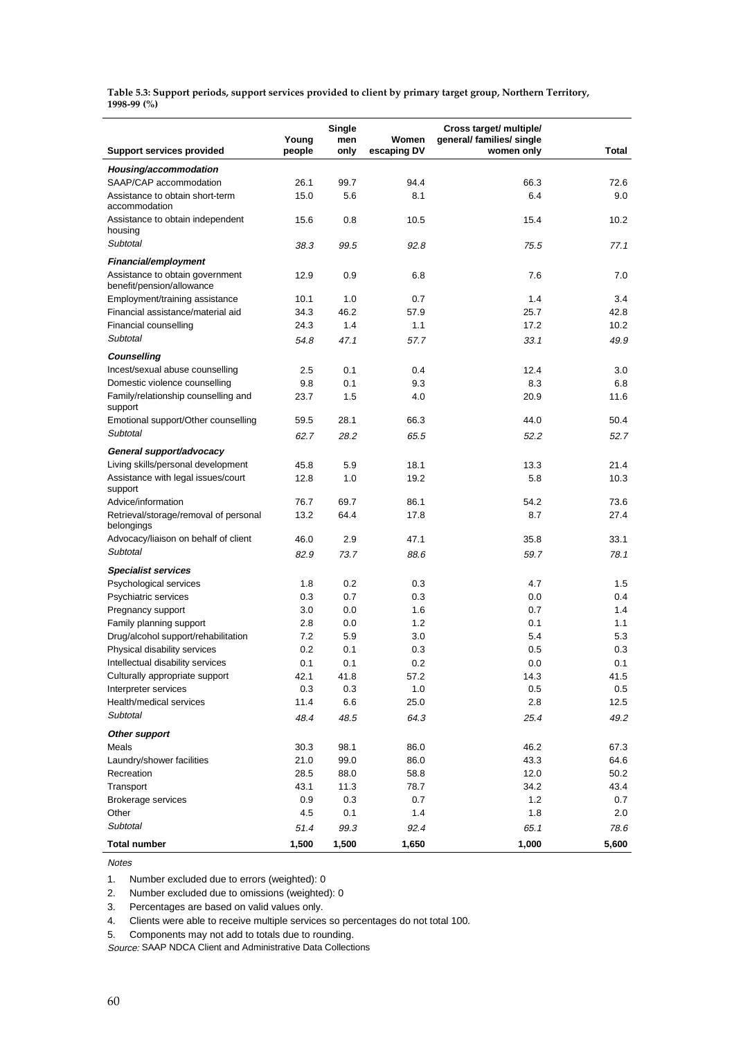**Table 5.3: Support periods, support services provided to client by primary target group, Northern Territory, 1998-99 (%)**

| Support services provided | Young people | Single men only | Women escaping DV | Cross target/ multiple/ general/ families/ single women only | Total |
|---|---|---|---|---|---|
| ***Housing/accommodation*** | | | | | |
| SAAP/CAP accommodation | 26.1 | 99.7 | 94.4 | 66.3 | 72.6 |
| Assistance to obtain short-term accommodation | 15.0 | 5.6 | 8.1 | 6.4 | 9.0 |
| Assistance to obtain independent housing | 15.6 | 0.8 | 10.5 | 15.4 | 10.2 |
| *Subtotal* | *38.3* | *99.5* | *92.8* | *75.5* | *77.1* |
| ***Financial/employment*** | | | | | |
| Assistance to obtain government benefit/pension/allowance | 12.9 | 0.9 | 6.8 | 7.6 | 7.0 |
| Employment/training assistance | 10.1 | 1.0 | 0.7 | 1.4 | 3.4 |
| Financial assistance/material aid | 34.3 | 46.2 | 57.9 | 25.7 | 42.8 |
| Financial counselling | 24.3 | 1.4 | 1.1 | 17.2 | 10.2 |
| *Subtotal* | *54.8* | *47.1* | *57.7* | *33.1* | *49.9* |
| ***Counselling*** | | | | | |
| Incest/sexual abuse counselling | 2.5 | 0.1 | 0.4 | 12.4 | 3.0 |
| Domestic violence counselling | 9.8 | 0.1 | 9.3 | 8.3 | 6.8 |
| Family/relationship counselling and support | 23.7 | 1.5 | 4.0 | 20.9 | 11.6 |
| Emotional support/Other counselling | 59.5 | 28.1 | 66.3 | 44.0 | 50.4 |
| *Subtotal* | *62.7* | *28.2* | *65.5* | *52.2* | *52.7* |
| ***General support/advocacy*** | | | | | |
| Living skills/personal development | 45.8 | 5.9 | 18.1 | 13.3 | 21.4 |
| Assistance with legal issues/court support | 12.8 | 1.0 | 19.2 | 5.8 | 10.3 |
| Advice/information | 76.7 | 69.7 | 86.1 | 54.2 | 73.6 |
| Retrieval/storage/removal of personal belongings | 13.2 | 64.4 | 17.8 | 8.7 | 27.4 |
| Advocacy/liaison on behalf of client | 46.0 | 2.9 | 47.1 | 35.8 | 33.1 |
| *Subtotal* | *82.9* | *73.7* | *88.6* | *59.7* | *78.1* |
| ***Specialist services*** | | | | | |
| Psychological services | 1.8 | 0.2 | 0.3 | 4.7 | 1.5 |
| Psychiatric services | 0.3 | 0.7 | 0.3 | 0.0 | 0.4 |
| Pregnancy support | 3.0 | 0.0 | 1.6 | 0.7 | 1.4 |
| Family planning support | 2.8 | 0.0 | 1.2 | 0.1 | 1.1 |
| Drug/alcohol support/rehabilitation | 7.2 | 5.9 | 3.0 | 5.4 | 5.3 |
| Physical disability services | 0.2 | 0.1 | 0.3 | 0.5 | 0.3 |
| Intellectual disability services | 0.1 | 0.1 | 0.2 | 0.0 | 0.1 |
| Culturally appropriate support | 42.1 | 41.8 | 57.2 | 14.3 | 41.5 |
| Interpreter services | 0.3 | 0.3 | 1.0 | 0.5 | 0.5 |
| Health/medical services | 11.4 | 6.6 | 25.0 | 2.8 | 12.5 |
| *Subtotal* | *48.4* | *48.5* | *64.3* | *25.4* | *49.2* |
| ***Other support*** | | | | | |
| Meals | 30.3 | 98.1 | 86.0 | 46.2 | 67.3 |
| Laundry/shower facilities | 21.0 | 99.0 | 86.0 | 43.3 | 64.6 |
| Recreation | 28.5 | 88.0 | 58.8 | 12.0 | 50.2 |
| Transport | 43.1 | 11.3 | 78.7 | 34.2 | 43.4 |
| Brokerage services | 0.9 | 0.3 | 0.7 | 1.2 | 0.7 |
| Other | 4.5 | 0.1 | 1.4 | 1.8 | 2.0 |
| *Subtotal* | *51.4* | *99.3* | *92.4* | *65.1* | *78.6* |
| **Total number** | **1,500** | **1,500** | **1,650** | **1,000** | **5,600** |

*Notes*

1. Number excluded due to errors (weighted): 0
2. Number excluded due to omissions (weighted): 0
3. Percentages are based on valid values only.
4. Clients were able to receive multiple services so percentages do not total 100.
5. Components may not add to totals due to rounding.

*Source:* SAAP NDCA Client and Administrative Data Collections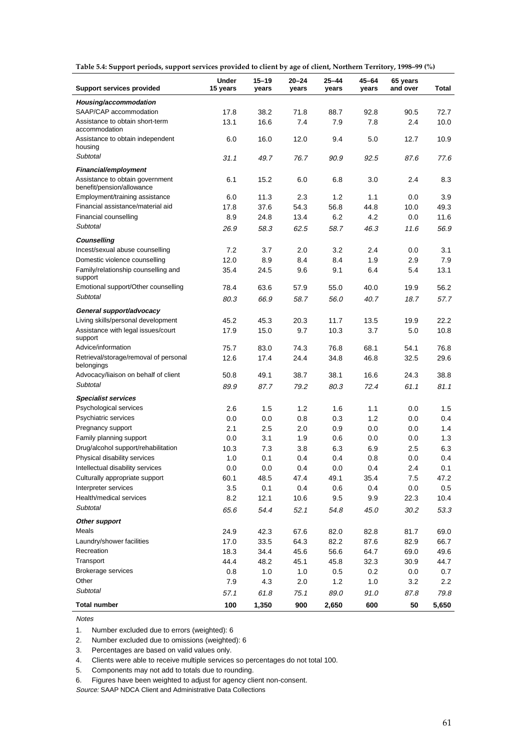**Table 5.4: Support periods, support services provided to client by age of client, Northern Territory, 1998–99 (%)**

| Support services provided | Under 15 years | 15–19 years | 20–24 years | 25–44 years | 45–64 years | 65 years and over | Total |
|---|---|---|---|---|---|---|---|
| ***Housing/accommodation*** | | | | | | | |
| SAAP/CAP accommodation | 17.8 | 38.2 | 71.8 | 88.7 | 92.8 | 90.5 | 72.7 |
| Assistance to obtain short-term accommodation | 13.1 | 16.6 | 7.4 | 7.9 | 7.8 | 2.4 | 10.0 |
| Assistance to obtain independent housing | 6.0 | 16.0 | 12.0 | 9.4 | 5.0 | 12.7 | 10.9 |
| *Subtotal* | *31.1* | *49.7* | *76.7* | *90.9* | *92.5* | *87.6* | *77.6* |
| ***Financial/employment*** | | | | | | | |
| Assistance to obtain government benefit/pension/allowance | 6.1 | 15.2 | 6.0 | 6.8 | 3.0 | 2.4 | 8.3 |
| Employment/training assistance | 6.0 | 11.3 | 2.3 | 1.2 | 1.1 | 0.0 | 3.9 |
| Financial assistance/material aid | 17.8 | 37.6 | 54.3 | 56.8 | 44.8 | 10.0 | 49.3 |
| Financial counselling | 8.9 | 24.8 | 13.4 | 6.2 | 4.2 | 0.0 | 11.6 |
| *Subtotal* | *26.9* | *58.3* | *62.5* | *58.7* | *46.3* | *11.6* | *56.9* |
| ***Counselling*** | | | | | | | |
| Incest/sexual abuse counselling | 7.2 | 3.7 | 2.0 | 3.2 | 2.4 | 0.0 | 3.1 |
| Domestic violence counselling | 12.0 | 8.9 | 8.4 | 8.4 | 1.9 | 2.9 | 7.9 |
| Family/relationship counselling and support | 35.4 | 24.5 | 9.6 | 9.1 | 6.4 | 5.4 | 13.1 |
| Emotional support/Other counselling | 78.4 | 63.6 | 57.9 | 55.0 | 40.0 | 19.9 | 56.2 |
| *Subtotal* | *80.3* | *66.9* | *58.7* | *56.0* | *40.7* | *18.7* | *57.7* |
| ***General support/advocacy*** | | | | | | | |
| Living skills/personal development | 45.2 | 45.3 | 20.3 | 11.7 | 13.5 | 19.9 | 22.2 |
| Assistance with legal issues/court support | 17.9 | 15.0 | 9.7 | 10.3 | 3.7 | 5.0 | 10.8 |
| Advice/information | 75.7 | 83.0 | 74.3 | 76.8 | 68.1 | 54.1 | 76.8 |
| Retrieval/storage/removal of personal belongings | 12.6 | 17.4 | 24.4 | 34.8 | 46.8 | 32.5 | 29.6 |
| Advocacy/liaison on behalf of client | 50.8 | 49.1 | 38.7 | 38.1 | 16.6 | 24.3 | 38.8 |
| *Subtotal* | *89.9* | *87.7* | *79.2* | *80.3* | *72.4* | *61.1* | *81.1* |
| ***Specialist services*** | | | | | | | |
| Psychological services | 2.6 | 1.5 | 1.2 | 1.6 | 1.1 | 0.0 | 1.5 |
| Psychiatric services | 0.0 | 0.0 | 0.8 | 0.3 | 1.2 | 0.0 | 0.4 |
| Pregnancy support | 2.1 | 2.5 | 2.0 | 0.9 | 0.0 | 0.0 | 1.4 |
| Family planning support | 0.0 | 3.1 | 1.9 | 0.6 | 0.0 | 0.0 | 1.3 |
| Drug/alcohol support/rehabilitation | 10.3 | 7.3 | 3.8 | 6.3 | 6.9 | 2.5 | 6.3 |
| Physical disability services | 1.0 | 0.1 | 0.4 | 0.4 | 0.8 | 0.0 | 0.4 |
| Intellectual disability services | 0.0 | 0.0 | 0.4 | 0.0 | 0.4 | 2.4 | 0.1 |
| Culturally appropriate support | 60.1 | 48.5 | 47.4 | 49.1 | 35.4 | 7.5 | 47.2 |
| Interpreter services | 3.5 | 0.1 | 0.4 | 0.6 | 0.4 | 0.0 | 0.5 |
| Health/medical services | 8.2 | 12.1 | 10.6 | 9.5 | 9.9 | 22.3 | 10.4 |
| *Subtotal* | *65.6* | *54.4* | *52.1* | *54.8* | *45.0* | *30.2* | *53.3* |
| ***Other support*** | | | | | | | |
| Meals | 24.9 | 42.3 | 67.6 | 82.0 | 82.8 | 81.7 | 69.0 |
| Laundry/shower facilities | 17.0 | 33.5 | 64.3 | 82.2 | 87.6 | 82.9 | 66.7 |
| Recreation | 18.3 | 34.4 | 45.6 | 56.6 | 64.7 | 69.0 | 49.6 |
| Transport | 44.4 | 48.2 | 45.1 | 45.8 | 32.3 | 30.9 | 44.7 |
| Brokerage services | 0.8 | 1.0 | 1.0 | 0.5 | 0.2 | 0.0 | 0.7 |
| Other | 7.9 | 4.3 | 2.0 | 1.2 | 1.0 | 3.2 | 2.2 |
| *Subtotal* | *57.1* | *61.8* | *75.1* | *89.0* | *91.0* | *87.8* | *79.8* |
| **Total number** | **100** | **1,350** | **900** | **2,650** | **600** | **50** | **5,650** |

*Notes*

1. Number excluded due to errors (weighted): 6
2. Number excluded due to omissions (weighted): 6
3. Percentages are based on valid values only.
4. Clients were able to receive multiple services so percentages do not total 100.
5. Components may not add to totals due to rounding.
6. Figures have been weighted to adjust for agency client non-consent.

*Source:* SAAP NDCA Client and Administrative Data Collections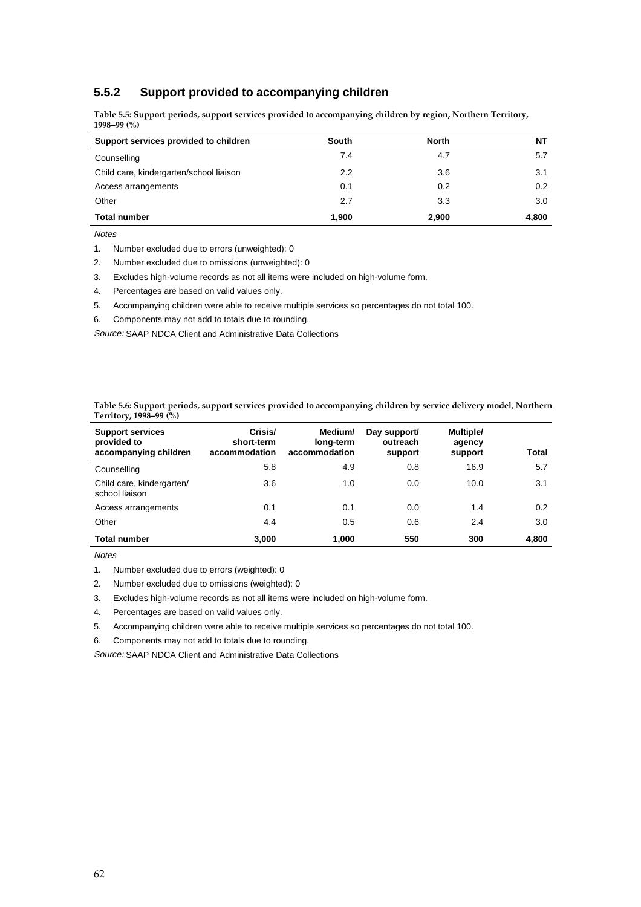### 5.5.2 Support provided to accompanying children

**Table 5.5: Support periods, support services provided to accompanying children by region, Northern Territory, 1998–99 (%)**

| Support services provided to children | South | North | NT |
|---|---|---|---|
| Counselling | 7.4 | 4.7 | 5.7 |
| Child care, kindergarten/school liaison | 2.2 | 3.6 | 3.1 |
| Access arrangements | 0.1 | 0.2 | 0.2 |
| Other | 2.7 | 3.3 | 3.0 |
| **Total number** | **1,900** | **2,900** | **4,800** |

*Notes*

1. Number excluded due to errors (unweighted): 0
2. Number excluded due to omissions (unweighted): 0
3. Excludes high-volume records as not all items were included on high-volume form.
4. Percentages are based on valid values only.
5. Accompanying children were able to receive multiple services so percentages do not total 100.
6. Components may not add to totals due to rounding.

*Source:* SAAP NDCA Client and Administrative Data Collections

**Table 5.6: Support periods, support services provided to accompanying children by service delivery model, Northern Territory, 1998–99 (%)**

| Support services provided to accompanying children | Crisis/ short-term accommodation | Medium/ long-term accommodation | Day support/ outreach support | Multiple/ agency support | Total |
|---|---|---|---|---|---|
| Counselling | 5.8 | 4.9 | 0.8 | 16.9 | 5.7 |
| Child care, kindergarten/ school liaison | 3.6 | 1.0 | 0.0 | 10.0 | 3.1 |
| Access arrangements | 0.1 | 0.1 | 0.0 | 1.4 | 0.2 |
| Other | 4.4 | 0.5 | 0.6 | 2.4 | 3.0 |
| **Total number** | **3,000** | **1,000** | **550** | **300** | **4,800** |

*Notes*

1. Number excluded due to errors (weighted): 0
2. Number excluded due to omissions (weighted): 0
3. Excludes high-volume records as not all items were included on high-volume form.
4. Percentages are based on valid values only.
5. Accompanying children were able to receive multiple services so percentages do not total 100.
6. Components may not add to totals due to rounding.

*Source:* SAAP NDCA Client and Administrative Data Collections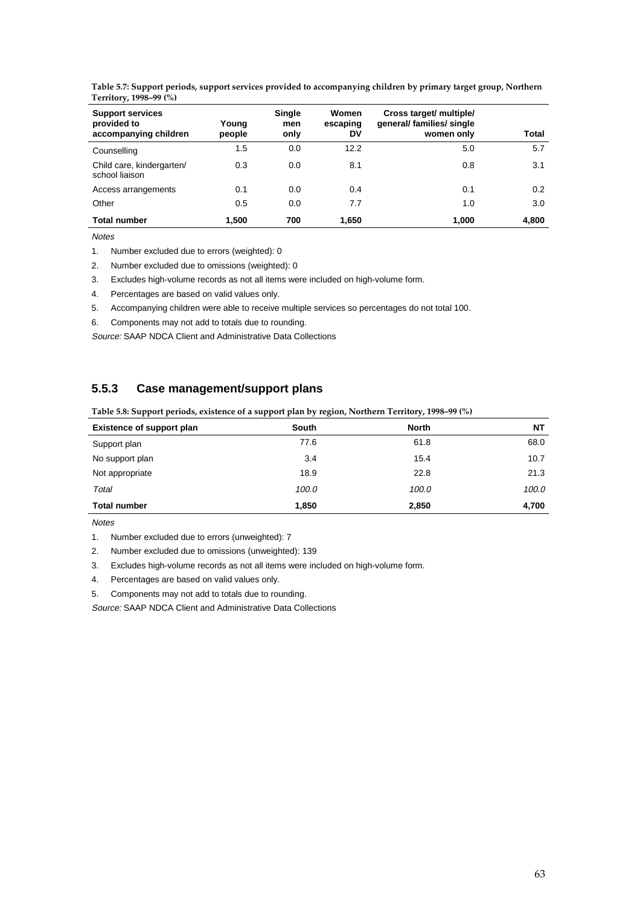**Table 5.7: Support periods, support services provided to accompanying children by primary target group, Northern Territory, 1998–99 (%)**

| Support services provided to accompanying children | Young people | Single men only | Women escaping DV | Cross target/ multiple/ general/ families/ single women only | Total |
|---|---|---|---|---|---|
| Counselling | 1.5 | 0.0 | 12.2 | 5.0 | 5.7 |
| Child care, kindergarten/ school liaison | 0.3 | 0.0 | 8.1 | 0.8 | 3.1 |
| Access arrangements | 0.1 | 0.0 | 0.4 | 0.1 | 0.2 |
| Other | 0.5 | 0.0 | 7.7 | 1.0 | 3.0 |
| **Total number** | **1,500** | **700** | **1,650** | **1,000** | **4,800** |

*Notes*

1. Number excluded due to errors (weighted): 0
2. Number excluded due to omissions (weighted): 0
3. Excludes high-volume records as not all items were included on high-volume form.
4. Percentages are based on valid values only.
5. Accompanying children were able to receive multiple services so percentages do not total 100.
6. Components may not add to totals due to rounding.

*Source:* SAAP NDCA Client and Administrative Data Collections

### 5.5.3 Case management/support plans

**Table 5.8: Support periods, existence of a support plan by region, Northern Territory, 1998–99 (%)**

| Existence of support plan | South | North | NT |
|---|---|---|---|
| Support plan | 77.6 | 61.8 | 68.0 |
| No support plan | 3.4 | 15.4 | 10.7 |
| Not appropriate | 18.9 | 22.8 | 21.3 |
| *Total* | *100.0* | *100.0* | *100.0* |
| **Total number** | **1,850** | **2,850** | **4,700** |

*Notes*

1. Number excluded due to errors (unweighted): 7
2. Number excluded due to omissions (unweighted): 139
3. Excludes high-volume records as not all items were included on high-volume form.
4. Percentages are based on valid values only.
5. Components may not add to totals due to rounding.

*Source:* SAAP NDCA Client and Administrative Data Collections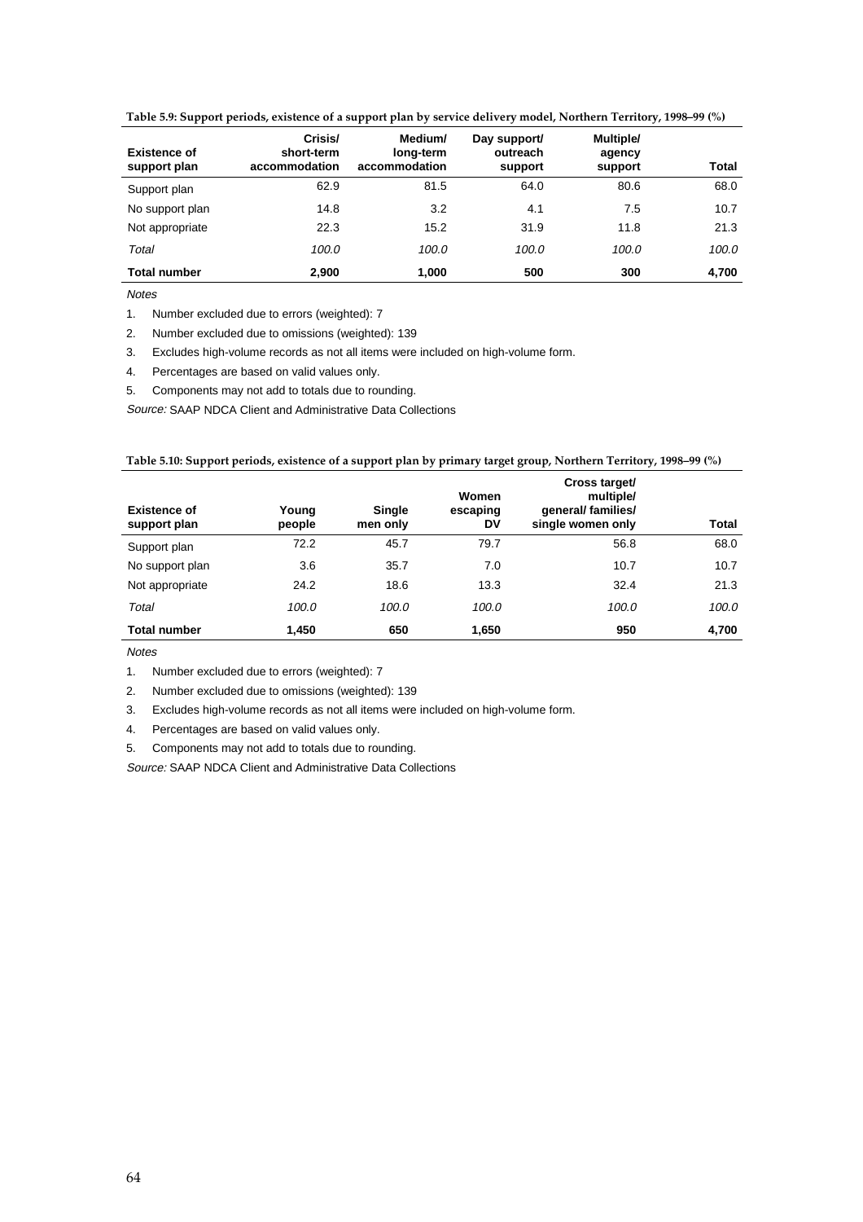**Table 5.9: Support periods, existence of a support plan by service delivery model, Northern Territory, 1998–99 (%)**

| Existence of support plan | Crisis/ short-term accommodation | Medium/ long-term accommodation | Day support/ outreach support | Multiple/ agency support | Total |
|---|---|---|---|---|---|
| Support plan | 62.9 | 81.5 | 64.0 | 80.6 | 68.0 |
| No support plan | 14.8 | 3.2 | 4.1 | 7.5 | 10.7 |
| Not appropriate | 22.3 | 15.2 | 31.9 | 11.8 | 21.3 |
| *Total* | *100.0* | *100.0* | *100.0* | *100.0* | *100.0* |
| **Total number** | **2,900** | **1,000** | **500** | **300** | **4,700** |

*Notes*

1. Number excluded due to errors (weighted): 7
2. Number excluded due to omissions (weighted): 139
3. Excludes high-volume records as not all items were included on high-volume form.
4. Percentages are based on valid values only.
5. Components may not add to totals due to rounding.

*Source:* SAAP NDCA Client and Administrative Data Collections

**Table 5.10: Support periods, existence of a support plan by primary target group, Northern Territory, 1998–99 (%)**

| Existence of support plan | Young people | Single men only | Women escaping DV | Cross target/ multiple/ general/ families/ single women only | Total |
|---|---|---|---|---|---|
| Support plan | 72.2 | 45.7 | 79.7 | 56.8 | 68.0 |
| No support plan | 3.6 | 35.7 | 7.0 | 10.7 | 10.7 |
| Not appropriate | 24.2 | 18.6 | 13.3 | 32.4 | 21.3 |
| *Total* | *100.0* | *100.0* | *100.0* | *100.0* | *100.0* |
| **Total number** | **1,450** | **650** | **1,650** | **950** | **4,700** |

*Notes*

1. Number excluded due to errors (weighted): 7
2. Number excluded due to omissions (weighted): 139
3. Excludes high-volume records as not all items were included on high-volume form.
4. Percentages are based on valid values only.
5. Components may not add to totals due to rounding.

*Source:* SAAP NDCA Client and Administrative Data Collections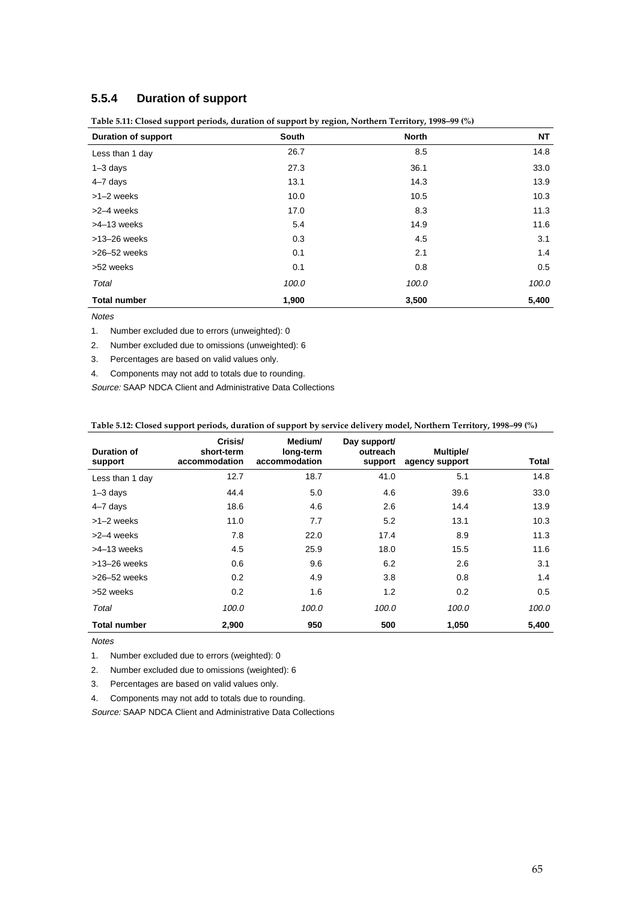### 5.5.4 Duration of support

**Table 5.11: Closed support periods, duration of support by region, Northern Territory, 1998–99 (%)**

| Duration of support | South | North | NT |
|---|---|---|---|
| Less than 1 day | 26.7 | 8.5 | 14.8 |
| 1–3 days | 27.3 | 36.1 | 33.0 |
| 4–7 days | 13.1 | 14.3 | 13.9 |
| >1–2 weeks | 10.0 | 10.5 | 10.3 |
| >2–4 weeks | 17.0 | 8.3 | 11.3 |
| >4–13 weeks | 5.4 | 14.9 | 11.6 |
| >13–26 weeks | 0.3 | 4.5 | 3.1 |
| >26–52 weeks | 0.1 | 2.1 | 1.4 |
| >52 weeks | 0.1 | 0.8 | 0.5 |
| *Total* | *100.0* | *100.0* | *100.0* |
| **Total number** | **1,900** | **3,500** | **5,400** |

*Notes*

1. Number excluded due to errors (unweighted): 0
2. Number excluded due to omissions (unweighted): 6
3. Percentages are based on valid values only.
4. Components may not add to totals due to rounding.

*Source:* SAAP NDCA Client and Administrative Data Collections

**Table 5.12: Closed support periods, duration of support by service delivery model, Northern Territory, 1998–99 (%)**

| Duration of support | Crisis/ short-term accommodation | Medium/ long-term accommodation | Day support/ outreach support | Multiple/ agency support | Total |
|---|---|---|---|---|---|
| Less than 1 day | 12.7 | 18.7 | 41.0 | 5.1 | 14.8 |
| 1–3 days | 44.4 | 5.0 | 4.6 | 39.6 | 33.0 |
| 4–7 days | 18.6 | 4.6 | 2.6 | 14.4 | 13.9 |
| >1–2 weeks | 11.0 | 7.7 | 5.2 | 13.1 | 10.3 |
| >2–4 weeks | 7.8 | 22.0 | 17.4 | 8.9 | 11.3 |
| >4–13 weeks | 4.5 | 25.9 | 18.0 | 15.5 | 11.6 |
| >13–26 weeks | 0.6 | 9.6 | 6.2 | 2.6 | 3.1 |
| >26–52 weeks | 0.2 | 4.9 | 3.8 | 0.8 | 1.4 |
| >52 weeks | 0.2 | 1.6 | 1.2 | 0.2 | 0.5 |
| *Total* | *100.0* | *100.0* | *100.0* | *100.0* | *100.0* |
| **Total number** | **2,900** | **950** | **500** | **1,050** | **5,400** |

*Notes*

1. Number excluded due to errors (weighted): 0
2. Number excluded due to omissions (weighted): 6
3. Percentages are based on valid values only.
4. Components may not add to totals due to rounding.

*Source:* SAAP NDCA Client and Administrative Data Collections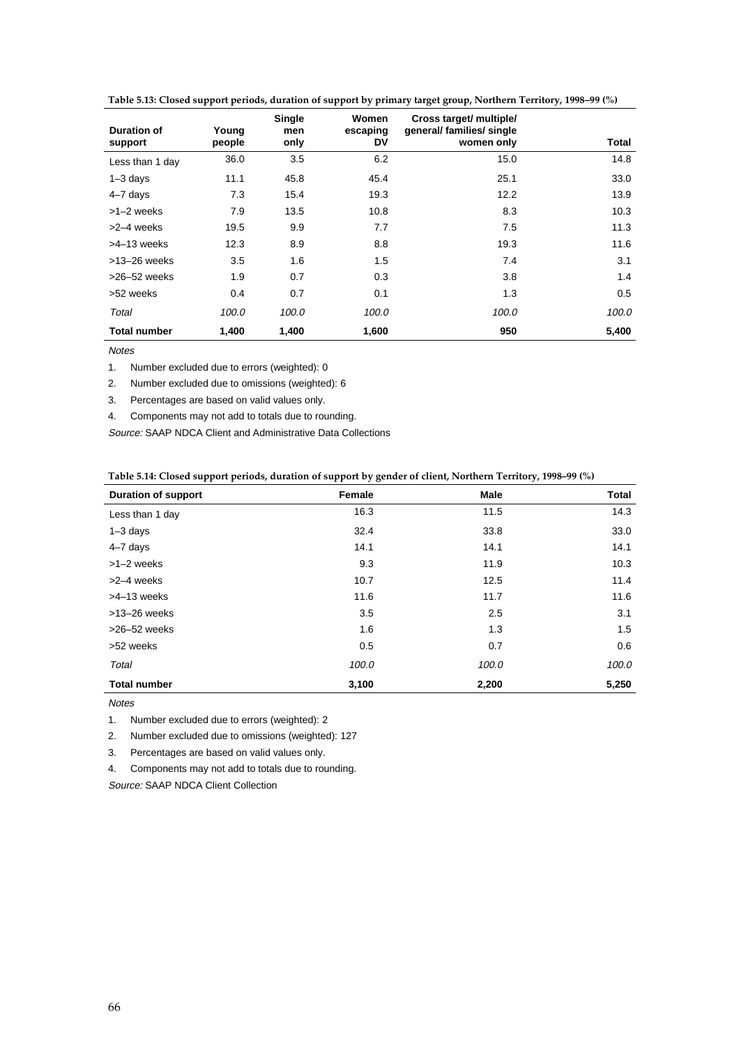**Table 5.13: Closed support periods, duration of support by primary target group, Northern Territory, 1998–99 (%)**

| Duration of support | Young people | Single men only | Women escaping DV | Cross target/ multiple/ general/ families/ single women only | Total |
|---|---|---|---|---|---|
| Less than 1 day | 36.0 | 3.5 | 6.2 | 15.0 | 14.8 |
| 1–3 days | 11.1 | 45.8 | 45.4 | 25.1 | 33.0 |
| 4–7 days | 7.3 | 15.4 | 19.3 | 12.2 | 13.9 |
| >1–2 weeks | 7.9 | 13.5 | 10.8 | 8.3 | 10.3 |
| >2–4 weeks | 19.5 | 9.9 | 7.7 | 7.5 | 11.3 |
| >4–13 weeks | 12.3 | 8.9 | 8.8 | 19.3 | 11.6 |
| >13–26 weeks | 3.5 | 1.6 | 1.5 | 7.4 | 3.1 |
| >26–52 weeks | 1.9 | 0.7 | 0.3 | 3.8 | 1.4 |
| >52 weeks | 0.4 | 0.7 | 0.1 | 1.3 | 0.5 |
| *Total* | *100.0* | *100.0* | *100.0* | *100.0* | *100.0* |
| **Total number** | **1,400** | **1,400** | **1,600** | **950** | **5,400** |

*Notes*

1. Number excluded due to errors (weighted): 0
2. Number excluded due to omissions (weighted): 6
3. Percentages are based on valid values only.
4. Components may not add to totals due to rounding.

*Source:* SAAP NDCA Client and Administrative Data Collections

**Table 5.14: Closed support periods, duration of support by gender of client, Northern Territory, 1998–99 (%)**

| Duration of support | Female | Male | Total |
|---|---|---|---|
| Less than 1 day | 16.3 | 11.5 | 14.3 |
| 1–3 days | 32.4 | 33.8 | 33.0 |
| 4–7 days | 14.1 | 14.1 | 14.1 |
| >1–2 weeks | 9.3 | 11.9 | 10.3 |
| >2–4 weeks | 10.7 | 12.5 | 11.4 |
| >4–13 weeks | 11.6 | 11.7 | 11.6 |
| >13–26 weeks | 3.5 | 2.5 | 3.1 |
| >26–52 weeks | 1.6 | 1.3 | 1.5 |
| >52 weeks | 0.5 | 0.7 | 0.6 |
| *Total* | *100.0* | *100.0* | *100.0* |
| **Total number** | **3,100** | **2,200** | **5,250** |

*Notes*

1. Number excluded due to errors (weighted): 2
2. Number excluded due to omissions (weighted): 127
3. Percentages are based on valid values only.
4. Components may not add to totals due to rounding.

*Source:* SAAP NDCA Client Collection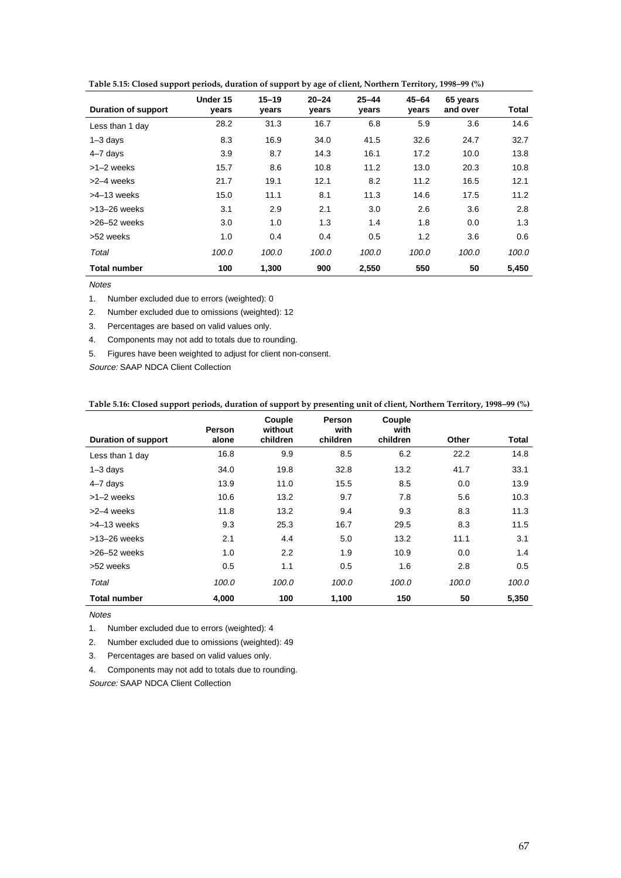**Table 5.15: Closed support periods, duration of support by age of client, Northern Territory, 1998–99 (%)**

| Duration of support | Under 15 years | 15–19 years | 20–24 years | 25–44 years | 45–64 years | 65 years and over | Total |
|---|---|---|---|---|---|---|---|
| Less than 1 day | 28.2 | 31.3 | 16.7 | 6.8 | 5.9 | 3.6 | 14.6 |
| 1–3 days | 8.3 | 16.9 | 34.0 | 41.5 | 32.6 | 24.7 | 32.7 |
| 4–7 days | 3.9 | 8.7 | 14.3 | 16.1 | 17.2 | 10.0 | 13.8 |
| >1–2 weeks | 15.7 | 8.6 | 10.8 | 11.2 | 13.0 | 20.3 | 10.8 |
| >2–4 weeks | 21.7 | 19.1 | 12.1 | 8.2 | 11.2 | 16.5 | 12.1 |
| >4–13 weeks | 15.0 | 11.1 | 8.1 | 11.3 | 14.6 | 17.5 | 11.2 |
| >13–26 weeks | 3.1 | 2.9 | 2.1 | 3.0 | 2.6 | 3.6 | 2.8 |
| >26–52 weeks | 3.0 | 1.0 | 1.3 | 1.4 | 1.8 | 0.0 | 1.3 |
| >52 weeks | 1.0 | 0.4 | 0.4 | 0.5 | 1.2 | 3.6 | 0.6 |
| *Total* | *100.0* | *100.0* | *100.0* | *100.0* | *100.0* | *100.0* | *100.0* |
| **Total number** | **100** | **1,300** | **900** | **2,550** | **550** | **50** | **5,450** |

*Notes*

1. Number excluded due to errors (weighted): 0
2. Number excluded due to omissions (weighted): 12
3. Percentages are based on valid values only.
4. Components may not add to totals due to rounding.
5. Figures have been weighted to adjust for client non-consent.

*Source:* SAAP NDCA Client Collection

**Table 5.16: Closed support periods, duration of support by presenting unit of client, Northern Territory, 1998–99 (%)**

| Duration of support | Person alone | Couple without children | Person with children | Couple with children | Other | Total |
|---|---|---|---|---|---|---|
| Less than 1 day | 16.8 | 9.9 | 8.5 | 6.2 | 22.2 | 14.8 |
| 1–3 days | 34.0 | 19.8 | 32.8 | 13.2 | 41.7 | 33.1 |
| 4–7 days | 13.9 | 11.0 | 15.5 | 8.5 | 0.0 | 13.9 |
| >1–2 weeks | 10.6 | 13.2 | 9.7 | 7.8 | 5.6 | 10.3 |
| >2–4 weeks | 11.8 | 13.2 | 9.4 | 9.3 | 8.3 | 11.3 |
| >4–13 weeks | 9.3 | 25.3 | 16.7 | 29.5 | 8.3 | 11.5 |
| >13–26 weeks | 2.1 | 4.4 | 5.0 | 13.2 | 11.1 | 3.1 |
| >26–52 weeks | 1.0 | 2.2 | 1.9 | 10.9 | 0.0 | 1.4 |
| >52 weeks | 0.5 | 1.1 | 0.5 | 1.6 | 2.8 | 0.5 |
| *Total* | *100.0* | *100.0* | *100.0* | *100.0* | *100.0* | *100.0* |
| **Total number** | **4,000** | **100** | **1,100** | **150** | **50** | **5,350** |

*Notes*

1. Number excluded due to errors (weighted): 4
2. Number excluded due to omissions (weighted): 49
3. Percentages are based on valid values only.
4. Components may not add to totals due to rounding.

*Source:* SAAP NDCA Client Collection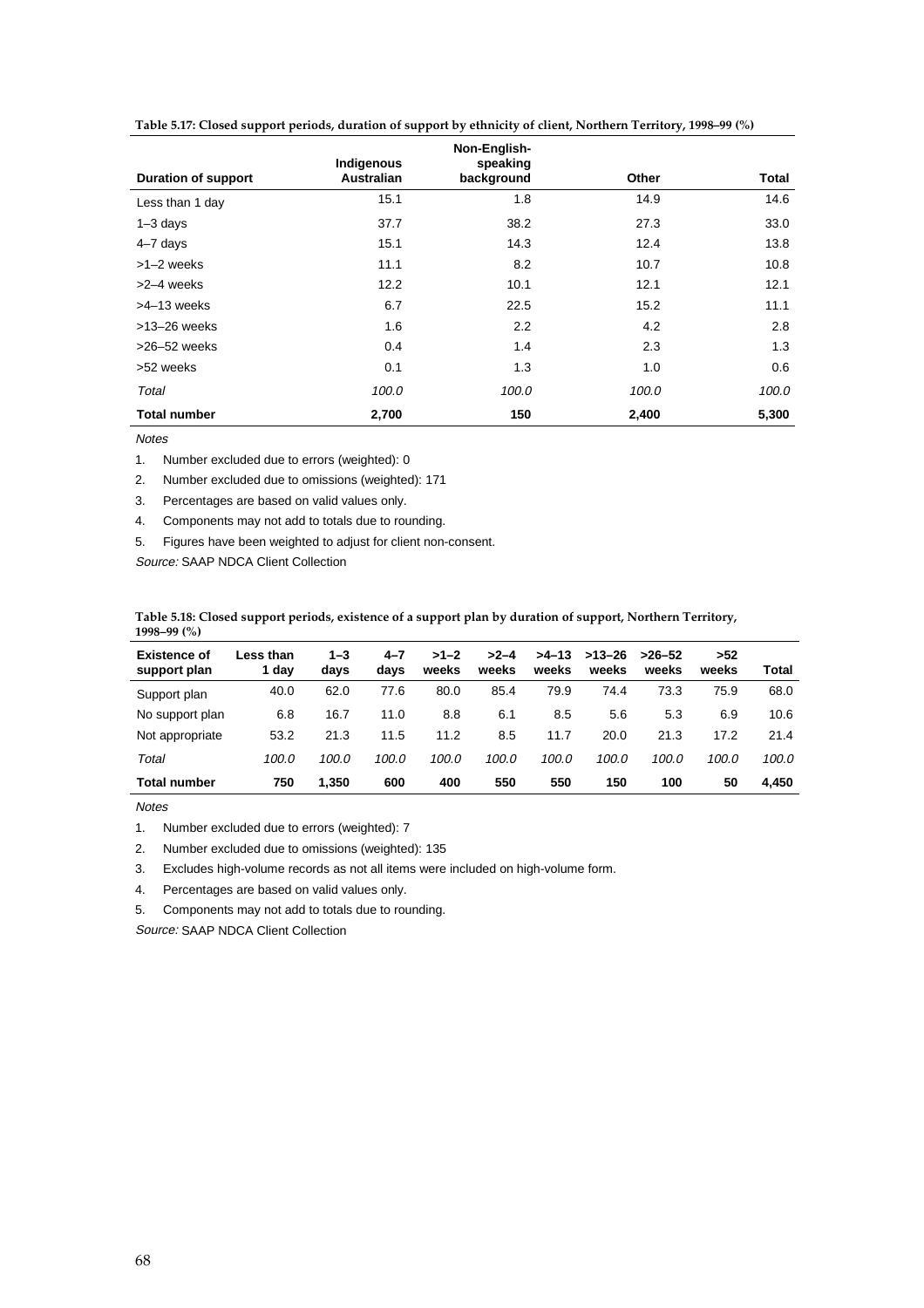**Table 5.17: Closed support periods, duration of support by ethnicity of client, Northern Territory, 1998–99 (%)**

| Duration of support | Indigenous Australian | Non-English-speaking background | Other | Total |
|---|---|---|---|---|
| Less than 1 day | 15.1 | 1.8 | 14.9 | 14.6 |
| 1–3 days | 37.7 | 38.2 | 27.3 | 33.0 |
| 4–7 days | 15.1 | 14.3 | 12.4 | 13.8 |
| >1–2 weeks | 11.1 | 8.2 | 10.7 | 10.8 |
| >2–4 weeks | 12.2 | 10.1 | 12.1 | 12.1 |
| >4–13 weeks | 6.7 | 22.5 | 15.2 | 11.1 |
| >13–26 weeks | 1.6 | 2.2 | 4.2 | 2.8 |
| >26–52 weeks | 0.4 | 1.4 | 2.3 | 1.3 |
| >52 weeks | 0.1 | 1.3 | 1.0 | 0.6 |
| *Total* | *100.0* | *100.0* | *100.0* | *100.0* |
| **Total number** | **2,700** | **150** | **2,400** | **5,300** |

*Notes*

1. Number excluded due to errors (weighted): 0
2. Number excluded due to omissions (weighted): 171
3. Percentages are based on valid values only.
4. Components may not add to totals due to rounding.
5. Figures have been weighted to adjust for client non-consent.

*Source:* SAAP NDCA Client Collection

**Table 5.18: Closed support periods, existence of a support plan by duration of support, Northern Territory, 1998–99 (%)**

| Existence of support plan | Less than 1 day | 1–3 days | 4–7 days | >1–2 weeks | >2–4 weeks | >4–13 weeks | >13–26 weeks | >26–52 weeks | >52 weeks | Total |
|---|---|---|---|---|---|---|---|---|---|---|
| Support plan | 40.0 | 62.0 | 77.6 | 80.0 | 85.4 | 79.9 | 74.4 | 73.3 | 75.9 | 68.0 |
| No support plan | 6.8 | 16.7 | 11.0 | 8.8 | 6.1 | 8.5 | 5.6 | 5.3 | 6.9 | 10.6 |
| Not appropriate | 53.2 | 21.3 | 11.5 | 11.2 | 8.5 | 11.7 | 20.0 | 21.3 | 17.2 | 21.4 |
| *Total* | *100.0* | *100.0* | *100.0* | *100.0* | *100.0* | *100.0* | *100.0* | *100.0* | *100.0* | *100.0* |
| **Total number** | **750** | **1,350** | **600** | **400** | **550** | **550** | **150** | **100** | **50** | **4,450** |

*Notes*

1. Number excluded due to errors (weighted): 7
2. Number excluded due to omissions (weighted): 135
3. Excludes high-volume records as not all items were included on high-volume form.
4. Percentages are based on valid values only.
5. Components may not add to totals due to rounding.

*Source:* SAAP NDCA Client Collection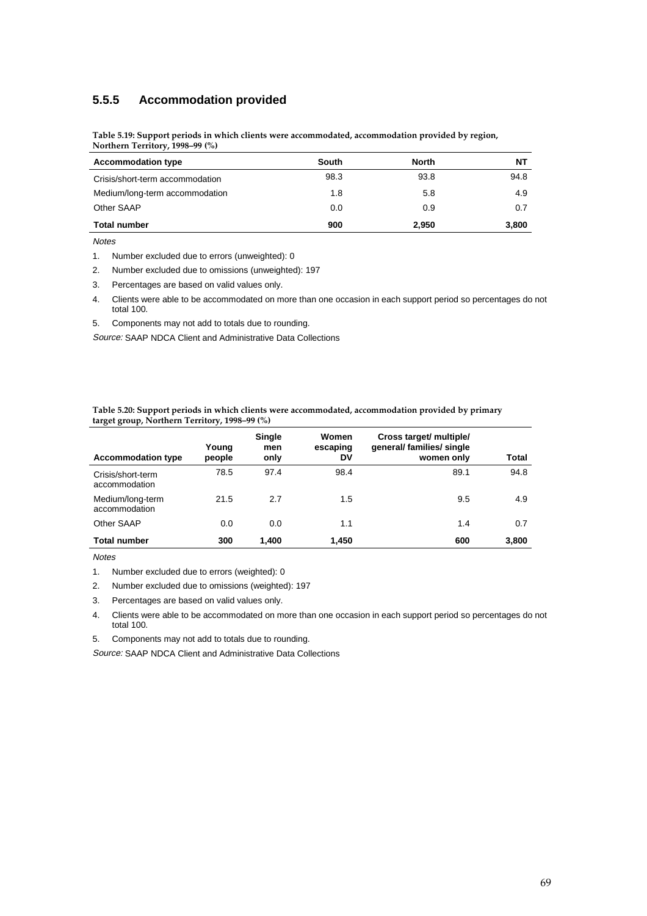### 5.5.5 Accommodation provided

**Table 5.19: Support periods in which clients were accommodated, accommodation provided by region, Northern Territory, 1998–99 (%)**

| Accommodation type | South | North | NT |
|---|---|---|---|
| Crisis/short-term accommodation | 98.3 | 93.8 | 94.8 |
| Medium/long-term accommodation | 1.8 | 5.8 | 4.9 |
| Other SAAP | 0.0 | 0.9 | 0.7 |
| **Total number** | **900** | **2,950** | **3,800** |

*Notes*

1. Number excluded due to errors (unweighted): 0
2. Number excluded due to omissions (unweighted): 197
3. Percentages are based on valid values only.
4. Clients were able to be accommodated on more than one occasion in each support period so percentages do not total 100.
5. Components may not add to totals due to rounding.

*Source:* SAAP NDCA Client and Administrative Data Collections

**Table 5.20: Support periods in which clients were accommodated, accommodation provided by primary target group, Northern Territory, 1998–99 (%)**

| Accommodation type | Young people | Single men only | Women escaping DV | Cross target/ multiple/ general/ families/ single women only | Total |
|---|---|---|---|---|---|
| Crisis/short-term accommodation | 78.5 | 97.4 | 98.4 | 89.1 | 94.8 |
| Medium/long-term accommodation | 21.5 | 2.7 | 1.5 | 9.5 | 4.9 |
| Other SAAP | 0.0 | 0.0 | 1.1 | 1.4 | 0.7 |
| **Total number** | **300** | **1,400** | **1,450** | **600** | **3,800** |

*Notes*

1. Number excluded due to errors (weighted): 0
2. Number excluded due to omissions (weighted): 197
3. Percentages are based on valid values only.
4. Clients were able to be accommodated on more than one occasion in each support period so percentages do not total 100.
5. Components may not add to totals due to rounding.

*Source:* SAAP NDCA Client and Administrative Data Collections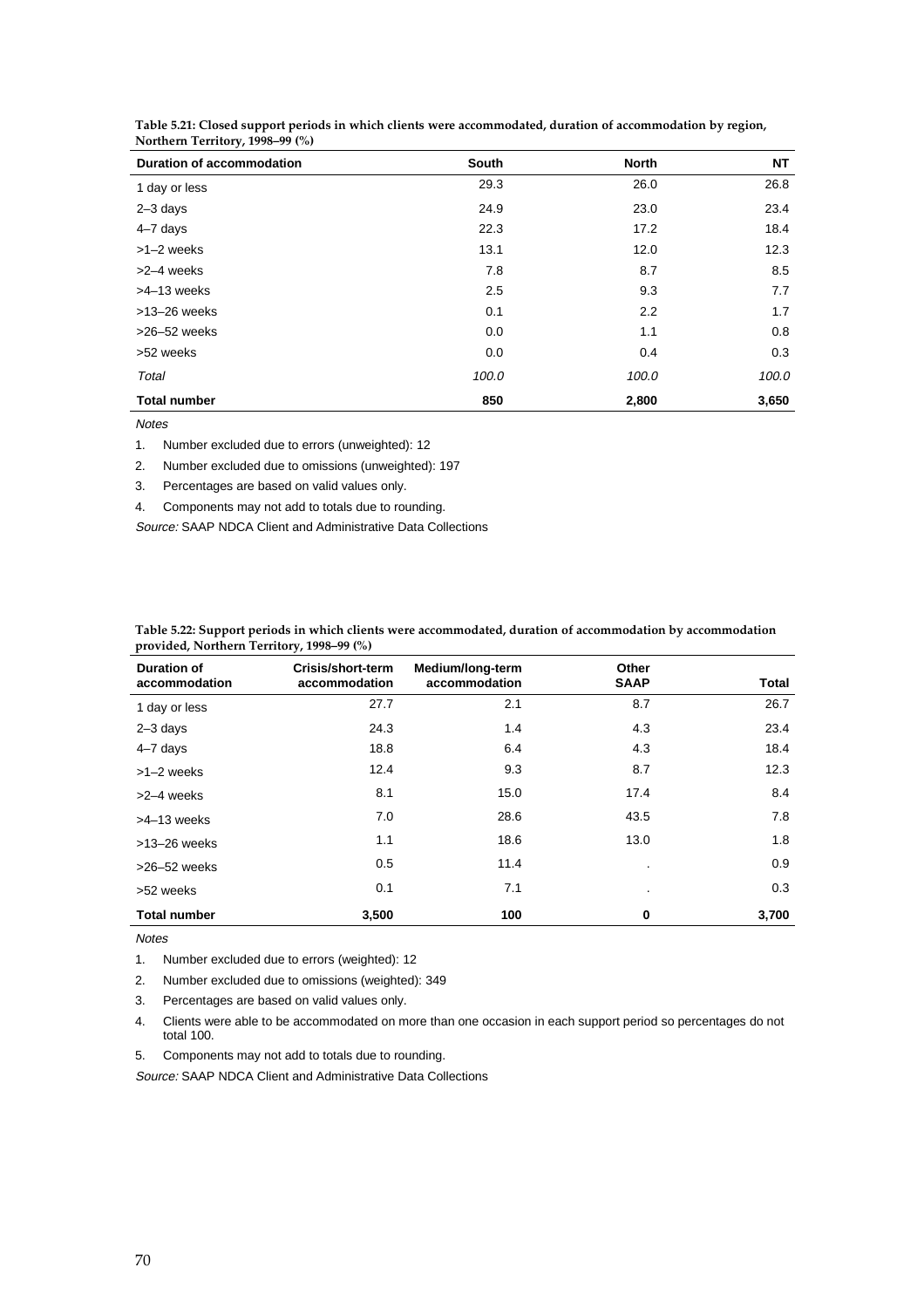**Table 5.21: Closed support periods in which clients were accommodated, duration of accommodation by region, Northern Territory, 1998–99 (%)**

| Duration of accommodation | South | North | NT |
|---|---|---|---|
| 1 day or less | 29.3 | 26.0 | 26.8 |
| 2–3 days | 24.9 | 23.0 | 23.4 |
| 4–7 days | 22.3 | 17.2 | 18.4 |
| >1–2 weeks | 13.1 | 12.0 | 12.3 |
| >2–4 weeks | 7.8 | 8.7 | 8.5 |
| >4–13 weeks | 2.5 | 9.3 | 7.7 |
| >13–26 weeks | 0.1 | 2.2 | 1.7 |
| >26–52 weeks | 0.0 | 1.1 | 0.8 |
| >52 weeks | 0.0 | 0.4 | 0.3 |
| *Total* | *100.0* | *100.0* | *100.0* |
| **Total number** | **850** | **2,800** | **3,650** |

*Notes*

1. Number excluded due to errors (unweighted): 12
2. Number excluded due to omissions (unweighted): 197
3. Percentages are based on valid values only.
4. Components may not add to totals due to rounding.

*Source:* SAAP NDCA Client and Administrative Data Collections

**Table 5.22: Support periods in which clients were accommodated, duration of accommodation by accommodation provided, Northern Territory, 1998–99 (%)**

| Duration of accommodation | Crisis/short-term accommodation | Medium/long-term accommodation | Other SAAP | Total |
|---|---|---|---|---|
| 1 day or less | 27.7 | 2.1 | 8.7 | 26.7 |
| 2–3 days | 24.3 | 1.4 | 4.3 | 23.4 |
| 4–7 days | 18.8 | 6.4 | 4.3 | 18.4 |
| >1–2 weeks | 12.4 | 9.3 | 8.7 | 12.3 |
| >2–4 weeks | 8.1 | 15.0 | 17.4 | 8.4 |
| >4–13 weeks | 7.0 | 28.6 | 43.5 | 7.8 |
| >13–26 weeks | 1.1 | 18.6 | 13.0 | 1.8 |
| >26–52 weeks | 0.5 | 11.4 | . | 0.9 |
| >52 weeks | 0.1 | 7.1 | . | 0.3 |
| **Total number** | **3,500** | **100** | **0** | **3,700** |

*Notes*

1. Number excluded due to errors (weighted): 12
2. Number excluded due to omissions (weighted): 349
3. Percentages are based on valid values only.
4. Clients were able to be accommodated on more than one occasion in each support period so percentages do not total 100.
5. Components may not add to totals due to rounding.

*Source:* SAAP NDCA Client and Administrative Data Collections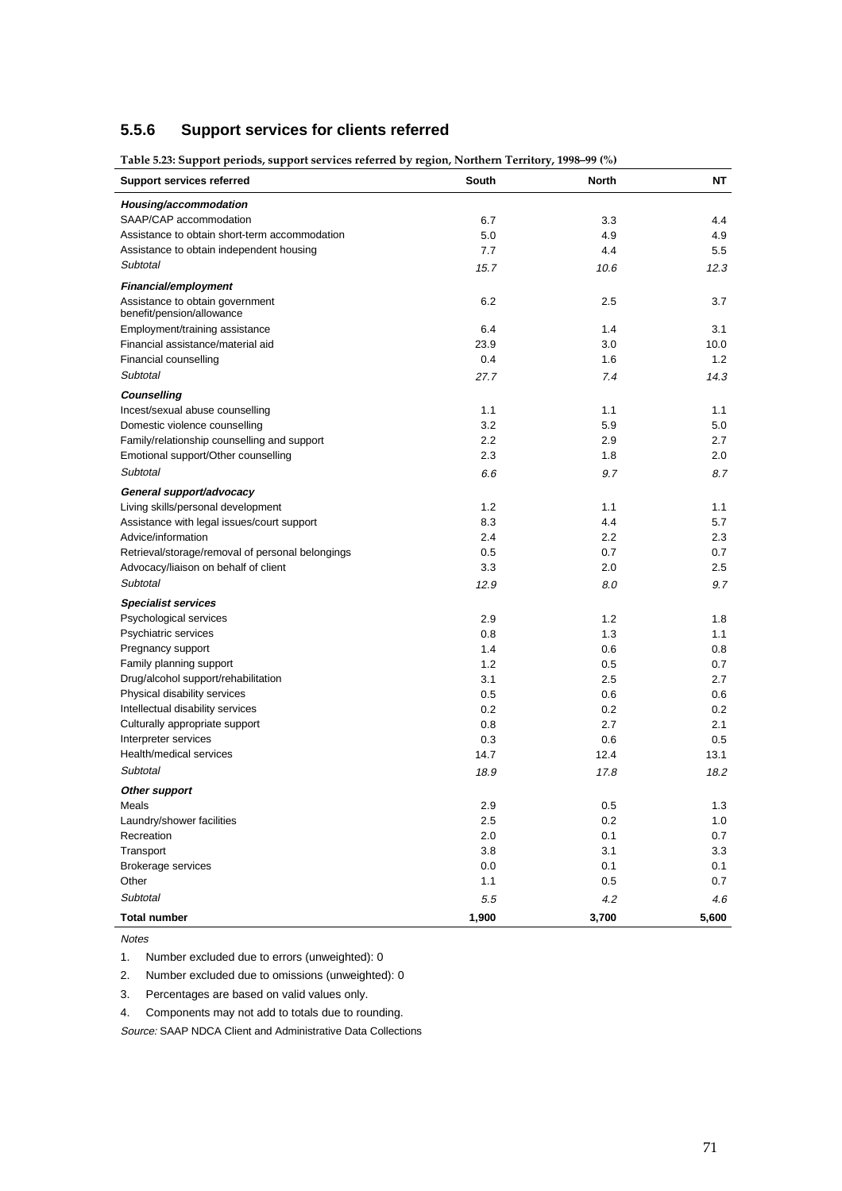## 5.5.6 Support services for clients referred

**Table 5.23: Support periods, support services referred by region, Northern Territory, 1998–99 (%)**

| Support services referred | South | North | NT |
|---|---|---|---|
| ***Housing/accommodation*** | | | |
| SAAP/CAP accommodation | 6.7 | 3.3 | 4.4 |
| Assistance to obtain short-term accommodation | 5.0 | 4.9 | 4.9 |
| Assistance to obtain independent housing | 7.7 | 4.4 | 5.5 |
| *Subtotal* | *15.7* | *10.6* | *12.3* |
| ***Financial/employment*** | | | |
| Assistance to obtain government benefit/pension/allowance | 6.2 | 2.5 | 3.7 |
| Employment/training assistance | 6.4 | 1.4 | 3.1 |
| Financial assistance/material aid | 23.9 | 3.0 | 10.0 |
| Financial counselling | 0.4 | 1.6 | 1.2 |
| *Subtotal* | *27.7* | *7.4* | *14.3* |
| ***Counselling*** | | | |
| Incest/sexual abuse counselling | 1.1 | 1.1 | 1.1 |
| Domestic violence counselling | 3.2 | 5.9 | 5.0 |
| Family/relationship counselling and support | 2.2 | 2.9 | 2.7 |
| Emotional support/Other counselling | 2.3 | 1.8 | 2.0 |
| *Subtotal* | *6.6* | *9.7* | *8.7* |
| ***General support/advocacy*** | | | |
| Living skills/personal development | 1.2 | 1.1 | 1.1 |
| Assistance with legal issues/court support | 8.3 | 4.4 | 5.7 |
| Advice/information | 2.4 | 2.2 | 2.3 |
| Retrieval/storage/removal of personal belongings | 0.5 | 0.7 | 0.7 |
| Advocacy/liaison on behalf of client | 3.3 | 2.0 | 2.5 |
| *Subtotal* | *12.9* | *8.0* | *9.7* |
| ***Specialist services*** | | | |
| Psychological services | 2.9 | 1.2 | 1.8 |
| Psychiatric services | 0.8 | 1.3 | 1.1 |
| Pregnancy support | 1.4 | 0.6 | 0.8 |
| Family planning support | 1.2 | 0.5 | 0.7 |
| Drug/alcohol support/rehabilitation | 3.1 | 2.5 | 2.7 |
| Physical disability services | 0.5 | 0.6 | 0.6 |
| Intellectual disability services | 0.2 | 0.2 | 0.2 |
| Culturally appropriate support | 0.8 | 2.7 | 2.1 |
| Interpreter services | 0.3 | 0.6 | 0.5 |
| Health/medical services | 14.7 | 12.4 | 13.1 |
| *Subtotal* | *18.9* | *17.8* | *18.2* |
| ***Other support*** | | | |
| Meals | 2.9 | 0.5 | 1.3 |
| Laundry/shower facilities | 2.5 | 0.2 | 1.0 |
| Recreation | 2.0 | 0.1 | 0.7 |
| Transport | 3.8 | 3.1 | 3.3 |
| Brokerage services | 0.0 | 0.1 | 0.1 |
| Other | 1.1 | 0.5 | 0.7 |
| *Subtotal* | *5.5* | *4.2* | *4.6* |
| **Total number** | **1,900** | **3,700** | **5,600** |

*Notes*

1. Number excluded due to errors (unweighted): 0
2. Number excluded due to omissions (unweighted): 0
3. Percentages are based on valid values only.
4. Components may not add to totals due to rounding.

*Source:* SAAP NDCA Client and Administrative Data Collections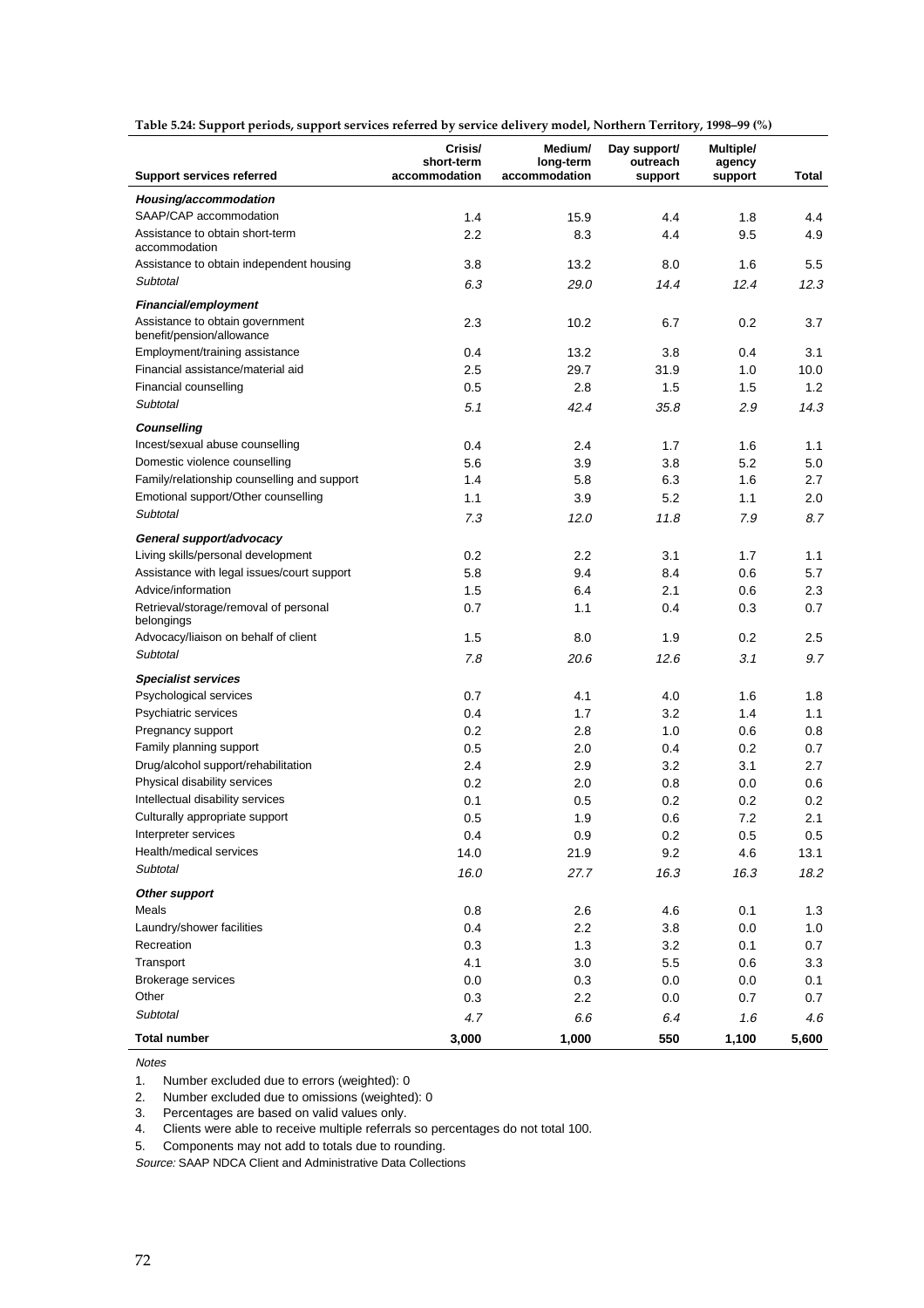**Table 5.24: Support periods, support services referred by service delivery model, Northern Territory, 1998–99 (%)**

| Support services referred | Crisis/ short-term accommodation | Medium/ long-term accommodation | Day support/ outreach support | Multiple/ agency support | Total |
|---|---|---|---|---|---|
| ***Housing/accommodation*** | | | | | |
| SAAP/CAP accommodation | 1.4 | 15.9 | 4.4 | 1.8 | 4.4 |
| Assistance to obtain short-term accommodation | 2.2 | 8.3 | 4.4 | 9.5 | 4.9 |
| Assistance to obtain independent housing | 3.8 | 13.2 | 8.0 | 1.6 | 5.5 |
| *Subtotal* | *6.3* | *29.0* | *14.4* | *12.4* | *12.3* |
| ***Financial/employment*** | | | | | |
| Assistance to obtain government benefit/pension/allowance | 2.3 | 10.2 | 6.7 | 0.2 | 3.7 |
| Employment/training assistance | 0.4 | 13.2 | 3.8 | 0.4 | 3.1 |
| Financial assistance/material aid | 2.5 | 29.7 | 31.9 | 1.0 | 10.0 |
| Financial counselling | 0.5 | 2.8 | 1.5 | 1.5 | 1.2 |
| *Subtotal* | *5.1* | *42.4* | *35.8* | *2.9* | *14.3* |
| ***Counselling*** | | | | | |
| Incest/sexual abuse counselling | 0.4 | 2.4 | 1.7 | 1.6 | 1.1 |
| Domestic violence counselling | 5.6 | 3.9 | 3.8 | 5.2 | 5.0 |
| Family/relationship counselling and support | 1.4 | 5.8 | 6.3 | 1.6 | 2.7 |
| Emotional support/Other counselling | 1.1 | 3.9 | 5.2 | 1.1 | 2.0 |
| *Subtotal* | *7.3* | *12.0* | *11.8* | *7.9* | *8.7* |
| ***General support/advocacy*** | | | | | |
| Living skills/personal development | 0.2 | 2.2 | 3.1 | 1.7 | 1.1 |
| Assistance with legal issues/court support | 5.8 | 9.4 | 8.4 | 0.6 | 5.7 |
| Advice/information | 1.5 | 6.4 | 2.1 | 0.6 | 2.3 |
| Retrieval/storage/removal of personal belongings | 0.7 | 1.1 | 0.4 | 0.3 | 0.7 |
| Advocacy/liaison on behalf of client | 1.5 | 8.0 | 1.9 | 0.2 | 2.5 |
| *Subtotal* | *7.8* | *20.6* | *12.6* | *3.1* | *9.7* |
| ***Specialist services*** | | | | | |
| Psychological services | 0.7 | 4.1 | 4.0 | 1.6 | 1.8 |
| Psychiatric services | 0.4 | 1.7 | 3.2 | 1.4 | 1.1 |
| Pregnancy support | 0.2 | 2.8 | 1.0 | 0.6 | 0.8 |
| Family planning support | 0.5 | 2.0 | 0.4 | 0.2 | 0.7 |
| Drug/alcohol support/rehabilitation | 2.4 | 2.9 | 3.2 | 3.1 | 2.7 |
| Physical disability services | 0.2 | 2.0 | 0.8 | 0.0 | 0.6 |
| Intellectual disability services | 0.1 | 0.5 | 0.2 | 0.2 | 0.2 |
| Culturally appropriate support | 0.5 | 1.9 | 0.6 | 7.2 | 2.1 |
| Interpreter services | 0.4 | 0.9 | 0.2 | 0.5 | 0.5 |
| Health/medical services | 14.0 | 21.9 | 9.2 | 4.6 | 13.1 |
| *Subtotal* | *16.0* | *27.7* | *16.3* | *16.3* | *18.2* |
| ***Other support*** | | | | | |
| Meals | 0.8 | 2.6 | 4.6 | 0.1 | 1.3 |
| Laundry/shower facilities | 0.4 | 2.2 | 3.8 | 0.0 | 1.0 |
| Recreation | 0.3 | 1.3 | 3.2 | 0.1 | 0.7 |
| Transport | 4.1 | 3.0 | 5.5 | 0.6 | 3.3 |
| Brokerage services | 0.0 | 0.3 | 0.0 | 0.0 | 0.1 |
| Other | 0.3 | 2.2 | 0.0 | 0.7 | 0.7 |
| *Subtotal* | *4.7* | *6.6* | *6.4* | *1.6* | *4.6* |
| **Total number** | **3,000** | **1,000** | **550** | **1,100** | **5,600** |

*Notes*

1. Number excluded due to errors (weighted): 0
2. Number excluded due to omissions (weighted): 0
3. Percentages are based on valid values only.
4. Clients were able to receive multiple referrals so percentages do not total 100.
5. Components may not add to totals due to rounding.

*Source:* SAAP NDCA Client and Administrative Data Collections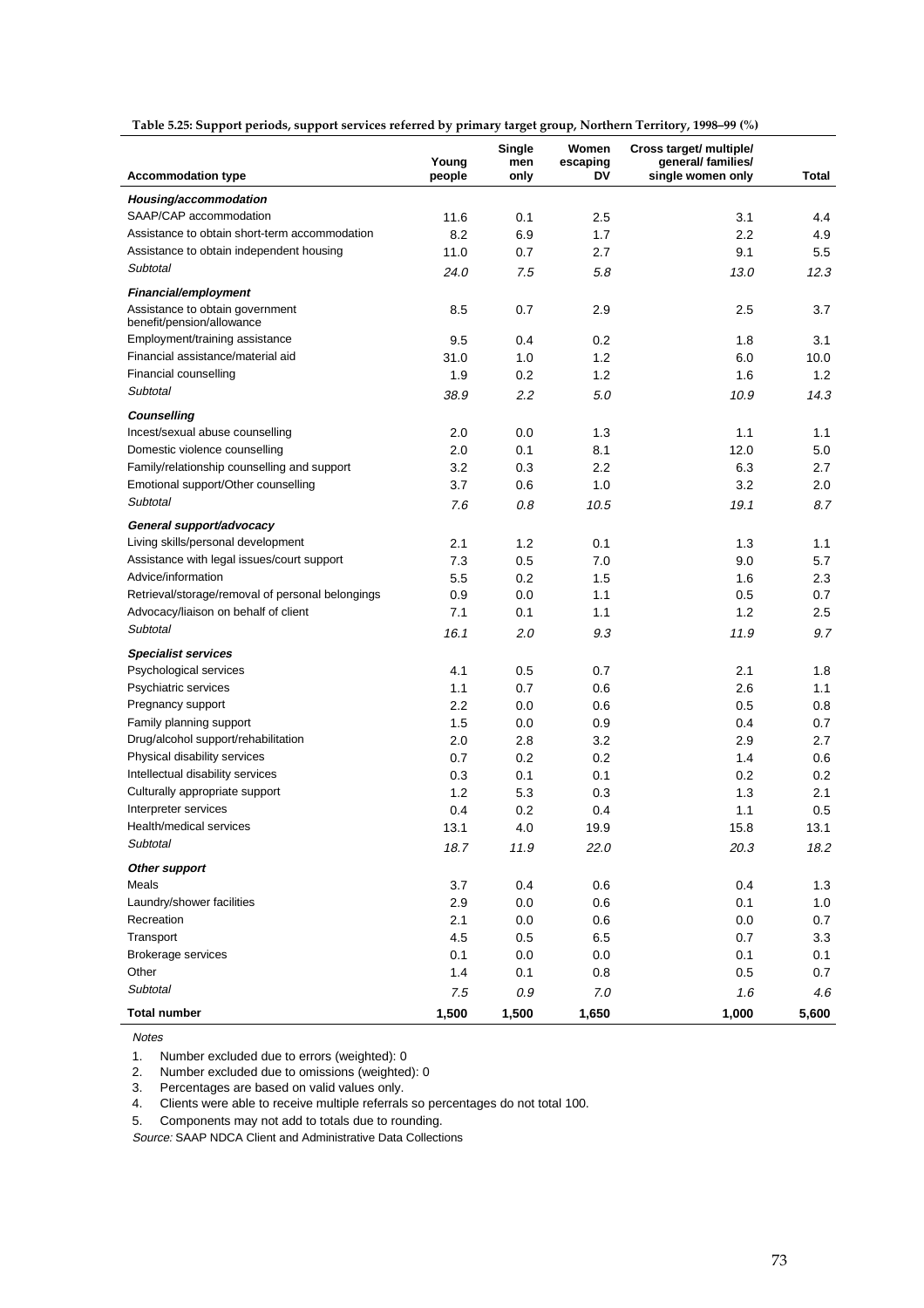**Table 5.25: Support periods, support services referred by primary target group, Northern Territory, 1998–99 (%)**

| Accommodation type | Young people | Single men only | Women escaping DV | Cross target/ multiple/ general/ families/ single women only | Total |
|---|---|---|---|---|---|
| ***Housing/accommodation*** | | | | | |
| SAAP/CAP accommodation | 11.6 | 0.1 | 2.5 | 3.1 | 4.4 |
| Assistance to obtain short-term accommodation | 8.2 | 6.9 | 1.7 | 2.2 | 4.9 |
| Assistance to obtain independent housing | 11.0 | 0.7 | 2.7 | 9.1 | 5.5 |
| *Subtotal* | *24.0* | *7.5* | *5.8* | *13.0* | *12.3* |
| ***Financial/employment*** | | | | | |
| Assistance to obtain government benefit/pension/allowance | 8.5 | 0.7 | 2.9 | 2.5 | 3.7 |
| Employment/training assistance | 9.5 | 0.4 | 0.2 | 1.8 | 3.1 |
| Financial assistance/material aid | 31.0 | 1.0 | 1.2 | 6.0 | 10.0 |
| Financial counselling | 1.9 | 0.2 | 1.2 | 1.6 | 1.2 |
| *Subtotal* | *38.9* | *2.2* | *5.0* | *10.9* | *14.3* |
| ***Counselling*** | | | | | |
| Incest/sexual abuse counselling | 2.0 | 0.0 | 1.3 | 1.1 | 1.1 |
| Domestic violence counselling | 2.0 | 0.1 | 8.1 | 12.0 | 5.0 |
| Family/relationship counselling and support | 3.2 | 0.3 | 2.2 | 6.3 | 2.7 |
| Emotional support/Other counselling | 3.7 | 0.6 | 1.0 | 3.2 | 2.0 |
| *Subtotal* | *7.6* | *0.8* | *10.5* | *19.1* | *8.7* |
| ***General support/advocacy*** | | | | | |
| Living skills/personal development | 2.1 | 1.2 | 0.1 | 1.3 | 1.1 |
| Assistance with legal issues/court support | 7.3 | 0.5 | 7.0 | 9.0 | 5.7 |
| Advice/information | 5.5 | 0.2 | 1.5 | 1.6 | 2.3 |
| Retrieval/storage/removal of personal belongings | 0.9 | 0.0 | 1.1 | 0.5 | 0.7 |
| Advocacy/liaison on behalf of client | 7.1 | 0.1 | 1.1 | 1.2 | 2.5 |
| *Subtotal* | *16.1* | *2.0* | *9.3* | *11.9* | *9.7* |
| ***Specialist services*** | | | | | |
| Psychological services | 4.1 | 0.5 | 0.7 | 2.1 | 1.8 |
| Psychiatric services | 1.1 | 0.7 | 0.6 | 2.6 | 1.1 |
| Pregnancy support | 2.2 | 0.0 | 0.6 | 0.5 | 0.8 |
| Family planning support | 1.5 | 0.0 | 0.9 | 0.4 | 0.7 |
| Drug/alcohol support/rehabilitation | 2.0 | 2.8 | 3.2 | 2.9 | 2.7 |
| Physical disability services | 0.7 | 0.2 | 0.2 | 1.4 | 0.6 |
| Intellectual disability services | 0.3 | 0.1 | 0.1 | 0.2 | 0.2 |
| Culturally appropriate support | 1.2 | 5.3 | 0.3 | 1.3 | 2.1 |
| Interpreter services | 0.4 | 0.2 | 0.4 | 1.1 | 0.5 |
| Health/medical services | 13.1 | 4.0 | 19.9 | 15.8 | 13.1 |
| *Subtotal* | *18.7* | *11.9* | *22.0* | *20.3* | *18.2* |
| ***Other support*** | | | | | |
| Meals | 3.7 | 0.4 | 0.6 | 0.4 | 1.3 |
| Laundry/shower facilities | 2.9 | 0.0 | 0.6 | 0.1 | 1.0 |
| Recreation | 2.1 | 0.0 | 0.6 | 0.0 | 0.7 |
| Transport | 4.5 | 0.5 | 6.5 | 0.7 | 3.3 |
| Brokerage services | 0.1 | 0.0 | 0.0 | 0.1 | 0.1 |
| Other | 1.4 | 0.1 | 0.8 | 0.5 | 0.7 |
| *Subtotal* | *7.5* | *0.9* | *7.0* | *1.6* | *4.6* |
| **Total number** | **1,500** | **1,500** | **1,650** | **1,000** | **5,600** |

*Notes*

1. Number excluded due to errors (weighted): 0
2. Number excluded due to omissions (weighted): 0
3. Percentages are based on valid values only.
4. Clients were able to receive multiple referrals so percentages do not total 100.
5. Components may not add to totals due to rounding.

*Source:* SAAP NDCA Client and Administrative Data Collections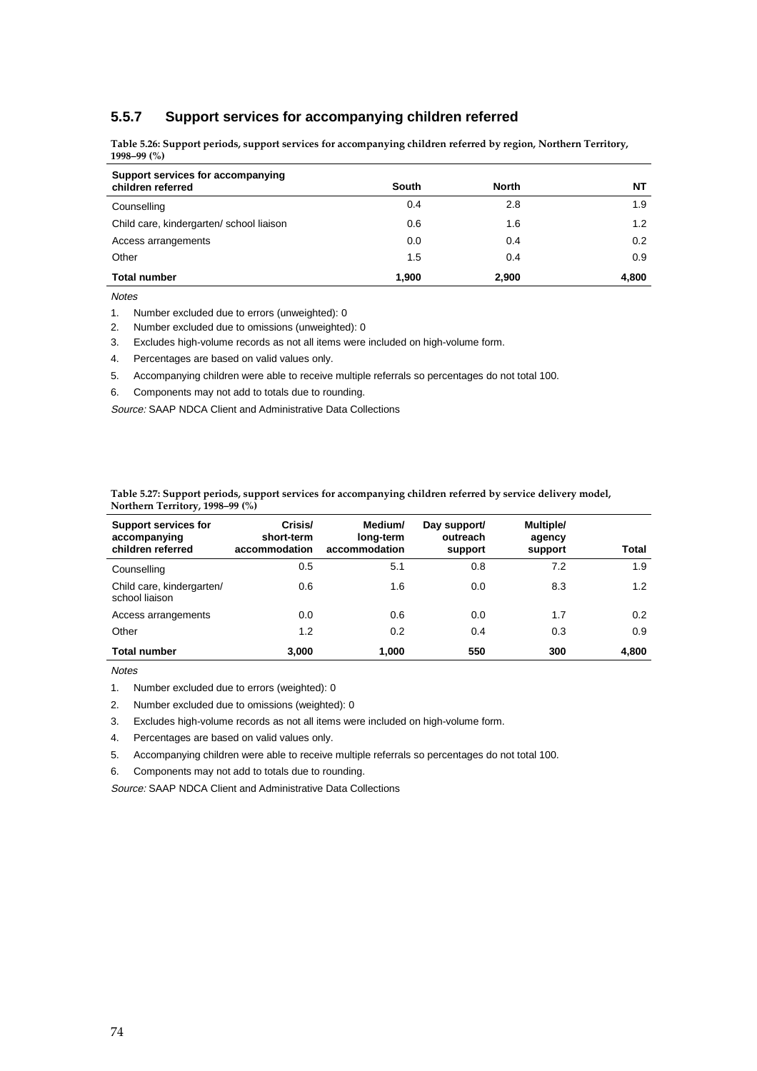### 5.5.7 Support services for accompanying children referred

**Table 5.26: Support periods, support services for accompanying children referred by region, Northern Territory, 1998–99 (%)**

| Support services for accompanying children referred | South | North | NT |
|---|---|---|---|
| Counselling | 0.4 | 2.8 | 1.9 |
| Child care, kindergarten/ school liaison | 0.6 | 1.6 | 1.2 |
| Access arrangements | 0.0 | 0.4 | 0.2 |
| Other | 1.5 | 0.4 | 0.9 |
| **Total number** | **1,900** | **2,900** | **4,800** |

*Notes*

1. Number excluded due to errors (unweighted): 0
2. Number excluded due to omissions (unweighted): 0
3. Excludes high-volume records as not all items were included on high-volume form.
4. Percentages are based on valid values only.
5. Accompanying children were able to receive multiple referrals so percentages do not total 100.
6. Components may not add to totals due to rounding.

*Source:* SAAP NDCA Client and Administrative Data Collections

**Table 5.27: Support periods, support services for accompanying children referred by service delivery model, Northern Territory, 1998–99 (%)**

| Support services for accompanying children referred | Crisis/ short-term accommodation | Medium/ long-term accommodation | Day support/ outreach support | Multiple/ agency support | Total |
|---|---|---|---|---|---|
| Counselling | 0.5 | 5.1 | 0.8 | 7.2 | 1.9 |
| Child care, kindergarten/ school liaison | 0.6 | 1.6 | 0.0 | 8.3 | 1.2 |
| Access arrangements | 0.0 | 0.6 | 0.0 | 1.7 | 0.2 |
| Other | 1.2 | 0.2 | 0.4 | 0.3 | 0.9 |
| **Total number** | **3,000** | **1,000** | **550** | **300** | **4,800** |

*Notes*

1. Number excluded due to errors (weighted): 0
2. Number excluded due to omissions (weighted): 0
3. Excludes high-volume records as not all items were included on high-volume form.
4. Percentages are based on valid values only.
5. Accompanying children were able to receive multiple referrals so percentages do not total 100.
6. Components may not add to totals due to rounding.

*Source:* SAAP NDCA Client and Administrative Data Collections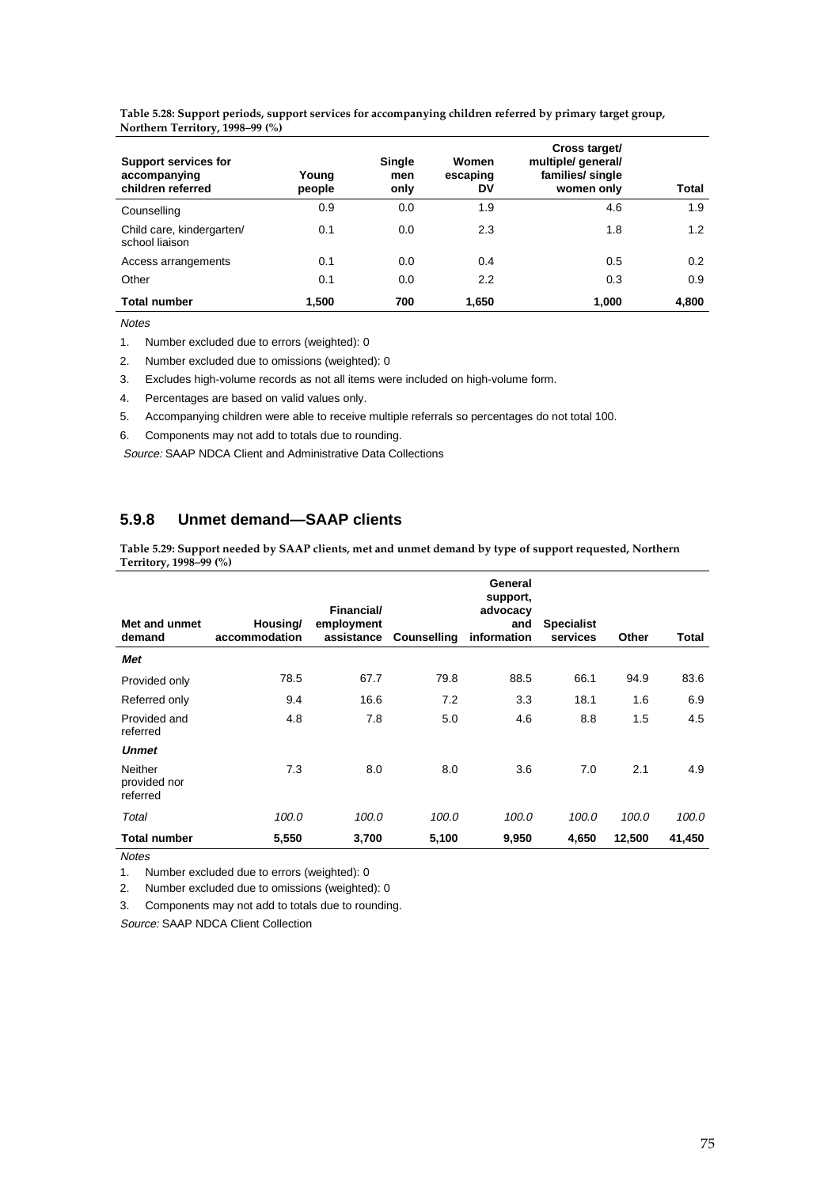**Table 5.28: Support periods, support services for accompanying children referred by primary target group, Northern Territory, 1998–99 (%)**

| Support services for accompanying children referred | Young people | Single men only | Women escaping DV | Cross target/ multiple/ general/ families/ single women only | Total |
|---|---|---|---|---|---|
| Counselling | 0.9 | 0.0 | 1.9 | 4.6 | 1.9 |
| Child care, kindergarten/ school liaison | 0.1 | 0.0 | 2.3 | 1.8 | 1.2 |
| Access arrangements | 0.1 | 0.0 | 0.4 | 0.5 | 0.2 |
| Other | 0.1 | 0.0 | 2.2 | 0.3 | 0.9 |
| **Total number** | **1,500** | **700** | **1,650** | **1,000** | **4,800** |

*Notes*

1. Number excluded due to errors (weighted): 0
2. Number excluded due to omissions (weighted): 0
3. Excludes high-volume records as not all items were included on high-volume form.
4. Percentages are based on valid values only.
5. Accompanying children were able to receive multiple referrals so percentages do not total 100.
6. Components may not add to totals due to rounding.

*Source:* SAAP NDCA Client and Administrative Data Collections

### 5.9.8 Unmet demand—SAAP clients

**Table 5.29: Support needed by SAAP clients, met and unmet demand by type of support requested, Northern Territory, 1998–99 (%)**

| Met and unmet demand | Housing/ accommodation | Financial/ employment assistance | Counselling | General support, advocacy and information | Specialist services | Other | Total |
|---|---|---|---|---|---|---|---|
| ***Met*** | | | | | | | |
| Provided only | 78.5 | 67.7 | 79.8 | 88.5 | 66.1 | 94.9 | 83.6 |
| Referred only | 9.4 | 16.6 | 7.2 | 3.3 | 18.1 | 1.6 | 6.9 |
| Provided and referred | 4.8 | 7.8 | 5.0 | 4.6 | 8.8 | 1.5 | 4.5 |
| ***Unmet*** | | | | | | | |
| Neither provided nor referred | 7.3 | 8.0 | 8.0 | 3.6 | 7.0 | 2.1 | 4.9 |
| *Total* | *100.0* | *100.0* | *100.0* | *100.0* | *100.0* | *100.0* | *100.0* |
| **Total number** | **5,550** | **3,700** | **5,100** | **9,950** | **4,650** | **12,500** | **41,450** |

*Notes*

1. Number excluded due to errors (weighted): 0
2. Number excluded due to omissions (weighted): 0
3. Components may not add to totals due to rounding.

*Source:* SAAP NDCA Client Collection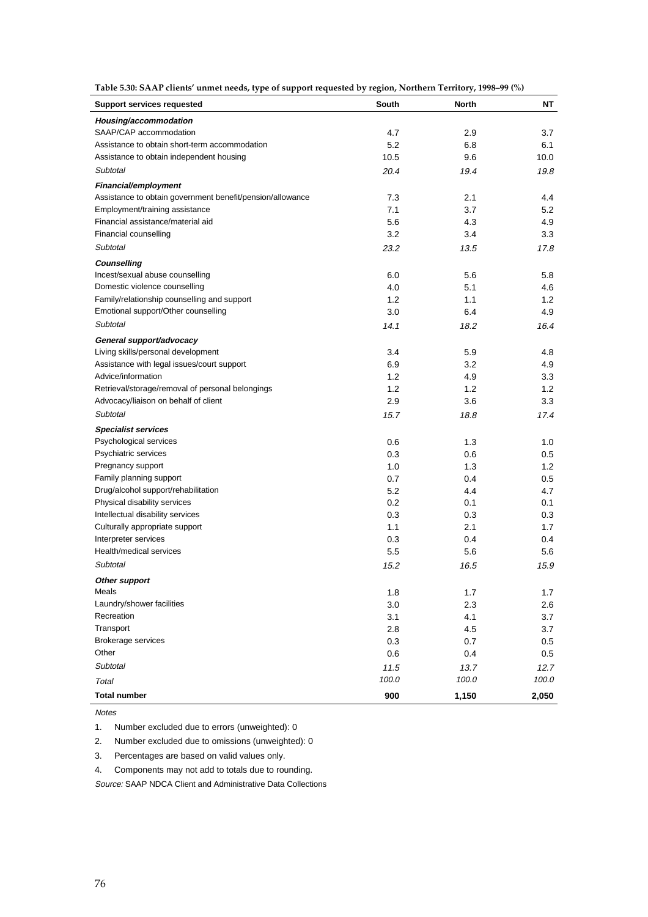**Table 5.30: SAAP clients' unmet needs, type of support requested by region, Northern Territory, 1998–99 (%)**

| Support services requested | South | North | NT |
|---|---|---|---|
| ***Housing/accommodation*** | | | |
| SAAP/CAP accommodation | 4.7 | 2.9 | 3.7 |
| Assistance to obtain short-term accommodation | 5.2 | 6.8 | 6.1 |
| Assistance to obtain independent housing | 10.5 | 9.6 | 10.0 |
| *Subtotal* | *20.4* | *19.4* | *19.8* |
| ***Financial/employment*** | | | |
| Assistance to obtain government benefit/pension/allowance | 7.3 | 2.1 | 4.4 |
| Employment/training assistance | 7.1 | 3.7 | 5.2 |
| Financial assistance/material aid | 5.6 | 4.3 | 4.9 |
| Financial counselling | 3.2 | 3.4 | 3.3 |
| *Subtotal* | *23.2* | *13.5* | *17.8* |
| ***Counselling*** | | | |
| Incest/sexual abuse counselling | 6.0 | 5.6 | 5.8 |
| Domestic violence counselling | 4.0 | 5.1 | 4.6 |
| Family/relationship counselling and support | 1.2 | 1.1 | 1.2 |
| Emotional support/Other counselling | 3.0 | 6.4 | 4.9 |
| *Subtotal* | *14.1* | *18.2* | *16.4* |
| ***General support/advocacy*** | | | |
| Living skills/personal development | 3.4 | 5.9 | 4.8 |
| Assistance with legal issues/court support | 6.9 | 3.2 | 4.9 |
| Advice/information | 1.2 | 4.9 | 3.3 |
| Retrieval/storage/removal of personal belongings | 1.2 | 1.2 | 1.2 |
| Advocacy/liaison on behalf of client | 2.9 | 3.6 | 3.3 |
| *Subtotal* | *15.7* | *18.8* | *17.4* |
| ***Specialist services*** | | | |
| Psychological services | 0.6 | 1.3 | 1.0 |
| Psychiatric services | 0.3 | 0.6 | 0.5 |
| Pregnancy support | 1.0 | 1.3 | 1.2 |
| Family planning support | 0.7 | 0.4 | 0.5 |
| Drug/alcohol support/rehabilitation | 5.2 | 4.4 | 4.7 |
| Physical disability services | 0.2 | 0.1 | 0.1 |
| Intellectual disability services | 0.3 | 0.3 | 0.3 |
| Culturally appropriate support | 1.1 | 2.1 | 1.7 |
| Interpreter services | 0.3 | 0.4 | 0.4 |
| Health/medical services | 5.5 | 5.6 | 5.6 |
| *Subtotal* | *15.2* | *16.5* | *15.9* |
| ***Other support*** | | | |
| Meals | 1.8 | 1.7 | 1.7 |
| Laundry/shower facilities | 3.0 | 2.3 | 2.6 |
| Recreation | 3.1 | 4.1 | 3.7 |
| Transport | 2.8 | 4.5 | 3.7 |
| Brokerage services | 0.3 | 0.7 | 0.5 |
| Other | 0.6 | 0.4 | 0.5 |
| *Subtotal* | *11.5* | *13.7* | *12.7* |
| *Total* | *100.0* | *100.0* | *100.0* |
| **Total number** | **900** | **1,150** | **2,050** |

*Notes*

1. Number excluded due to errors (unweighted): 0
2. Number excluded due to omissions (unweighted): 0
3. Percentages are based on valid values only.
4. Components may not add to totals due to rounding.

*Source:* SAAP NDCA Client and Administrative Data Collections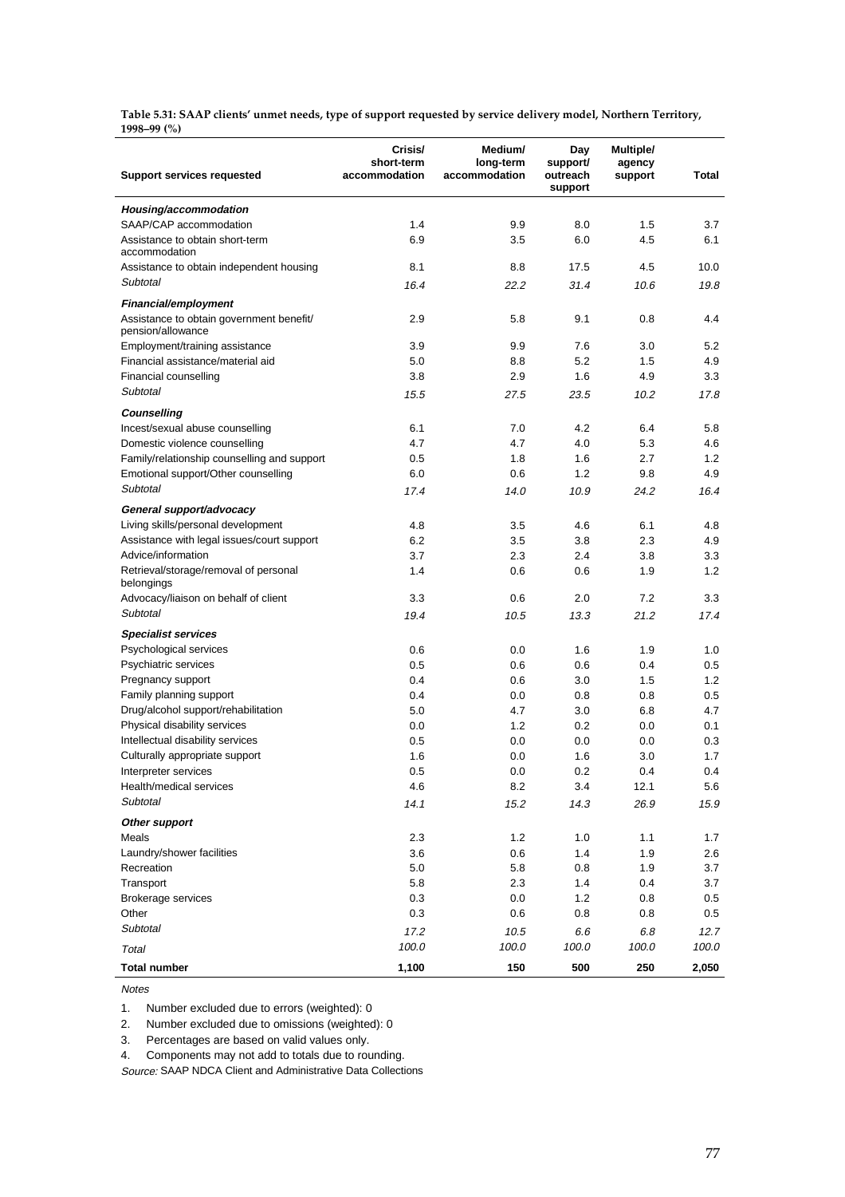**Table 5.31: SAAP clients' unmet needs, type of support requested by service delivery model, Northern Territory, 1998–99 (%)**

| Support services requested | Crisis/ short-term accommodation | Medium/ long-term accommodation | Day support/ outreach support | Multiple/ agency support | Total |
|---|---|---|---|---|---|
| ***Housing/accommodation*** | | | | | |
| SAAP/CAP accommodation | 1.4 | 9.9 | 8.0 | 1.5 | 3.7 |
| Assistance to obtain short-term accommodation | 6.9 | 3.5 | 6.0 | 4.5 | 6.1 |
| Assistance to obtain independent housing | 8.1 | 8.8 | 17.5 | 4.5 | 10.0 |
| *Subtotal* | *16.4* | *22.2* | *31.4* | *10.6* | *19.8* |
| ***Financial/employment*** | | | | | |
| Assistance to obtain government benefit/ pension/allowance | 2.9 | 5.8 | 9.1 | 0.8 | 4.4 |
| Employment/training assistance | 3.9 | 9.9 | 7.6 | 3.0 | 5.2 |
| Financial assistance/material aid | 5.0 | 8.8 | 5.2 | 1.5 | 4.9 |
| Financial counselling | 3.8 | 2.9 | 1.6 | 4.9 | 3.3 |
| *Subtotal* | *15.5* | *27.5* | *23.5* | *10.2* | *17.8* |
| ***Counselling*** | | | | | |
| Incest/sexual abuse counselling | 6.1 | 7.0 | 4.2 | 6.4 | 5.8 |
| Domestic violence counselling | 4.7 | 4.7 | 4.0 | 5.3 | 4.6 |
| Family/relationship counselling and support | 0.5 | 1.8 | 1.6 | 2.7 | 1.2 |
| Emotional support/Other counselling | 6.0 | 0.6 | 1.2 | 9.8 | 4.9 |
| *Subtotal* | *17.4* | *14.0* | *10.9* | *24.2* | *16.4* |
| ***General support/advocacy*** | | | | | |
| Living skills/personal development | 4.8 | 3.5 | 4.6 | 6.1 | 4.8 |
| Assistance with legal issues/court support | 6.2 | 3.5 | 3.8 | 2.3 | 4.9 |
| Advice/information | 3.7 | 2.3 | 2.4 | 3.8 | 3.3 |
| Retrieval/storage/removal of personal belongings | 1.4 | 0.6 | 0.6 | 1.9 | 1.2 |
| Advocacy/liaison on behalf of client | 3.3 | 0.6 | 2.0 | 7.2 | 3.3 |
| *Subtotal* | *19.4* | *10.5* | *13.3* | *21.2* | *17.4* |
| ***Specialist services*** | | | | | |
| Psychological services | 0.6 | 0.0 | 1.6 | 1.9 | 1.0 |
| Psychiatric services | 0.5 | 0.6 | 0.6 | 0.4 | 0.5 |
| Pregnancy support | 0.4 | 0.6 | 3.0 | 1.5 | 1.2 |
| Family planning support | 0.4 | 0.0 | 0.8 | 0.8 | 0.5 |
| Drug/alcohol support/rehabilitation | 5.0 | 4.7 | 3.0 | 6.8 | 4.7 |
| Physical disability services | 0.0 | 1.2 | 0.2 | 0.0 | 0.1 |
| Intellectual disability services | 0.5 | 0.0 | 0.0 | 0.0 | 0.3 |
| Culturally appropriate support | 1.6 | 0.0 | 1.6 | 3.0 | 1.7 |
| Interpreter services | 0.5 | 0.0 | 0.2 | 0.4 | 0.4 |
| Health/medical services | 4.6 | 8.2 | 3.4 | 12.1 | 5.6 |
| *Subtotal* | *14.1* | *15.2* | *14.3* | *26.9* | *15.9* |
| ***Other support*** | | | | | |
| Meals | 2.3 | 1.2 | 1.0 | 1.1 | 1.7 |
| Laundry/shower facilities | 3.6 | 0.6 | 1.4 | 1.9 | 2.6 |
| Recreation | 5.0 | 5.8 | 0.8 | 1.9 | 3.7 |
| Transport | 5.8 | 2.3 | 1.4 | 0.4 | 3.7 |
| Brokerage services | 0.3 | 0.0 | 1.2 | 0.8 | 0.5 |
| Other | 0.3 | 0.6 | 0.8 | 0.8 | 0.5 |
| *Subtotal* | *17.2* | *10.5* | *6.6* | *6.8* | *12.7* |
| *Total* | *100.0* | *100.0* | *100.0* | *100.0* | *100.0* |
| **Total number** | **1,100** | **150** | **500** | **250** | **2,050** |

*Notes*

1. Number excluded due to errors (weighted): 0
2. Number excluded due to omissions (weighted): 0
3. Percentages are based on valid values only.
4. Components may not add to totals due to rounding.

*Source:* SAAP NDCA Client and Administrative Data Collections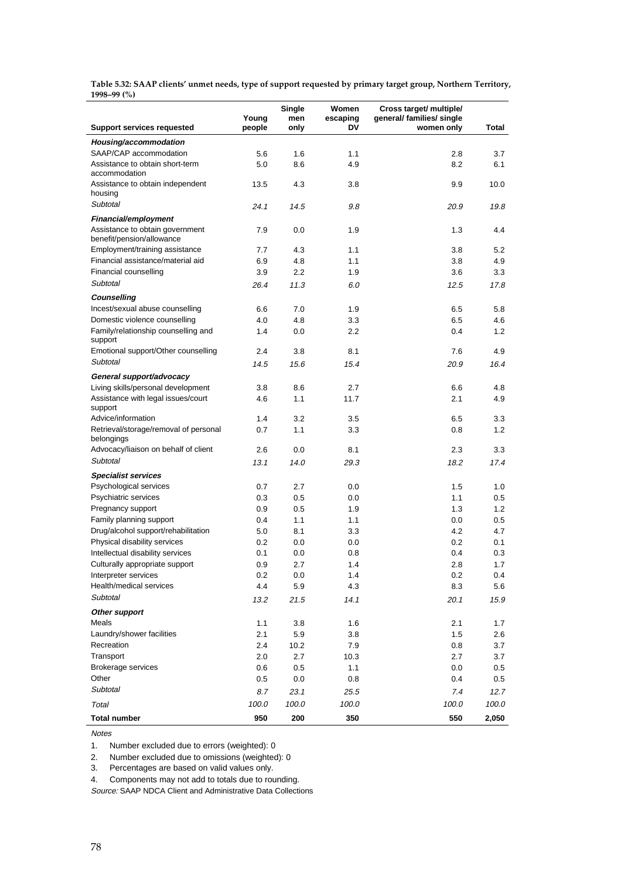**Table 5.32: SAAP clients' unmet needs, type of support requested by primary target group, Northern Territory, 1998–99 (%)**

| Support services requested | Young people | Single men only | Women escaping DV | Cross target/ multiple/ general/ families/ single women only | Total |
|---|---|---|---|---|---|
| ***Housing/accommodation*** | | | | | |
| SAAP/CAP accommodation | 5.6 | 1.6 | 1.1 | 2.8 | 3.7 |
| Assistance to obtain short-term accommodation | 5.0 | 8.6 | 4.9 | 8.2 | 6.1 |
| Assistance to obtain independent housing | 13.5 | 4.3 | 3.8 | 9.9 | 10.0 |
| *Subtotal* | *24.1* | *14.5* | *9.8* | *20.9* | *19.8* |
| ***Financial/employment*** | | | | | |
| Assistance to obtain government benefit/pension/allowance | 7.9 | 0.0 | 1.9 | 1.3 | 4.4 |
| Employment/training assistance | 7.7 | 4.3 | 1.1 | 3.8 | 5.2 |
| Financial assistance/material aid | 6.9 | 4.8 | 1.1 | 3.8 | 4.9 |
| Financial counselling | 3.9 | 2.2 | 1.9 | 3.6 | 3.3 |
| *Subtotal* | *26.4* | *11.3* | *6.0* | *12.5* | *17.8* |
| ***Counselling*** | | | | | |
| Incest/sexual abuse counselling | 6.6 | 7.0 | 1.9 | 6.5 | 5.8 |
| Domestic violence counselling | 4.0 | 4.8 | 3.3 | 6.5 | 4.6 |
| Family/relationship counselling and support | 1.4 | 0.0 | 2.2 | 0.4 | 1.2 |
| Emotional support/Other counselling | 2.4 | 3.8 | 8.1 | 7.6 | 4.9 |
| *Subtotal* | *14.5* | *15.6* | *15.4* | *20.9* | *16.4* |
| ***General support/advocacy*** | | | | | |
| Living skills/personal development | 3.8 | 8.6 | 2.7 | 6.6 | 4.8 |
| Assistance with legal issues/court support | 4.6 | 1.1 | 11.7 | 2.1 | 4.9 |
| Advice/information | 1.4 | 3.2 | 3.5 | 6.5 | 3.3 |
| Retrieval/storage/removal of personal belongings | 0.7 | 1.1 | 3.3 | 0.8 | 1.2 |
| Advocacy/liaison on behalf of client | 2.6 | 0.0 | 8.1 | 2.3 | 3.3 |
| *Subtotal* | *13.1* | *14.0* | *29.3* | *18.2* | *17.4* |
| ***Specialist services*** | | | | | |
| Psychological services | 0.7 | 2.7 | 0.0 | 1.5 | 1.0 |
| Psychiatric services | 0.3 | 0.5 | 0.0 | 1.1 | 0.5 |
| Pregnancy support | 0.9 | 0.5 | 1.9 | 1.3 | 1.2 |
| Family planning support | 0.4 | 1.1 | 1.1 | 0.0 | 0.5 |
| Drug/alcohol support/rehabilitation | 5.0 | 8.1 | 3.3 | 4.2 | 4.7 |
| Physical disability services | 0.2 | 0.0 | 0.0 | 0.2 | 0.1 |
| Intellectual disability services | 0.1 | 0.0 | 0.8 | 0.4 | 0.3 |
| Culturally appropriate support | 0.9 | 2.7 | 1.4 | 2.8 | 1.7 |
| Interpreter services | 0.2 | 0.0 | 1.4 | 0.2 | 0.4 |
| Health/medical services | 4.4 | 5.9 | 4.3 | 8.3 | 5.6 |
| *Subtotal* | *13.2* | *21.5* | *14.1* | *20.1* | *15.9* |
| ***Other support*** | | | | | |
| Meals | 1.1 | 3.8 | 1.6 | 2.1 | 1.7 |
| Laundry/shower facilities | 2.1 | 5.9 | 3.8 | 1.5 | 2.6 |
| Recreation | 2.4 | 10.2 | 7.9 | 0.8 | 3.7 |
| Transport | 2.0 | 2.7 | 10.3 | 2.7 | 3.7 |
| Brokerage services | 0.6 | 0.5 | 1.1 | 0.0 | 0.5 |
| Other | 0.5 | 0.0 | 0.8 | 0.4 | 0.5 |
| *Subtotal* | *8.7* | *23.1* | *25.5* | *7.4* | *12.7* |
| *Total* | *100.0* | *100.0* | *100.0* | *100.0* | *100.0* |
| **Total number** | **950** | **200** | **350** | **550** | **2,050** |

*Notes*

1. Number excluded due to errors (weighted): 0
2. Number excluded due to omissions (weighted): 0
3. Percentages are based on valid values only.
4. Components may not add to totals due to rounding.

*Source:* SAAP NDCA Client and Administrative Data Collections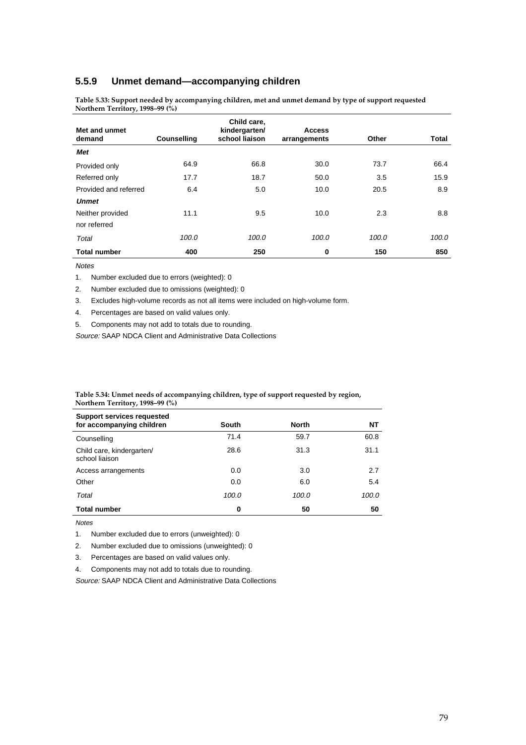### 5.5.9 Unmet demand—accompanying children

**Table 5.33: Support needed by accompanying children, met and unmet demand by type of support requested Northern Territory, 1998–99 (%)**

| Met and unmet demand | Counselling | Child care, kindergarten/ school liaison | Access arrangements | Other | Total |
|---|---|---|---|---|---|
| ***Met*** | | | | | |
| Provided only | 64.9 | 66.8 | 30.0 | 73.7 | 66.4 |
| Referred only | 17.7 | 18.7 | 50.0 | 3.5 | 15.9 |
| Provided and referred | 6.4 | 5.0 | 10.0 | 20.5 | 8.9 |
| ***Unmet*** | | | | | |
| Neither provided nor referred | 11.1 | 9.5 | 10.0 | 2.3 | 8.8 |
| *Total* | *100.0* | *100.0* | *100.0* | *100.0* | *100.0* |
| **Total number** | **400** | **250** | **0** | **150** | **850** |

*Notes*

1. Number excluded due to errors (weighted): 0
2. Number excluded due to omissions (weighted): 0
3. Excludes high-volume records as not all items were included on high-volume form.
4. Percentages are based on valid values only.
5. Components may not add to totals due to rounding.

*Source:* SAAP NDCA Client and Administrative Data Collections

**Table 5.34: Unmet needs of accompanying children, type of support requested by region, Northern Territory, 1998–99 (%)**

| Support services requested for accompanying children | South | North | NT |
|---|---|---|---|
| Counselling | 71.4 | 59.7 | 60.8 |
| Child care, kindergarten/ school liaison | 28.6 | 31.3 | 31.1 |
| Access arrangements | 0.0 | 3.0 | 2.7 |
| Other | 0.0 | 6.0 | 5.4 |
| *Total* | *100.0* | *100.0* | *100.0* |
| **Total number** | **0** | **50** | **50** |

*Notes*

1. Number excluded due to errors (unweighted): 0
2. Number excluded due to omissions (unweighted): 0
3. Percentages are based on valid values only.
4. Components may not add to totals due to rounding.

*Source:* SAAP NDCA Client and Administrative Data Collections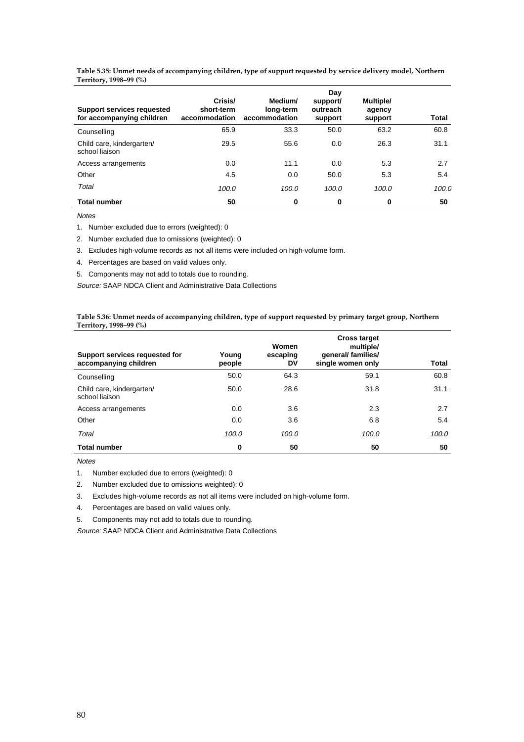**Table 5.35: Unmet needs of accompanying children, type of support requested by service delivery model, Northern Territory, 1998–99 (%)**

| Support services requested for accompanying children | Crisis/ short-term accommodation | Medium/ long-term accommodation | Day support/ outreach support | Multiple/ agency support | Total |
|---|---|---|---|---|---|
| Counselling | 65.9 | 33.3 | 50.0 | 63.2 | 60.8 |
| Child care, kindergarten/ school liaison | 29.5 | 55.6 | 0.0 | 26.3 | 31.1 |
| Access arrangements | 0.0 | 11.1 | 0.0 | 5.3 | 2.7 |
| Other | 4.5 | 0.0 | 50.0 | 5.3 | 5.4 |
| *Total* | *100.0* | *100.0* | *100.0* | *100.0* | *100.0* |
| **Total number** | **50** | **0** | **0** | **0** | **50** |

*Notes*

1. Number excluded due to errors (weighted): 0
2. Number excluded due to omissions (weighted): 0
3. Excludes high-volume records as not all items were included on high-volume form.
4. Percentages are based on valid values only.
5. Components may not add to totals due to rounding.

*Source:* SAAP NDCA Client and Administrative Data Collections

**Table 5.36: Unmet needs of accompanying children, type of support requested by primary target group, Northern Territory, 1998–99 (%)**

| Support services requested for accompanying children | Young people | Women escaping DV | Cross target multiple/ general/ families/ single women only | Total |
|---|---|---|---|---|
| Counselling | 50.0 | 64.3 | 59.1 | 60.8 |
| Child care, kindergarten/ school liaison | 50.0 | 28.6 | 31.8 | 31.1 |
| Access arrangements | 0.0 | 3.6 | 2.3 | 2.7 |
| Other | 0.0 | 3.6 | 6.8 | 5.4 |
| *Total* | *100.0* | *100.0* | *100.0* | *100.0* |
| **Total number** | **0** | **50** | **50** | **50** |

*Notes*

1. Number excluded due to errors (weighted): 0
2. Number excluded due to omissions weighted): 0
3. Excludes high-volume records as not all items were included on high-volume form.
4. Percentages are based on valid values only.
5. Components may not add to totals due to rounding.

*Source:* SAAP NDCA Client and Administrative Data Collections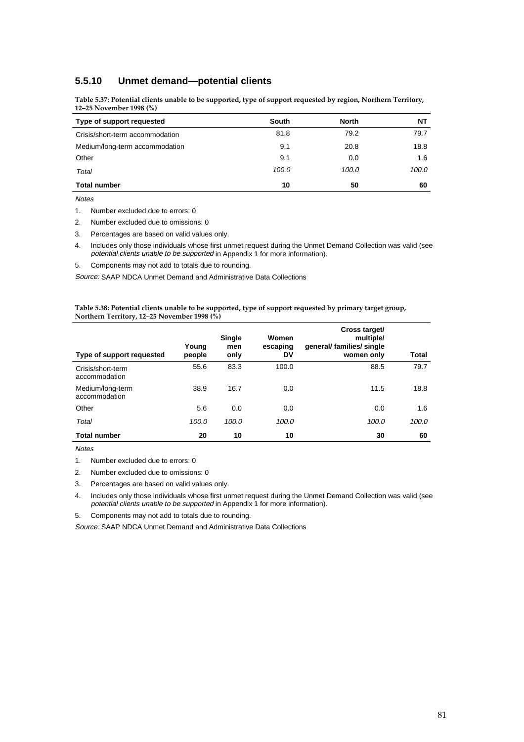### 5.5.10 Unmet demand—potential clients

**Table 5.37: Potential clients unable to be supported, type of support requested by region, Northern Territory, 12–25 November 1998 (%)**

| Type of support requested | South | North | NT |
|---|---|---|---|
| Crisis/short-term accommodation | 81.8 | 79.2 | 79.7 |
| Medium/long-term accommodation | 9.1 | 20.8 | 18.8 |
| Other | 9.1 | 0.0 | 1.6 |
| *Total* | *100.0* | *100.0* | *100.0* |
| **Total number** | **10** | **50** | **60** |

*Notes*

1. Number excluded due to errors: 0
2. Number excluded due to omissions: 0
3. Percentages are based on valid values only.
4. Includes only those individuals whose first unmet request during the Unmet Demand Collection was valid (see *potential clients unable to be supported* in Appendix 1 for more information).
5. Components may not add to totals due to rounding.

*Source:* SAAP NDCA Unmet Demand and Administrative Data Collections

**Table 5.38: Potential clients unable to be supported, type of support requested by primary target group, Northern Territory, 12–25 November 1998 (%)**

| Type of support requested | Young people | Single men only | Women escaping DV | Cross target/ multiple/ general/ families/ single women only | Total |
|---|---|---|---|---|---|
| Crisis/short-term accommodation | 55.6 | 83.3 | 100.0 | 88.5 | 79.7 |
| Medium/long-term accommodation | 38.9 | 16.7 | 0.0 | 11.5 | 18.8 |
| Other | 5.6 | 0.0 | 0.0 | 0.0 | 1.6 |
| *Total* | *100.0* | *100.0* | *100.0* | *100.0* | *100.0* |
| **Total number** | **20** | **10** | **10** | **30** | **60** |

*Notes*

1. Number excluded due to errors: 0
2. Number excluded due to omissions: 0
3. Percentages are based on valid values only.
4. Includes only those individuals whose first unmet request during the Unmet Demand Collection was valid (see *potential clients unable to be supported* in Appendix 1 for more information).
5. Components may not add to totals due to rounding.

*Source:* SAAP NDCA Unmet Demand and Administrative Data Collections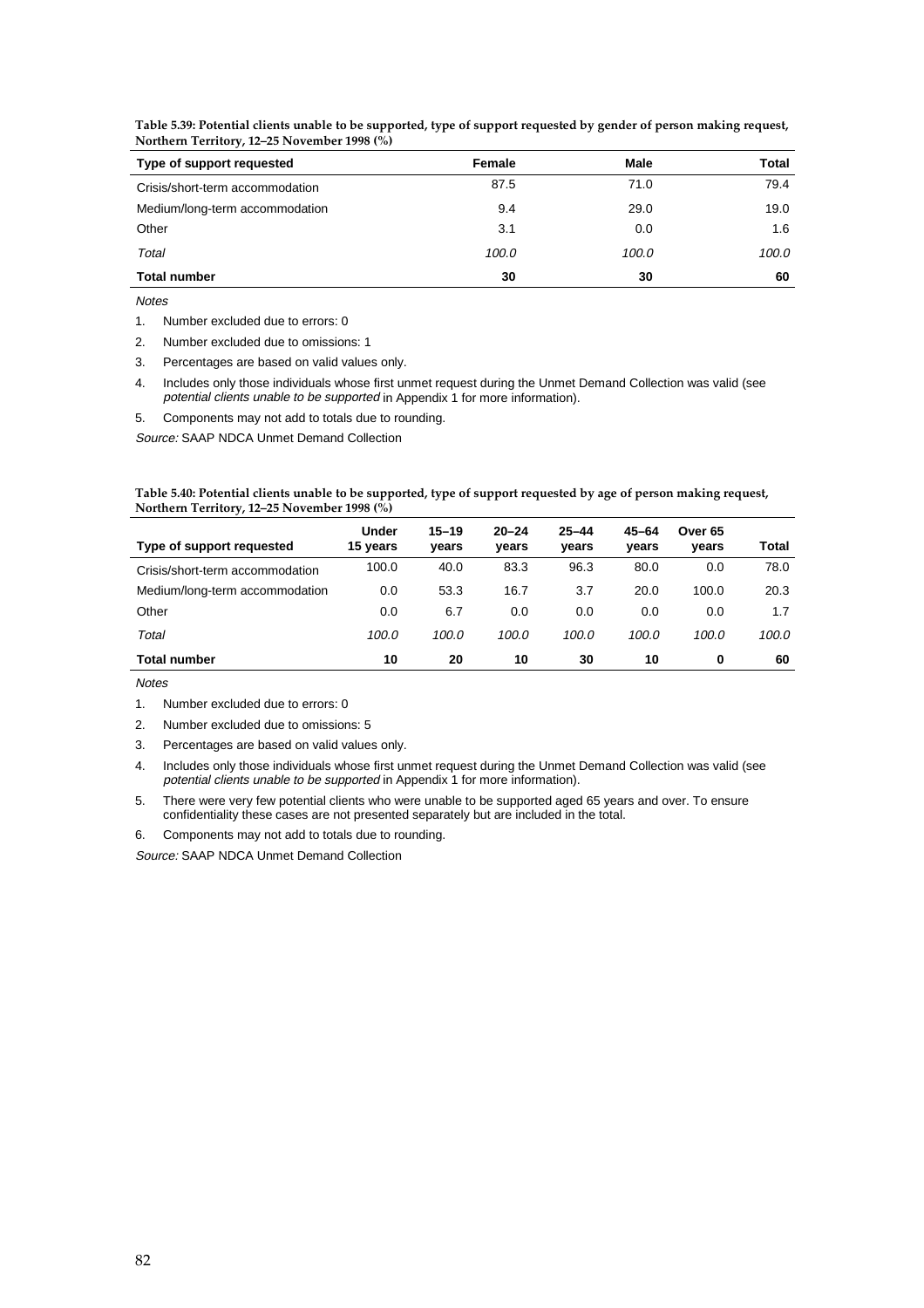**Table 5.39: Potential clients unable to be supported, type of support requested by gender of person making request, Northern Territory, 12–25 November 1998 (%)**

| Type of support requested | Female | Male | Total |
|---|---|---|---|
| Crisis/short-term accommodation | 87.5 | 71.0 | 79.4 |
| Medium/long-term accommodation | 9.4 | 29.0 | 19.0 |
| Other | 3.1 | 0.0 | 1.6 |
| *Total* | *100.0* | *100.0* | *100.0* |
| **Total number** | **30** | **30** | **60** |

*Notes*

1. Number excluded due to errors: 0
2. Number excluded due to omissions: 1
3. Percentages are based on valid values only.
4. Includes only those individuals whose first unmet request during the Unmet Demand Collection was valid (see *potential clients unable to be supported* in Appendix 1 for more information).
5. Components may not add to totals due to rounding.

*Source:* SAAP NDCA Unmet Demand Collection

**Table 5.40: Potential clients unable to be supported, type of support requested by age of person making request, Northern Territory, 12–25 November 1998 (%)**

| Type of support requested | Under 15 years | 15–19 years | 20–24 years | 25–44 years | 45–64 years | Over 65 years | Total |
|---|---|---|---|---|---|---|---|
| Crisis/short-term accommodation | 100.0 | 40.0 | 83.3 | 96.3 | 80.0 | 0.0 | 78.0 |
| Medium/long-term accommodation | 0.0 | 53.3 | 16.7 | 3.7 | 20.0 | 100.0 | 20.3 |
| Other | 0.0 | 6.7 | 0.0 | 0.0 | 0.0 | 0.0 | 1.7 |
| *Total* | *100.0* | *100.0* | *100.0* | *100.0* | *100.0* | *100.0* | *100.0* |
| **Total number** | **10** | **20** | **10** | **30** | **10** | **0** | **60** |

*Notes*

1. Number excluded due to errors: 0
2. Number excluded due to omissions: 5
3. Percentages are based on valid values only.
4. Includes only those individuals whose first unmet request during the Unmet Demand Collection was valid (see *potential clients unable to be supported* in Appendix 1 for more information).
5. There were very few potential clients who were unable to be supported aged 65 years and over. To ensure confidentiality these cases are not presented separately but are included in the total.
6. Components may not add to totals due to rounding.

*Source:* SAAP NDCA Unmet Demand Collection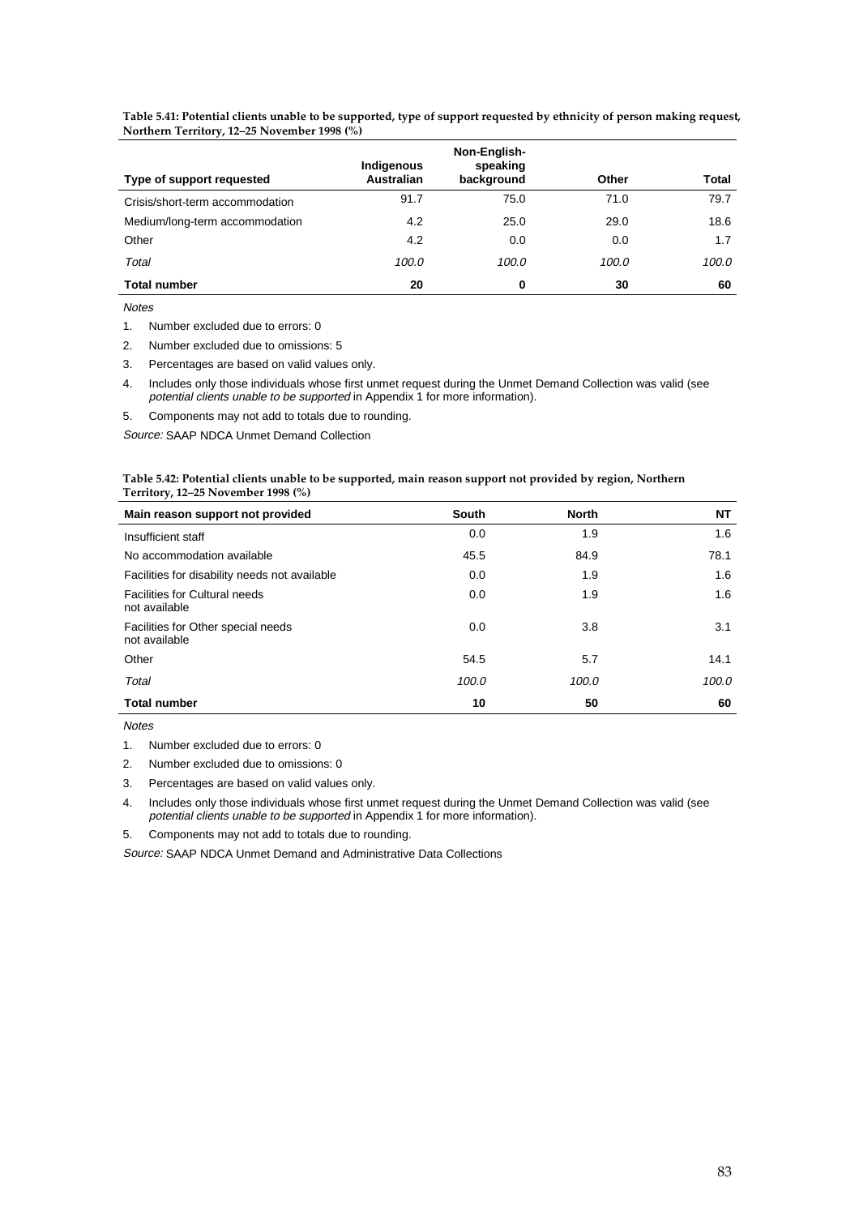**Table 5.41: Potential clients unable to be supported, type of support requested by ethnicity of person making request, Northern Territory, 12–25 November 1998 (%)**

| Type of support requested | Indigenous Australian | Non-English-speaking background | Other | Total |
|---|---|---|---|---|
| Crisis/short-term accommodation | 91.7 | 75.0 | 71.0 | 79.7 |
| Medium/long-term accommodation | 4.2 | 25.0 | 29.0 | 18.6 |
| Other | 4.2 | 0.0 | 0.0 | 1.7 |
| *Total* | *100.0* | *100.0* | *100.0* | *100.0* |
| **Total number** | **20** | **0** | **30** | **60** |

*Notes*

1. Number excluded due to errors: 0
2. Number excluded due to omissions: 5
3. Percentages are based on valid values only.
4. Includes only those individuals whose first unmet request during the Unmet Demand Collection was valid (see *potential clients unable to be supported* in Appendix 1 for more information).
5. Components may not add to totals due to rounding.

*Source:* SAAP NDCA Unmet Demand Collection

**Table 5.42: Potential clients unable to be supported, main reason support not provided by region, Northern Territory, 12–25 November 1998 (%)**

| Main reason support not provided | South | North | NT |
|---|---|---|---|
| Insufficient staff | 0.0 | 1.9 | 1.6 |
| No accommodation available | 45.5 | 84.9 | 78.1 |
| Facilities for disability needs not available | 0.0 | 1.9 | 1.6 |
| Facilities for Cultural needs not available | 0.0 | 1.9 | 1.6 |
| Facilities for Other special needs not available | 0.0 | 3.8 | 3.1 |
| Other | 54.5 | 5.7 | 14.1 |
| *Total* | *100.0* | *100.0* | *100.0* |
| **Total number** | **10** | **50** | **60** |

*Notes*

1. Number excluded due to errors: 0
2. Number excluded due to omissions: 0
3. Percentages are based on valid values only.
4. Includes only those individuals whose first unmet request during the Unmet Demand Collection was valid (see *potential clients unable to be supported* in Appendix 1 for more information).
5. Components may not add to totals due to rounding.

*Source:* SAAP NDCA Unmet Demand and Administrative Data Collections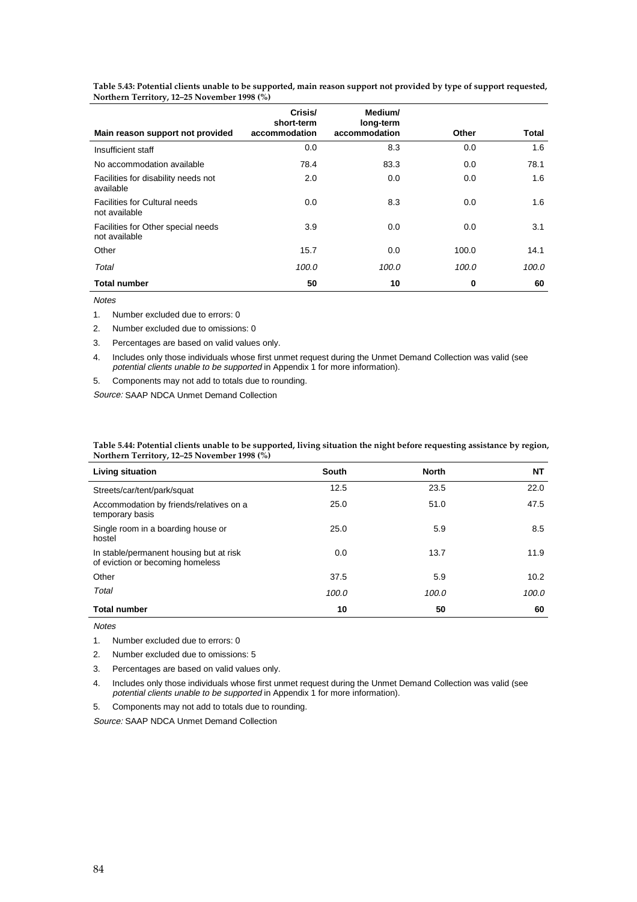**Table 5.43: Potential clients unable to be supported, main reason support not provided by type of support requested, Northern Territory, 12–25 November 1998 (%)**

| Main reason support not provided | Crisis/ short-term accommodation | Medium/ long-term accommodation | Other | Total |
|---|---|---|---|---|
| Insufficient staff | 0.0 | 8.3 | 0.0 | 1.6 |
| No accommodation available | 78.4 | 83.3 | 0.0 | 78.1 |
| Facilities for disability needs not available | 2.0 | 0.0 | 0.0 | 1.6 |
| Facilities for Cultural needs not available | 0.0 | 8.3 | 0.0 | 1.6 |
| Facilities for Other special needs not available | 3.9 | 0.0 | 0.0 | 3.1 |
| Other | 15.7 | 0.0 | 100.0 | 14.1 |
| *Total* | *100.0* | *100.0* | *100.0* | *100.0* |
| **Total number** | **50** | **10** | **0** | **60** |

*Notes*

1. Number excluded due to errors: 0
2. Number excluded due to omissions: 0
3. Percentages are based on valid values only.
4. Includes only those individuals whose first unmet request during the Unmet Demand Collection was valid (see *potential clients unable to be supported* in Appendix 1 for more information).
5. Components may not add to totals due to rounding.

*Source:* SAAP NDCA Unmet Demand Collection

**Table 5.44: Potential clients unable to be supported, living situation the night before requesting assistance by region, Northern Territory, 12–25 November 1998 (%)**

| Living situation | South | North | NT |
|---|---|---|---|
| Streets/car/tent/park/squat | 12.5 | 23.5 | 22.0 |
| Accommodation by friends/relatives on a temporary basis | 25.0 | 51.0 | 47.5 |
| Single room in a boarding house or hostel | 25.0 | 5.9 | 8.5 |
| In stable/permanent housing but at risk of eviction or becoming homeless | 0.0 | 13.7 | 11.9 |
| Other | 37.5 | 5.9 | 10.2 |
| *Total* | *100.0* | *100.0* | *100.0* |
| **Total number** | **10** | **50** | **60** |

*Notes*

1. Number excluded due to errors: 0
2. Number excluded due to omissions: 5
3. Percentages are based on valid values only.
4. Includes only those individuals whose first unmet request during the Unmet Demand Collection was valid (see *potential clients unable to be supported* in Appendix 1 for more information).
5. Components may not add to totals due to rounding.

*Source:* SAAP NDCA Unmet Demand Collection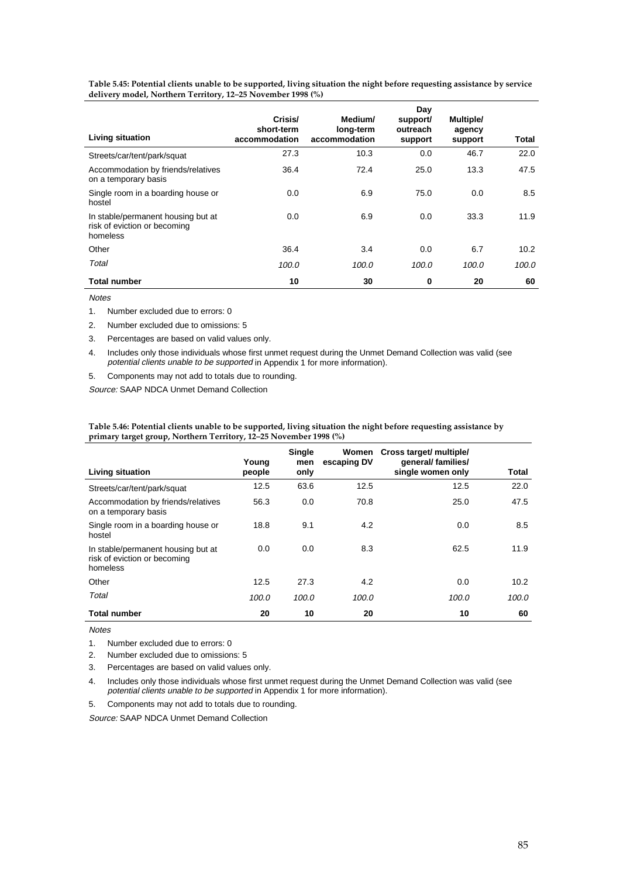**Table 5.45: Potential clients unable to be supported, living situation the night before requesting assistance by service delivery model, Northern Territory, 12–25 November 1998 (%)**

| Living situation | Crisis/ short-term accommodation | Medium/ long-term accommodation | Day support/ outreach support | Multiple/ agency support | Total |
|---|---|---|---|---|---|
| Streets/car/tent/park/squat | 27.3 | 10.3 | 0.0 | 46.7 | 22.0 |
| Accommodation by friends/relatives on a temporary basis | 36.4 | 72.4 | 25.0 | 13.3 | 47.5 |
| Single room in a boarding house or hostel | 0.0 | 6.9 | 75.0 | 0.0 | 8.5 |
| In stable/permanent housing but at risk of eviction or becoming homeless | 0.0 | 6.9 | 0.0 | 33.3 | 11.9 |
| Other | 36.4 | 3.4 | 0.0 | 6.7 | 10.2 |
| *Total* | *100.0* | *100.0* | *100.0* | *100.0* | *100.0* |
| **Total number** | **10** | **30** | **0** | **20** | **60** |

*Notes*

1. Number excluded due to errors: 0
2. Number excluded due to omissions: 5
3. Percentages are based on valid values only.
4. Includes only those individuals whose first unmet request during the Unmet Demand Collection was valid (see *potential clients unable to be supported* in Appendix 1 for more information).
5. Components may not add to totals due to rounding.

*Source:* SAAP NDCA Unmet Demand Collection

**Table 5.46: Potential clients unable to be supported, living situation the night before requesting assistance by primary target group, Northern Territory, 12–25 November 1998 (%)**

| Living situation | Young people | Single men only | Women escaping DV | Cross target/ multiple/ general/ families/ single women only | Total |
|---|---|---|---|---|---|
| Streets/car/tent/park/squat | 12.5 | 63.6 | 12.5 | 12.5 | 22.0 |
| Accommodation by friends/relatives on a temporary basis | 56.3 | 0.0 | 70.8 | 25.0 | 47.5 |
| Single room in a boarding house or hostel | 18.8 | 9.1 | 4.2 | 0.0 | 8.5 |
| In stable/permanent housing but at risk of eviction or becoming homeless | 0.0 | 0.0 | 8.3 | 62.5 | 11.9 |
| Other | 12.5 | 27.3 | 4.2 | 0.0 | 10.2 |
| *Total* | *100.0* | *100.0* | *100.0* | *100.0* | *100.0* |
| **Total number** | **20** | **10** | **20** | **10** | **60** |

*Notes*

1. Number excluded due to errors: 0
2. Number excluded due to omissions: 5
3. Percentages are based on valid values only.
4. Includes only those individuals whose first unmet request during the Unmet Demand Collection was valid (see *potential clients unable to be supported* in Appendix 1 for more information).
5. Components may not add to totals due to rounding.

*Source:* SAAP NDCA Unmet Demand Collection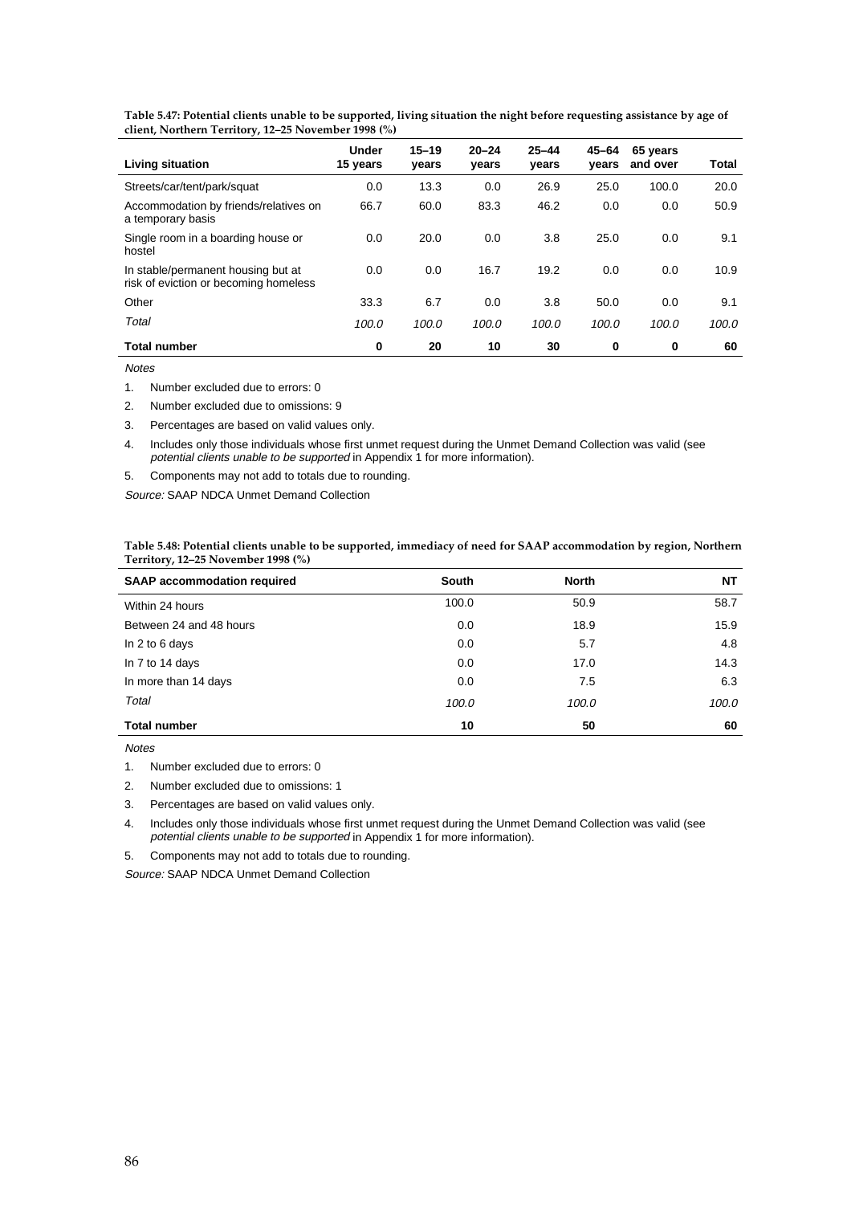**Table 5.47: Potential clients unable to be supported, living situation the night before requesting assistance by age of client, Northern Territory, 12–25 November 1998 (%)**

| Living situation | Under 15 years | 15–19 years | 20–24 years | 25–44 years | 45–64 years | 65 years and over | Total |
|---|---|---|---|---|---|---|---|
| Streets/car/tent/park/squat | 0.0 | 13.3 | 0.0 | 26.9 | 25.0 | 100.0 | 20.0 |
| Accommodation by friends/relatives on a temporary basis | 66.7 | 60.0 | 83.3 | 46.2 | 0.0 | 0.0 | 50.9 |
| Single room in a boarding house or hostel | 0.0 | 20.0 | 0.0 | 3.8 | 25.0 | 0.0 | 9.1 |
| In stable/permanent housing but at risk of eviction or becoming homeless | 0.0 | 0.0 | 16.7 | 19.2 | 0.0 | 0.0 | 10.9 |
| Other | 33.3 | 6.7 | 0.0 | 3.8 | 50.0 | 0.0 | 9.1 |
| *Total* | *100.0* | *100.0* | *100.0* | *100.0* | *100.0* | *100.0* | *100.0* |
| **Total number** | **0** | **20** | **10** | **30** | **0** | **0** | **60** |

*Notes*

1. Number excluded due to errors: 0
2. Number excluded due to omissions: 9
3. Percentages are based on valid values only.
4. Includes only those individuals whose first unmet request during the Unmet Demand Collection was valid (see *potential clients unable to be supported* in Appendix 1 for more information).
5. Components may not add to totals due to rounding.

*Source:* SAAP NDCA Unmet Demand Collection

**Table 5.48: Potential clients unable to be supported, immediacy of need for SAAP accommodation by region, Northern Territory, 12–25 November 1998 (%)**

| SAAP accommodation required | South | North | NT |
|---|---|---|---|
| Within 24 hours | 100.0 | 50.9 | 58.7 |
| Between 24 and 48 hours | 0.0 | 18.9 | 15.9 |
| In 2 to 6 days | 0.0 | 5.7 | 4.8 |
| In 7 to 14 days | 0.0 | 17.0 | 14.3 |
| In more than 14 days | 0.0 | 7.5 | 6.3 |
| *Total* | *100.0* | *100.0* | *100.0* |
| **Total number** | **10** | **50** | **60** |

*Notes*

1. Number excluded due to errors: 0
2. Number excluded due to omissions: 1
3. Percentages are based on valid values only.
4. Includes only those individuals whose first unmet request during the Unmet Demand Collection was valid (see *potential clients unable to be supported* in Appendix 1 for more information).
5. Components may not add to totals due to rounding.

*Source:* SAAP NDCA Unmet Demand Collection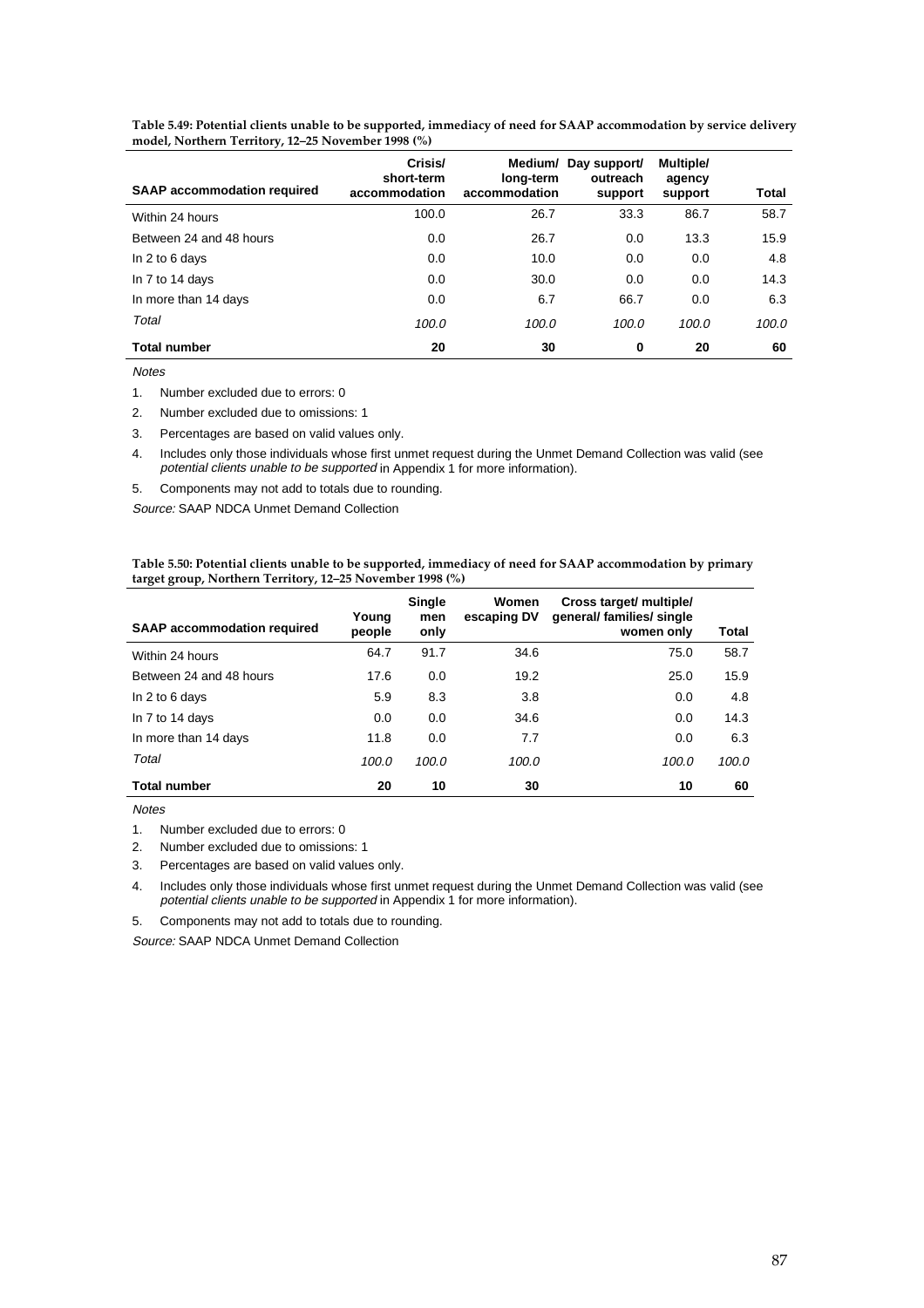**Table 5.49: Potential clients unable to be supported, immediacy of need for SAAP accommodation by service delivery model, Northern Territory, 12–25 November 1998 (%)**

| SAAP accommodation required | Crisis/ short-term accommodation | Medium/ long-term accommodation | Day support/ outreach support | Multiple/ agency support | Total |
|---|---|---|---|---|---|
| Within 24 hours | 100.0 | 26.7 | 33.3 | 86.7 | 58.7 |
| Between 24 and 48 hours | 0.0 | 26.7 | 0.0 | 13.3 | 15.9 |
| In 2 to 6 days | 0.0 | 10.0 | 0.0 | 0.0 | 4.8 |
| In 7 to 14 days | 0.0 | 30.0 | 0.0 | 0.0 | 14.3 |
| In more than 14 days | 0.0 | 6.7 | 66.7 | 0.0 | 6.3 |
| *Total* | *100.0* | *100.0* | *100.0* | *100.0* | *100.0* |
| **Total number** | **20** | **30** | **0** | **20** | **60** |

*Notes*

1. Number excluded due to errors: 0
2. Number excluded due to omissions: 1
3. Percentages are based on valid values only.
4. Includes only those individuals whose first unmet request during the Unmet Demand Collection was valid (see *potential clients unable to be supported* in Appendix 1 for more information).
5. Components may not add to totals due to rounding.

*Source:* SAAP NDCA Unmet Demand Collection

**Table 5.50: Potential clients unable to be supported, immediacy of need for SAAP accommodation by primary target group, Northern Territory, 12–25 November 1998 (%)**

| SAAP accommodation required | Young people | Single men only | Women escaping DV | Cross target/ multiple/ general/ families/ single women only | Total |
|---|---|---|---|---|---|
| Within 24 hours | 64.7 | 91.7 | 34.6 | 75.0 | 58.7 |
| Between 24 and 48 hours | 17.6 | 0.0 | 19.2 | 25.0 | 15.9 |
| In 2 to 6 days | 5.9 | 8.3 | 3.8 | 0.0 | 4.8 |
| In 7 to 14 days | 0.0 | 0.0 | 34.6 | 0.0 | 14.3 |
| In more than 14 days | 11.8 | 0.0 | 7.7 | 0.0 | 6.3 |
| *Total* | *100.0* | *100.0* | *100.0* | *100.0* | *100.0* |
| **Total number** | **20** | **10** | **30** | **10** | **60** |

*Notes*

1. Number excluded due to errors: 0
2. Number excluded due to omissions: 1
3. Percentages are based on valid values only.
4. Includes only those individuals whose first unmet request during the Unmet Demand Collection was valid (see *potential clients unable to be supported* in Appendix 1 for more information).
5. Components may not add to totals due to rounding.

*Source:* SAAP NDCA Unmet Demand Collection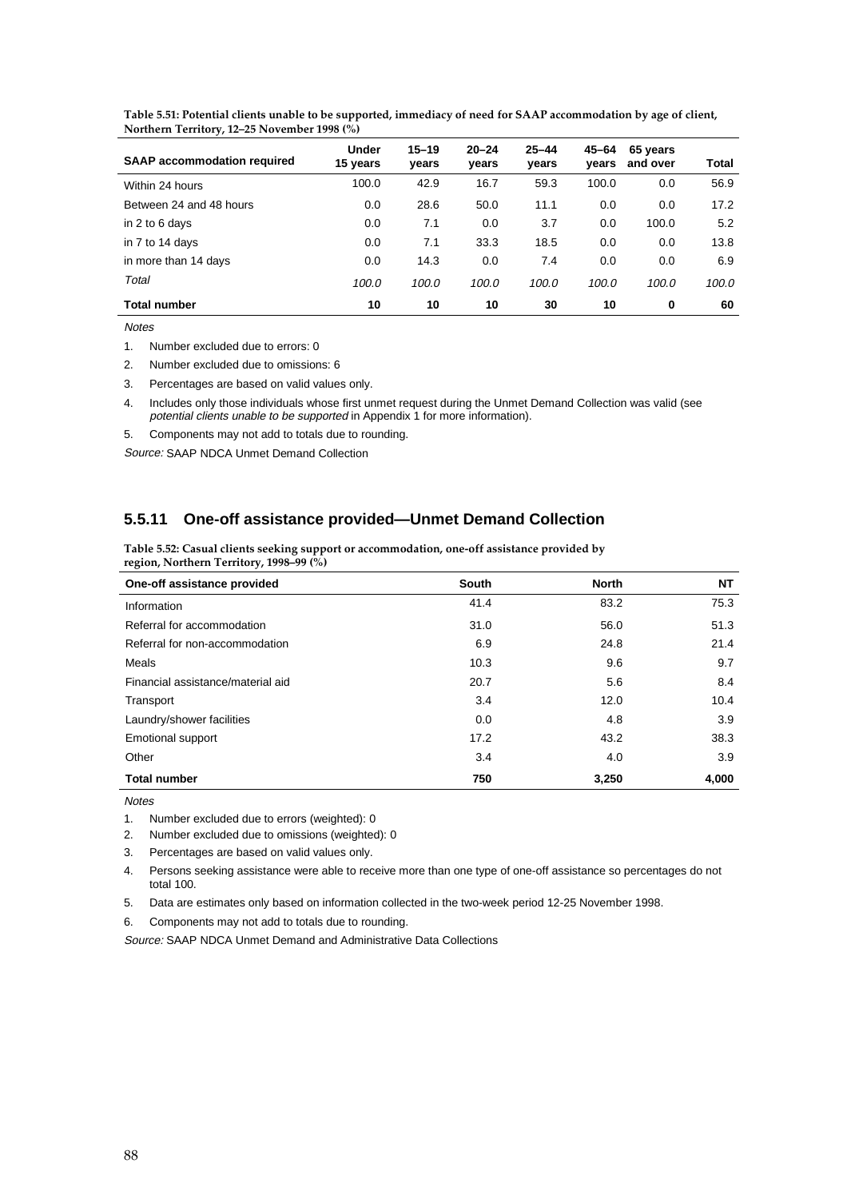**Table 5.51: Potential clients unable to be supported, immediacy of need for SAAP accommodation by age of client, Northern Territory, 12–25 November 1998 (%)**

| SAAP accommodation required | Under 15 years | 15–19 years | 20–24 years | 25–44 years | 45–64 years | 65 years and over | Total |
|---|---|---|---|---|---|---|---|
| Within 24 hours | 100.0 | 42.9 | 16.7 | 59.3 | 100.0 | 0.0 | 56.9 |
| Between 24 and 48 hours | 0.0 | 28.6 | 50.0 | 11.1 | 0.0 | 0.0 | 17.2 |
| in 2 to 6 days | 0.0 | 7.1 | 0.0 | 3.7 | 0.0 | 100.0 | 5.2 |
| in 7 to 14 days | 0.0 | 7.1 | 33.3 | 18.5 | 0.0 | 0.0 | 13.8 |
| in more than 14 days | 0.0 | 14.3 | 0.0 | 7.4 | 0.0 | 0.0 | 6.9 |
| *Total* | *100.0* | *100.0* | *100.0* | *100.0* | *100.0* | *100.0* | *100.0* |
| **Total number** | **10** | **10** | **10** | **30** | **10** | **0** | **60** |

*Notes*

1. Number excluded due to errors: 0
2. Number excluded due to omissions: 6
3. Percentages are based on valid values only.
4. Includes only those individuals whose first unmet request during the Unmet Demand Collection was valid (see *potential clients unable to be supported* in Appendix 1 for more information).
5. Components may not add to totals due to rounding.

*Source:* SAAP NDCA Unmet Demand Collection

### 5.5.11 One-off assistance provided—Unmet Demand Collection

**Table 5.52: Casual clients seeking support or accommodation, one-off assistance provided by region, Northern Territory, 1998–99 (%)**

| One-off assistance provided | South | North | NT |
|---|---|---|---|
| Information | 41.4 | 83.2 | 75.3 |
| Referral for accommodation | 31.0 | 56.0 | 51.3 |
| Referral for non-accommodation | 6.9 | 24.8 | 21.4 |
| Meals | 10.3 | 9.6 | 9.7 |
| Financial assistance/material aid | 20.7 | 5.6 | 8.4 |
| Transport | 3.4 | 12.0 | 10.4 |
| Laundry/shower facilities | 0.0 | 4.8 | 3.9 |
| Emotional support | 17.2 | 43.2 | 38.3 |
| Other | 3.4 | 4.0 | 3.9 |
| **Total number** | **750** | **3,250** | **4,000** |

*Notes*

1. Number excluded due to errors (weighted): 0
2. Number excluded due to omissions (weighted): 0
3. Percentages are based on valid values only.
4. Persons seeking assistance were able to receive more than one type of one-off assistance so percentages do not total 100.
5. Data are estimates only based on information collected in the two-week period 12-25 November 1998.
6. Components may not add to totals due to rounding.

*Source:* SAAP NDCA Unmet Demand and Administrative Data Collections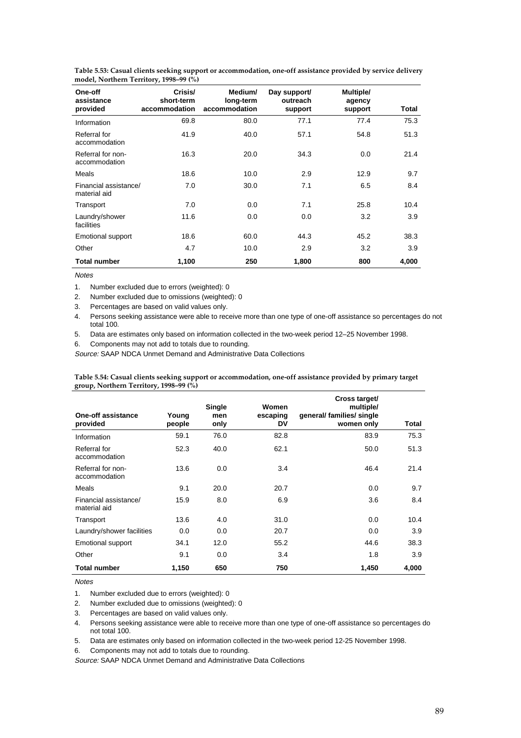**Table 5.53: Casual clients seeking support or accommodation, one-off assistance provided by service delivery model, Northern Territory, 1998–99 (%)**

| One-off assistance provided | Crisis/ short-term accommodation | Medium/ long-term accommodation | Day support/ outreach support | Multiple/ agency support | Total |
|---|---|---|---|---|---|
| Information | 69.8 | 80.0 | 77.1 | 77.4 | 75.3 |
| Referral for accommodation | 41.9 | 40.0 | 57.1 | 54.8 | 51.3 |
| Referral for non-accommodation | 16.3 | 20.0 | 34.3 | 0.0 | 21.4 |
| Meals | 18.6 | 10.0 | 2.9 | 12.9 | 9.7 |
| Financial assistance/ material aid | 7.0 | 30.0 | 7.1 | 6.5 | 8.4 |
| Transport | 7.0 | 0.0 | 7.1 | 25.8 | 10.4 |
| Laundry/shower facilities | 11.6 | 0.0 | 0.0 | 3.2 | 3.9 |
| Emotional support | 18.6 | 60.0 | 44.3 | 45.2 | 38.3 |
| Other | 4.7 | 10.0 | 2.9 | 3.2 | 3.9 |
| **Total number** | **1,100** | **250** | **1,800** | **800** | **4,000** |

*Notes*

1. Number excluded due to errors (weighted): 0
2. Number excluded due to omissions (weighted): 0
3. Percentages are based on valid values only.
4. Persons seeking assistance were able to receive more than one type of one-off assistance so percentages do not total 100.
5. Data are estimates only based on information collected in the two-week period 12–25 November 1998.
6. Components may not add to totals due to rounding.

*Source:* SAAP NDCA Unmet Demand and Administrative Data Collections

**Table 5.54: Casual clients seeking support or accommodation, one-off assistance provided by primary target group, Northern Territory, 1998–99 (%)**

| One-off assistance provided | Young people | Single men only | Women escaping DV | Cross target/ multiple/ general/ families/ single women only | Total |
|---|---|---|---|---|---|
| Information | 59.1 | 76.0 | 82.8 | 83.9 | 75.3 |
| Referral for accommodation | 52.3 | 40.0 | 62.1 | 50.0 | 51.3 |
| Referral for non-accommodation | 13.6 | 0.0 | 3.4 | 46.4 | 21.4 |
| Meals | 9.1 | 20.0 | 20.7 | 0.0 | 9.7 |
| Financial assistance/ material aid | 15.9 | 8.0 | 6.9 | 3.6 | 8.4 |
| Transport | 13.6 | 4.0 | 31.0 | 0.0 | 10.4 |
| Laundry/shower facilities | 0.0 | 0.0 | 20.7 | 0.0 | 3.9 |
| Emotional support | 34.1 | 12.0 | 55.2 | 44.6 | 38.3 |
| Other | 9.1 | 0.0 | 3.4 | 1.8 | 3.9 |
| **Total number** | **1,150** | **650** | **750** | **1,450** | **4,000** |

*Notes*

1. Number excluded due to errors (weighted): 0
2. Number excluded due to omissions (weighted): 0
3. Percentages are based on valid values only.
4. Persons seeking assistance were able to receive more than one type of one-off assistance so percentages do not total 100.
5. Data are estimates only based on information collected in the two-week period 12-25 November 1998.
6. Components may not add to totals due to rounding.

*Source:* SAAP NDCA Unmet Demand and Administrative Data Collections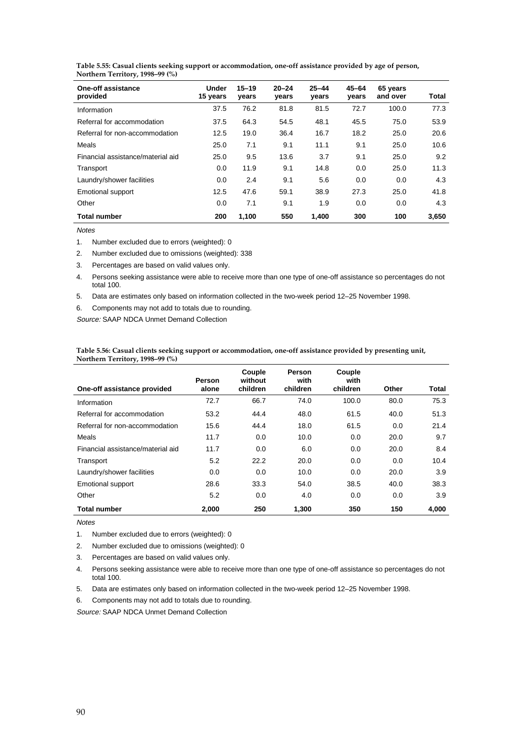**Table 5.55: Casual clients seeking support or accommodation, one-off assistance provided by age of person, Northern Territory, 1998–99 (%)**

| One-off assistance provided | Under 15 years | 15–19 years | 20–24 years | 25–44 years | 45–64 years | 65 years and over | Total |
|---|---|---|---|---|---|---|---|
| Information | 37.5 | 76.2 | 81.8 | 81.5 | 72.7 | 100.0 | 77.3 |
| Referral for accommodation | 37.5 | 64.3 | 54.5 | 48.1 | 45.5 | 75.0 | 53.9 |
| Referral for non-accommodation | 12.5 | 19.0 | 36.4 | 16.7 | 18.2 | 25.0 | 20.6 |
| Meals | 25.0 | 7.1 | 9.1 | 11.1 | 9.1 | 25.0 | 10.6 |
| Financial assistance/material aid | 25.0 | 9.5 | 13.6 | 3.7 | 9.1 | 25.0 | 9.2 |
| Transport | 0.0 | 11.9 | 9.1 | 14.8 | 0.0 | 25.0 | 11.3 |
| Laundry/shower facilities | 0.0 | 2.4 | 9.1 | 5.6 | 0.0 | 0.0 | 4.3 |
| Emotional support | 12.5 | 47.6 | 59.1 | 38.9 | 27.3 | 25.0 | 41.8 |
| Other | 0.0 | 7.1 | 9.1 | 1.9 | 0.0 | 0.0 | 4.3 |
| **Total number** | **200** | **1,100** | **550** | **1,400** | **300** | **100** | **3,650** |

*Notes*

1. Number excluded due to errors (weighted): 0
2. Number excluded due to omissions (weighted): 338
3. Percentages are based on valid values only.
4. Persons seeking assistance were able to receive more than one type of one-off assistance so percentages do not total 100.
5. Data are estimates only based on information collected in the two-week period 12–25 November 1998.
6. Components may not add to totals due to rounding.

*Source:* SAAP NDCA Unmet Demand Collection

**Table 5.56: Casual clients seeking support or accommodation, one-off assistance provided by presenting unit, Northern Territory, 1998–99 (%)**

| One-off assistance provided | Person alone | Couple without children | Person with children | Couple with children | Other | Total |
|---|---|---|---|---|---|---|
| Information | 72.7 | 66.7 | 74.0 | 100.0 | 80.0 | 75.3 |
| Referral for accommodation | 53.2 | 44.4 | 48.0 | 61.5 | 40.0 | 51.3 |
| Referral for non-accommodation | 15.6 | 44.4 | 18.0 | 61.5 | 0.0 | 21.4 |
| Meals | 11.7 | 0.0 | 10.0 | 0.0 | 20.0 | 9.7 |
| Financial assistance/material aid | 11.7 | 0.0 | 6.0 | 0.0 | 20.0 | 8.4 |
| Transport | 5.2 | 22.2 | 20.0 | 0.0 | 0.0 | 10.4 |
| Laundry/shower facilities | 0.0 | 0.0 | 10.0 | 0.0 | 20.0 | 3.9 |
| Emotional support | 28.6 | 33.3 | 54.0 | 38.5 | 40.0 | 38.3 |
| Other | 5.2 | 0.0 | 4.0 | 0.0 | 0.0 | 3.9 |
| **Total number** | **2,000** | **250** | **1,300** | **350** | **150** | **4,000** |

*Notes*

1. Number excluded due to errors (weighted): 0
2. Number excluded due to omissions (weighted): 0
3. Percentages are based on valid values only.
4. Persons seeking assistance were able to receive more than one type of one-off assistance so percentages do not total 100.
5. Data are estimates only based on information collected in the two-week period 12–25 November 1998.
6. Components may not add to totals due to rounding.

*Source:* SAAP NDCA Unmet Demand Collection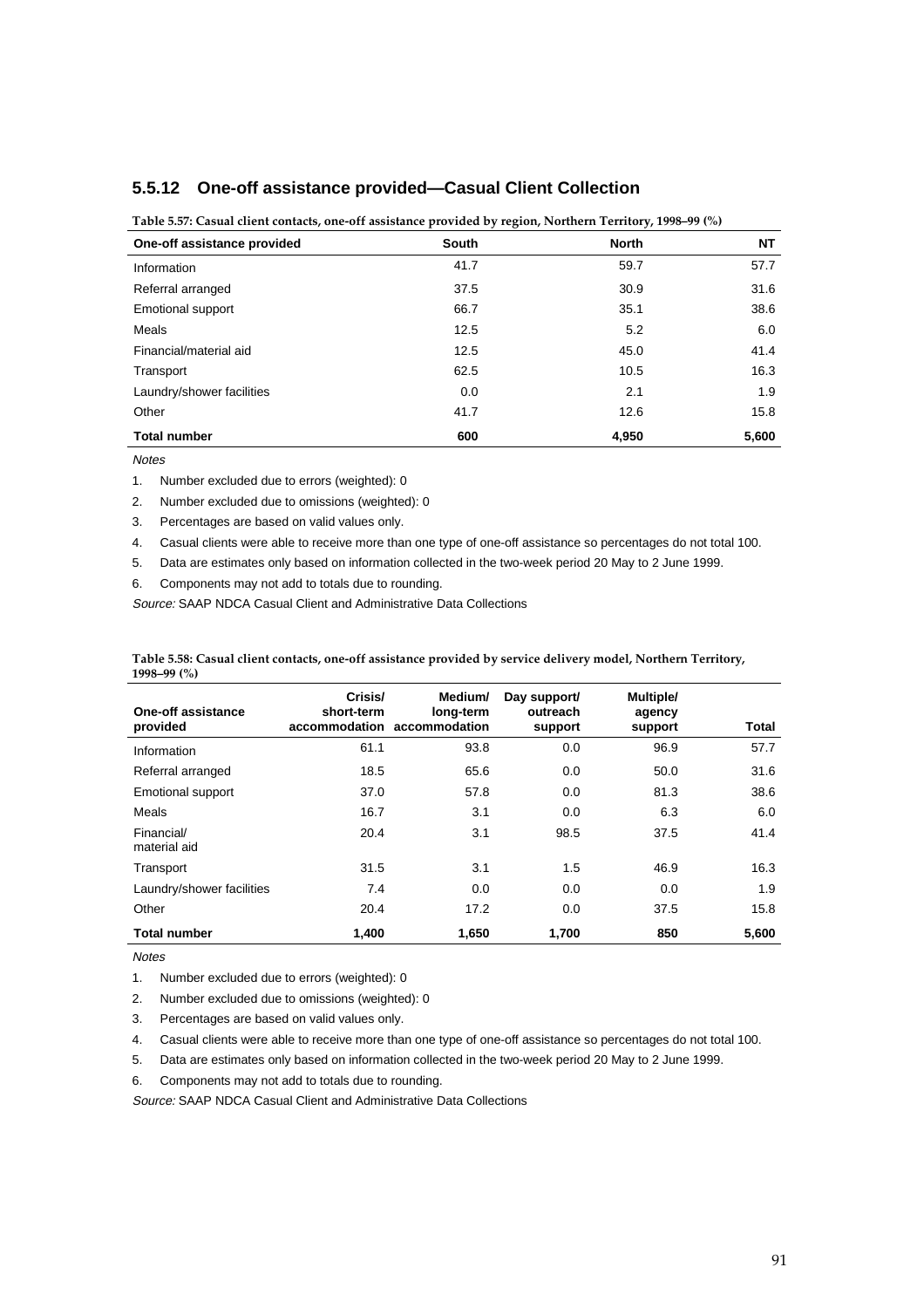### 5.5.12 One-off assistance provided—Casual Client Collection

**Table 5.57: Casual client contacts, one-off assistance provided by region, Northern Territory, 1998–99 (%)**

| One-off assistance provided | South | North | NT |
|---|---|---|---|
| Information | 41.7 | 59.7 | 57.7 |
| Referral arranged | 37.5 | 30.9 | 31.6 |
| Emotional support | 66.7 | 35.1 | 38.6 |
| Meals | 12.5 | 5.2 | 6.0 |
| Financial/material aid | 12.5 | 45.0 | 41.4 |
| Transport | 62.5 | 10.5 | 16.3 |
| Laundry/shower facilities | 0.0 | 2.1 | 1.9 |
| Other | 41.7 | 12.6 | 15.8 |
| **Total number** | **600** | **4,950** | **5,600** |

*Notes*

1. Number excluded due to errors (weighted): 0
2. Number excluded due to omissions (weighted): 0
3. Percentages are based on valid values only.
4. Casual clients were able to receive more than one type of one-off assistance so percentages do not total 100.
5. Data are estimates only based on information collected in the two-week period 20 May to 2 June 1999.
6. Components may not add to totals due to rounding.

*Source:* SAAP NDCA Casual Client and Administrative Data Collections

**Table 5.58: Casual client contacts, one-off assistance provided by service delivery model, Northern Territory, 1998–99 (%)**

| One-off assistance provided | Crisis/ short-term accommodation | Medium/ long-term accommodation | Day support/ outreach support | Multiple/ agency support | Total |
|---|---|---|---|---|---|
| Information | 61.1 | 93.8 | 0.0 | 96.9 | 57.7 |
| Referral arranged | 18.5 | 65.6 | 0.0 | 50.0 | 31.6 |
| Emotional support | 37.0 | 57.8 | 0.0 | 81.3 | 38.6 |
| Meals | 16.7 | 3.1 | 0.0 | 6.3 | 6.0 |
| Financial/ material aid | 20.4 | 3.1 | 98.5 | 37.5 | 41.4 |
| Transport | 31.5 | 3.1 | 1.5 | 46.9 | 16.3 |
| Laundry/shower facilities | 7.4 | 0.0 | 0.0 | 0.0 | 1.9 |
| Other | 20.4 | 17.2 | 0.0 | 37.5 | 15.8 |
| **Total number** | **1,400** | **1,650** | **1,700** | **850** | **5,600** |

*Notes*

1. Number excluded due to errors (weighted): 0
2. Number excluded due to omissions (weighted): 0
3. Percentages are based on valid values only.
4. Casual clients were able to receive more than one type of one-off assistance so percentages do not total 100.
5. Data are estimates only based on information collected in the two-week period 20 May to 2 June 1999.
6. Components may not add to totals due to rounding.

*Source:* SAAP NDCA Casual Client and Administrative Data Collections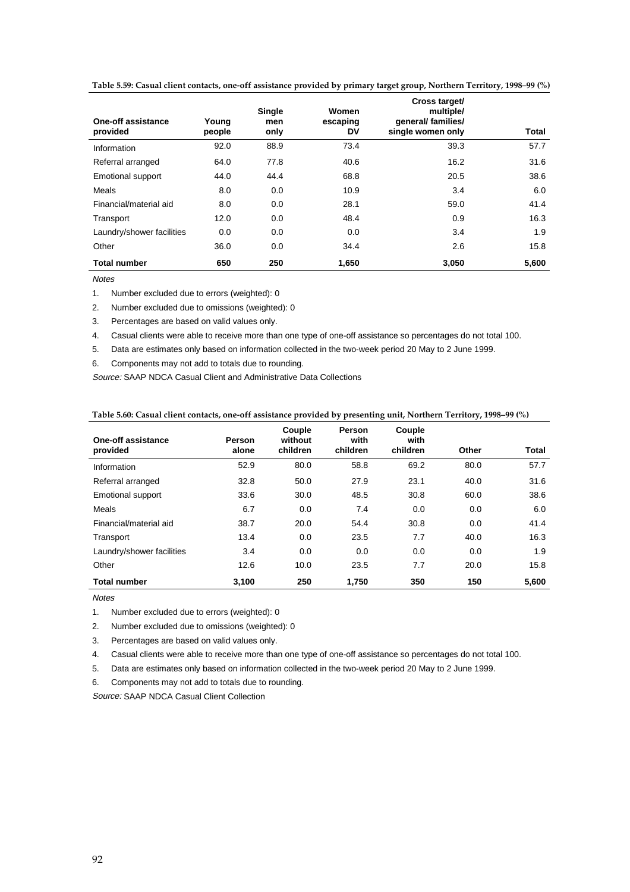**Table 5.59: Casual client contacts, one-off assistance provided by primary target group, Northern Territory, 1998–99 (%)**

| One-off assistance provided | Young people | Single men only | Women escaping DV | Cross target/ multiple/ general/ families/ single women only | Total |
|---|---|---|---|---|---|
| Information | 92.0 | 88.9 | 73.4 | 39.3 | 57.7 |
| Referral arranged | 64.0 | 77.8 | 40.6 | 16.2 | 31.6 |
| Emotional support | 44.0 | 44.4 | 68.8 | 20.5 | 38.6 |
| Meals | 8.0 | 0.0 | 10.9 | 3.4 | 6.0 |
| Financial/material aid | 8.0 | 0.0 | 28.1 | 59.0 | 41.4 |
| Transport | 12.0 | 0.0 | 48.4 | 0.9 | 16.3 |
| Laundry/shower facilities | 0.0 | 0.0 | 0.0 | 3.4 | 1.9 |
| Other | 36.0 | 0.0 | 34.4 | 2.6 | 15.8 |
| **Total number** | **650** | **250** | **1,650** | **3,050** | **5,600** |

*Notes*

1. Number excluded due to errors (weighted): 0
2. Number excluded due to omissions (weighted): 0
3. Percentages are based on valid values only.
4. Casual clients were able to receive more than one type of one-off assistance so percentages do not total 100.
5. Data are estimates only based on information collected in the two-week period 20 May to 2 June 1999.
6. Components may not add to totals due to rounding.

*Source:* SAAP NDCA Casual Client and Administrative Data Collections

**Table 5.60: Casual client contacts, one-off assistance provided by presenting unit, Northern Territory, 1998–99 (%)**

| One-off assistance provided | Person alone | Couple without children | Person with children | Couple with children | Other | Total |
|---|---|---|---|---|---|---|
| Information | 52.9 | 80.0 | 58.8 | 69.2 | 80.0 | 57.7 |
| Referral arranged | 32.8 | 50.0 | 27.9 | 23.1 | 40.0 | 31.6 |
| Emotional support | 33.6 | 30.0 | 48.5 | 30.8 | 60.0 | 38.6 |
| Meals | 6.7 | 0.0 | 7.4 | 0.0 | 0.0 | 6.0 |
| Financial/material aid | 38.7 | 20.0 | 54.4 | 30.8 | 0.0 | 41.4 |
| Transport | 13.4 | 0.0 | 23.5 | 7.7 | 40.0 | 16.3 |
| Laundry/shower facilities | 3.4 | 0.0 | 0.0 | 0.0 | 0.0 | 1.9 |
| Other | 12.6 | 10.0 | 23.5 | 7.7 | 20.0 | 15.8 |
| **Total number** | **3,100** | **250** | **1,750** | **350** | **150** | **5,600** |

*Notes*

1. Number excluded due to errors (weighted): 0
2. Number excluded due to omissions (weighted): 0
3. Percentages are based on valid values only.
4. Casual clients were able to receive more than one type of one-off assistance so percentages do not total 100.
5. Data are estimates only based on information collected in the two-week period 20 May to 2 June 1999.
6. Components may not add to totals due to rounding.

*Source:* SAAP NDCA Casual Client Collection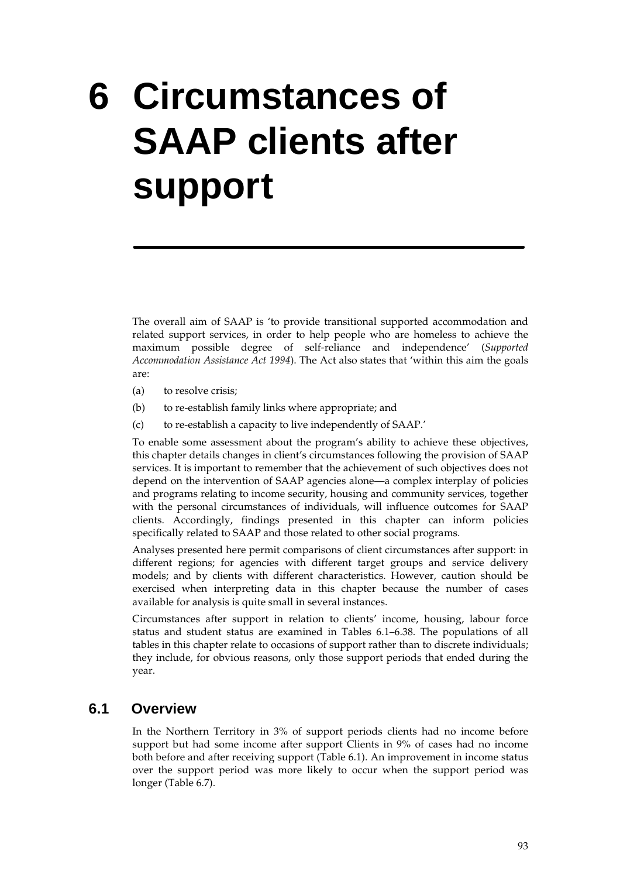# 6 Circumstances of SAAP clients after support

The overall aim of SAAP is 'to provide transitional supported accommodation and related support services, in order to help people who are homeless to achieve the maximum possible degree of self-reliance and independence' (*Supported Accommodation Assistance Act 1994*). The Act also states that 'within this aim the goals are:

(a) to resolve crisis;

(b) to re-establish family links where appropriate; and

(c) to re-establish a capacity to live independently of SAAP.'

To enable some assessment about the program's ability to achieve these objectives, this chapter details changes in client's circumstances following the provision of SAAP services. It is important to remember that the achievement of such objectives does not depend on the intervention of SAAP agencies alone—a complex interplay of policies and programs relating to income security, housing and community services, together with the personal circumstances of individuals, will influence outcomes for SAAP clients. Accordingly, findings presented in this chapter can inform policies specifically related to SAAP and those related to other social programs.

Analyses presented here permit comparisons of client circumstances after support: in different regions; for agencies with different target groups and service delivery models; and by clients with different characteristics. However, caution should be exercised when interpreting data in this chapter because the number of cases available for analysis is quite small in several instances.

Circumstances after support in relation to clients' income, housing, labour force status and student status are examined in Tables 6.1–6.38. The populations of all tables in this chapter relate to occasions of support rather than to discrete individuals; they include, for obvious reasons, only those support periods that ended during the year.

## 6.1 Overview

In the Northern Territory in 3% of support periods clients had no income before support but had some income after support Clients in 9% of cases had no income both before and after receiving support (Table 6.1). An improvement in income status over the support period was more likely to occur when the support period was longer (Table 6.7).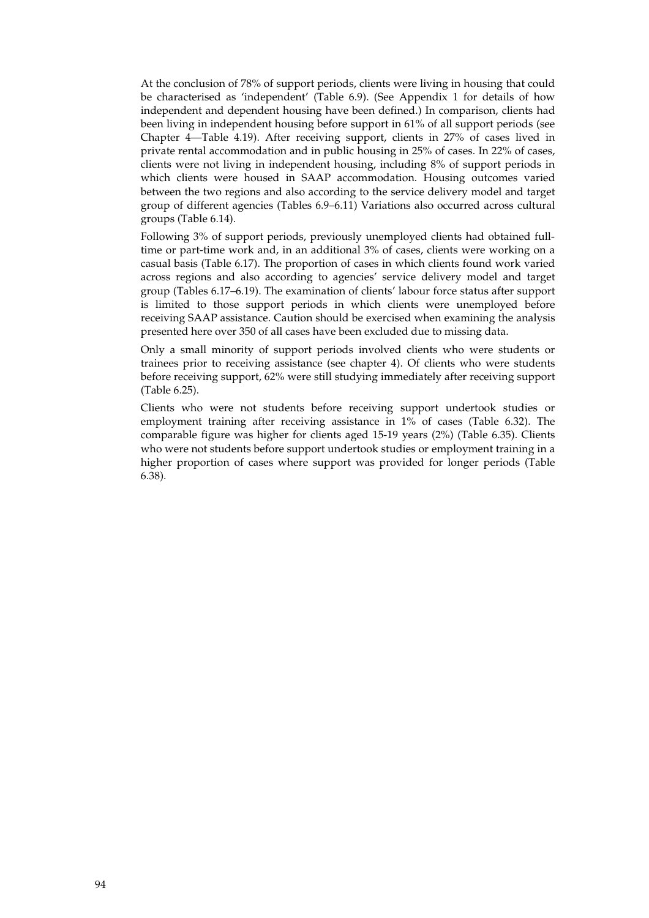At the conclusion of 78% of support periods, clients were living in housing that could be characterised as 'independent' (Table 6.9). (See Appendix 1 for details of how independent and dependent housing have been defined.) In comparison, clients had been living in independent housing before support in 61% of all support periods (see Chapter 4—Table 4.19). After receiving support, clients in 27% of cases lived in private rental accommodation and in public housing in 25% of cases. In 22% of cases, clients were not living in independent housing, including 8% of support periods in which clients were housed in SAAP accommodation. Housing outcomes varied between the two regions and also according to the service delivery model and target group of different agencies (Tables 6.9–6.11) Variations also occurred across cultural groups (Table 6.14).

Following 3% of support periods, previously unemployed clients had obtained full-time or part-time work and, in an additional 3% of cases, clients were working on a casual basis (Table 6.17). The proportion of cases in which clients found work varied across regions and also according to agencies' service delivery model and target group (Tables 6.17–6.19). The examination of clients' labour force status after support is limited to those support periods in which clients were unemployed before receiving SAAP assistance. Caution should be exercised when examining the analysis presented here over 350 of all cases have been excluded due to missing data.

Only a small minority of support periods involved clients who were students or trainees prior to receiving assistance (see chapter 4). Of clients who were students before receiving support, 62% were still studying immediately after receiving support (Table 6.25).

Clients who were not students before receiving support undertook studies or employment training after receiving assistance in 1% of cases (Table 6.32). The comparable figure was higher for clients aged 15-19 years (2%) (Table 6.35). Clients who were not students before support undertook studies or employment training in a higher proportion of cases where support was provided for longer periods (Table 6.38).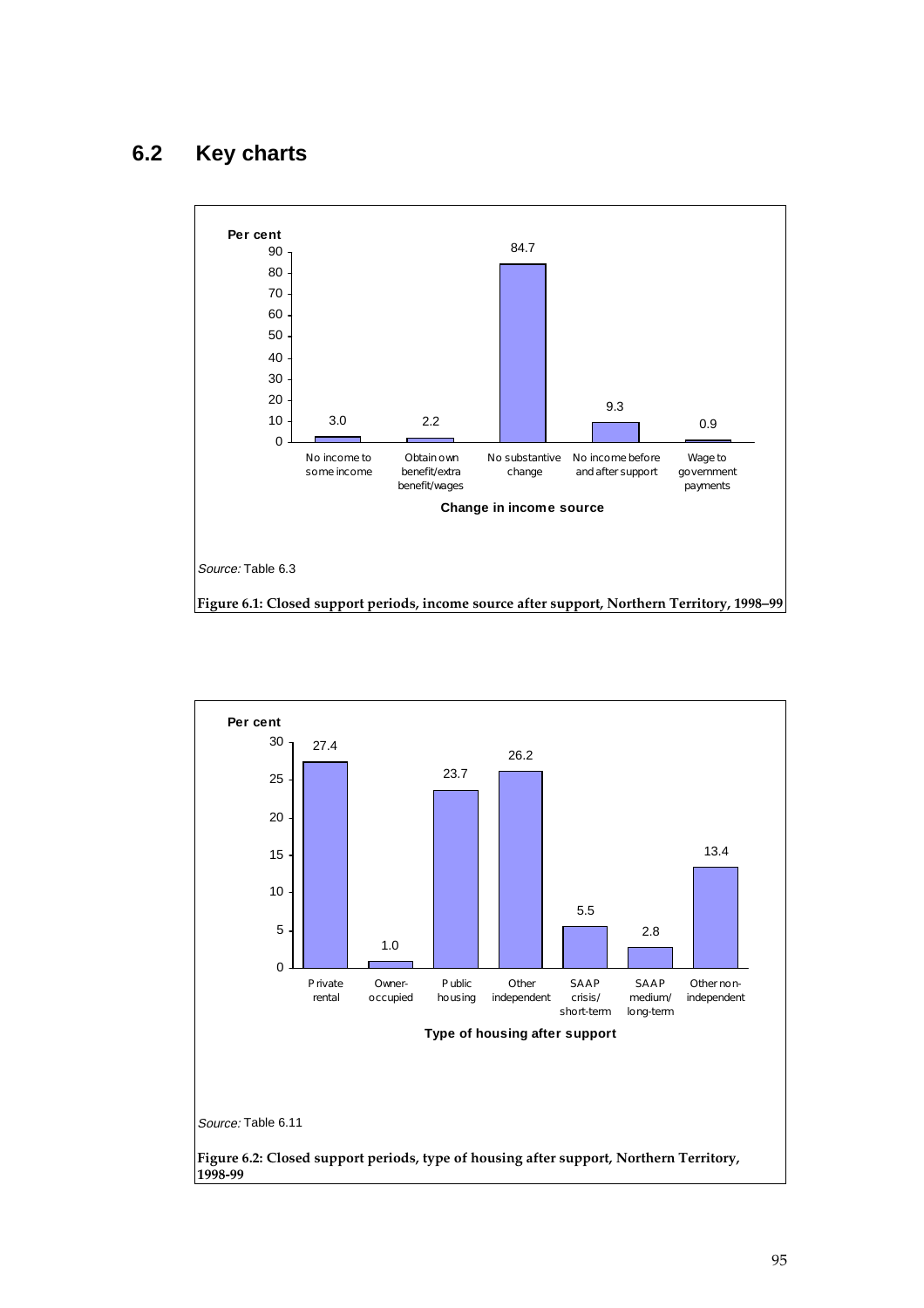## 6.2 Key charts

Per cent

90
80
70
60
50
40
30
20
10
0

3.0
2.2
84.7
9.3
0.9

No income to some income
Obtain own benefit/extra benefit/wages
No substantive change
No income before and after support
Wage to government payments

Change in income source

*Source:* Table 6.3

**Figure 6.1: Closed support periods, income source after support, Northern Territory, 1998–99**

Per cent

30
25
20
15
10
5
0

27.4
1.0
23.7
26.2
5.5
2.8
13.4

Private rental
Owner-occupied
Public housing
Other independent
SAAP crisis/ short-term
SAAP medium/ long-term
Other non-independent

Type of housing after support

*Source:* Table 6.11

**Figure 6.2: Closed support periods, type of housing after support, Northern Territory, 1998-99**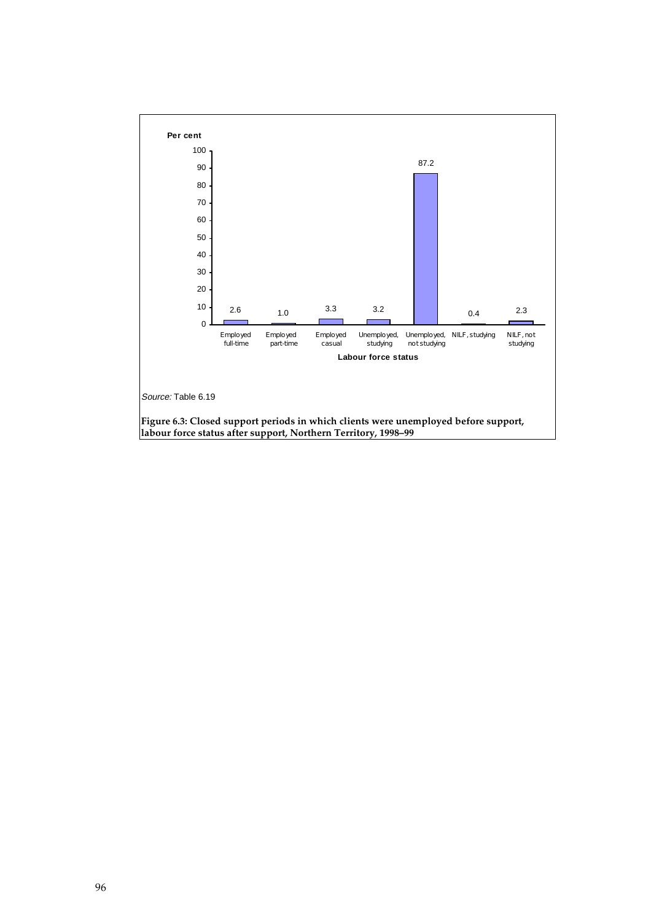Per cent

100
90
80
70
60
50
40
30
20
10
0

2.6
1.0
3.3
3.2
87.2
0.4
2.3

Employed full-time
Employed part-time
Employed casual
Unemployed, studying
Unemployed, not studying
NILF, studying
NILF, not studying

Labour force status

*Source:* Table 6.19

**Figure 6.3: Closed support periods in which clients were unemployed before support, labour force status after support, Northern Territory, 1998–99**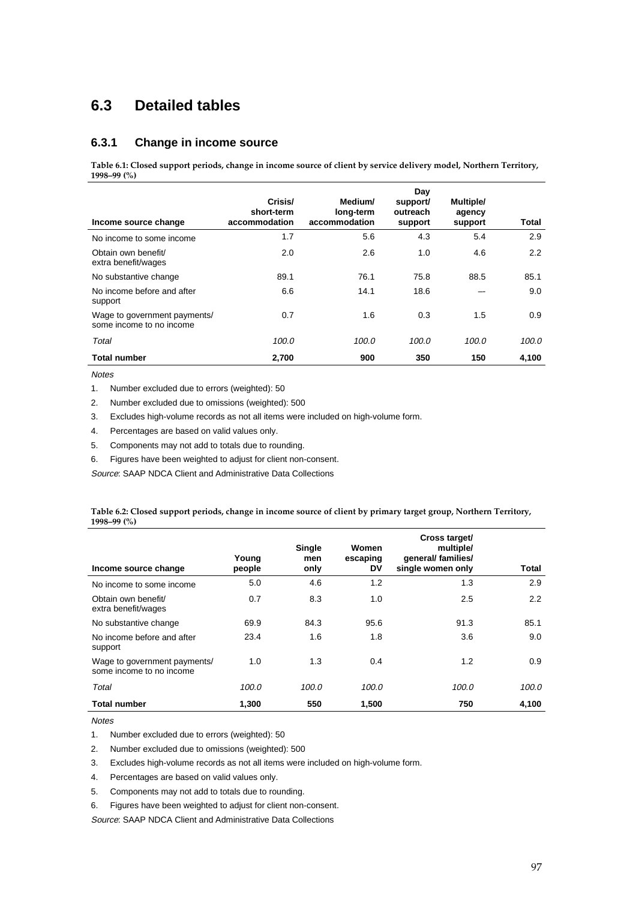## 6.3 Detailed tables

### 6.3.1 Change in income source

**Table 6.1: Closed support periods, change in income source of client by service delivery model, Northern Territory, 1998–99 (%)**

| Income source change | Crisis/ short-term accommodation | Medium/ long-term accommodation | Day support/ outreach support | Multiple/ agency support | Total |
|---|---|---|---|---|---|
| No income to some income | 1.7 | 5.6 | 4.3 | 5.4 | 2.9 |
| Obtain own benefit/ extra benefit/wages | 2.0 | 2.6 | 1.0 | 4.6 | 2.2 |
| No substantive change | 89.1 | 76.1 | 75.8 | 88.5 | 85.1 |
| No income before and after support | 6.6 | 14.1 | 18.6 | — | 9.0 |
| Wage to government payments/ some income to no income | 0.7 | 1.6 | 0.3 | 1.5 | 0.9 |
| *Total* | *100.0* | *100.0* | *100.0* | *100.0* | *100.0* |
| **Total number** | **2,700** | **900** | **350** | **150** | **4,100** |

*Notes*

1. Number excluded due to errors (weighted): 50
2. Number excluded due to omissions (weighted): 500
3. Excludes high-volume records as not all items were included on high-volume form.
4. Percentages are based on valid values only.
5. Components may not add to totals due to rounding.
6. Figures have been weighted to adjust for client non-consent.

*Source*: SAAP NDCA Client and Administrative Data Collections

**Table 6.2: Closed support periods, change in income source of client by primary target group, Northern Territory, 1998–99 (%)**

| Income source change | Young people | Single men only | Women escaping DV | Cross target/ multiple/ general/ families/ single women only | Total |
|---|---|---|---|---|---|
| No income to some income | 5.0 | 4.6 | 1.2 | 1.3 | 2.9 |
| Obtain own benefit/ extra benefit/wages | 0.7 | 8.3 | 1.0 | 2.5 | 2.2 |
| No substantive change | 69.9 | 84.3 | 95.6 | 91.3 | 85.1 |
| No income before and after support | 23.4 | 1.6 | 1.8 | 3.6 | 9.0 |
| Wage to government payments/ some income to no income | 1.0 | 1.3 | 0.4 | 1.2 | 0.9 |
| *Total* | *100.0* | *100.0* | *100.0* | *100.0* | *100.0* |
| **Total number** | **1,300** | **550** | **1,500** | **750** | **4,100** |

*Notes*

1. Number excluded due to errors (weighted): 50
2. Number excluded due to omissions (weighted): 500
3. Excludes high-volume records as not all items were included on high-volume form.
4. Percentages are based on valid values only.
5. Components may not add to totals due to rounding.
6. Figures have been weighted to adjust for client non-consent.

*Source*: SAAP NDCA Client and Administrative Data Collections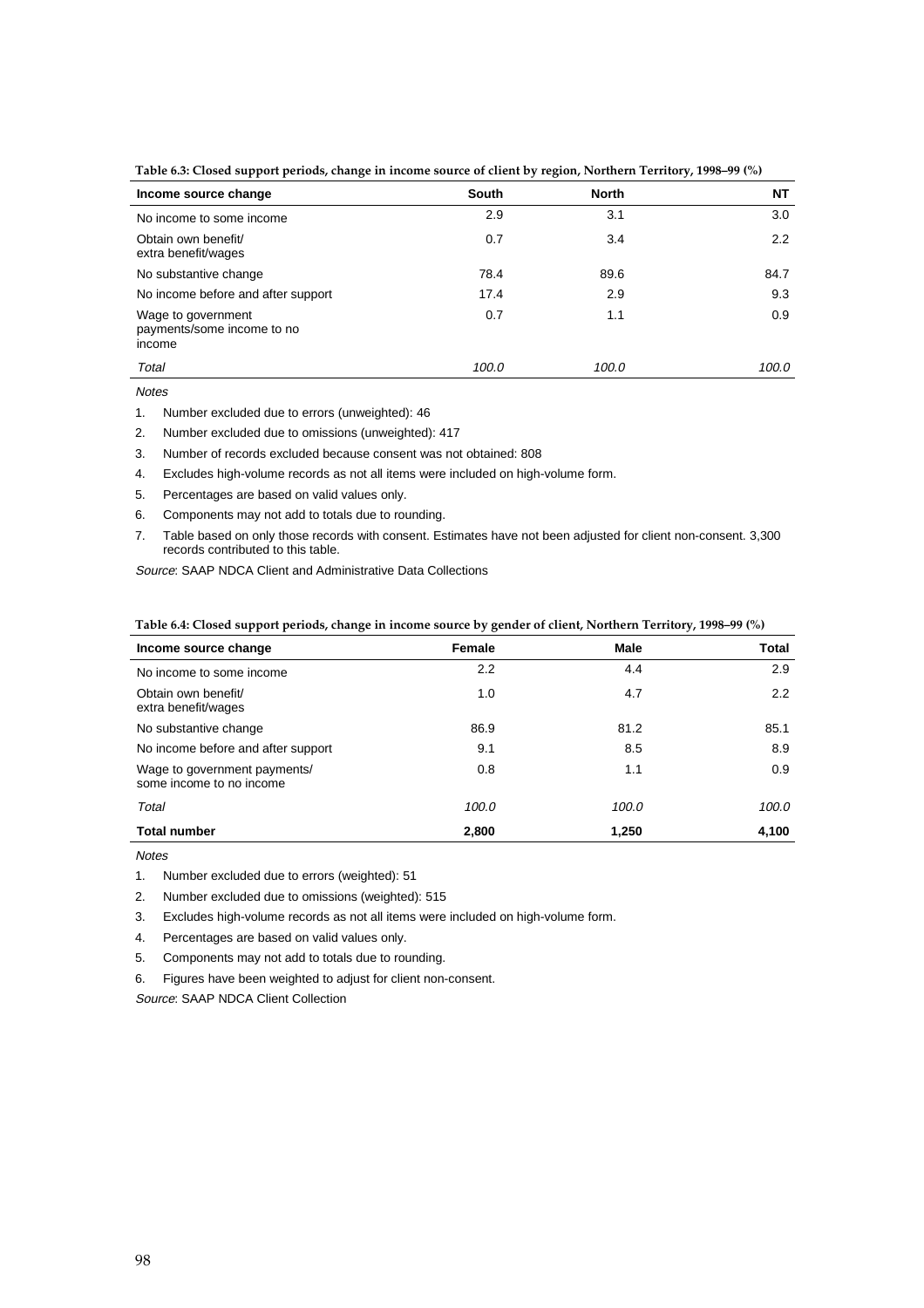**Table 6.3: Closed support periods, change in income source of client by region, Northern Territory, 1998–99 (%)**

| Income source change | South | North | NT |
|---|---|---|---|
| No income to some income | 2.9 | 3.1 | 3.0 |
| Obtain own benefit/ extra benefit/wages | 0.7 | 3.4 | 2.2 |
| No substantive change | 78.4 | 89.6 | 84.7 |
| No income before and after support | 17.4 | 2.9 | 9.3 |
| Wage to government payments/some income to no income | 0.7 | 1.1 | 0.9 |
| *Total* | *100.0* | *100.0* | *100.0* |

*Notes*

1. Number excluded due to errors (unweighted): 46
2. Number excluded due to omissions (unweighted): 417
3. Number of records excluded because consent was not obtained: 808
4. Excludes high-volume records as not all items were included on high-volume form.
5. Percentages are based on valid values only.
6. Components may not add to totals due to rounding.
7. Table based on only those records with consent. Estimates have not been adjusted for client non-consent. 3,300 records contributed to this table.

*Source*: SAAP NDCA Client and Administrative Data Collections

**Table 6.4: Closed support periods, change in income source by gender of client, Northern Territory, 1998–99 (%)**

| Income source change | Female | Male | Total |
|---|---|---|---|
| No income to some income | 2.2 | 4.4 | 2.9 |
| Obtain own benefit/ extra benefit/wages | 1.0 | 4.7 | 2.2 |
| No substantive change | 86.9 | 81.2 | 85.1 |
| No income before and after support | 9.1 | 8.5 | 8.9 |
| Wage to government payments/ some income to no income | 0.8 | 1.1 | 0.9 |
| *Total* | *100.0* | *100.0* | *100.0* |
| **Total number** | **2,800** | **1,250** | **4,100** |

*Notes*

1. Number excluded due to errors (weighted): 51
2. Number excluded due to omissions (weighted): 515
3. Excludes high-volume records as not all items were included on high-volume form.
4. Percentages are based on valid values only.
5. Components may not add to totals due to rounding.
6. Figures have been weighted to adjust for client non-consent.

*Source*: SAAP NDCA Client Collection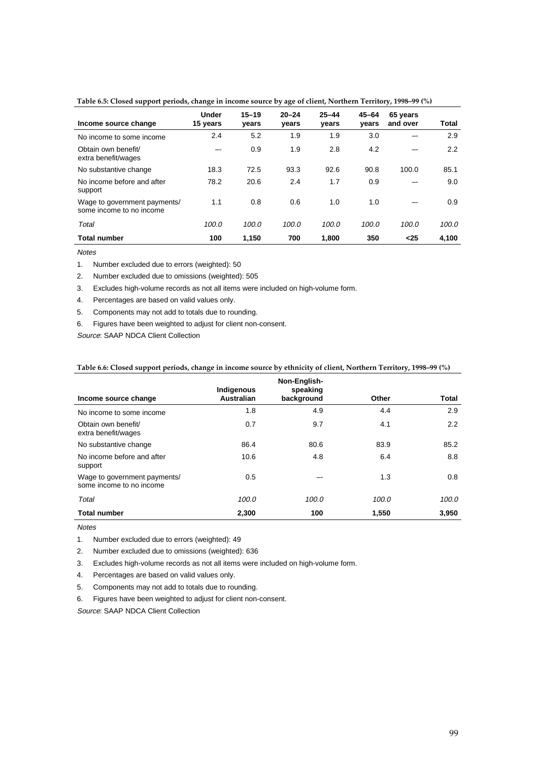**Table 6.5: Closed support periods, change in income source by age of client, Northern Territory, 1998–99 (%)**

| Income source change | Under 15 years | 15–19 years | 20–24 years | 25–44 years | 45–64 years | 65 years and over | Total |
|---|---|---|---|---|---|---|---|
| No income to some income | 2.4 | 5.2 | 1.9 | 1.9 | 3.0 | — | 2.9 |
| Obtain own benefit/ extra benefit/wages | — | 0.9 | 1.9 | 2.8 | 4.2 | — | 2.2 |
| No substantive change | 18.3 | 72.5 | 93.3 | 92.6 | 90.8 | 100.0 | 85.1 |
| No income before and after support | 78.2 | 20.6 | 2.4 | 1.7 | 0.9 | — | 9.0 |
| Wage to government payments/ some income to no income | 1.1 | 0.8 | 0.6 | 1.0 | 1.0 | — | 0.9 |
| *Total* | *100.0* | *100.0* | *100.0* | *100.0* | *100.0* | *100.0* | *100.0* |
| **Total number** | **100** | **1,150** | **700** | **1,800** | **350** | **<25** | **4,100** |

*Notes*

1. Number excluded due to errors (weighted): 50
2. Number excluded due to omissions (weighted): 505
3. Excludes high-volume records as not all items were included on high-volume form.
4. Percentages are based on valid values only.
5. Components may not add to totals due to rounding.
6. Figures have been weighted to adjust for client non-consent.

*Source*: SAAP NDCA Client Collection

**Table 6.6: Closed support periods, change in income source by ethnicity of client, Northern Territory, 1998–99 (%)**

| Income source change | Indigenous Australian | Non-English-speaking background | Other | Total |
|---|---|---|---|---|
| No income to some income | 1.8 | 4.9 | 4.4 | 2.9 |
| Obtain own benefit/ extra benefit/wages | 0.7 | 9.7 | 4.1 | 2.2 |
| No substantive change | 86.4 | 80.6 | 83.9 | 85.2 |
| No income before and after support | 10.6 | 4.8 | 6.4 | 8.8 |
| Wage to government payments/ some income to no income | 0.5 | — | 1.3 | 0.8 |
| *Total* | *100.0* | *100.0* | *100.0* | *100.0* |
| **Total number** | **2,300** | **100** | **1,550** | **3,950** |

*Notes*

1. Number excluded due to errors (weighted): 49
2. Number excluded due to omissions (weighted): 636
3. Excludes high-volume records as not all items were included on high-volume form.
4. Percentages are based on valid values only.
5. Components may not add to totals due to rounding.
6. Figures have been weighted to adjust for client non-consent.

*Source*: SAAP NDCA Client Collection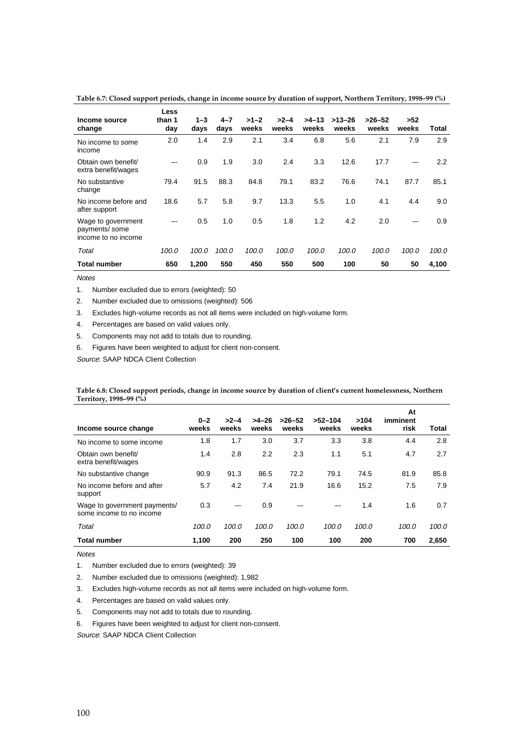**Table 6.7: Closed support periods, change in income source by duration of support, Northern Territory, 1998–99 (%)**

| Income source change | Less than 1 day | 1–3 days | 4–7 days | >1–2 weeks | >2–4 weeks | >4–13 weeks | >13–26 weeks | >26–52 weeks | >52 weeks | Total |
|---|---|---|---|---|---|---|---|---|---|---|
| No income to some income | 2.0 | 1.4 | 2.9 | 2.1 | 3.4 | 6.8 | 5.6 | 2.1 | 7.9 | 2.9 |
| Obtain own benefit/ extra benefit/wages | — | 0.9 | 1.9 | 3.0 | 2.4 | 3.3 | 12.6 | 17.7 | — | 2.2 |
| No substantive change | 79.4 | 91.5 | 88.3 | 84.8 | 79.1 | 83.2 | 76.6 | 74.1 | 87.7 | 85.1 |
| No income before and after support | 18.6 | 5.7 | 5.8 | 9.7 | 13.3 | 5.5 | 1.0 | 4.1 | 4.4 | 9.0 |
| Wage to government payments/ some income to no income | — | 0.5 | 1.0 | 0.5 | 1.8 | 1.2 | 4.2 | 2.0 | — | 0.9 |
| *Total* | *100.0* | *100.0* | *100.0* | *100.0* | *100.0* | *100.0* | *100.0* | *100.0* | *100.0* | *100.0* |
| **Total number** | **650** | **1,200** | **550** | **450** | **550** | **500** | **100** | **50** | **50** | **4,100** |

*Notes*

1. Number excluded due to errors (weighted): 50
2. Number excluded due to omissions (weighted): 506
3. Excludes high-volume records as not all items were included on high-volume form.
4. Percentages are based on valid values only.
5. Components may not add to totals due to rounding.
6. Figures have been weighted to adjust for client non-consent.

*Source*: SAAP NDCA Client Collection

**Table 6.8: Closed support periods, change in income source by duration of client's current homelessness, Northern Territory, 1998–99 (%)**

| Income source change | 0–2 weeks | >2–4 weeks | >4–26 weeks | >26–52 weeks | >52–104 weeks | >104 weeks | At imminent risk | Total |
|---|---|---|---|---|---|---|---|---|
| No income to some income | 1.8 | 1.7 | 3.0 | 3.7 | 3.3 | 3.8 | 4.4 | 2.8 |
| Obtain own benefit/ extra benefit/wages | 1.4 | 2.8 | 2.2 | 2.3 | 1.1 | 5.1 | 4.7 | 2.7 |
| No substantive change | 90.9 | 91.3 | 86.5 | 72.2 | 79.1 | 74.5 | 81.9 | 85.8 |
| No income before and after support | 5.7 | 4.2 | 7.4 | 21.9 | 16.6 | 15.2 | 7.5 | 7.9 |
| Wage to government payments/ some income to no income | 0.3 | — | 0.9 | — | — | 1.4 | 1.6 | 0.7 |
| *Total* | *100.0* | *100.0* | *100.0* | *100.0* | *100.0* | *100.0* | *100.0* | *100.0* |
| **Total number** | **1,100** | **200** | **250** | **100** | **100** | **200** | **700** | **2,650** |

*Notes*

1. Number excluded due to errors (weighted): 39
2. Number excluded due to omissions (weighted): 1,982
3. Excludes high-volume records as not all items were included on high-volume form.
4. Percentages are based on valid values only.
5. Components may not add to totals due to rounding.
6. Figures have been weighted to adjust for client non-consent.

*Source*: SAAP NDCA Client Collection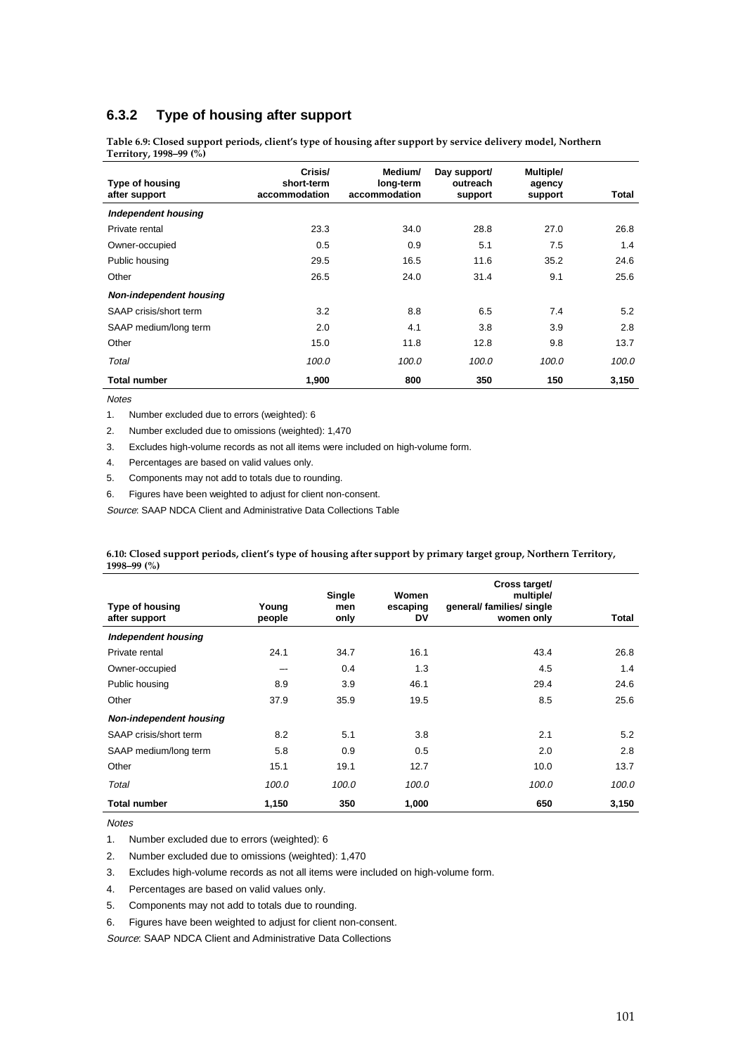### 6.3.2 Type of housing after support

**Table 6.9: Closed support periods, client's type of housing after support by service delivery model, Northern Territory, 1998–99 (%)**

| Type of housing after support | Crisis/ short-term accommodation | Medium/ long-term accommodation | Day support/ outreach support | Multiple/ agency support | Total |
|---|---|---|---|---|---|
| ***Independent housing*** | | | | | |
| Private rental | 23.3 | 34.0 | 28.8 | 27.0 | 26.8 |
| Owner-occupied | 0.5 | 0.9 | 5.1 | 7.5 | 1.4 |
| Public housing | 29.5 | 16.5 | 11.6 | 35.2 | 24.6 |
| Other | 26.5 | 24.0 | 31.4 | 9.1 | 25.6 |
| ***Non-independent housing*** | | | | | |
| SAAP crisis/short term | 3.2 | 8.8 | 6.5 | 7.4 | 5.2 |
| SAAP medium/long term | 2.0 | 4.1 | 3.8 | 3.9 | 2.8 |
| Other | 15.0 | 11.8 | 12.8 | 9.8 | 13.7 |
| *Total* | *100.0* | *100.0* | *100.0* | *100.0* | *100.0* |
| **Total number** | **1,900** | **800** | **350** | **150** | **3,150** |

*Notes*

1. Number excluded due to errors (weighted): 6
2. Number excluded due to omissions (weighted): 1,470
3. Excludes high-volume records as not all items were included on high-volume form.
4. Percentages are based on valid values only.
5. Components may not add to totals due to rounding.
6. Figures have been weighted to adjust for client non-consent.

*Source*: SAAP NDCA Client and Administrative Data Collections Table

**6.10: Closed support periods, client's type of housing after support by primary target group, Northern Territory, 1998–99 (%)**

| Type of housing after support | Young people | Single men only | Women escaping DV | Cross target/ multiple/ general/ families/ single women only | Total |
|---|---|---|---|---|---|
| ***Independent housing*** | | | | | |
| Private rental | 24.1 | 34.7 | 16.1 | 43.4 | 26.8 |
| Owner-occupied | — | 0.4 | 1.3 | 4.5 | 1.4 |
| Public housing | 8.9 | 3.9 | 46.1 | 29.4 | 24.6 |
| Other | 37.9 | 35.9 | 19.5 | 8.5 | 25.6 |
| ***Non-independent housing*** | | | | | |
| SAAP crisis/short term | 8.2 | 5.1 | 3.8 | 2.1 | 5.2 |
| SAAP medium/long term | 5.8 | 0.9 | 0.5 | 2.0 | 2.8 |
| Other | 15.1 | 19.1 | 12.7 | 10.0 | 13.7 |
| *Total* | *100.0* | *100.0* | *100.0* | *100.0* | *100.0* |
| **Total number** | **1,150** | **350** | **1,000** | **650** | **3,150** |

*Notes*

1. Number excluded due to errors (weighted): 6
2. Number excluded due to omissions (weighted): 1,470
3. Excludes high-volume records as not all items were included on high-volume form.
4. Percentages are based on valid values only.
5. Components may not add to totals due to rounding.
6. Figures have been weighted to adjust for client non-consent.

*Source*: SAAP NDCA Client and Administrative Data Collections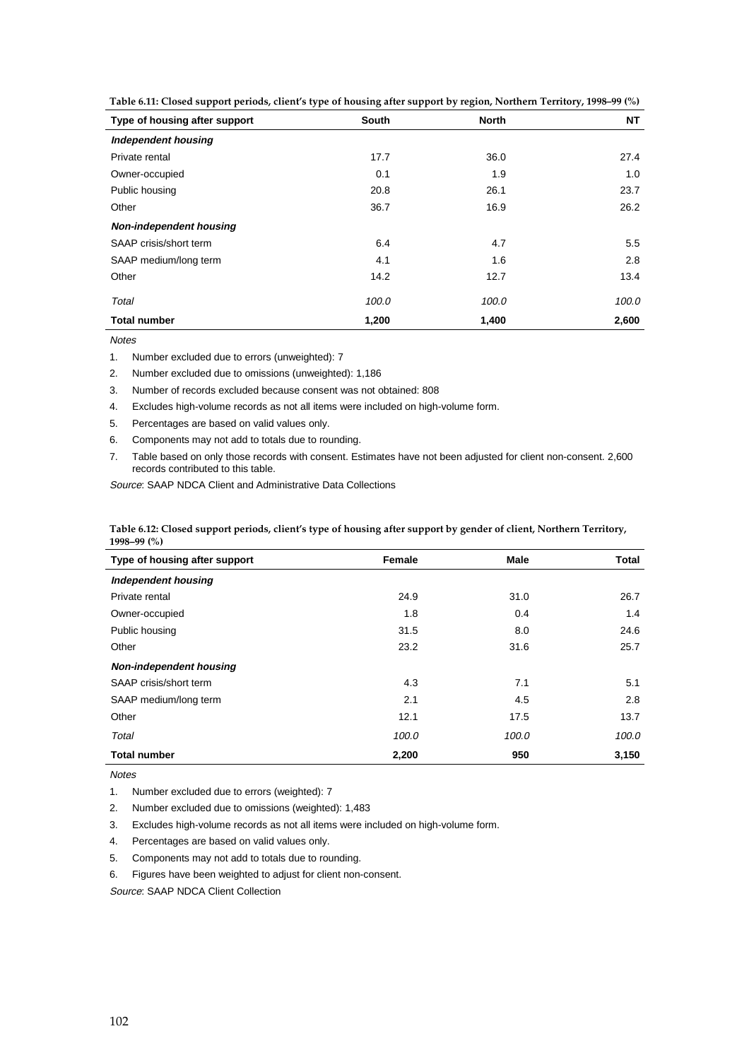**Table 6.11: Closed support periods, client's type of housing after support by region, Northern Territory, 1998–99 (%)**

| Type of housing after support | South | North | NT |
|---|---|---|---|
| ***Independent housing*** | | | |
| Private rental | 17.7 | 36.0 | 27.4 |
| Owner-occupied | 0.1 | 1.9 | 1.0 |
| Public housing | 20.8 | 26.1 | 23.7 |
| Other | 36.7 | 16.9 | 26.2 |
| ***Non-independent housing*** | | | |
| SAAP crisis/short term | 6.4 | 4.7 | 5.5 |
| SAAP medium/long term | 4.1 | 1.6 | 2.8 |
| Other | 14.2 | 12.7 | 13.4 |
| *Total* | *100.0* | *100.0* | *100.0* |
| **Total number** | **1,200** | **1,400** | **2,600** |

*Notes*

1. Number excluded due to errors (unweighted): 7
2. Number excluded due to omissions (unweighted): 1,186
3. Number of records excluded because consent was not obtained: 808
4. Excludes high-volume records as not all items were included on high-volume form.
5. Percentages are based on valid values only.
6. Components may not add to totals due to rounding.
7. Table based on only those records with consent. Estimates have not been adjusted for client non-consent. 2,600 records contributed to this table.

*Source*: SAAP NDCA Client and Administrative Data Collections

**Table 6.12: Closed support periods, client's type of housing after support by gender of client, Northern Territory, 1998–99 (%)**

| Type of housing after support | Female | Male | Total |
|---|---|---|---|
| ***Independent housing*** | | | |
| Private rental | 24.9 | 31.0 | 26.7 |
| Owner-occupied | 1.8 | 0.4 | 1.4 |
| Public housing | 31.5 | 8.0 | 24.6 |
| Other | 23.2 | 31.6 | 25.7 |
| ***Non-independent housing*** | | | |
| SAAP crisis/short term | 4.3 | 7.1 | 5.1 |
| SAAP medium/long term | 2.1 | 4.5 | 2.8 |
| Other | 12.1 | 17.5 | 13.7 |
| *Total* | *100.0* | *100.0* | *100.0* |
| **Total number** | **2,200** | **950** | **3,150** |

*Notes*

1. Number excluded due to errors (weighted): 7
2. Number excluded due to omissions (weighted): 1,483
3. Excludes high-volume records as not all items were included on high-volume form.
4. Percentages are based on valid values only.
5. Components may not add to totals due to rounding.
6. Figures have been weighted to adjust for client non-consent.

*Source*: SAAP NDCA Client Collection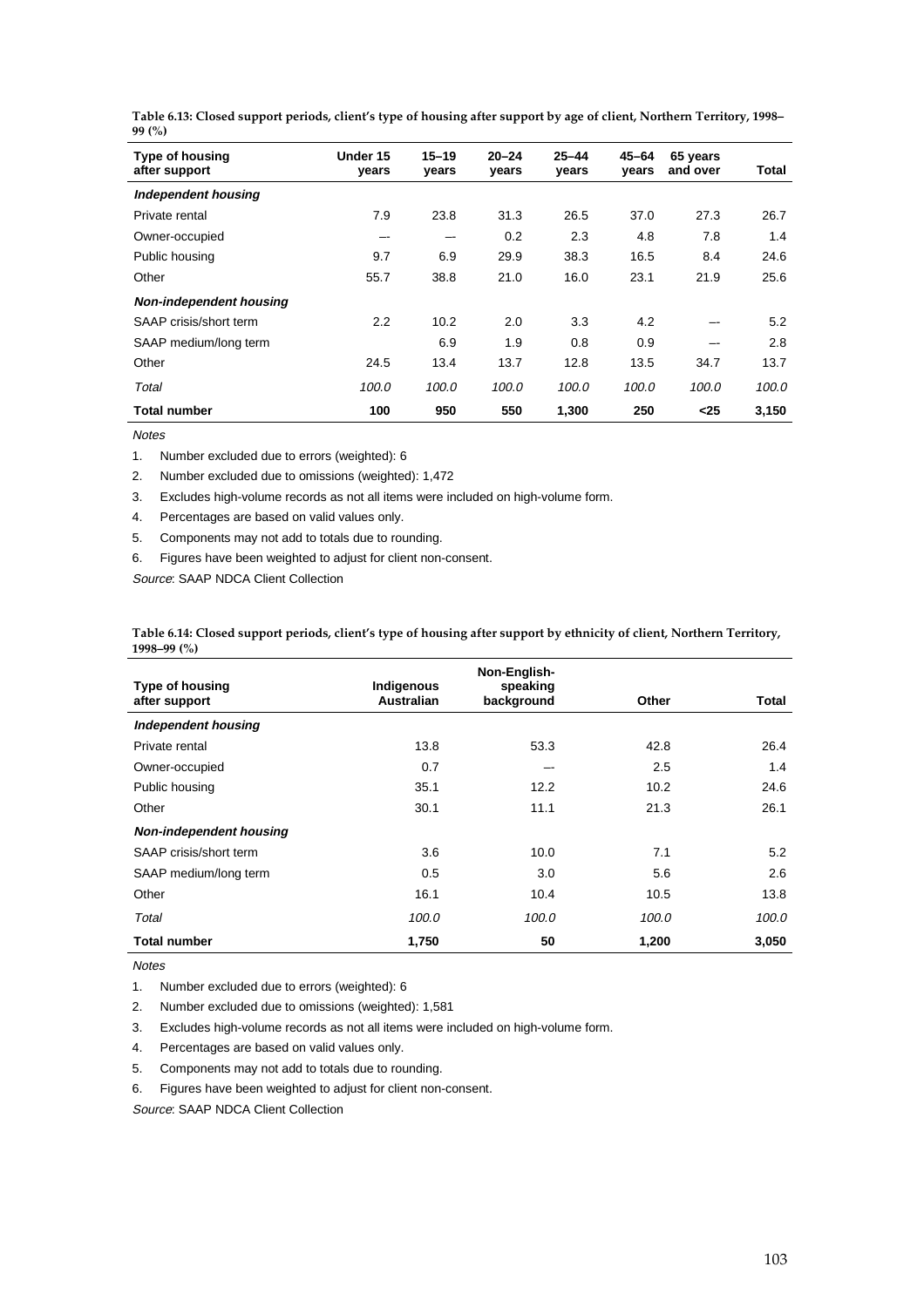**Table 6.13: Closed support periods, client's type of housing after support by age of client, Northern Territory, 1998–99 (%)**

| Type of housing after support | Under 15 years | 15–19 years | 20–24 years | 25–44 years | 45–64 years | 65 years and over | Total |
|---|---|---|---|---|---|---|---|
| ***Independent housing*** | | | | | | | |
| Private rental | 7.9 | 23.8 | 31.3 | 26.5 | 37.0 | 27.3 | 26.7 |
| Owner-occupied | — | — | 0.2 | 2.3 | 4.8 | 7.8 | 1.4 |
| Public housing | 9.7 | 6.9 | 29.9 | 38.3 | 16.5 | 8.4 | 24.6 |
| Other | 55.7 | 38.8 | 21.0 | 16.0 | 23.1 | 21.9 | 25.6 |
| ***Non-independent housing*** | | | | | | | |
| SAAP crisis/short term | 2.2 | 10.2 | 2.0 | 3.3 | 4.2 | — | 5.2 |
| SAAP medium/long term | | 6.9 | 1.9 | 0.8 | 0.9 | — | 2.8 |
| Other | 24.5 | 13.4 | 13.7 | 12.8 | 13.5 | 34.7 | 13.7 |
| *Total* | *100.0* | *100.0* | *100.0* | *100.0* | *100.0* | *100.0* | *100.0* |
| **Total number** | **100** | **950** | **550** | **1,300** | **250** | **<25** | **3,150** |

*Notes*

1. Number excluded due to errors (weighted): 6
2. Number excluded due to omissions (weighted): 1,472
3. Excludes high-volume records as not all items were included on high-volume form.
4. Percentages are based on valid values only.
5. Components may not add to totals due to rounding.
6. Figures have been weighted to adjust for client non-consent.

*Source*: SAAP NDCA Client Collection

**Table 6.14: Closed support periods, client's type of housing after support by ethnicity of client, Northern Territory, 1998–99 (%)**

| Type of housing after support | Indigenous Australian | Non-English-speaking background | Other | Total |
|---|---|---|---|---|
| ***Independent housing*** | | | | |
| Private rental | 13.8 | 53.3 | 42.8 | 26.4 |
| Owner-occupied | 0.7 | — | 2.5 | 1.4 |
| Public housing | 35.1 | 12.2 | 10.2 | 24.6 |
| Other | 30.1 | 11.1 | 21.3 | 26.1 |
| ***Non-independent housing*** | | | | |
| SAAP crisis/short term | 3.6 | 10.0 | 7.1 | 5.2 |
| SAAP medium/long term | 0.5 | 3.0 | 5.6 | 2.6 |
| Other | 16.1 | 10.4 | 10.5 | 13.8 |
| *Total* | *100.0* | *100.0* | *100.0* | *100.0* |
| **Total number** | **1,750** | **50** | **1,200** | **3,050** |

*Notes*

1. Number excluded due to errors (weighted): 6
2. Number excluded due to omissions (weighted): 1,581
3. Excludes high-volume records as not all items were included on high-volume form.
4. Percentages are based on valid values only.
5. Components may not add to totals due to rounding.
6. Figures have been weighted to adjust for client non-consent.

*Source*: SAAP NDCA Client Collection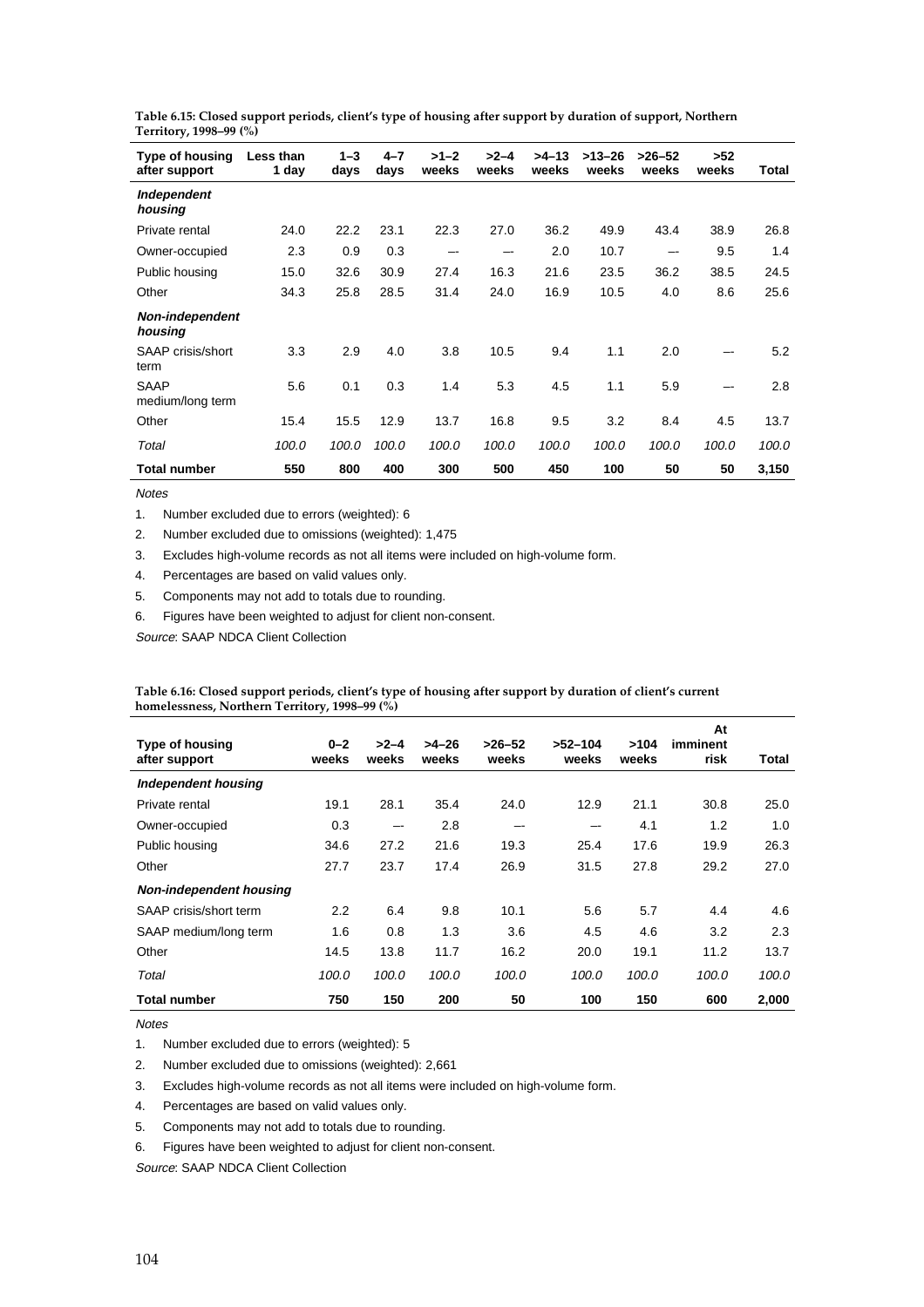**Table 6.15: Closed support periods, client's type of housing after support by duration of support, Northern Territory, 1998–99 (%)**

| Type of housing after support | Less than 1 day | 1–3 days | 4–7 days | >1–2 weeks | >2–4 weeks | >4–13 weeks | >13–26 weeks | >26–52 weeks | >52 weeks | Total |
|---|---|---|---|---|---|---|---|---|---|---|
| ***Independent housing*** | | | | | | | | | | |
| Private rental | 24.0 | 22.2 | 23.1 | 22.3 | 27.0 | 36.2 | 49.9 | 43.4 | 38.9 | 26.8 |
| Owner-occupied | 2.3 | 0.9 | 0.3 | — | — | 2.0 | 10.7 | — | 9.5 | 1.4 |
| Public housing | 15.0 | 32.6 | 30.9 | 27.4 | 16.3 | 21.6 | 23.5 | 36.2 | 38.5 | 24.5 |
| Other | 34.3 | 25.8 | 28.5 | 31.4 | 24.0 | 16.9 | 10.5 | 4.0 | 8.6 | 25.6 |
| ***Non-independent housing*** | | | | | | | | | | |
| SAAP crisis/short term | 3.3 | 2.9 | 4.0 | 3.8 | 10.5 | 9.4 | 1.1 | 2.0 | — | 5.2 |
| SAAP medium/long term | 5.6 | 0.1 | 0.3 | 1.4 | 5.3 | 4.5 | 1.1 | 5.9 | — | 2.8 |
| Other | 15.4 | 15.5 | 12.9 | 13.7 | 16.8 | 9.5 | 3.2 | 8.4 | 4.5 | 13.7 |
| *Total* | *100.0* | *100.0* | *100.0* | *100.0* | *100.0* | *100.0* | *100.0* | *100.0* | *100.0* | *100.0* |
| **Total number** | **550** | **800** | **400** | **300** | **500** | **450** | **100** | **50** | **50** | **3,150** |

*Notes*

1. Number excluded due to errors (weighted): 6
2. Number excluded due to omissions (weighted): 1,475
3. Excludes high-volume records as not all items were included on high-volume form.
4. Percentages are based on valid values only.
5. Components may not add to totals due to rounding.
6. Figures have been weighted to adjust for client non-consent.

*Source*: SAAP NDCA Client Collection

**Table 6.16: Closed support periods, client's type of housing after support by duration of client's current homelessness, Northern Territory, 1998–99 (%)**

| Type of housing after support | 0–2 weeks | >2–4 weeks | >4–26 weeks | >26–52 weeks | >52–104 weeks | >104 weeks | At imminent risk | Total |
|---|---|---|---|---|---|---|---|---|
| ***Independent housing*** | | | | | | | | |
| Private rental | 19.1 | 28.1 | 35.4 | 24.0 | 12.9 | 21.1 | 30.8 | 25.0 |
| Owner-occupied | 0.3 | — | 2.8 | — | — | 4.1 | 1.2 | 1.0 |
| Public housing | 34.6 | 27.2 | 21.6 | 19.3 | 25.4 | 17.6 | 19.9 | 26.3 |
| Other | 27.7 | 23.7 | 17.4 | 26.9 | 31.5 | 27.8 | 29.2 | 27.0 |
| ***Non-independent housing*** | | | | | | | | |
| SAAP crisis/short term | 2.2 | 6.4 | 9.8 | 10.1 | 5.6 | 5.7 | 4.4 | 4.6 |
| SAAP medium/long term | 1.6 | 0.8 | 1.3 | 3.6 | 4.5 | 4.6 | 3.2 | 2.3 |
| Other | 14.5 | 13.8 | 11.7 | 16.2 | 20.0 | 19.1 | 11.2 | 13.7 |
| *Total* | *100.0* | *100.0* | *100.0* | *100.0* | *100.0* | *100.0* | *100.0* | *100.0* |
| **Total number** | **750** | **150** | **200** | **50** | **100** | **150** | **600** | **2,000** |

*Notes*

1. Number excluded due to errors (weighted): 5
2. Number excluded due to omissions (weighted): 2,661
3. Excludes high-volume records as not all items were included on high-volume form.
4. Percentages are based on valid values only.
5. Components may not add to totals due to rounding.
6. Figures have been weighted to adjust for client non-consent.

*Source*: SAAP NDCA Client Collection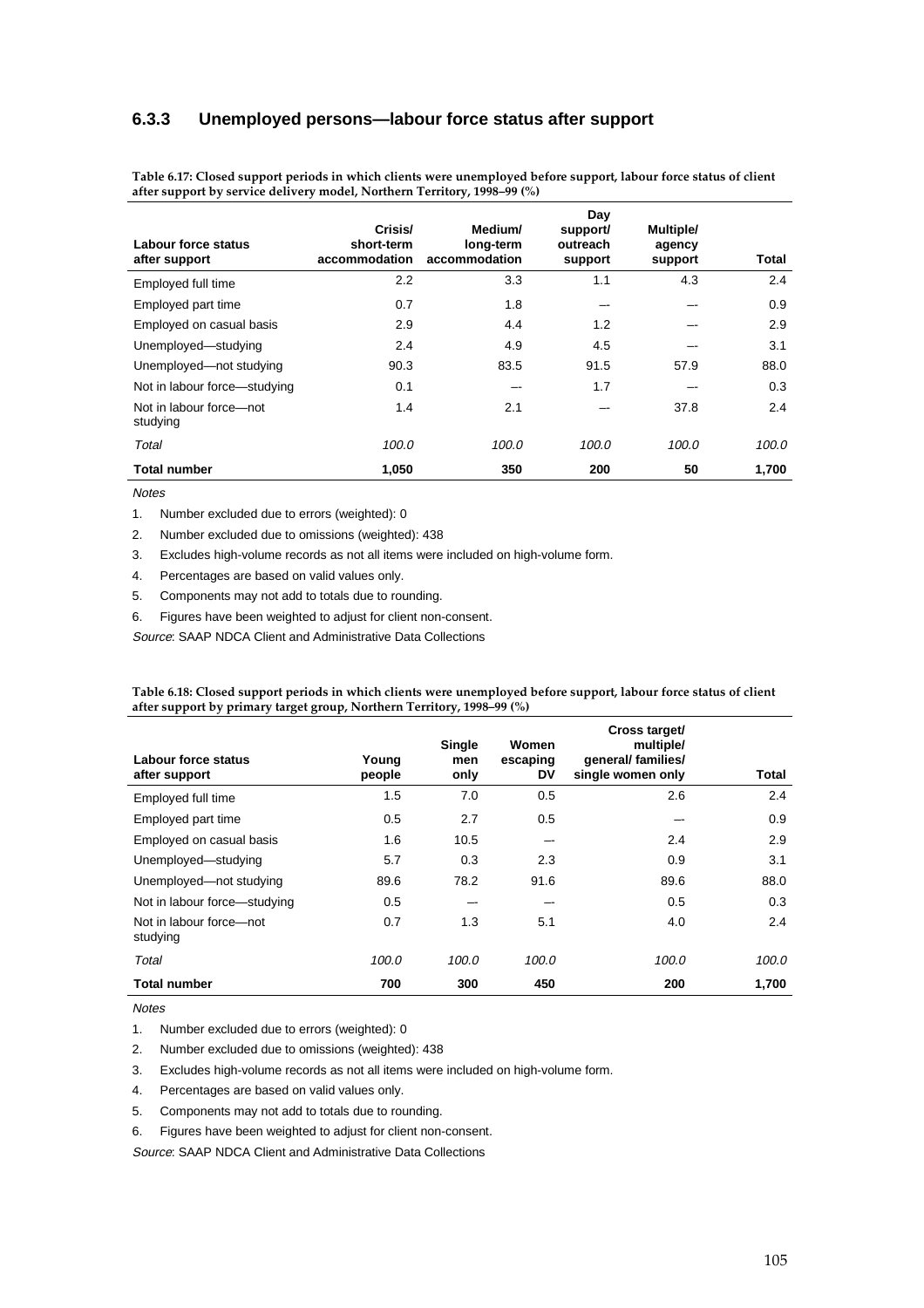### 6.3.3 Unemployed persons—labour force status after support

**Table 6.17: Closed support periods in which clients were unemployed before support, labour force status of client after support by service delivery model, Northern Territory, 1998–99 (%)**

| Labour force status after support | Crisis/ short-term accommodation | Medium/ long-term accommodation | Day support/ outreach support | Multiple/ agency support | Total |
|---|---|---|---|---|---|
| Employed full time | 2.2 | 3.3 | 1.1 | 4.3 | 2.4 |
| Employed part time | 0.7 | 1.8 | — | — | 0.9 |
| Employed on casual basis | 2.9 | 4.4 | 1.2 | — | 2.9 |
| Unemployed—studying | 2.4 | 4.9 | 4.5 | — | 3.1 |
| Unemployed—not studying | 90.3 | 83.5 | 91.5 | 57.9 | 88.0 |
| Not in labour force—studying | 0.1 | — | 1.7 | — | 0.3 |
| Not in labour force—not studying | 1.4 | 2.1 | — | 37.8 | 2.4 |
| *Total* | *100.0* | *100.0* | *100.0* | *100.0* | *100.0* |
| **Total number** | **1,050** | **350** | **200** | **50** | **1,700** |

*Notes*

1. Number excluded due to errors (weighted): 0
2. Number excluded due to omissions (weighted): 438
3. Excludes high-volume records as not all items were included on high-volume form.
4. Percentages are based on valid values only.
5. Components may not add to totals due to rounding.
6. Figures have been weighted to adjust for client non-consent.

*Source*: SAAP NDCA Client and Administrative Data Collections

**Table 6.18: Closed support periods in which clients were unemployed before support, labour force status of client after support by primary target group, Northern Territory, 1998–99 (%)**

| Labour force status after support | Young people | Single men only | Women escaping DV | Cross target/ multiple/ general/ families/ single women only | Total |
|---|---|---|---|---|---|
| Employed full time | 1.5 | 7.0 | 0.5 | 2.6 | 2.4 |
| Employed part time | 0.5 | 2.7 | 0.5 | — | 0.9 |
| Employed on casual basis | 1.6 | 10.5 | — | 2.4 | 2.9 |
| Unemployed—studying | 5.7 | 0.3 | 2.3 | 0.9 | 3.1 |
| Unemployed—not studying | 89.6 | 78.2 | 91.6 | 89.6 | 88.0 |
| Not in labour force—studying | 0.5 | — | — | 0.5 | 0.3 |
| Not in labour force—not studying | 0.7 | 1.3 | 5.1 | 4.0 | 2.4 |
| *Total* | *100.0* | *100.0* | *100.0* | *100.0* | *100.0* |
| **Total number** | **700** | **300** | **450** | **200** | **1,700** |

*Notes*

1. Number excluded due to errors (weighted): 0
2. Number excluded due to omissions (weighted): 438
3. Excludes high-volume records as not all items were included on high-volume form.
4. Percentages are based on valid values only.
5. Components may not add to totals due to rounding.
6. Figures have been weighted to adjust for client non-consent.

*Source*: SAAP NDCA Client and Administrative Data Collections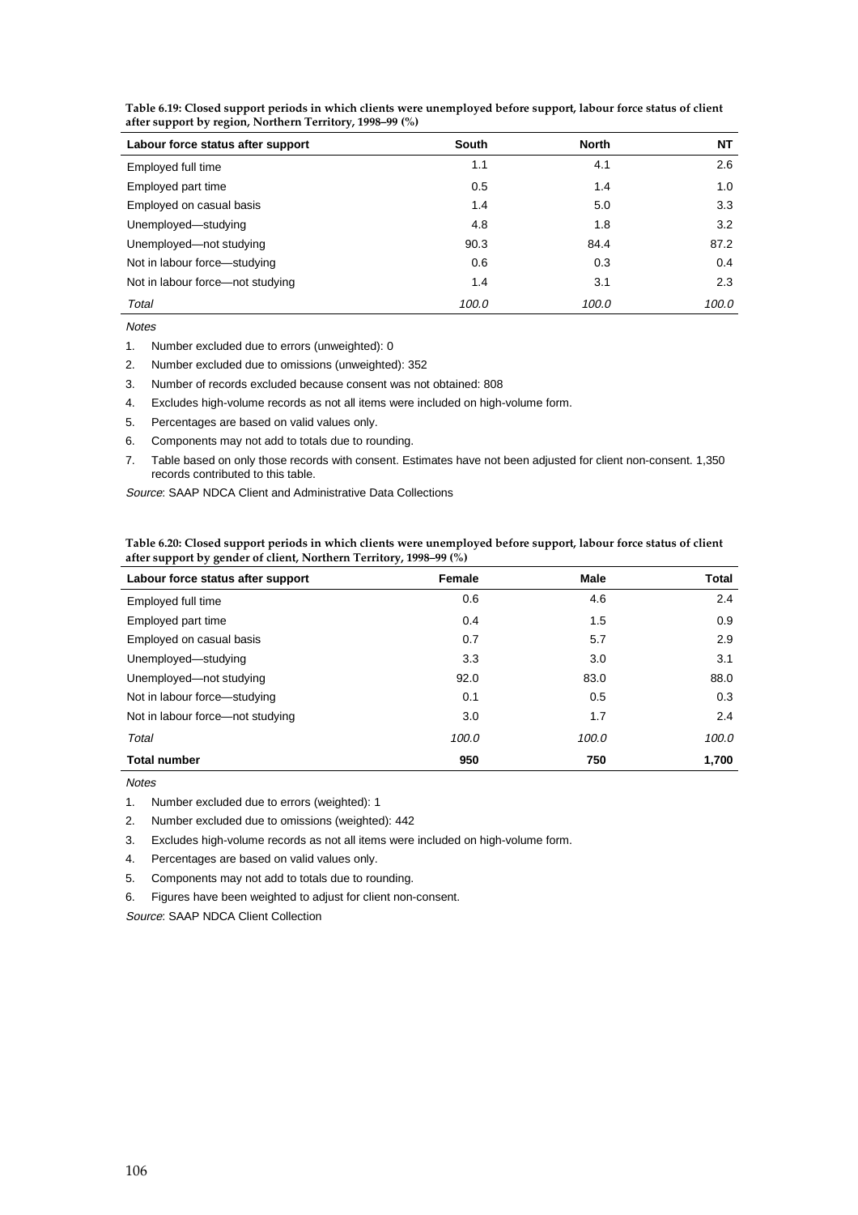**Table 6.19: Closed support periods in which clients were unemployed before support, labour force status of client after support by region, Northern Territory, 1998–99 (%)**

| Labour force status after support | South | North | NT |
|---|---|---|---|
| Employed full time | 1.1 | 4.1 | 2.6 |
| Employed part time | 0.5 | 1.4 | 1.0 |
| Employed on casual basis | 1.4 | 5.0 | 3.3 |
| Unemployed—studying | 4.8 | 1.8 | 3.2 |
| Unemployed—not studying | 90.3 | 84.4 | 87.2 |
| Not in labour force—studying | 0.6 | 0.3 | 0.4 |
| Not in labour force—not studying | 1.4 | 3.1 | 2.3 |
| *Total* | *100.0* | *100.0* | *100.0* |

*Notes*

1. Number excluded due to errors (unweighted): 0
2. Number excluded due to omissions (unweighted): 352
3. Number of records excluded because consent was not obtained: 808
4. Excludes high-volume records as not all items were included on high-volume form.
5. Percentages are based on valid values only.
6. Components may not add to totals due to rounding.
7. Table based on only those records with consent. Estimates have not been adjusted for client non-consent. 1,350 records contributed to this table.

*Source*: SAAP NDCA Client and Administrative Data Collections

**Table 6.20: Closed support periods in which clients were unemployed before support, labour force status of client after support by gender of client, Northern Territory, 1998–99 (%)**

| Labour force status after support | Female | Male | Total |
|---|---|---|---|
| Employed full time | 0.6 | 4.6 | 2.4 |
| Employed part time | 0.4 | 1.5 | 0.9 |
| Employed on casual basis | 0.7 | 5.7 | 2.9 |
| Unemployed—studying | 3.3 | 3.0 | 3.1 |
| Unemployed—not studying | 92.0 | 83.0 | 88.0 |
| Not in labour force—studying | 0.1 | 0.5 | 0.3 |
| Not in labour force—not studying | 3.0 | 1.7 | 2.4 |
| *Total* | *100.0* | *100.0* | *100.0* |
| **Total number** | **950** | **750** | **1,700** |

*Notes*

1. Number excluded due to errors (weighted): 1
2. Number excluded due to omissions (weighted): 442
3. Excludes high-volume records as not all items were included on high-volume form.
4. Percentages are based on valid values only.
5. Components may not add to totals due to rounding.
6. Figures have been weighted to adjust for client non-consent.

*Source*: SAAP NDCA Client Collection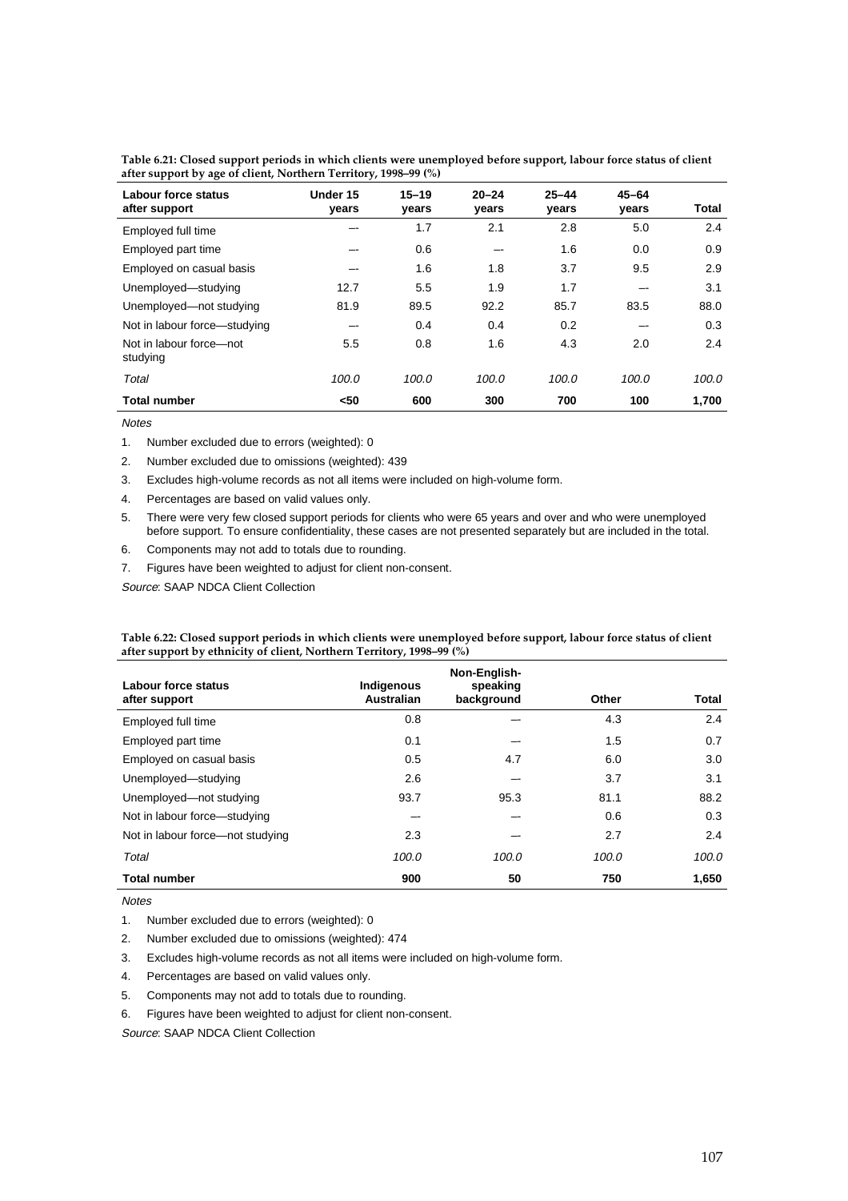**Table 6.21: Closed support periods in which clients were unemployed before support, labour force status of client after support by age of client, Northern Territory, 1998–99 (%)**

| Labour force status after support | Under 15 years | 15–19 years | 20–24 years | 25–44 years | 45–64 years | Total |
|---|---|---|---|---|---|---|
| Employed full time | — | 1.7 | 2.1 | 2.8 | 5.0 | 2.4 |
| Employed part time | — | 0.6 | — | 1.6 | 0.0 | 0.9 |
| Employed on casual basis | — | 1.6 | 1.8 | 3.7 | 9.5 | 2.9 |
| Unemployed—studying | 12.7 | 5.5 | 1.9 | 1.7 | — | 3.1 |
| Unemployed—not studying | 81.9 | 89.5 | 92.2 | 85.7 | 83.5 | 88.0 |
| Not in labour force—studying | — | 0.4 | 0.4 | 0.2 | — | 0.3 |
| Not in labour force—not studying | 5.5 | 0.8 | 1.6 | 4.3 | 2.0 | 2.4 |
| *Total* | *100.0* | *100.0* | *100.0* | *100.0* | *100.0* | *100.0* |
| **Total number** | **<50** | **600** | **300** | **700** | **100** | **1,700** |

*Notes*

1. Number excluded due to errors (weighted): 0
2. Number excluded due to omissions (weighted): 439
3. Excludes high-volume records as not all items were included on high-volume form.
4. Percentages are based on valid values only.
5. There were very few closed support periods for clients who were 65 years and over and who were unemployed before support. To ensure confidentiality, these cases are not presented separately but are included in the total.
6. Components may not add to totals due to rounding.
7. Figures have been weighted to adjust for client non-consent.

*Source*: SAAP NDCA Client Collection

**Table 6.22: Closed support periods in which clients were unemployed before support, labour force status of client after support by ethnicity of client, Northern Territory, 1998–99 (%)**

| Labour force status after support | Indigenous Australian | Non-English-speaking background | Other | Total |
|---|---|---|---|---|
| Employed full time | 0.8 | — | 4.3 | 2.4 |
| Employed part time | 0.1 | — | 1.5 | 0.7 |
| Employed on casual basis | 0.5 | 4.7 | 6.0 | 3.0 |
| Unemployed—studying | 2.6 | — | 3.7 | 3.1 |
| Unemployed—not studying | 93.7 | 95.3 | 81.1 | 88.2 |
| Not in labour force—studying | — | — | 0.6 | 0.3 |
| Not in labour force—not studying | 2.3 | — | 2.7 | 2.4 |
| *Total* | *100.0* | *100.0* | *100.0* | *100.0* |
| **Total number** | **900** | **50** | **750** | **1,650** |

*Notes*

1. Number excluded due to errors (weighted): 0
2. Number excluded due to omissions (weighted): 474
3. Excludes high-volume records as not all items were included on high-volume form.
4. Percentages are based on valid values only.
5. Components may not add to totals due to rounding.
6. Figures have been weighted to adjust for client non-consent.

*Source*: SAAP NDCA Client Collection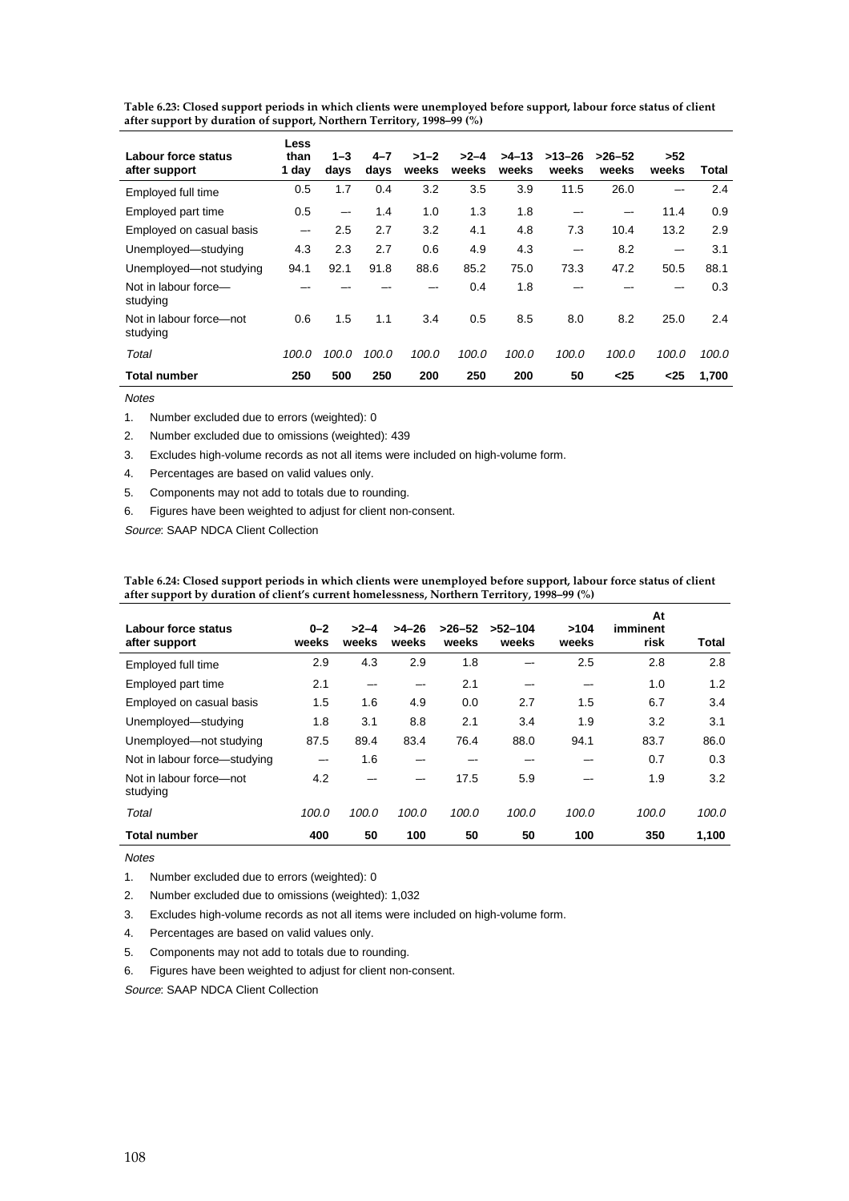**Table 6.23: Closed support periods in which clients were unemployed before support, labour force status of client after support by duration of support, Northern Territory, 1998–99 (%)**

| Labour force status after support | Less than 1 day | 1–3 days | 4–7 days | >1–2 weeks | >2–4 weeks | >4–13 weeks | >13–26 weeks | >26–52 weeks | >52 weeks | Total |
|---|---|---|---|---|---|---|---|---|---|---|
| Employed full time | 0.5 | 1.7 | 0.4 | 3.2 | 3.5 | 3.9 | 11.5 | 26.0 | — | 2.4 |
| Employed part time | 0.5 | — | 1.4 | 1.0 | 1.3 | 1.8 | — | — | 11.4 | 0.9 |
| Employed on casual basis | — | 2.5 | 2.7 | 3.2 | 4.1 | 4.8 | 7.3 | 10.4 | 13.2 | 2.9 |
| Unemployed—studying | 4.3 | 2.3 | 2.7 | 0.6 | 4.9 | 4.3 | — | 8.2 | — | 3.1 |
| Unemployed—not studying | 94.1 | 92.1 | 91.8 | 88.6 | 85.2 | 75.0 | 73.3 | 47.2 | 50.5 | 88.1 |
| Not in labour force—studying | — | — | — | — | 0.4 | 1.8 | — | — | — | 0.3 |
| Not in labour force—not studying | 0.6 | 1.5 | 1.1 | 3.4 | 0.5 | 8.5 | 8.0 | 8.2 | 25.0 | 2.4 |
| *Total* | *100.0* | *100.0* | *100.0* | *100.0* | *100.0* | *100.0* | *100.0* | *100.0* | *100.0* | *100.0* |
| **Total number** | **250** | **500** | **250** | **200** | **250** | **200** | **50** | **<25** | **<25** | **1,700** |

*Notes*

1. Number excluded due to errors (weighted): 0
2. Number excluded due to omissions (weighted): 439
3. Excludes high-volume records as not all items were included on high-volume form.
4. Percentages are based on valid values only.
5. Components may not add to totals due to rounding.
6. Figures have been weighted to adjust for client non-consent.

*Source*: SAAP NDCA Client Collection

**Table 6.24: Closed support periods in which clients were unemployed before support, labour force status of client after support by duration of client's current homelessness, Northern Territory, 1998–99 (%)**

| Labour force status after support | 0–2 weeks | >2–4 weeks | >4–26 weeks | >26–52 weeks | >52–104 weeks | >104 weeks | At imminent risk | Total |
|---|---|---|---|---|---|---|---|---|
| Employed full time | 2.9 | 4.3 | 2.9 | 1.8 | — | 2.5 | 2.8 | 2.8 |
| Employed part time | 2.1 | — | — | 2.1 | — | — | 1.0 | 1.2 |
| Employed on casual basis | 1.5 | 1.6 | 4.9 | 0.0 | 2.7 | 1.5 | 6.7 | 3.4 |
| Unemployed—studying | 1.8 | 3.1 | 8.8 | 2.1 | 3.4 | 1.9 | 3.2 | 3.1 |
| Unemployed—not studying | 87.5 | 89.4 | 83.4 | 76.4 | 88.0 | 94.1 | 83.7 | 86.0 |
| Not in labour force—studying | — | 1.6 | — | — | — | — | 0.7 | 0.3 |
| Not in labour force—not studying | 4.2 | — | — | 17.5 | 5.9 | — | 1.9 | 3.2 |
| *Total* | *100.0* | *100.0* | *100.0* | *100.0* | *100.0* | *100.0* | *100.0* | *100.0* |
| **Total number** | **400** | **50** | **100** | **50** | **50** | **100** | **350** | **1,100** |

*Notes*

1. Number excluded due to errors (weighted): 0
2. Number excluded due to omissions (weighted): 1,032
3. Excludes high-volume records as not all items were included on high-volume form.
4. Percentages are based on valid values only.
5. Components may not add to totals due to rounding.
6. Figures have been weighted to adjust for client non-consent.

*Source*: SAAP NDCA Client Collection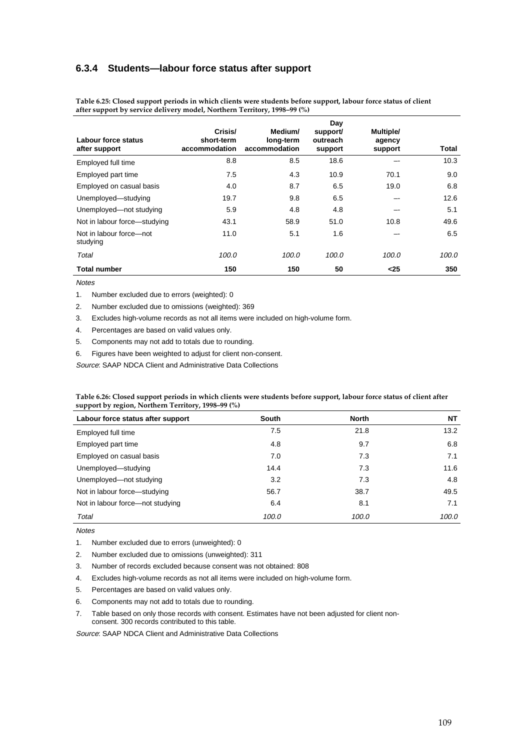### 6.3.4 Students—labour force status after support

**Table 6.25: Closed support periods in which clients were students before support, labour force status of client after support by service delivery model, Northern Territory, 1998–99 (%)**

| Labour force status after support | Crisis/ short-term accommodation | Medium/ long-term accommodation | Day support/ outreach support | Multiple/ agency support | Total |
|---|---|---|---|---|---|
| Employed full time | 8.8 | 8.5 | 18.6 | — | 10.3 |
| Employed part time | 7.5 | 4.3 | 10.9 | 70.1 | 9.0 |
| Employed on casual basis | 4.0 | 8.7 | 6.5 | 19.0 | 6.8 |
| Unemployed—studying | 19.7 | 9.8 | 6.5 | — | 12.6 |
| Unemployed—not studying | 5.9 | 4.8 | 4.8 | — | 5.1 |
| Not in labour force—studying | 43.1 | 58.9 | 51.0 | 10.8 | 49.6 |
| Not in labour force—not studying | 11.0 | 5.1 | 1.6 | — | 6.5 |
| *Total* | *100.0* | *100.0* | *100.0* | *100.0* | *100.0* |
| **Total number** | **150** | **150** | **50** | **<25** | **350** |

*Notes*

1. Number excluded due to errors (weighted): 0
2. Number excluded due to omissions (weighted): 369
3. Excludes high-volume records as not all items were included on high-volume form.
4. Percentages are based on valid values only.
5. Components may not add to totals due to rounding.
6. Figures have been weighted to adjust for client non-consent.

*Source*: SAAP NDCA Client and Administrative Data Collections

**Table 6.26: Closed support periods in which clients were students before support, labour force status of client after support by region, Northern Territory, 1998–99 (%)**

| Labour force status after support | South | North | NT |
|---|---|---|---|
| Employed full time | 7.5 | 21.8 | 13.2 |
| Employed part time | 4.8 | 9.7 | 6.8 |
| Employed on casual basis | 7.0 | 7.3 | 7.1 |
| Unemployed—studying | 14.4 | 7.3 | 11.6 |
| Unemployed—not studying | 3.2 | 7.3 | 4.8 |
| Not in labour force—studying | 56.7 | 38.7 | 49.5 |
| Not in labour force—not studying | 6.4 | 8.1 | 7.1 |
| *Total* | *100.0* | *100.0* | *100.0* |

*Notes*

1. Number excluded due to errors (unweighted): 0
2. Number excluded due to omissions (unweighted): 311
3. Number of records excluded because consent was not obtained: 808
4. Excludes high-volume records as not all items were included on high-volume form.
5. Percentages are based on valid values only.
6. Components may not add to totals due to rounding.
7. Table based on only those records with consent. Estimates have not been adjusted for client non-consent. 300 records contributed to this table.

*Source*: SAAP NDCA Client and Administrative Data Collections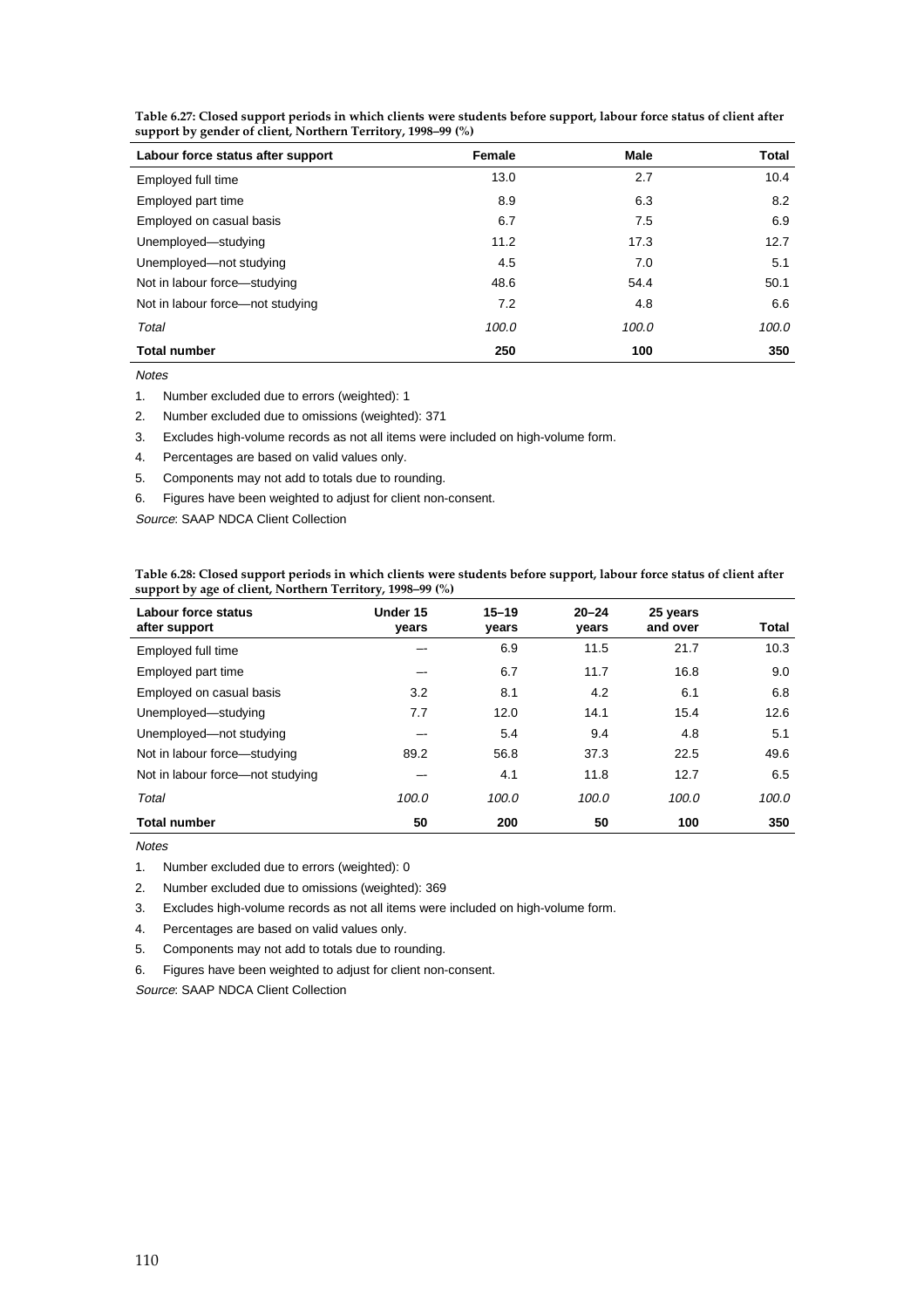**Table 6.27: Closed support periods in which clients were students before support, labour force status of client after support by gender of client, Northern Territory, 1998–99 (%)**

| Labour force status after support | Female | Male | Total |
|---|---|---|---|
| Employed full time | 13.0 | 2.7 | 10.4 |
| Employed part time | 8.9 | 6.3 | 8.2 |
| Employed on casual basis | 6.7 | 7.5 | 6.9 |
| Unemployed—studying | 11.2 | 17.3 | 12.7 |
| Unemployed—not studying | 4.5 | 7.0 | 5.1 |
| Not in labour force—studying | 48.6 | 54.4 | 50.1 |
| Not in labour force—not studying | 7.2 | 4.8 | 6.6 |
| *Total* | *100.0* | *100.0* | *100.0* |
| **Total number** | **250** | **100** | **350** |

*Notes*

1. Number excluded due to errors (weighted): 1
2. Number excluded due to omissions (weighted): 371
3. Excludes high-volume records as not all items were included on high-volume form.
4. Percentages are based on valid values only.
5. Components may not add to totals due to rounding.
6. Figures have been weighted to adjust for client non-consent.

*Source*: SAAP NDCA Client Collection

**Table 6.28: Closed support periods in which clients were students before support, labour force status of client after support by age of client, Northern Territory, 1998–99 (%)**

| Labour force status after support | Under 15 years | 15–19 years | 20–24 years | 25 years and over | Total |
|---|---|---|---|---|---|
| Employed full time | — | 6.9 | 11.5 | 21.7 | 10.3 |
| Employed part time | — | 6.7 | 11.7 | 16.8 | 9.0 |
| Employed on casual basis | 3.2 | 8.1 | 4.2 | 6.1 | 6.8 |
| Unemployed—studying | 7.7 | 12.0 | 14.1 | 15.4 | 12.6 |
| Unemployed—not studying | — | 5.4 | 9.4 | 4.8 | 5.1 |
| Not in labour force—studying | 89.2 | 56.8 | 37.3 | 22.5 | 49.6 |
| Not in labour force—not studying | — | 4.1 | 11.8 | 12.7 | 6.5 |
| *Total* | *100.0* | *100.0* | *100.0* | *100.0* | *100.0* |
| **Total number** | **50** | **200** | **50** | **100** | **350** |

*Notes*

1. Number excluded due to errors (weighted): 0
2. Number excluded due to omissions (weighted): 369
3. Excludes high-volume records as not all items were included on high-volume form.
4. Percentages are based on valid values only.
5. Components may not add to totals due to rounding.
6. Figures have been weighted to adjust for client non-consent.

*Source*: SAAP NDCA Client Collection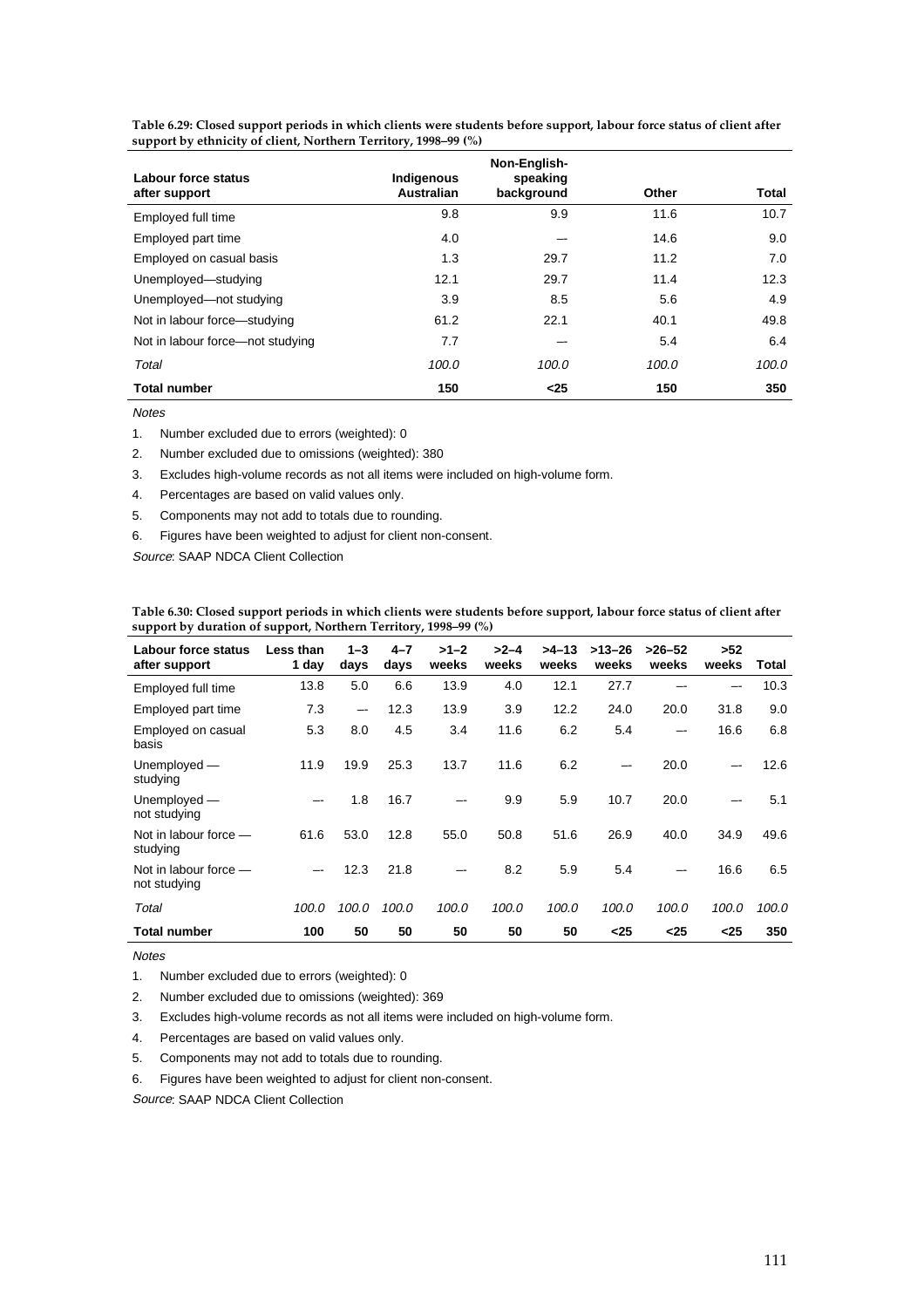**Table 6.29: Closed support periods in which clients were students before support, labour force status of client after support by ethnicity of client, Northern Territory, 1998–99 (%)**

| Labour force status after support | Indigenous Australian | Non-English-speaking background | Other | Total |
|---|---|---|---|---|
| Employed full time | 9.8 | 9.9 | 11.6 | 10.7 |
| Employed part time | 4.0 | — | 14.6 | 9.0 |
| Employed on casual basis | 1.3 | 29.7 | 11.2 | 7.0 |
| Unemployed—studying | 12.1 | 29.7 | 11.4 | 12.3 |
| Unemployed—not studying | 3.9 | 8.5 | 5.6 | 4.9 |
| Not in labour force—studying | 61.2 | 22.1 | 40.1 | 49.8 |
| Not in labour force—not studying | 7.7 | — | 5.4 | 6.4 |
| *Total* | *100.0* | *100.0* | *100.0* | *100.0* |
| **Total number** | **150** | **<25** | **150** | **350** |

*Notes*

1. Number excluded due to errors (weighted): 0
2. Number excluded due to omissions (weighted): 380
3. Excludes high-volume records as not all items were included on high-volume form.
4. Percentages are based on valid values only.
5. Components may not add to totals due to rounding.
6. Figures have been weighted to adjust for client non-consent.

*Source*: SAAP NDCA Client Collection

**Table 6.30: Closed support periods in which clients were students before support, labour force status of client after support by duration of support, Northern Territory, 1998–99 (%)**

| Labour force status after support | Less than 1 day | 1–3 days | 4–7 days | >1–2 weeks | >2–4 weeks | >4–13 weeks | >13–26 weeks | >26–52 weeks | >52 weeks | Total |
|---|---|---|---|---|---|---|---|---|---|---|
| Employed full time | 13.8 | 5.0 | 6.6 | 13.9 | 4.0 | 12.1 | 27.7 | — | — | 10.3 |
| Employed part time | 7.3 | — | 12.3 | 13.9 | 3.9 | 12.2 | 24.0 | 20.0 | 31.8 | 9.0 |
| Employed on casual basis | 5.3 | 8.0 | 4.5 | 3.4 | 11.6 | 6.2 | 5.4 | — | 16.6 | 6.8 |
| Unemployed — studying | 11.9 | 19.9 | 25.3 | 13.7 | 11.6 | 6.2 | — | 20.0 | — | 12.6 |
| Unemployed — not studying | — | 1.8 | 16.7 | — | 9.9 | 5.9 | 10.7 | 20.0 | — | 5.1 |
| Not in labour force — studying | 61.6 | 53.0 | 12.8 | 55.0 | 50.8 | 51.6 | 26.9 | 40.0 | 34.9 | 49.6 |
| Not in labour force — not studying | — | 12.3 | 21.8 | — | 8.2 | 5.9 | 5.4 | — | 16.6 | 6.5 |
| *Total* | *100.0* | *100.0* | *100.0* | *100.0* | *100.0* | *100.0* | *100.0* | *100.0* | *100.0* | *100.0* |
| **Total number** | **100** | **50** | **50** | **50** | **50** | **50** | **<25** | **<25** | **<25** | **350** |

*Notes*

1. Number excluded due to errors (weighted): 0
2. Number excluded due to omissions (weighted): 369
3. Excludes high-volume records as not all items were included on high-volume form.
4. Percentages are based on valid values only.
5. Components may not add to totals due to rounding.
6. Figures have been weighted to adjust for client non-consent.

*Source*: SAAP NDCA Client Collection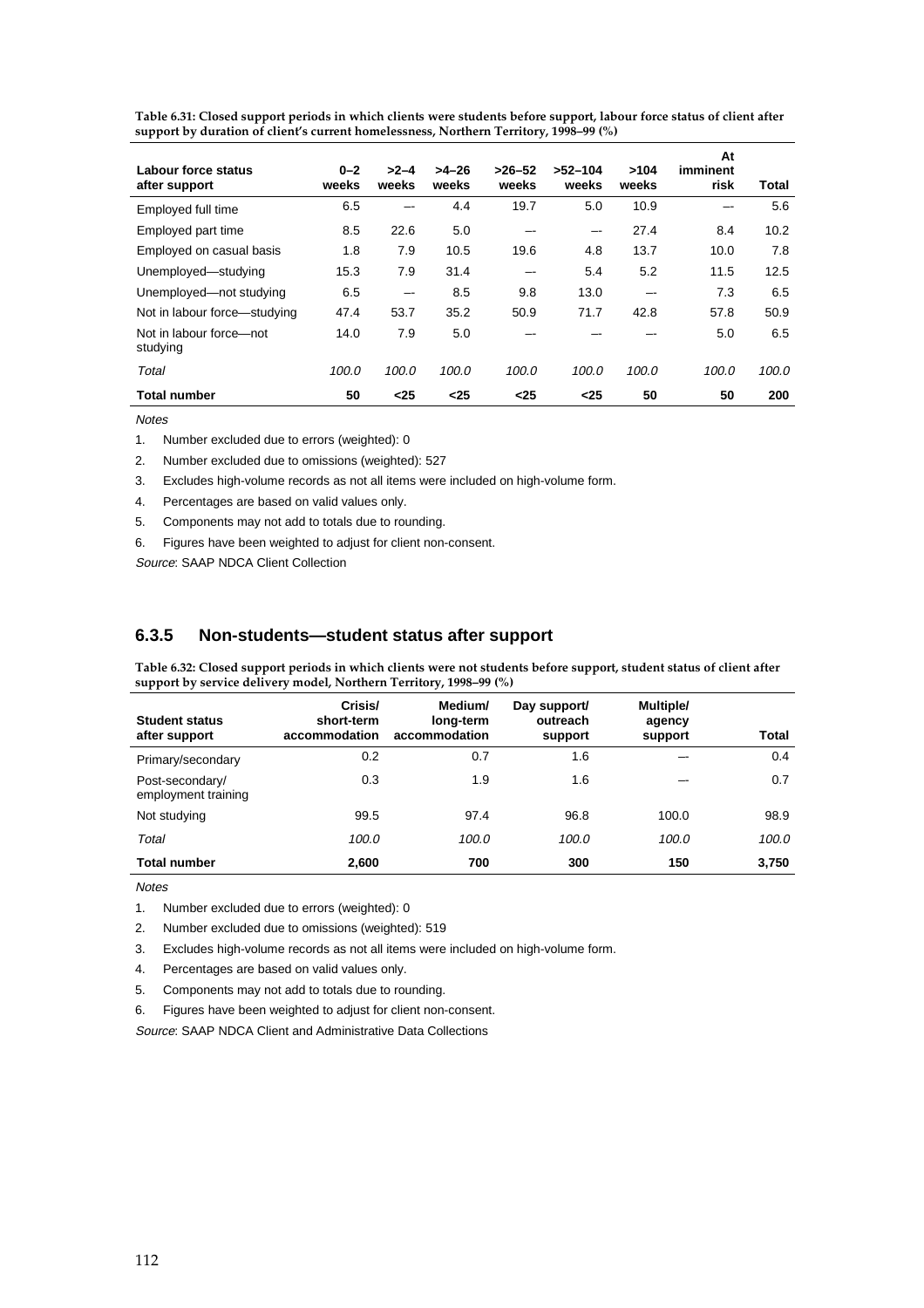**Table 6.31: Closed support periods in which clients were students before support, labour force status of client after support by duration of client's current homelessness, Northern Territory, 1998–99 (%)**

| Labour force status after support | 0–2 weeks | >2–4 weeks | >4–26 weeks | >26–52 weeks | >52–104 weeks | >104 weeks | At imminent risk | Total |
|---|---|---|---|---|---|---|---|---|
| Employed full time | 6.5 | — | 4.4 | 19.7 | 5.0 | 10.9 | — | 5.6 |
| Employed part time | 8.5 | 22.6 | 5.0 | — | — | 27.4 | 8.4 | 10.2 |
| Employed on casual basis | 1.8 | 7.9 | 10.5 | 19.6 | 4.8 | 13.7 | 10.0 | 7.8 |
| Unemployed—studying | 15.3 | 7.9 | 31.4 | — | 5.4 | 5.2 | 11.5 | 12.5 |
| Unemployed—not studying | 6.5 | — | 8.5 | 9.8 | 13.0 | — | 7.3 | 6.5 |
| Not in labour force—studying | 47.4 | 53.7 | 35.2 | 50.9 | 71.7 | 42.8 | 57.8 | 50.9 |
| Not in labour force—not studying | 14.0 | 7.9 | 5.0 | — | — | — | 5.0 | 6.5 |
| *Total* | *100.0* | *100.0* | *100.0* | *100.0* | *100.0* | *100.0* | *100.0* | *100.0* |
| **Total number** | **50** | **<25** | **<25** | **<25** | **<25** | **50** | **50** | **200** |

*Notes*

1. Number excluded due to errors (weighted): 0
2. Number excluded due to omissions (weighted): 527
3. Excludes high-volume records as not all items were included on high-volume form.
4. Percentages are based on valid values only.
5. Components may not add to totals due to rounding.
6. Figures have been weighted to adjust for client non-consent.

*Source*: SAAP NDCA Client Collection

### 6.3.5 Non-students—student status after support

**Table 6.32: Closed support periods in which clients were not students before support, student status of client after support by service delivery model, Northern Territory, 1998–99 (%)**

| Student status after support | Crisis/ short-term accommodation | Medium/ long-term accommodation | Day support/ outreach support | Multiple/ agency support | Total |
|---|---|---|---|---|---|
| Primary/secondary | 0.2 | 0.7 | 1.6 | — | 0.4 |
| Post-secondary/ employment training | 0.3 | 1.9 | 1.6 | — | 0.7 |
| Not studying | 99.5 | 97.4 | 96.8 | 100.0 | 98.9 |
| *Total* | *100.0* | *100.0* | *100.0* | *100.0* | *100.0* |
| **Total number** | **2,600** | **700** | **300** | **150** | **3,750** |

*Notes*

1. Number excluded due to errors (weighted): 0
2. Number excluded due to omissions (weighted): 519
3. Excludes high-volume records as not all items were included on high-volume form.
4. Percentages are based on valid values only.
5. Components may not add to totals due to rounding.
6. Figures have been weighted to adjust for client non-consent.

*Source*: SAAP NDCA Client and Administrative Data Collections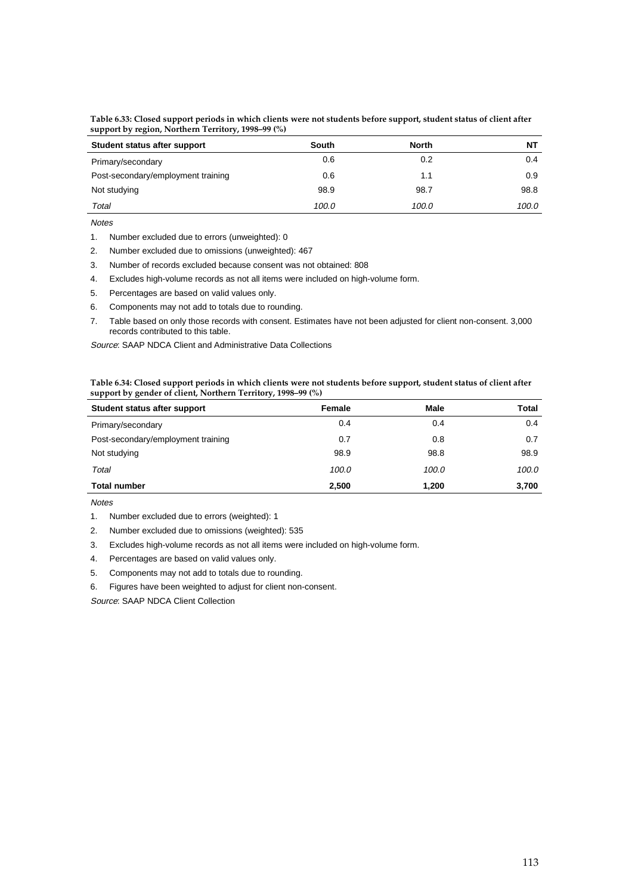**Table 6.33: Closed support periods in which clients were not students before support, student status of client after support by region, Northern Territory, 1998–99 (%)**

| Student status after support | South | North | NT |
|---|---|---|---|
| Primary/secondary | 0.6 | 0.2 | 0.4 |
| Post-secondary/employment training | 0.6 | 1.1 | 0.9 |
| Not studying | 98.9 | 98.7 | 98.8 |
| *Total* | *100.0* | *100.0* | *100.0* |

*Notes*

1. Number excluded due to errors (unweighted): 0
2. Number excluded due to omissions (unweighted): 467
3. Number of records excluded because consent was not obtained: 808
4. Excludes high-volume records as not all items were included on high-volume form.
5. Percentages are based on valid values only.
6. Components may not add to totals due to rounding.
7. Table based on only those records with consent. Estimates have not been adjusted for client non-consent. 3,000 records contributed to this table.

*Source*: SAAP NDCA Client and Administrative Data Collections

**Table 6.34: Closed support periods in which clients were not students before support, student status of client after support by gender of client, Northern Territory, 1998–99 (%)**

| Student status after support | Female | Male | Total |
|---|---|---|---|
| Primary/secondary | 0.4 | 0.4 | 0.4 |
| Post-secondary/employment training | 0.7 | 0.8 | 0.7 |
| Not studying | 98.9 | 98.8 | 98.9 |
| *Total* | *100.0* | *100.0* | *100.0* |
| **Total number** | **2,500** | **1,200** | **3,700** |

*Notes*

1. Number excluded due to errors (weighted): 1
2. Number excluded due to omissions (weighted): 535
3. Excludes high-volume records as not all items were included on high-volume form.
4. Percentages are based on valid values only.
5. Components may not add to totals due to rounding.
6. Figures have been weighted to adjust for client non-consent.

*Source*: SAAP NDCA Client Collection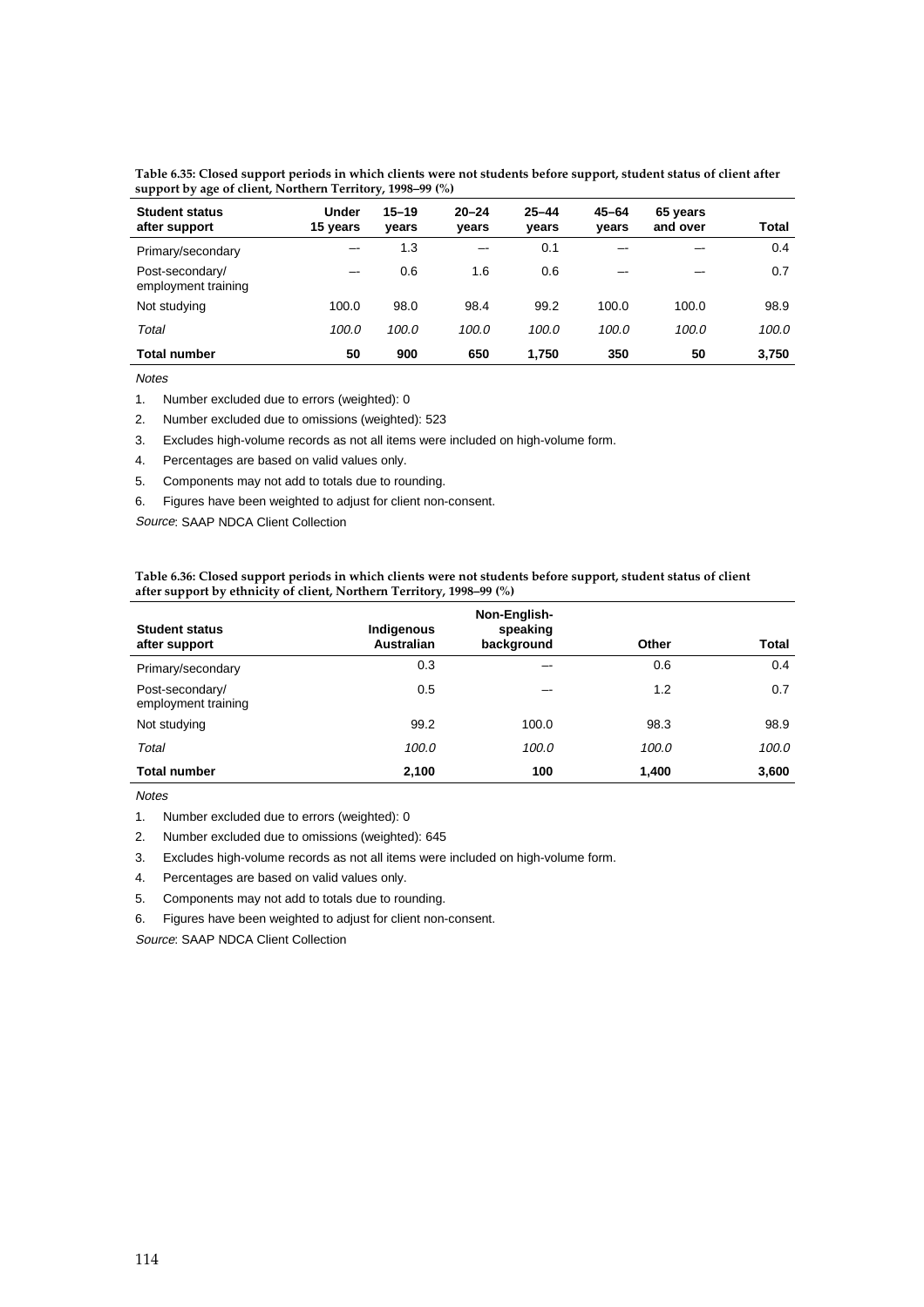**Table 6.35: Closed support periods in which clients were not students before support, student status of client after support by age of client, Northern Territory, 1998–99 (%)**

| Student status after support | Under 15 years | 15–19 years | 20–24 years | 25–44 years | 45–64 years | 65 years and over | Total |
|---|---|---|---|---|---|---|---|
| Primary/secondary | — | 1.3 | — | 0.1 | — | — | 0.4 |
| Post-secondary/ employment training | — | 0.6 | 1.6 | 0.6 | — | — | 0.7 |
| Not studying | 100.0 | 98.0 | 98.4 | 99.2 | 100.0 | 100.0 | 98.9 |
| *Total* | *100.0* | *100.0* | *100.0* | *100.0* | *100.0* | *100.0* | *100.0* |
| **Total number** | **50** | **900** | **650** | **1,750** | **350** | **50** | **3,750** |

*Notes*

1. Number excluded due to errors (weighted): 0
2. Number excluded due to omissions (weighted): 523
3. Excludes high-volume records as not all items were included on high-volume form.
4. Percentages are based on valid values only.
5. Components may not add to totals due to rounding.
6. Figures have been weighted to adjust for client non-consent.

*Source*: SAAP NDCA Client Collection

**Table 6.36: Closed support periods in which clients were not students before support, student status of client after support by ethnicity of client, Northern Territory, 1998–99 (%)**

| Student status after support | Indigenous Australian | Non-English-speaking background | Other | Total |
|---|---|---|---|---|
| Primary/secondary | 0.3 | — | 0.6 | 0.4 |
| Post-secondary/ employment training | 0.5 | — | 1.2 | 0.7 |
| Not studying | 99.2 | 100.0 | 98.3 | 98.9 |
| *Total* | *100.0* | *100.0* | *100.0* | *100.0* |
| **Total number** | **2,100** | **100** | **1,400** | **3,600** |

*Notes*

1. Number excluded due to errors (weighted): 0
2. Number excluded due to omissions (weighted): 645
3. Excludes high-volume records as not all items were included on high-volume form.
4. Percentages are based on valid values only.
5. Components may not add to totals due to rounding.
6. Figures have been weighted to adjust for client non-consent.

*Source*: SAAP NDCA Client Collection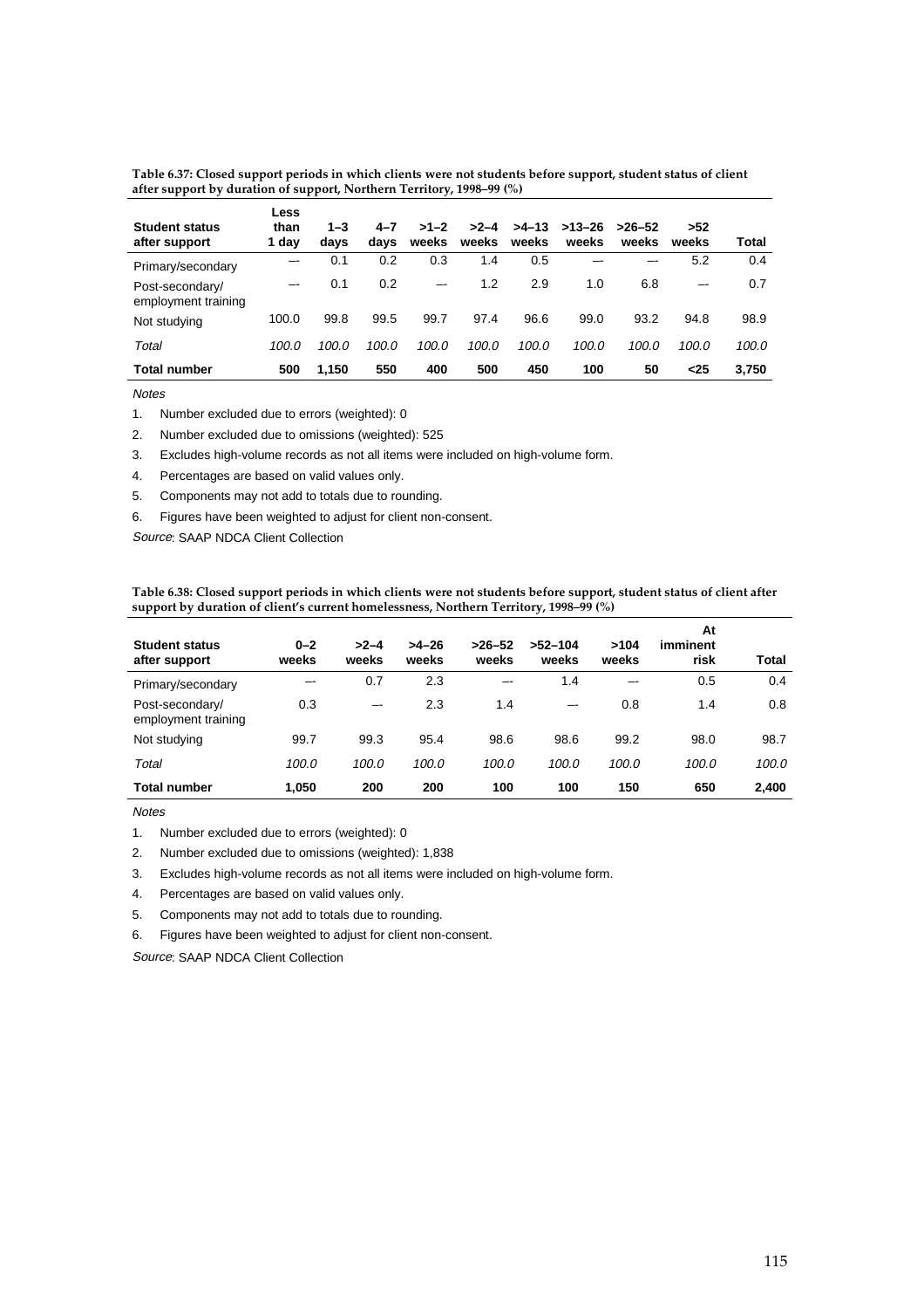**Table 6.37: Closed support periods in which clients were not students before support, student status of client after support by duration of support, Northern Territory, 1998–99 (%)**

| Student status after support | Less than 1 day | 1–3 days | 4–7 days | >1–2 weeks | >2–4 weeks | >4–13 weeks | >13–26 weeks | >26–52 weeks | >52 weeks | Total |
|---|---|---|---|---|---|---|---|---|---|---|
| Primary/secondary | — | 0.1 | 0.2 | 0.3 | 1.4 | 0.5 | — | — | 5.2 | 0.4 |
| Post-secondary/ employment training | — | 0.1 | 0.2 | — | 1.2 | 2.9 | 1.0 | 6.8 | — | 0.7 |
| Not studying | 100.0 | 99.8 | 99.5 | 99.7 | 97.4 | 96.6 | 99.0 | 93.2 | 94.8 | 98.9 |
| *Total* | *100.0* | *100.0* | *100.0* | *100.0* | *100.0* | *100.0* | *100.0* | *100.0* | *100.0* | *100.0* |
| **Total number** | **500** | **1,150** | **550** | **400** | **500** | **450** | **100** | **50** | **<25** | **3,750** |

*Notes*

1. Number excluded due to errors (weighted): 0
2. Number excluded due to omissions (weighted): 525
3. Excludes high-volume records as not all items were included on high-volume form.
4. Percentages are based on valid values only.
5. Components may not add to totals due to rounding.
6. Figures have been weighted to adjust for client non-consent.

*Source*: SAAP NDCA Client Collection

**Table 6.38: Closed support periods in which clients were not students before support, student status of client after support by duration of client's current homelessness, Northern Territory, 1998–99 (%)**

| Student status after support | 0–2 weeks | >2–4 weeks | >4–26 weeks | >26–52 weeks | >52–104 weeks | >104 weeks | At imminent risk | Total |
|---|---|---|---|---|---|---|---|---|
| Primary/secondary | — | 0.7 | 2.3 | — | 1.4 | — | 0.5 | 0.4 |
| Post-secondary/ employment training | 0.3 | — | 2.3 | 1.4 | — | 0.8 | 1.4 | 0.8 |
| Not studying | 99.7 | 99.3 | 95.4 | 98.6 | 98.6 | 99.2 | 98.0 | 98.7 |
| *Total* | *100.0* | *100.0* | *100.0* | *100.0* | *100.0* | *100.0* | *100.0* | *100.0* |
| **Total number** | **1,050** | **200** | **200** | **100** | **100** | **150** | **650** | **2,400** |

*Notes*

1. Number excluded due to errors (weighted): 0
2. Number excluded due to omissions (weighted): 1,838
3. Excludes high-volume records as not all items were included on high-volume form.
4. Percentages are based on valid values only.
5. Components may not add to totals due to rounding.
6. Figures have been weighted to adjust for client non-consent.

*Source*: SAAP NDCA Client Collection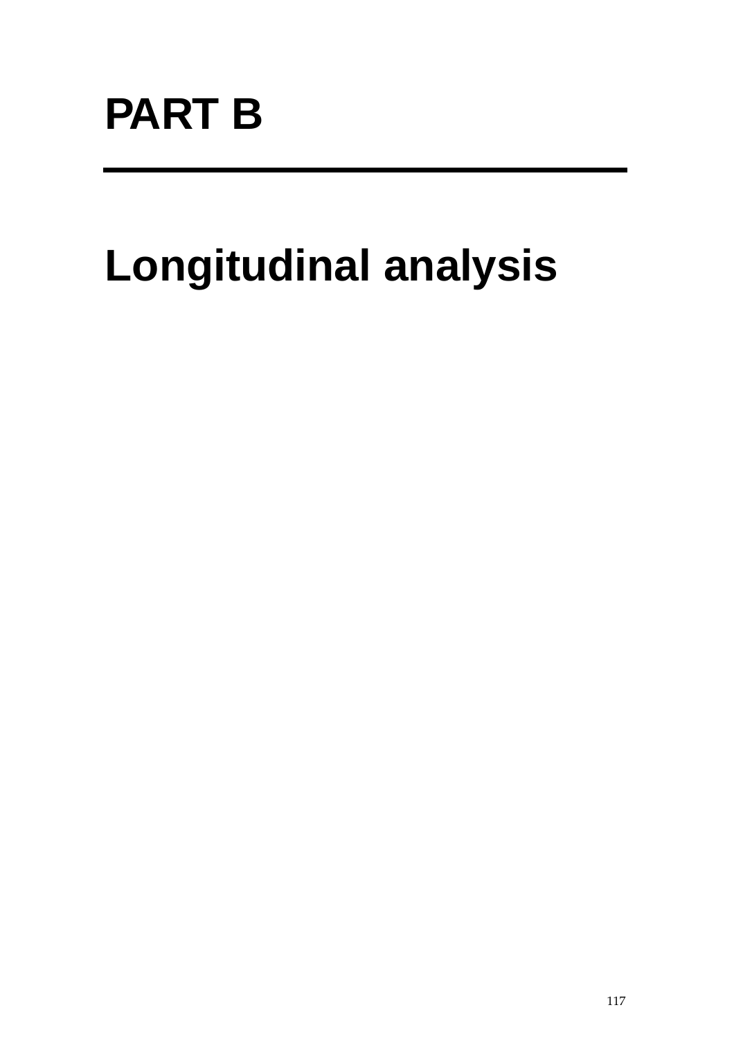# PART B

# Longitudinal analysis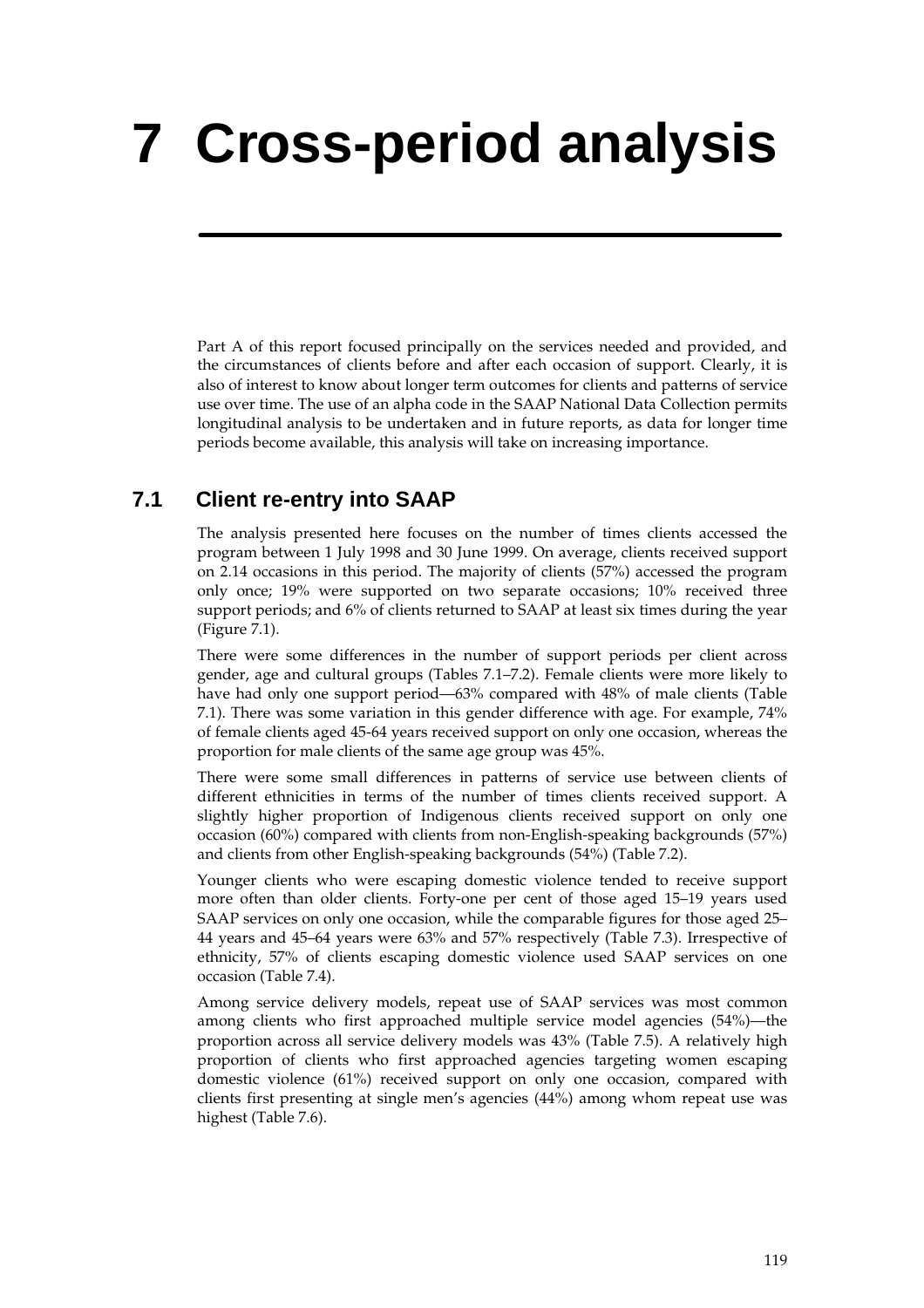# 7 Cross-period analysis

Part A of this report focused principally on the services needed and provided, and the circumstances of clients before and after each occasion of support. Clearly, it is also of interest to know about longer term outcomes for clients and patterns of service use over time. The use of an alpha code in the SAAP National Data Collection permits longitudinal analysis to be undertaken and in future reports, as data for longer time periods become available, this analysis will take on increasing importance.

## 7.1 Client re-entry into SAAP

The analysis presented here focuses on the number of times clients accessed the program between 1 July 1998 and 30 June 1999. On average, clients received support on 2.14 occasions in this period. The majority of clients (57%) accessed the program only once; 19% were supported on two separate occasions; 10% received three support periods; and 6% of clients returned to SAAP at least six times during the year (Figure 7.1).

There were some differences in the number of support periods per client across gender, age and cultural groups (Tables 7.1–7.2). Female clients were more likely to have had only one support period—63% compared with 48% of male clients (Table 7.1). There was some variation in this gender difference with age. For example, 74% of female clients aged 45-64 years received support on only one occasion, whereas the proportion for male clients of the same age group was 45%.

There were some small differences in patterns of service use between clients of different ethnicities in terms of the number of times clients received support. A slightly higher proportion of Indigenous clients received support on only one occasion (60%) compared with clients from non-English-speaking backgrounds (57%) and clients from other English-speaking backgrounds (54%) (Table 7.2).

Younger clients who were escaping domestic violence tended to receive support more often than older clients. Forty-one per cent of those aged 15–19 years used SAAP services on only one occasion, while the comparable figures for those aged 25–44 years and 45–64 years were 63% and 57% respectively (Table 7.3). Irrespective of ethnicity, 57% of clients escaping domestic violence used SAAP services on one occasion (Table 7.4).

Among service delivery models, repeat use of SAAP services was most common among clients who first approached multiple service model agencies (54%)—the proportion across all service delivery models was 43% (Table 7.5). A relatively high proportion of clients who first approached agencies targeting women escaping domestic violence (61%) received support on only one occasion, compared with clients first presenting at single men's agencies (44%) among whom repeat use was highest (Table 7.6).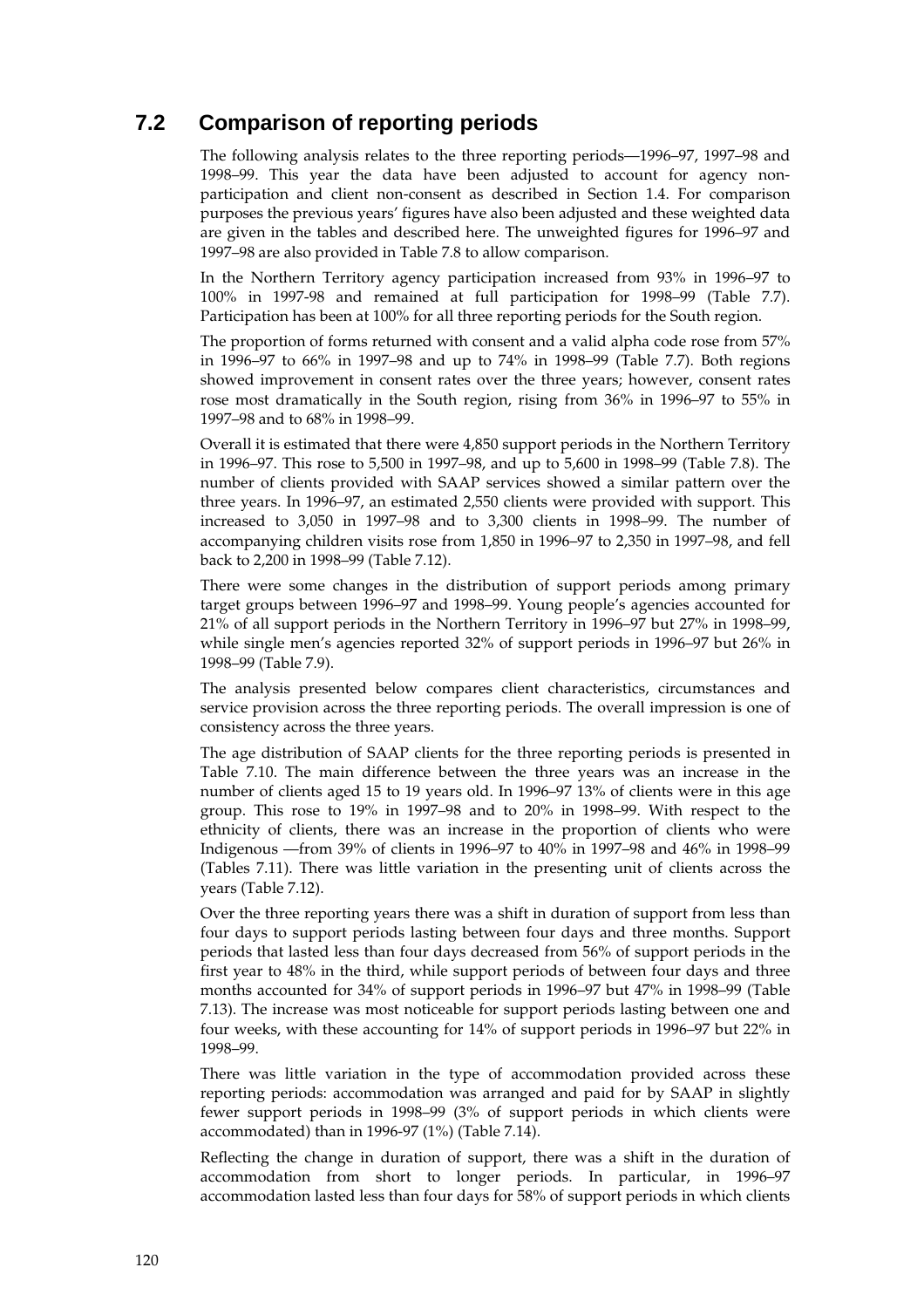## 7.2 Comparison of reporting periods

The following analysis relates to the three reporting periods—1996–97, 1997–98 and 1998–99. This year the data have been adjusted to account for agency non-participation and client non-consent as described in Section 1.4. For comparison purposes the previous years' figures have also been adjusted and these weighted data are given in the tables and described here. The unweighted figures for 1996–97 and 1997–98 are also provided in Table 7.8 to allow comparison.

In the Northern Territory agency participation increased from 93% in 1996–97 to 100% in 1997-98 and remained at full participation for 1998–99 (Table 7.7). Participation has been at 100% for all three reporting periods for the South region.

The proportion of forms returned with consent and a valid alpha code rose from 57% in 1996–97 to 66% in 1997–98 and up to 74% in 1998–99 (Table 7.7). Both regions showed improvement in consent rates over the three years; however, consent rates rose most dramatically in the South region, rising from 36% in 1996–97 to 55% in 1997–98 and to 68% in 1998–99.

Overall it is estimated that there were 4,850 support periods in the Northern Territory in 1996–97. This rose to 5,500 in 1997–98, and up to 5,600 in 1998–99 (Table 7.8). The number of clients provided with SAAP services showed a similar pattern over the three years. In 1996–97, an estimated 2,550 clients were provided with support. This increased to 3,050 in 1997–98 and to 3,300 clients in 1998–99. The number of accompanying children visits rose from 1,850 in 1996–97 to 2,350 in 1997–98, and fell back to 2,200 in 1998–99 (Table 7.12).

There were some changes in the distribution of support periods among primary target groups between 1996–97 and 1998–99. Young people's agencies accounted for 21% of all support periods in the Northern Territory in 1996–97 but 27% in 1998–99, while single men's agencies reported 32% of support periods in 1996–97 but 26% in 1998–99 (Table 7.9).

The analysis presented below compares client characteristics, circumstances and service provision across the three reporting periods. The overall impression is one of consistency across the three years.

The age distribution of SAAP clients for the three reporting periods is presented in Table 7.10. The main difference between the three years was an increase in the number of clients aged 15 to 19 years old. In 1996–97 13% of clients were in this age group. This rose to 19% in 1997–98 and to 20% in 1998–99. With respect to the ethnicity of clients, there was an increase in the proportion of clients who were Indigenous —from 39% of clients in 1996–97 to 40% in 1997–98 and 46% in 1998–99 (Tables 7.11). There was little variation in the presenting unit of clients across the years (Table 7.12).

Over the three reporting years there was a shift in duration of support from less than four days to support periods lasting between four days and three months. Support periods that lasted less than four days decreased from 56% of support periods in the first year to 48% in the third, while support periods of between four days and three months accounted for 34% of support periods in 1996–97 but 47% in 1998–99 (Table 7.13). The increase was most noticeable for support periods lasting between one and four weeks, with these accounting for 14% of support periods in 1996–97 but 22% in 1998–99.

There was little variation in the type of accommodation provided across these reporting periods: accommodation was arranged and paid for by SAAP in slightly fewer support periods in 1998–99 (3% of support periods in which clients were accommodated) than in 1996-97 (1%) (Table 7.14).

Reflecting the change in duration of support, there was a shift in the duration of accommodation from short to longer periods. In particular, in 1996–97 accommodation lasted less than four days for 58% of support periods in which clients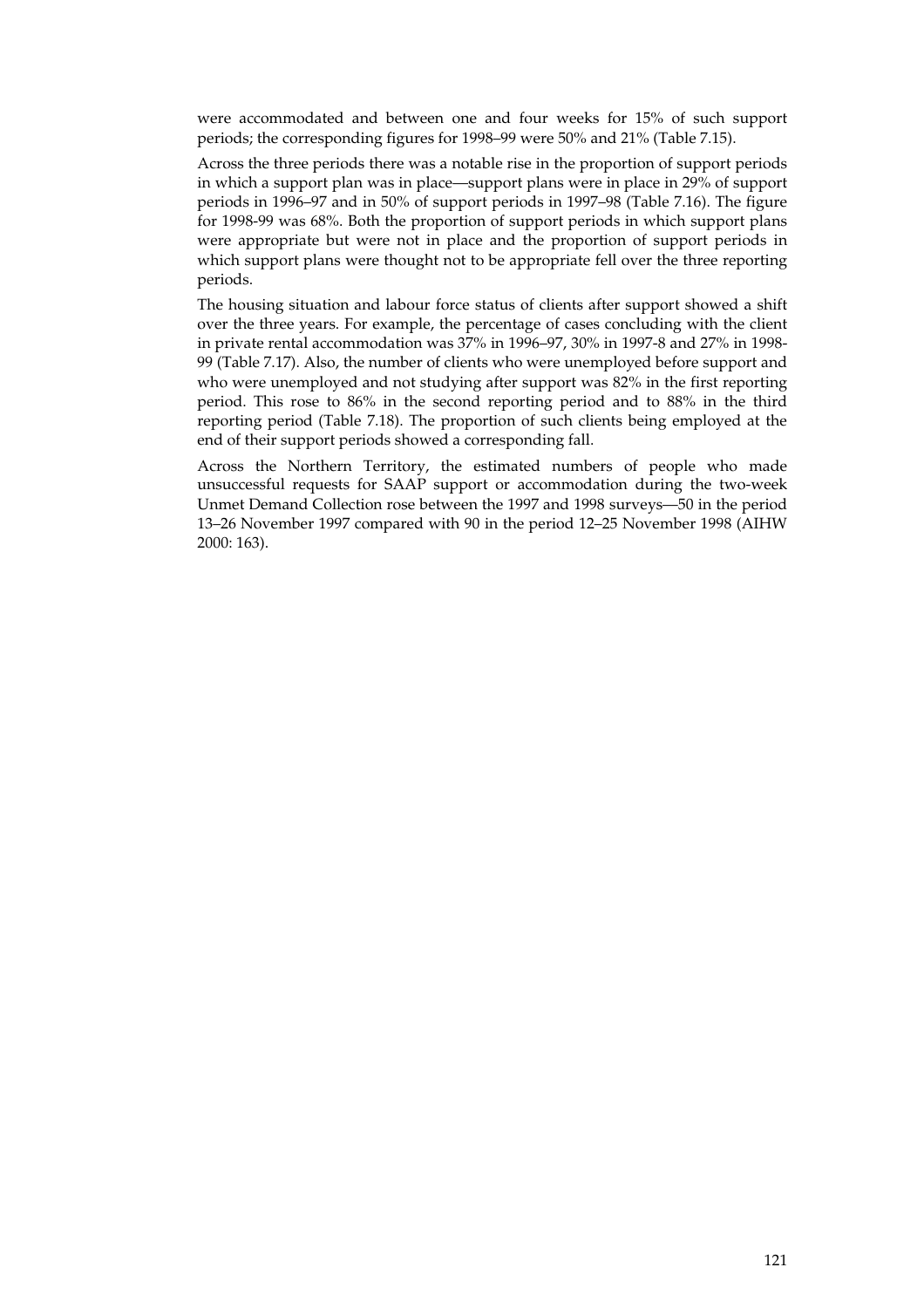were accommodated and between one and four weeks for 15% of such support periods; the corresponding figures for 1998–99 were 50% and 21% (Table 7.15).

Across the three periods there was a notable rise in the proportion of support periods in which a support plan was in place—support plans were in place in 29% of support periods in 1996–97 and in 50% of support periods in 1997–98 (Table 7.16). The figure for 1998-99 was 68%. Both the proportion of support periods in which support plans were appropriate but were not in place and the proportion of support periods in which support plans were thought not to be appropriate fell over the three reporting periods.

The housing situation and labour force status of clients after support showed a shift over the three years. For example, the percentage of cases concluding with the client in private rental accommodation was 37% in 1996–97, 30% in 1997-8 and 27% in 1998-99 (Table 7.17). Also, the number of clients who were unemployed before support and who were unemployed and not studying after support was 82% in the first reporting period. This rose to 86% in the second reporting period and to 88% in the third reporting period (Table 7.18). The proportion of such clients being employed at the end of their support periods showed a corresponding fall.

Across the Northern Territory, the estimated numbers of people who made unsuccessful requests for SAAP support or accommodation during the two-week Unmet Demand Collection rose between the 1997 and 1998 surveys—50 in the period 13–26 November 1997 compared with 90 in the period 12–25 November 1998 (AIHW 2000: 163).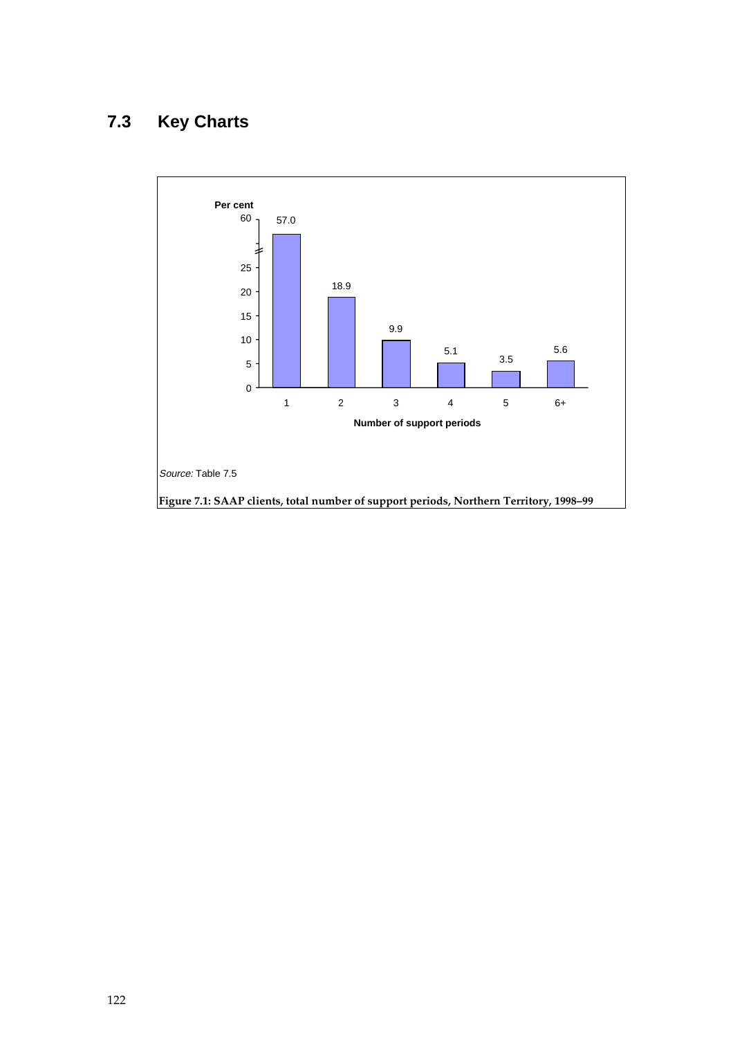## 7.3 Key Charts

Per cent

60

25

20

15

10

5

0

57.0

18.9

9.9

5.1

3.5

5.6

1

2

3

4

5

6+

Number of support periods

*Source:* Table 7.5

**Figure 7.1: SAAP clients, total number of support periods, Northern Territory, 1998–99**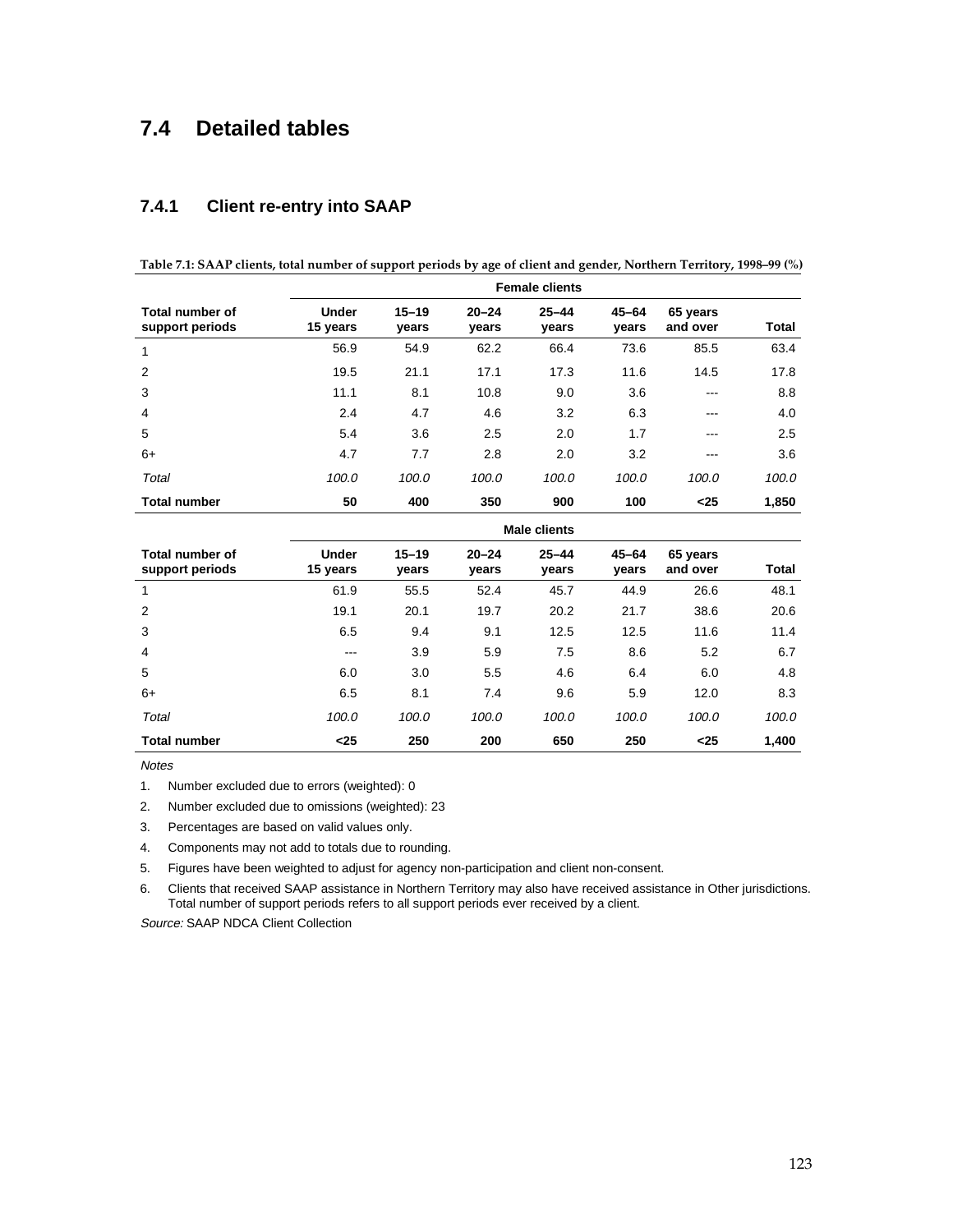## 7.4 Detailed tables

### 7.4.1 Client re-entry into SAAP

**Table 7.1: SAAP clients, total number of support periods by age of client and gender, Northern Territory, 1998–99 (%)**

| | Female clients | | | | | | |
|---|---|---|---|---|---|---|---|
| **Total number of support periods** | **Under 15 years** | **15–19 years** | **20–24 years** | **25–44 years** | **45–64 years** | **65 years and over** | **Total** |
| 1 | 56.9 | 54.9 | 62.2 | 66.4 | 73.6 | 85.5 | 63.4 |
| 2 | 19.5 | 21.1 | 17.1 | 17.3 | 11.6 | 14.5 | 17.8 |
| 3 | 11.1 | 8.1 | 10.8 | 9.0 | 3.6 | --- | 8.8 |
| 4 | 2.4 | 4.7 | 4.6 | 3.2 | 6.3 | --- | 4.0 |
| 5 | 5.4 | 3.6 | 2.5 | 2.0 | 1.7 | --- | 2.5 |
| 6+ | 4.7 | 7.7 | 2.8 | 2.0 | 3.2 | --- | 3.6 |
| *Total* | *100.0* | *100.0* | *100.0* | *100.0* | *100.0* | *100.0* | *100.0* |
| **Total number** | **50** | **400** | **350** | **900** | **100** | **<25** | **1,850** |
| | **Male clients** | | | | | | |
| **Total number of support periods** | **Under 15 years** | **15–19 years** | **20–24 years** | **25–44 years** | **45–64 years** | **65 years and over** | **Total** |
| 1 | 61.9 | 55.5 | 52.4 | 45.7 | 44.9 | 26.6 | 48.1 |
| 2 | 19.1 | 20.1 | 19.7 | 20.2 | 21.7 | 38.6 | 20.6 |
| 3 | 6.5 | 9.4 | 9.1 | 12.5 | 12.5 | 11.6 | 11.4 |
| 4 | --- | 3.9 | 5.9 | 7.5 | 8.6 | 5.2 | 6.7 |
| 5 | 6.0 | 3.0 | 5.5 | 4.6 | 6.4 | 6.0 | 4.8 |
| 6+ | 6.5 | 8.1 | 7.4 | 9.6 | 5.9 | 12.0 | 8.3 |
| *Total* | *100.0* | *100.0* | *100.0* | *100.0* | *100.0* | *100.0* | *100.0* |
| **Total number** | **<25** | **250** | **200** | **650** | **250** | **<25** | **1,400** |

*Notes*

1. Number excluded due to errors (weighted): 0
2. Number excluded due to omissions (weighted): 23
3. Percentages are based on valid values only.
4. Components may not add to totals due to rounding.
5. Figures have been weighted to adjust for agency non-participation and client non-consent.
6. Clients that received SAAP assistance in Northern Territory may also have received assistance in Other jurisdictions. Total number of support periods refers to all support periods ever received by a client.

*Source:* SAAP NDCA Client Collection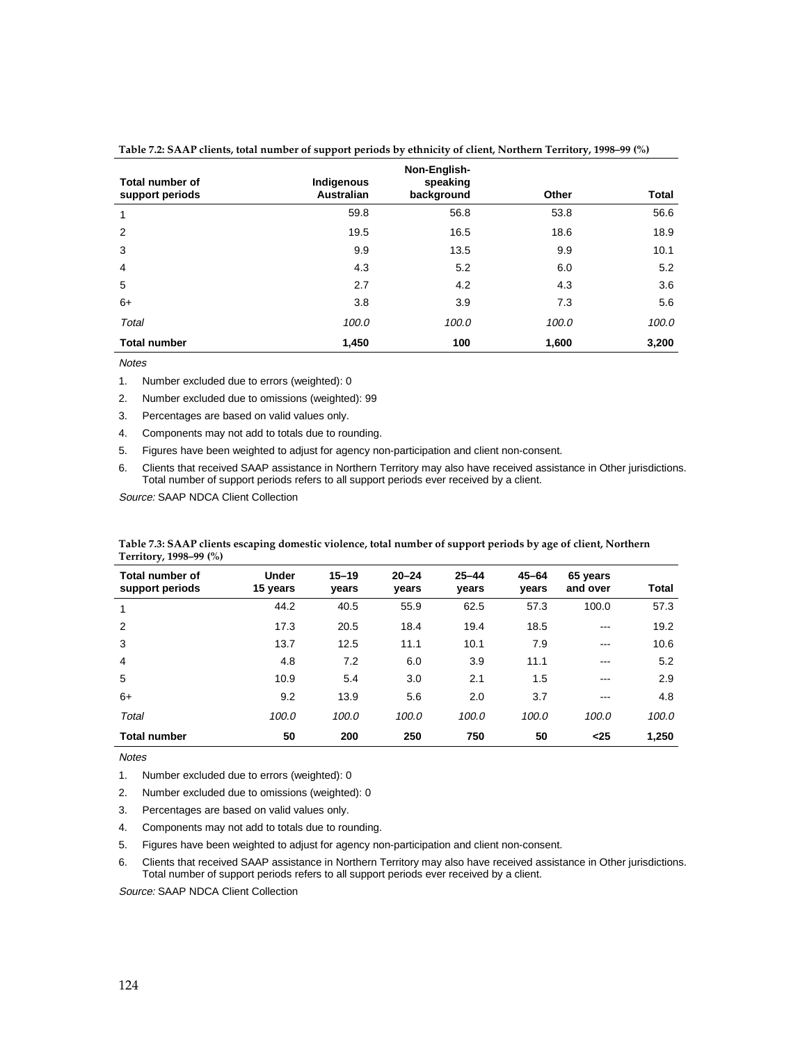**Table 7.2: SAAP clients, total number of support periods by ethnicity of client, Northern Territory, 1998–99 (%)**

| Total number of support periods | Indigenous Australian | Non-English-speaking background | Other | Total |
|---|---|---|---|---|
| 1 | 59.8 | 56.8 | 53.8 | 56.6 |
| 2 | 19.5 | 16.5 | 18.6 | 18.9 |
| 3 | 9.9 | 13.5 | 9.9 | 10.1 |
| 4 | 4.3 | 5.2 | 6.0 | 5.2 |
| 5 | 2.7 | 4.2 | 4.3 | 3.6 |
| 6+ | 3.8 | 3.9 | 7.3 | 5.6 |
| *Total* | *100.0* | *100.0* | *100.0* | *100.0* |
| **Total number** | **1,450** | **100** | **1,600** | **3,200** |

*Notes*

1. Number excluded due to errors (weighted): 0
2. Number excluded due to omissions (weighted): 99
3. Percentages are based on valid values only.
4. Components may not add to totals due to rounding.
5. Figures have been weighted to adjust for agency non-participation and client non-consent.
6. Clients that received SAAP assistance in Northern Territory may also have received assistance in Other jurisdictions. Total number of support periods refers to all support periods ever received by a client.

*Source:* SAAP NDCA Client Collection

**Table 7.3: SAAP clients escaping domestic violence, total number of support periods by age of client, Northern Territory, 1998–99 (%)**

| Total number of support periods | Under 15 years | 15–19 years | 20–24 years | 25–44 years | 45–64 years | 65 years and over | Total |
|---|---|---|---|---|---|---|---|
| 1 | 44.2 | 40.5 | 55.9 | 62.5 | 57.3 | 100.0 | 57.3 |
| 2 | 17.3 | 20.5 | 18.4 | 19.4 | 18.5 | --- | 19.2 |
| 3 | 13.7 | 12.5 | 11.1 | 10.1 | 7.9 | --- | 10.6 |
| 4 | 4.8 | 7.2 | 6.0 | 3.9 | 11.1 | --- | 5.2 |
| 5 | 10.9 | 5.4 | 3.0 | 2.1 | 1.5 | --- | 2.9 |
| 6+ | 9.2 | 13.9 | 5.6 | 2.0 | 3.7 | --- | 4.8 |
| *Total* | *100.0* | *100.0* | *100.0* | *100.0* | *100.0* | *100.0* | *100.0* |
| **Total number** | **50** | **200** | **250** | **750** | **50** | **<25** | **1,250** |

*Notes*

1. Number excluded due to errors (weighted): 0
2. Number excluded due to omissions (weighted): 0
3. Percentages are based on valid values only.
4. Components may not add to totals due to rounding.
5. Figures have been weighted to adjust for agency non-participation and client non-consent.
6. Clients that received SAAP assistance in Northern Territory may also have received assistance in Other jurisdictions. Total number of support periods refers to all support periods ever received by a client.

*Source:* SAAP NDCA Client Collection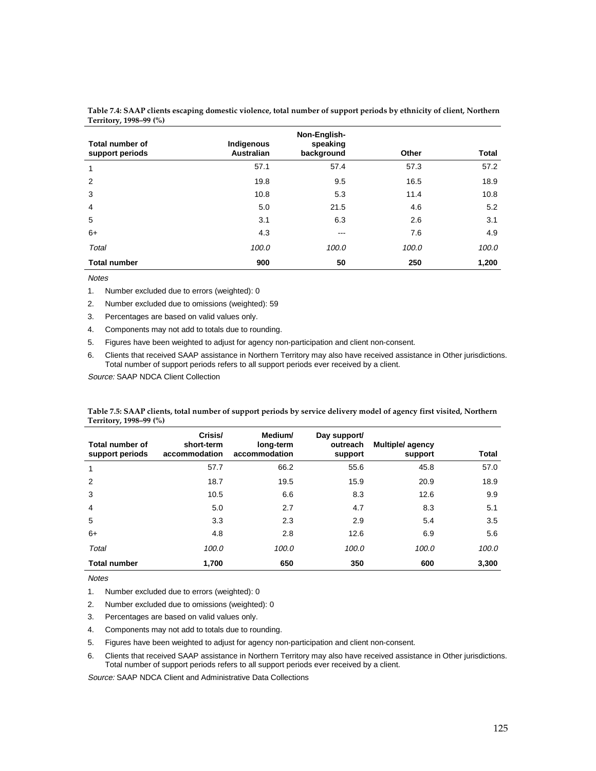**Table 7.4: SAAP clients escaping domestic violence, total number of support periods by ethnicity of client, Northern Territory, 1998–99 (%)**

| Total number of support periods | Indigenous Australian | Non-English-speaking background | Other | Total |
|---|---|---|---|---|
| 1 | 57.1 | 57.4 | 57.3 | 57.2 |
| 2 | 19.8 | 9.5 | 16.5 | 18.9 |
| 3 | 10.8 | 5.3 | 11.4 | 10.8 |
| 4 | 5.0 | 21.5 | 4.6 | 5.2 |
| 5 | 3.1 | 6.3 | 2.6 | 3.1 |
| 6+ | 4.3 | --- | 7.6 | 4.9 |
| *Total* | *100.0* | *100.0* | *100.0* | *100.0* |
| **Total number** | **900** | **50** | **250** | **1,200** |

*Notes*

1. Number excluded due to errors (weighted): 0
2. Number excluded due to omissions (weighted): 59
3. Percentages are based on valid values only.
4. Components may not add to totals due to rounding.
5. Figures have been weighted to adjust for agency non-participation and client non-consent.
6. Clients that received SAAP assistance in Northern Territory may also have received assistance in Other jurisdictions. Total number of support periods refers to all support periods ever received by a client.

*Source:* SAAP NDCA Client Collection

**Table 7.5: SAAP clients, total number of support periods by service delivery model of agency first visited, Northern Territory, 1998–99 (%)**

| Total number of support periods | Crisis/ short-term accommodation | Medium/ long-term accommodation | Day support/ outreach support | Multiple/ agency support | Total |
|---|---|---|---|---|---|
| 1 | 57.7 | 66.2 | 55.6 | 45.8 | 57.0 |
| 2 | 18.7 | 19.5 | 15.9 | 20.9 | 18.9 |
| 3 | 10.5 | 6.6 | 8.3 | 12.6 | 9.9 |
| 4 | 5.0 | 2.7 | 4.7 | 8.3 | 5.1 |
| 5 | 3.3 | 2.3 | 2.9 | 5.4 | 3.5 |
| 6+ | 4.8 | 2.8 | 12.6 | 6.9 | 5.6 |
| *Total* | *100.0* | *100.0* | *100.0* | *100.0* | *100.0* |
| **Total number** | **1,700** | **650** | **350** | **600** | **3,300** |

*Notes*

1. Number excluded due to errors (weighted): 0
2. Number excluded due to omissions (weighted): 0
3. Percentages are based on valid values only.
4. Components may not add to totals due to rounding.
5. Figures have been weighted to adjust for agency non-participation and client non-consent.
6. Clients that received SAAP assistance in Northern Territory may also have received assistance in Other jurisdictions. Total number of support periods refers to all support periods ever received by a client.

*Source:* SAAP NDCA Client and Administrative Data Collections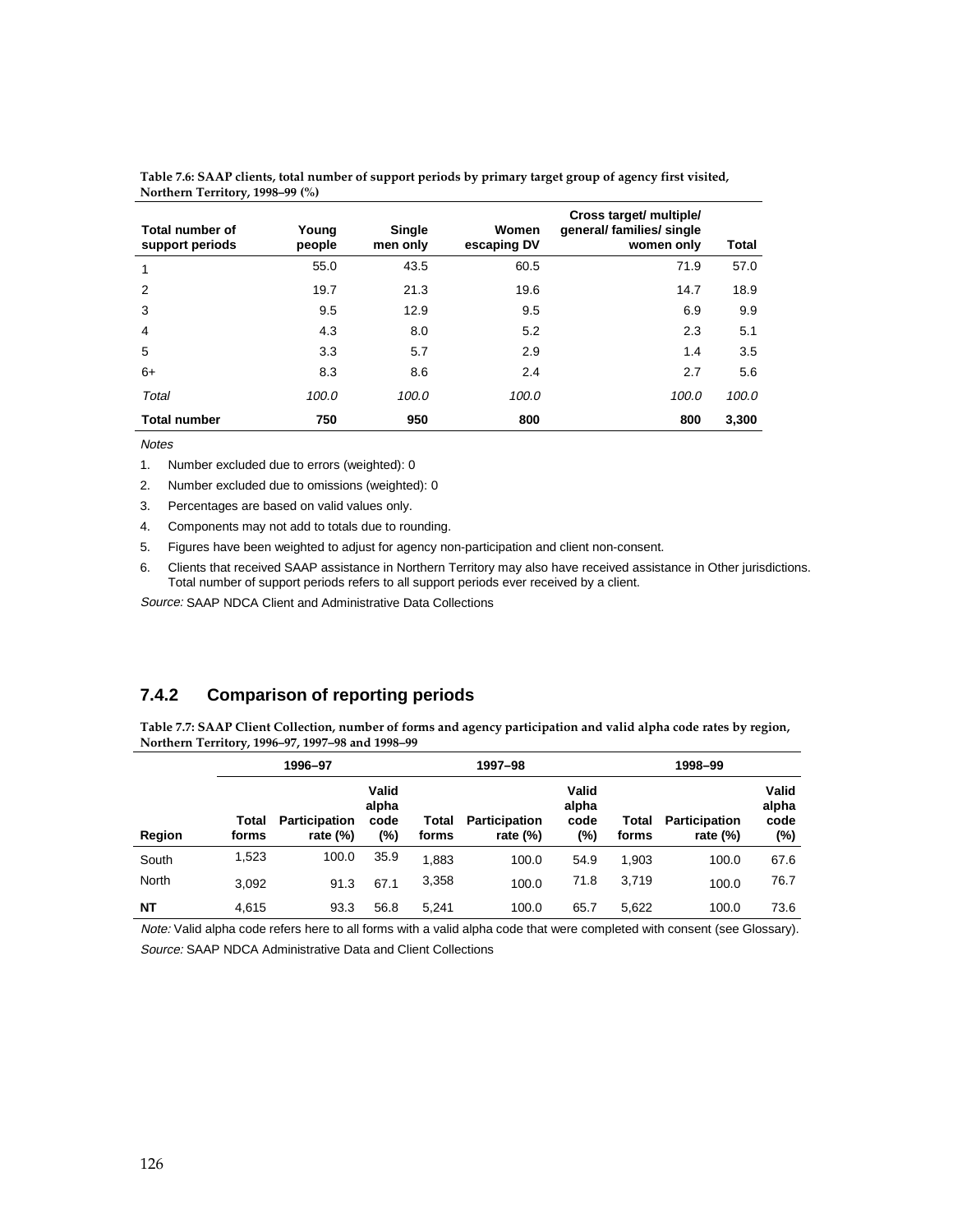**Table 7.6: SAAP clients, total number of support periods by primary target group of agency first visited, Northern Territory, 1998–99 (%)**

| Total number of support periods | Young people | Single men only | Women escaping DV | Cross target/ multiple/ general/ families/ single women only | Total |
|---|---|---|---|---|---|
| 1 | 55.0 | 43.5 | 60.5 | 71.9 | 57.0 |
| 2 | 19.7 | 21.3 | 19.6 | 14.7 | 18.9 |
| 3 | 9.5 | 12.9 | 9.5 | 6.9 | 9.9 |
| 4 | 4.3 | 8.0 | 5.2 | 2.3 | 5.1 |
| 5 | 3.3 | 5.7 | 2.9 | 1.4 | 3.5 |
| 6+ | 8.3 | 8.6 | 2.4 | 2.7 | 5.6 |
| *Total* | *100.0* | *100.0* | *100.0* | *100.0* | *100.0* |
| **Total number** | **750** | **950** | **800** | **800** | **3,300** |

*Notes*

1. Number excluded due to errors (weighted): 0
2. Number excluded due to omissions (weighted): 0
3. Percentages are based on valid values only.
4. Components may not add to totals due to rounding.
5. Figures have been weighted to adjust for agency non-participation and client non-consent.
6. Clients that received SAAP assistance in Northern Territory may also have received assistance in Other jurisdictions. Total number of support periods refers to all support periods ever received by a client.

*Source:* SAAP NDCA Client and Administrative Data Collections

### 7.4.2 Comparison of reporting periods

**Table 7.7: SAAP Client Collection, number of forms and agency participation and valid alpha code rates by region, Northern Territory, 1996–97, 1997–98 and 1998–99**

| | 1996–97 | | | 1997–98 | | | 1998–99 | | |
|---|---|---|---|---|---|---|---|---|---|
| Region | Total forms | Participation rate (%) | Valid alpha code (%) | Total forms | Participation rate (%) | Valid alpha code (%) | Total forms | Participation rate (%) | Valid alpha code (%) |
| South | 1,523 | 100.0 | 35.9 | 1,883 | 100.0 | 54.9 | 1,903 | 100.0 | 67.6 |
| North | 3,092 | 91.3 | 67.1 | 3,358 | 100.0 | 71.8 | 3,719 | 100.0 | 76.7 |
| **NT** | 4,615 | 93.3 | 56.8 | 5,241 | 100.0 | 65.7 | 5,622 | 100.0 | 73.6 |

*Note:* Valid alpha code refers here to all forms with a valid alpha code that were completed with consent (see Glossary).

*Source:* SAAP NDCA Administrative Data and Client Collections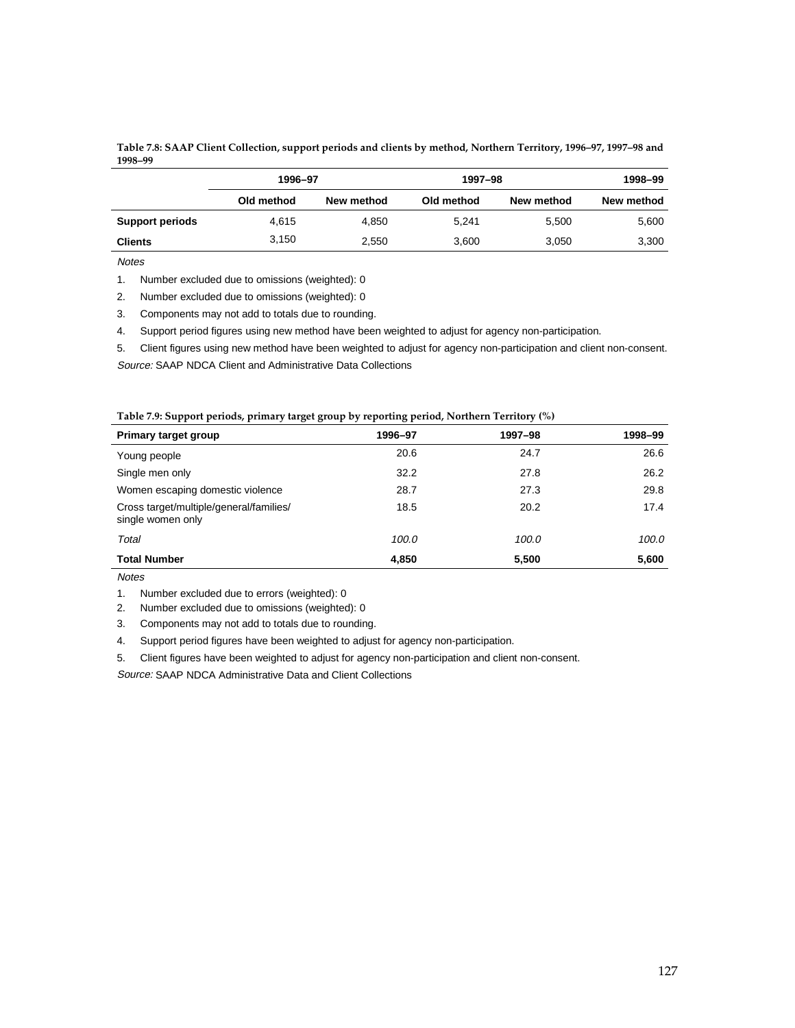**Table 7.8: SAAP Client Collection, support periods and clients by method, Northern Territory, 1996–97, 1997–98 and 1998–99**

| | 1996–97 | | 1997–98 | | 1998–99 |
|---|---|---|---|---|---|
| | Old method | New method | Old method | New method | New method |
| **Support periods** | 4,615 | 4,850 | 5,241 | 5,500 | 5,600 |
| **Clients** | 3,150 | 2,550 | 3,600 | 3,050 | 3,300 |

*Notes*

1. Number excluded due to omissions (weighted): 0
2. Number excluded due to omissions (weighted): 0
3. Components may not add to totals due to rounding.
4. Support period figures using new method have been weighted to adjust for agency non-participation.
5. Client figures using new method have been weighted to adjust for agency non-participation and client non-consent.

*Source:* SAAP NDCA Client and Administrative Data Collections

**Table 7.9: Support periods, primary target group by reporting period, Northern Territory (%)**

| Primary target group | 1996–97 | 1997–98 | 1998–99 |
|---|---|---|---|
| Young people | 20.6 | 24.7 | 26.6 |
| Single men only | 32.2 | 27.8 | 26.2 |
| Women escaping domestic violence | 28.7 | 27.3 | 29.8 |
| Cross target/multiple/general/families/ single women only | 18.5 | 20.2 | 17.4 |
| *Total* | *100.0* | *100.0* | *100.0* |
| **Total Number** | **4,850** | **5,500** | **5,600** |

*Notes*

1. Number excluded due to errors (weighted): 0
2. Number excluded due to omissions (weighted): 0
3. Components may not add to totals due to rounding.
4. Support period figures have been weighted to adjust for agency non-participation.
5. Client figures have been weighted to adjust for agency non-participation and client non-consent.

*Source:* SAAP NDCA Administrative Data and Client Collections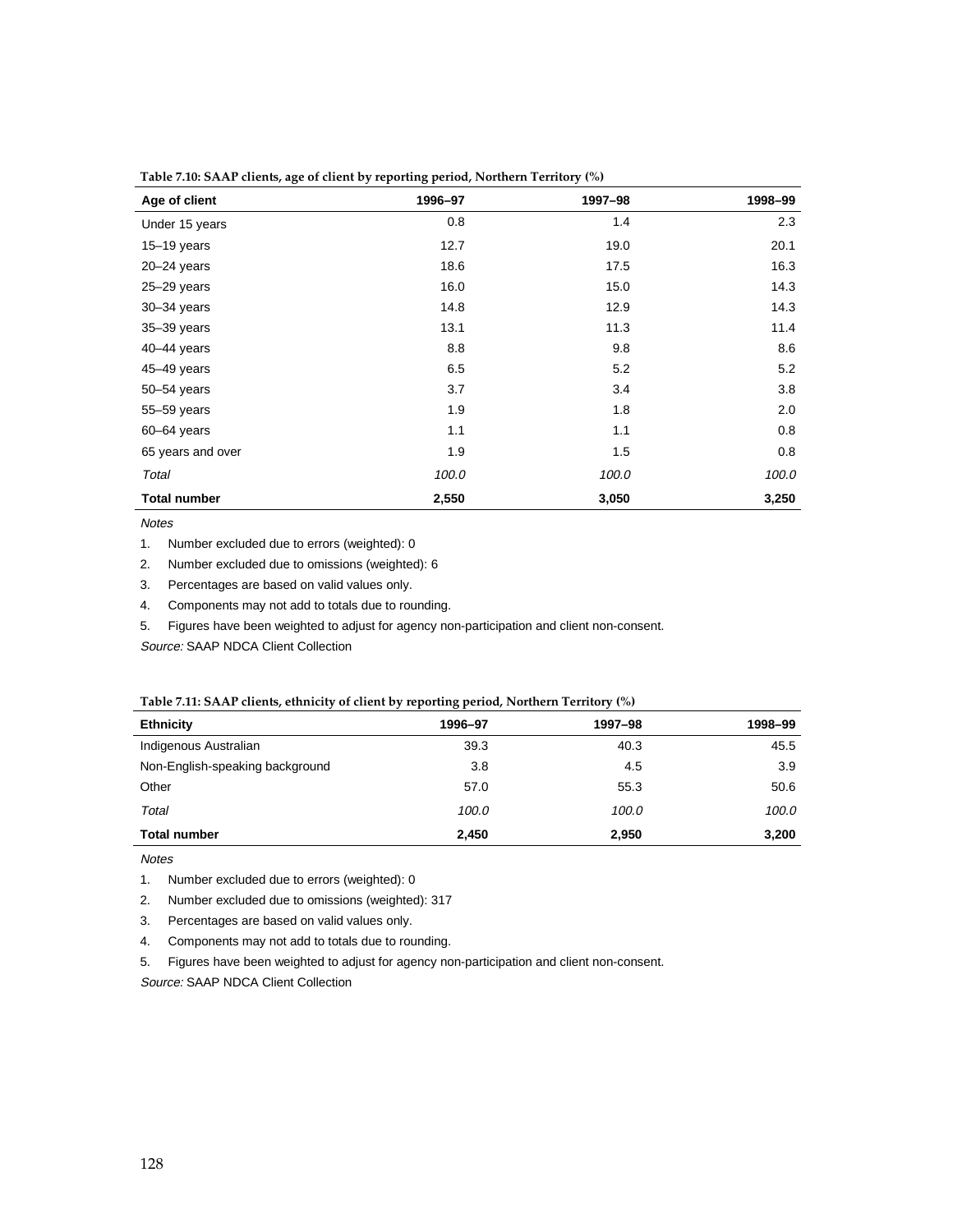**Table 7.10: SAAP clients, age of client by reporting period, Northern Territory (%)**

| Age of client | 1996–97 | 1997–98 | 1998–99 |
|---|---|---|---|
| Under 15 years | 0.8 | 1.4 | 2.3 |
| 15–19 years | 12.7 | 19.0 | 20.1 |
| 20–24 years | 18.6 | 17.5 | 16.3 |
| 25–29 years | 16.0 | 15.0 | 14.3 |
| 30–34 years | 14.8 | 12.9 | 14.3 |
| 35–39 years | 13.1 | 11.3 | 11.4 |
| 40–44 years | 8.8 | 9.8 | 8.6 |
| 45–49 years | 6.5 | 5.2 | 5.2 |
| 50–54 years | 3.7 | 3.4 | 3.8 |
| 55–59 years | 1.9 | 1.8 | 2.0 |
| 60–64 years | 1.1 | 1.1 | 0.8 |
| 65 years and over | 1.9 | 1.5 | 0.8 |
| *Total* | *100.0* | *100.0* | *100.0* |
| **Total number** | **2,550** | **3,050** | **3,250** |

*Notes*

1. Number excluded due to errors (weighted): 0
2. Number excluded due to omissions (weighted): 6
3. Percentages are based on valid values only.
4. Components may not add to totals due to rounding.
5. Figures have been weighted to adjust for agency non-participation and client non-consent.

*Source:* SAAP NDCA Client Collection

**Table 7.11: SAAP clients, ethnicity of client by reporting period, Northern Territory (%)**

| Ethnicity | 1996–97 | 1997–98 | 1998–99 |
|---|---|---|---|
| Indigenous Australian | 39.3 | 40.3 | 45.5 |
| Non-English-speaking background | 3.8 | 4.5 | 3.9 |
| Other | 57.0 | 55.3 | 50.6 |
| *Total* | *100.0* | *100.0* | *100.0* |
| **Total number** | **2,450** | **2,950** | **3,200** |

*Notes*

1. Number excluded due to errors (weighted): 0
2. Number excluded due to omissions (weighted): 317
3. Percentages are based on valid values only.
4. Components may not add to totals due to rounding.
5. Figures have been weighted to adjust for agency non-participation and client non-consent.

*Source:* SAAP NDCA Client Collection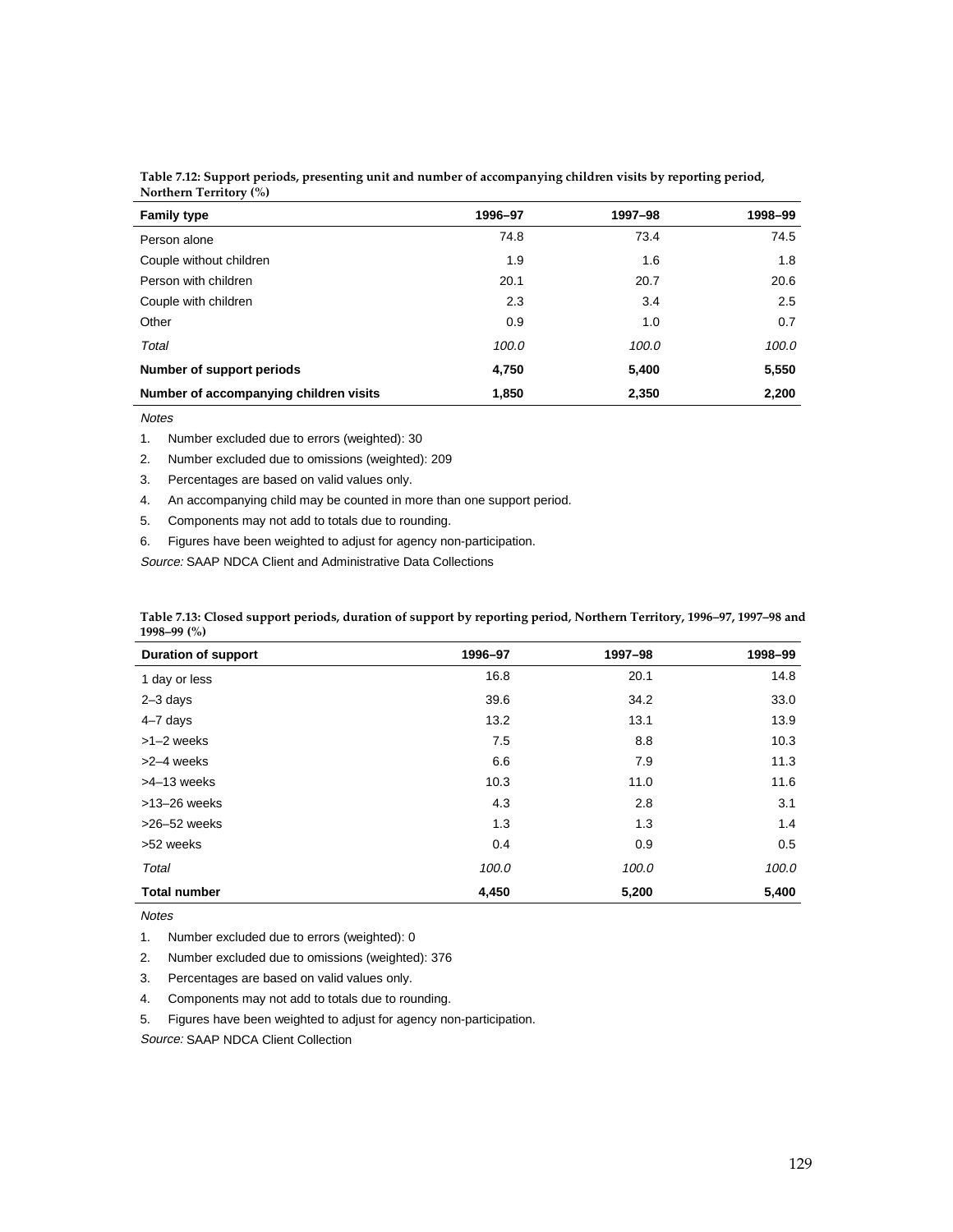**Table 7.12: Support periods, presenting unit and number of accompanying children visits by reporting period, Northern Territory (%)**

| Family type | 1996–97 | 1997–98 | 1998–99 |
|---|---|---|---|
| Person alone | 74.8 | 73.4 | 74.5 |
| Couple without children | 1.9 | 1.6 | 1.8 |
| Person with children | 20.1 | 20.7 | 20.6 |
| Couple with children | 2.3 | 3.4 | 2.5 |
| Other | 0.9 | 1.0 | 0.7 |
| *Total* | *100.0* | *100.0* | *100.0* |
| **Number of support periods** | **4,750** | **5,400** | **5,550** |
| **Number of accompanying children visits** | **1,850** | **2,350** | **2,200** |

*Notes*

1. Number excluded due to errors (weighted): 30
2. Number excluded due to omissions (weighted): 209
3. Percentages are based on valid values only.
4. An accompanying child may be counted in more than one support period.
5. Components may not add to totals due to rounding.
6. Figures have been weighted to adjust for agency non-participation.

*Source:* SAAP NDCA Client and Administrative Data Collections

**Table 7.13: Closed support periods, duration of support by reporting period, Northern Territory, 1996–97, 1997–98 and 1998–99 (%)**

| Duration of support | 1996–97 | 1997–98 | 1998–99 |
|---|---|---|---|
| 1 day or less | 16.8 | 20.1 | 14.8 |
| 2–3 days | 39.6 | 34.2 | 33.0 |
| 4–7 days | 13.2 | 13.1 | 13.9 |
| >1–2 weeks | 7.5 | 8.8 | 10.3 |
| >2–4 weeks | 6.6 | 7.9 | 11.3 |
| >4–13 weeks | 10.3 | 11.0 | 11.6 |
| >13–26 weeks | 4.3 | 2.8 | 3.1 |
| >26–52 weeks | 1.3 | 1.3 | 1.4 |
| >52 weeks | 0.4 | 0.9 | 0.5 |
| *Total* | *100.0* | *100.0* | *100.0* |
| **Total number** | **4,450** | **5,200** | **5,400** |

*Notes*

1. Number excluded due to errors (weighted): 0
2. Number excluded due to omissions (weighted): 376
3. Percentages are based on valid values only.
4. Components may not add to totals due to rounding.
5. Figures have been weighted to adjust for agency non-participation.

*Source:* SAAP NDCA Client Collection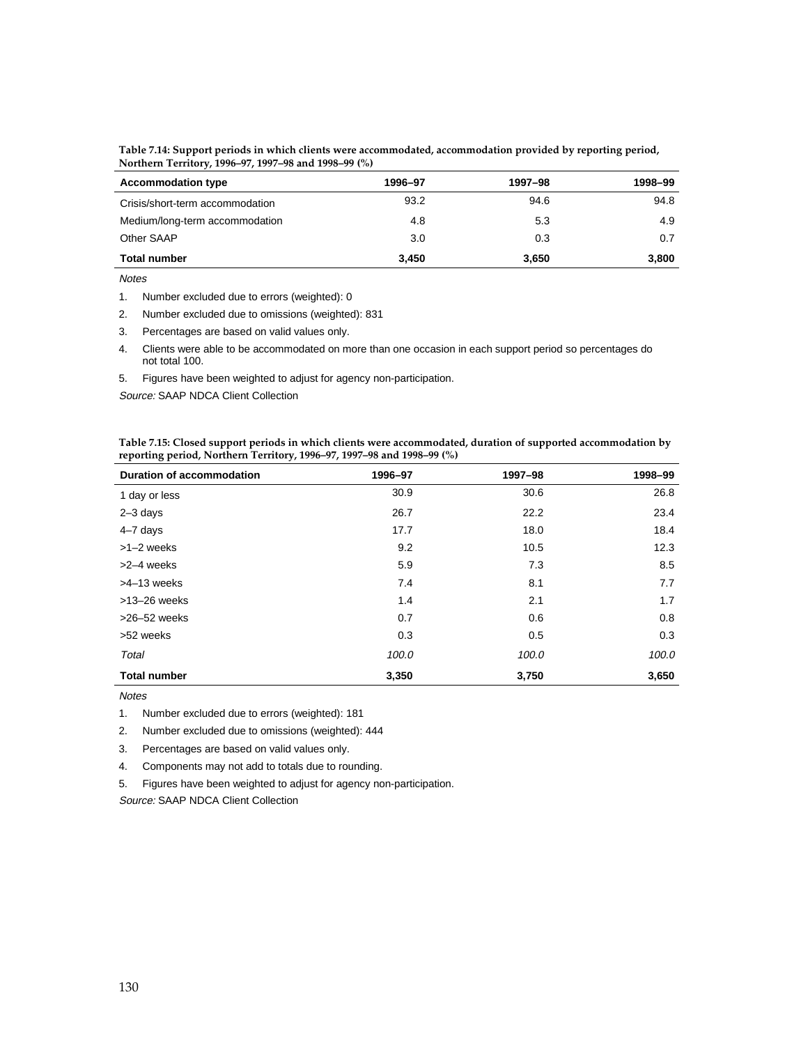**Table 7.14: Support periods in which clients were accommodated, accommodation provided by reporting period, Northern Territory, 1996–97, 1997–98 and 1998–99 (%)**

| Accommodation type | 1996–97 | 1997–98 | 1998–99 |
|---|---|---|---|
| Crisis/short-term accommodation | 93.2 | 94.6 | 94.8 |
| Medium/long-term accommodation | 4.8 | 5.3 | 4.9 |
| Other SAAP | 3.0 | 0.3 | 0.7 |
| **Total number** | **3,450** | **3,650** | **3,800** |

*Notes*

1. Number excluded due to errors (weighted): 0
2. Number excluded due to omissions (weighted): 831
3. Percentages are based on valid values only.
4. Clients were able to be accommodated on more than one occasion in each support period so percentages do not total 100.
5. Figures have been weighted to adjust for agency non-participation.

*Source:* SAAP NDCA Client Collection

**Table 7.15: Closed support periods in which clients were accommodated, duration of supported accommodation by reporting period, Northern Territory, 1996–97, 1997–98 and 1998–99 (%)**

| Duration of accommodation | 1996–97 | 1997–98 | 1998–99 |
|---|---|---|---|
| 1 day or less | 30.9 | 30.6 | 26.8 |
| 2–3 days | 26.7 | 22.2 | 23.4 |
| 4–7 days | 17.7 | 18.0 | 18.4 |
| >1–2 weeks | 9.2 | 10.5 | 12.3 |
| >2–4 weeks | 5.9 | 7.3 | 8.5 |
| >4–13 weeks | 7.4 | 8.1 | 7.7 |
| >13–26 weeks | 1.4 | 2.1 | 1.7 |
| >26–52 weeks | 0.7 | 0.6 | 0.8 |
| >52 weeks | 0.3 | 0.5 | 0.3 |
| *Total* | *100.0* | *100.0* | *100.0* |
| **Total number** | **3,350** | **3,750** | **3,650** |

*Notes*

1. Number excluded due to errors (weighted): 181
2. Number excluded due to omissions (weighted): 444
3. Percentages are based on valid values only.
4. Components may not add to totals due to rounding.
5. Figures have been weighted to adjust for agency non-participation.

*Source:* SAAP NDCA Client Collection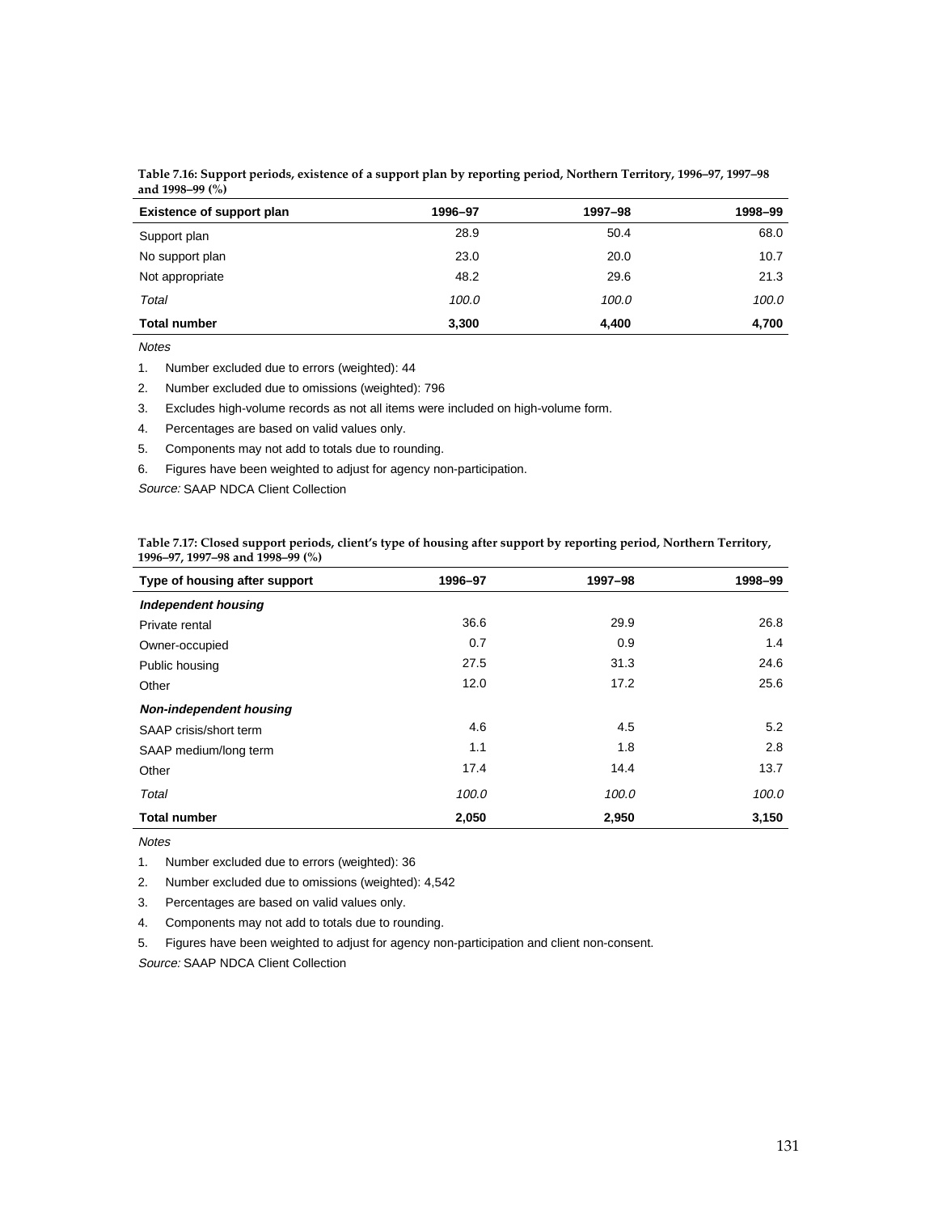**Table 7.16: Support periods, existence of a support plan by reporting period, Northern Territory, 1996–97, 1997–98 and 1998–99 (%)**

| Existence of support plan | 1996–97 | 1997–98 | 1998–99 |
|---|---|---|---|
| Support plan | 28.9 | 50.4 | 68.0 |
| No support plan | 23.0 | 20.0 | 10.7 |
| Not appropriate | 48.2 | 29.6 | 21.3 |
| *Total* | *100.0* | *100.0* | *100.0* |
| **Total number** | **3,300** | **4,400** | **4,700** |

*Notes*

1. Number excluded due to errors (weighted): 44
2. Number excluded due to omissions (weighted): 796
3. Excludes high-volume records as not all items were included on high-volume form.
4. Percentages are based on valid values only.
5. Components may not add to totals due to rounding.
6. Figures have been weighted to adjust for agency non-participation.

*Source:* SAAP NDCA Client Collection

**Table 7.17: Closed support periods, client's type of housing after support by reporting period, Northern Territory, 1996–97, 1997–98 and 1998–99 (%)**

| Type of housing after support | 1996–97 | 1997–98 | 1998–99 |
|---|---|---|---|
| ***Independent housing*** | | | |
| Private rental | 36.6 | 29.9 | 26.8 |
| Owner-occupied | 0.7 | 0.9 | 1.4 |
| Public housing | 27.5 | 31.3 | 24.6 |
| Other | 12.0 | 17.2 | 25.6 |
| ***Non-independent housing*** | | | |
| SAAP crisis/short term | 4.6 | 4.5 | 5.2 |
| SAAP medium/long term | 1.1 | 1.8 | 2.8 |
| Other | 17.4 | 14.4 | 13.7 |
| *Total* | *100.0* | *100.0* | *100.0* |
| **Total number** | **2,050** | **2,950** | **3,150** |

*Notes*

1. Number excluded due to errors (weighted): 36
2. Number excluded due to omissions (weighted): 4,542
3. Percentages are based on valid values only.
4. Components may not add to totals due to rounding.
5. Figures have been weighted to adjust for agency non-participation and client non-consent.

*Source:* SAAP NDCA Client Collection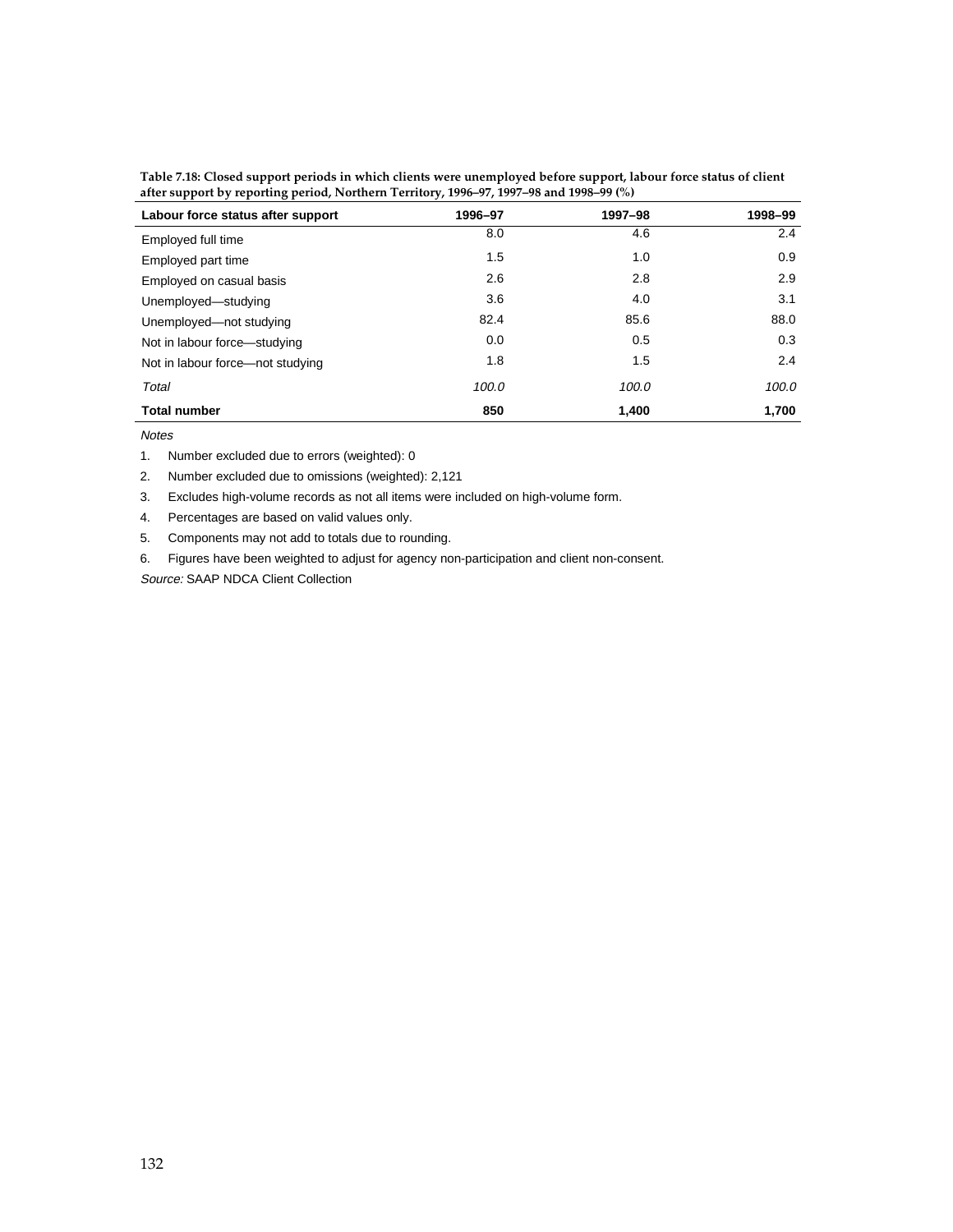**Table 7.18: Closed support periods in which clients were unemployed before support, labour force status of client after support by reporting period, Northern Territory, 1996–97, 1997–98 and 1998–99 (%)**

| Labour force status after support | 1996–97 | 1997–98 | 1998–99 |
|---|---|---|---|
| Employed full time | 8.0 | 4.6 | 2.4 |
| Employed part time | 1.5 | 1.0 | 0.9 |
| Employed on casual basis | 2.6 | 2.8 | 2.9 |
| Unemployed—studying | 3.6 | 4.0 | 3.1 |
| Unemployed—not studying | 82.4 | 85.6 | 88.0 |
| Not in labour force—studying | 0.0 | 0.5 | 0.3 |
| Not in labour force—not studying | 1.8 | 1.5 | 2.4 |
| *Total* | *100.0* | *100.0* | *100.0* |
| **Total number** | **850** | **1,400** | **1,700** |

*Notes*

1. Number excluded due to errors (weighted): 0
2. Number excluded due to omissions (weighted): 2,121
3. Excludes high-volume records as not all items were included on high-volume form.
4. Percentages are based on valid values only.
5. Components may not add to totals due to rounding.
6. Figures have been weighted to adjust for agency non-participation and client non-consent.

*Source:* SAAP NDCA Client Collection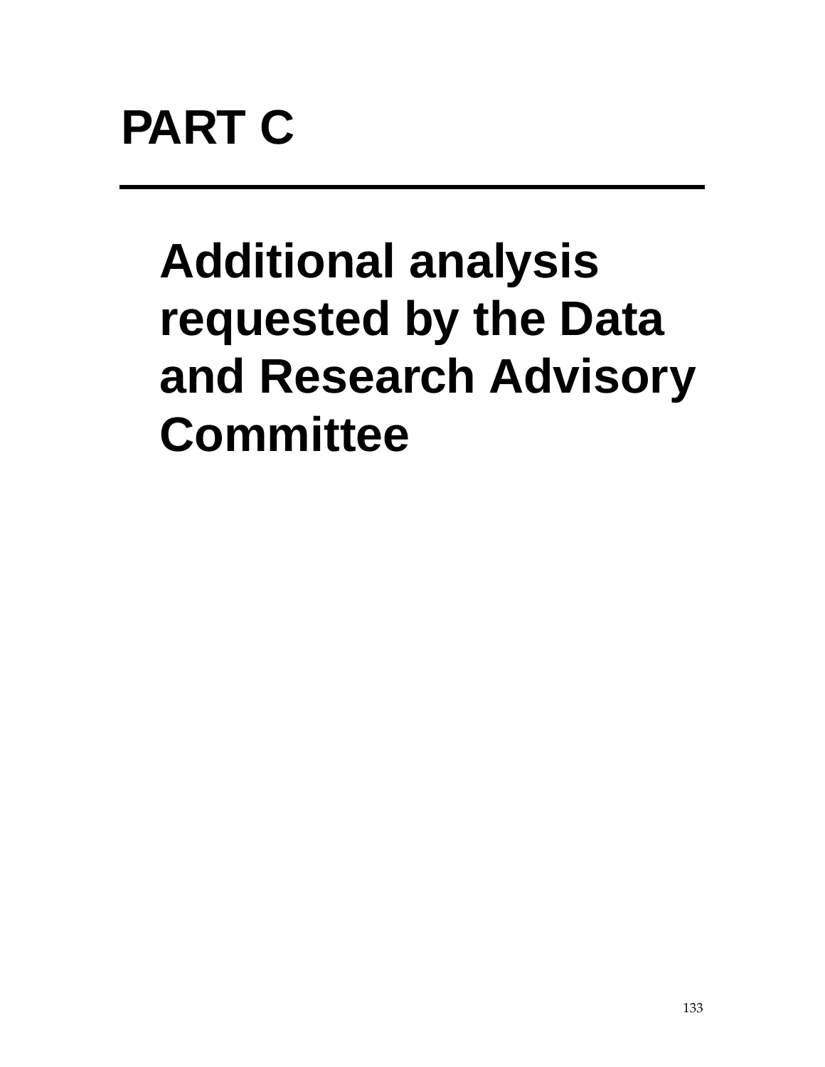# PART C

## Additional analysis requested by the Data and Research Advisory Committee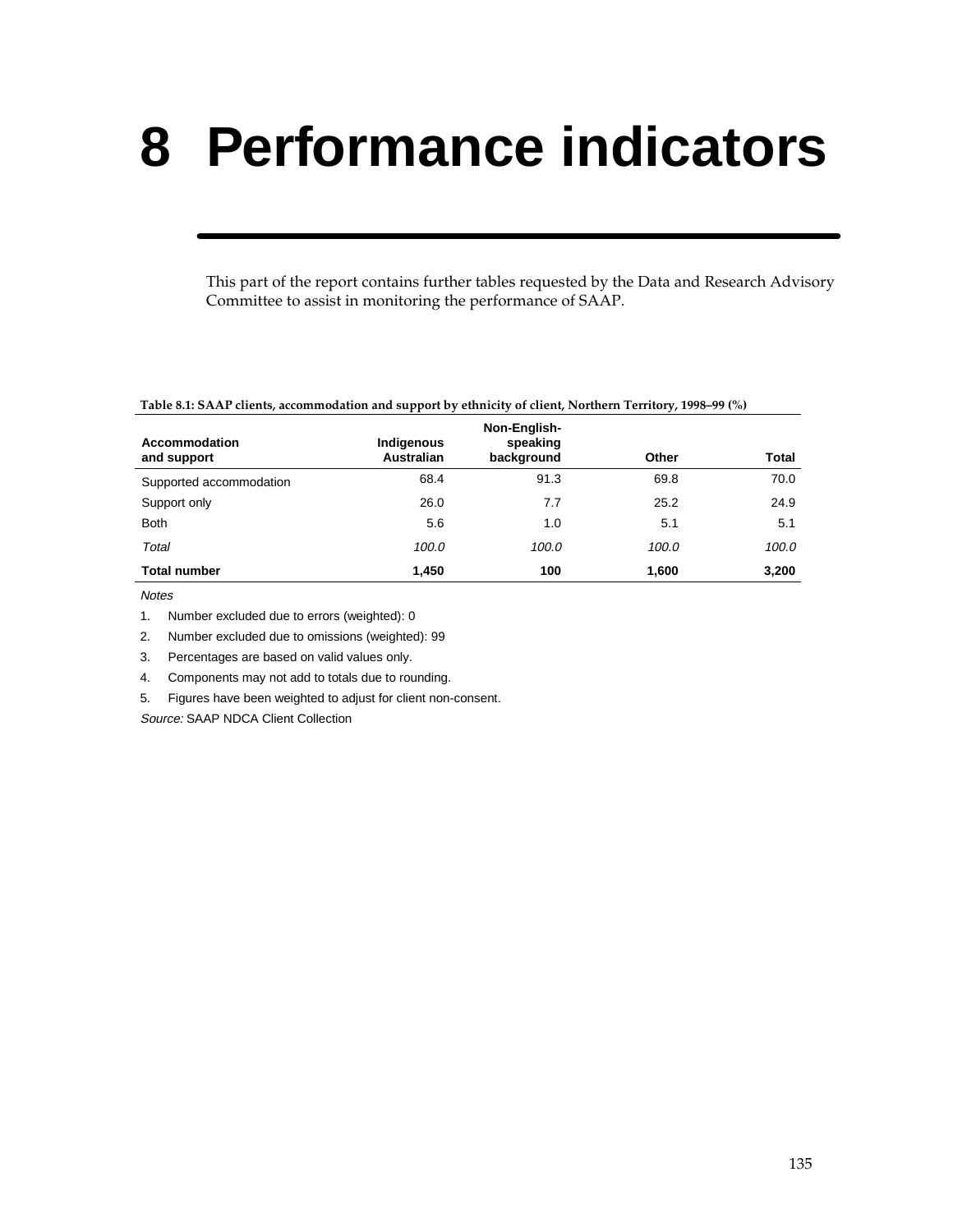# 8 Performance indicators

This part of the report contains further tables requested by the Data and Research Advisory Committee to assist in monitoring the performance of SAAP.

**Table 8.1: SAAP clients, accommodation and support by ethnicity of client, Northern Territory, 1998–99 (%)**

| Accommodation and support | Indigenous Australian | Non-English-speaking background | Other | Total |
|---|---|---|---|---|
| Supported accommodation | 68.4 | 91.3 | 69.8 | 70.0 |
| Support only | 26.0 | 7.7 | 25.2 | 24.9 |
| Both | 5.6 | 1.0 | 5.1 | 5.1 |
| *Total* | *100.0* | *100.0* | *100.0* | *100.0* |
| **Total number** | **1,450** | **100** | **1,600** | **3,200** |

*Notes*

1. Number excluded due to errors (weighted): 0
2. Number excluded due to omissions (weighted): 99
3. Percentages are based on valid values only.
4. Components may not add to totals due to rounding.
5. Figures have been weighted to adjust for client non-consent.

*Source:* SAAP NDCA Client Collection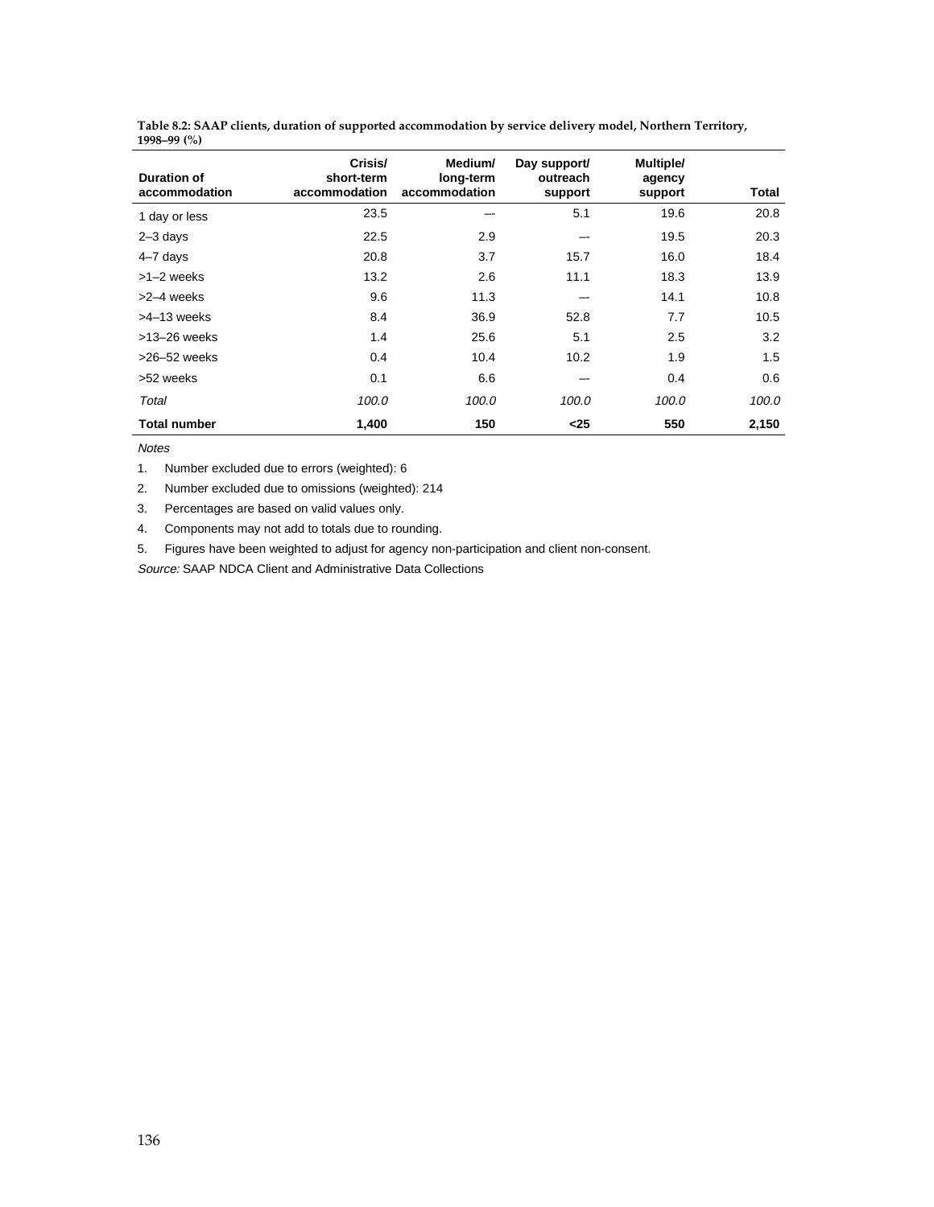**Table 8.2: SAAP clients, duration of supported accommodation by service delivery model, Northern Territory, 1998–99 (%)**

| Duration of accommodation | Crisis/ short-term accommodation | Medium/ long-term accommodation | Day support/ outreach support | Multiple/ agency support | Total |
|---|---|---|---|---|---|
| 1 day or less | 23.5 | — | 5.1 | 19.6 | 20.8 |
| 2–3 days | 22.5 | 2.9 | — | 19.5 | 20.3 |
| 4–7 days | 20.8 | 3.7 | 15.7 | 16.0 | 18.4 |
| >1–2 weeks | 13.2 | 2.6 | 11.1 | 18.3 | 13.9 |
| >2–4 weeks | 9.6 | 11.3 | — | 14.1 | 10.8 |
| >4–13 weeks | 8.4 | 36.9 | 52.8 | 7.7 | 10.5 |
| >13–26 weeks | 1.4 | 25.6 | 5.1 | 2.5 | 3.2 |
| >26–52 weeks | 0.4 | 10.4 | 10.2 | 1.9 | 1.5 |
| >52 weeks | 0.1 | 6.6 | — | 0.4 | 0.6 |
| *Total* | *100.0* | *100.0* | *100.0* | *100.0* | *100.0* |
| **Total number** | **1,400** | **150** | **<25** | **550** | **2,150** |

*Notes*

1. Number excluded due to errors (weighted): 6
2. Number excluded due to omissions (weighted): 214
3. Percentages are based on valid values only.
4. Components may not add to totals due to rounding.
5. Figures have been weighted to adjust for agency non-participation and client non-consent.

*Source:* SAAP NDCA Client and Administrative Data Collections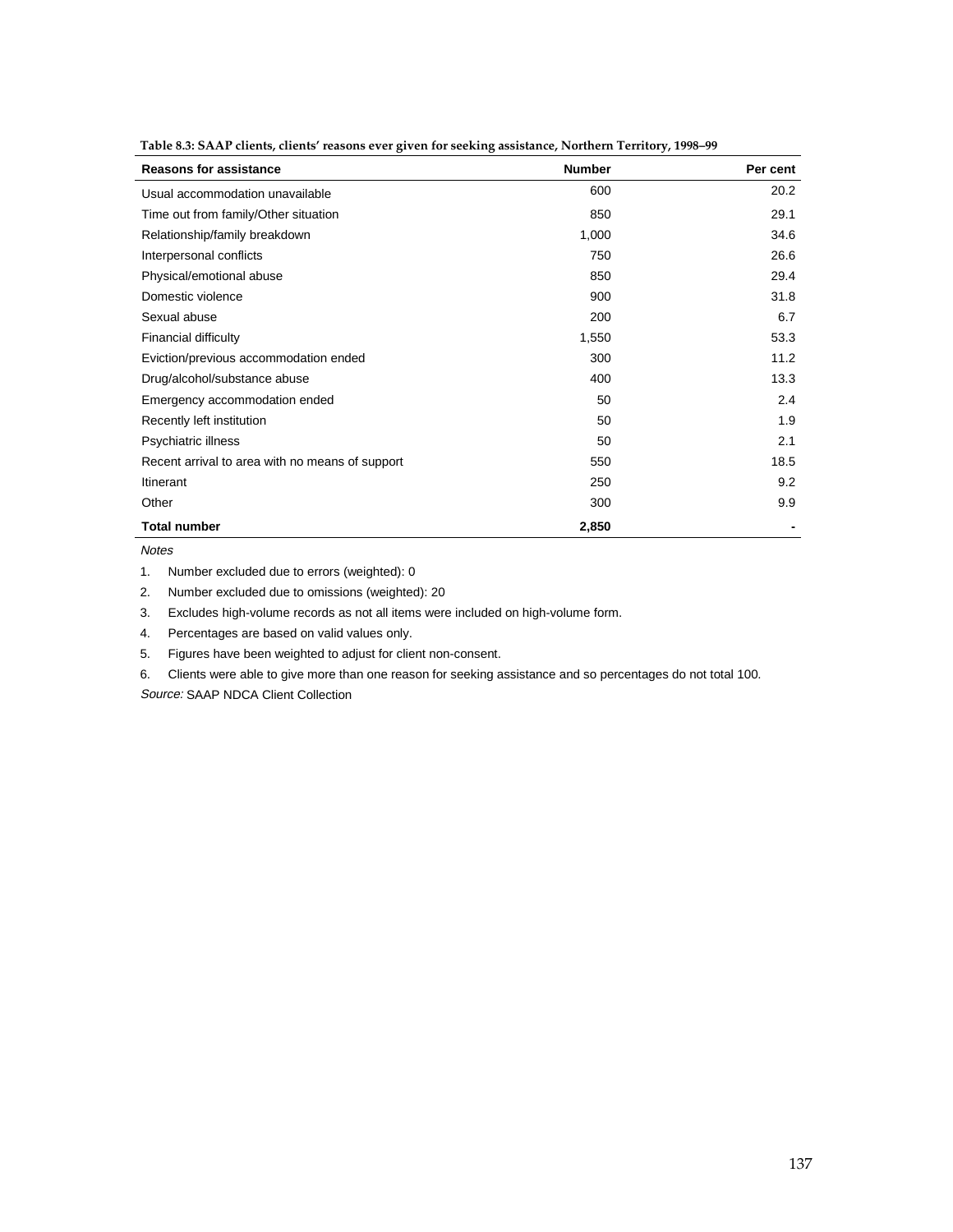**Table 8.3: SAAP clients, clients' reasons ever given for seeking assistance, Northern Territory, 1998–99**

| Reasons for assistance | Number | Per cent |
|---|---|---|
| Usual accommodation unavailable | 600 | 20.2 |
| Time out from family/Other situation | 850 | 29.1 |
| Relationship/family breakdown | 1,000 | 34.6 |
| Interpersonal conflicts | 750 | 26.6 |
| Physical/emotional abuse | 850 | 29.4 |
| Domestic violence | 900 | 31.8 |
| Sexual abuse | 200 | 6.7 |
| Financial difficulty | 1,550 | 53.3 |
| Eviction/previous accommodation ended | 300 | 11.2 |
| Drug/alcohol/substance abuse | 400 | 13.3 |
| Emergency accommodation ended | 50 | 2.4 |
| Recently left institution | 50 | 1.9 |
| Psychiatric illness | 50 | 2.1 |
| Recent arrival to area with no means of support | 550 | 18.5 |
| Itinerant | 250 | 9.2 |
| Other | 300 | 9.9 |
| **Total number** | **2,850** | - |

*Notes*

1. Number excluded due to errors (weighted): 0
2. Number excluded due to omissions (weighted): 20
3. Excludes high-volume records as not all items were included on high-volume form.
4. Percentages are based on valid values only.
5. Figures have been weighted to adjust for client non-consent.
6. Clients were able to give more than one reason for seeking assistance and so percentages do not total 100.

*Source:* SAAP NDCA Client Collection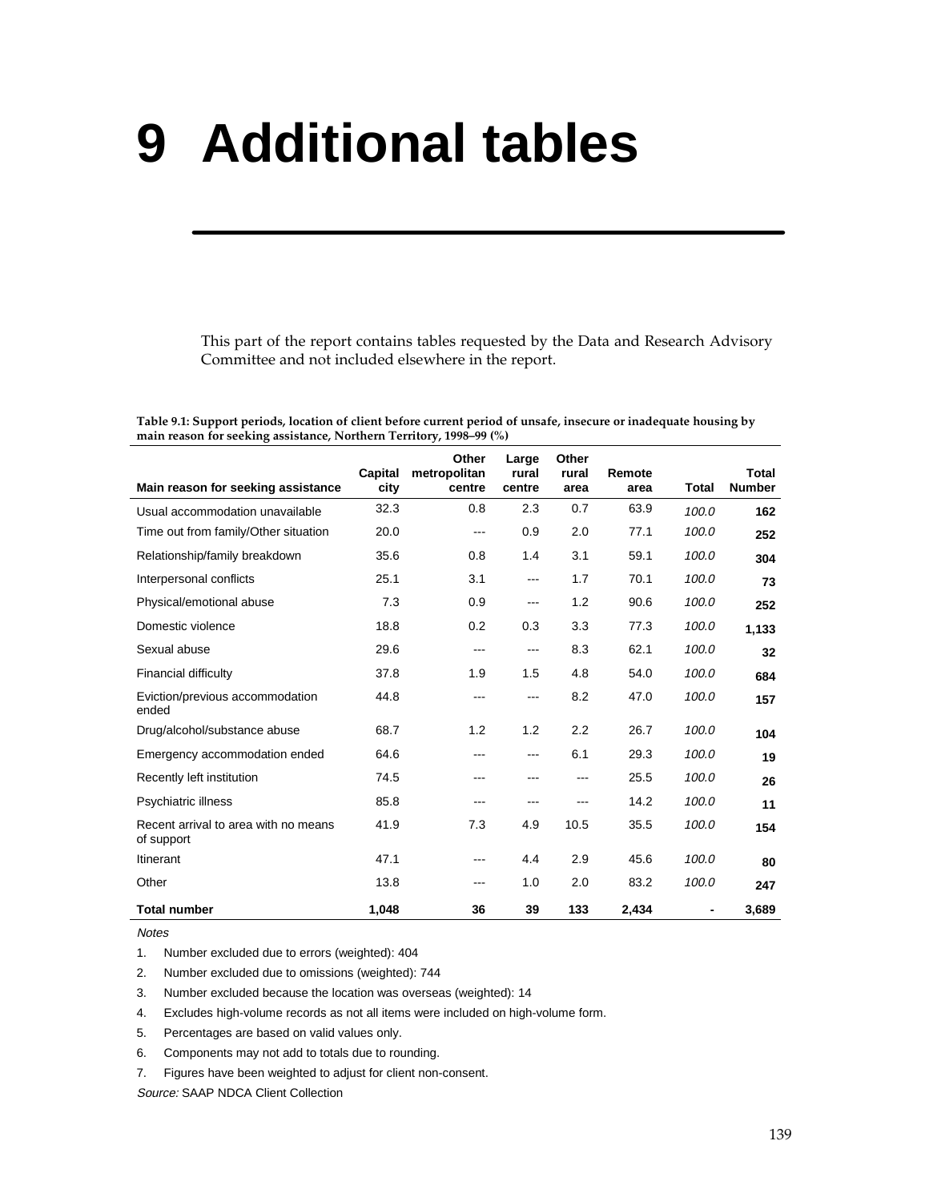# 9 Additional tables

This part of the report contains tables requested by the Data and Research Advisory Committee and not included elsewhere in the report.

**Table 9.1: Support periods, location of client before current period of unsafe, insecure or inadequate housing by main reason for seeking assistance, Northern Territory, 1998–99 (%)**

| Main reason for seeking assistance | Capital city | Other metropolitan centre | Large rural centre | Other rural area | Remote area | Total | Total Number |
|---|---|---|---|---|---|---|---|
| Usual accommodation unavailable | 32.3 | 0.8 | 2.3 | 0.7 | 63.9 | *100.0* | **162** |
| Time out from family/Other situation | 20.0 | --- | 0.9 | 2.0 | 77.1 | *100.0* | **252** |
| Relationship/family breakdown | 35.6 | 0.8 | 1.4 | 3.1 | 59.1 | *100.0* | **304** |
| Interpersonal conflicts | 25.1 | 3.1 | --- | 1.7 | 70.1 | *100.0* | **73** |
| Physical/emotional abuse | 7.3 | 0.9 | --- | 1.2 | 90.6 | *100.0* | **252** |
| Domestic violence | 18.8 | 0.2 | 0.3 | 3.3 | 77.3 | *100.0* | **1,133** |
| Sexual abuse | 29.6 | --- | --- | 8.3 | 62.1 | *100.0* | **32** |
| Financial difficulty | 37.8 | 1.9 | 1.5 | 4.8 | 54.0 | *100.0* | **684** |
| Eviction/previous accommodation ended | 44.8 | --- | --- | 8.2 | 47.0 | *100.0* | **157** |
| Drug/alcohol/substance abuse | 68.7 | 1.2 | 1.2 | 2.2 | 26.7 | *100.0* | **104** |
| Emergency accommodation ended | 64.6 | --- | --- | 6.1 | 29.3 | *100.0* | **19** |
| Recently left institution | 74.5 | --- | --- | --- | 25.5 | *100.0* | **26** |
| Psychiatric illness | 85.8 | --- | --- | --- | 14.2 | *100.0* | **11** |
| Recent arrival to area with no means of support | 41.9 | 7.3 | 4.9 | 10.5 | 35.5 | *100.0* | **154** |
| Itinerant | 47.1 | --- | 4.4 | 2.9 | 45.6 | *100.0* | **80** |
| Other | 13.8 | --- | 1.0 | 2.0 | 83.2 | *100.0* | **247** |
| **Total number** | **1,048** | **36** | **39** | **133** | **2,434** | **-** | **3,689** |

*Notes*

1. Number excluded due to errors (weighted): 404
2. Number excluded due to omissions (weighted): 744
3. Number excluded because the location was overseas (weighted): 14
4. Excludes high-volume records as not all items were included on high-volume form.
5. Percentages are based on valid values only.
6. Components may not add to totals due to rounding.
7. Figures have been weighted to adjust for client non-consent.

*Source:* SAAP NDCA Client Collection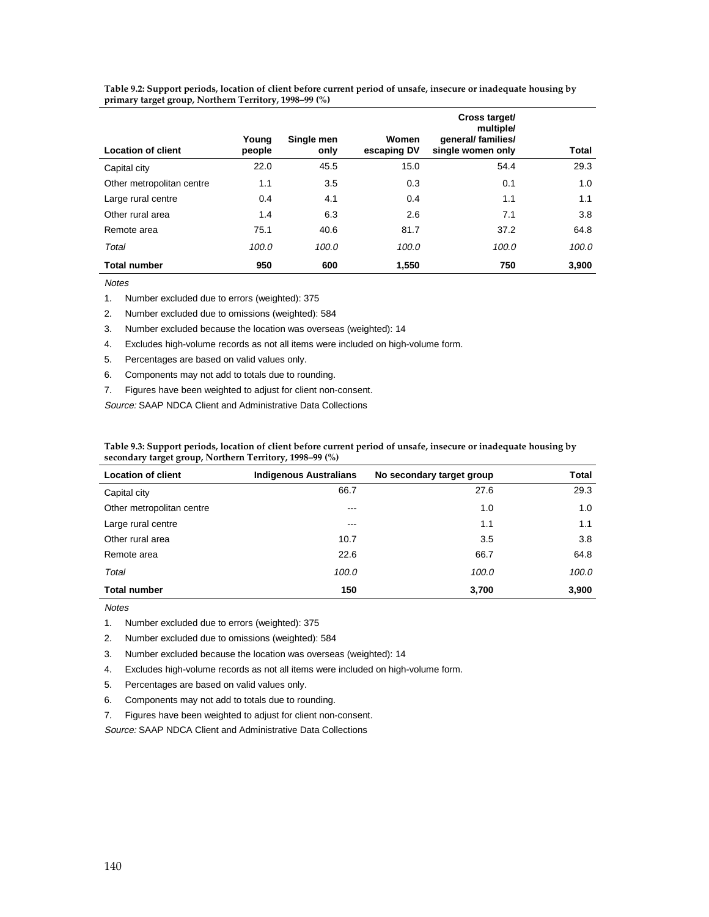**Table 9.2: Support periods, location of client before current period of unsafe, insecure or inadequate housing by primary target group, Northern Territory, 1998–99 (%)**

| Location of client | Young people | Single men only | Women escaping DV | Cross target/ multiple/ general/ families/ single women only | Total |
|---|---|---|---|---|---|
| Capital city | 22.0 | 45.5 | 15.0 | 54.4 | 29.3 |
| Other metropolitan centre | 1.1 | 3.5 | 0.3 | 0.1 | 1.0 |
| Large rural centre | 0.4 | 4.1 | 0.4 | 1.1 | 1.1 |
| Other rural area | 1.4 | 6.3 | 2.6 | 7.1 | 3.8 |
| Remote area | 75.1 | 40.6 | 81.7 | 37.2 | 64.8 |
| *Total* | *100.0* | *100.0* | *100.0* | *100.0* | *100.0* |
| **Total number** | **950** | **600** | **1,550** | **750** | **3,900** |

*Notes*

1. Number excluded due to errors (weighted): 375
2. Number excluded due to omissions (weighted): 584
3. Number excluded because the location was overseas (weighted): 14
4. Excludes high-volume records as not all items were included on high-volume form.
5. Percentages are based on valid values only.
6. Components may not add to totals due to rounding.
7. Figures have been weighted to adjust for client non-consent.

*Source:* SAAP NDCA Client and Administrative Data Collections

**Table 9.3: Support periods, location of client before current period of unsafe, insecure or inadequate housing by secondary target group, Northern Territory, 1998–99 (%)**

| Location of client | Indigenous Australians | No secondary target group | Total |
|---|---|---|---|
| Capital city | 66.7 | 27.6 | 29.3 |
| Other metropolitan centre | --- | 1.0 | 1.0 |
| Large rural centre | --- | 1.1 | 1.1 |
| Other rural area | 10.7 | 3.5 | 3.8 |
| Remote area | 22.6 | 66.7 | 64.8 |
| *Total* | *100.0* | *100.0* | *100.0* |
| **Total number** | **150** | **3,700** | **3,900** |

*Notes*

1. Number excluded due to errors (weighted): 375
2. Number excluded due to omissions (weighted): 584
3. Number excluded because the location was overseas (weighted): 14
4. Excludes high-volume records as not all items were included on high-volume form.
5. Percentages are based on valid values only.
6. Components may not add to totals due to rounding.
7. Figures have been weighted to adjust for client non-consent.

*Source:* SAAP NDCA Client and Administrative Data Collections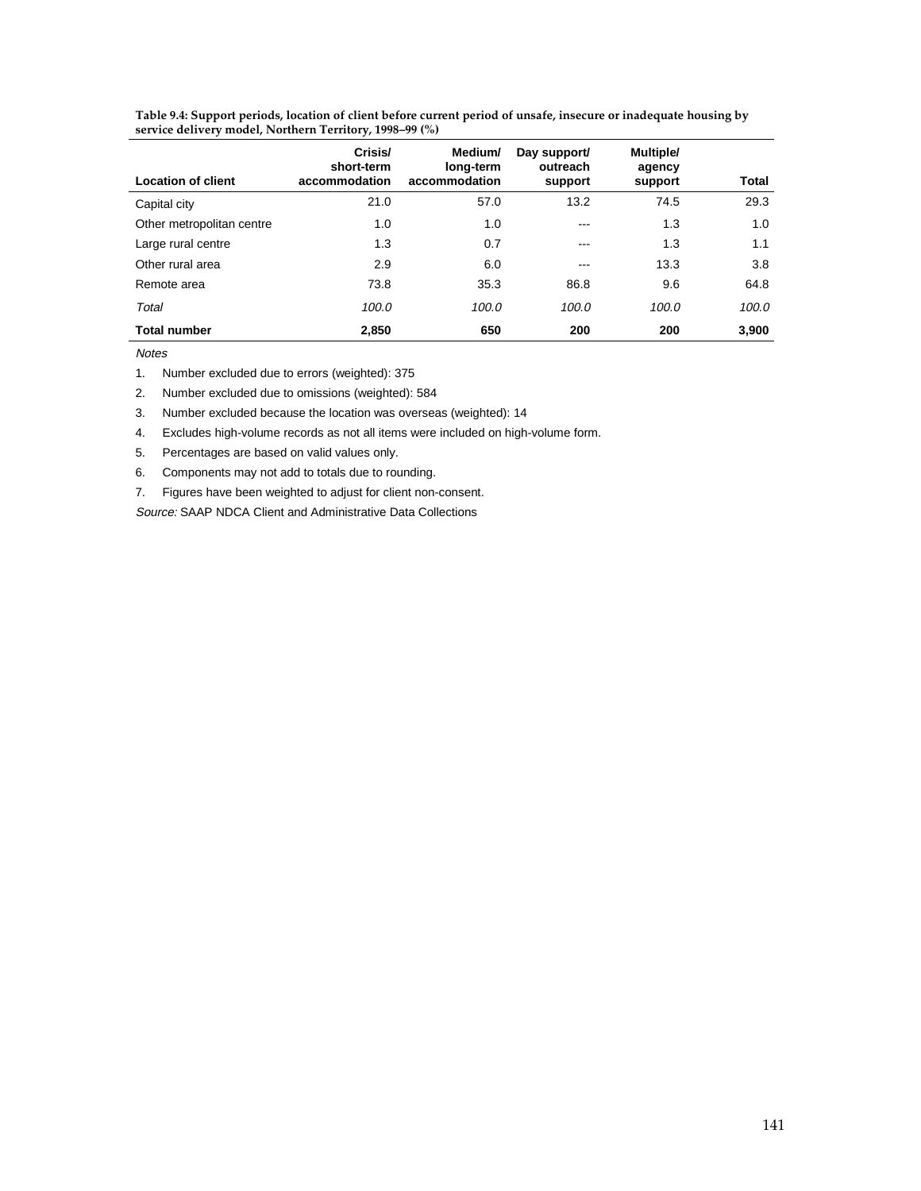**Table 9.4: Support periods, location of client before current period of unsafe, insecure or inadequate housing by service delivery model, Northern Territory, 1998–99 (%)**

| Location of client | Crisis/ short-term accommodation | Medium/ long-term accommodation | Day support/ outreach support | Multiple/ agency support | Total |
|---|---|---|---|---|---|
| Capital city | 21.0 | 57.0 | 13.2 | 74.5 | 29.3 |
| Other metropolitan centre | 1.0 | 1.0 | --- | 1.3 | 1.0 |
| Large rural centre | 1.3 | 0.7 | --- | 1.3 | 1.1 |
| Other rural area | 2.9 | 6.0 | --- | 13.3 | 3.8 |
| Remote area | 73.8 | 35.3 | 86.8 | 9.6 | 64.8 |
| *Total* | *100.0* | *100.0* | *100.0* | *100.0* | *100.0* |
| **Total number** | **2,850** | **650** | **200** | **200** | **3,900** |

*Notes*

1. Number excluded due to errors (weighted): 375
2. Number excluded due to omissions (weighted): 584
3. Number excluded because the location was overseas (weighted): 14
4. Excludes high-volume records as not all items were included on high-volume form.
5. Percentages are based on valid values only.
6. Components may not add to totals due to rounding.
7. Figures have been weighted to adjust for client non-consent.

*Source:* SAAP NDCA Client and Administrative Data Collections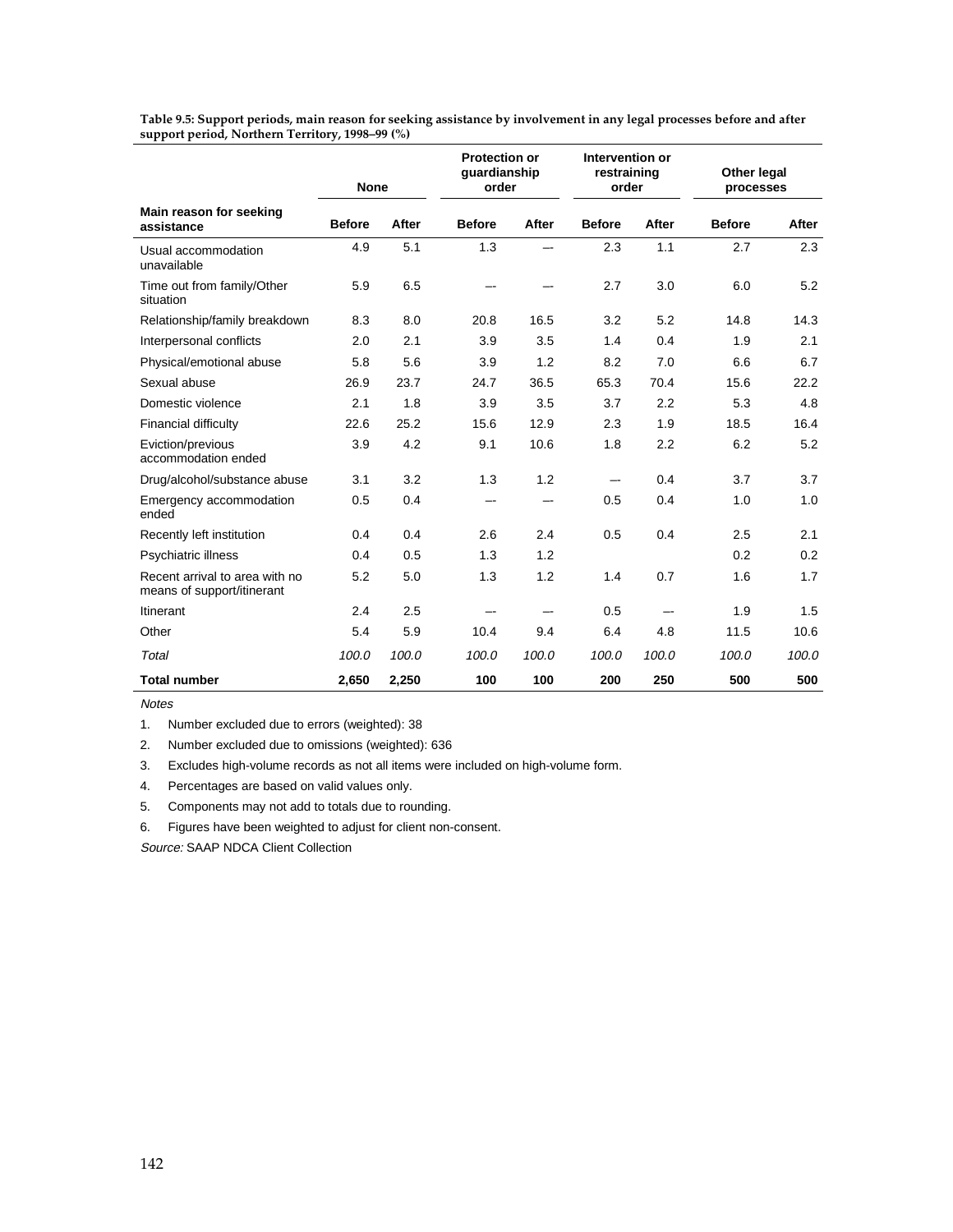**Table 9.5: Support periods, main reason for seeking assistance by involvement in any legal processes before and after support period, Northern Territory, 1998–99 (%)**

| | None | | Protection or guardianship order | | Intervention or restraining order | | Other legal processes | |
|---|---|---|---|---|---|---|---|---|
| **Main reason for seeking assistance** | **Before** | **After** | **Before** | **After** | **Before** | **After** | **Before** | **After** |
| Usual accommodation unavailable | 4.9 | 5.1 | 1.3 | — | 2.3 | 1.1 | 2.7 | 2.3 |
| Time out from family/Other situation | 5.9 | 6.5 | — | — | 2.7 | 3.0 | 6.0 | 5.2 |
| Relationship/family breakdown | 8.3 | 8.0 | 20.8 | 16.5 | 3.2 | 5.2 | 14.8 | 14.3 |
| Interpersonal conflicts | 2.0 | 2.1 | 3.9 | 3.5 | 1.4 | 0.4 | 1.9 | 2.1 |
| Physical/emotional abuse | 5.8 | 5.6 | 3.9 | 1.2 | 8.2 | 7.0 | 6.6 | 6.7 |
| Sexual abuse | 26.9 | 23.7 | 24.7 | 36.5 | 65.3 | 70.4 | 15.6 | 22.2 |
| Domestic violence | 2.1 | 1.8 | 3.9 | 3.5 | 3.7 | 2.2 | 5.3 | 4.8 |
| Financial difficulty | 22.6 | 25.2 | 15.6 | 12.9 | 2.3 | 1.9 | 18.5 | 16.4 |
| Eviction/previous accommodation ended | 3.9 | 4.2 | 9.1 | 10.6 | 1.8 | 2.2 | 6.2 | 5.2 |
| Drug/alcohol/substance abuse | 3.1 | 3.2 | 1.3 | 1.2 | — | 0.4 | 3.7 | 3.7 |
| Emergency accommodation ended | 0.5 | 0.4 | — | — | 0.5 | 0.4 | 1.0 | 1.0 |
| Recently left institution | 0.4 | 0.4 | 2.6 | 2.4 | 0.5 | 0.4 | 2.5 | 2.1 |
| Psychiatric illness | 0.4 | 0.5 | 1.3 | 1.2 | | | 0.2 | 0.2 |
| Recent arrival to area with no means of support/itinerant | 5.2 | 5.0 | 1.3 | 1.2 | 1.4 | 0.7 | 1.6 | 1.7 |
| Itinerant | 2.4 | 2.5 | — | — | 0.5 | — | 1.9 | 1.5 |
| Other | 5.4 | 5.9 | 10.4 | 9.4 | 6.4 | 4.8 | 11.5 | 10.6 |
| *Total* | *100.0* | *100.0* | *100.0* | *100.0* | *100.0* | *100.0* | *100.0* | *100.0* |
| **Total number** | **2,650** | **2,250** | **100** | **100** | **200** | **250** | **500** | **500** |

*Notes*

1. Number excluded due to errors (weighted): 38
2. Number excluded due to omissions (weighted): 636
3. Excludes high-volume records as not all items were included on high-volume form.
4. Percentages are based on valid values only.
5. Components may not add to totals due to rounding.
6. Figures have been weighted to adjust for client non-consent.

*Source:* SAAP NDCA Client Collection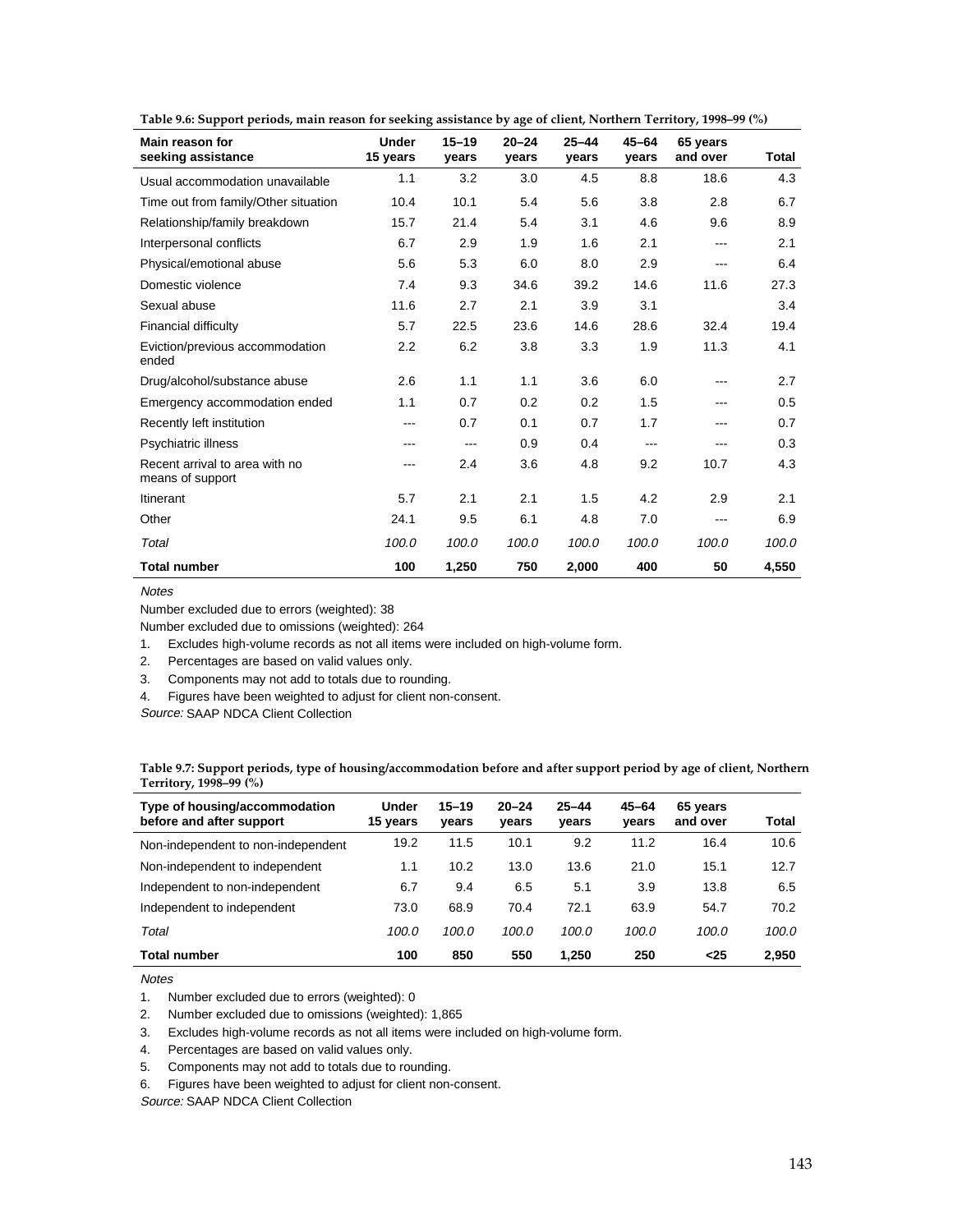**Table 9.6: Support periods, main reason for seeking assistance by age of client, Northern Territory, 1998–99 (%)**

| Main reason for seeking assistance | Under 15 years | 15–19 years | 20–24 years | 25–44 years | 45–64 years | 65 years and over | Total |
|---|---|---|---|---|---|---|---|
| Usual accommodation unavailable | 1.1 | 3.2 | 3.0 | 4.5 | 8.8 | 18.6 | 4.3 |
| Time out from family/Other situation | 10.4 | 10.1 | 5.4 | 5.6 | 3.8 | 2.8 | 6.7 |
| Relationship/family breakdown | 15.7 | 21.4 | 5.4 | 3.1 | 4.6 | 9.6 | 8.9 |
| Interpersonal conflicts | 6.7 | 2.9 | 1.9 | 1.6 | 2.1 | --- | 2.1 |
| Physical/emotional abuse | 5.6 | 5.3 | 6.0 | 8.0 | 2.9 | --- | 6.4 |
| Domestic violence | 7.4 | 9.3 | 34.6 | 39.2 | 14.6 | 11.6 | 27.3 |
| Sexual abuse | 11.6 | 2.7 | 2.1 | 3.9 | 3.1 | | 3.4 |
| Financial difficulty | 5.7 | 22.5 | 23.6 | 14.6 | 28.6 | 32.4 | 19.4 |
| Eviction/previous accommodation ended | 2.2 | 6.2 | 3.8 | 3.3 | 1.9 | 11.3 | 4.1 |
| Drug/alcohol/substance abuse | 2.6 | 1.1 | 1.1 | 3.6 | 6.0 | --- | 2.7 |
| Emergency accommodation ended | 1.1 | 0.7 | 0.2 | 0.2 | 1.5 | --- | 0.5 |
| Recently left institution | --- | 0.7 | 0.1 | 0.7 | 1.7 | --- | 0.7 |
| Psychiatric illness | --- | --- | 0.9 | 0.4 | --- | --- | 0.3 |
| Recent arrival to area with no means of support | --- | 2.4 | 3.6 | 4.8 | 9.2 | 10.7 | 4.3 |
| Itinerant | 5.7 | 2.1 | 2.1 | 1.5 | 4.2 | 2.9 | 2.1 |
| Other | 24.1 | 9.5 | 6.1 | 4.8 | 7.0 | --- | 6.9 |
| *Total* | *100.0* | *100.0* | *100.0* | *100.0* | *100.0* | *100.0* | *100.0* |
| **Total number** | **100** | **1,250** | **750** | **2,000** | **400** | **50** | **4,550** |

*Notes*

Number excluded due to errors (weighted): 38

Number excluded due to omissions (weighted): 264

1. Excludes high-volume records as not all items were included on high-volume form.
2. Percentages are based on valid values only.
3. Components may not add to totals due to rounding.
4. Figures have been weighted to adjust for client non-consent.

*Source:* SAAP NDCA Client Collection

**Table 9.7: Support periods, type of housing/accommodation before and after support period by age of client, Northern Territory, 1998–99 (%)**

| Type of housing/accommodation before and after support | Under 15 years | 15–19 years | 20–24 years | 25–44 years | 45–64 years | 65 years and over | Total |
|---|---|---|---|---|---|---|---|
| Non-independent to non-independent | 19.2 | 11.5 | 10.1 | 9.2 | 11.2 | 16.4 | 10.6 |
| Non-independent to independent | 1.1 | 10.2 | 13.0 | 13.6 | 21.0 | 15.1 | 12.7 |
| Independent to non-independent | 6.7 | 9.4 | 6.5 | 5.1 | 3.9 | 13.8 | 6.5 |
| Independent to independent | 73.0 | 68.9 | 70.4 | 72.1 | 63.9 | 54.7 | 70.2 |
| *Total* | *100.0* | *100.0* | *100.0* | *100.0* | *100.0* | *100.0* | *100.0* |
| **Total number** | **100** | **850** | **550** | **1,250** | **250** | **<25** | **2,950** |

*Notes*

1. Number excluded due to errors (weighted): 0
2. Number excluded due to omissions (weighted): 1,865
3. Excludes high-volume records as not all items were included on high-volume form.
4. Percentages are based on valid values only.
5. Components may not add to totals due to rounding.
6. Figures have been weighted to adjust for client non-consent.

*Source:* SAAP NDCA Client Collection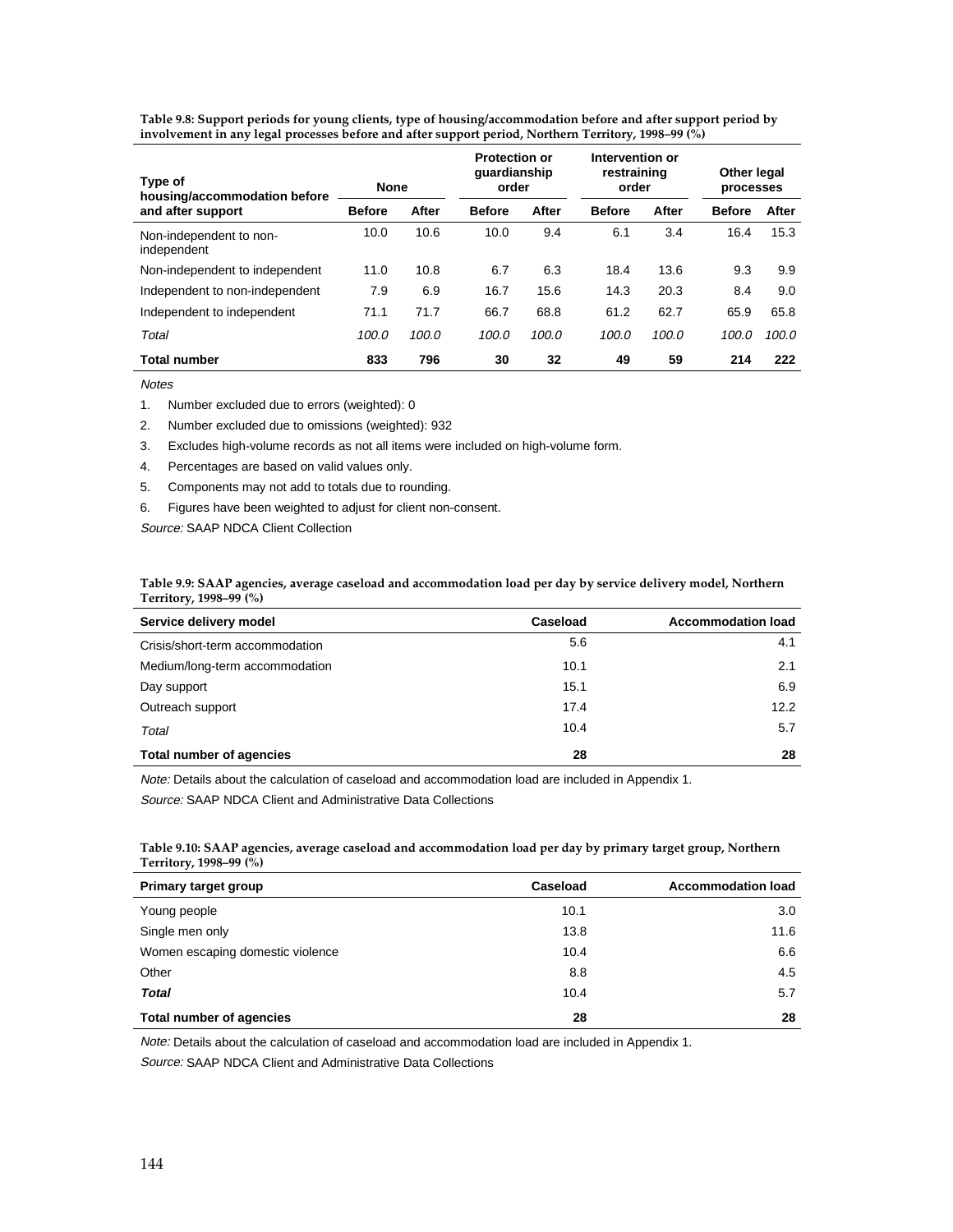**Table 9.8: Support periods for young clients, type of housing/accommodation before and after support period by involvement in any legal processes before and after support period, Northern Territory, 1998–99 (%)**

| Type of housing/accommodation before and after support | None | | Protection or guardianship order | | Intervention or restraining order | | Other legal processes | |
|---|---|---|---|---|---|---|---|---|
| | Before | After | Before | After | Before | After | Before | After |
| Non-independent to non-independent | 10.0 | 10.6 | 10.0 | 9.4 | 6.1 | 3.4 | 16.4 | 15.3 |
| Non-independent to independent | 11.0 | 10.8 | 6.7 | 6.3 | 18.4 | 13.6 | 9.3 | 9.9 |
| Independent to non-independent | 7.9 | 6.9 | 16.7 | 15.6 | 14.3 | 20.3 | 8.4 | 9.0 |
| Independent to independent | 71.1 | 71.7 | 66.7 | 68.8 | 61.2 | 62.7 | 65.9 | 65.8 |
| *Total* | *100.0* | *100.0* | *100.0* | *100.0* | *100.0* | *100.0* | *100.0* | *100.0* |
| **Total number** | **833** | **796** | **30** | **32** | **49** | **59** | **214** | **222** |

*Notes*

1. Number excluded due to errors (weighted): 0
2. Number excluded due to omissions (weighted): 932
3. Excludes high-volume records as not all items were included on high-volume form.
4. Percentages are based on valid values only.
5. Components may not add to totals due to rounding.
6. Figures have been weighted to adjust for client non-consent.

*Source:* SAAP NDCA Client Collection

**Table 9.9: SAAP agencies, average caseload and accommodation load per day by service delivery model, Northern Territory, 1998–99 (%)**

| Service delivery model | Caseload | Accommodation load |
|---|---|---|
| Crisis/short-term accommodation | 5.6 | 4.1 |
| Medium/long-term accommodation | 10.1 | 2.1 |
| Day support | 15.1 | 6.9 |
| Outreach support | 17.4 | 12.2 |
| *Total* | 10.4 | 5.7 |
| **Total number of agencies** | **28** | **28** |

*Note:* Details about the calculation of caseload and accommodation load are included in Appendix 1.

*Source:* SAAP NDCA Client and Administrative Data Collections

**Table 9.10: SAAP agencies, average caseload and accommodation load per day by primary target group, Northern Territory, 1998–99 (%)**

| Primary target group | Caseload | Accommodation load |
|---|---|---|
| Young people | 10.1 | 3.0 |
| Single men only | 13.8 | 11.6 |
| Women escaping domestic violence | 10.4 | 6.6 |
| Other | 8.8 | 4.5 |
| ***Total*** | 10.4 | 5.7 |
| **Total number of agencies** | **28** | **28** |

*Note:* Details about the calculation of caseload and accommodation load are included in Appendix 1.

*Source:* SAAP NDCA Client and Administrative Data Collections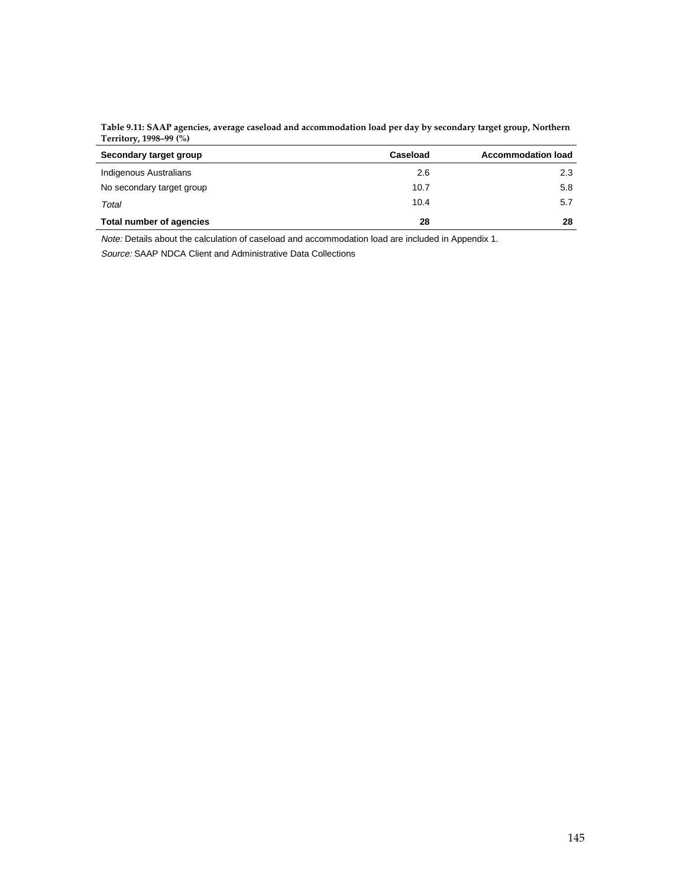**Table 9.11: SAAP agencies, average caseload and accommodation load per day by secondary target group, Northern Territory, 1998–99 (%)**

| Secondary target group | Caseload | Accommodation load |
|---|---|---|
| Indigenous Australians | 2.6 | 2.3 |
| No secondary target group | 10.7 | 5.8 |
| *Total* | 10.4 | 5.7 |
| **Total number of agencies** | **28** | **28** |

*Note:* Details about the calculation of caseload and accommodation load are included in Appendix 1.

*Source:* SAAP NDCA Client and Administrative Data Collections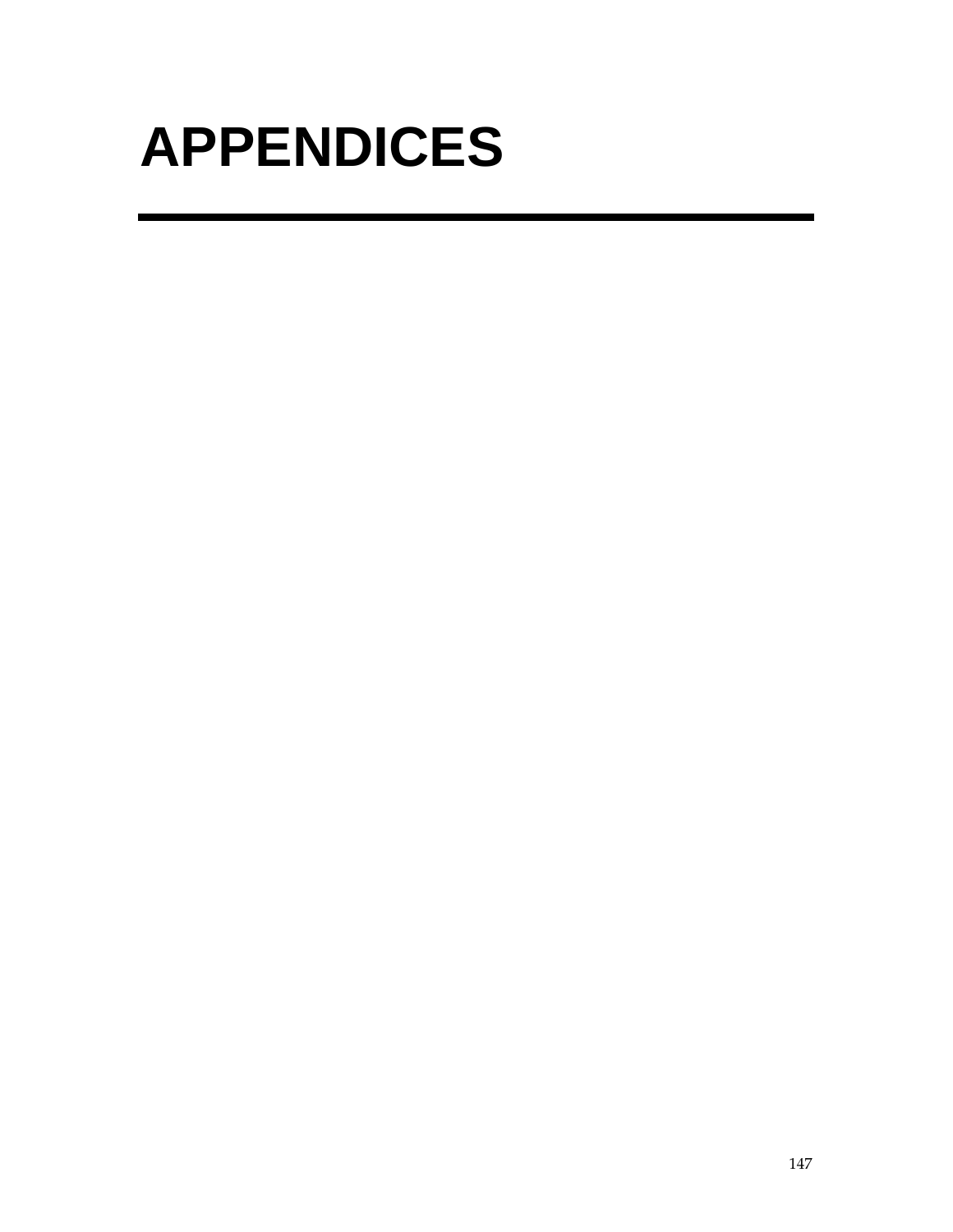# APPENDICES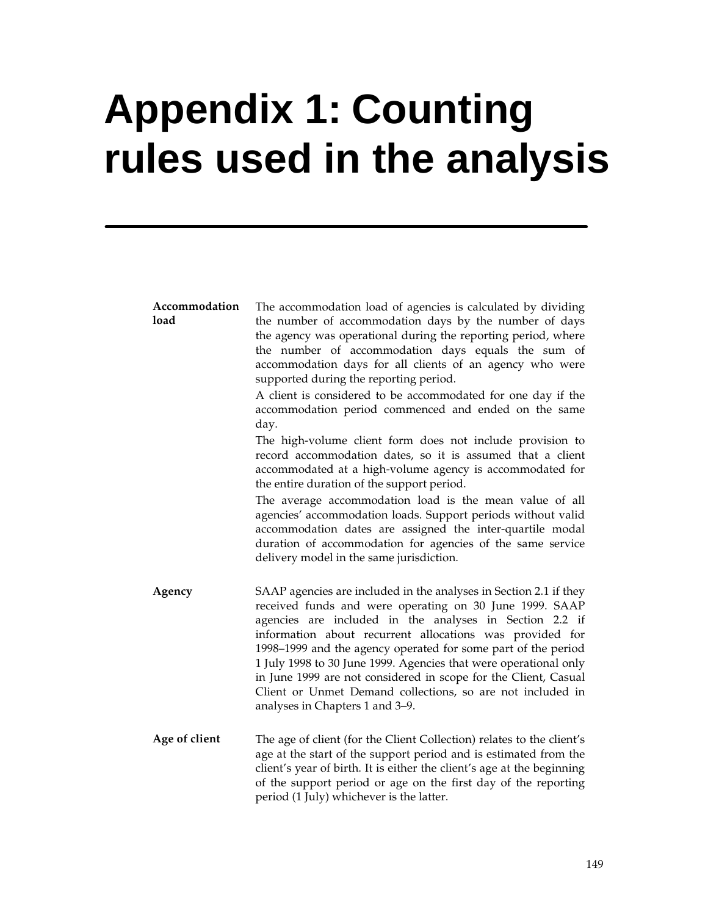# Appendix 1: Counting rules used in the analysis

**Accommodation load**

The accommodation load of agencies is calculated by dividing the number of accommodation days by the number of days the agency was operational during the reporting period, where the number of accommodation days equals the sum of accommodation days for all clients of an agency who were supported during the reporting period.

A client is considered to be accommodated for one day if the accommodation period commenced and ended on the same day.

The high-volume client form does not include provision to record accommodation dates, so it is assumed that a client accommodated at a high-volume agency is accommodated for the entire duration of the support period.

The average accommodation load is the mean value of all agencies' accommodation loads. Support periods without valid accommodation dates are assigned the inter-quartile modal duration of accommodation for agencies of the same service delivery model in the same jurisdiction.

**Agency**

SAAP agencies are included in the analyses in Section 2.1 if they received funds and were operating on 30 June 1999. SAAP agencies are included in the analyses in Section 2.2 if information about recurrent allocations was provided for 1998–1999 and the agency operated for some part of the period 1 July 1998 to 30 June 1999. Agencies that were operational only in June 1999 are not considered in scope for the Client, Casual Client or Unmet Demand collections, so are not included in analyses in Chapters 1 and 3–9.

**Age of client**

The age of client (for the Client Collection) relates to the client's age at the start of the support period and is estimated from the client's year of birth. It is either the client's age at the beginning of the support period or age on the first day of the reporting period (1 July) whichever is the latter.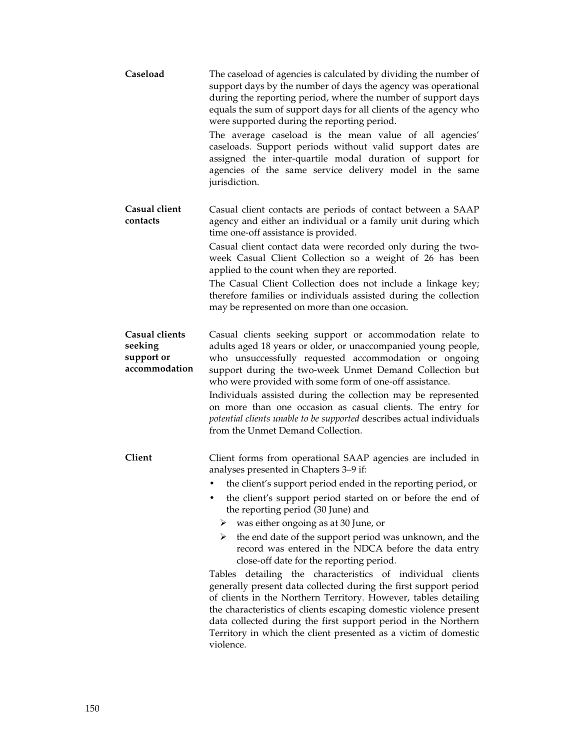**Caseload**

The caseload of agencies is calculated by dividing the number of support days by the number of days the agency was operational during the reporting period, where the number of support days equals the sum of support days for all clients of the agency who were supported during the reporting period.

The average caseload is the mean value of all agencies' caseloads. Support periods without valid support dates are assigned the inter-quartile modal duration of support for agencies of the same service delivery model in the same jurisdiction.

**Casual client contacts**

Casual client contacts are periods of contact between a SAAP agency and either an individual or a family unit during which time one-off assistance is provided.

Casual client contact data were recorded only during the two-week Casual Client Collection so a weight of 26 has been applied to the count when they are reported.

The Casual Client Collection does not include a linkage key; therefore families or individuals assisted during the collection may be represented on more than one occasion.

**Casual clients seeking support or accommodation**

Casual clients seeking support or accommodation relate to adults aged 18 years or older, or unaccompanied young people, who unsuccessfully requested accommodation or ongoing support during the two-week Unmet Demand Collection but who were provided with some form of one-off assistance.

Individuals assisted during the collection may be represented on more than one occasion as casual clients. The entry for *potential clients unable to be supported* describes actual individuals from the Unmet Demand Collection.

**Client**

Client forms from operational SAAP agencies are included in analyses presented in Chapters 3–9 if:

- the client's support period ended in the reporting period, or
- the client's support period started on or before the end of the reporting period (30 June) and
  - was either ongoing as at 30 June, or
  - the end date of the support period was unknown, and the record was entered in the NDCA before the data entry close-off date for the reporting period.

Tables detailing the characteristics of individual clients generally present data collected during the first support period of clients in the Northern Territory. However, tables detailing the characteristics of clients escaping domestic violence present data collected during the first support period in the Northern Territory in which the client presented as a victim of domestic violence.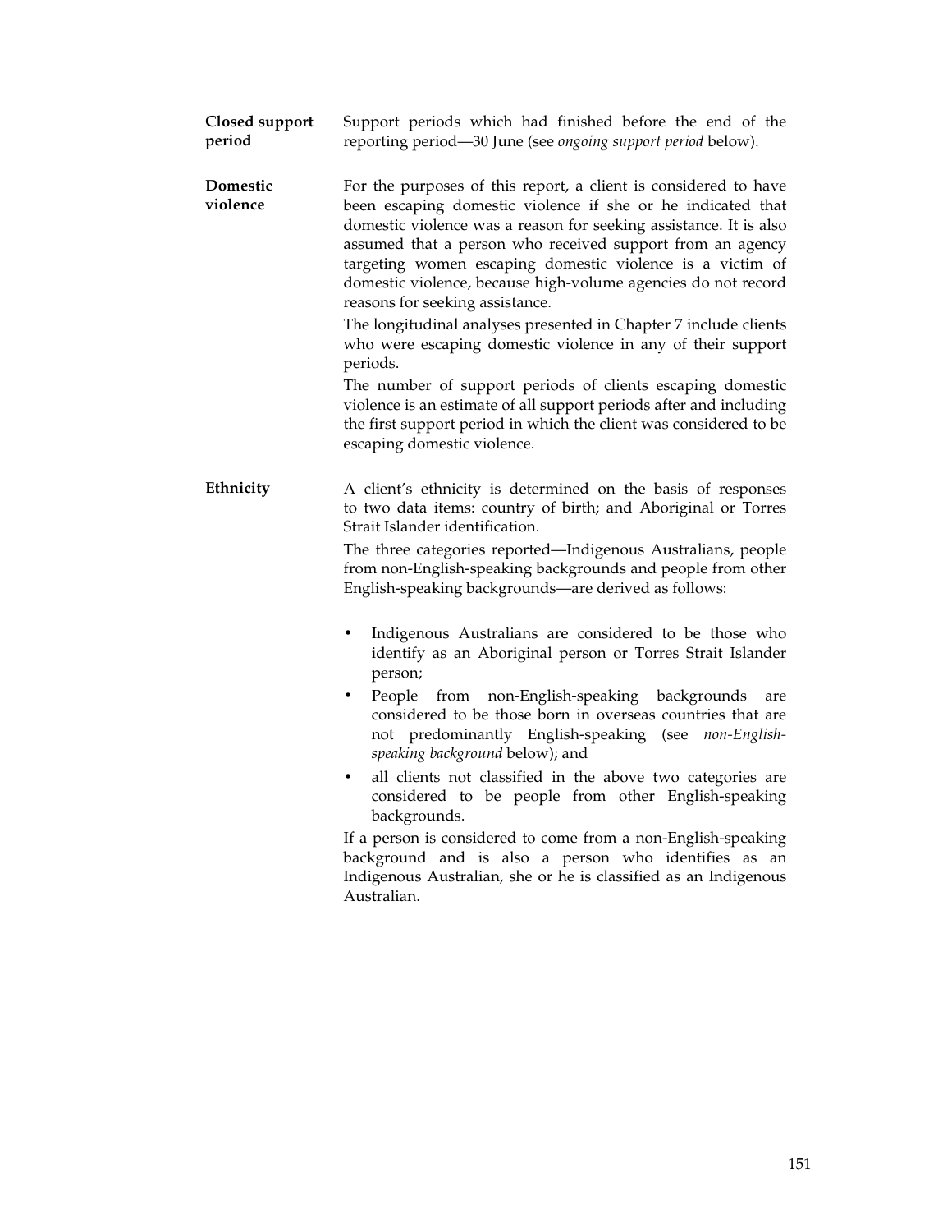**Closed support period**

Support periods which had finished before the end of the reporting period—30 June (see *ongoing support period* below).

**Domestic violence**

For the purposes of this report, a client is considered to have been escaping domestic violence if she or he indicated that domestic violence was a reason for seeking assistance. It is also assumed that a person who received support from an agency targeting women escaping domestic violence is a victim of domestic violence, because high-volume agencies do not record reasons for seeking assistance.

The longitudinal analyses presented in Chapter 7 include clients who were escaping domestic violence in any of their support periods.

The number of support periods of clients escaping domestic violence is an estimate of all support periods after and including the first support period in which the client was considered to be escaping domestic violence.

**Ethnicity**

A client's ethnicity is determined on the basis of responses to two data items: country of birth; and Aboriginal or Torres Strait Islander identification.

The three categories reported—Indigenous Australians, people from non-English-speaking backgrounds and people from other English-speaking backgrounds—are derived as follows:

- Indigenous Australians are considered to be those who identify as an Aboriginal person or Torres Strait Islander person;
- People from non-English-speaking backgrounds are considered to be those born in overseas countries that are not predominantly English-speaking (see *non-English-speaking background* below); and
- all clients not classified in the above two categories are considered to be people from other English-speaking backgrounds.

If a person is considered to come from a non-English-speaking background and is also a person who identifies as an Indigenous Australian, she or he is classified as an Indigenous Australian.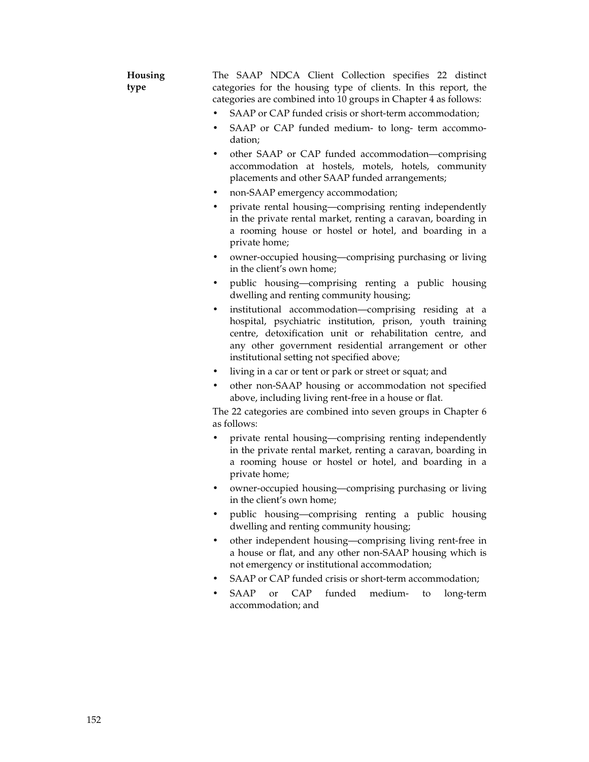**Housing type**

The SAAP NDCA Client Collection specifies 22 distinct categories for the housing type of clients. In this report, the categories are combined into 10 groups in Chapter 4 as follows:

- SAAP or CAP funded crisis or short-term accommodation;
- SAAP or CAP funded medium- to long- term accommodation;
- other SAAP or CAP funded accommodation—comprising accommodation at hostels, motels, hotels, community placements and other SAAP funded arrangements;
- non-SAAP emergency accommodation;
- private rental housing—comprising renting independently in the private rental market, renting a caravan, boarding in a rooming house or hostel or hotel, and boarding in a private home;
- owner-occupied housing—comprising purchasing or living in the client's own home;
- public housing—comprising renting a public housing dwelling and renting community housing;
- institutional accommodation—comprising residing at a hospital, psychiatric institution, prison, youth training centre, detoxification unit or rehabilitation centre, and any other government residential arrangement or other institutional setting not specified above;
- living in a car or tent or park or street or squat; and
- other non-SAAP housing or accommodation not specified above, including living rent-free in a house or flat.

The 22 categories are combined into seven groups in Chapter 6 as follows:

- private rental housing—comprising renting independently in the private rental market, renting a caravan, boarding in a rooming house or hostel or hotel, and boarding in a private home;
- owner-occupied housing—comprising purchasing or living in the client's own home;
- public housing—comprising renting a public housing dwelling and renting community housing;
- other independent housing—comprising living rent-free in a house or flat, and any other non-SAAP housing which is not emergency or institutional accommodation;
- SAAP or CAP funded crisis or short-term accommodation;
- SAAP or CAP funded medium- to long-term accommodation; and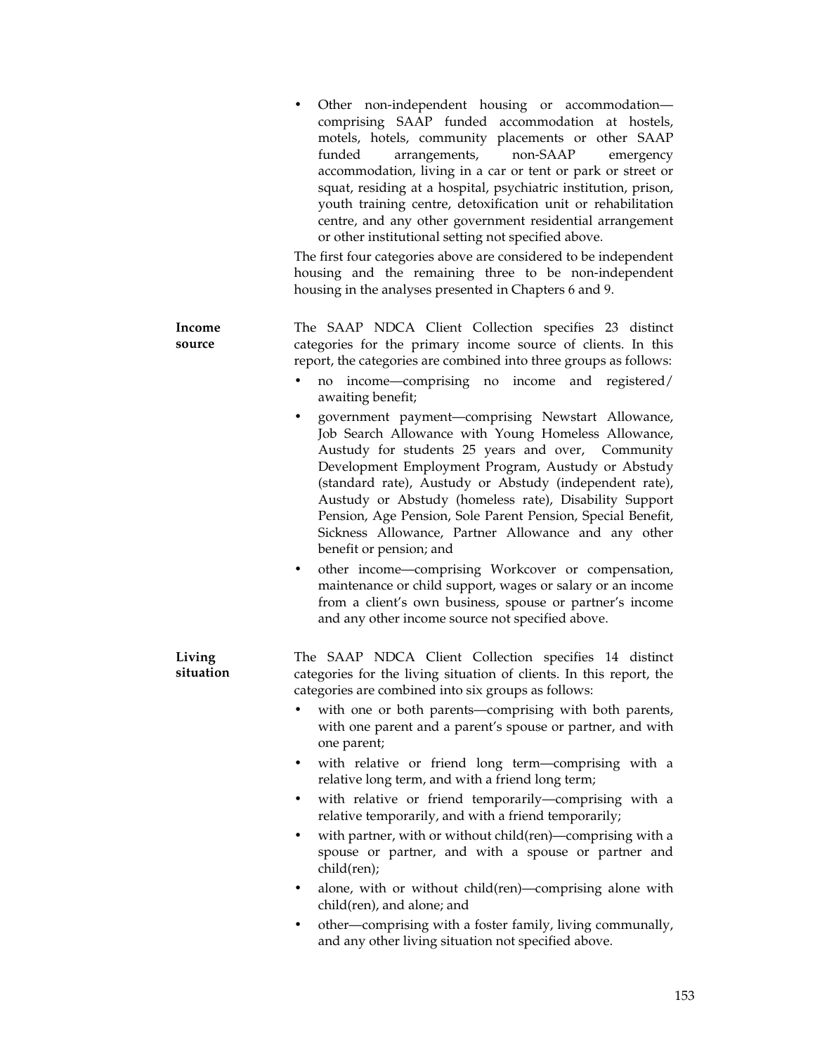- Other non-independent housing or accommodation—comprising SAAP funded accommodation at hostels, motels, hotels, community placements or other SAAP funded arrangements, non-SAAP emergency accommodation, living in a car or tent or park or street or squat, residing at a hospital, psychiatric institution, prison, youth training centre, detoxification unit or rehabilitation centre, and any other government residential arrangement or other institutional setting not specified above.

The first four categories above are considered to be independent housing and the remaining three to be non-independent housing in the analyses presented in Chapters 6 and 9.

**Income source**

The SAAP NDCA Client Collection specifies 23 distinct categories for the primary income source of clients. In this report, the categories are combined into three groups as follows:

- no income—comprising no income and registered/awaiting benefit;
- government payment—comprising Newstart Allowance, Job Search Allowance with Young Homeless Allowance, Austudy for students 25 years and over, Community Development Employment Program, Austudy or Abstudy (standard rate), Austudy or Abstudy (independent rate), Austudy or Abstudy (homeless rate), Disability Support Pension, Age Pension, Sole Parent Pension, Special Benefit, Sickness Allowance, Partner Allowance and any other benefit or pension; and
- other income—comprising Workcover or compensation, maintenance or child support, wages or salary or an income from a client's own business, spouse or partner's income and any other income source not specified above.

**Living situation**

The SAAP NDCA Client Collection specifies 14 distinct categories for the living situation of clients. In this report, the categories are combined into six groups as follows:

- with one or both parents—comprising with both parents, with one parent and a parent's spouse or partner, and with one parent;
- with relative or friend long term—comprising with a relative long term, and with a friend long term;
- with relative or friend temporarily—comprising with a relative temporarily, and with a friend temporarily;
- with partner, with or without child(ren)—comprising with a spouse or partner, and with a spouse or partner and child(ren);
- alone, with or without child(ren)—comprising alone with child(ren), and alone; and
- other—comprising with a foster family, living communally, and any other living situation not specified above.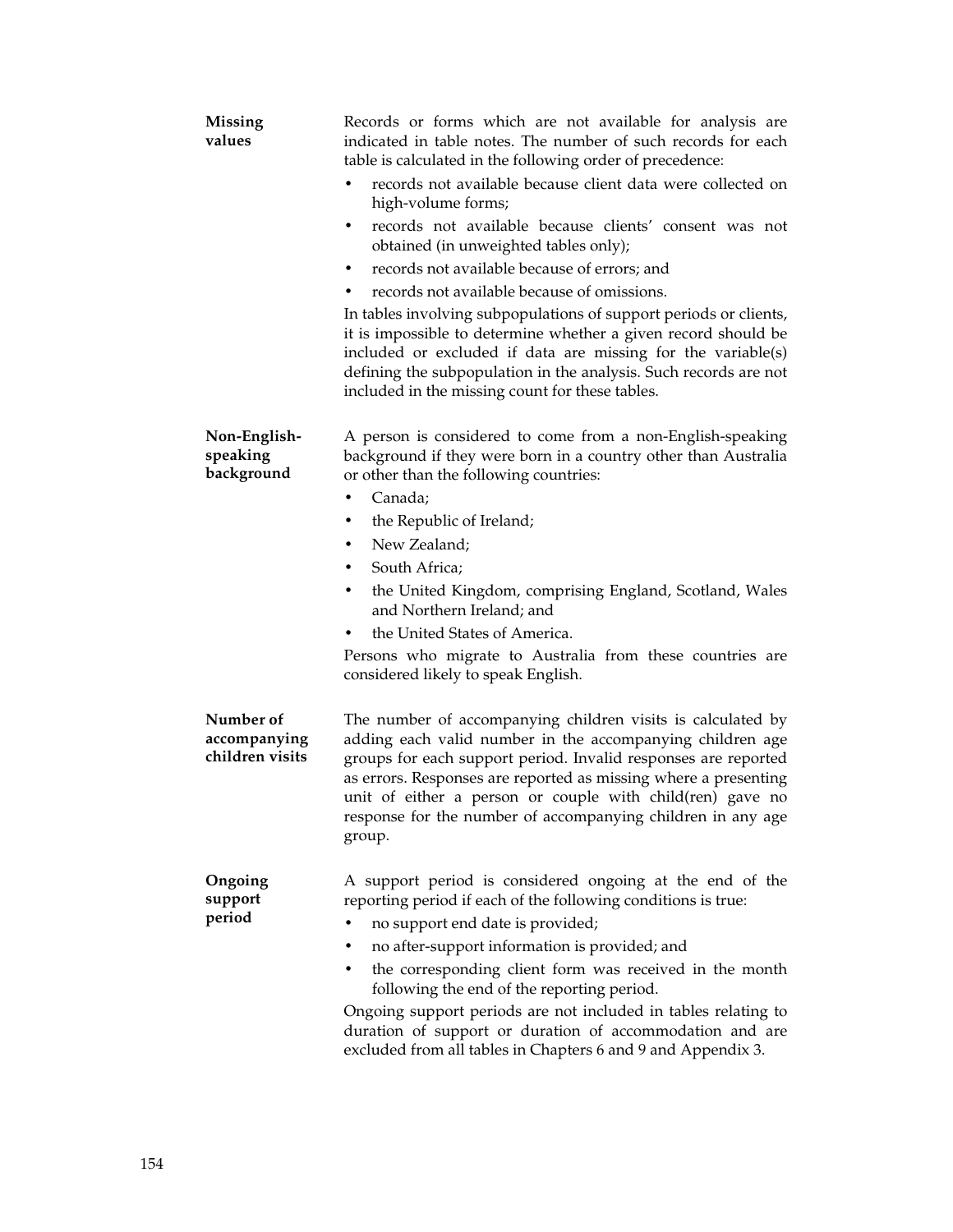**Missing values**

Records or forms which are not available for analysis are indicated in table notes. The number of such records for each table is calculated in the following order of precedence:

- records not available because client data were collected on high-volume forms;
- records not available because clients' consent was not obtained (in unweighted tables only);
- records not available because of errors; and
- records not available because of omissions.

In tables involving subpopulations of support periods or clients, it is impossible to determine whether a given record should be included or excluded if data are missing for the variable(s) defining the subpopulation in the analysis. Such records are not included in the missing count for these tables.

**Non-English-speaking background**

A person is considered to come from a non-English-speaking background if they were born in a country other than Australia or other than the following countries:

- Canada;
- the Republic of Ireland;
- New Zealand;
- South Africa;
- the United Kingdom, comprising England, Scotland, Wales and Northern Ireland; and
- the United States of America.

Persons who migrate to Australia from these countries are considered likely to speak English.

**Number of accompanying children visits**

The number of accompanying children visits is calculated by adding each valid number in the accompanying children age groups for each support period. Invalid responses are reported as errors. Responses are reported as missing where a presenting unit of either a person or couple with child(ren) gave no response for the number of accompanying children in any age group.

**Ongoing support period**

A support period is considered ongoing at the end of the reporting period if each of the following conditions is true:

- no support end date is provided;
- no after-support information is provided; and
- the corresponding client form was received in the month following the end of the reporting period.

Ongoing support periods are not included in tables relating to duration of support or duration of accommodation and are excluded from all tables in Chapters 6 and 9 and Appendix 3.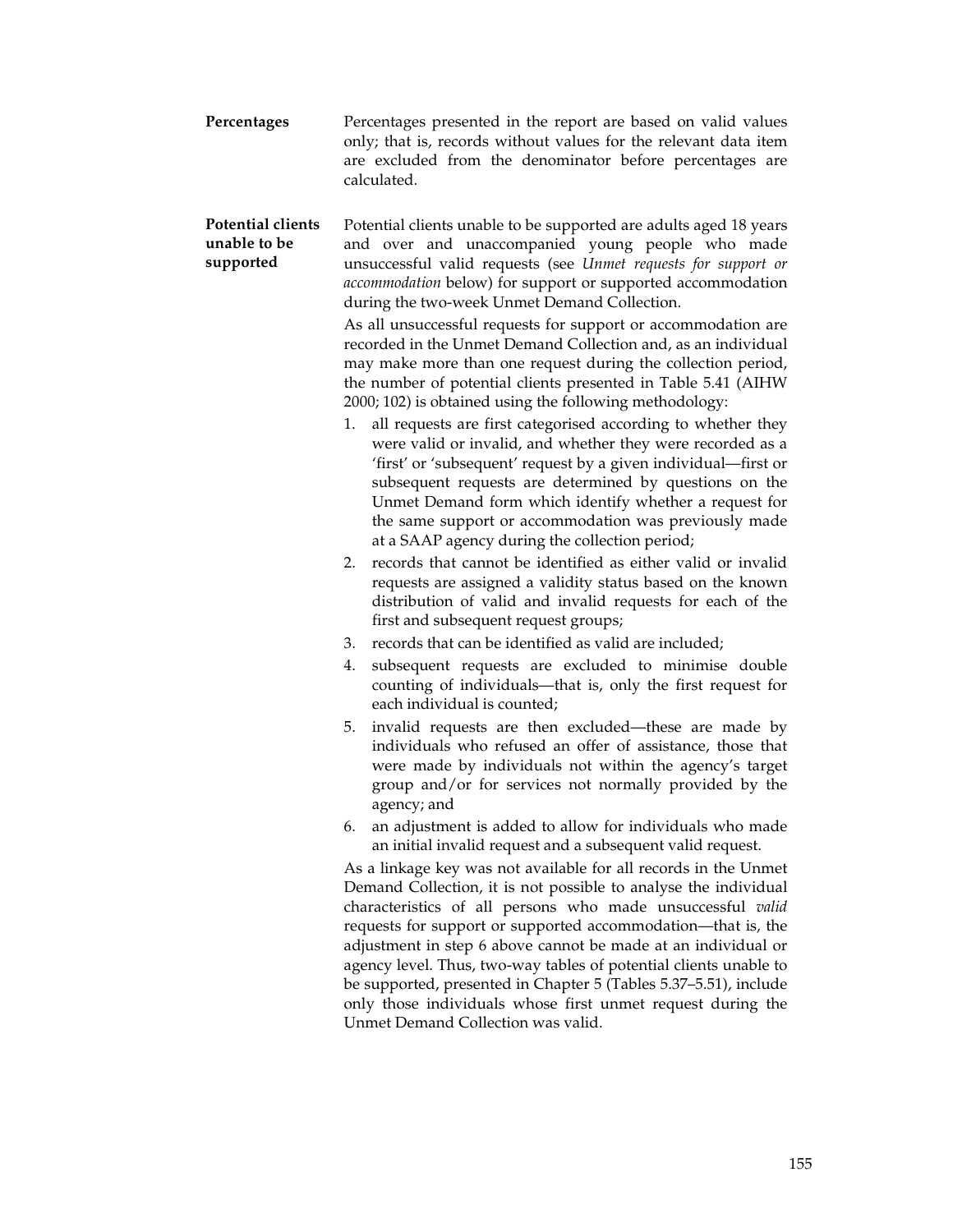**Percentages**

Percentages presented in the report are based on valid values only; that is, records without values for the relevant data item are excluded from the denominator before percentages are calculated.

**Potential clients unable to be supported**

Potential clients unable to be supported are adults aged 18 years and over and unaccompanied young people who made unsuccessful valid requests (see *Unmet requests for support or accommodation* below) for support or supported accommodation during the two-week Unmet Demand Collection.

As all unsuccessful requests for support or accommodation are recorded in the Unmet Demand Collection and, as an individual may make more than one request during the collection period, the number of potential clients presented in Table 5.41 (AIHW 2000; 102) is obtained using the following methodology:

1. all requests are first categorised according to whether they were valid or invalid, and whether they were recorded as a 'first' or 'subsequent' request by a given individual—first or subsequent requests are determined by questions on the Unmet Demand form which identify whether a request for the same support or accommodation was previously made at a SAAP agency during the collection period;
2. records that cannot be identified as either valid or invalid requests are assigned a validity status based on the known distribution of valid and invalid requests for each of the first and subsequent request groups;
3. records that can be identified as valid are included;
4. subsequent requests are excluded to minimise double counting of individuals—that is, only the first request for each individual is counted;
5. invalid requests are then excluded—these are made by individuals who refused an offer of assistance, those that were made by individuals not within the agency's target group and/or for services not normally provided by the agency; and
6. an adjustment is added to allow for individuals who made an initial invalid request and a subsequent valid request.

As a linkage key was not available for all records in the Unmet Demand Collection, it is not possible to analyse the individual characteristics of all persons who made unsuccessful *valid* requests for support or supported accommodation—that is, the adjustment in step 6 above cannot be made at an individual or agency level. Thus, two-way tables of potential clients unable to be supported, presented in Chapter 5 (Tables 5.37–5.51), include only those individuals whose first unmet request during the Unmet Demand Collection was valid.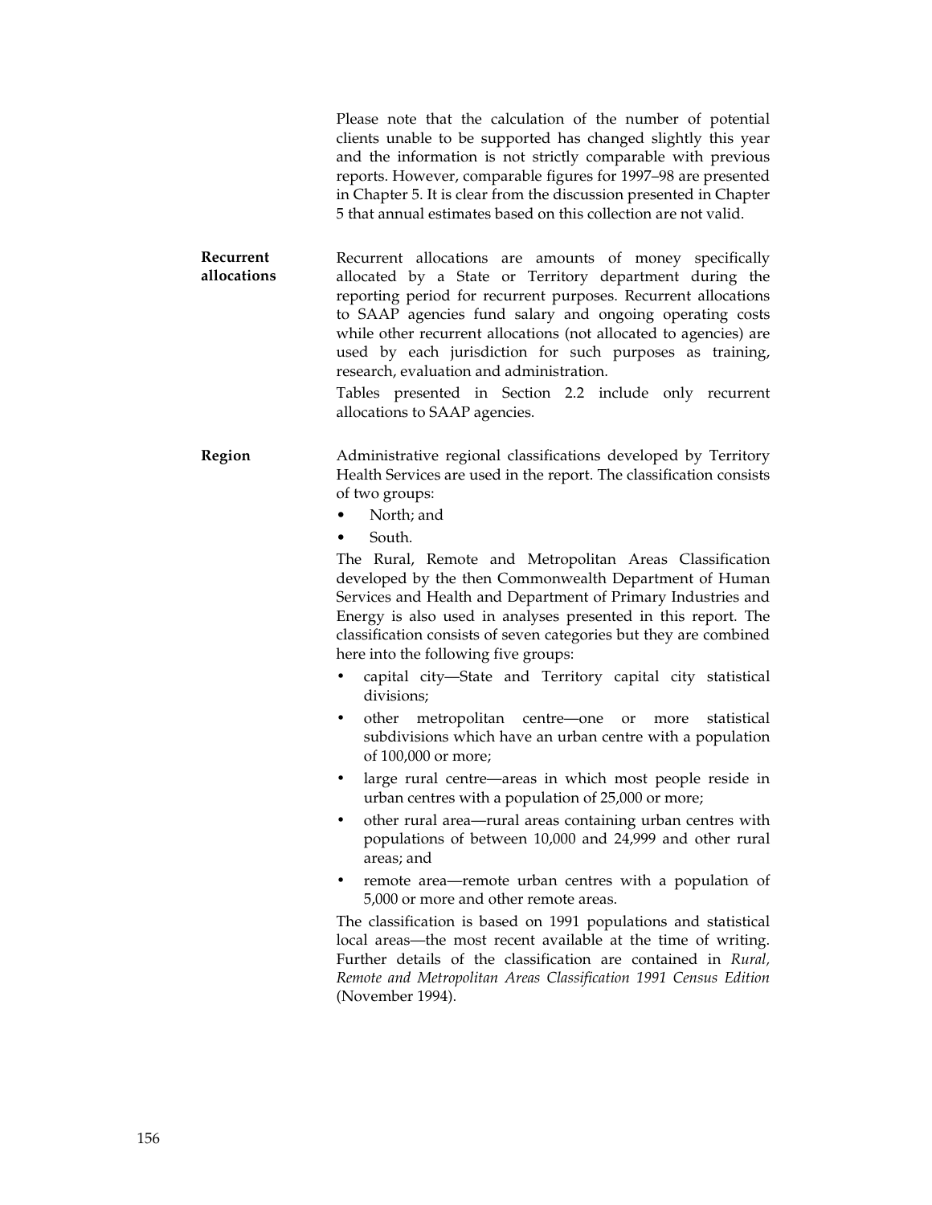Please note that the calculation of the number of potential clients unable to be supported has changed slightly this year and the information is not strictly comparable with previous reports. However, comparable figures for 1997–98 are presented in Chapter 5. It is clear from the discussion presented in Chapter 5 that annual estimates based on this collection are not valid.

**Recurrent allocations**

Recurrent allocations are amounts of money specifically allocated by a State or Territory department during the reporting period for recurrent purposes. Recurrent allocations to SAAP agencies fund salary and ongoing operating costs while other recurrent allocations (not allocated to agencies) are used by each jurisdiction for such purposes as training, research, evaluation and administration.

Tables presented in Section 2.2 include only recurrent allocations to SAAP agencies.

**Region**

Administrative regional classifications developed by Territory Health Services are used in the report. The classification consists of two groups:

- North; and
- South.

The Rural, Remote and Metropolitan Areas Classification developed by the then Commonwealth Department of Human Services and Health and Department of Primary Industries and Energy is also used in analyses presented in this report. The classification consists of seven categories but they are combined here into the following five groups:

- capital city—State and Territory capital city statistical divisions;
- other metropolitan centre—one or more statistical subdivisions which have an urban centre with a population of 100,000 or more;
- large rural centre—areas in which most people reside in urban centres with a population of 25,000 or more;
- other rural area—rural areas containing urban centres with populations of between 10,000 and 24,999 and other rural areas; and
- remote area—remote urban centres with a population of 5,000 or more and other remote areas.

The classification is based on 1991 populations and statistical local areas—the most recent available at the time of writing. Further details of the classification are contained in *Rural, Remote and Metropolitan Areas Classification 1991 Census Edition* (November 1994).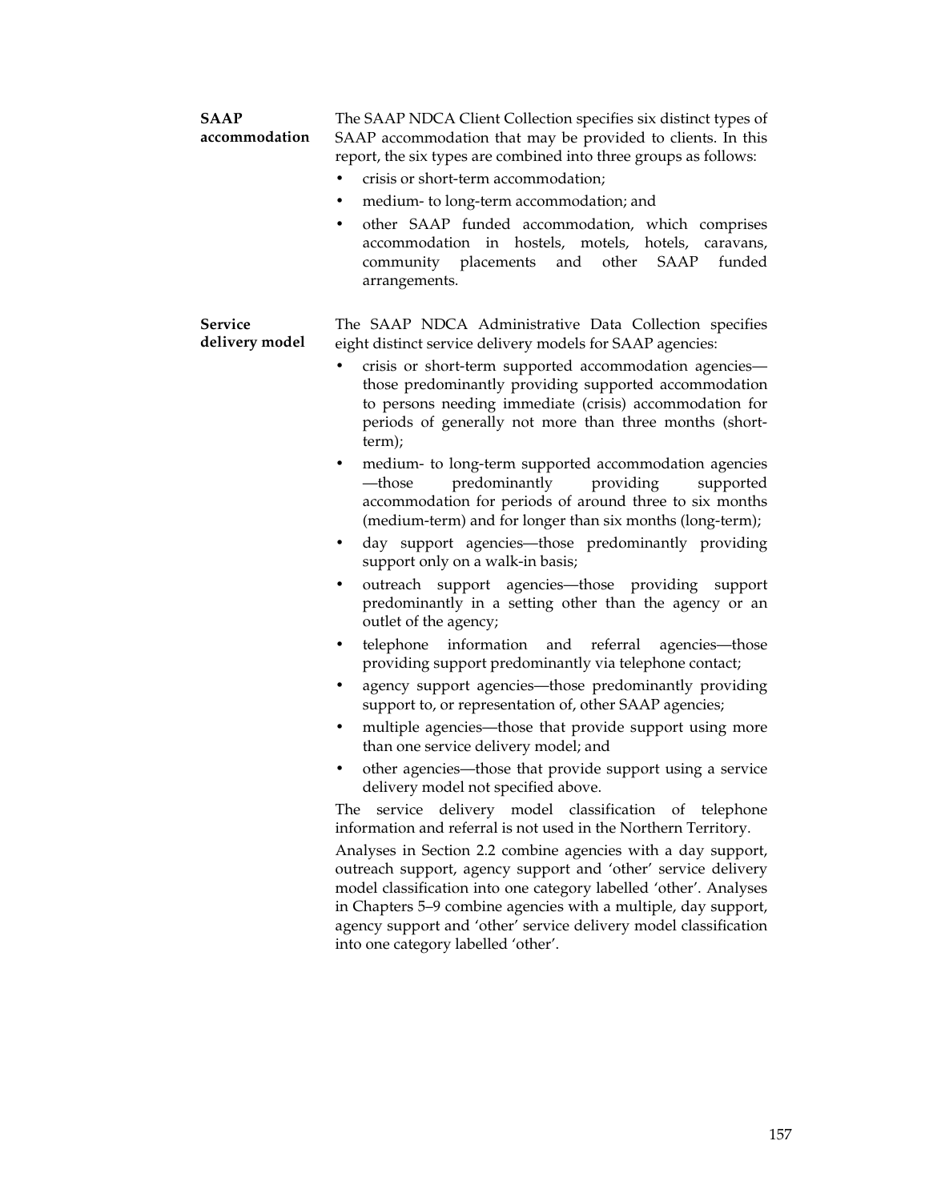**SAAP accommodation**

The SAAP NDCA Client Collection specifies six distinct types of SAAP accommodation that may be provided to clients. In this report, the six types are combined into three groups as follows:

- crisis or short-term accommodation;
- medium- to long-term accommodation; and
- other SAAP funded accommodation, which comprises accommodation in hostels, motels, hotels, caravans, community placements and other SAAP funded arrangements.

**Service delivery model**

The SAAP NDCA Administrative Data Collection specifies eight distinct service delivery models for SAAP agencies:

- crisis or short-term supported accommodation agencies—those predominantly providing supported accommodation to persons needing immediate (crisis) accommodation for periods of generally not more than three months (short-term);
- medium- to long-term supported accommodation agencies—those predominantly providing supported accommodation for periods of around three to six months (medium-term) and for longer than six months (long-term);
- day support agencies—those predominantly providing support only on a walk-in basis;
- outreach support agencies—those providing support predominantly in a setting other than the agency or an outlet of the agency;
- telephone information and referral agencies—those providing support predominantly via telephone contact;
- agency support agencies—those predominantly providing support to, or representation of, other SAAP agencies;
- multiple agencies—those that provide support using more than one service delivery model; and
- other agencies—those that provide support using a service delivery model not specified above.

The service delivery model classification of telephone information and referral is not used in the Northern Territory.

Analyses in Section 2.2 combine agencies with a day support, outreach support, agency support and 'other' service delivery model classification into one category labelled 'other'. Analyses in Chapters 5–9 combine agencies with a multiple, day support, agency support and 'other' service delivery model classification into one category labelled 'other'.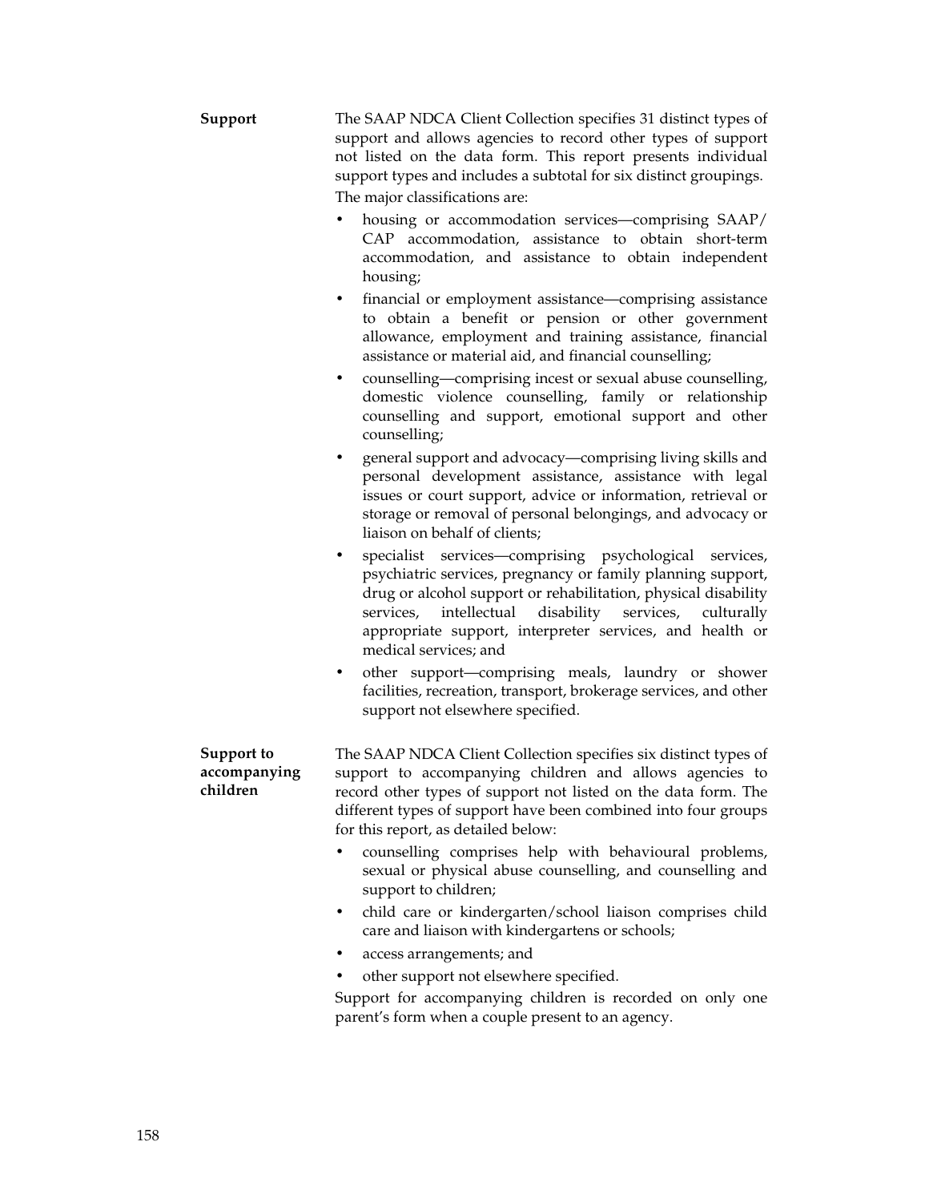**Support**

The SAAP NDCA Client Collection specifies 31 distinct types of support and allows agencies to record other types of support not listed on the data form. This report presents individual support types and includes a subtotal for six distinct groupings.

The major classifications are:

- housing or accommodation services—comprising SAAP/CAP accommodation, assistance to obtain short-term accommodation, and assistance to obtain independent housing;
- financial or employment assistance—comprising assistance to obtain a benefit or pension or other government allowance, employment and training assistance, financial assistance or material aid, and financial counselling;
- counselling—comprising incest or sexual abuse counselling, domestic violence counselling, family or relationship counselling and support, emotional support and other counselling;
- general support and advocacy—comprising living skills and personal development assistance, assistance with legal issues or court support, advice or information, retrieval or storage or removal of personal belongings, and advocacy or liaison on behalf of clients;
- specialist services—comprising psychological services, psychiatric services, pregnancy or family planning support, drug or alcohol support or rehabilitation, physical disability services, intellectual disability services, culturally appropriate support, interpreter services, and health or medical services; and
- other support—comprising meals, laundry or shower facilities, recreation, transport, brokerage services, and other support not elsewhere specified.

**Support to accompanying children**

The SAAP NDCA Client Collection specifies six distinct types of support to accompanying children and allows agencies to record other types of support not listed on the data form. The different types of support have been combined into four groups for this report, as detailed below:

- counselling comprises help with behavioural problems, sexual or physical abuse counselling, and counselling and support to children;
- child care or kindergarten/school liaison comprises child care and liaison with kindergartens or schools;
- access arrangements; and
- other support not elsewhere specified.

Support for accompanying children is recorded on only one parent's form when a couple present to an agency.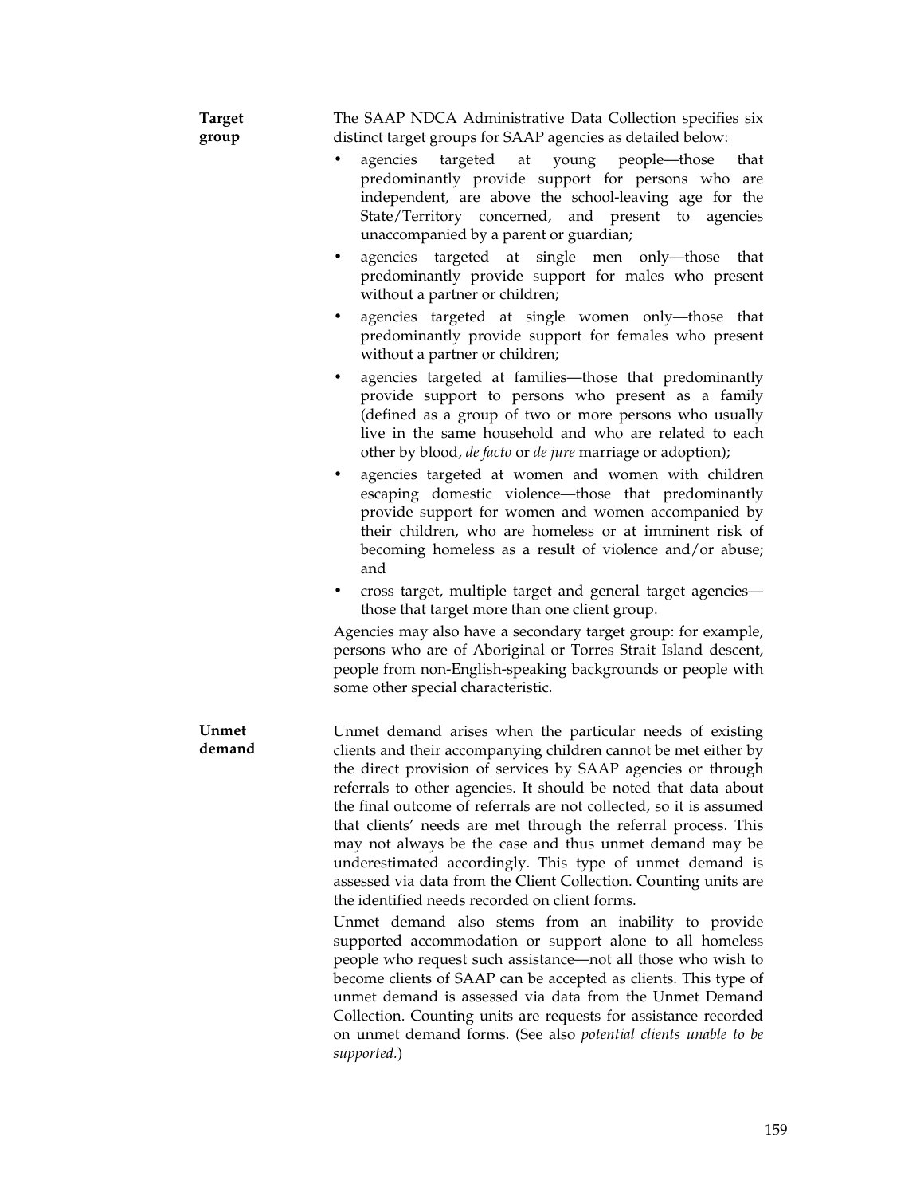**Target group**

The SAAP NDCA Administrative Data Collection specifies six distinct target groups for SAAP agencies as detailed below:

- agencies targeted at young people—those that predominantly provide support for persons who are independent, are above the school-leaving age for the State/Territory concerned, and present to agencies unaccompanied by a parent or guardian;
- agencies targeted at single men only—those that predominantly provide support for males who present without a partner or children;
- agencies targeted at single women only—those that predominantly provide support for females who present without a partner or children;
- agencies targeted at families—those that predominantly provide support to persons who present as a family (defined as a group of two or more persons who usually live in the same household and who are related to each other by blood, *de facto* or *de jure* marriage or adoption);
- agencies targeted at women and women with children escaping domestic violence—those that predominantly provide support for women and women accompanied by their children, who are homeless or at imminent risk of becoming homeless as a result of violence and/or abuse; and
- cross target, multiple target and general target agencies—those that target more than one client group.

Agencies may also have a secondary target group: for example, persons who are of Aboriginal or Torres Strait Island descent, people from non-English-speaking backgrounds or people with some other special characteristic.

**Unmet demand**

Unmet demand arises when the particular needs of existing clients and their accompanying children cannot be met either by the direct provision of services by SAAP agencies or through referrals to other agencies. It should be noted that data about the final outcome of referrals are not collected, so it is assumed that clients' needs are met through the referral process. This may not always be the case and thus unmet demand may be underestimated accordingly. This type of unmet demand is assessed via data from the Client Collection. Counting units are the identified needs recorded on client forms.

Unmet demand also stems from an inability to provide supported accommodation or support alone to all homeless people who request such assistance—not all those who wish to become clients of SAAP can be accepted as clients. This type of unmet demand is assessed via data from the Unmet Demand Collection. Counting units are requests for assistance recorded on unmet demand forms. (See also *potential clients unable to be supported.*)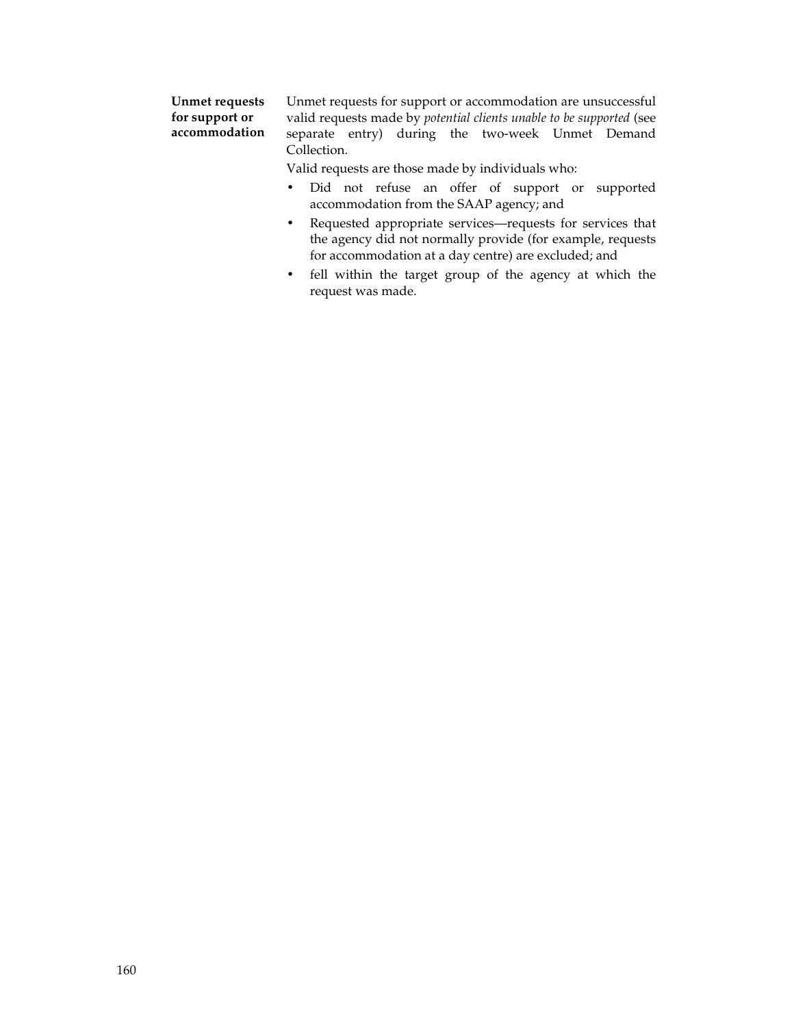**Unmet requests for support or accommodation**

Unmet requests for support or accommodation are unsuccessful valid requests made by *potential clients unable to be supported* (see separate entry) during the two-week Unmet Demand Collection.

Valid requests are those made by individuals who:

- Did not refuse an offer of support or supported accommodation from the SAAP agency; and
- Requested appropriate services—requests for services that the agency did not normally provide (for example, requests for accommodation at a day centre) are excluded; and
- fell within the target group of the agency at which the request was made.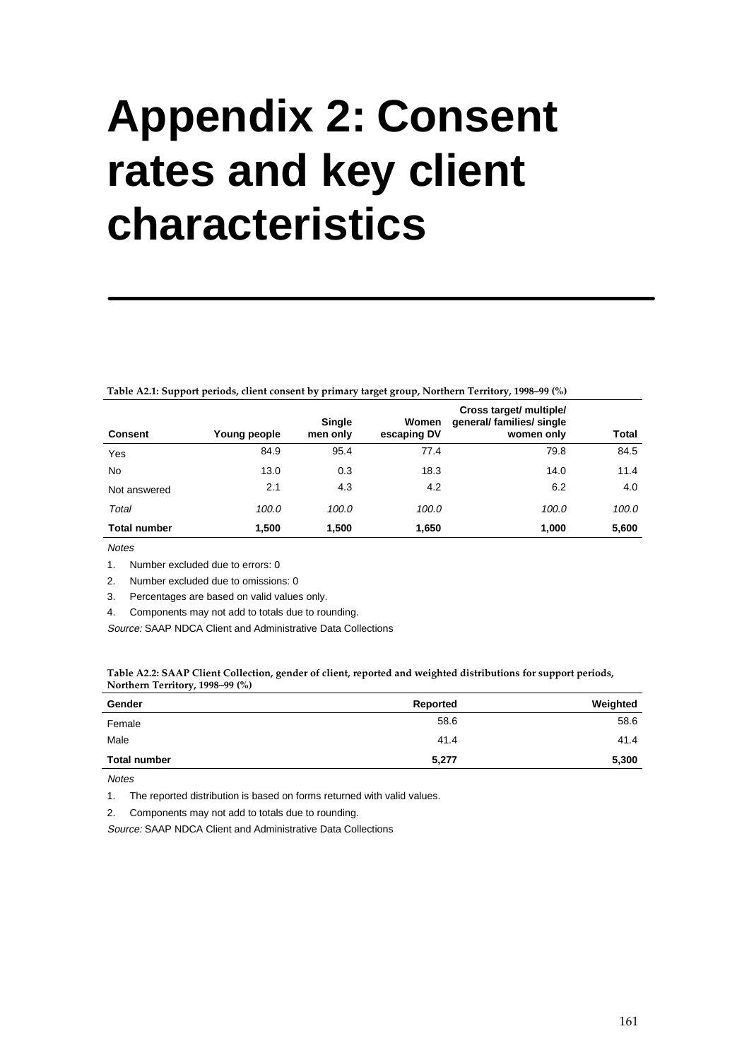# Appendix 2: Consent rates and key client characteristics

**Table A2.1: Support periods, client consent by primary target group, Northern Territory, 1998–99 (%)**

| Consent | Young people | Single men only | Women escaping DV | Cross target/ multiple/ general/ families/ single women only | Total |
|---|---|---|---|---|---|
| Yes | 84.9 | 95.4 | 77.4 | 79.8 | 84.5 |
| No | 13.0 | 0.3 | 18.3 | 14.0 | 11.4 |
| Not answered | 2.1 | 4.3 | 4.2 | 6.2 | 4.0 |
| *Total* | *100.0* | *100.0* | *100.0* | *100.0* | *100.0* |
| **Total number** | **1,500** | **1,500** | **1,650** | **1,000** | **5,600** |

*Notes*

1. Number excluded due to errors: 0
2. Number excluded due to omissions: 0
3. Percentages are based on valid values only.
4. Components may not add to totals due to rounding.

*Source:* SAAP NDCA Client and Administrative Data Collections

**Table A2.2: SAAP Client Collection, gender of client, reported and weighted distributions for support periods, Northern Territory, 1998–99 (%)**

| Gender | Reported | Weighted |
|---|---|---|
| Female | 58.6 | 58.6 |
| Male | 41.4 | 41.4 |
| **Total number** | **5,277** | **5,300** |

*Notes*

1. The reported distribution is based on forms returned with valid values.
2. Components may not add to totals due to rounding.

*Source:* SAAP NDCA Client and Administrative Data Collections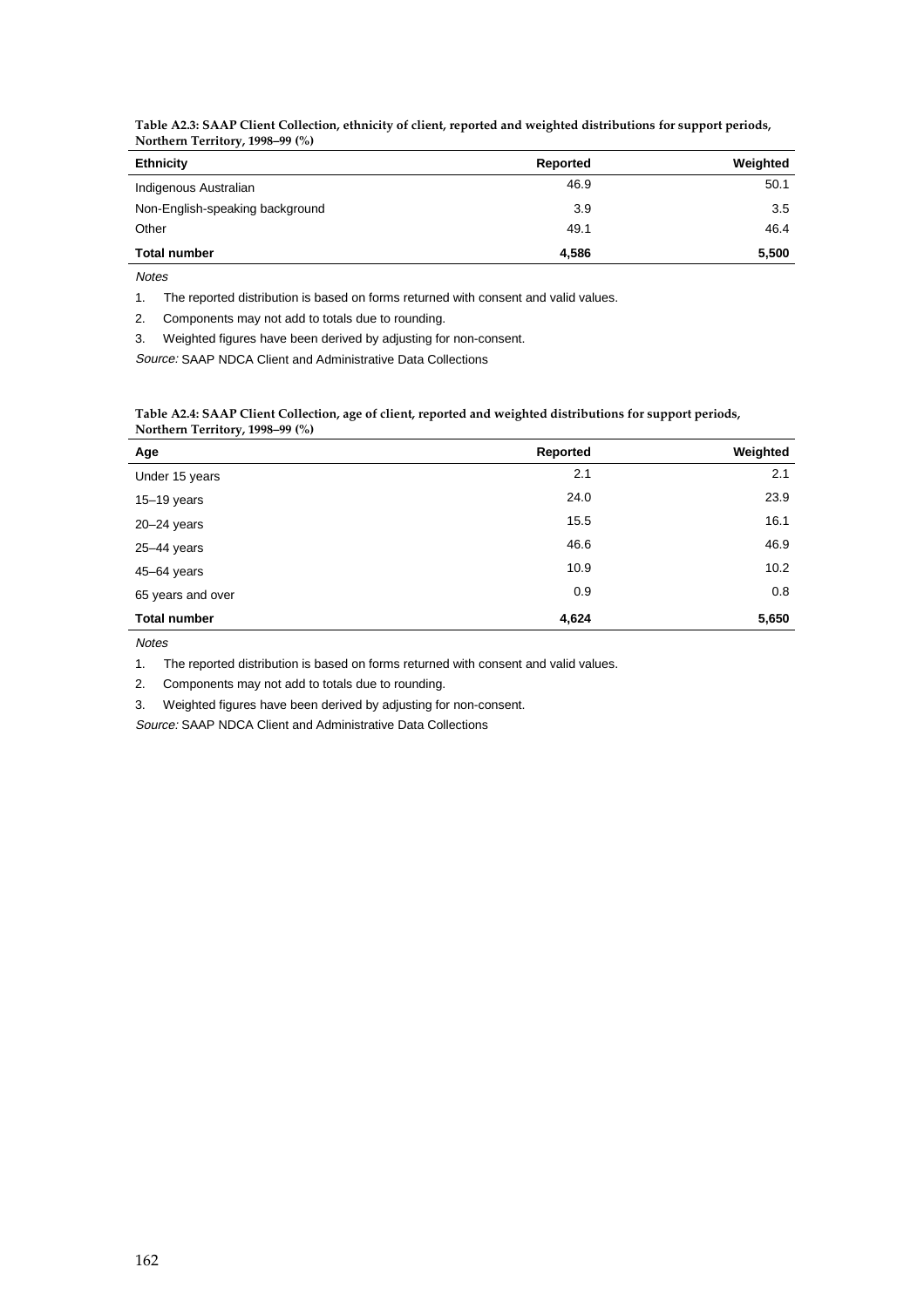**Table A2.3: SAAP Client Collection, ethnicity of client, reported and weighted distributions for support periods, Northern Territory, 1998–99 (%)**

| Ethnicity | Reported | Weighted |
|---|---|---|
| Indigenous Australian | 46.9 | 50.1 |
| Non-English-speaking background | 3.9 | 3.5 |
| Other | 49.1 | 46.4 |
| **Total number** | **4,586** | **5,500** |

*Notes*

1. The reported distribution is based on forms returned with consent and valid values.
2. Components may not add to totals due to rounding.
3. Weighted figures have been derived by adjusting for non-consent.

*Source:* SAAP NDCA Client and Administrative Data Collections

**Table A2.4: SAAP Client Collection, age of client, reported and weighted distributions for support periods, Northern Territory, 1998–99 (%)**

| Age | Reported | Weighted |
|---|---|---|
| Under 15 years | 2.1 | 2.1 |
| 15–19 years | 24.0 | 23.9 |
| 20–24 years | 15.5 | 16.1 |
| 25–44 years | 46.6 | 46.9 |
| 45–64 years | 10.9 | 10.2 |
| 65 years and over | 0.9 | 0.8 |
| **Total number** | **4,624** | **5,650** |

*Notes*

1. The reported distribution is based on forms returned with consent and valid values.
2. Components may not add to totals due to rounding.
3. Weighted figures have been derived by adjusting for non-consent.

*Source:* SAAP NDCA Client and Administrative Data Collections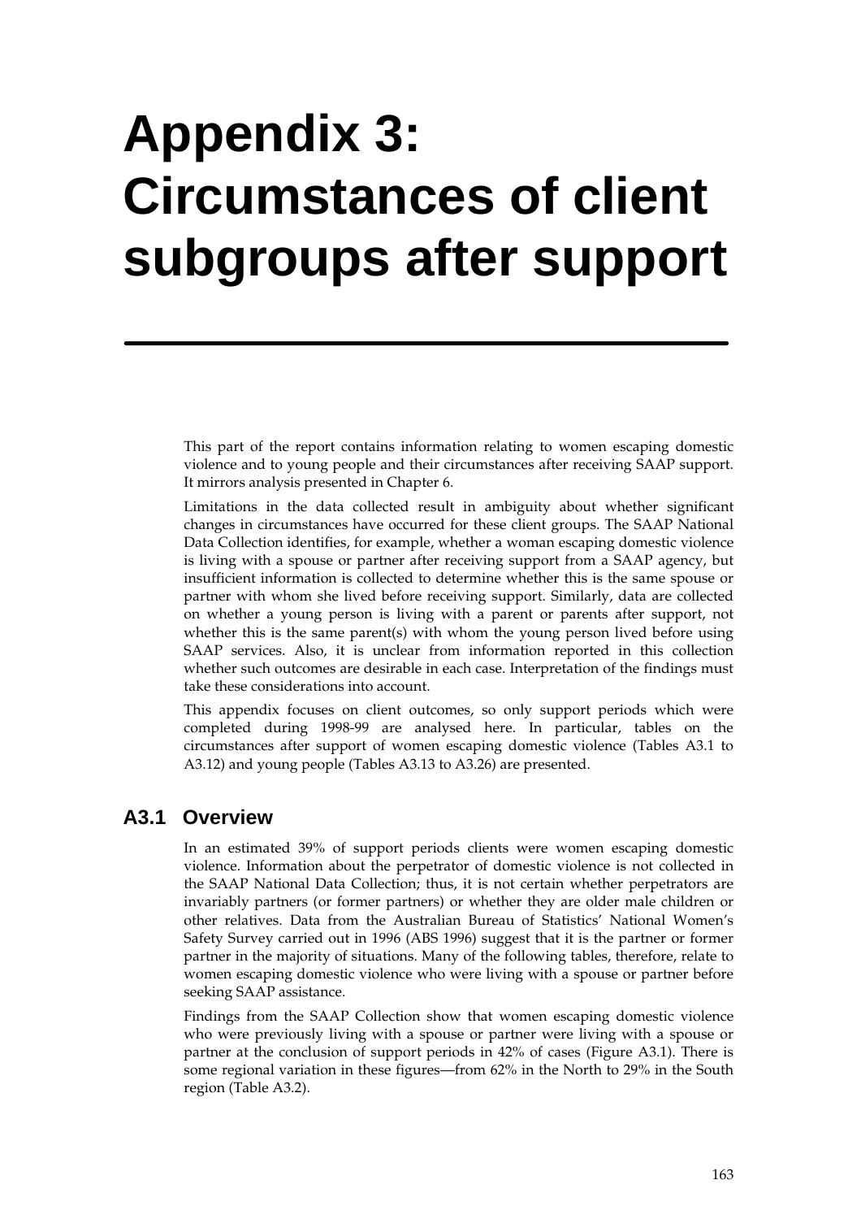# Appendix 3: Circumstances of client subgroups after support

This part of the report contains information relating to women escaping domestic violence and to young people and their circumstances after receiving SAAP support. It mirrors analysis presented in Chapter 6.

Limitations in the data collected result in ambiguity about whether significant changes in circumstances have occurred for these client groups. The SAAP National Data Collection identifies, for example, whether a woman escaping domestic violence is living with a spouse or partner after receiving support from a SAAP agency, but insufficient information is collected to determine whether this is the same spouse or partner with whom she lived before receiving support. Similarly, data are collected on whether a young person is living with a parent or parents after support, not whether this is the same parent(s) with whom the young person lived before using SAAP services. Also, it is unclear from information reported in this collection whether such outcomes are desirable in each case. Interpretation of the findings must take these considerations into account.

This appendix focuses on client outcomes, so only support periods which were completed during 1998-99 are analysed here. In particular, tables on the circumstances after support of women escaping domestic violence (Tables A3.1 to A3.12) and young people (Tables A3.13 to A3.26) are presented.

## A3.1 Overview

In an estimated 39% of support periods clients were women escaping domestic violence. Information about the perpetrator of domestic violence is not collected in the SAAP National Data Collection; thus, it is not certain whether perpetrators are invariably partners (or former partners) or whether they are older male children or other relatives. Data from the Australian Bureau of Statistics' National Women's Safety Survey carried out in 1996 (ABS 1996) suggest that it is the partner or former partner in the majority of situations. Many of the following tables, therefore, relate to women escaping domestic violence who were living with a spouse or partner before seeking SAAP assistance.

Findings from the SAAP Collection show that women escaping domestic violence who were previously living with a spouse or partner were living with a spouse or partner at the conclusion of support periods in 42% of cases (Figure A3.1). There is some regional variation in these figures—from 62% in the North to 29% in the South region (Table A3.2).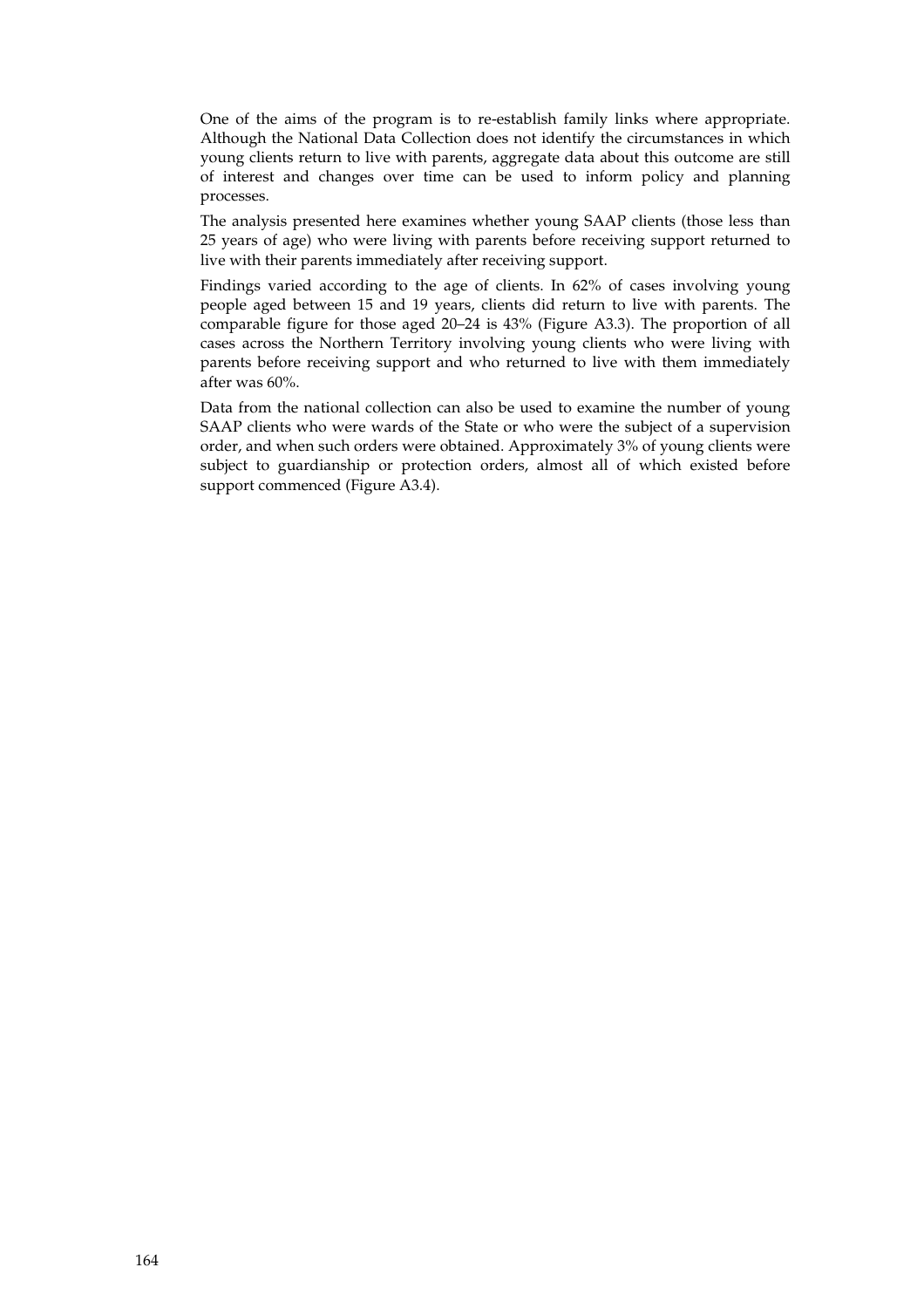One of the aims of the program is to re-establish family links where appropriate. Although the National Data Collection does not identify the circumstances in which young clients return to live with parents, aggregate data about this outcome are still of interest and changes over time can be used to inform policy and planning processes.

The analysis presented here examines whether young SAAP clients (those less than 25 years of age) who were living with parents before receiving support returned to live with their parents immediately after receiving support.

Findings varied according to the age of clients. In 62% of cases involving young people aged between 15 and 19 years, clients did return to live with parents. The comparable figure for those aged 20–24 is 43% (Figure A3.3). The proportion of all cases across the Northern Territory involving young clients who were living with parents before receiving support and who returned to live with them immediately after was 60%.

Data from the national collection can also be used to examine the number of young SAAP clients who were wards of the State or who were the subject of a supervision order, and when such orders were obtained. Approximately 3% of young clients were subject to guardianship or protection orders, almost all of which existed before support commenced (Figure A3.4).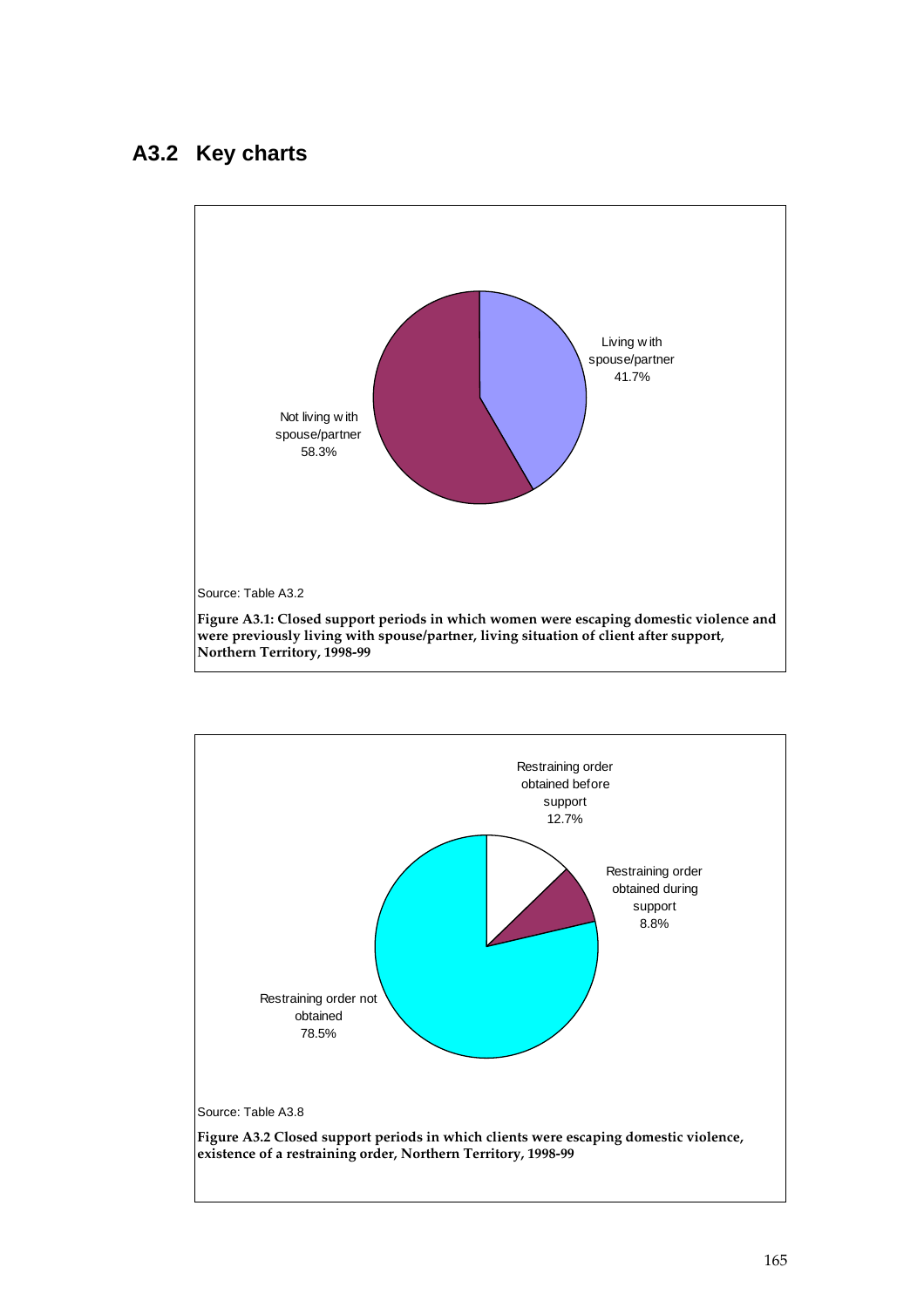## A3.2 Key charts

Living with spouse/partner
41.7%

Not living with spouse/partner
58.3%

Source: Table A3.2

**Figure A3.1: Closed support periods in which women were escaping domestic violence and were previously living with spouse/partner, living situation of client after support, Northern Territory, 1998-99**

Restraining order obtained before support
12.7%

Restraining order obtained during support
8.8%

Restraining order not obtained
78.5%

Source: Table A3.8

**Figure A3.2 Closed support periods in which clients were escaping domestic violence, existence of a restraining order, Northern Territory, 1998-99**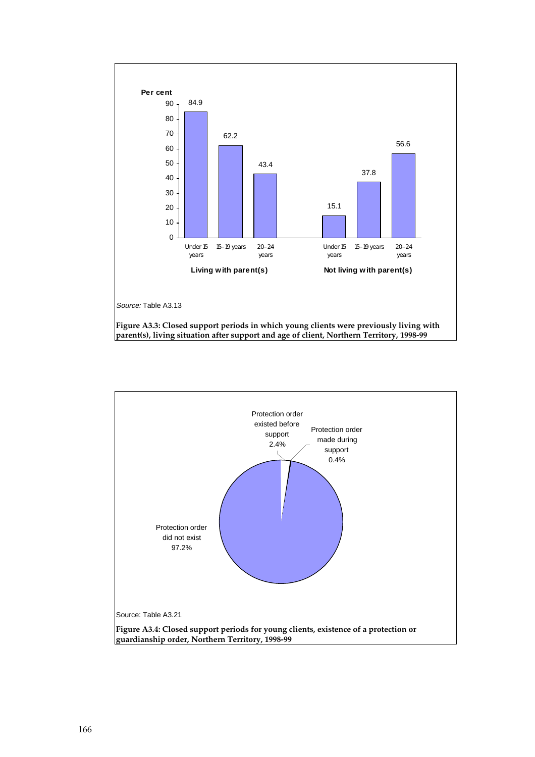Per cent

90
80
70
60
50
40
30
20
10
0

84.9
62.2
43.4
15.1
37.8
56.6

Under 15 years
15–19 years
20–24 years
Under 15 years
15–19 years
20–24 years

Living with parent(s)
Not living with parent(s)

*Source:* Table A3.13

**Figure A3.3: Closed support periods in which young clients were previously living with parent(s), living situation after support and age of client, Northern Territory, 1998-99**

Protection order existed before support 2.4%

Protection order made during support 0.4%

Protection order did not exist 97.2%

Source: Table A3.21

**Figure A3.4: Closed support periods for young clients, existence of a protection or guardianship order, Northern Territory, 1998-99**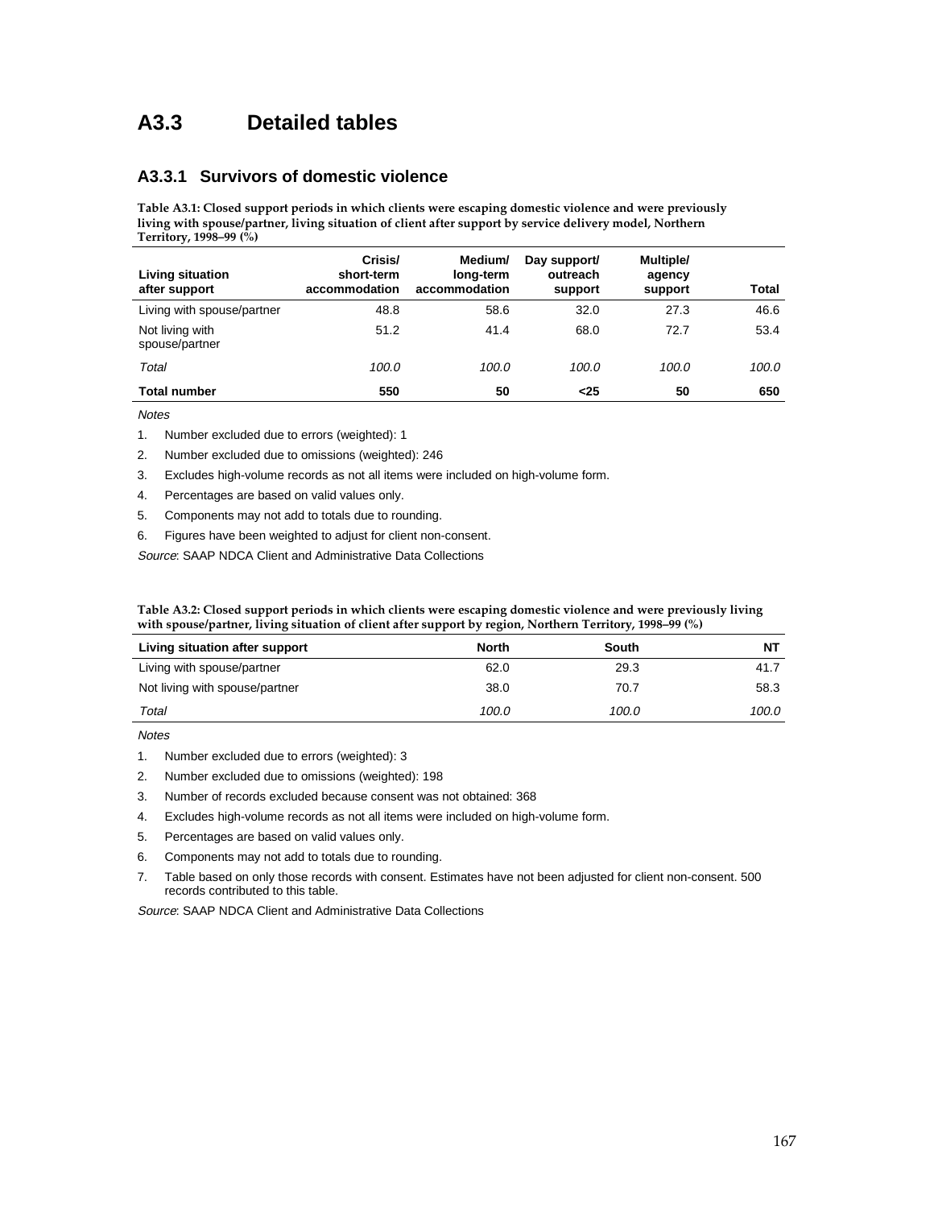## A3.3 Detailed tables

### A3.3.1 Survivors of domestic violence

**Table A3.1: Closed support periods in which clients were escaping domestic violence and were previously living with spouse/partner, living situation of client after support by service delivery model, Northern Territory, 1998–99 (%)**

| Living situation after support | Crisis/ short-term accommodation | Medium/ long-term accommodation | Day support/ outreach support | Multiple/ agency support | Total |
|---|---|---|---|---|---|
| Living with spouse/partner | 48.8 | 58.6 | 32.0 | 27.3 | 46.6 |
| Not living with spouse/partner | 51.2 | 41.4 | 68.0 | 72.7 | 53.4 |
| *Total* | *100.0* | *100.0* | *100.0* | *100.0* | *100.0* |
| **Total number** | **550** | **50** | **<25** | **50** | **650** |

*Notes*

1. Number excluded due to errors (weighted): 1
2. Number excluded due to omissions (weighted): 246
3. Excludes high-volume records as not all items were included on high-volume form.
4. Percentages are based on valid values only.
5. Components may not add to totals due to rounding.
6. Figures have been weighted to adjust for client non-consent.

*Source*: SAAP NDCA Client and Administrative Data Collections

**Table A3.2: Closed support periods in which clients were escaping domestic violence and were previously living with spouse/partner, living situation of client after support by region, Northern Territory, 1998–99 (%)**

| Living situation after support | North | South | NT |
|---|---|---|---|
| Living with spouse/partner | 62.0 | 29.3 | 41.7 |
| Not living with spouse/partner | 38.0 | 70.7 | 58.3 |
| *Total* | *100.0* | *100.0* | *100.0* |

*Notes*

1. Number excluded due to errors (weighted): 3
2. Number excluded due to omissions (weighted): 198
3. Number of records excluded because consent was not obtained: 368
4. Excludes high-volume records as not all items were included on high-volume form.
5. Percentages are based on valid values only.
6. Components may not add to totals due to rounding.
7. Table based on only those records with consent. Estimates have not been adjusted for client non-consent. 500 records contributed to this table.

*Source*: SAAP NDCA Client and Administrative Data Collections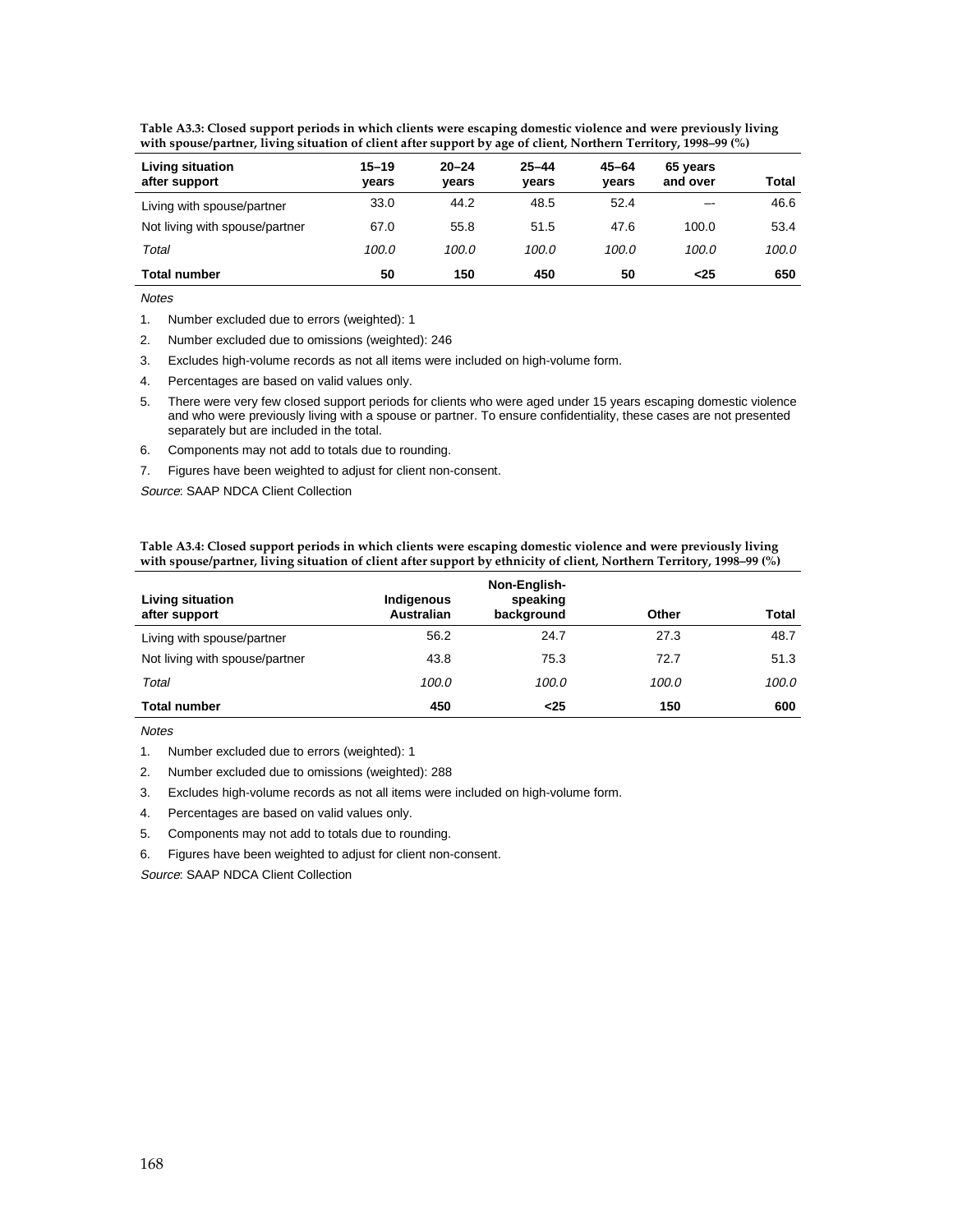**Table A3.3: Closed support periods in which clients were escaping domestic violence and were previously living with spouse/partner, living situation of client after support by age of client, Northern Territory, 1998–99 (%)**

| Living situation after support | 15–19 years | 20–24 years | 25–44 years | 45–64 years | 65 years and over | Total |
|---|---|---|---|---|---|---|
| Living with spouse/partner | 33.0 | 44.2 | 48.5 | 52.4 | — | 46.6 |
| Not living with spouse/partner | 67.0 | 55.8 | 51.5 | 47.6 | 100.0 | 53.4 |
| *Total* | *100.0* | *100.0* | *100.0* | *100.0* | *100.0* | *100.0* |
| **Total number** | **50** | **150** | **450** | **50** | **<25** | **650** |

*Notes*

1. Number excluded due to errors (weighted): 1
2. Number excluded due to omissions (weighted): 246
3. Excludes high-volume records as not all items were included on high-volume form.
4. Percentages are based on valid values only.
5. There were very few closed support periods for clients who were aged under 15 years escaping domestic violence and who were previously living with a spouse or partner. To ensure confidentiality, these cases are not presented separately but are included in the total.
6. Components may not add to totals due to rounding.
7. Figures have been weighted to adjust for client non-consent.

*Source*: SAAP NDCA Client Collection

**Table A3.4: Closed support periods in which clients were escaping domestic violence and were previously living with spouse/partner, living situation of client after support by ethnicity of client, Northern Territory, 1998–99 (%)**

| Living situation after support | Indigenous Australian | Non-English-speaking background | Other | Total |
|---|---|---|---|---|
| Living with spouse/partner | 56.2 | 24.7 | 27.3 | 48.7 |
| Not living with spouse/partner | 43.8 | 75.3 | 72.7 | 51.3 |
| *Total* | *100.0* | *100.0* | *100.0* | *100.0* |
| **Total number** | **450** | **<25** | **150** | **600** |

*Notes*

1. Number excluded due to errors (weighted): 1
2. Number excluded due to omissions (weighted): 288
3. Excludes high-volume records as not all items were included on high-volume form.
4. Percentages are based on valid values only.
5. Components may not add to totals due to rounding.
6. Figures have been weighted to adjust for client non-consent.

*Source*: SAAP NDCA Client Collection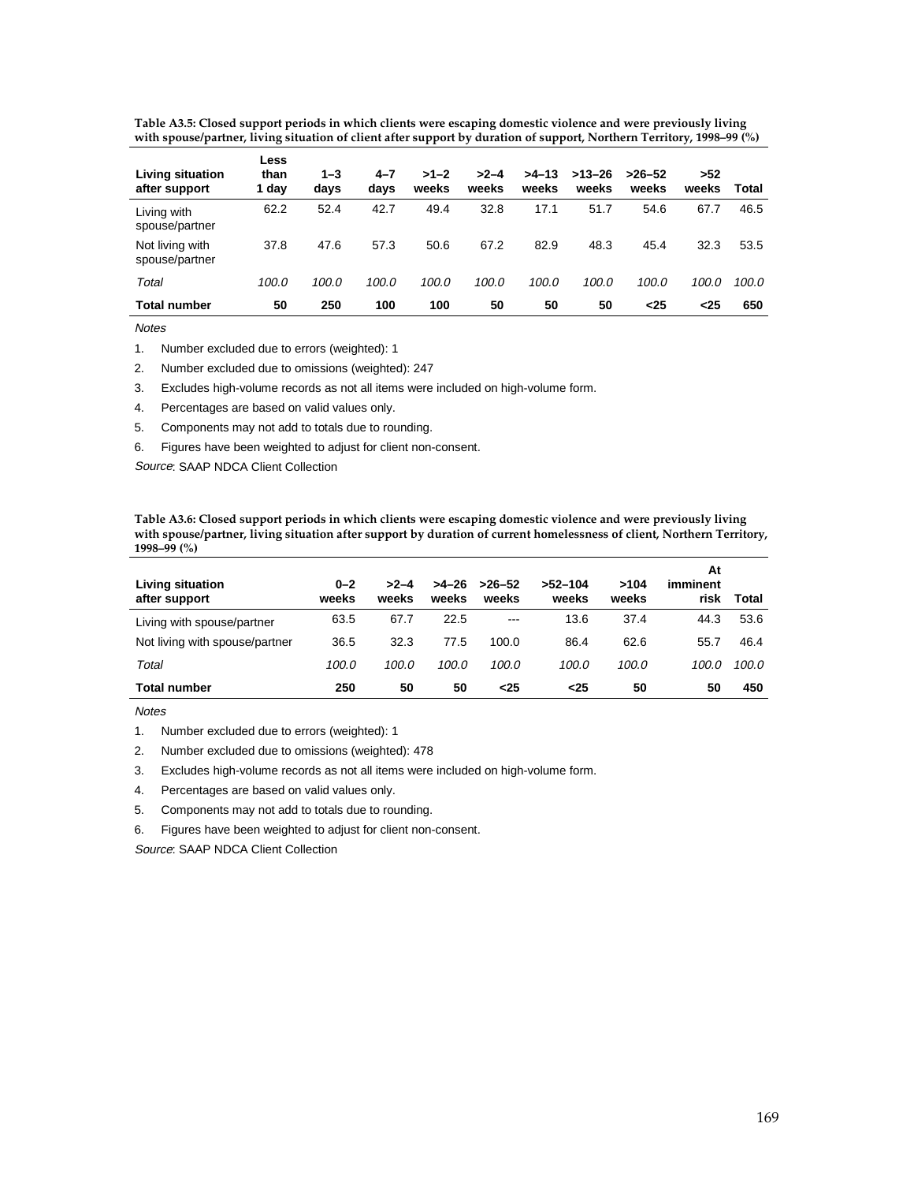**Table A3.5: Closed support periods in which clients were escaping domestic violence and were previously living with spouse/partner, living situation of client after support by duration of support, Northern Territory, 1998–99 (%)**

| Living situation after support | Less than 1 day | 1–3 days | 4–7 days | >1–2 weeks | >2–4 weeks | >4–13 weeks | >13–26 weeks | >26–52 weeks | >52 weeks | Total |
|---|---|---|---|---|---|---|---|---|---|---|
| Living with spouse/partner | 62.2 | 52.4 | 42.7 | 49.4 | 32.8 | 17.1 | 51.7 | 54.6 | 67.7 | 46.5 |
| Not living with spouse/partner | 37.8 | 47.6 | 57.3 | 50.6 | 67.2 | 82.9 | 48.3 | 45.4 | 32.3 | 53.5 |
| *Total* | *100.0* | *100.0* | *100.0* | *100.0* | *100.0* | *100.0* | *100.0* | *100.0* | *100.0* | *100.0* |
| **Total number** | **50** | **250** | **100** | **100** | **50** | **50** | **50** | **<25** | **<25** | **650** |

*Notes*

1. Number excluded due to errors (weighted): 1
2. Number excluded due to omissions (weighted): 247
3. Excludes high-volume records as not all items were included on high-volume form.
4. Percentages are based on valid values only.
5. Components may not add to totals due to rounding.
6. Figures have been weighted to adjust for client non-consent.

*Source*: SAAP NDCA Client Collection

**Table A3.6: Closed support periods in which clients were escaping domestic violence and were previously living with spouse/partner, living situation after support by duration of current homelessness of client, Northern Territory, 1998–99 (%)**

| Living situation after support | 0–2 weeks | >2–4 weeks | >4–26 weeks | >26–52 weeks | >52–104 weeks | >104 weeks | At imminent risk | Total |
|---|---|---|---|---|---|---|---|---|
| Living with spouse/partner | 63.5 | 67.7 | 22.5 | --- | 13.6 | 37.4 | 44.3 | 53.6 |
| Not living with spouse/partner | 36.5 | 32.3 | 77.5 | 100.0 | 86.4 | 62.6 | 55.7 | 46.4 |
| *Total* | *100.0* | *100.0* | *100.0* | *100.0* | *100.0* | *100.0* | *100.0* | *100.0* |
| **Total number** | **250** | **50** | **50** | **<25** | **<25** | **50** | **50** | **450** |

*Notes*

1. Number excluded due to errors (weighted): 1
2. Number excluded due to omissions (weighted): 478
3. Excludes high-volume records as not all items were included on high-volume form.
4. Percentages are based on valid values only.
5. Components may not add to totals due to rounding.
6. Figures have been weighted to adjust for client non-consent.

*Source*: SAAP NDCA Client Collection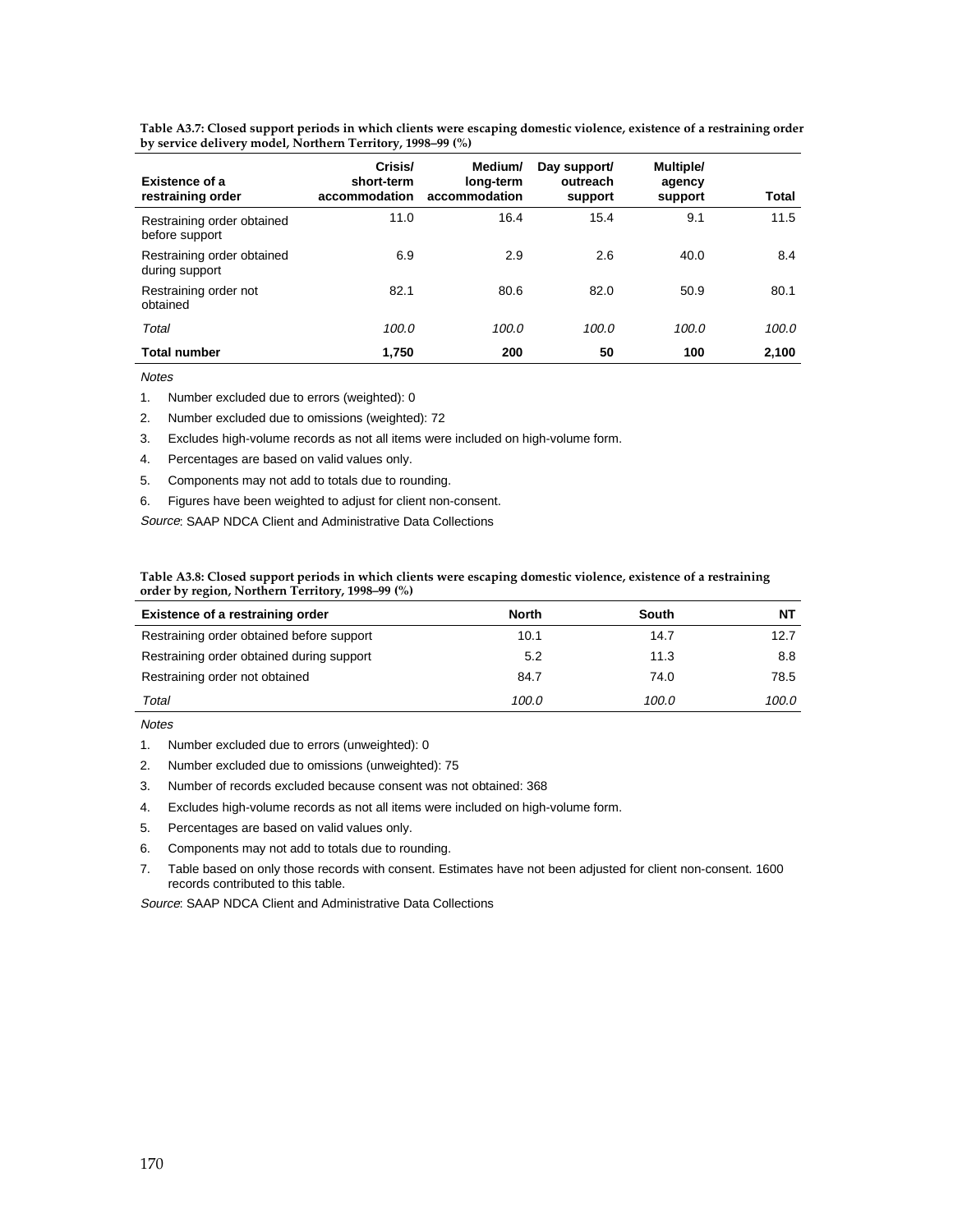**Table A3.7: Closed support periods in which clients were escaping domestic violence, existence of a restraining order by service delivery model, Northern Territory, 1998–99 (%)**

| Existence of a restraining order | Crisis/ short-term accommodation | Medium/ long-term accommodation | Day support/ outreach support | Multiple/ agency support | Total |
|---|---|---|---|---|---|
| Restraining order obtained before support | 11.0 | 16.4 | 15.4 | 9.1 | 11.5 |
| Restraining order obtained during support | 6.9 | 2.9 | 2.6 | 40.0 | 8.4 |
| Restraining order not obtained | 82.1 | 80.6 | 82.0 | 50.9 | 80.1 |
| *Total* | *100.0* | *100.0* | *100.0* | *100.0* | *100.0* |
| **Total number** | **1,750** | **200** | **50** | **100** | **2,100** |

*Notes*

1. Number excluded due to errors (weighted): 0
2. Number excluded due to omissions (weighted): 72
3. Excludes high-volume records as not all items were included on high-volume form.
4. Percentages are based on valid values only.
5. Components may not add to totals due to rounding.
6. Figures have been weighted to adjust for client non-consent.

*Source*: SAAP NDCA Client and Administrative Data Collections

**Table A3.8: Closed support periods in which clients were escaping domestic violence, existence of a restraining order by region, Northern Territory, 1998–99 (%)**

| Existence of a restraining order | North | South | NT |
|---|---|---|---|
| Restraining order obtained before support | 10.1 | 14.7 | 12.7 |
| Restraining order obtained during support | 5.2 | 11.3 | 8.8 |
| Restraining order not obtained | 84.7 | 74.0 | 78.5 |
| *Total* | *100.0* | *100.0* | *100.0* |

*Notes*

1. Number excluded due to errors (unweighted): 0
2. Number excluded due to omissions (unweighted): 75
3. Number of records excluded because consent was not obtained: 368
4. Excludes high-volume records as not all items were included on high-volume form.
5. Percentages are based on valid values only.
6. Components may not add to totals due to rounding.
7. Table based on only those records with consent. Estimates have not been adjusted for client non-consent. 1600 records contributed to this table.

*Source*: SAAP NDCA Client and Administrative Data Collections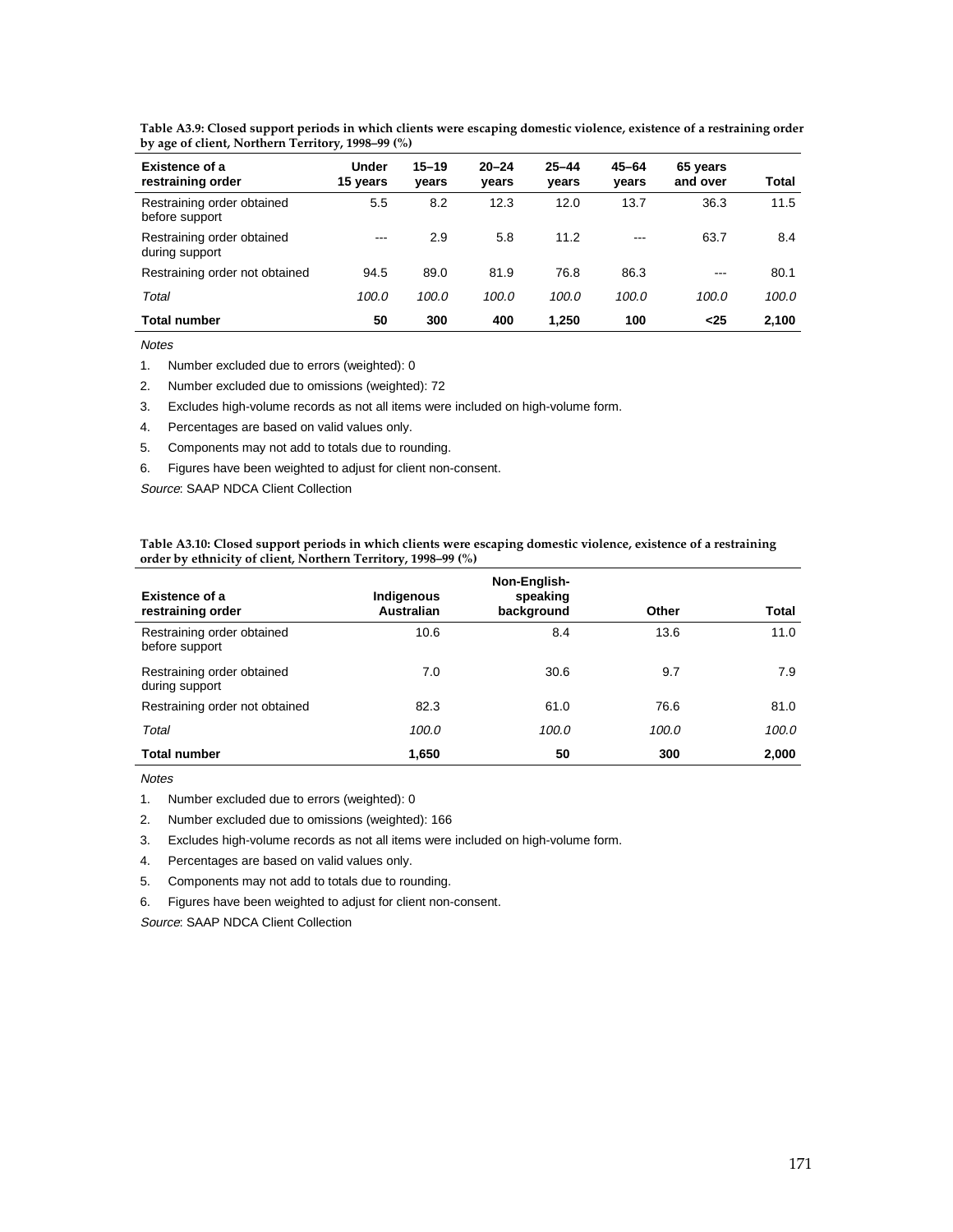**Table A3.9: Closed support periods in which clients were escaping domestic violence, existence of a restraining order by age of client, Northern Territory, 1998–99 (%)**

| Existence of a restraining order | Under 15 years | 15–19 years | 20–24 years | 25–44 years | 45–64 years | 65 years and over | Total |
|---|---|---|---|---|---|---|---|
| Restraining order obtained before support | 5.5 | 8.2 | 12.3 | 12.0 | 13.7 | 36.3 | 11.5 |
| Restraining order obtained during support | --- | 2.9 | 5.8 | 11.2 | --- | 63.7 | 8.4 |
| Restraining order not obtained | 94.5 | 89.0 | 81.9 | 76.8 | 86.3 | --- | 80.1 |
| *Total* | *100.0* | *100.0* | *100.0* | *100.0* | *100.0* | *100.0* | *100.0* |
| **Total number** | **50** | **300** | **400** | **1,250** | **100** | **<25** | **2,100** |

*Notes*

1. Number excluded due to errors (weighted): 0
2. Number excluded due to omissions (weighted): 72
3. Excludes high-volume records as not all items were included on high-volume form.
4. Percentages are based on valid values only.
5. Components may not add to totals due to rounding.
6. Figures have been weighted to adjust for client non-consent.

*Source*: SAAP NDCA Client Collection

**Table A3.10: Closed support periods in which clients were escaping domestic violence, existence of a restraining order by ethnicity of client, Northern Territory, 1998–99 (%)**

| Existence of a restraining order | Indigenous Australian | Non-English-speaking background | Other | Total |
|---|---|---|---|---|
| Restraining order obtained before support | 10.6 | 8.4 | 13.6 | 11.0 |
| Restraining order obtained during support | 7.0 | 30.6 | 9.7 | 7.9 |
| Restraining order not obtained | 82.3 | 61.0 | 76.6 | 81.0 |
| *Total* | *100.0* | *100.0* | *100.0* | *100.0* |
| **Total number** | **1,650** | **50** | **300** | **2,000** |

*Notes*

1. Number excluded due to errors (weighted): 0
2. Number excluded due to omissions (weighted): 166
3. Excludes high-volume records as not all items were included on high-volume form.
4. Percentages are based on valid values only.
5. Components may not add to totals due to rounding.
6. Figures have been weighted to adjust for client non-consent.

*Source*: SAAP NDCA Client Collection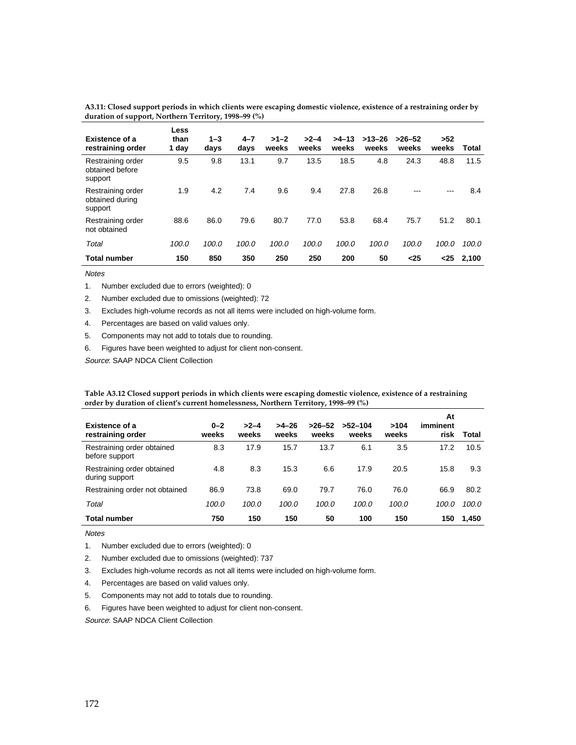**A3.11: Closed support periods in which clients were escaping domestic violence, existence of a restraining order by duration of support, Northern Territory, 1998–99 (%)**

| Existence of a restraining order | Less than 1 day | 1–3 days | 4–7 days | >1–2 weeks | >2–4 weeks | >4–13 weeks | >13–26 weeks | >26–52 weeks | >52 weeks | Total |
|---|---|---|---|---|---|---|---|---|---|---|
| Restraining order obtained before support | 9.5 | 9.8 | 13.1 | 9.7 | 13.5 | 18.5 | 4.8 | 24.3 | 48.8 | 11.5 |
| Restraining order obtained during support | 1.9 | 4.2 | 7.4 | 9.6 | 9.4 | 27.8 | 26.8 | --- | --- | 8.4 |
| Restraining order not obtained | 88.6 | 86.0 | 79.6 | 80.7 | 77.0 | 53.8 | 68.4 | 75.7 | 51.2 | 80.1 |
| *Total* | *100.0* | *100.0* | *100.0* | *100.0* | *100.0* | *100.0* | *100.0* | *100.0* | *100.0* | *100.0* |
| **Total number** | **150** | **850** | **350** | **250** | **250** | **200** | **50** | **<25** | **<25** | **2,100** |

*Notes*

1. Number excluded due to errors (weighted): 0
2. Number excluded due to omissions (weighted): 72
3. Excludes high-volume records as not all items were included on high-volume form.
4. Percentages are based on valid values only.
5. Components may not add to totals due to rounding.
6. Figures have been weighted to adjust for client non-consent.

*Source*: SAAP NDCA Client Collection

**Table A3.12 Closed support periods in which clients were escaping domestic violence, existence of a restraining order by duration of client's current homelessness, Northern Territory, 1998–99 (%)**

| Existence of a restraining order | 0–2 weeks | >2–4 weeks | >4–26 weeks | >26–52 weeks | >52–104 weeks | >104 weeks | At imminent risk | Total |
|---|---|---|---|---|---|---|---|---|
| Restraining order obtained before support | 8.3 | 17.9 | 15.7 | 13.7 | 6.1 | 3.5 | 17.2 | 10.5 |
| Restraining order obtained during support | 4.8 | 8.3 | 15.3 | 6.6 | 17.9 | 20.5 | 15.8 | 9.3 |
| Restraining order not obtained | 86.9 | 73.8 | 69.0 | 79.7 | 76.0 | 76.0 | 66.9 | 80.2 |
| *Total* | *100.0* | *100.0* | *100.0* | *100.0* | *100.0* | *100.0* | *100.0* | *100.0* |
| **Total number** | **750** | **150** | **150** | **50** | **100** | **150** | **150** | **1,450** |

*Notes*

1. Number excluded due to errors (weighted): 0
2. Number excluded due to omissions (weighted): 737
3. Excludes high-volume records as not all items were included on high-volume form.
4. Percentages are based on valid values only.
5. Components may not add to totals due to rounding.
6. Figures have been weighted to adjust for client non-consent.

*Source*: SAAP NDCA Client Collection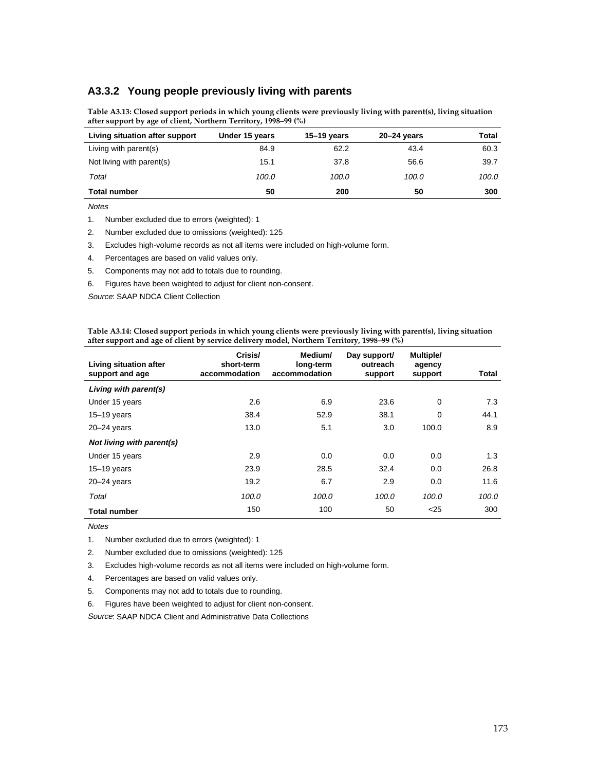## A3.3.2 Young people previously living with parents

**Table A3.13: Closed support periods in which young clients were previously living with parent(s), living situation after support by age of client, Northern Territory, 1998–99 (%)**

| Living situation after support | Under 15 years | 15–19 years | 20–24 years | Total |
|---|---|---|---|---|
| Living with parent(s) | 84.9 | 62.2 | 43.4 | 60.3 |
| Not living with parent(s) | 15.1 | 37.8 | 56.6 | 39.7 |
| *Total* | *100.0* | *100.0* | *100.0* | *100.0* |
| **Total number** | **50** | **200** | **50** | **300** |

*Notes*

1. Number excluded due to errors (weighted): 1
2. Number excluded due to omissions (weighted): 125
3. Excludes high-volume records as not all items were included on high-volume form.
4. Percentages are based on valid values only.
5. Components may not add to totals due to rounding.
6. Figures have been weighted to adjust for client non-consent.

*Source*: SAAP NDCA Client Collection

**Table A3.14: Closed support periods in which young clients were previously living with parent(s), living situation after support and age of client by service delivery model, Northern Territory, 1998–99 (%)**

| Living situation after support and age | Crisis/ short-term accommodation | Medium/ long-term accommodation | Day support/ outreach support | Multiple/ agency support | Total |
|---|---|---|---|---|---|
| ***Living with parent(s)*** | | | | | |
| Under 15 years | 2.6 | 6.9 | 23.6 | 0 | 7.3 |
| 15–19 years | 38.4 | 52.9 | 38.1 | 0 | 44.1 |
| 20–24 years | 13.0 | 5.1 | 3.0 | 100.0 | 8.9 |
| ***Not living with parent(s)*** | | | | | |
| Under 15 years | 2.9 | 0.0 | 0.0 | 0.0 | 1.3 |
| 15–19 years | 23.9 | 28.5 | 32.4 | 0.0 | 26.8 |
| 20–24 years | 19.2 | 6.7 | 2.9 | 0.0 | 11.6 |
| *Total* | *100.0* | *100.0* | *100.0* | *100.0* | *100.0* |
| **Total number** | 150 | 100 | 50 | <25 | 300 |

*Notes*

1. Number excluded due to errors (weighted): 1
2. Number excluded due to omissions (weighted): 125
3. Excludes high-volume records as not all items were included on high-volume form.
4. Percentages are based on valid values only.
5. Components may not add to totals due to rounding.
6. Figures have been weighted to adjust for client non-consent.

*Source*: SAAP NDCA Client and Administrative Data Collections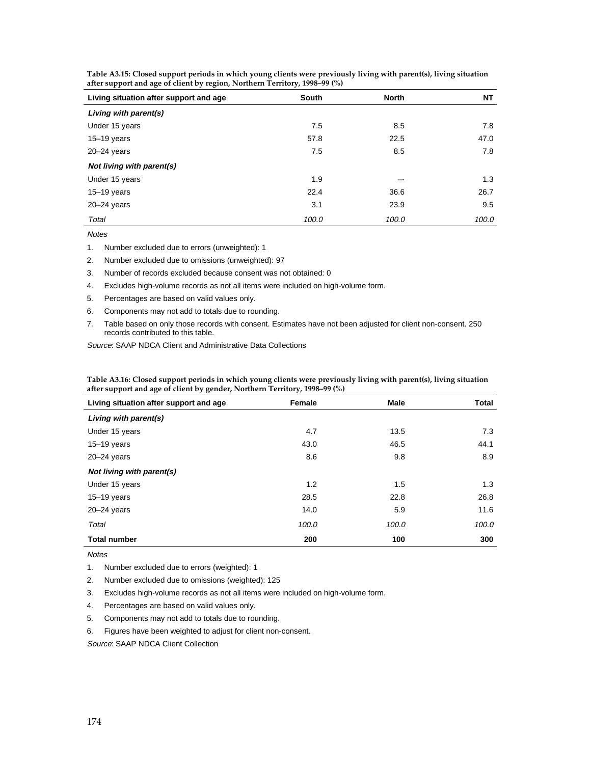**Table A3.15: Closed support periods in which young clients were previously living with parent(s), living situation after support and age of client by region, Northern Territory, 1998–99 (%)**

| Living situation after support and age | South | North | NT |
|---|---|---|---|
| ***Living with parent(s)*** | | | |
| Under 15 years | 7.5 | 8.5 | 7.8 |
| 15–19 years | 57.8 | 22.5 | 47.0 |
| 20–24 years | 7.5 | 8.5 | 7.8 |
| ***Not living with parent(s)*** | | | |
| Under 15 years | 1.9 | — | 1.3 |
| 15–19 years | 22.4 | 36.6 | 26.7 |
| 20–24 years | 3.1 | 23.9 | 9.5 |
| *Total* | *100.0* | *100.0* | *100.0* |

*Notes*

1. Number excluded due to errors (unweighted): 1
2. Number excluded due to omissions (unweighted): 97
3. Number of records excluded because consent was not obtained: 0
4. Excludes high-volume records as not all items were included on high-volume form.
5. Percentages are based on valid values only.
6. Components may not add to totals due to rounding.
7. Table based on only those records with consent. Estimates have not been adjusted for client non-consent. 250 records contributed to this table.

*Source*: SAAP NDCA Client and Administrative Data Collections

**Table A3.16: Closed support periods in which young clients were previously living with parent(s), living situation after support and age of client by gender, Northern Territory, 1998–99 (%)**

| Living situation after support and age | Female | Male | Total |
|---|---|---|---|
| ***Living with parent(s)*** | | | |
| Under 15 years | 4.7 | 13.5 | 7.3 |
| 15–19 years | 43.0 | 46.5 | 44.1 |
| 20–24 years | 8.6 | 9.8 | 8.9 |
| ***Not living with parent(s)*** | | | |
| Under 15 years | 1.2 | 1.5 | 1.3 |
| 15–19 years | 28.5 | 22.8 | 26.8 |
| 20–24 years | 14.0 | 5.9 | 11.6 |
| *Total* | *100.0* | *100.0* | *100.0* |
| **Total number** | **200** | **100** | **300** |

*Notes*

1. Number excluded due to errors (weighted): 1
2. Number excluded due to omissions (weighted): 125
3. Excludes high-volume records as not all items were included on high-volume form.
4. Percentages are based on valid values only.
5. Components may not add to totals due to rounding.
6. Figures have been weighted to adjust for client non-consent.

*Source*: SAAP NDCA Client Collection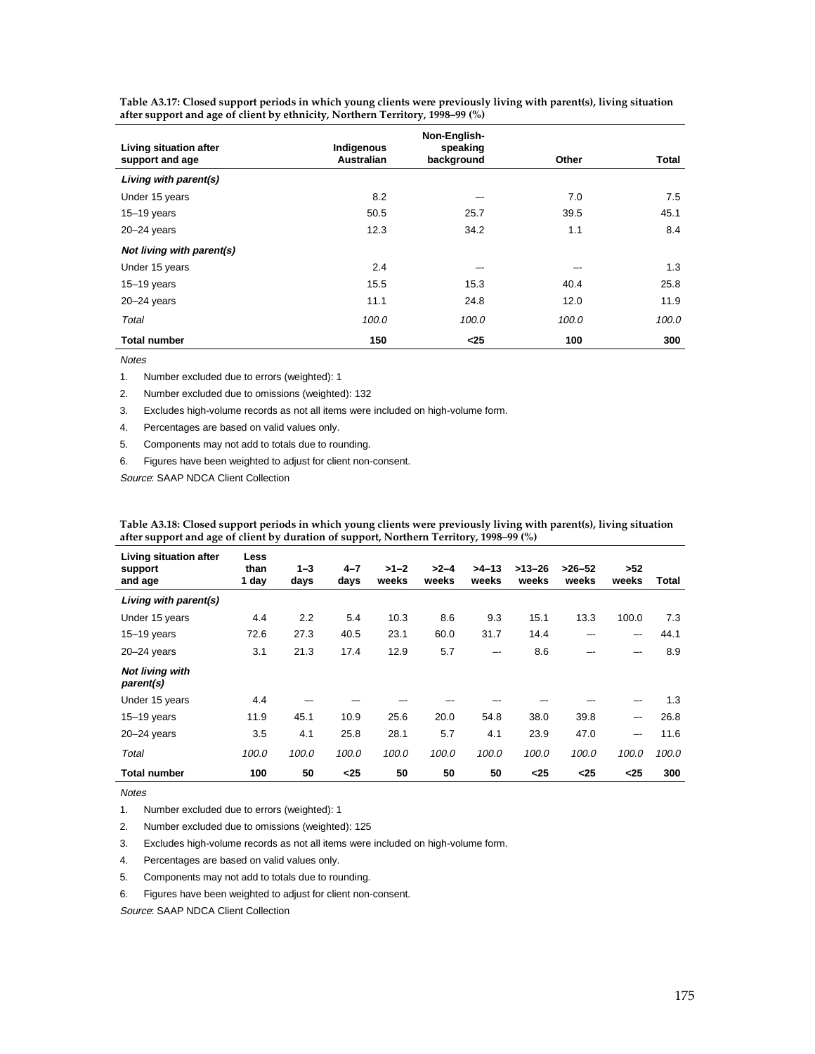**Table A3.17: Closed support periods in which young clients were previously living with parent(s), living situation after support and age of client by ethnicity, Northern Territory, 1998–99 (%)**

| Living situation after support and age | Indigenous Australian | Non-English-speaking background | Other | Total |
|---|---|---|---|---|
| ***Living with parent(s)*** | | | | |
| Under 15 years | 8.2 | — | 7.0 | 7.5 |
| 15–19 years | 50.5 | 25.7 | 39.5 | 45.1 |
| 20–24 years | 12.3 | 34.2 | 1.1 | 8.4 |
| ***Not living with parent(s)*** | | | | |
| Under 15 years | 2.4 | — | — | 1.3 |
| 15–19 years | 15.5 | 15.3 | 40.4 | 25.8 |
| 20–24 years | 11.1 | 24.8 | 12.0 | 11.9 |
| *Total* | *100.0* | *100.0* | *100.0* | *100.0* |
| **Total number** | **150** | **<25** | **100** | **300** |

*Notes*

1. Number excluded due to errors (weighted): 1
2. Number excluded due to omissions (weighted): 132
3. Excludes high-volume records as not all items were included on high-volume form.
4. Percentages are based on valid values only.
5. Components may not add to totals due to rounding.
6. Figures have been weighted to adjust for client non-consent.

*Source*: SAAP NDCA Client Collection

**Table A3.18: Closed support periods in which young clients were previously living with parent(s), living situation after support and age of client by duration of support, Northern Territory, 1998–99 (%)**

| Living situation after support and age | Less than 1 day | 1–3 days | 4–7 days | >1–2 weeks | >2–4 weeks | >4–13 weeks | >13–26 weeks | >26–52 weeks | >52 weeks | Total |
|---|---|---|---|---|---|---|---|---|---|---|
| ***Living with parent(s)*** | | | | | | | | | | |
| Under 15 years | 4.4 | 2.2 | 5.4 | 10.3 | 8.6 | 9.3 | 15.1 | 13.3 | 100.0 | 7.3 |
| 15–19 years | 72.6 | 27.3 | 40.5 | 23.1 | 60.0 | 31.7 | 14.4 | — | — | 44.1 |
| 20–24 years | 3.1 | 21.3 | 17.4 | 12.9 | 5.7 | — | 8.6 | — | — | 8.9 |
| ***Not living with parent(s)*** | | | | | | | | | | |
| Under 15 years | 4.4 | — | — | — | — | — | — | — | — | 1.3 |
| 15–19 years | 11.9 | 45.1 | 10.9 | 25.6 | 20.0 | 54.8 | 38.0 | 39.8 | — | 26.8 |
| 20–24 years | 3.5 | 4.1 | 25.8 | 28.1 | 5.7 | 4.1 | 23.9 | 47.0 | — | 11.6 |
| *Total* | *100.0* | *100.0* | *100.0* | *100.0* | *100.0* | *100.0* | *100.0* | *100.0* | *100.0* | *100.0* |
| **Total number** | **100** | **50** | **<25** | **50** | **50** | **50** | **<25** | **<25** | **<25** | **300** |

*Notes*

1. Number excluded due to errors (weighted): 1
2. Number excluded due to omissions (weighted): 125
3. Excludes high-volume records as not all items were included on high-volume form.
4. Percentages are based on valid values only.
5. Components may not add to totals due to rounding.
6. Figures have been weighted to adjust for client non-consent.

*Source*: SAAP NDCA Client Collection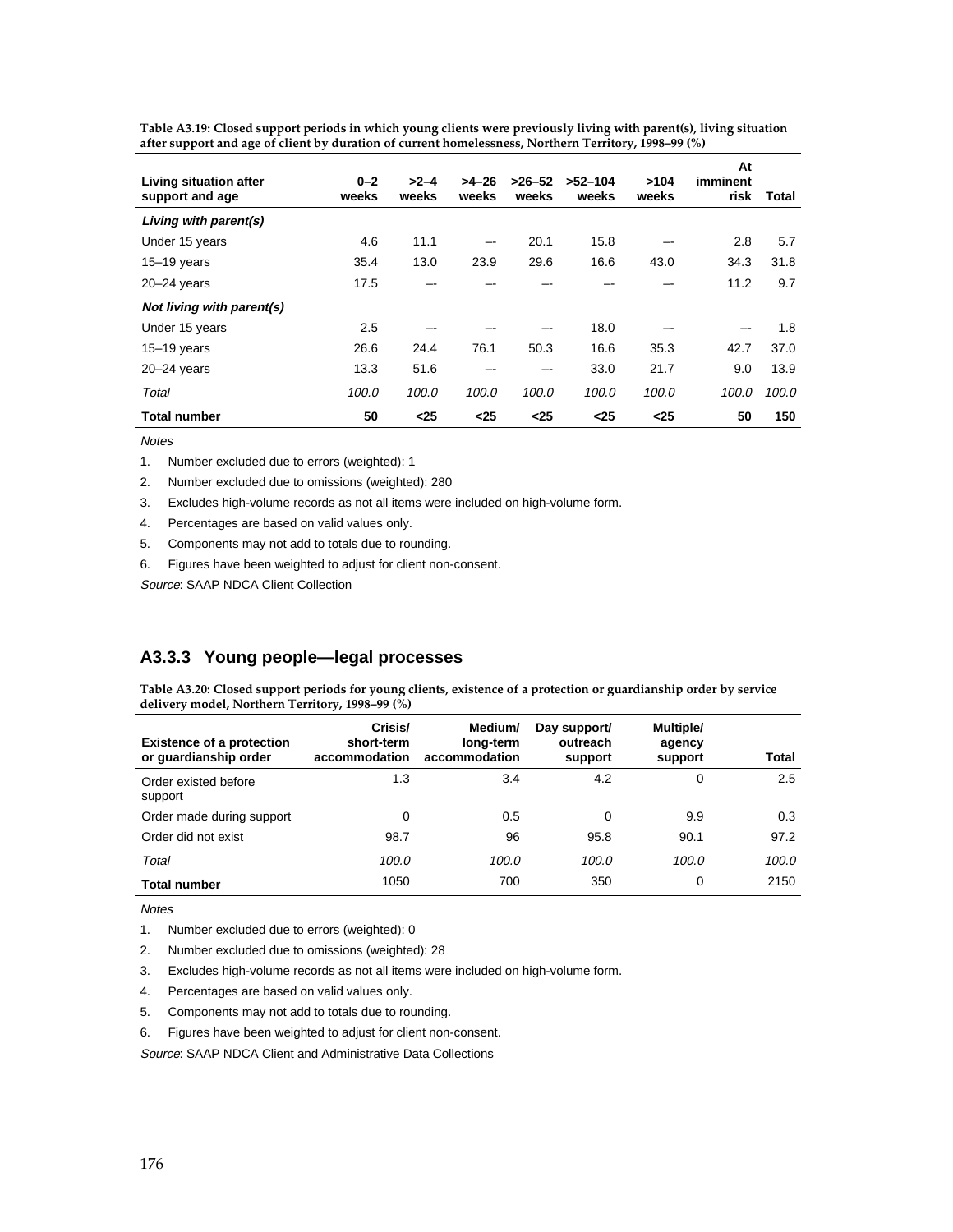**Table A3.19: Closed support periods in which young clients were previously living with parent(s), living situation after support and age of client by duration of current homelessness, Northern Territory, 1998–99 (%)**

| Living situation after support and age | 0–2 weeks | >2–4 weeks | >4–26 weeks | >26–52 weeks | >52–104 weeks | >104 weeks | At imminent risk | Total |
|---|---|---|---|---|---|---|---|---|
| ***Living with parent(s)*** | | | | | | | | |
| Under 15 years | 4.6 | 11.1 | — | 20.1 | 15.8 | — | 2.8 | 5.7 |
| 15–19 years | 35.4 | 13.0 | 23.9 | 29.6 | 16.6 | 43.0 | 34.3 | 31.8 |
| 20–24 years | 17.5 | — | — | — | — | — | 11.2 | 9.7 |
| ***Not living with parent(s)*** | | | | | | | | |
| Under 15 years | 2.5 | — | — | — | 18.0 | — | — | 1.8 |
| 15–19 years | 26.6 | 24.4 | 76.1 | 50.3 | 16.6 | 35.3 | 42.7 | 37.0 |
| 20–24 years | 13.3 | 51.6 | — | — | 33.0 | 21.7 | 9.0 | 13.9 |
| *Total* | *100.0* | *100.0* | *100.0* | *100.0* | *100.0* | *100.0* | *100.0* | *100.0* |
| **Total number** | **50** | **<25** | **<25** | **<25** | **<25** | **<25** | **50** | **150** |

*Notes*

1. Number excluded due to errors (weighted): 1
2. Number excluded due to omissions (weighted): 280
3. Excludes high-volume records as not all items were included on high-volume form.
4. Percentages are based on valid values only.
5. Components may not add to totals due to rounding.
6. Figures have been weighted to adjust for client non-consent.

*Source*: SAAP NDCA Client Collection

## A3.3.3 Young people—legal processes

**Table A3.20: Closed support periods for young clients, existence of a protection or guardianship order by service delivery model, Northern Territory, 1998–99 (%)**

| Existence of a protection or guardianship order | Crisis/ short-term accommodation | Medium/ long-term accommodation | Day support/ outreach support | Multiple/ agency support | Total |
|---|---|---|---|---|---|
| Order existed before support | 1.3 | 3.4 | 4.2 | 0 | 2.5 |
| Order made during support | 0 | 0.5 | 0 | 9.9 | 0.3 |
| Order did not exist | 98.7 | 96 | 95.8 | 90.1 | 97.2 |
| *Total* | *100.0* | *100.0* | *100.0* | *100.0* | *100.0* |
| **Total number** | 1050 | 700 | 350 | 0 | 2150 |

*Notes*

1. Number excluded due to errors (weighted): 0
2. Number excluded due to omissions (weighted): 28
3. Excludes high-volume records as not all items were included on high-volume form.
4. Percentages are based on valid values only.
5. Components may not add to totals due to rounding.
6. Figures have been weighted to adjust for client non-consent.

*Source*: SAAP NDCA Client and Administrative Data Collections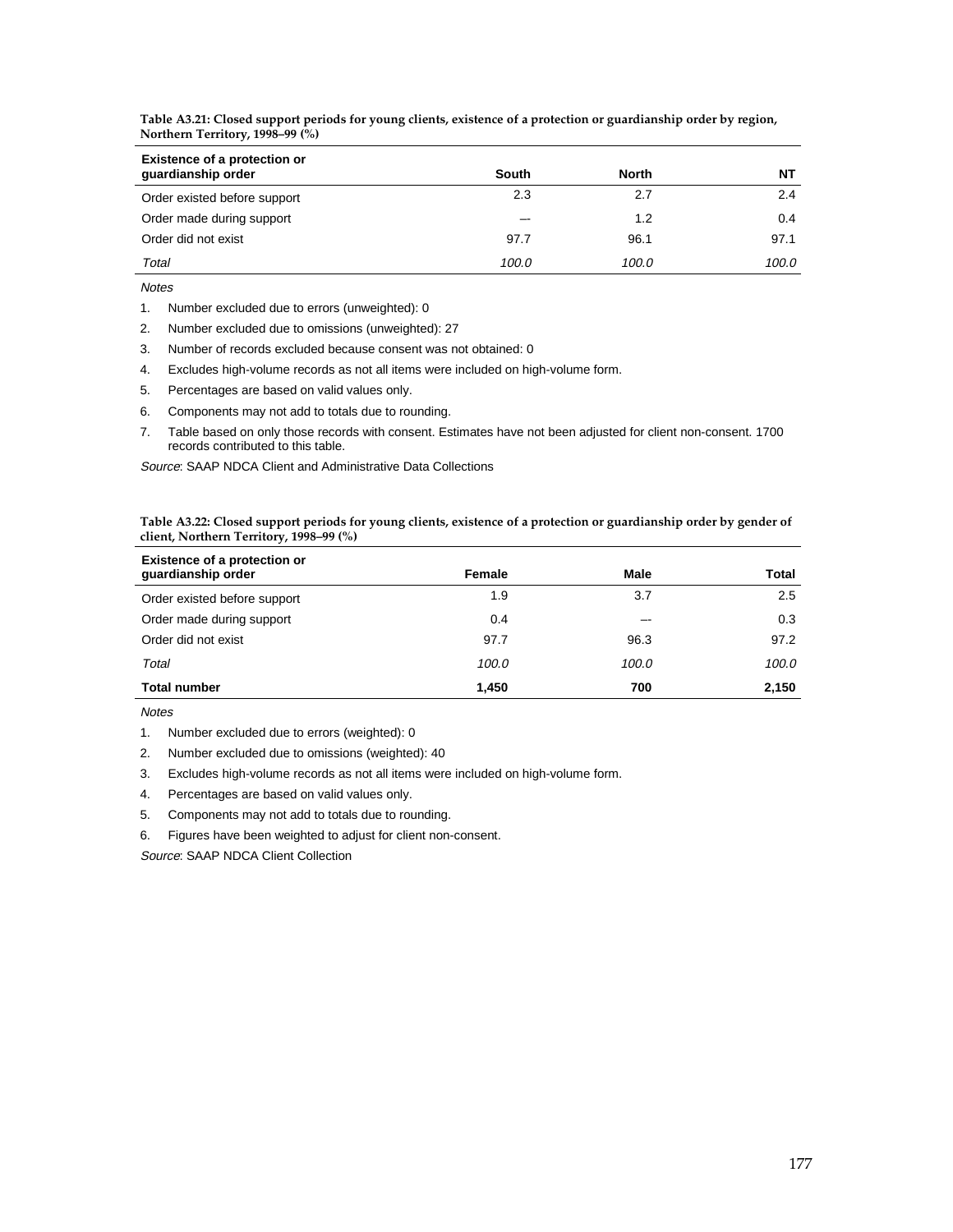**Table A3.21: Closed support periods for young clients, existence of a protection or guardianship order by region, Northern Territory, 1998–99 (%)**

| Existence of a protection or guardianship order | South | North | NT |
|---|---|---|---|
| Order existed before support | 2.3 | 2.7 | 2.4 |
| Order made during support | — | 1.2 | 0.4 |
| Order did not exist | 97.7 | 96.1 | 97.1 |
| *Total* | *100.0* | *100.0* | *100.0* |

*Notes*

1. Number excluded due to errors (unweighted): 0
2. Number excluded due to omissions (unweighted): 27
3. Number of records excluded because consent was not obtained: 0
4. Excludes high-volume records as not all items were included on high-volume form.
5. Percentages are based on valid values only.
6. Components may not add to totals due to rounding.
7. Table based on only those records with consent. Estimates have not been adjusted for client non-consent. 1700 records contributed to this table.

*Source*: SAAP NDCA Client and Administrative Data Collections

**Table A3.22: Closed support periods for young clients, existence of a protection or guardianship order by gender of client, Northern Territory, 1998–99 (%)**

| Existence of a protection or guardianship order | Female | Male | Total |
|---|---|---|---|
| Order existed before support | 1.9 | 3.7 | 2.5 |
| Order made during support | 0.4 | — | 0.3 |
| Order did not exist | 97.7 | 96.3 | 97.2 |
| *Total* | *100.0* | *100.0* | *100.0* |
| **Total number** | **1,450** | **700** | **2,150** |

*Notes*

1. Number excluded due to errors (weighted): 0
2. Number excluded due to omissions (weighted): 40
3. Excludes high-volume records as not all items were included on high-volume form.
4. Percentages are based on valid values only.
5. Components may not add to totals due to rounding.
6. Figures have been weighted to adjust for client non-consent.

*Source*: SAAP NDCA Client Collection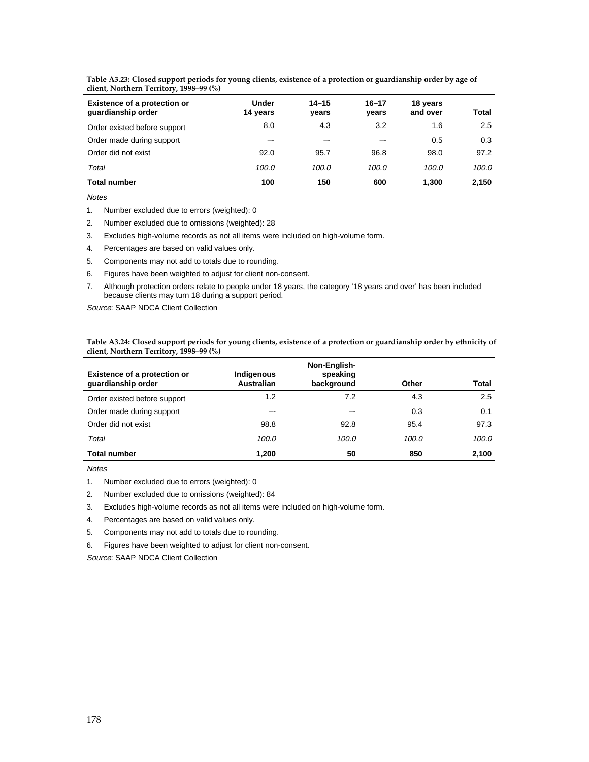**Table A3.23: Closed support periods for young clients, existence of a protection or guardianship order by age of client, Northern Territory, 1998–99 (%)**

| Existence of a protection or guardianship order | Under 14 years | 14–15 years | 16–17 years | 18 years and over | Total |
|---|---|---|---|---|---|
| Order existed before support | 8.0 | 4.3 | 3.2 | 1.6 | 2.5 |
| Order made during support | — | — | — | 0.5 | 0.3 |
| Order did not exist | 92.0 | 95.7 | 96.8 | 98.0 | 97.2 |
| *Total* | *100.0* | *100.0* | *100.0* | *100.0* | *100.0* |
| **Total number** | **100** | **150** | **600** | **1,300** | **2,150** |

*Notes*

1. Number excluded due to errors (weighted): 0
2. Number excluded due to omissions (weighted): 28
3. Excludes high-volume records as not all items were included on high-volume form.
4. Percentages are based on valid values only.
5. Components may not add to totals due to rounding.
6. Figures have been weighted to adjust for client non-consent.
7. Although protection orders relate to people under 18 years, the category '18 years and over' has been included because clients may turn 18 during a support period.

*Source*: SAAP NDCA Client Collection

**Table A3.24: Closed support periods for young clients, existence of a protection or guardianship order by ethnicity of client, Northern Territory, 1998–99 (%)**

| Existence of a protection or guardianship order | Indigenous Australian | Non-English-speaking background | Other | Total |
|---|---|---|---|---|
| Order existed before support | 1.2 | 7.2 | 4.3 | 2.5 |
| Order made during support | — | — | 0.3 | 0.1 |
| Order did not exist | 98.8 | 92.8 | 95.4 | 97.3 |
| *Total* | *100.0* | *100.0* | *100.0* | *100.0* |
| **Total number** | **1,200** | **50** | **850** | **2,100** |

*Notes*

1. Number excluded due to errors (weighted): 0
2. Number excluded due to omissions (weighted): 84
3. Excludes high-volume records as not all items were included on high-volume form.
4. Percentages are based on valid values only.
5. Components may not add to totals due to rounding.
6. Figures have been weighted to adjust for client non-consent.

*Source*: SAAP NDCA Client Collection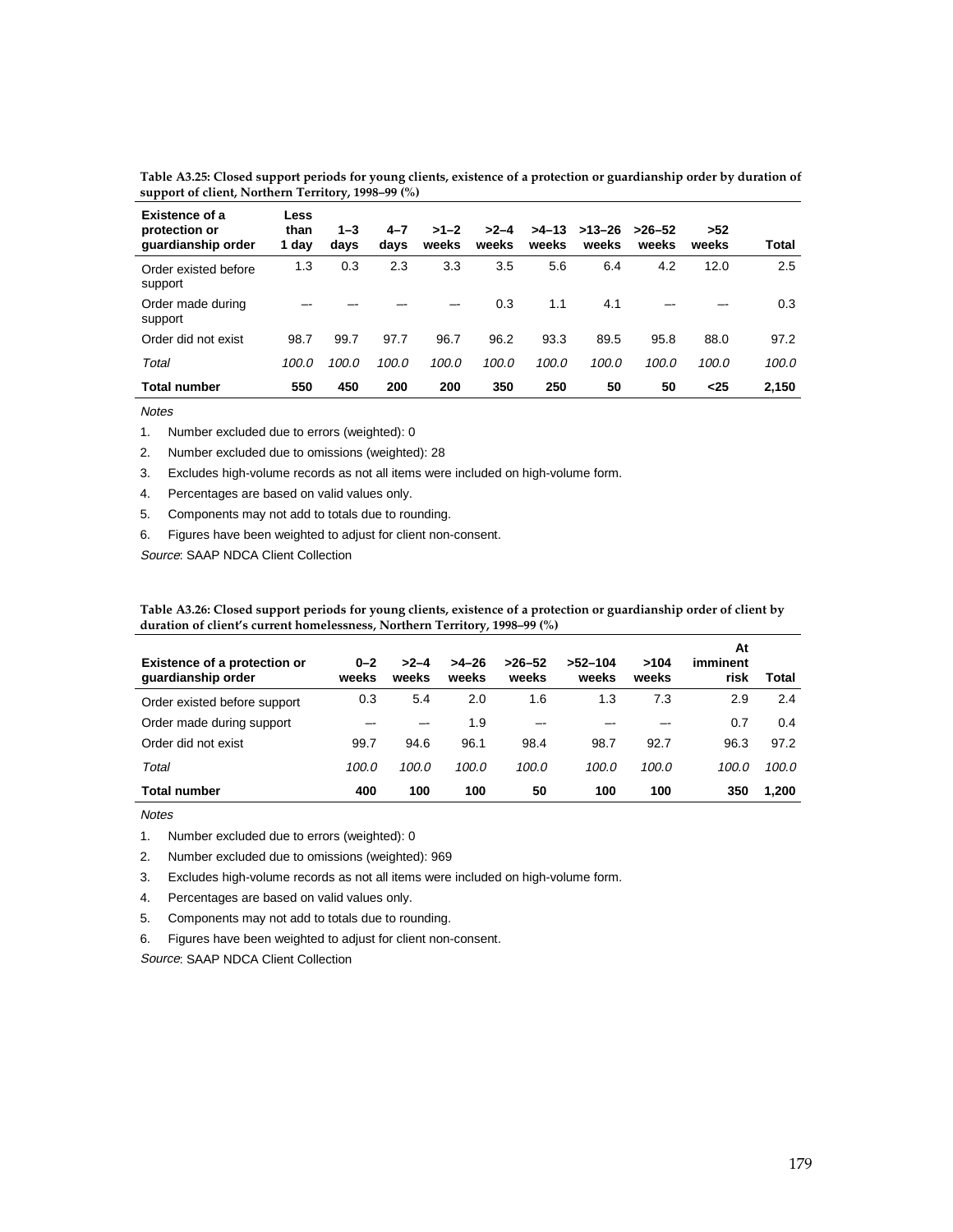**Table A3.25: Closed support periods for young clients, existence of a protection or guardianship order by duration of support of client, Northern Territory, 1998–99 (%)**

| Existence of a protection or guardianship order | Less than 1 day | 1–3 days | 4–7 days | >1–2 weeks | >2–4 weeks | >4–13 weeks | >13–26 weeks | >26–52 weeks | >52 weeks | Total |
|---|---|---|---|---|---|---|---|---|---|---|
| Order existed before support | 1.3 | 0.3 | 2.3 | 3.3 | 3.5 | 5.6 | 6.4 | 4.2 | 12.0 | 2.5 |
| Order made during support | — | — | — | — | 0.3 | 1.1 | 4.1 | — | — | 0.3 |
| Order did not exist | 98.7 | 99.7 | 97.7 | 96.7 | 96.2 | 93.3 | 89.5 | 95.8 | 88.0 | 97.2 |
| *Total* | *100.0* | *100.0* | *100.0* | *100.0* | *100.0* | *100.0* | *100.0* | *100.0* | *100.0* | *100.0* |
| **Total number** | **550** | **450** | **200** | **200** | **350** | **250** | **50** | **50** | **<25** | **2,150** |

*Notes*

1. Number excluded due to errors (weighted): 0
2. Number excluded due to omissions (weighted): 28
3. Excludes high-volume records as not all items were included on high-volume form.
4. Percentages are based on valid values only.
5. Components may not add to totals due to rounding.
6. Figures have been weighted to adjust for client non-consent.

*Source*: SAAP NDCA Client Collection

**Table A3.26: Closed support periods for young clients, existence of a protection or guardianship order of client by duration of client's current homelessness, Northern Territory, 1998–99 (%)**

| Existence of a protection or guardianship order | 0–2 weeks | >2–4 weeks | >4–26 weeks | >26–52 weeks | >52–104 weeks | >104 weeks | At imminent risk | Total |
|---|---|---|---|---|---|---|---|---|
| Order existed before support | 0.3 | 5.4 | 2.0 | 1.6 | 1.3 | 7.3 | 2.9 | 2.4 |
| Order made during support | — | — | 1.9 | — | — | — | 0.7 | 0.4 |
| Order did not exist | 99.7 | 94.6 | 96.1 | 98.4 | 98.7 | 92.7 | 96.3 | 97.2 |
| *Total* | *100.0* | *100.0* | *100.0* | *100.0* | *100.0* | *100.0* | *100.0* | *100.0* |
| **Total number** | **400** | **100** | **100** | **50** | **100** | **100** | **350** | **1,200** |

*Notes*

1. Number excluded due to errors (weighted): 0
2. Number excluded due to omissions (weighted): 969
3. Excludes high-volume records as not all items were included on high-volume form.
4. Percentages are based on valid values only.
5. Components may not add to totals due to rounding.
6. Figures have been weighted to adjust for client non-consent.

*Source*: SAAP NDCA Client Collection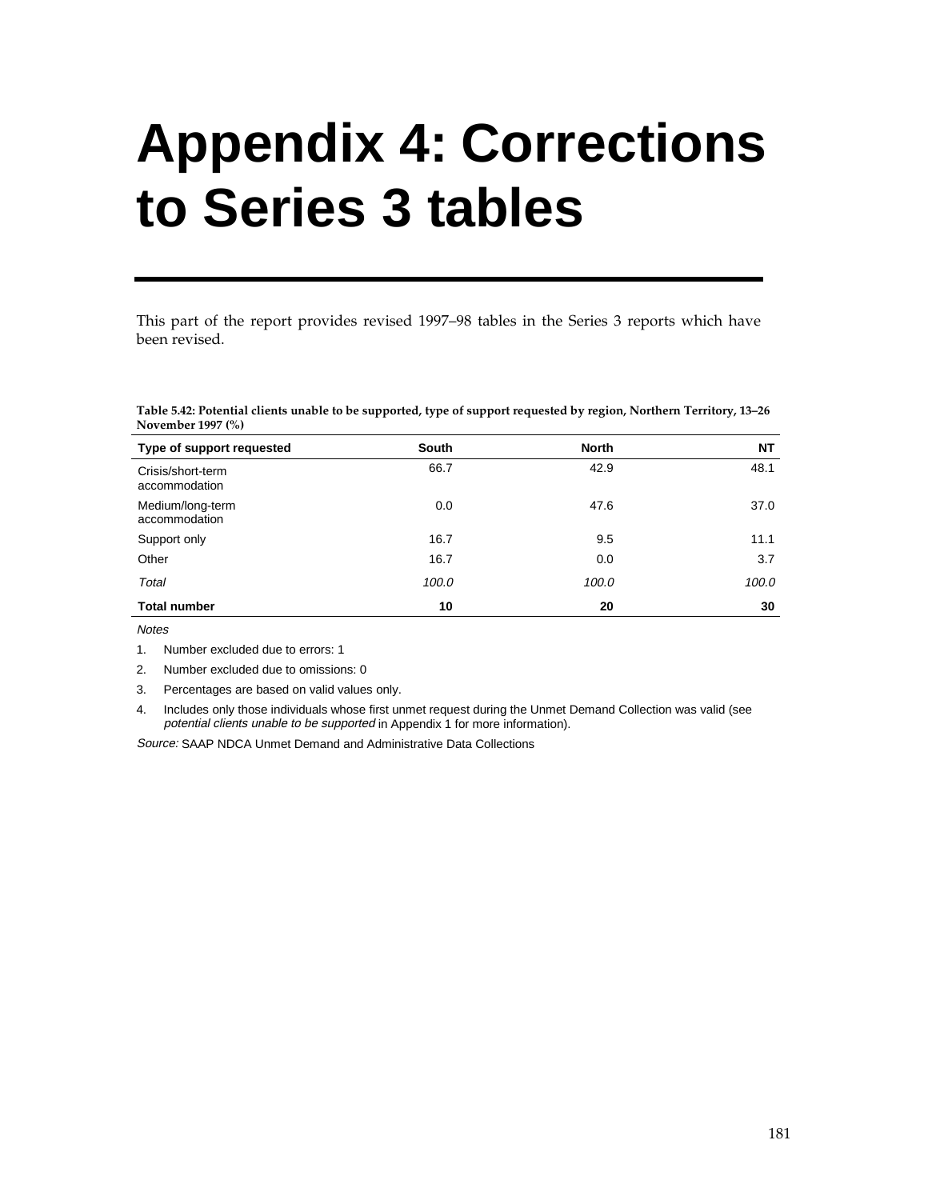# Appendix 4: Corrections to Series 3 tables

This part of the report provides revised 1997–98 tables in the Series 3 reports which have been revised.

**Table 5.42: Potential clients unable to be supported, type of support requested by region, Northern Territory, 13–26 November 1997 (%)**

| Type of support requested | South | North | NT |
|---|---|---|---|
| Crisis/short-term accommodation | 66.7 | 42.9 | 48.1 |
| Medium/long-term accommodation | 0.0 | 47.6 | 37.0 |
| Support only | 16.7 | 9.5 | 11.1 |
| Other | 16.7 | 0.0 | 3.7 |
| *Total* | *100.0* | *100.0* | *100.0* |
| **Total number** | **10** | **20** | **30** |

*Notes*

1. Number excluded due to errors: 1
2. Number excluded due to omissions: 0
3. Percentages are based on valid values only.
4. Includes only those individuals whose first unmet request during the Unmet Demand Collection was valid (see *potential clients unable to be supported* in Appendix 1 for more information).

*Source:* SAAP NDCA Unmet Demand and Administrative Data Collections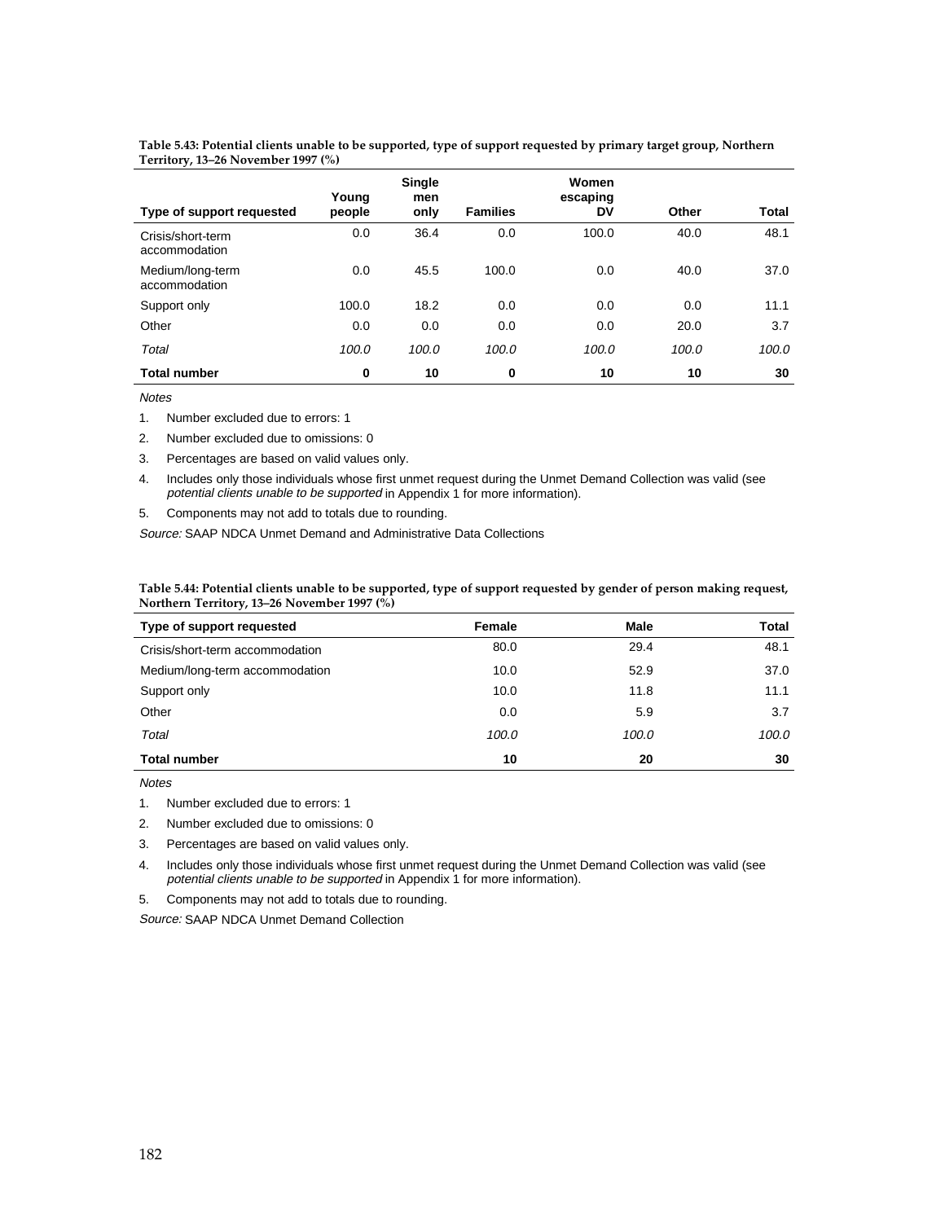**Table 5.43: Potential clients unable to be supported, type of support requested by primary target group, Northern Territory, 13–26 November 1997 (%)**

| Type of support requested | Young people | Single men only | Families | Women escaping DV | Other | Total |
|---|---|---|---|---|---|---|
| Crisis/short-term accommodation | 0.0 | 36.4 | 0.0 | 100.0 | 40.0 | 48.1 |
| Medium/long-term accommodation | 0.0 | 45.5 | 100.0 | 0.0 | 40.0 | 37.0 |
| Support only | 100.0 | 18.2 | 0.0 | 0.0 | 0.0 | 11.1 |
| Other | 0.0 | 0.0 | 0.0 | 0.0 | 20.0 | 3.7 |
| *Total* | *100.0* | *100.0* | *100.0* | *100.0* | *100.0* | *100.0* |
| **Total number** | **0** | **10** | **0** | **10** | **10** | **30** |

*Notes*

1. Number excluded due to errors: 1
2. Number excluded due to omissions: 0
3. Percentages are based on valid values only.
4. Includes only those individuals whose first unmet request during the Unmet Demand Collection was valid (see *potential clients unable to be supported* in Appendix 1 for more information).
5. Components may not add to totals due to rounding.

*Source:* SAAP NDCA Unmet Demand and Administrative Data Collections

**Table 5.44: Potential clients unable to be supported, type of support requested by gender of person making request, Northern Territory, 13–26 November 1997 (%)**

| Type of support requested | Female | Male | Total |
|---|---|---|---|
| Crisis/short-term accommodation | 80.0 | 29.4 | 48.1 |
| Medium/long-term accommodation | 10.0 | 52.9 | 37.0 |
| Support only | 10.0 | 11.8 | 11.1 |
| Other | 0.0 | 5.9 | 3.7 |
| *Total* | *100.0* | *100.0* | *100.0* |
| **Total number** | **10** | **20** | **30** |

*Notes*

1. Number excluded due to errors: 1
2. Number excluded due to omissions: 0
3. Percentages are based on valid values only.
4. Includes only those individuals whose first unmet request during the Unmet Demand Collection was valid (see *potential clients unable to be supported* in Appendix 1 for more information).
5. Components may not add to totals due to rounding.

*Source:* SAAP NDCA Unmet Demand Collection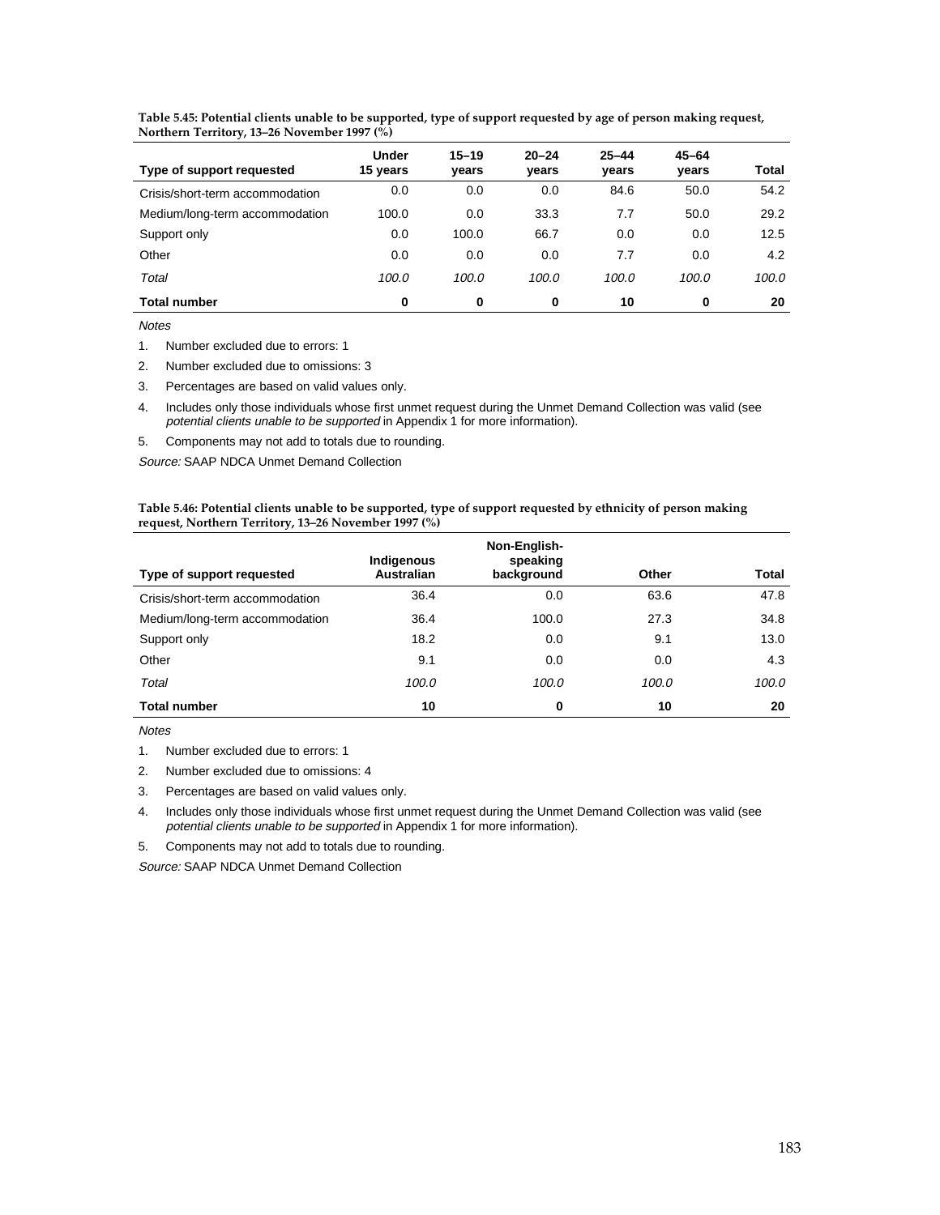**Table 5.45: Potential clients unable to be supported, type of support requested by age of person making request, Northern Territory, 13–26 November 1997 (%)**

| Type of support requested | Under 15 years | 15–19 years | 20–24 years | 25–44 years | 45–64 years | Total |
|---|---|---|---|---|---|---|
| Crisis/short-term accommodation | 0.0 | 0.0 | 0.0 | 84.6 | 50.0 | 54.2 |
| Medium/long-term accommodation | 100.0 | 0.0 | 33.3 | 7.7 | 50.0 | 29.2 |
| Support only | 0.0 | 100.0 | 66.7 | 0.0 | 0.0 | 12.5 |
| Other | 0.0 | 0.0 | 0.0 | 7.7 | 0.0 | 4.2 |
| *Total* | *100.0* | *100.0* | *100.0* | *100.0* | *100.0* | *100.0* |
| **Total number** | **0** | **0** | **0** | **10** | **0** | **20** |

*Notes*

1. Number excluded due to errors: 1
2. Number excluded due to omissions: 3
3. Percentages are based on valid values only.
4. Includes only those individuals whose first unmet request during the Unmet Demand Collection was valid (see *potential clients unable to be supported* in Appendix 1 for more information).
5. Components may not add to totals due to rounding.

*Source:* SAAP NDCA Unmet Demand Collection

**Table 5.46: Potential clients unable to be supported, type of support requested by ethnicity of person making request, Northern Territory, 13–26 November 1997 (%)**

| Type of support requested | Indigenous Australian | Non-English-speaking background | Other | Total |
|---|---|---|---|---|
| Crisis/short-term accommodation | 36.4 | 0.0 | 63.6 | 47.8 |
| Medium/long-term accommodation | 36.4 | 100.0 | 27.3 | 34.8 |
| Support only | 18.2 | 0.0 | 9.1 | 13.0 |
| Other | 9.1 | 0.0 | 0.0 | 4.3 |
| *Total* | *100.0* | *100.0* | *100.0* | *100.0* |
| **Total number** | **10** | **0** | **10** | **20** |

*Notes*

1. Number excluded due to errors: 1
2. Number excluded due to omissions: 4
3. Percentages are based on valid values only.
4. Includes only those individuals whose first unmet request during the Unmet Demand Collection was valid (see *potential clients unable to be supported* in Appendix 1 for more information).
5. Components may not add to totals due to rounding.

*Source:* SAAP NDCA Unmet Demand Collection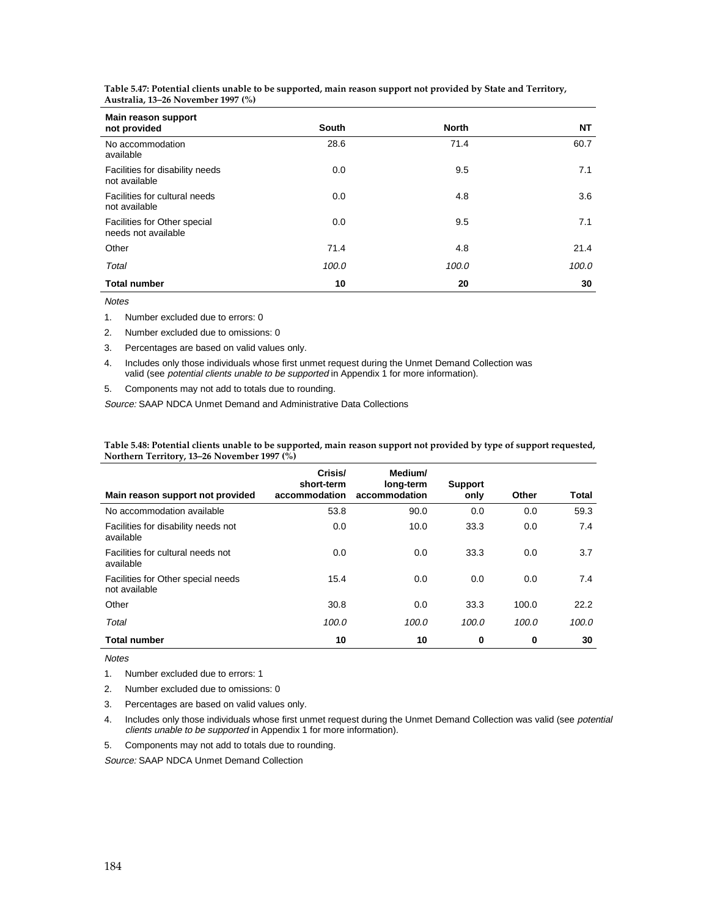**Table 5.47: Potential clients unable to be supported, main reason support not provided by State and Territory, Australia, 13–26 November 1997 (%)**

| Main reason support not provided | South | North | NT |
|---|---|---|---|
| No accommodation available | 28.6 | 71.4 | 60.7 |
| Facilities for disability needs not available | 0.0 | 9.5 | 7.1 |
| Facilities for cultural needs not available | 0.0 | 4.8 | 3.6 |
| Facilities for Other special needs not available | 0.0 | 9.5 | 7.1 |
| Other | 71.4 | 4.8 | 21.4 |
| *Total* | *100.0* | *100.0* | *100.0* |
| **Total number** | **10** | **20** | **30** |

*Notes*

1. Number excluded due to errors: 0
2. Number excluded due to omissions: 0
3. Percentages are based on valid values only.
4. Includes only those individuals whose first unmet request during the Unmet Demand Collection was valid (see *potential clients unable to be supported* in Appendix 1 for more information).
5. Components may not add to totals due to rounding.

*Source:* SAAP NDCA Unmet Demand and Administrative Data Collections

**Table 5.48: Potential clients unable to be supported, main reason support not provided by type of support requested, Northern Territory, 13–26 November 1997 (%)**

| Main reason support not provided | Crisis/ short-term accommodation | Medium/ long-term accommodation | Support only | Other | Total |
|---|---|---|---|---|---|
| No accommodation available | 53.8 | 90.0 | 0.0 | 0.0 | 59.3 |
| Facilities for disability needs not available | 0.0 | 10.0 | 33.3 | 0.0 | 7.4 |
| Facilities for cultural needs not available | 0.0 | 0.0 | 33.3 | 0.0 | 3.7 |
| Facilities for Other special needs not available | 15.4 | 0.0 | 0.0 | 0.0 | 7.4 |
| Other | 30.8 | 0.0 | 33.3 | 100.0 | 22.2 |
| *Total* | *100.0* | *100.0* | *100.0* | *100.0* | *100.0* |
| **Total number** | **10** | **10** | **0** | **0** | **30** |

*Notes*

1. Number excluded due to errors: 1
2. Number excluded due to omissions: 0
3. Percentages are based on valid values only.
4. Includes only those individuals whose first unmet request during the Unmet Demand Collection was valid (see *potential clients unable to be supported* in Appendix 1 for more information).
5. Components may not add to totals due to rounding.

*Source:* SAAP NDCA Unmet Demand Collection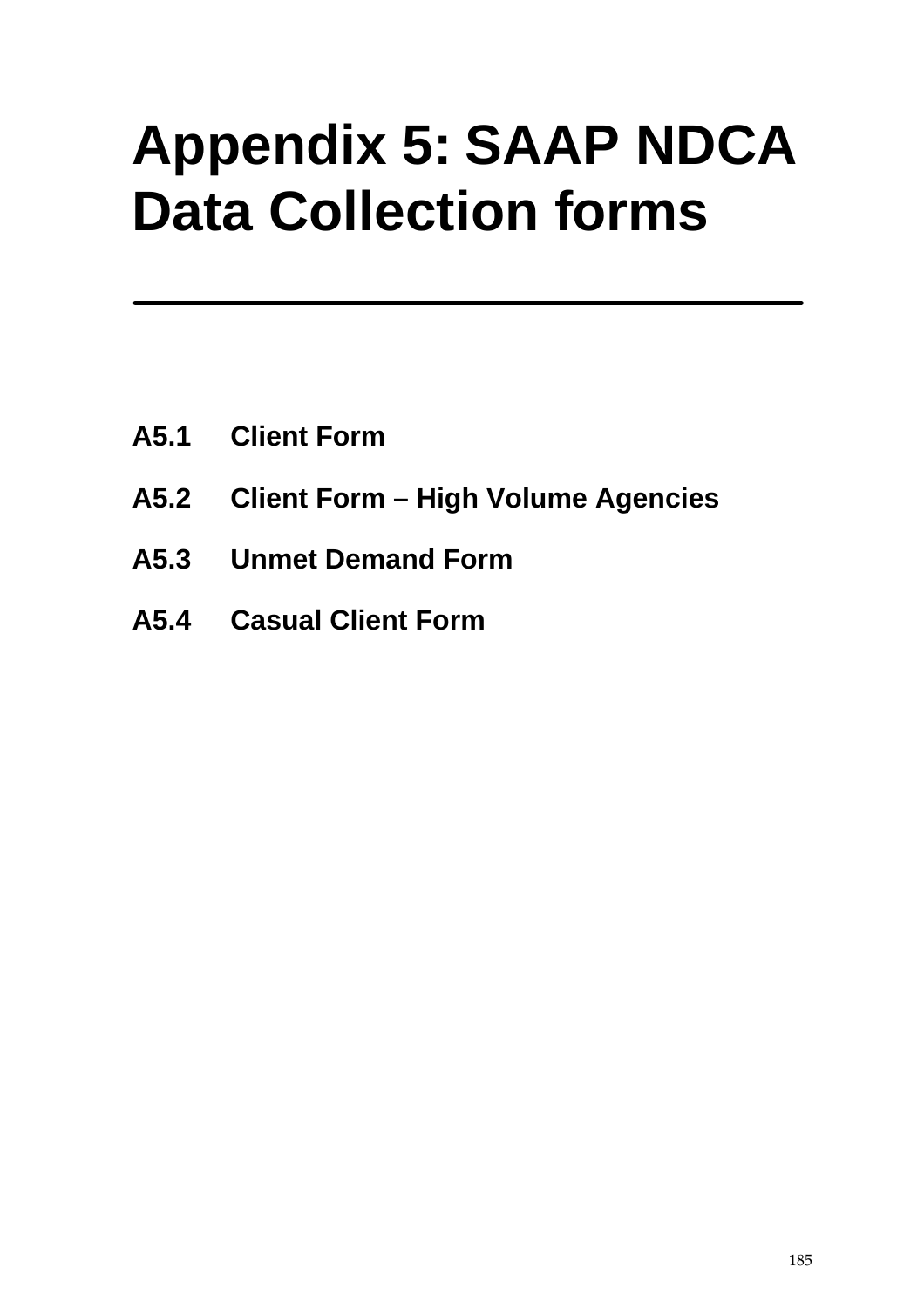# Appendix 5: SAAP NDCA Data Collection forms

**A5.1 Client Form**

**A5.2 Client Form – High Volume Agencies**

**A5.3 Unmet Demand Form**

**A5.4 Casual Client Form**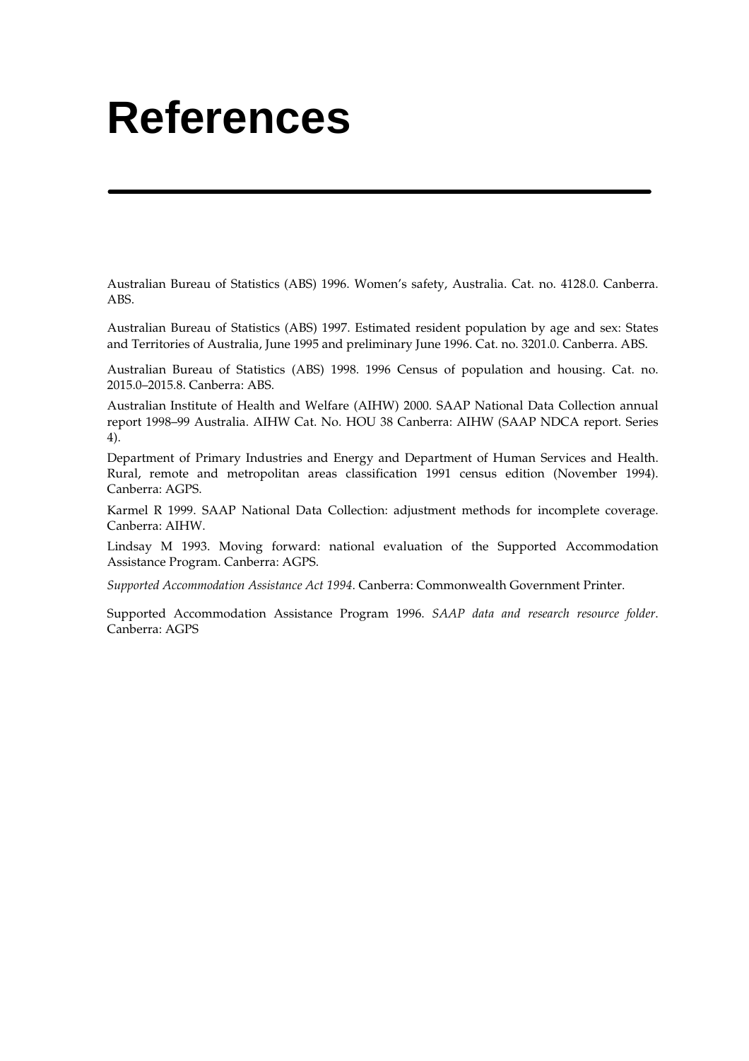# References

Australian Bureau of Statistics (ABS) 1996. Women's safety, Australia. Cat. no. 4128.0. Canberra. ABS.

Australian Bureau of Statistics (ABS) 1997. Estimated resident population by age and sex: States and Territories of Australia, June 1995 and preliminary June 1996. Cat. no. 3201.0. Canberra. ABS.

Australian Bureau of Statistics (ABS) 1998. 1996 Census of population and housing. Cat. no. 2015.0–2015.8. Canberra: ABS.

Australian Institute of Health and Welfare (AIHW) 2000. SAAP National Data Collection annual report 1998–99 Australia. AIHW Cat. No. HOU 38 Canberra: AIHW (SAAP NDCA report. Series 4).

Department of Primary Industries and Energy and Department of Human Services and Health. Rural, remote and metropolitan areas classification 1991 census edition (November 1994). Canberra: AGPS.

Karmel R 1999. SAAP National Data Collection: adjustment methods for incomplete coverage. Canberra: AIHW.

Lindsay M 1993. Moving forward: national evaluation of the Supported Accommodation Assistance Program. Canberra: AGPS.

*Supported Accommodation Assistance Act 1994*. Canberra: Commonwealth Government Printer.

Supported Accommodation Assistance Program 1996. *SAAP data and research resource folder*. Canberra: AGPS